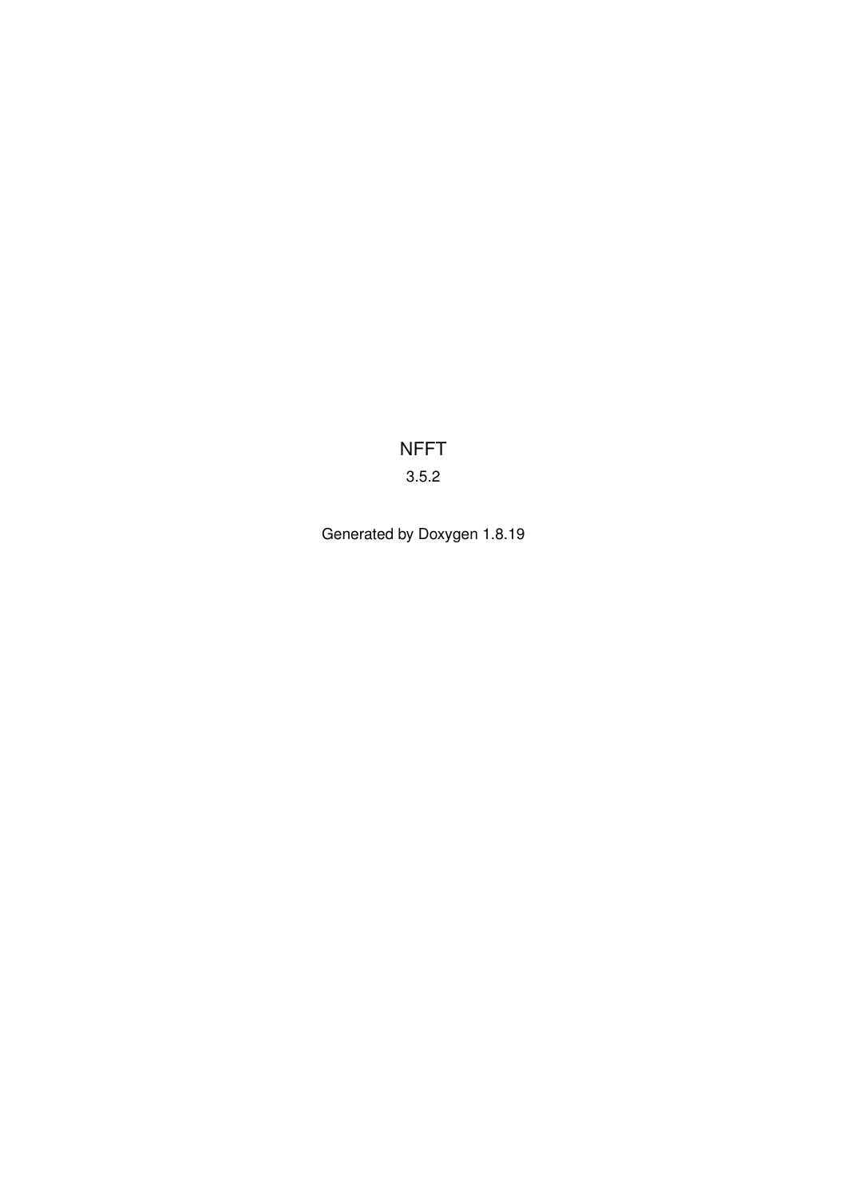# NFFT

3.5.2

Generated by Doxygen 1.8.19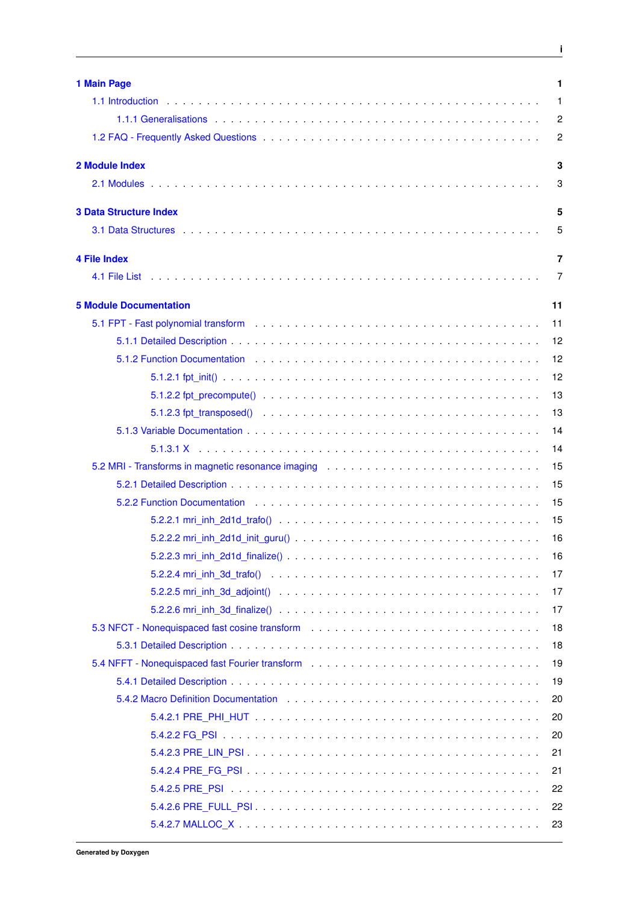| | |
|---|---|
| **1 Main Page** | **1** |
| 1.1 Introduction | 1 |
| 1.1.1 Generalisations | 2 |
| 1.2 FAQ - Frequently Asked Questions | 2 |
| **2 Module Index** | **3** |
| 2.1 Modules | 3 |
| **3 Data Structure Index** | **5** |
| 3.1 Data Structures | 5 |
| **4 File Index** | **7** |
| 4.1 File List | 7 |
| **5 Module Documentation** | **11** |
| 5.1 FPT - Fast polynomial transform | 11 |
| 5.1.1 Detailed Description | 12 |
| 5.1.2 Function Documentation | 12 |
| 5.1.2.1 fpt_init() | 12 |
| 5.1.2.2 fpt_precompute() | 13 |
| 5.1.2.3 fpt_transposed() | 13 |
| 5.1.3 Variable Documentation | 14 |
| 5.1.3.1 X | 14 |
| 5.2 MRI - Transforms in magnetic resonance imaging | 15 |
| 5.2.1 Detailed Description | 15 |
| 5.2.2 Function Documentation | 15 |
| 5.2.2.1 mri_inh_2d1d_trafo() | 15 |
| 5.2.2.2 mri_inh_2d1d_init_guru() | 16 |
| 5.2.2.3 mri_inh_2d1d_finalize() | 16 |
| 5.2.2.4 mri_inh_3d_trafo() | 17 |
| 5.2.2.5 mri_inh_3d_adjoint() | 17 |
| 5.2.2.6 mri_inh_3d_finalize() | 17 |
| 5.3 NFCT - Nonequispaced fast cosine transform | 18 |
| 5.3.1 Detailed Description | 18 |
| 5.4 NFFT - Nonequispaced fast Fourier transform | 19 |
| 5.4.1 Detailed Description | 19 |
| 5.4.2 Macro Definition Documentation | 20 |
| 5.4.2.1 PRE_PHI_HUT | 20 |
| 5.4.2.2 FG_PSI | 20 |
| 5.4.2.3 PRE_LIN_PSI | 21 |
| 5.4.2.4 PRE_FG_PSI | 21 |
| 5.4.2.5 PRE_PSI | 22 |
| 5.4.2.6 PRE_FULL_PSI | 22 |
| 5.4.2.7 MALLOC_X | 23 |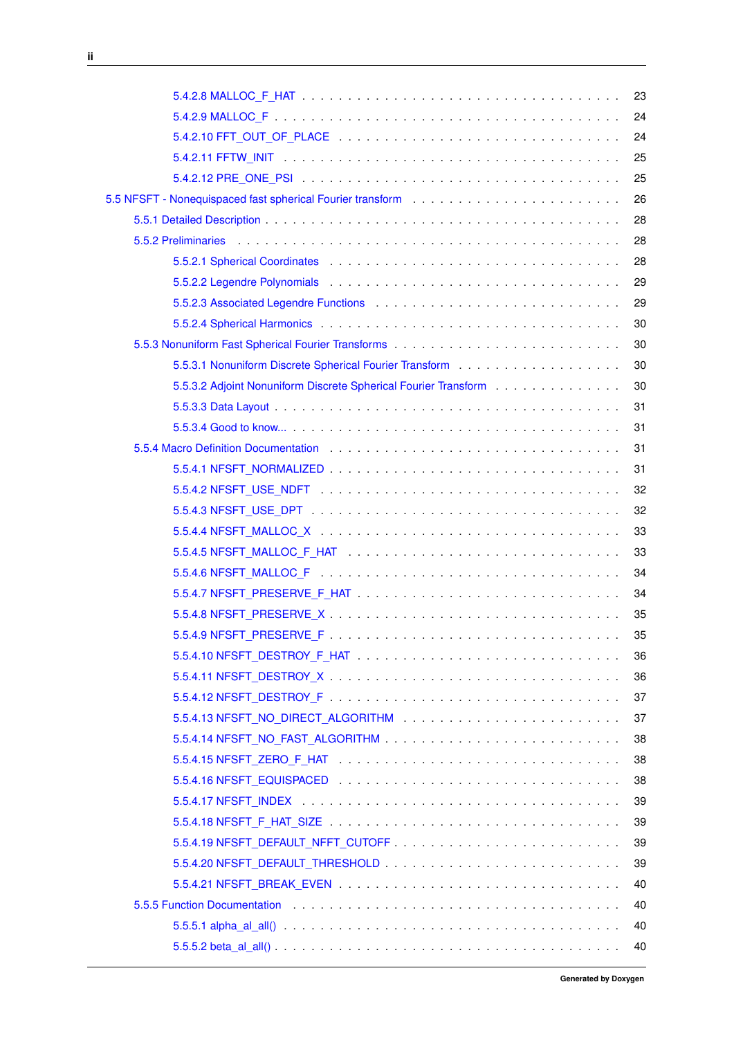5.4.2.8 MALLOC_F_HAT . . . . . . . . . . . . . . . . . . . . . . . . . . . . . . . . . . 23

5.4.2.9 MALLOC_F . . . . . . . . . . . . . . . . . . . . . . . . . . . . . . . . . . . . 24

5.4.2.10 FFT_OUT_OF_PLACE . . . . . . . . . . . . . . . . . . . . . . . . . . . . . . 24

5.4.2.11 FFTW_INIT . . . . . . . . . . . . . . . . . . . . . . . . . . . . . . . . . . . 25

5.4.2.12 PRE_ONE_PSI . . . . . . . . . . . . . . . . . . . . . . . . . . . . . . . . . 25

5.5 NFSFT - Nonequispaced fast spherical Fourier transform . . . . . . . . . . . . . . . . . . . . . 26

5.5.1 Detailed Description . . . . . . . . . . . . . . . . . . . . . . . . . . . . . . . . . . . . 28

5.5.2 Preliminaries . . . . . . . . . . . . . . . . . . . . . . . . . . . . . . . . . . . . . . . 28

5.5.2.1 Spherical Coordinates . . . . . . . . . . . . . . . . . . . . . . . . . . . . . . 28

5.5.2.2 Legendre Polynomials . . . . . . . . . . . . . . . . . . . . . . . . . . . . . . 29

5.5.2.3 Associated Legendre Functions . . . . . . . . . . . . . . . . . . . . . . . . . 29

5.5.2.4 Spherical Harmonics . . . . . . . . . . . . . . . . . . . . . . . . . . . . . . . 30

5.5.3 Nonuniform Fast Spherical Fourier Transforms . . . . . . . . . . . . . . . . . . . . . . . 30

5.5.3.1 Nonuniform Discrete Spherical Fourier Transform . . . . . . . . . . . . . . . . 30

5.5.3.2 Adjoint Nonuniform Discrete Spherical Fourier Transform . . . . . . . . . . . . 30

5.5.3.3 Data Layout . . . . . . . . . . . . . . . . . . . . . . . . . . . . . . . . . . . 31

5.5.3.4 Good to know... . . . . . . . . . . . . . . . . . . . . . . . . . . . . . . . . . 31

5.5.4 Macro Definition Documentation . . . . . . . . . . . . . . . . . . . . . . . . . . . . . . 31

5.5.4.1 NFSFT_NORMALIZED . . . . . . . . . . . . . . . . . . . . . . . . . . . . . . 31

5.5.4.2 NFSFT_USE_NDFT . . . . . . . . . . . . . . . . . . . . . . . . . . . . . . . 32

5.5.4.3 NFSFT_USE_DPT . . . . . . . . . . . . . . . . . . . . . . . . . . . . . . . . 32

5.5.4.4 NFSFT_MALLOC_X . . . . . . . . . . . . . . . . . . . . . . . . . . . . . . . 33

5.5.4.5 NFSFT_MALLOC_F_HAT . . . . . . . . . . . . . . . . . . . . . . . . . . . . 33

5.5.4.6 NFSFT_MALLOC_F . . . . . . . . . . . . . . . . . . . . . . . . . . . . . . . 34

5.5.4.7 NFSFT_PRESERVE_F_HAT . . . . . . . . . . . . . . . . . . . . . . . . . . . 34

5.5.4.8 NFSFT_PRESERVE_X . . . . . . . . . . . . . . . . . . . . . . . . . . . . . . 35

5.5.4.9 NFSFT_PRESERVE_F . . . . . . . . . . . . . . . . . . . . . . . . . . . . . . 35

5.5.4.10 NFSFT_DESTROY_F_HAT . . . . . . . . . . . . . . . . . . . . . . . . . . . 36

5.5.4.11 NFSFT_DESTROY_X . . . . . . . . . . . . . . . . . . . . . . . . . . . . . . 36

5.5.4.12 NFSFT_DESTROY_F . . . . . . . . . . . . . . . . . . . . . . . . . . . . . . 37

5.5.4.13 NFSFT_NO_DIRECT_ALGORITHM . . . . . . . . . . . . . . . . . . . . . . . 37

5.5.4.14 NFSFT_NO_FAST_ALGORITHM . . . . . . . . . . . . . . . . . . . . . . . . 38

5.5.4.15 NFSFT_ZERO_F_HAT . . . . . . . . . . . . . . . . . . . . . . . . . . . . . . 38

5.5.4.16 NFSFT_EQUISPACED . . . . . . . . . . . . . . . . . . . . . . . . . . . . . . 38

5.5.4.17 NFSFT_INDEX . . . . . . . . . . . . . . . . . . . . . . . . . . . . . . . . . 39

5.5.4.18 NFSFT_F_HAT_SIZE . . . . . . . . . . . . . . . . . . . . . . . . . . . . . . 39

5.5.4.19 NFSFT_DEFAULT_NFFT_CUTOFF . . . . . . . . . . . . . . . . . . . . . . . 39

5.5.4.20 NFSFT_DEFAULT_THRESHOLD . . . . . . . . . . . . . . . . . . . . . . . . 39

5.5.4.21 NFSFT_BREAK_EVEN . . . . . . . . . . . . . . . . . . . . . . . . . . . . . 40

5.5.5 Function Documentation . . . . . . . . . . . . . . . . . . . . . . . . . . . . . . . . . . 40

5.5.5.1 alpha_al_all() . . . . . . . . . . . . . . . . . . . . . . . . . . . . . . . . . . 40

5.5.5.2 beta_al_all() . . . . . . . . . . . . . . . . . . . . . . . . . . . . . . . . . . . 40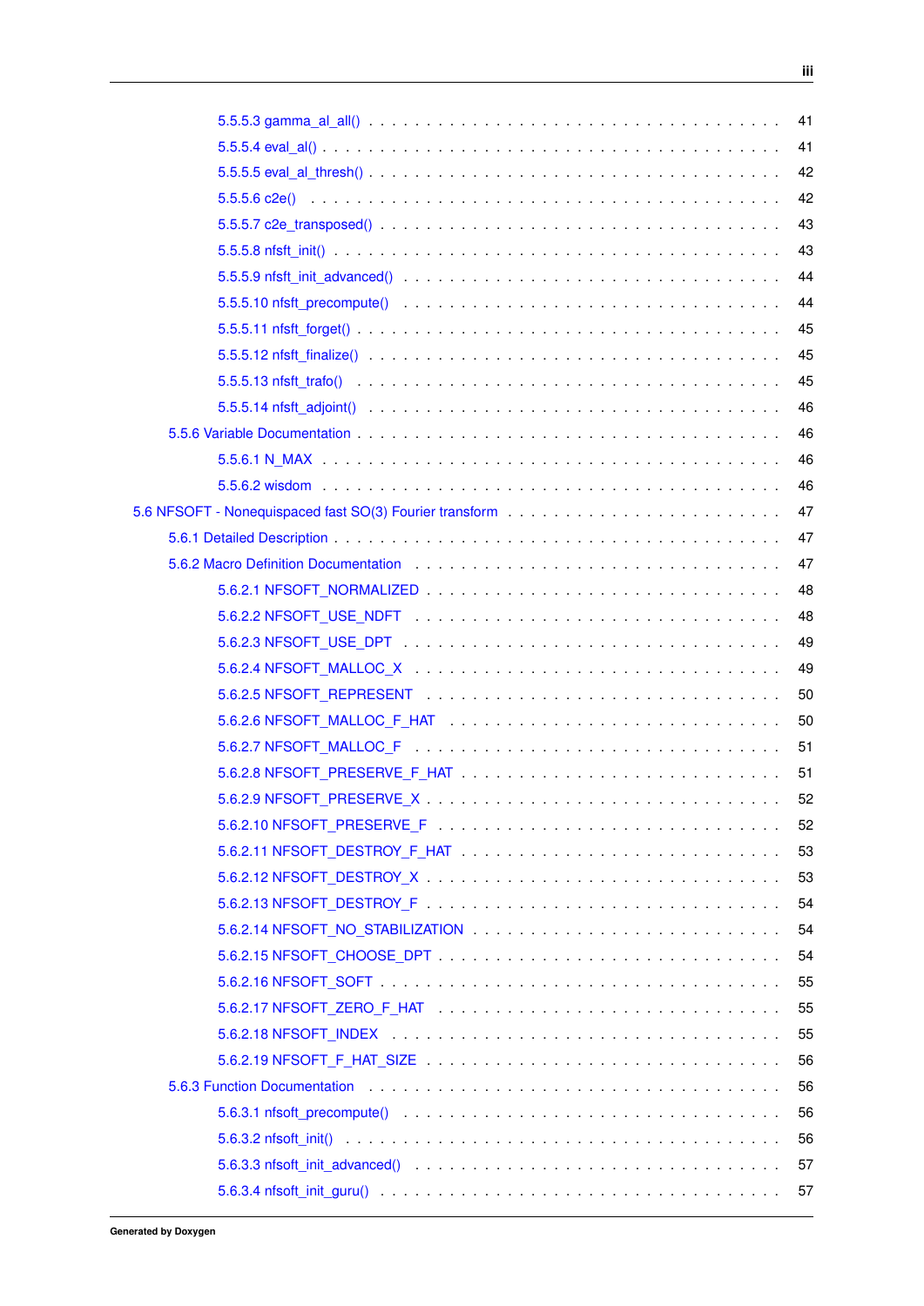5.5.5.3 gamma_al_all() . . . . . . . . . . . . . . . . . . . . . . . . . . . . . . . . . . . 41
5.5.5.4 eval_al() . . . . . . . . . . . . . . . . . . . . . . . . . . . . . . . . . . . . . . 41
5.5.5.5 eval_al_thresh() . . . . . . . . . . . . . . . . . . . . . . . . . . . . . . . . . . 42
5.5.5.6 c2e() . . . . . . . . . . . . . . . . . . . . . . . . . . . . . . . . . . . . . . . . 42
5.5.5.7 c2e_transposed() . . . . . . . . . . . . . . . . . . . . . . . . . . . . . . . . . 43
5.5.5.8 nfsft_init() . . . . . . . . . . . . . . . . . . . . . . . . . . . . . . . . . . . . . 43
5.5.5.9 nfsft_init_advanced() . . . . . . . . . . . . . . . . . . . . . . . . . . . . . . . 44
5.5.5.10 nfsft_precompute() . . . . . . . . . . . . . . . . . . . . . . . . . . . . . . . . 44
5.5.5.11 nfsft_forget() . . . . . . . . . . . . . . . . . . . . . . . . . . . . . . . . . . . 45
5.5.5.12 nfsft_finalize() . . . . . . . . . . . . . . . . . . . . . . . . . . . . . . . . . . 45
5.5.5.13 nfsft_trafo() . . . . . . . . . . . . . . . . . . . . . . . . . . . . . . . . . . . 45
5.5.5.14 nfsft_adjoint() . . . . . . . . . . . . . . . . . . . . . . . . . . . . . . . . . . 46
5.5.6 Variable Documentation . . . . . . . . . . . . . . . . . . . . . . . . . . . . . . . . . . 46
5.5.6.1 N_MAX . . . . . . . . . . . . . . . . . . . . . . . . . . . . . . . . . . . . . . . 46
5.5.6.2 wisdom . . . . . . . . . . . . . . . . . . . . . . . . . . . . . . . . . . . . . . . 46
5.6 NFSOFT - Nonequispaced fast SO(3) Fourier transform . . . . . . . . . . . . . . . . . . . . . 47
5.6.1 Detailed Description . . . . . . . . . . . . . . . . . . . . . . . . . . . . . . . . . . . . 47
5.6.2 Macro Definition Documentation . . . . . . . . . . . . . . . . . . . . . . . . . . . . . . 47
5.6.2.1 NFSOFT_NORMALIZED . . . . . . . . . . . . . . . . . . . . . . . . . . . . . . 48
5.6.2.2 NFSOFT_USE_NDFT . . . . . . . . . . . . . . . . . . . . . . . . . . . . . . . . 48
5.6.2.3 NFSOFT_USE_DPT . . . . . . . . . . . . . . . . . . . . . . . . . . . . . . . . . 49
5.6.2.4 NFSOFT_MALLOC_X . . . . . . . . . . . . . . . . . . . . . . . . . . . . . . . . 49
5.6.2.5 NFSOFT_REPRESENT . . . . . . . . . . . . . . . . . . . . . . . . . . . . . . . 50
5.6.2.6 NFSOFT_MALLOC_F_HAT . . . . . . . . . . . . . . . . . . . . . . . . . . . . . 50
5.6.2.7 NFSOFT_MALLOC_F . . . . . . . . . . . . . . . . . . . . . . . . . . . . . . . . 51
5.6.2.8 NFSOFT_PRESERVE_F_HAT . . . . . . . . . . . . . . . . . . . . . . . . . . . . 51
5.6.2.9 NFSOFT_PRESERVE_X . . . . . . . . . . . . . . . . . . . . . . . . . . . . . . . 52
5.6.2.10 NFSOFT_PRESERVE_F . . . . . . . . . . . . . . . . . . . . . . . . . . . . . . 52
5.6.2.11 NFSOFT_DESTROY_F_HAT . . . . . . . . . . . . . . . . . . . . . . . . . . . . 53
5.6.2.12 NFSOFT_DESTROY_X . . . . . . . . . . . . . . . . . . . . . . . . . . . . . . . 53
5.6.2.13 NFSOFT_DESTROY_F . . . . . . . . . . . . . . . . . . . . . . . . . . . . . . . 54
5.6.2.14 NFSOFT_NO_STABILIZATION . . . . . . . . . . . . . . . . . . . . . . . . . . . 54
5.6.2.15 NFSOFT_CHOOSE_DPT . . . . . . . . . . . . . . . . . . . . . . . . . . . . . . 54
5.6.2.16 NFSOFT_SOFT . . . . . . . . . . . . . . . . . . . . . . . . . . . . . . . . . . 55
5.6.2.17 NFSOFT_ZERO_F_HAT . . . . . . . . . . . . . . . . . . . . . . . . . . . . . . 55
5.6.2.18 NFSOFT_INDEX . . . . . . . . . . . . . . . . . . . . . . . . . . . . . . . . . . 55
5.6.2.19 NFSOFT_F_HAT_SIZE . . . . . . . . . . . . . . . . . . . . . . . . . . . . . . . 56
5.6.3 Function Documentation . . . . . . . . . . . . . . . . . . . . . . . . . . . . . . . . . . 56
5.6.3.1 nfsoft_precompute() . . . . . . . . . . . . . . . . . . . . . . . . . . . . . . . . 56
5.6.3.2 nfsoft_init() . . . . . . . . . . . . . . . . . . . . . . . . . . . . . . . . . . . . 56
5.6.3.3 nfsoft_init_advanced() . . . . . . . . . . . . . . . . . . . . . . . . . . . . . . . 57
5.6.3.4 nfsoft_init_guru() . . . . . . . . . . . . . . . . . . . . . . . . . . . . . . . . . . 57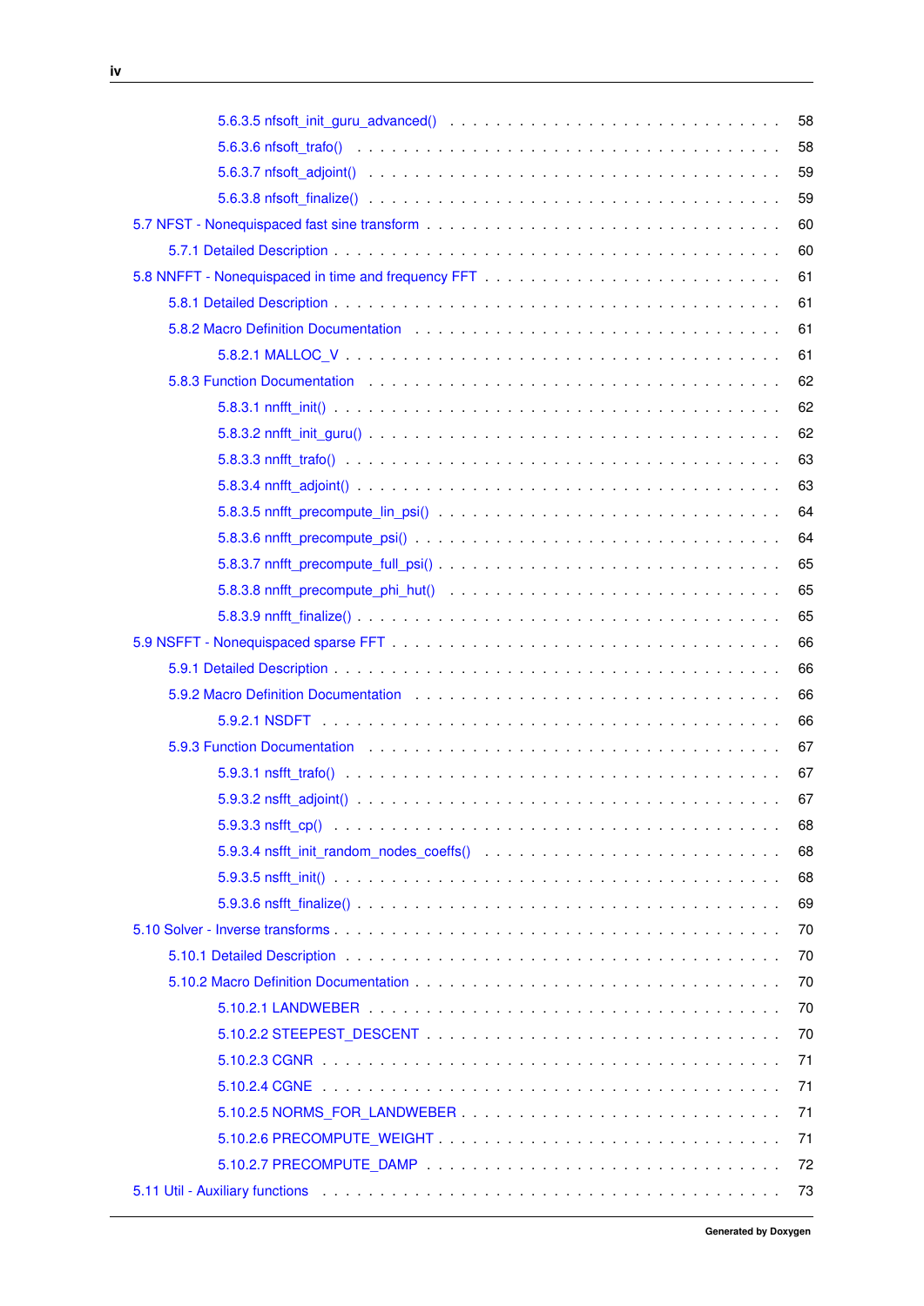5.6.3.5 nfsoft_init_guru_advanced() . . . . . . . . . . . . . . . . . . . . . . . . . . . . . 58

5.6.3.6 nfsoft_trafo() . . . . . . . . . . . . . . . . . . . . . . . . . . . . . . . . . . . . 58

5.6.3.7 nfsoft_adjoint() . . . . . . . . . . . . . . . . . . . . . . . . . . . . . . . . . . . 59

5.6.3.8 nfsoft_finalize() . . . . . . . . . . . . . . . . . . . . . . . . . . . . . . . . . . . 59

5.7 NFST - Nonequispaced fast sine transform . . . . . . . . . . . . . . . . . . . . . . . . . . 60

5.7.1 Detailed Description . . . . . . . . . . . . . . . . . . . . . . . . . . . . . . . . . . . 60

5.8 NNFFT - Nonequispaced in time and frequency FFT . . . . . . . . . . . . . . . . . . . . . . 61

5.8.1 Detailed Description . . . . . . . . . . . . . . . . . . . . . . . . . . . . . . . . . . . 61

5.8.2 Macro Definition Documentation . . . . . . . . . . . . . . . . . . . . . . . . . . . . . 61

5.8.2.1 MALLOC_V . . . . . . . . . . . . . . . . . . . . . . . . . . . . . . . . . . . . . 61

5.8.3 Function Documentation . . . . . . . . . . . . . . . . . . . . . . . . . . . . . . . . . 62

5.8.3.1 nnfft_init() . . . . . . . . . . . . . . . . . . . . . . . . . . . . . . . . . . . . . 62

5.8.3.2 nnfft_init_guru() . . . . . . . . . . . . . . . . . . . . . . . . . . . . . . . . . . 62

5.8.3.3 nnfft_trafo() . . . . . . . . . . . . . . . . . . . . . . . . . . . . . . . . . . . . 63

5.8.3.4 nnfft_adjoint() . . . . . . . . . . . . . . . . . . . . . . . . . . . . . . . . . . . 63

5.8.3.5 nnfft_precompute_lin_psi() . . . . . . . . . . . . . . . . . . . . . . . . . . . . . 64

5.8.3.6 nnfft_precompute_psi() . . . . . . . . . . . . . . . . . . . . . . . . . . . . . . . 64

5.8.3.7 nnfft_precompute_full_psi() . . . . . . . . . . . . . . . . . . . . . . . . . . . . . 65

5.8.3.8 nnfft_precompute_phi_hut() . . . . . . . . . . . . . . . . . . . . . . . . . . . . . 65

5.8.3.9 nnfft_finalize() . . . . . . . . . . . . . . . . . . . . . . . . . . . . . . . . . . . 65

5.9 NSFFT - Nonequispaced sparse FFT . . . . . . . . . . . . . . . . . . . . . . . . . . . . . 66

5.9.1 Detailed Description . . . . . . . . . . . . . . . . . . . . . . . . . . . . . . . . . . . 66

5.9.2 Macro Definition Documentation . . . . . . . . . . . . . . . . . . . . . . . . . . . . . 66

5.9.2.1 NSDFT . . . . . . . . . . . . . . . . . . . . . . . . . . . . . . . . . . . . . . . 66

5.9.3 Function Documentation . . . . . . . . . . . . . . . . . . . . . . . . . . . . . . . . . 67

5.9.3.1 nsfft_trafo() . . . . . . . . . . . . . . . . . . . . . . . . . . . . . . . . . . . . 67

5.9.3.2 nsfft_adjoint() . . . . . . . . . . . . . . . . . . . . . . . . . . . . . . . . . . . 67

5.9.3.3 nsfft_cp() . . . . . . . . . . . . . . . . . . . . . . . . . . . . . . . . . . . . . 68

5.9.3.4 nsfft_init_random_nodes_coeffs() . . . . . . . . . . . . . . . . . . . . . . . . . . 68

5.9.3.5 nsfft_init() . . . . . . . . . . . . . . . . . . . . . . . . . . . . . . . . . . . . . 68

5.9.3.6 nsfft_finalize() . . . . . . . . . . . . . . . . . . . . . . . . . . . . . . . . . . . 69

5.10 Solver - Inverse transforms . . . . . . . . . . . . . . . . . . . . . . . . . . . . . . . . . 70

5.10.1 Detailed Description . . . . . . . . . . . . . . . . . . . . . . . . . . . . . . . . . . . 70

5.10.2 Macro Definition Documentation . . . . . . . . . . . . . . . . . . . . . . . . . . . . . 70

5.10.2.1 LANDWEBER . . . . . . . . . . . . . . . . . . . . . . . . . . . . . . . . . . . . 70

5.10.2.2 STEEPEST_DESCENT . . . . . . . . . . . . . . . . . . . . . . . . . . . . . . . . 70

5.10.2.3 CGNR . . . . . . . . . . . . . . . . . . . . . . . . . . . . . . . . . . . . . . . 71

5.10.2.4 CGNE . . . . . . . . . . . . . . . . . . . . . . . . . . . . . . . . . . . . . . . 71

5.10.2.5 NORMS_FOR_LANDWEBER . . . . . . . . . . . . . . . . . . . . . . . . . . . . . 71

5.10.2.6 PRECOMPUTE_WEIGHT . . . . . . . . . . . . . . . . . . . . . . . . . . . . . . . 71

5.10.2.7 PRECOMPUTE_DAMP . . . . . . . . . . . . . . . . . . . . . . . . . . . . . . . . 72

5.11 Util - Auxiliary functions . . . . . . . . . . . . . . . . . . . . . . . . . . . . . . . . . . 73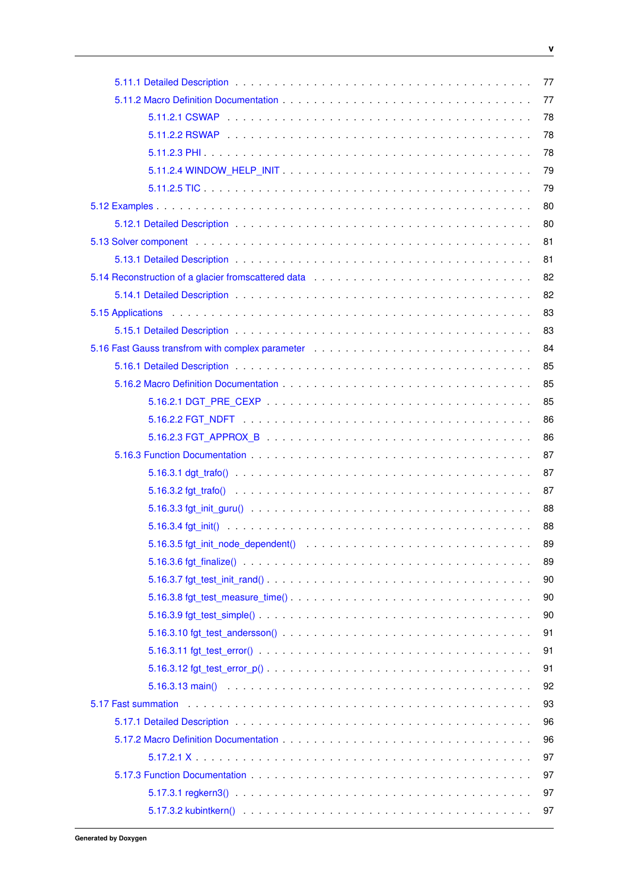5.11.1 Detailed Description . . . . . . . . . . . . . . . . . . . . . . . . . . . . . . . . . . . . 77
5.11.2 Macro Definition Documentation . . . . . . . . . . . . . . . . . . . . . . . . . . . . . . . 77
5.11.2.1 CSWAP . . . . . . . . . . . . . . . . . . . . . . . . . . . . . . . . . . . . . . . 78
5.11.2.2 RSWAP . . . . . . . . . . . . . . . . . . . . . . . . . . . . . . . . . . . . . . . 78
5.11.2.3 PHI . . . . . . . . . . . . . . . . . . . . . . . . . . . . . . . . . . . . . . . . . 78
5.11.2.4 WINDOW_HELP_INIT . . . . . . . . . . . . . . . . . . . . . . . . . . . . . . 79
5.11.2.5 TIC . . . . . . . . . . . . . . . . . . . . . . . . . . . . . . . . . . . . . . . . . 79
5.12 Examples . . . . . . . . . . . . . . . . . . . . . . . . . . . . . . . . . . . . . . . . . . . . . . . 80
5.12.1 Detailed Description . . . . . . . . . . . . . . . . . . . . . . . . . . . . . . . . . . . . 80
5.13 Solver component . . . . . . . . . . . . . . . . . . . . . . . . . . . . . . . . . . . . . . . . . . 81
5.13.1 Detailed Description . . . . . . . . . . . . . . . . . . . . . . . . . . . . . . . . . . . . 81
5.14 Reconstruction of a glacier fromscattered data . . . . . . . . . . . . . . . . . . . . . . . . . . 82
5.14.1 Detailed Description . . . . . . . . . . . . . . . . . . . . . . . . . . . . . . . . . . . . 82
5.15 Applications . . . . . . . . . . . . . . . . . . . . . . . . . . . . . . . . . . . . . . . . . . . . . 83
5.15.1 Detailed Description . . . . . . . . . . . . . . . . . . . . . . . . . . . . . . . . . . . . 83
5.16 Fast Gauss transfrom with complex parameter . . . . . . . . . . . . . . . . . . . . . . . . . . . 84
5.16.1 Detailed Description . . . . . . . . . . . . . . . . . . . . . . . . . . . . . . . . . . . . 85
5.16.2 Macro Definition Documentation . . . . . . . . . . . . . . . . . . . . . . . . . . . . . . . 85
5.16.2.1 DGT_PRE_CEXP . . . . . . . . . . . . . . . . . . . . . . . . . . . . . . . . . . 85
5.16.2.2 FGT_NDFT . . . . . . . . . . . . . . . . . . . . . . . . . . . . . . . . . . . . . 86
5.16.2.3 FGT_APPROX_B . . . . . . . . . . . . . . . . . . . . . . . . . . . . . . . . . . 86
5.16.3 Function Documentation . . . . . . . . . . . . . . . . . . . . . . . . . . . . . . . . . . 87
5.16.3.1 dgt_trafo() . . . . . . . . . . . . . . . . . . . . . . . . . . . . . . . . . . . . . 87
5.16.3.2 fgt_trafo() . . . . . . . . . . . . . . . . . . . . . . . . . . . . . . . . . . . . . 87
5.16.3.3 fgt_init_guru() . . . . . . . . . . . . . . . . . . . . . . . . . . . . . . . . . . . 88
5.16.3.4 fgt_init() . . . . . . . . . . . . . . . . . . . . . . . . . . . . . . . . . . . . . . 88
5.16.3.5 fgt_init_node_dependent() . . . . . . . . . . . . . . . . . . . . . . . . . . . . . 89
5.16.3.6 fgt_finalize() . . . . . . . . . . . . . . . . . . . . . . . . . . . . . . . . . . . . 89
5.16.3.7 fgt_test_init_rand() . . . . . . . . . . . . . . . . . . . . . . . . . . . . . . . . 90
5.16.3.8 fgt_test_measure_time() . . . . . . . . . . . . . . . . . . . . . . . . . . . . . . 90
5.16.3.9 fgt_test_simple() . . . . . . . . . . . . . . . . . . . . . . . . . . . . . . . . . . 90
5.16.3.10 fgt_test_andersson() . . . . . . . . . . . . . . . . . . . . . . . . . . . . . . . . 91
5.16.3.11 fgt_test_error() . . . . . . . . . . . . . . . . . . . . . . . . . . . . . . . . . . 91
5.16.3.12 fgt_test_error_p() . . . . . . . . . . . . . . . . . . . . . . . . . . . . . . . . . 91
5.16.3.13 main() . . . . . . . . . . . . . . . . . . . . . . . . . . . . . . . . . . . . . . . 92
5.17 Fast summation . . . . . . . . . . . . . . . . . . . . . . . . . . . . . . . . . . . . . . . . . . . 93
5.17.1 Detailed Description . . . . . . . . . . . . . . . . . . . . . . . . . . . . . . . . . . . . 96
5.17.2 Macro Definition Documentation . . . . . . . . . . . . . . . . . . . . . . . . . . . . . . . 96
5.17.2.1 X . . . . . . . . . . . . . . . . . . . . . . . . . . . . . . . . . . . . . . . . . . 97
5.17.3 Function Documentation . . . . . . . . . . . . . . . . . . . . . . . . . . . . . . . . . . 97
5.17.3.1 regkern3() . . . . . . . . . . . . . . . . . . . . . . . . . . . . . . . . . . . . . 97
5.17.3.2 kubintkern() . . . . . . . . . . . . . . . . . . . . . . . . . . . . . . . . . . . . 97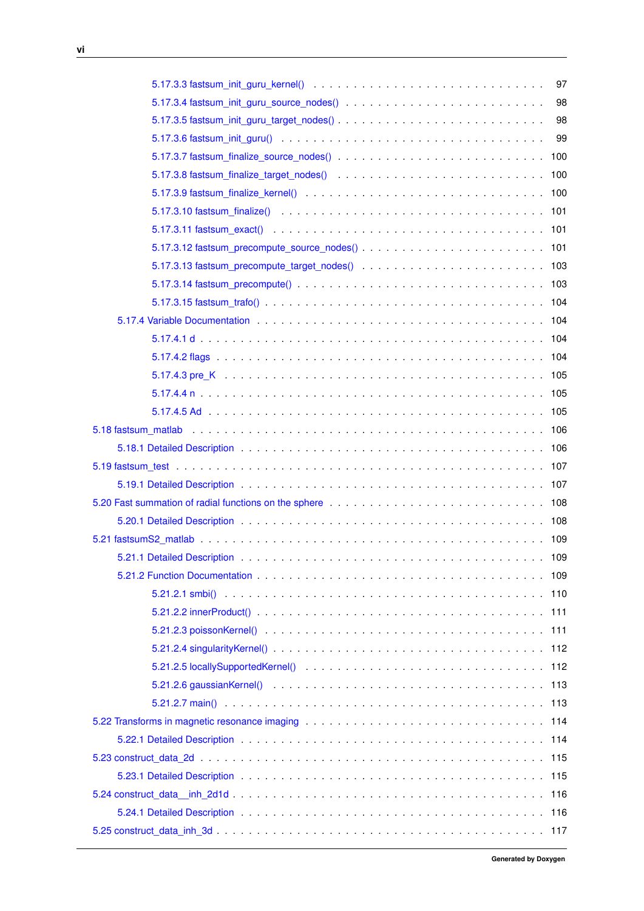5.17.3.3 fastsum_init_guru_kernel() . . . . . . . . . . . . . . . . . . . . . . . . . . . . . 97
5.17.3.4 fastsum_init_guru_source_nodes() . . . . . . . . . . . . . . . . . . . . . . . . . 98
5.17.3.5 fastsum_init_guru_target_nodes() . . . . . . . . . . . . . . . . . . . . . . . . . 98
5.17.3.6 fastsum_init_guru() . . . . . . . . . . . . . . . . . . . . . . . . . . . . . . . . 99
5.17.3.7 fastsum_finalize_source_nodes() . . . . . . . . . . . . . . . . . . . . . . . . . 100
5.17.3.8 fastsum_finalize_target_nodes() . . . . . . . . . . . . . . . . . . . . . . . . . 100
5.17.3.9 fastsum_finalize_kernel() . . . . . . . . . . . . . . . . . . . . . . . . . . . . 100
5.17.3.10 fastsum_finalize() . . . . . . . . . . . . . . . . . . . . . . . . . . . . . . . 101
5.17.3.11 fastsum_exact() . . . . . . . . . . . . . . . . . . . . . . . . . . . . . . . . 101
5.17.3.12 fastsum_precompute_source_nodes() . . . . . . . . . . . . . . . . . . . . . . 101
5.17.3.13 fastsum_precompute_target_nodes() . . . . . . . . . . . . . . . . . . . . . . 103
5.17.3.14 fastsum_precompute() . . . . . . . . . . . . . . . . . . . . . . . . . . . . . 103
5.17.3.15 fastsum_trafo() . . . . . . . . . . . . . . . . . . . . . . . . . . . . . . . . 104
5.17.4 Variable Documentation . . . . . . . . . . . . . . . . . . . . . . . . . . . . . . . . 104
5.17.4.1 d . . . . . . . . . . . . . . . . . . . . . . . . . . . . . . . . . . . . . . . . 104
5.17.4.2 flags . . . . . . . . . . . . . . . . . . . . . . . . . . . . . . . . . . . . . . 104
5.17.4.3 pre_K . . . . . . . . . . . . . . . . . . . . . . . . . . . . . . . . . . . . . 105
5.17.4.4 n . . . . . . . . . . . . . . . . . . . . . . . . . . . . . . . . . . . . . . . . 105
5.17.4.5 Ad . . . . . . . . . . . . . . . . . . . . . . . . . . . . . . . . . . . . . . . 105
5.18 fastsum_matlab . . . . . . . . . . . . . . . . . . . . . . . . . . . . . . . . . . . . . . . 106
5.18.1 Detailed Description . . . . . . . . . . . . . . . . . . . . . . . . . . . . . . . . . 106
5.19 fastsum_test . . . . . . . . . . . . . . . . . . . . . . . . . . . . . . . . . . . . . . . . 107
5.19.1 Detailed Description . . . . . . . . . . . . . . . . . . . . . . . . . . . . . . . . . 107
5.20 Fast summation of radial functions on the sphere . . . . . . . . . . . . . . . . . . . . . . 108
5.20.1 Detailed Description . . . . . . . . . . . . . . . . . . . . . . . . . . . . . . . . . 108
5.21 fastsumS2_matlab . . . . . . . . . . . . . . . . . . . . . . . . . . . . . . . . . . . . . 109
5.21.1 Detailed Description . . . . . . . . . . . . . . . . . . . . . . . . . . . . . . . . . 109
5.21.2 Function Documentation . . . . . . . . . . . . . . . . . . . . . . . . . . . . . . . . 109
5.21.2.1 smbi() . . . . . . . . . . . . . . . . . . . . . . . . . . . . . . . . . . . . . 110
5.21.2.2 innerProduct() . . . . . . . . . . . . . . . . . . . . . . . . . . . . . . . . . 111
5.21.2.3 poissonKernel() . . . . . . . . . . . . . . . . . . . . . . . . . . . . . . . . 111
5.21.2.4 singularityKernel() . . . . . . . . . . . . . . . . . . . . . . . . . . . . . . . 112
5.21.2.5 locallySupportedKernel() . . . . . . . . . . . . . . . . . . . . . . . . . . . . 112
5.21.2.6 gaussianKernel() . . . . . . . . . . . . . . . . . . . . . . . . . . . . . . . . 113
5.21.2.7 main() . . . . . . . . . . . . . . . . . . . . . . . . . . . . . . . . . . . . . 113
5.22 Transforms in magnetic resonance imaging . . . . . . . . . . . . . . . . . . . . . . . . . 114
5.22.1 Detailed Description . . . . . . . . . . . . . . . . . . . . . . . . . . . . . . . . . 114
5.23 construct_data_2d . . . . . . . . . . . . . . . . . . . . . . . . . . . . . . . . . . . . . 115
5.23.1 Detailed Description . . . . . . . . . . . . . . . . . . . . . . . . . . . . . . . . . 115
5.24 construct_data__inh_2d1d . . . . . . . . . . . . . . . . . . . . . . . . . . . . . . . . . 116
5.24.1 Detailed Description . . . . . . . . . . . . . . . . . . . . . . . . . . . . . . . . . 116
5.25 construct_data_inh_3d . . . . . . . . . . . . . . . . . . . . . . . . . . . . . . . . . . . 117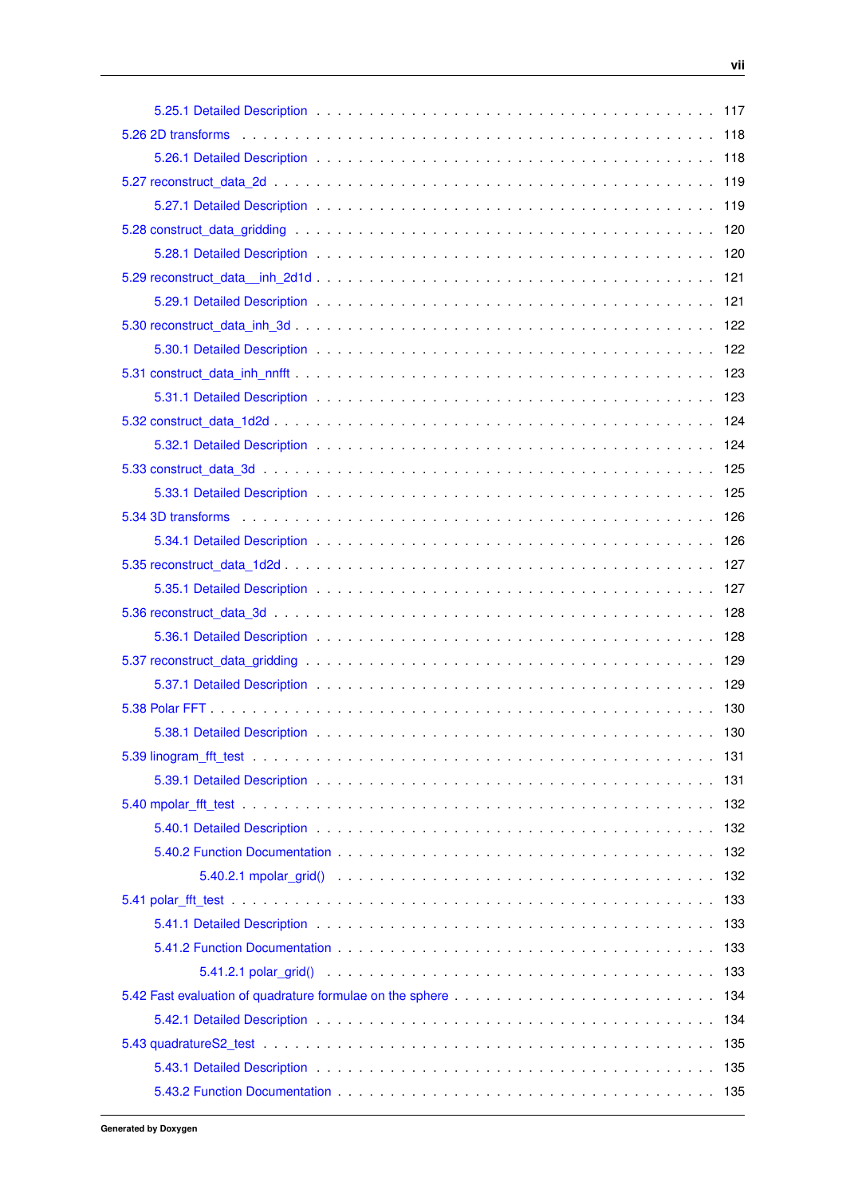5.25.1 Detailed Description . . . . . . . . . . . . . . . . . . . . . . . . . . . . . . . . . . . . 117

5.26 2D transforms . . . . . . . . . . . . . . . . . . . . . . . . . . . . . . . . . . . . . . . . 118

5.26.1 Detailed Description . . . . . . . . . . . . . . . . . . . . . . . . . . . . . . . . . . . . 118

5.27 reconstruct_data_2d . . . . . . . . . . . . . . . . . . . . . . . . . . . . . . . . . . . . 119

5.27.1 Detailed Description . . . . . . . . . . . . . . . . . . . . . . . . . . . . . . . . . . . . 119

5.28 construct_data_gridding . . . . . . . . . . . . . . . . . . . . . . . . . . . . . . . . . . 120

5.28.1 Detailed Description . . . . . . . . . . . . . . . . . . . . . . . . . . . . . . . . . . . . 120

5.29 reconstruct_data__inh_2d1d . . . . . . . . . . . . . . . . . . . . . . . . . . . . . . . . 121

5.29.1 Detailed Description . . . . . . . . . . . . . . . . . . . . . . . . . . . . . . . . . . . . 121

5.30 reconstruct_data_inh_3d . . . . . . . . . . . . . . . . . . . . . . . . . . . . . . . . . . 122

5.30.1 Detailed Description . . . . . . . . . . . . . . . . . . . . . . . . . . . . . . . . . . . . 122

5.31 construct_data_inh_nnfft . . . . . . . . . . . . . . . . . . . . . . . . . . . . . . . . . . 123

5.31.1 Detailed Description . . . . . . . . . . . . . . . . . . . . . . . . . . . . . . . . . . . . 123

5.32 construct_data_1d2d . . . . . . . . . . . . . . . . . . . . . . . . . . . . . . . . . . . . 124

5.32.1 Detailed Description . . . . . . . . . . . . . . . . . . . . . . . . . . . . . . . . . . . . 124

5.33 construct_data_3d . . . . . . . . . . . . . . . . . . . . . . . . . . . . . . . . . . . . . 125

5.33.1 Detailed Description . . . . . . . . . . . . . . . . . . . . . . . . . . . . . . . . . . . . 125

5.34 3D transforms . . . . . . . . . . . . . . . . . . . . . . . . . . . . . . . . . . . . . . . . 126

5.34.1 Detailed Description . . . . . . . . . . . . . . . . . . . . . . . . . . . . . . . . . . . . 126

5.35 reconstruct_data_1d2d . . . . . . . . . . . . . . . . . . . . . . . . . . . . . . . . . . . 127

5.35.1 Detailed Description . . . . . . . . . . . . . . . . . . . . . . . . . . . . . . . . . . . . 127

5.36 reconstruct_data_3d . . . . . . . . . . . . . . . . . . . . . . . . . . . . . . . . . . . . 128

5.36.1 Detailed Description . . . . . . . . . . . . . . . . . . . . . . . . . . . . . . . . . . . . 128

5.37 reconstruct_data_gridding . . . . . . . . . . . . . . . . . . . . . . . . . . . . . . . . . 129

5.37.1 Detailed Description . . . . . . . . . . . . . . . . . . . . . . . . . . . . . . . . . . . . 129

5.38 Polar FFT . . . . . . . . . . . . . . . . . . . . . . . . . . . . . . . . . . . . . . . . . . 130

5.38.1 Detailed Description . . . . . . . . . . . . . . . . . . . . . . . . . . . . . . . . . . . . 130

5.39 linogram_fft_test . . . . . . . . . . . . . . . . . . . . . . . . . . . . . . . . . . . . . . 131

5.39.1 Detailed Description . . . . . . . . . . . . . . . . . . . . . . . . . . . . . . . . . . . . 131

5.40 mpolar_fft_test . . . . . . . . . . . . . . . . . . . . . . . . . . . . . . . . . . . . . . . 132

5.40.1 Detailed Description . . . . . . . . . . . . . . . . . . . . . . . . . . . . . . . . . . . . 132

5.40.2 Function Documentation . . . . . . . . . . . . . . . . . . . . . . . . . . . . . . . . . . 132

5.40.2.1 mpolar_grid() . . . . . . . . . . . . . . . . . . . . . . . . . . . . . . . . . . . 132

5.41 polar_fft_test . . . . . . . . . . . . . . . . . . . . . . . . . . . . . . . . . . . . . . . . 133

5.41.1 Detailed Description . . . . . . . . . . . . . . . . . . . . . . . . . . . . . . . . . . . . 133

5.41.2 Function Documentation . . . . . . . . . . . . . . . . . . . . . . . . . . . . . . . . . . 133

5.41.2.1 polar_grid() . . . . . . . . . . . . . . . . . . . . . . . . . . . . . . . . . . . . 133

5.42 Fast evaluation of quadrature formulae on the sphere . . . . . . . . . . . . . . . . . . . . 134

5.42.1 Detailed Description . . . . . . . . . . . . . . . . . . . . . . . . . . . . . . . . . . . . 134

5.43 quadratureS2_test . . . . . . . . . . . . . . . . . . . . . . . . . . . . . . . . . . . . . 135

5.43.1 Detailed Description . . . . . . . . . . . . . . . . . . . . . . . . . . . . . . . . . . . . 135

5.43.2 Function Documentation . . . . . . . . . . . . . . . . . . . . . . . . . . . . . . . . . . 135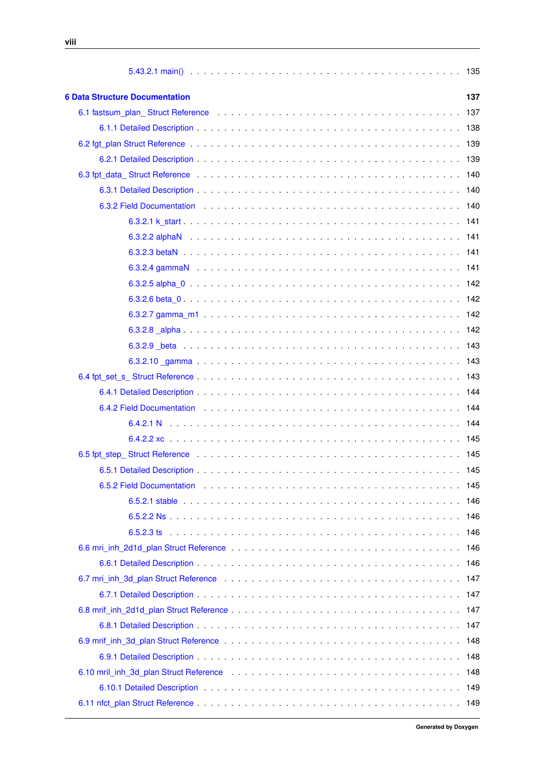5.43.2.1 main() . . . . . . . . . . . . . . . . . . . . . . . . . . . . . . . . . . . . . . 135

**6 Data Structure Documentation** **137**

6.1 fastsum_plan_ Struct Reference . . . . . . . . . . . . . . . . . . . . . . . . . . . . . . . . . . 137

6.1.1 Detailed Description . . . . . . . . . . . . . . . . . . . . . . . . . . . . . . . . . . . . 138

6.2 fgt_plan Struct Reference . . . . . . . . . . . . . . . . . . . . . . . . . . . . . . . . . . . . . . 139

6.2.1 Detailed Description . . . . . . . . . . . . . . . . . . . . . . . . . . . . . . . . . . . . 139

6.3 fpt_data_ Struct Reference . . . . . . . . . . . . . . . . . . . . . . . . . . . . . . . . . . . . . 140

6.3.1 Detailed Description . . . . . . . . . . . . . . . . . . . . . . . . . . . . . . . . . . . . 140

6.3.2 Field Documentation . . . . . . . . . . . . . . . . . . . . . . . . . . . . . . . . . . . . 140

6.3.2.1 k_start . . . . . . . . . . . . . . . . . . . . . . . . . . . . . . . . . . . . . . 141

6.3.2.2 alphaN . . . . . . . . . . . . . . . . . . . . . . . . . . . . . . . . . . . . . . 141

6.3.2.3 betaN . . . . . . . . . . . . . . . . . . . . . . . . . . . . . . . . . . . . . . . 141

6.3.2.4 gammaN . . . . . . . . . . . . . . . . . . . . . . . . . . . . . . . . . . . . . 141

6.3.2.5 alpha_0 . . . . . . . . . . . . . . . . . . . . . . . . . . . . . . . . . . . . . . 142

6.3.2.6 beta_0 . . . . . . . . . . . . . . . . . . . . . . . . . . . . . . . . . . . . . . 142

6.3.2.7 gamma_m1 . . . . . . . . . . . . . . . . . . . . . . . . . . . . . . . . . . . . 142

6.3.2.8 _alpha . . . . . . . . . . . . . . . . . . . . . . . . . . . . . . . . . . . . . . 142

6.3.2.9 _beta . . . . . . . . . . . . . . . . . . . . . . . . . . . . . . . . . . . . . . . 143

6.3.2.10 _gamma . . . . . . . . . . . . . . . . . . . . . . . . . . . . . . . . . . . . . 143

6.4 fpt_set_s_ Struct Reference . . . . . . . . . . . . . . . . . . . . . . . . . . . . . . . . . . . . . 143

6.4.1 Detailed Description . . . . . . . . . . . . . . . . . . . . . . . . . . . . . . . . . . . . 144

6.4.2 Field Documentation . . . . . . . . . . . . . . . . . . . . . . . . . . . . . . . . . . . . 144

6.4.2.1 N . . . . . . . . . . . . . . . . . . . . . . . . . . . . . . . . . . . . . . . . . 144

6.4.2.2 xc . . . . . . . . . . . . . . . . . . . . . . . . . . . . . . . . . . . . . . . . 145

6.5 fpt_step_ Struct Reference . . . . . . . . . . . . . . . . . . . . . . . . . . . . . . . . . . . . . 145

6.5.1 Detailed Description . . . . . . . . . . . . . . . . . . . . . . . . . . . . . . . . . . . . 145

6.5.2 Field Documentation . . . . . . . . . . . . . . . . . . . . . . . . . . . . . . . . . . . . 145

6.5.2.1 stable . . . . . . . . . . . . . . . . . . . . . . . . . . . . . . . . . . . . . . . 146

6.5.2.2 Ns . . . . . . . . . . . . . . . . . . . . . . . . . . . . . . . . . . . . . . . . 146

6.5.2.3 ts . . . . . . . . . . . . . . . . . . . . . . . . . . . . . . . . . . . . . . . . . 146

6.6 mri_inh_2d1d_plan Struct Reference . . . . . . . . . . . . . . . . . . . . . . . . . . . . . . . . 146

6.6.1 Detailed Description . . . . . . . . . . . . . . . . . . . . . . . . . . . . . . . . . . . . 146

6.7 mri_inh_3d_plan Struct Reference . . . . . . . . . . . . . . . . . . . . . . . . . . . . . . . . . 147

6.7.1 Detailed Description . . . . . . . . . . . . . . . . . . . . . . . . . . . . . . . . . . . . 147

6.8 mrif_inh_2d1d_plan Struct Reference . . . . . . . . . . . . . . . . . . . . . . . . . . . . . . . . 147

6.8.1 Detailed Description . . . . . . . . . . . . . . . . . . . . . . . . . . . . . . . . . . . . 147

6.9 mrif_inh_3d_plan Struct Reference . . . . . . . . . . . . . . . . . . . . . . . . . . . . . . . . . 148

6.9.1 Detailed Description . . . . . . . . . . . . . . . . . . . . . . . . . . . . . . . . . . . . 148

6.10 mril_inh_3d_plan Struct Reference . . . . . . . . . . . . . . . . . . . . . . . . . . . . . . . . 148

6.10.1 Detailed Description . . . . . . . . . . . . . . . . . . . . . . . . . . . . . . . . . . . . 149

6.11 nfct_plan Struct Reference . . . . . . . . . . . . . . . . . . . . . . . . . . . . . . . . . . . . . 149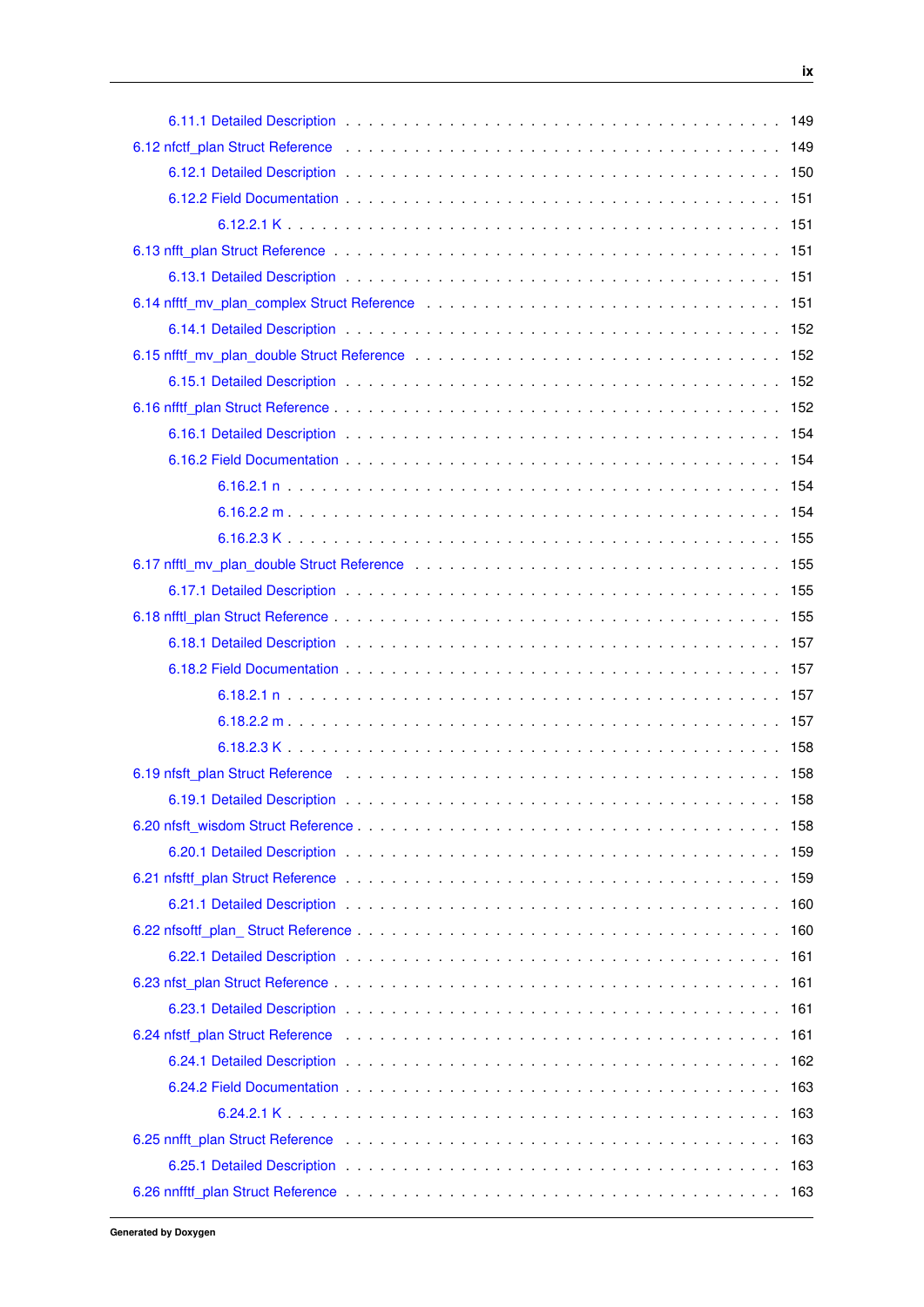6.11.1 Detailed Description . . . . . . . . . . . . . . . . . . . . . . . . . . . . . . . . . . . . . 149

6.12 nfctf_plan Struct Reference . . . . . . . . . . . . . . . . . . . . . . . . . . . . . . . . . . . . . 149

6.12.1 Detailed Description . . . . . . . . . . . . . . . . . . . . . . . . . . . . . . . . . . . . . 150

6.12.2 Field Documentation . . . . . . . . . . . . . . . . . . . . . . . . . . . . . . . . . . . . . 151

6.12.2.1 K . . . . . . . . . . . . . . . . . . . . . . . . . . . . . . . . . . . . . 151

6.13 nfft_plan Struct Reference . . . . . . . . . . . . . . . . . . . . . . . . . . . . . . . . . . . . . 151

6.13.1 Detailed Description . . . . . . . . . . . . . . . . . . . . . . . . . . . . . . . . . . . . . 151

6.14 nfftf_mv_plan_complex Struct Reference . . . . . . . . . . . . . . . . . . . . . . . . . . . . . 151

6.14.1 Detailed Description . . . . . . . . . . . . . . . . . . . . . . . . . . . . . . . . . . . . . 152

6.15 nfftf_mv_plan_double Struct Reference . . . . . . . . . . . . . . . . . . . . . . . . . . . . . 152

6.15.1 Detailed Description . . . . . . . . . . . . . . . . . . . . . . . . . . . . . . . . . . . . . 152

6.16 nfftf_plan Struct Reference . . . . . . . . . . . . . . . . . . . . . . . . . . . . . . . . . . . . . 152

6.16.1 Detailed Description . . . . . . . . . . . . . . . . . . . . . . . . . . . . . . . . . . . . . 154

6.16.2 Field Documentation . . . . . . . . . . . . . . . . . . . . . . . . . . . . . . . . . . . . . 154

6.16.2.1 n . . . . . . . . . . . . . . . . . . . . . . . . . . . . . . . . . . . . . 154

6.16.2.2 m . . . . . . . . . . . . . . . . . . . . . . . . . . . . . . . . . . . . . 154

6.16.2.3 K . . . . . . . . . . . . . . . . . . . . . . . . . . . . . . . . . . . . . 155

6.17 nfftl_mv_plan_double Struct Reference . . . . . . . . . . . . . . . . . . . . . . . . . . . . . 155

6.17.1 Detailed Description . . . . . . . . . . . . . . . . . . . . . . . . . . . . . . . . . . . . . 155

6.18 nfftl_plan Struct Reference . . . . . . . . . . . . . . . . . . . . . . . . . . . . . . . . . . . . . 155

6.18.1 Detailed Description . . . . . . . . . . . . . . . . . . . . . . . . . . . . . . . . . . . . . 157

6.18.2 Field Documentation . . . . . . . . . . . . . . . . . . . . . . . . . . . . . . . . . . . . . 157

6.18.2.1 n . . . . . . . . . . . . . . . . . . . . . . . . . . . . . . . . . . . . . 157

6.18.2.2 m . . . . . . . . . . . . . . . . . . . . . . . . . . . . . . . . . . . . . 157

6.18.2.3 K . . . . . . . . . . . . . . . . . . . . . . . . . . . . . . . . . . . . . 158

6.19 nfsft_plan Struct Reference . . . . . . . . . . . . . . . . . . . . . . . . . . . . . . . . . . . . . 158

6.19.1 Detailed Description . . . . . . . . . . . . . . . . . . . . . . . . . . . . . . . . . . . . . 158

6.20 nfsft_wisdom Struct Reference . . . . . . . . . . . . . . . . . . . . . . . . . . . . . . . . . . . . 158

6.20.1 Detailed Description . . . . . . . . . . . . . . . . . . . . . . . . . . . . . . . . . . . . . 159

6.21 nfsftf_plan Struct Reference . . . . . . . . . . . . . . . . . . . . . . . . . . . . . . . . . . . . . 159

6.21.1 Detailed Description . . . . . . . . . . . . . . . . . . . . . . . . . . . . . . . . . . . . . 160

6.22 nfsoftf_plan_ Struct Reference . . . . . . . . . . . . . . . . . . . . . . . . . . . . . . . . . . . . 160

6.22.1 Detailed Description . . . . . . . . . . . . . . . . . . . . . . . . . . . . . . . . . . . . . 161

6.23 nfst_plan Struct Reference . . . . . . . . . . . . . . . . . . . . . . . . . . . . . . . . . . . . . 161

6.23.1 Detailed Description . . . . . . . . . . . . . . . . . . . . . . . . . . . . . . . . . . . . . 161

6.24 nfstf_plan Struct Reference . . . . . . . . . . . . . . . . . . . . . . . . . . . . . . . . . . . . . 161

6.24.1 Detailed Description . . . . . . . . . . . . . . . . . . . . . . . . . . . . . . . . . . . . . 162

6.24.2 Field Documentation . . . . . . . . . . . . . . . . . . . . . . . . . . . . . . . . . . . . . 163

6.24.2.1 K . . . . . . . . . . . . . . . . . . . . . . . . . . . . . . . . . . . . . 163

6.25 nnfft_plan Struct Reference . . . . . . . . . . . . . . . . . . . . . . . . . . . . . . . . . . . . . 163

6.25.1 Detailed Description . . . . . . . . . . . . . . . . . . . . . . . . . . . . . . . . . . . . . 163

6.26 nnfftf_plan Struct Reference . . . . . . . . . . . . . . . . . . . . . . . . . . . . . . . . . . . . . 163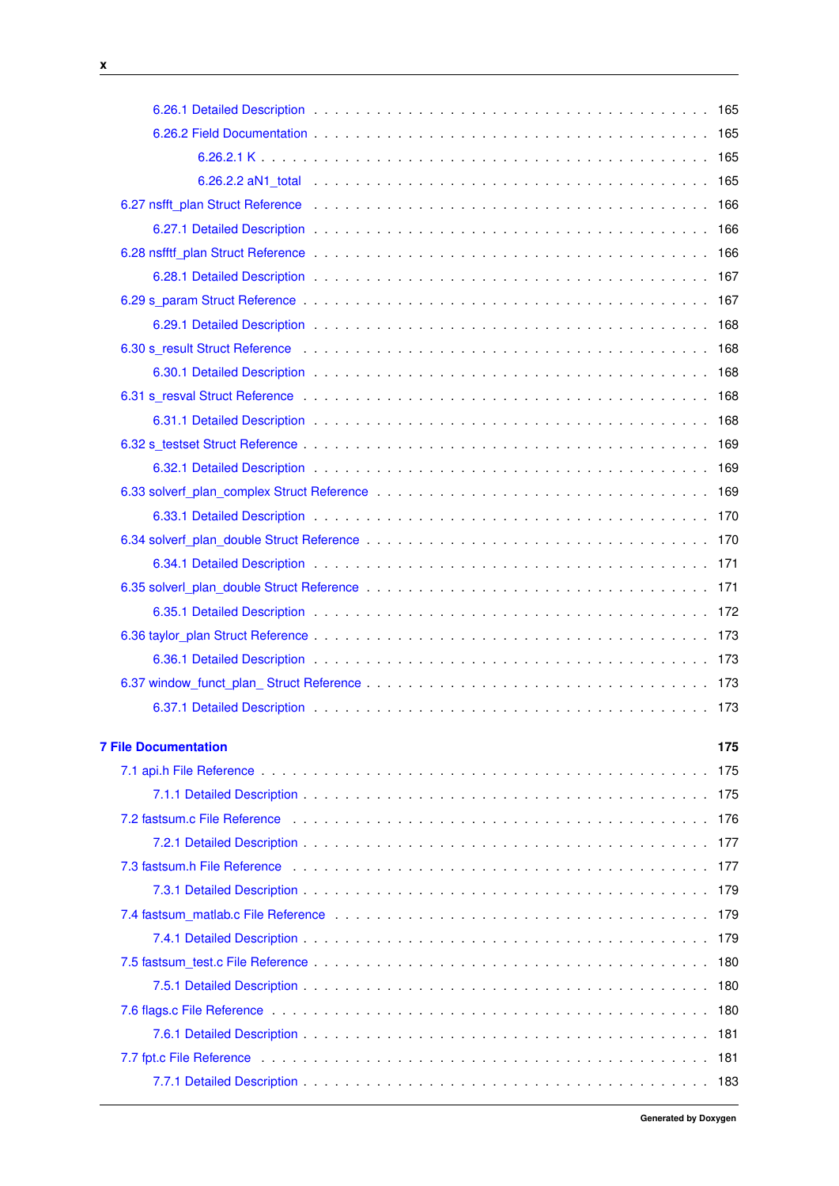6.26.1 Detailed Description . . . . . . . . . . . . . . . . . . . . . . . . . . . . . . . . . . . 165
6.26.2 Field Documentation . . . . . . . . . . . . . . . . . . . . . . . . . . . . . . . . . . . 165
6.26.2.1 K . . . . . . . . . . . . . . . . . . . . . . . . . . . . . . . . . . . . . . . . 165
6.26.2.2 aN1_total . . . . . . . . . . . . . . . . . . . . . . . . . . . . . . . . . . . 165
6.27 nsfft_plan Struct Reference . . . . . . . . . . . . . . . . . . . . . . . . . . . . . . . . . . 166
6.27.1 Detailed Description . . . . . . . . . . . . . . . . . . . . . . . . . . . . . . . . . . . 166
6.28 nsfftf_plan Struct Reference . . . . . . . . . . . . . . . . . . . . . . . . . . . . . . . . . . 166
6.28.1 Detailed Description . . . . . . . . . . . . . . . . . . . . . . . . . . . . . . . . . . . 167
6.29 s_param Struct Reference . . . . . . . . . . . . . . . . . . . . . . . . . . . . . . . . . . . 167
6.29.1 Detailed Description . . . . . . . . . . . . . . . . . . . . . . . . . . . . . . . . . . . 168
6.30 s_result Struct Reference . . . . . . . . . . . . . . . . . . . . . . . . . . . . . . . . . . . 168
6.30.1 Detailed Description . . . . . . . . . . . . . . . . . . . . . . . . . . . . . . . . . . . 168
6.31 s_resval Struct Reference . . . . . . . . . . . . . . . . . . . . . . . . . . . . . . . . . . . 168
6.31.1 Detailed Description . . . . . . . . . . . . . . . . . . . . . . . . . . . . . . . . . . . 168
6.32 s_testset Struct Reference . . . . . . . . . . . . . . . . . . . . . . . . . . . . . . . . . . . 169
6.32.1 Detailed Description . . . . . . . . . . . . . . . . . . . . . . . . . . . . . . . . . . . 169
6.33 solverf_plan_complex Struct Reference . . . . . . . . . . . . . . . . . . . . . . . . . . . . 169
6.33.1 Detailed Description . . . . . . . . . . . . . . . . . . . . . . . . . . . . . . . . . . . 170
6.34 solverf_plan_double Struct Reference . . . . . . . . . . . . . . . . . . . . . . . . . . . . . 170
6.34.1 Detailed Description . . . . . . . . . . . . . . . . . . . . . . . . . . . . . . . . . . . 171
6.35 solverl_plan_double Struct Reference . . . . . . . . . . . . . . . . . . . . . . . . . . . . . 171
6.35.1 Detailed Description . . . . . . . . . . . . . . . . . . . . . . . . . . . . . . . . . . . 172
6.36 taylor_plan Struct Reference . . . . . . . . . . . . . . . . . . . . . . . . . . . . . . . . . . 173
6.36.1 Detailed Description . . . . . . . . . . . . . . . . . . . . . . . . . . . . . . . . . . . 173
6.37 window_funct_plan_ Struct Reference . . . . . . . . . . . . . . . . . . . . . . . . . . . . . 173
6.37.1 Detailed Description . . . . . . . . . . . . . . . . . . . . . . . . . . . . . . . . . . . 173

**7 File Documentation 175**

7.1 api.h File Reference . . . . . . . . . . . . . . . . . . . . . . . . . . . . . . . . . . . . . . . 175
7.1.1 Detailed Description . . . . . . . . . . . . . . . . . . . . . . . . . . . . . . . . . . . . 175
7.2 fastsum.c File Reference . . . . . . . . . . . . . . . . . . . . . . . . . . . . . . . . . . . . 176
7.2.1 Detailed Description . . . . . . . . . . . . . . . . . . . . . . . . . . . . . . . . . . . . 177
7.3 fastsum.h File Reference . . . . . . . . . . . . . . . . . . . . . . . . . . . . . . . . . . . . 177
7.3.1 Detailed Description . . . . . . . . . . . . . . . . . . . . . . . . . . . . . . . . . . . . 179
7.4 fastsum_matlab.c File Reference . . . . . . . . . . . . . . . . . . . . . . . . . . . . . . . . 179
7.4.1 Detailed Description . . . . . . . . . . . . . . . . . . . . . . . . . . . . . . . . . . . . 179
7.5 fastsum_test.c File Reference . . . . . . . . . . . . . . . . . . . . . . . . . . . . . . . . . . 180
7.5.1 Detailed Description . . . . . . . . . . . . . . . . . . . . . . . . . . . . . . . . . . . . 180
7.6 flags.c File Reference . . . . . . . . . . . . . . . . . . . . . . . . . . . . . . . . . . . . . . 180
7.6.1 Detailed Description . . . . . . . . . . . . . . . . . . . . . . . . . . . . . . . . . . . . 181
7.7 fpt.c File Reference . . . . . . . . . . . . . . . . . . . . . . . . . . . . . . . . . . . . . . . 181
7.7.1 Detailed Description . . . . . . . . . . . . . . . . . . . . . . . . . . . . . . . . . . . . 183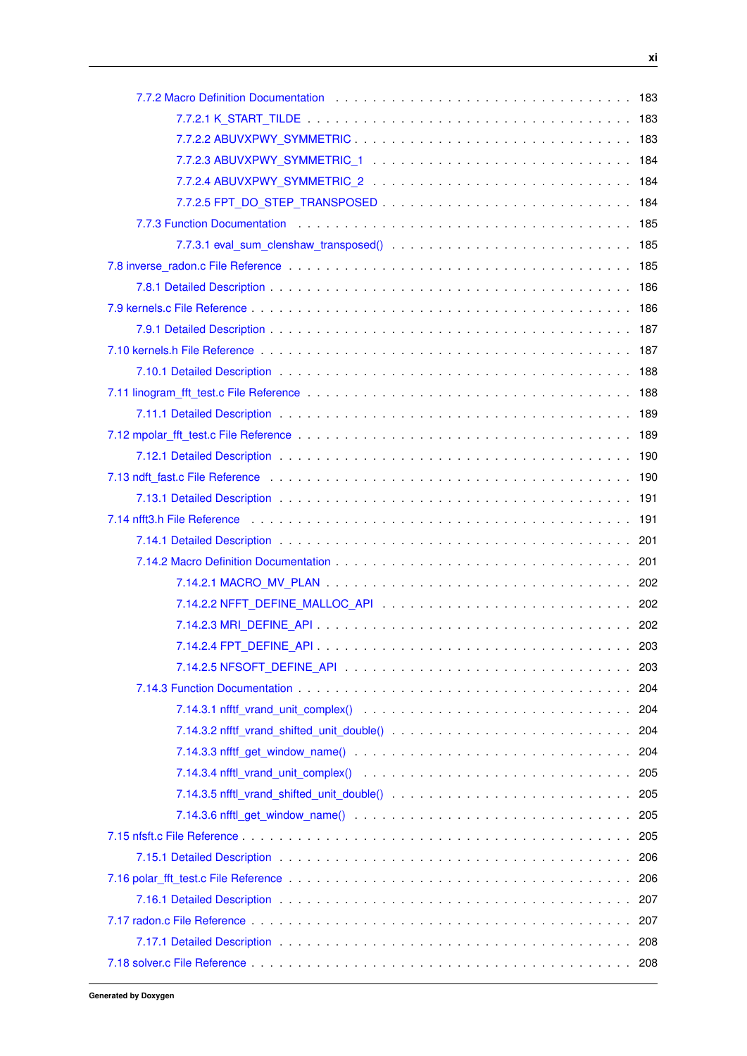7.7.2 Macro Definition Documentation . . . . . . . . . . . . . . . . . . . . . . . . . . . . . . . . 183

7.7.2.1 K_START_TILDE . . . . . . . . . . . . . . . . . . . . . . . . . . . . . . . . . 183

7.7.2.2 ABUVXPWY_SYMMETRIC . . . . . . . . . . . . . . . . . . . . . . . . . . . 183

7.7.2.3 ABUVXPWY_SYMMETRIC_1 . . . . . . . . . . . . . . . . . . . . . . . . . 184

7.7.2.4 ABUVXPWY_SYMMETRIC_2 . . . . . . . . . . . . . . . . . . . . . . . . . 184

7.7.2.5 FPT_DO_STEP_TRANSPOSED . . . . . . . . . . . . . . . . . . . . . . . . 184

7.7.3 Function Documentation . . . . . . . . . . . . . . . . . . . . . . . . . . . . . . . . . . 185

7.7.3.1 eval_sum_clenshaw_transposed() . . . . . . . . . . . . . . . . . . . . . . . 185

7.8 inverse_radon.c File Reference . . . . . . . . . . . . . . . . . . . . . . . . . . . . . . . . . 185

7.8.1 Detailed Description . . . . . . . . . . . . . . . . . . . . . . . . . . . . . . . . . . . . 186

7.9 kernels.c File Reference . . . . . . . . . . . . . . . . . . . . . . . . . . . . . . . . . . . . 186

7.9.1 Detailed Description . . . . . . . . . . . . . . . . . . . . . . . . . . . . . . . . . . . . 187

7.10 kernels.h File Reference . . . . . . . . . . . . . . . . . . . . . . . . . . . . . . . . . . . 187

7.10.1 Detailed Description . . . . . . . . . . . . . . . . . . . . . . . . . . . . . . . . . . . 188

7.11 linogram_fft_test.c File Reference . . . . . . . . . . . . . . . . . . . . . . . . . . . . . . 188

7.11.1 Detailed Description . . . . . . . . . . . . . . . . . . . . . . . . . . . . . . . . . . . 189

7.12 mpolar_fft_test.c File Reference . . . . . . . . . . . . . . . . . . . . . . . . . . . . . . . 189

7.12.1 Detailed Description . . . . . . . . . . . . . . . . . . . . . . . . . . . . . . . . . . . 190

7.13 ndft_fast.c File Reference . . . . . . . . . . . . . . . . . . . . . . . . . . . . . . . . . . 190

7.13.1 Detailed Description . . . . . . . . . . . . . . . . . . . . . . . . . . . . . . . . . . . 191

7.14 nfft3.h File Reference . . . . . . . . . . . . . . . . . . . . . . . . . . . . . . . . . . . . 191

7.14.1 Detailed Description . . . . . . . . . . . . . . . . . . . . . . . . . . . . . . . . . . . 201

7.14.2 Macro Definition Documentation . . . . . . . . . . . . . . . . . . . . . . . . . . . . . 201

7.14.2.1 MACRO_MV_PLAN . . . . . . . . . . . . . . . . . . . . . . . . . . . . . . . 202

7.14.2.2 NFFT_DEFINE_MALLOC_API . . . . . . . . . . . . . . . . . . . . . . . . 202

7.14.2.3 MRI_DEFINE_API . . . . . . . . . . . . . . . . . . . . . . . . . . . . . . . 202

7.14.2.4 FPT_DEFINE_API . . . . . . . . . . . . . . . . . . . . . . . . . . . . . . . 203

7.14.2.5 NFSOFT_DEFINE_API . . . . . . . . . . . . . . . . . . . . . . . . . . . . 203

7.14.3 Function Documentation . . . . . . . . . . . . . . . . . . . . . . . . . . . . . . . . . 204

7.14.3.1 nfftf_vrand_unit_complex() . . . . . . . . . . . . . . . . . . . . . . . . . . 204

7.14.3.2 nfftf_vrand_shifted_unit_double() . . . . . . . . . . . . . . . . . . . . . . . 204

7.14.3.3 nfftf_get_window_name() . . . . . . . . . . . . . . . . . . . . . . . . . . . 204

7.14.3.4 nfftl_vrand_unit_complex() . . . . . . . . . . . . . . . . . . . . . . . . . . 205

7.14.3.5 nfftl_vrand_shifted_unit_double() . . . . . . . . . . . . . . . . . . . . . . . 205

7.14.3.6 nfftl_get_window_name() . . . . . . . . . . . . . . . . . . . . . . . . . . . 205

7.15 nfsft.c File Reference . . . . . . . . . . . . . . . . . . . . . . . . . . . . . . . . . . . . 205

7.15.1 Detailed Description . . . . . . . . . . . . . . . . . . . . . . . . . . . . . . . . . . . 206

7.16 polar_fft_test.c File Reference . . . . . . . . . . . . . . . . . . . . . . . . . . . . . . . . 206

7.16.1 Detailed Description . . . . . . . . . . . . . . . . . . . . . . . . . . . . . . . . . . . 207

7.17 radon.c File Reference . . . . . . . . . . . . . . . . . . . . . . . . . . . . . . . . . . . . 207

7.17.1 Detailed Description . . . . . . . . . . . . . . . . . . . . . . . . . . . . . . . . . . . 208

7.18 solver.c File Reference . . . . . . . . . . . . . . . . . . . . . . . . . . . . . . . . . . . . 208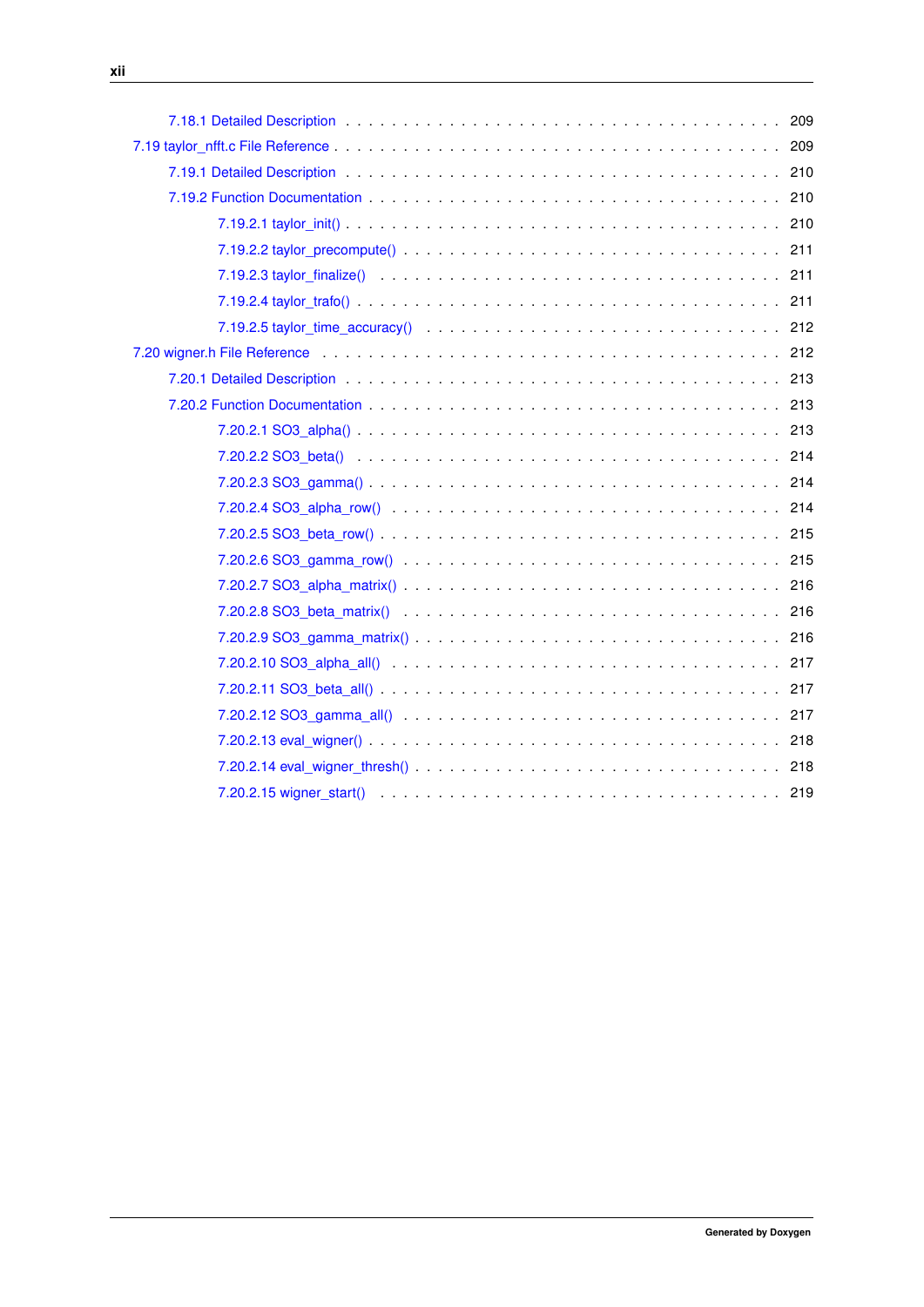7.18.1 Detailed Description . . . . . 209

7.19 taylor_nfft.c File Reference . . . . . 209

7.19.1 Detailed Description . . . . . 210

7.19.2 Function Documentation . . . . . 210

7.19.2.1 taylor_init() . . . . . 210

7.19.2.2 taylor_precompute() . . . . . 211

7.19.2.3 taylor_finalize() . . . . . 211

7.19.2.4 taylor_trafo() . . . . . 211

7.19.2.5 taylor_time_accuracy() . . . . . 212

7.20 wigner.h File Reference . . . . . 212

7.20.1 Detailed Description . . . . . 213

7.20.2 Function Documentation . . . . . 213

7.20.2.1 SO3_alpha() . . . . . 213

7.20.2.2 SO3_beta() . . . . . 214

7.20.2.3 SO3_gamma() . . . . . 214

7.20.2.4 SO3_alpha_row() . . . . . 214

7.20.2.5 SO3_beta_row() . . . . . 215

7.20.2.6 SO3_gamma_row() . . . . . 215

7.20.2.7 SO3_alpha_matrix() . . . . . 216

7.20.2.8 SO3_beta_matrix() . . . . . 216

7.20.2.9 SO3_gamma_matrix() . . . . . 216

7.20.2.10 SO3_alpha_all() . . . . . 217

7.20.2.11 SO3_beta_all() . . . . . 217

7.20.2.12 SO3_gamma_all() . . . . . 217

7.20.2.13 eval_wigner() . . . . . 218

7.20.2.14 eval_wigner_thresh() . . . . . 218

7.20.2.15 wigner_start() . . . . . 219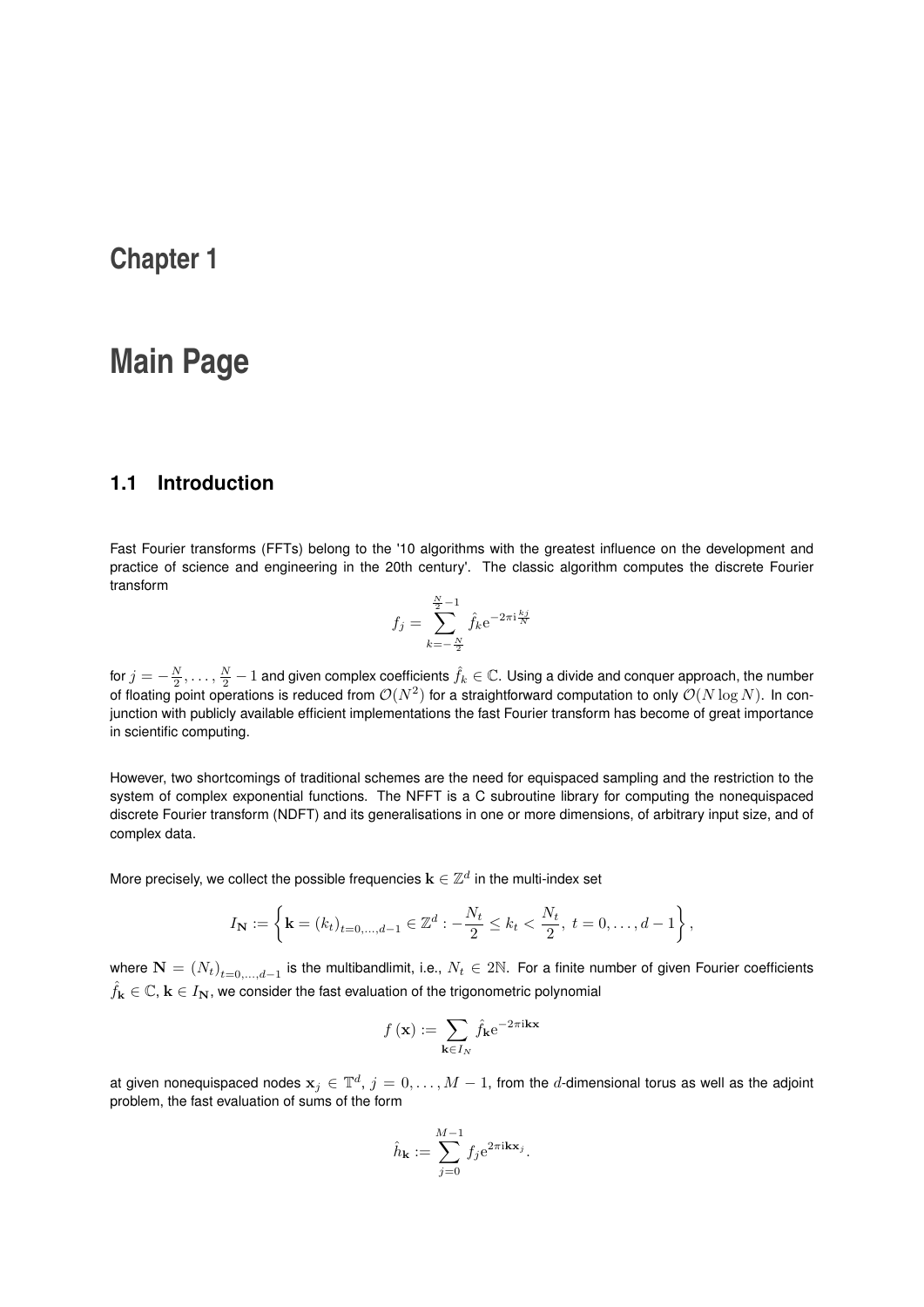# Chapter 1

# Main Page

## 1.1 Introduction

Fast Fourier transforms (FFTs) belong to the '10 algorithms with the greatest influence on the development and practice of science and engineering in the 20th century'. The classic algorithm computes the discrete Fourier transform

$$f_j = \sum_{k=-\frac{N}{2}}^{\frac{N}{2}-1} \hat{f}_k \mathrm{e}^{-2\pi\mathrm{i}\frac{kj}{N}}$$

for $j = -\frac{N}{2}, \ldots, \frac{N}{2}-1$ and given complex coefficients $\hat{f}_k \in \mathbb{C}$. Using a divide and conquer approach, the number of floating point operations is reduced from $\mathcal{O}(N^2)$ for a straightforward computation to only $\mathcal{O}(N \log N)$. In conjunction with publicly available efficient implementations the fast Fourier transform has become of great importance in scientific computing.

However, two shortcomings of traditional schemes are the need for equispaced sampling and the restriction to the system of complex exponential functions. The NFFT is a C subroutine library for computing the nonequispaced discrete Fourier transform (NDFT) and its generalisations in one or more dimensions, of arbitrary input size, and of complex data.

More precisely, we collect the possible frequencies $\mathbf{k} \in \mathbb{Z}^d$ in the multi-index set

$$I_{\mathbf{N}} := \left\{ \mathbf{k} = (k_t)_{t=0,\ldots,d-1} \in \mathbb{Z}^d : -\frac{N_t}{2} \leq k_t < \frac{N_t}{2},\ t = 0, \ldots, d-1 \right\},$$

where $\mathbf{N} = (N_t)_{t=0,\ldots,d-1}$ is the multibandlimit, i.e., $N_t \in 2\mathbb{N}$. For a finite number of given Fourier coefficients $\hat{f}_{\mathbf{k}} \in \mathbb{C}$, $\mathbf{k} \in I_{\mathbf{N}}$, we consider the fast evaluation of the trigonometric polynomial

$$f(\mathbf{x}) := \sum_{\mathbf{k} \in I_N} \hat{f}_{\mathbf{k}} \mathrm{e}^{-2\pi\mathrm{i}\mathbf{k}\mathbf{x}}$$

at given nonequispaced nodes $\mathbf{x}_j \in \mathbb{T}^d$, $j = 0, \ldots, M-1$, from the $d$-dimensional torus as well as the adjoint problem, the fast evaluation of sums of the form

$$\hat{h}_{\mathbf{k}} := \sum_{j=0}^{M-1} f_j \mathrm{e}^{2\pi\mathrm{i}\mathbf{k}\mathbf{x}_j}.$$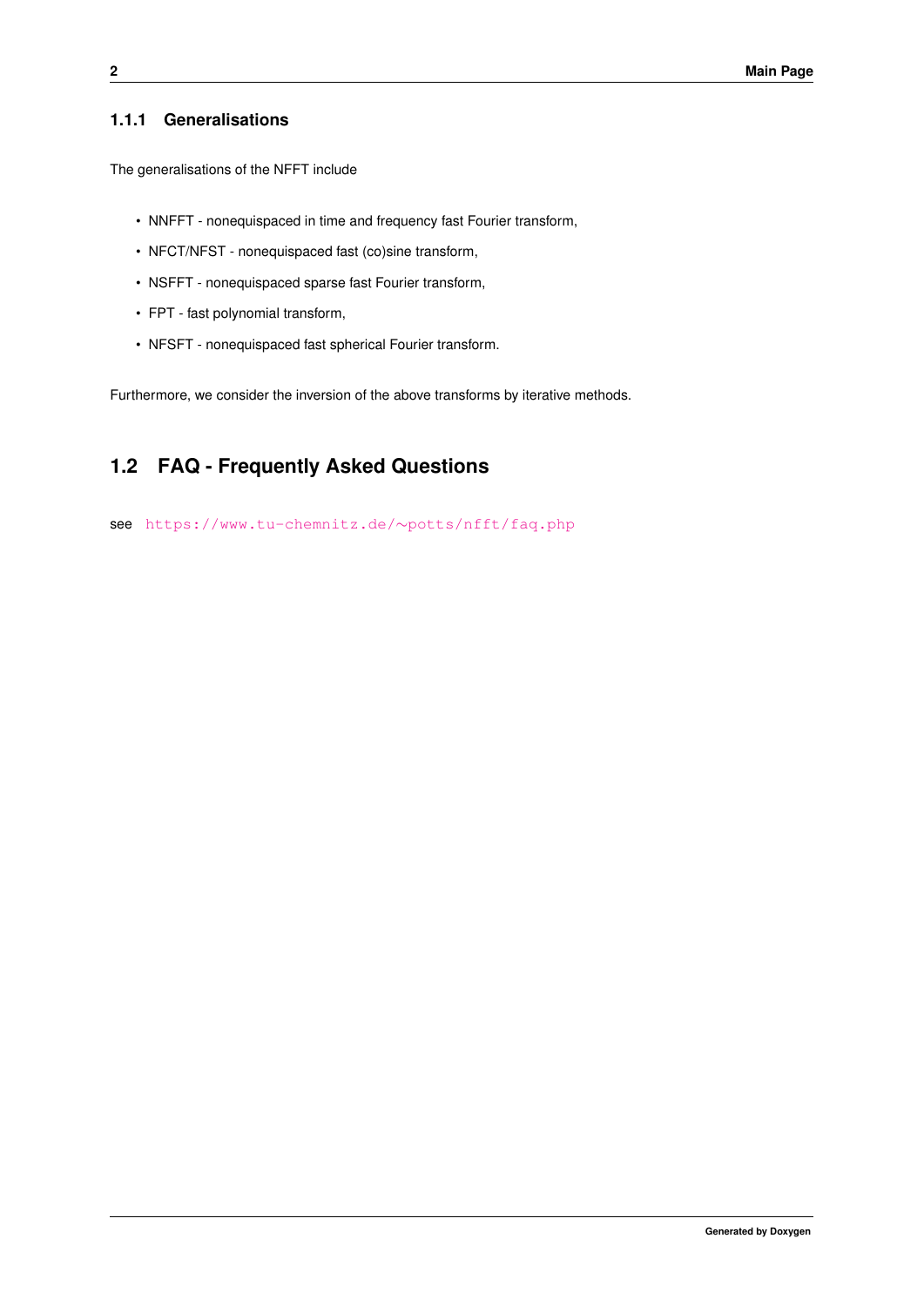### 1.1.1 Generalisations

The generalisations of the NFFT include

- NNFFT - nonequispaced in time and frequency fast Fourier transform,
- NFCT/NFST - nonequispaced fast (co)sine transform,
- NSFFT - nonequispaced sparse fast Fourier transform,
- FPT - fast polynomial transform,
- NFSFT - nonequispaced fast spherical Fourier transform.

Furthermore, we consider the inversion of the above transforms by iterative methods.

## 1.2 FAQ - Frequently Asked Questions

see `https://www.tu-chemnitz.de/~potts/nfft/faq.php`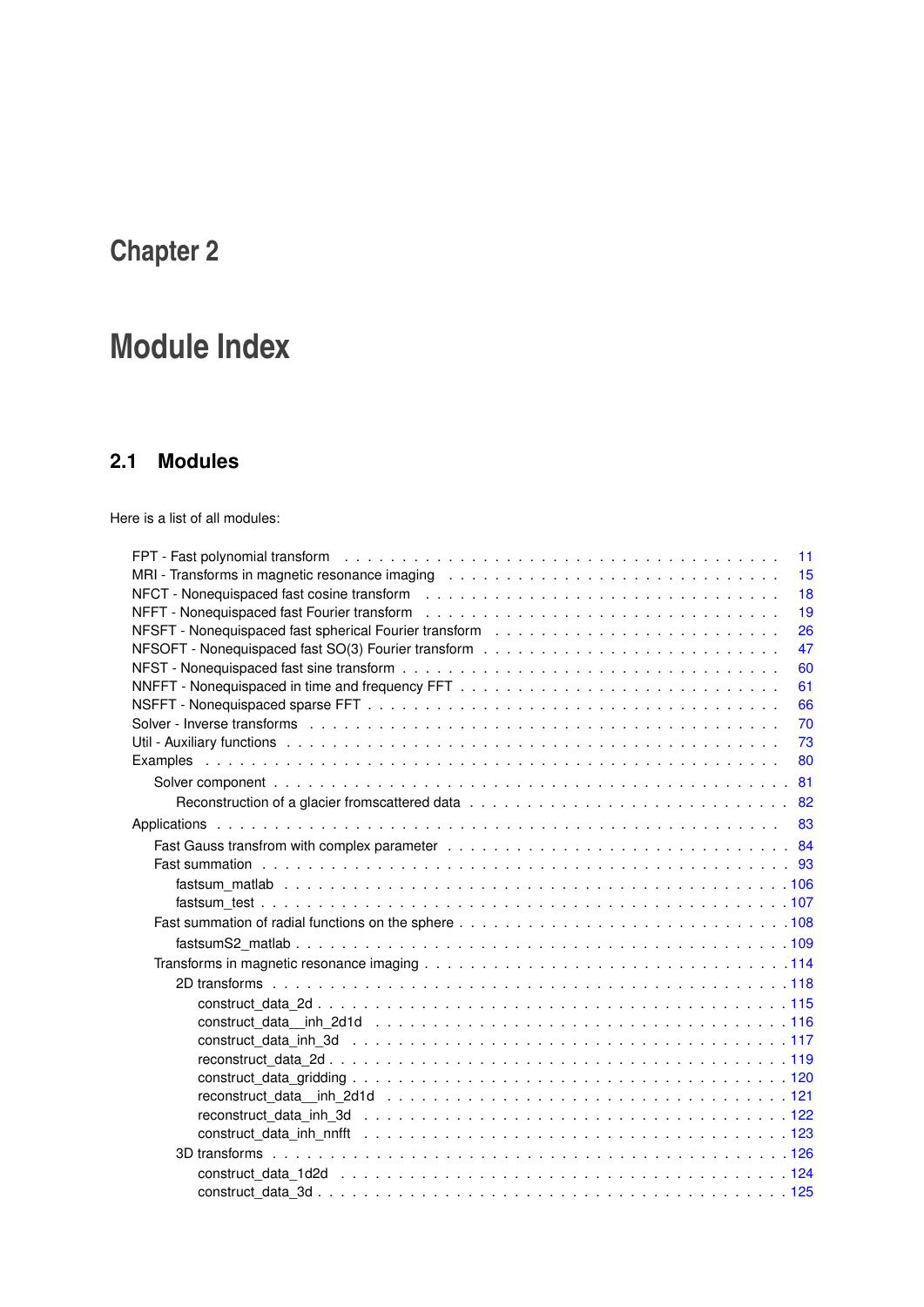# Chapter 2

# Module Index

## 2.1 Modules

Here is a list of all modules:

- FPT - Fast polynomial transform . . . . . 11
- MRI - Transforms in magnetic resonance imaging . . . . . 15
- NFCT - Nonequispaced fast cosine transform . . . . . 18
- NFFT - Nonequispaced fast Fourier transform . . . . . 19
- NFSFT - Nonequispaced fast spherical Fourier transform . . . . . 26
- NFSOFT - Nonequispaced fast SO(3) Fourier transform . . . . . 47
- NFST - Nonequispaced fast sine transform . . . . . 60
- NNFFT - Nonequispaced in time and frequency FFT . . . . . 61
- NSFFT - Nonequispaced sparse FFT . . . . . 66
- Solver - Inverse transforms . . . . . 70
- Util - Auxiliary functions . . . . . 73
- Examples . . . . . 80
  - Solver component . . . . . 81
    - Reconstruction of a glacier fromscattered data . . . . . 82
- Applications . . . . . 83
  - Fast Gauss transfrom with complex parameter . . . . . 84
  - Fast summation . . . . . 93
    - fastsum_matlab . . . . . 106
    - fastsum_test . . . . . 107
  - Fast summation of radial functions on the sphere . . . . . 108
    - fastsumS2_matlab . . . . . 109
  - Transforms in magnetic resonance imaging . . . . . 114
    - 2D transforms . . . . . 118
      - construct_data_2d . . . . . 115
      - construct_data__inh_2d1d . . . . . 116
      - construct_data_inh_3d . . . . . 117
      - reconstruct_data_2d . . . . . 119
      - construct_data_gridding . . . . . 120
      - reconstruct_data__inh_2d1d . . . . . 121
      - reconstruct_data_inh_3d . . . . . 122
      - construct_data_inh_nnfft . . . . . 123
    - 3D transforms . . . . . 126
      - construct_data_1d2d . . . . . 124
      - construct_data_3d . . . . . 125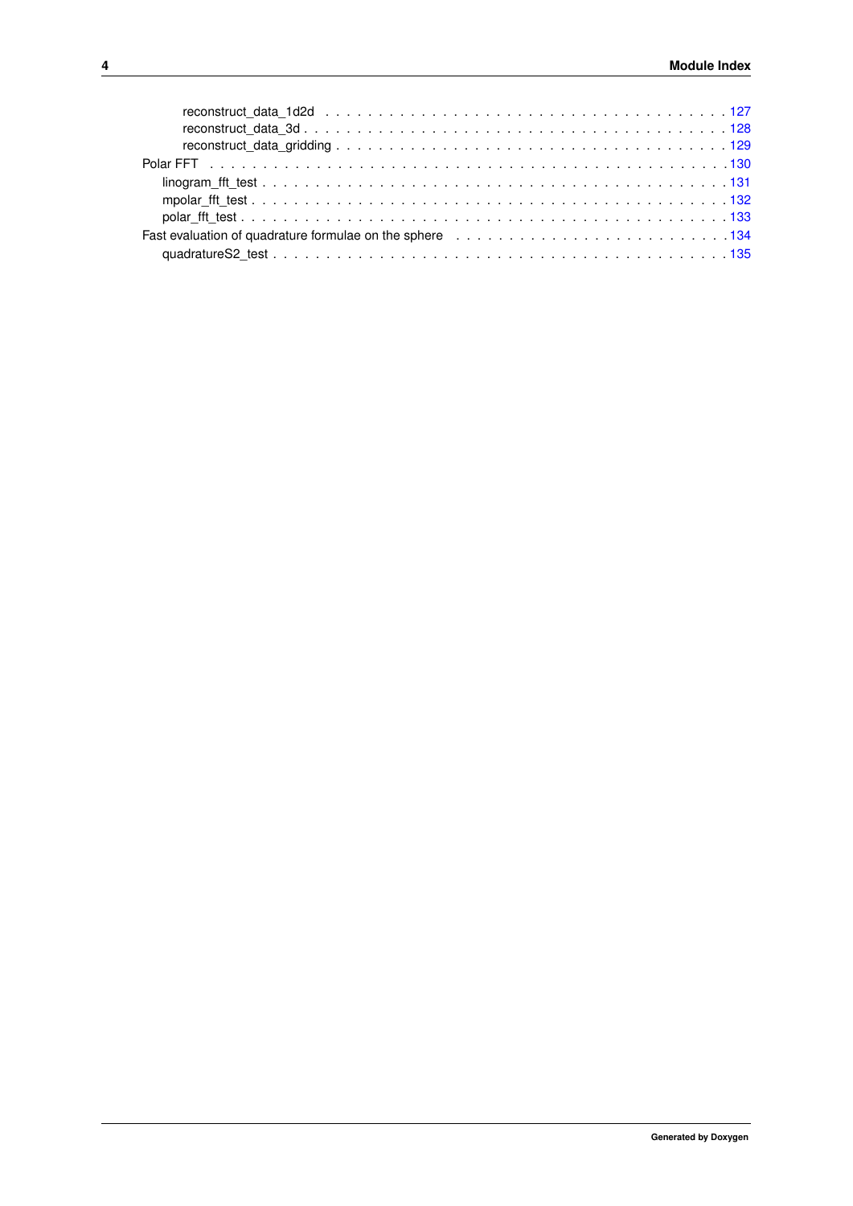- reconstruct_data_1d2d . . . . . . . . . . . . . . . . . . . . . . . . . . . . . . . . . . . . . . . . 127
- reconstruct_data_3d . . . . . . . . . . . . . . . . . . . . . . . . . . . . . . . . . . . . . . . . 128
- reconstruct_data_gridding . . . . . . . . . . . . . . . . . . . . . . . . . . . . . . . . . . . . . . 129

Polar FFT . . . . . . . . . . . . . . . . . . . . . . . . . . . . . . . . . . . . . . . . . . . . . . . 130

- linogram_fft_test . . . . . . . . . . . . . . . . . . . . . . . . . . . . . . . . . . . . . . . . . . 131
- mpolar_fft_test . . . . . . . . . . . . . . . . . . . . . . . . . . . . . . . . . . . . . . . . . . . 132
- polar_fft_test . . . . . . . . . . . . . . . . . . . . . . . . . . . . . . . . . . . . . . . . . . . . 133

Fast evaluation of quadrature formulae on the sphere . . . . . . . . . . . . . . . . . . . . . . . . . 134

- quadratureS2_test . . . . . . . . . . . . . . . . . . . . . . . . . . . . . . . . . . . . . . . . . . 135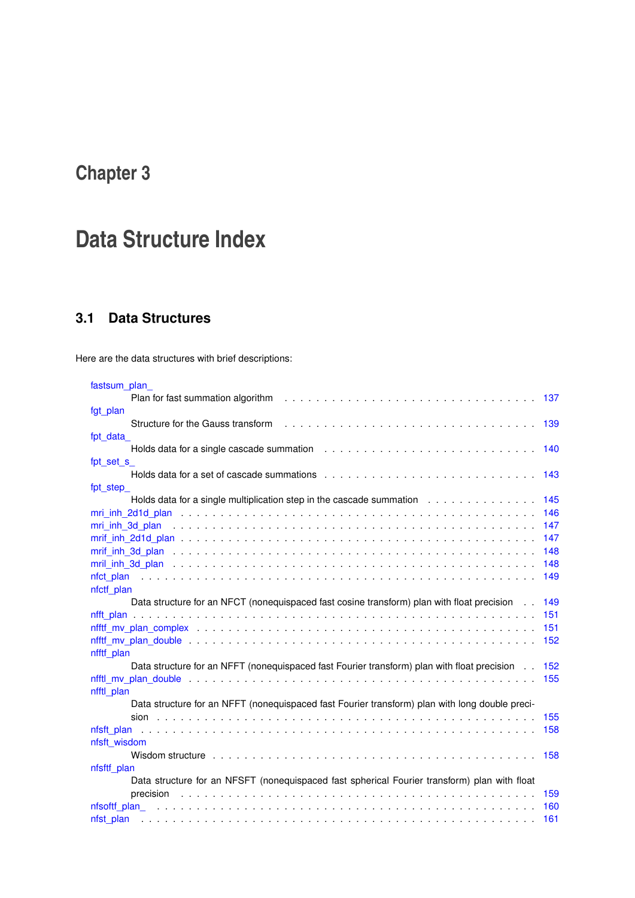# Chapter 3

# Data Structure Index

## 3.1 Data Structures

Here are the data structures with brief descriptions:

- fastsum_plan_
  Plan for fast summation algorithm . . . 137
- fgt_plan
  Structure for the Gauss transform . . . 139
- fpt_data_
  Holds data for a single cascade summation . . . 140
- fpt_set_s_
  Holds data for a set of cascade summations . . . 143
- fpt_step_
  Holds data for a single multiplication step in the cascade summation . . . 145
- mri_inh_2d1d_plan . . . 146
- mri_inh_3d_plan . . . 147
- mrif_inh_2d1d_plan . . . 147
- mrif_inh_3d_plan . . . 148
- mril_inh_3d_plan . . . 148
- nfct_plan . . . 149
- nfctf_plan
  Data structure for an NFCT (nonequispaced fast cosine transform) plan with float precision . . . 149
- nfft_plan . . . 151
- nfftf_mv_plan_complex . . . 151
- nfftf_mv_plan_double . . . 152
- nfftf_plan
  Data structure for an NFFT (nonequispaced fast Fourier transform) plan with float precision . . . 152
- nfftl_mv_plan_double . . . 155
- nfftl_plan
  Data structure for an NFFT (nonequispaced fast Fourier transform) plan with long double precision . . . 155
- nfsft_plan . . . 158
- nfsft_wisdom
  Wisdom structure . . . 158
- nfsftf_plan
  Data structure for an NFSFT (nonequispaced fast spherical Fourier transform) plan with float precision . . . 159
- nfsoftf_plan_ . . . 160
- nfst_plan . . . 161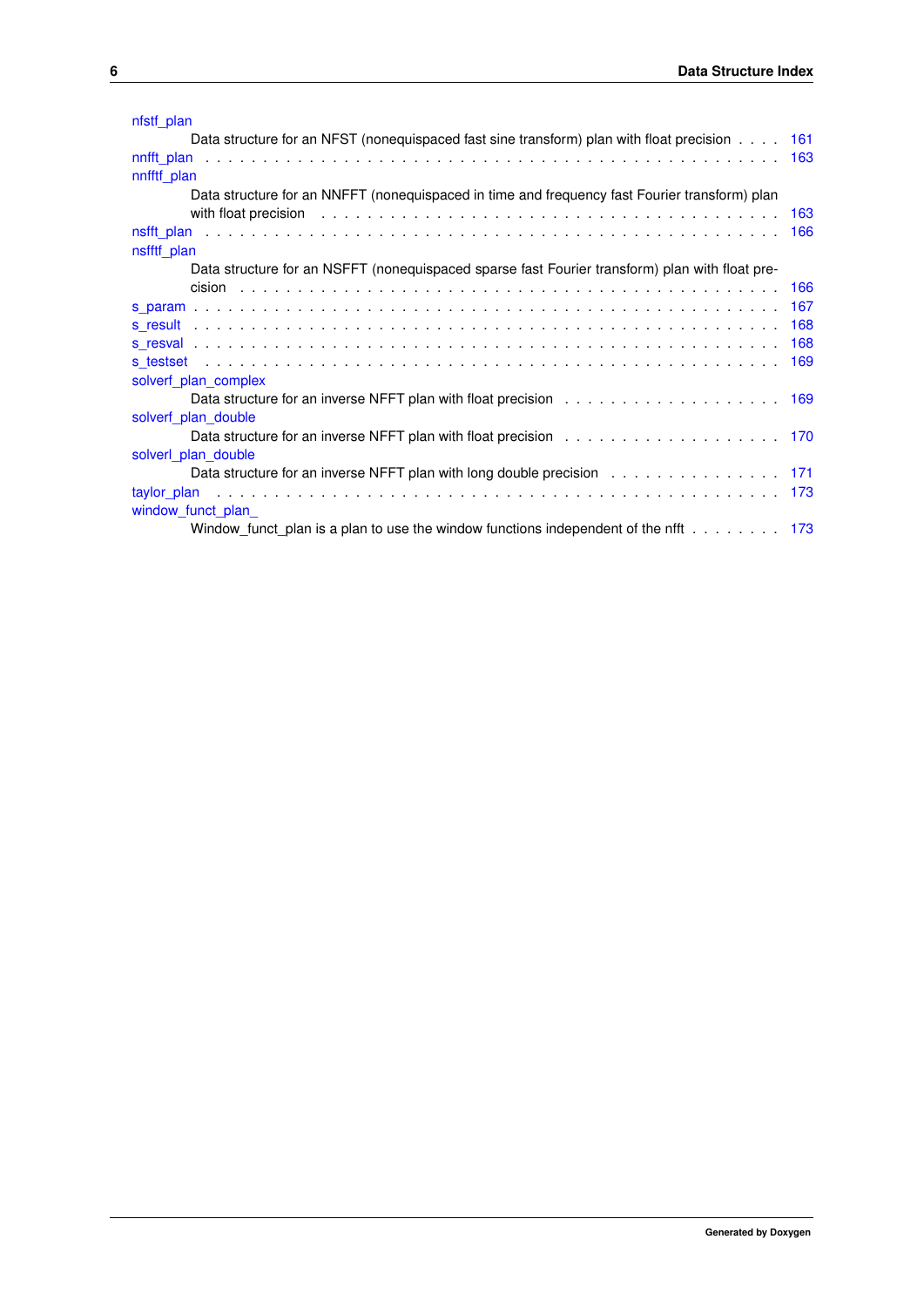nfstf_plan
: Data structure for an NFST (nonequispaced fast sine transform) plan with float precision . . . . 161

nnfft_plan . . . . . . . . . . . . . . . . . . . . . . . . . . . . . . . . . . . . . . . . . . . . . . . . . . . . . 163

nnfftf_plan
: Data structure for an NNFFT (nonequispaced in time and frequency fast Fourier transform) plan with float precision . . . . . . . . . . . . . . . . . . . . . . . . . . . . . . . . . . . . . 163

nsfft_plan . . . . . . . . . . . . . . . . . . . . . . . . . . . . . . . . . . . . . . . . . . . . . . . . . . . . . 166

nsfftf_plan
: Data structure for an NSFFT (nonequispaced sparse fast Fourier transform) plan with float precision . . . . . . . . . . . . . . . . . . . . . . . . . . . . . . . . . . . . . . . . . . . . . . . 166

s_param . . . . . . . . . . . . . . . . . . . . . . . . . . . . . . . . . . . . . . . . . . . . . . . . . . . . . . 167

s_result . . . . . . . . . . . . . . . . . . . . . . . . . . . . . . . . . . . . . . . . . . . . . . . . . . . . . . 168

s_resval . . . . . . . . . . . . . . . . . . . . . . . . . . . . . . . . . . . . . . . . . . . . . . . . . . . . . . 168

s_testset . . . . . . . . . . . . . . . . . . . . . . . . . . . . . . . . . . . . . . . . . . . . . . . . . . . . . 169

solverf_plan_complex
: Data structure for an inverse NFFT plan with float precision . . . . . . . . . . . . . . . . . . . 169

solverf_plan_double
: Data structure for an inverse NFFT plan with float precision . . . . . . . . . . . . . . . . . . . 170

solverl_plan_double
: Data structure for an inverse NFFT plan with long double precision . . . . . . . . . . . . . . . 171

taylor_plan . . . . . . . . . . . . . . . . . . . . . . . . . . . . . . . . . . . . . . . . . . . . . . . . . . . . 173

window_funct_plan_
: Window_funct_plan is a plan to use the window functions independent of the nfft . . . . . . . . 173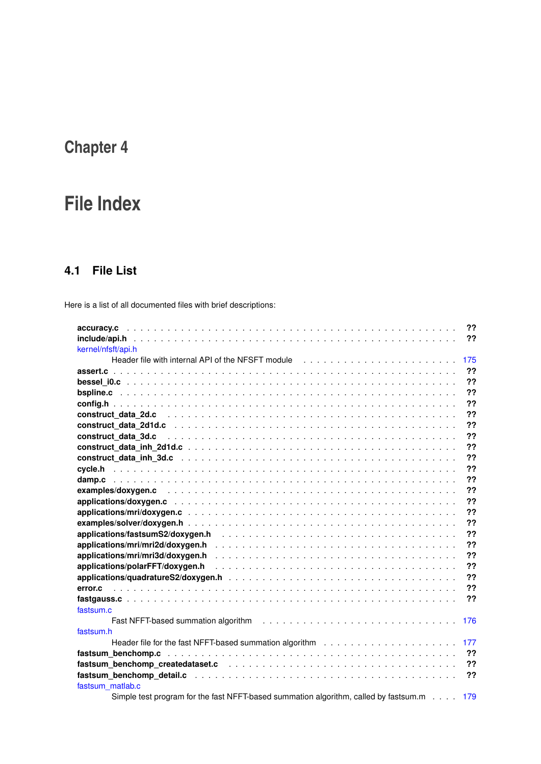# Chapter 4

# File Index

## 4.1 File List

Here is a list of all documented files with brief descriptions:

| File | Page |
|---|---|
| **accuracy.c** | ?? |
| **include/api.h** | ?? |
| kernel/nfsft/api.h<br>Header file with internal API of the NFSFT module | 175 |
| **assert.c** | ?? |
| **bessel_i0.c** | ?? |
| **bspline.c** | ?? |
| **config.h** | ?? |
| **construct_data_2d.c** | ?? |
| **construct_data_2d1d.c** | ?? |
| **construct_data_3d.c** | ?? |
| **construct_data_inh_2d1d.c** | ?? |
| **construct_data_inh_3d.c** | ?? |
| **cycle.h** | ?? |
| **damp.c** | ?? |
| **examples/doxygen.c** | ?? |
| **applications/doxygen.c** | ?? |
| **applications/mri/doxygen.c** | ?? |
| **examples/solver/doxygen.h** | ?? |
| **applications/fastsumS2/doxygen.h** | ?? |
| **applications/mri/mri2d/doxygen.h** | ?? |
| **applications/mri/mri3d/doxygen.h** | ?? |
| **applications/polarFFT/doxygen.h** | ?? |
| **applications/quadratureS2/doxygen.h** | ?? |
| **error.c** | ?? |
| **fastgauss.c** | ?? |
| fastsum.c<br>Fast NFFT-based summation algorithm | 176 |
| fastsum.h<br>Header file for the fast NFFT-based summation algorithm | 177 |
| **fastsum_benchomp.c** | ?? |
| **fastsum_benchomp_createdataset.c** | ?? |
| **fastsum_benchomp_detail.c** | ?? |
| fastsum_matlab.c<br>Simple test program for the fast NFFT-based summation algorithm, called by fastsum.m | 179 |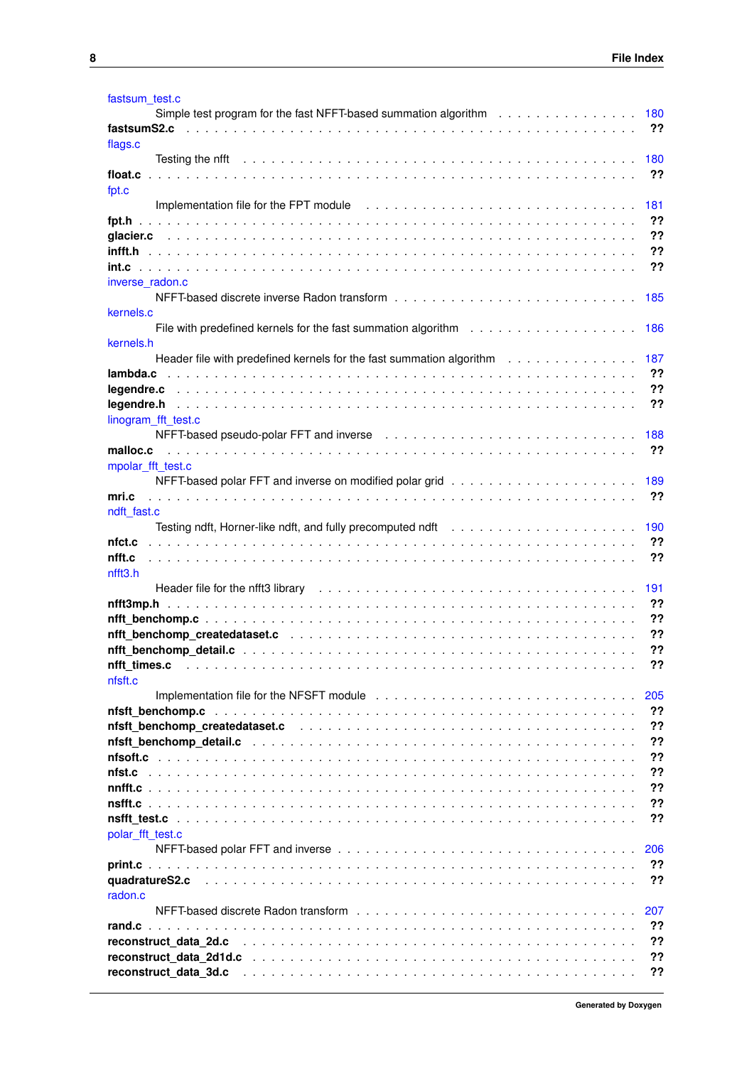fastsum_test.c
Simple test program for the fast NFFT-based summation algorithm . . . . . . . . . . . . . . 180
**fastsumS2.c** . . . . . . . . . . . . . . . . . . . . . . . . . . . . . . . . . . . . . . . . . ??
flags.c
Testing the nfft . . . . . . . . . . . . . . . . . . . . . . . . . . . . . . . . . . . . . . . 180
**float.c** . . . . . . . . . . . . . . . . . . . . . . . . . . . . . . . . . . . . . . . . . . . ??
fpt.c
Implementation file for the FPT module . . . . . . . . . . . . . . . . . . . . . . . . . . 181
**fpt.h** . . . . . . . . . . . . . . . . . . . . . . . . . . . . . . . . . . . . . . . . . . . . ??
**glacier.c** . . . . . . . . . . . . . . . . . . . . . . . . . . . . . . . . . . . . . . . . . . ??
**infft.h** . . . . . . . . . . . . . . . . . . . . . . . . . . . . . . . . . . . . . . . . . . . ??
**int.c** . . . . . . . . . . . . . . . . . . . . . . . . . . . . . . . . . . . . . . . . . . . . ??
inverse_radon.c
NFFT-based discrete inverse Radon transform . . . . . . . . . . . . . . . . . . . . . . . 185
kernels.c
File with predefined kernels for the fast summation algorithm . . . . . . . . . . . . . . . . 186
kernels.h
Header file with predefined kernels for the fast summation algorithm . . . . . . . . . . . . . 187
**lambda.c** . . . . . . . . . . . . . . . . . . . . . . . . . . . . . . . . . . . . . . . . . . ??
**legendre.c** . . . . . . . . . . . . . . . . . . . . . . . . . . . . . . . . . . . . . . . . . ??
**legendre.h** . . . . . . . . . . . . . . . . . . . . . . . . . . . . . . . . . . . . . . . . . ??
linogram_fft_test.c
NFFT-based pseudo-polar FFT and inverse . . . . . . . . . . . . . . . . . . . . . . . . . 188
**malloc.c** . . . . . . . . . . . . . . . . . . . . . . . . . . . . . . . . . . . . . . . . . . ??
mpolar_fft_test.c
NFFT-based polar FFT and inverse on modified polar grid . . . . . . . . . . . . . . . . . . 189
**mri.c** . . . . . . . . . . . . . . . . . . . . . . . . . . . . . . . . . . . . . . . . . . . . ??
ndft_fast.c
Testing ndft, Horner-like ndft, and fully precomputed ndft . . . . . . . . . . . . . . . . . . 190
**nfct.c** . . . . . . . . . . . . . . . . . . . . . . . . . . . . . . . . . . . . . . . . . . . . ??
**nfft.c** . . . . . . . . . . . . . . . . . . . . . . . . . . . . . . . . . . . . . . . . . . . . ??
nfft3.h
Header file for the nfft3 library . . . . . . . . . . . . . . . . . . . . . . . . . . . . . . . 191
**nfft3mp.h** . . . . . . . . . . . . . . . . . . . . . . . . . . . . . . . . . . . . . . . . . . ??
**nfft_benchomp.c** . . . . . . . . . . . . . . . . . . . . . . . . . . . . . . . . . . . . . . ??
**nfft_benchomp_createdataset.c** . . . . . . . . . . . . . . . . . . . . . . . . . . . . . . ??
**nfft_benchomp_detail.c** . . . . . . . . . . . . . . . . . . . . . . . . . . . . . . . . . . ??
**nfft_times.c** . . . . . . . . . . . . . . . . . . . . . . . . . . . . . . . . . . . . . . . . ??
nfsft.c
Implementation file for the NFSFT module . . . . . . . . . . . . . . . . . . . . . . . . . 205
**nfsft_benchomp.c** . . . . . . . . . . . . . . . . . . . . . . . . . . . . . . . . . . . . . ??
**nfsft_benchomp_createdataset.c** . . . . . . . . . . . . . . . . . . . . . . . . . . . . . ??
**nfsft_benchomp_detail.c** . . . . . . . . . . . . . . . . . . . . . . . . . . . . . . . . . ??
**nfsoft.c** . . . . . . . . . . . . . . . . . . . . . . . . . . . . . . . . . . . . . . . . . . ??
**nfst.c** . . . . . . . . . . . . . . . . . . . . . . . . . . . . . . . . . . . . . . . . . . . . ??
**nnfft.c** . . . . . . . . . . . . . . . . . . . . . . . . . . . . . . . . . . . . . . . . . . . ??
**nsfft.c** . . . . . . . . . . . . . . . . . . . . . . . . . . . . . . . . . . . . . . . . . . . ??
**nsfft_test.c** . . . . . . . . . . . . . . . . . . . . . . . . . . . . . . . . . . . . . . . . ??
polar_fft_test.c
NFFT-based polar FFT and inverse . . . . . . . . . . . . . . . . . . . . . . . . . . . . . 206
**print.c** . . . . . . . . . . . . . . . . . . . . . . . . . . . . . . . . . . . . . . . . . . . ??
**quadratureS2.c** . . . . . . . . . . . . . . . . . . . . . . . . . . . . . . . . . . . . . . . ??
radon.c
NFFT-based discrete Radon transform . . . . . . . . . . . . . . . . . . . . . . . . . . . . 207
**rand.c** . . . . . . . . . . . . . . . . . . . . . . . . . . . . . . . . . . . . . . . . . . . . ??
**reconstruct_data_2d.c** . . . . . . . . . . . . . . . . . . . . . . . . . . . . . . . . . . . ??
**reconstruct_data_2d1d.c** . . . . . . . . . . . . . . . . . . . . . . . . . . . . . . . . . . ??
**reconstruct_data_3d.c** . . . . . . . . . . . . . . . . . . . . . . . . . . . . . . . . . . . ??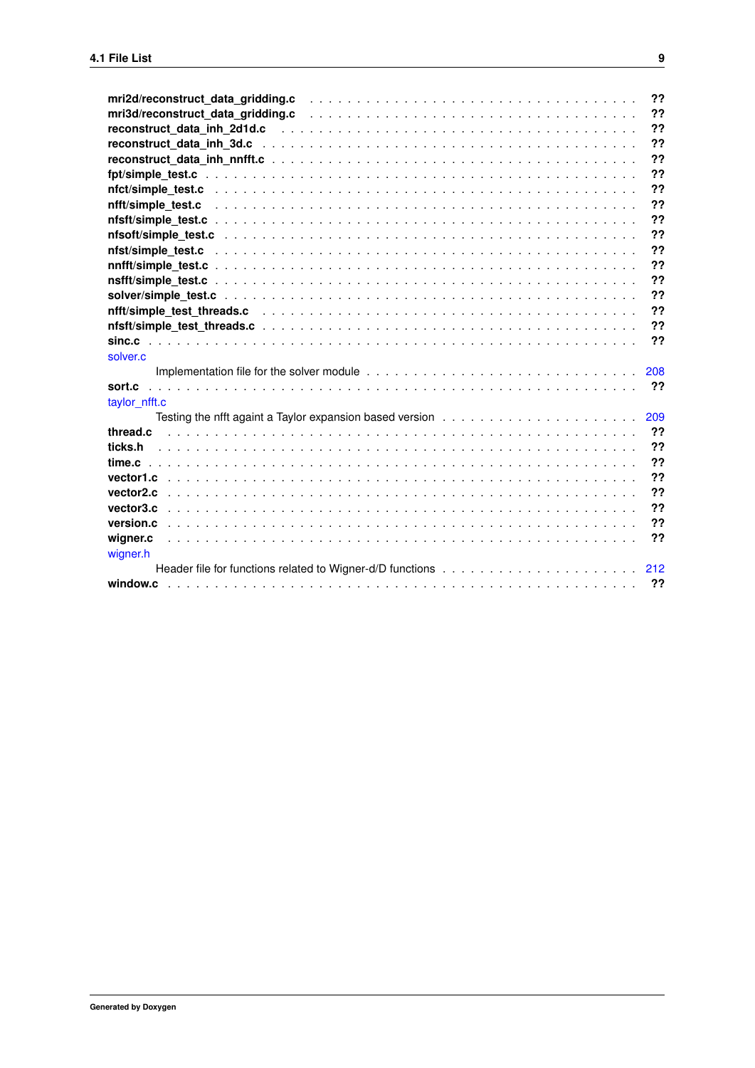**mri2d/reconstruct_data_gridding.c** . . . . . . . . . . . . . . . . . . . . . . . . . . . . . . . . . . ??
**mri3d/reconstruct_data_gridding.c** . . . . . . . . . . . . . . . . . . . . . . . . . . . . . . . . . . ??
**reconstruct_data_inh_2d1d.c** . . . . . . . . . . . . . . . . . . . . . . . . . . . . . . . . . . . . . ??
**reconstruct_data_inh_3d.c** . . . . . . . . . . . . . . . . . . . . . . . . . . . . . . . . . . . . . . ??
**reconstruct_data_inh_nnfft.c** . . . . . . . . . . . . . . . . . . . . . . . . . . . . . . . . . . . . ??
**fpt/simple_test.c** . . . . . . . . . . . . . . . . . . . . . . . . . . . . . . . . . . . . . . . . . . ??
**nfct/simple_test.c** . . . . . . . . . . . . . . . . . . . . . . . . . . . . . . . . . . . . . . . . . ??
**nfft/simple_test.c** . . . . . . . . . . . . . . . . . . . . . . . . . . . . . . . . . . . . . . . . . ??
**nfsft/simple_test.c** . . . . . . . . . . . . . . . . . . . . . . . . . . . . . . . . . . . . . . . . ??
**nfsoft/simple_test.c** . . . . . . . . . . . . . . . . . . . . . . . . . . . . . . . . . . . . . . . ??
**nfst/simple_test.c** . . . . . . . . . . . . . . . . . . . . . . . . . . . . . . . . . . . . . . . . . ??
**nnfft/simple_test.c** . . . . . . . . . . . . . . . . . . . . . . . . . . . . . . . . . . . . . . . . ??
**nsfft/simple_test.c** . . . . . . . . . . . . . . . . . . . . . . . . . . . . . . . . . . . . . . . . ??
**solver/simple_test.c** . . . . . . . . . . . . . . . . . . . . . . . . . . . . . . . . . . . . . . . ??
**nfft/simple_test_threads.c** . . . . . . . . . . . . . . . . . . . . . . . . . . . . . . . . . . . . . ??
**nfsft/simple_test_threads.c** . . . . . . . . . . . . . . . . . . . . . . . . . . . . . . . . . . . . ??
**sinc.c** . . . . . . . . . . . . . . . . . . . . . . . . . . . . . . . . . . . . . . . . . . . . . . . ??

solver.c
Implementation file for the solver module . . . . . . . . . . . . . . . . . . . . . . . . . . . . 208

**sort.c** . . . . . . . . . . . . . . . . . . . . . . . . . . . . . . . . . . . . . . . . . . . . . . . ??

taylor_nfft.c
Testing the nfft againt a Taylor expansion based version . . . . . . . . . . . . . . . . . . . . 209

**thread.c** . . . . . . . . . . . . . . . . . . . . . . . . . . . . . . . . . . . . . . . . . . . . . . ??
**ticks.h** . . . . . . . . . . . . . . . . . . . . . . . . . . . . . . . . . . . . . . . . . . . . . . . ??
**time.c** . . . . . . . . . . . . . . . . . . . . . . . . . . . . . . . . . . . . . . . . . . . . . . . ??
**vector1.c** . . . . . . . . . . . . . . . . . . . . . . . . . . . . . . . . . . . . . . . . . . . . . . ??
**vector2.c** . . . . . . . . . . . . . . . . . . . . . . . . . . . . . . . . . . . . . . . . . . . . . . ??
**vector3.c** . . . . . . . . . . . . . . . . . . . . . . . . . . . . . . . . . . . . . . . . . . . . . . ??
**version.c** . . . . . . . . . . . . . . . . . . . . . . . . . . . . . . . . . . . . . . . . . . . . . . ??
**wigner.c** . . . . . . . . . . . . . . . . . . . . . . . . . . . . . . . . . . . . . . . . . . . . . . ??

wigner.h
Header file for functions related to Wigner-d/D functions . . . . . . . . . . . . . . . . . . . . 212

**window.c** . . . . . . . . . . . . . . . . . . . . . . . . . . . . . . . . . . . . . . . . . . . . . . ??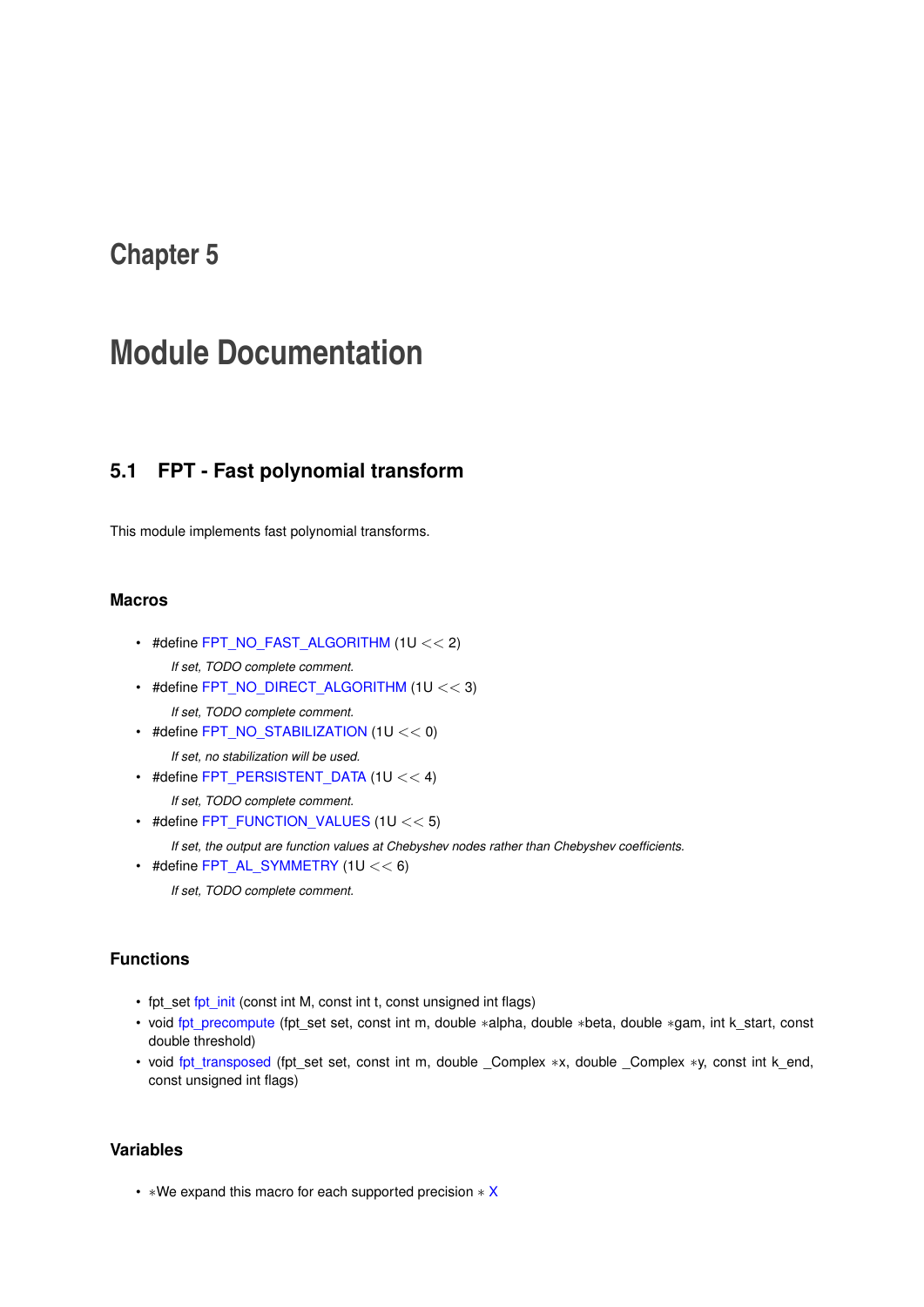# Chapter 5

# Module Documentation

## 5.1 FPT - Fast polynomial transform

This module implements fast polynomial transforms.

### Macros

- #define FPT_NO_FAST_ALGORITHM (1U << 2)

  *If set, TODO complete comment.*
- #define FPT_NO_DIRECT_ALGORITHM (1U << 3)

  *If set, TODO complete comment.*
- #define FPT_NO_STABILIZATION (1U << 0)

  *If set, no stabilization will be used.*
- #define FPT_PERSISTENT_DATA (1U << 4)

  *If set, TODO complete comment.*
- #define FPT_FUNCTION_VALUES (1U << 5)

  *If set, the output are function values at Chebyshev nodes rather than Chebyshev coefficients.*
- #define FPT_AL_SYMMETRY (1U << 6)

  *If set, TODO complete comment.*

### Functions

- fpt_set fpt_init (const int M, const int t, const unsigned int flags)
- void fpt_precompute (fpt_set set, const int m, double ∗alpha, double ∗beta, double ∗gam, int k_start, const double threshold)
- void fpt_transposed (fpt_set set, const int m, double _Complex ∗x, double _Complex ∗y, const int k_end, const unsigned int flags)

### Variables

- ∗We expand this macro for each supported precision ∗ X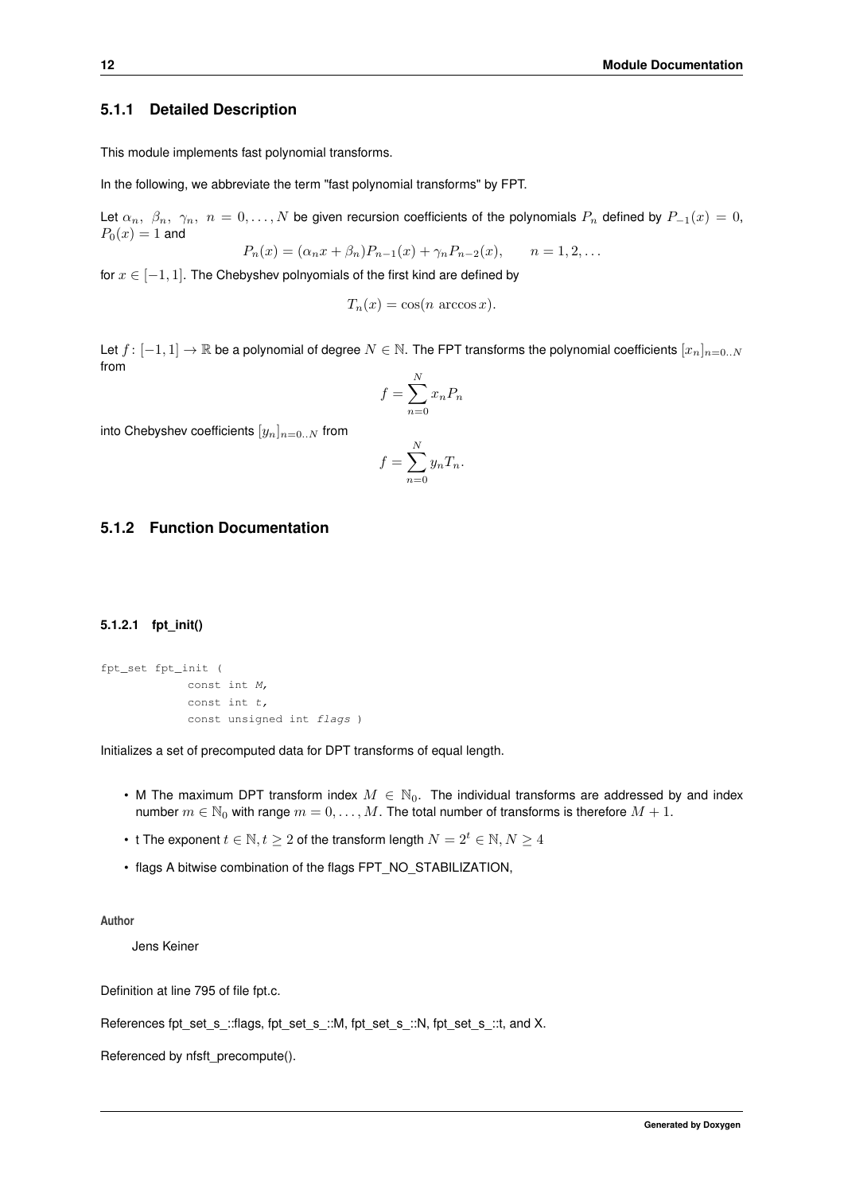### 5.1.1 Detailed Description

This module implements fast polynomial transforms.

In the following, we abbreviate the term "fast polynomial transforms" by FPT.

Let $\alpha_n,\ \beta_n,\ \gamma_n,\ n = 0,\ldots,N$ be given recursion coefficients of the polynomials $P_n$ defined by $P_{-1}(x) = 0$, $P_0(x) = 1$ and

$$P_n(x) = (\alpha_n x + \beta_n) P_{n-1}(x) + \gamma_n P_{n-2}(x), \qquad n = 1, 2, \ldots$$

for $x \in [-1, 1]$. The Chebyshev polnyomials of the first kind are defined by

$$T_n(x) = \cos(n\ \arccos x).$$

Let $f \colon [-1, 1] \to \mathbb{R}$ be a polynomial of degree $N \in \mathbb{N}$. The FPT transforms the polynomial coefficients $[x_n]_{n=0..N}$ from

$$f = \sum_{n=0}^{N} x_n P_n$$

into Chebyshev coefficients $[y_n]_{n=0..N}$ from

$$f = \sum_{n=0}^{N} y_n T_n.$$

### 5.1.2 Function Documentation

#### 5.1.2.1 fpt_init()

```
fpt_set fpt_init (
            const int M,
            const int t,
            const unsigned int flags )
```

Initializes a set of precomputed data for DPT transforms of equal length.

- M The maximum DPT transform index $M \in \mathbb{N}_0$. The individual transforms are addressed by and index number $m \in \mathbb{N}_0$ with range $m = 0, \ldots, M$. The total number of transforms is therefore $M + 1$.
- t The exponent $t \in \mathbb{N}, t \geq 2$ of the transform length $N = 2^t \in \mathbb{N}, N \geq 4$
- flags A bitwise combination of the flags FPT_NO_STABILIZATION,

**Author**

Jens Keiner

Definition at line 795 of file fpt.c.

References fpt_set_s_::flags, fpt_set_s_::M, fpt_set_s_::N, fpt_set_s_::t, and X.

Referenced by nfsft_precompute().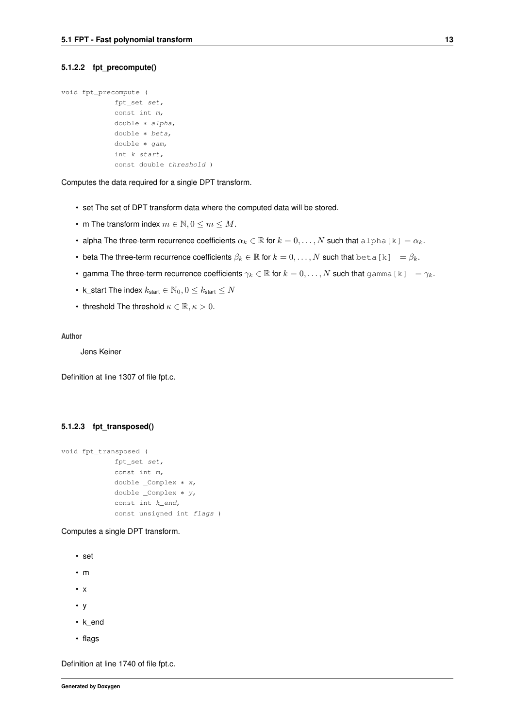#### 5.1.2.2 fpt_precompute()

```
void fpt_precompute (
            fpt_set set,
            const int m,
            double * alpha,
            double * beta,
            double * gam,
            int k_start,
            const double threshold )
```

Computes the data required for a single DPT transform.

- set The set of DPT transform data where the computed data will be stored.
- m The transform index $m \in \mathbb{N}, 0 \leq m \leq M$.
- alpha The three-term recurrence coefficients $\alpha_k \in \mathbb{R}$ for $k = 0, \ldots, N$ such that alpha[k] $= \alpha_k$.
- beta The three-term recurrence coefficients $\beta_k \in \mathbb{R}$ for $k = 0, \ldots, N$ such that beta[k] $= \beta_k$.
- gamma The three-term recurrence coefficients $\gamma_k \in \mathbb{R}$ for $k = 0, \ldots, N$ such that gamma[k] $= \gamma_k$.
- k_start The index $k_{\text{start}} \in \mathbb{N}_0, 0 \leq k_{\text{start}} \leq N$
- threshold The threshold $\kappa \in \mathbb{R}, \kappa > 0$.

**Author**

Jens Keiner

Definition at line 1307 of file fpt.c.

#### 5.1.2.3 fpt_transposed()

```
void fpt_transposed (
            fpt_set set,
            const int m,
            double _Complex * x,
            double _Complex * y,
            const int k_end,
            const unsigned int flags )
```

Computes a single DPT transform.

- set
- m
- x
- y
- k_end
- flags

Definition at line 1740 of file fpt.c.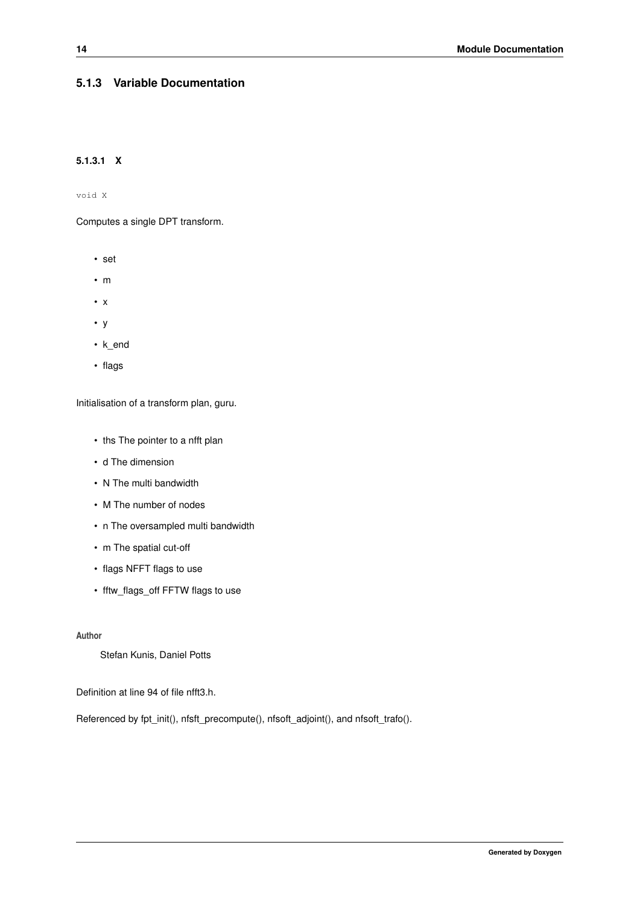### 5.1.3 Variable Documentation

#### 5.1.3.1 X

```
void X
```

Computes a single DPT transform.

- set
- m
- x
- y
- k_end
- flags

Initialisation of a transform plan, guru.

- ths The pointer to a nfft plan
- d The dimension
- N The multi bandwidth
- M The number of nodes
- n The oversampled multi bandwidth
- m The spatial cut-off
- flags NFFT flags to use
- fftw_flags_off FFTW flags to use

**Author**

Stefan Kunis, Daniel Potts

Definition at line 94 of file nfft3.h.

Referenced by fpt_init(), nfsft_precompute(), nfsoft_adjoint(), and nfsoft_trafo().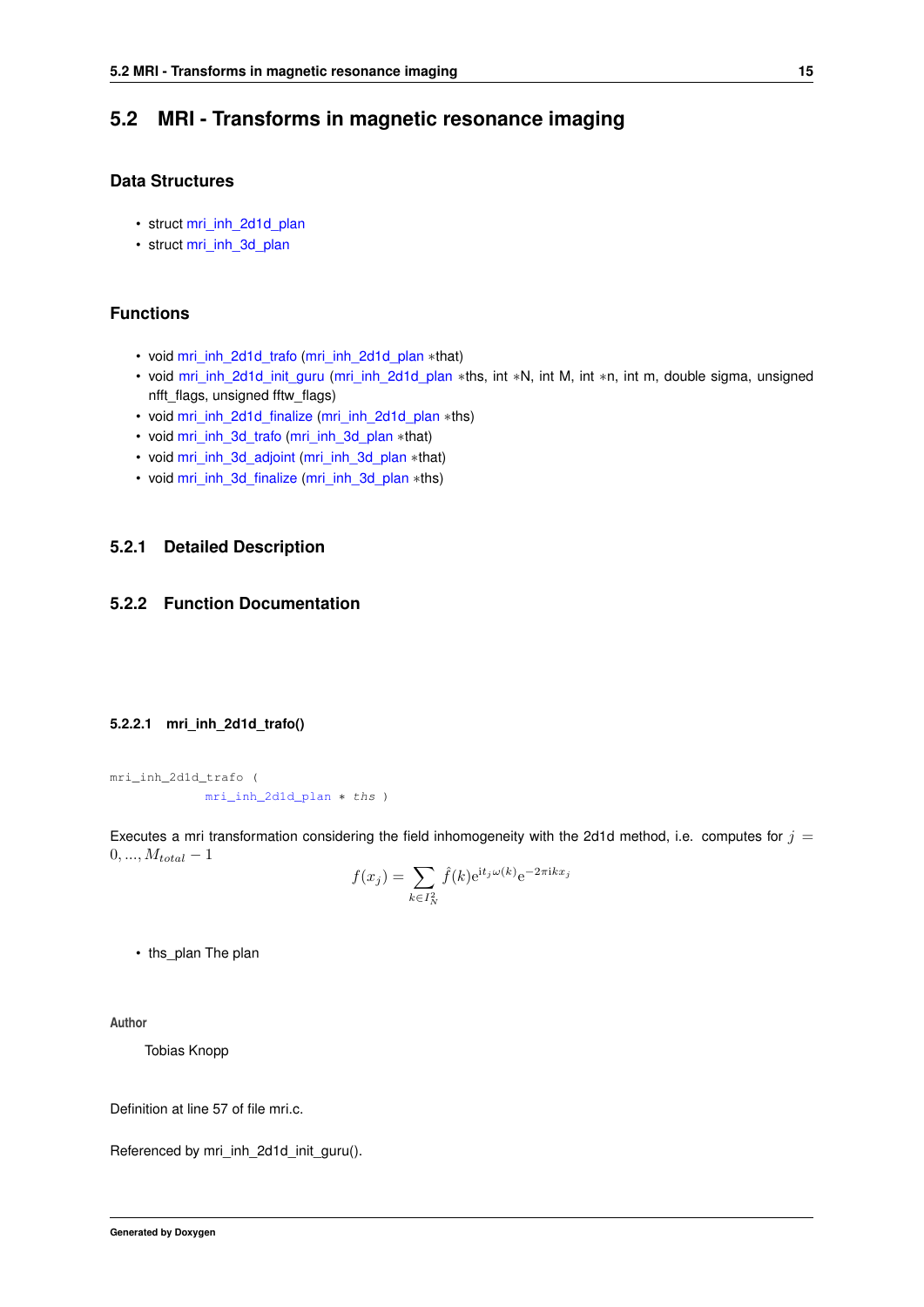## 5.2 MRI - Transforms in magnetic resonance imaging

### Data Structures

- struct mri_inh_2d1d_plan
- struct mri_inh_3d_plan

### Functions

- void mri_inh_2d1d_trafo (mri_inh_2d1d_plan *that)
- void mri_inh_2d1d_init_guru (mri_inh_2d1d_plan *ths, int *N, int M, int *n, int m, double sigma, unsigned nfft_flags, unsigned fftw_flags)
- void mri_inh_2d1d_finalize (mri_inh_2d1d_plan *ths)
- void mri_inh_3d_trafo (mri_inh_3d_plan *that)
- void mri_inh_3d_adjoint (mri_inh_3d_plan *that)
- void mri_inh_3d_finalize (mri_inh_3d_plan *ths)

### 5.2.1 Detailed Description

### 5.2.2 Function Documentation

#### 5.2.2.1 mri_inh_2d1d_trafo()

```
mri_inh_2d1d_trafo (
            mri_inh_2d1d_plan * ths )
```

Executes a mri transformation considering the field inhomogeneity with the 2d1d method, i.e. computes for $j = 0, ..., M_{total} - 1$

$$f(x_j) = \sum_{k \in I_N^2} \hat{f}(k) \mathrm{e}^{\mathrm{i} t_j \omega(k)} \mathrm{e}^{-2\pi \mathrm{i} k x_j}$$

- ths_plan The plan

**Author**

Tobias Knopp

Definition at line 57 of file mri.c.

Referenced by mri_inh_2d1d_init_guru().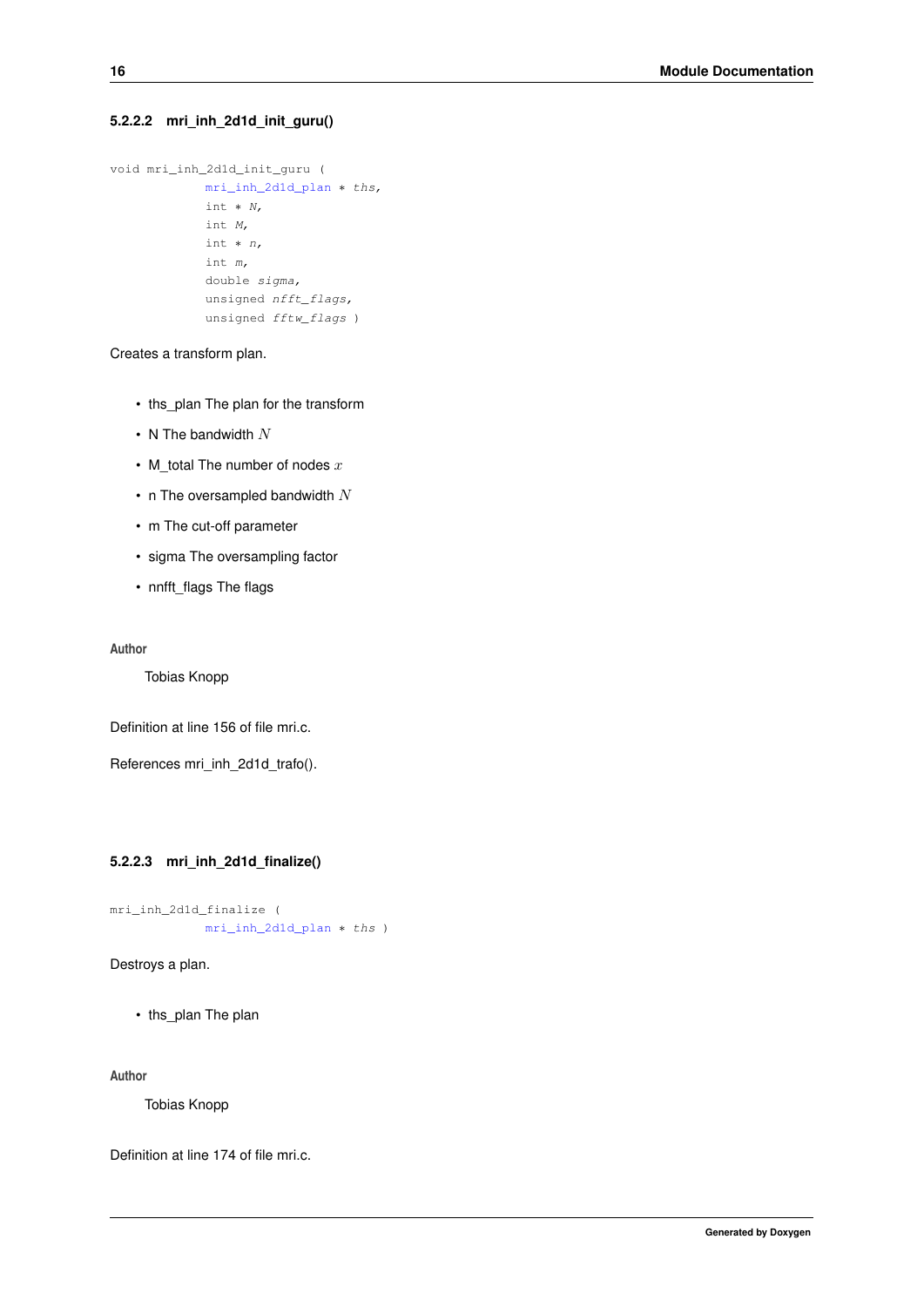#### 5.2.2.2 mri_inh_2d1d_init_guru()

```
void mri_inh_2d1d_init_guru (
            mri_inh_2d1d_plan * ths,
            int * N,
            int M,
            int * n,
            int m,
            double sigma,
            unsigned nfft_flags,
            unsigned fftw_flags )
```

Creates a transform plan.

- ths_plan The plan for the transform
- N The bandwidth $N$
- M_total The number of nodes $x$
- n The oversampled bandwidth $N$
- m The cut-off parameter
- sigma The oversampling factor
- nnfft_flags The flags

**Author**

Tobias Knopp

Definition at line 156 of file mri.c.

References mri_inh_2d1d_trafo().

#### 5.2.2.3 mri_inh_2d1d_finalize()

```
mri_inh_2d1d_finalize (
            mri_inh_2d1d_plan * ths )
```

Destroys a plan.

- ths_plan The plan

**Author**

Tobias Knopp

Definition at line 174 of file mri.c.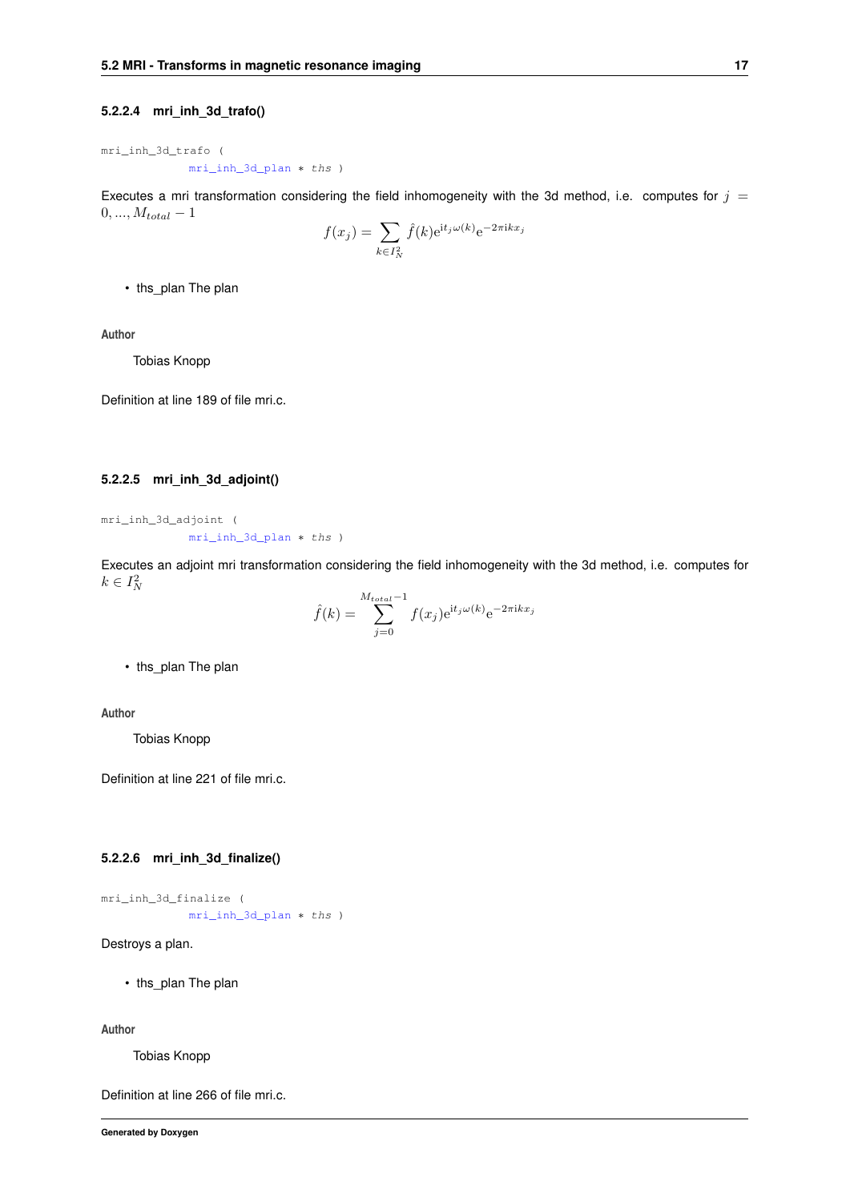#### 5.2.2.4 mri_inh_3d_trafo()

```
mri_inh_3d_trafo (
            mri_inh_3d_plan * ths )
```

Executes a mri transformation considering the field inhomogeneity with the 3d method, i.e. computes for $j = 0, ..., M_{total} - 1$

$$f(x_j) = \sum_{k \in I_N^2} \hat{f}(k) \mathrm{e}^{\mathrm{i} t_j \omega(k)} \mathrm{e}^{-2\pi \mathrm{i} k x_j}$$

- ths_plan The plan

**Author**

Tobias Knopp

Definition at line 189 of file mri.c.

#### 5.2.2.5 mri_inh_3d_adjoint()

```
mri_inh_3d_adjoint (
            mri_inh_3d_plan * ths )
```

Executes an adjoint mri transformation considering the field inhomogeneity with the 3d method, i.e. computes for $k \in I_N^2$

$$\hat{f}(k) = \sum_{j=0}^{M_{total}-1} f(x_j) \mathrm{e}^{\mathrm{i} t_j \omega(k)} \mathrm{e}^{-2\pi \mathrm{i} k x_j}$$

- ths_plan The plan

**Author**

Tobias Knopp

Definition at line 221 of file mri.c.

#### 5.2.2.6 mri_inh_3d_finalize()

```
mri_inh_3d_finalize (
            mri_inh_3d_plan * ths )
```

Destroys a plan.

- ths_plan The plan

**Author**

Tobias Knopp

Definition at line 266 of file mri.c.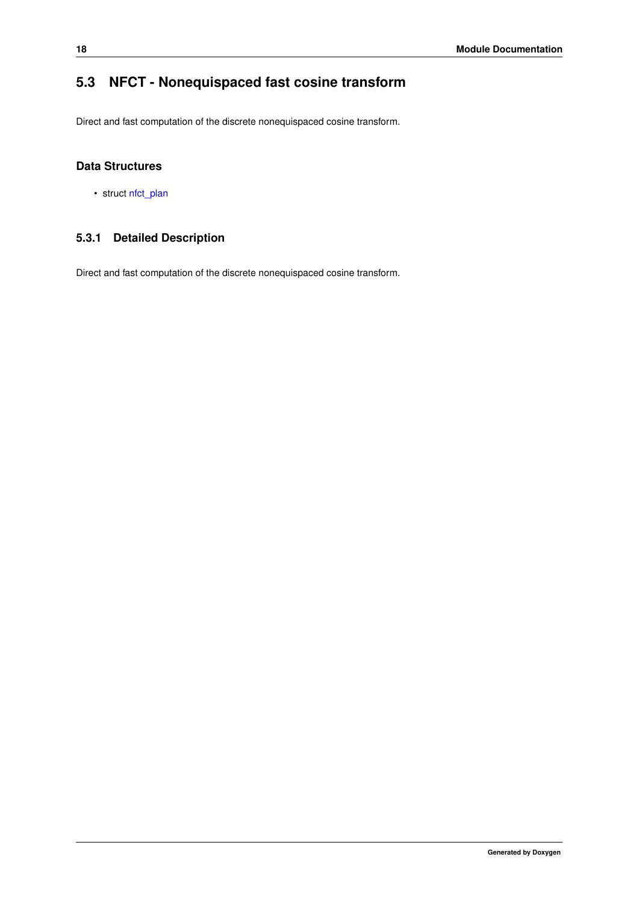## 5.3 NFCT - Nonequispaced fast cosine transform

Direct and fast computation of the discrete nonequispaced cosine transform.

### Data Structures

- struct nfct_plan

### 5.3.1 Detailed Description

Direct and fast computation of the discrete nonequispaced cosine transform.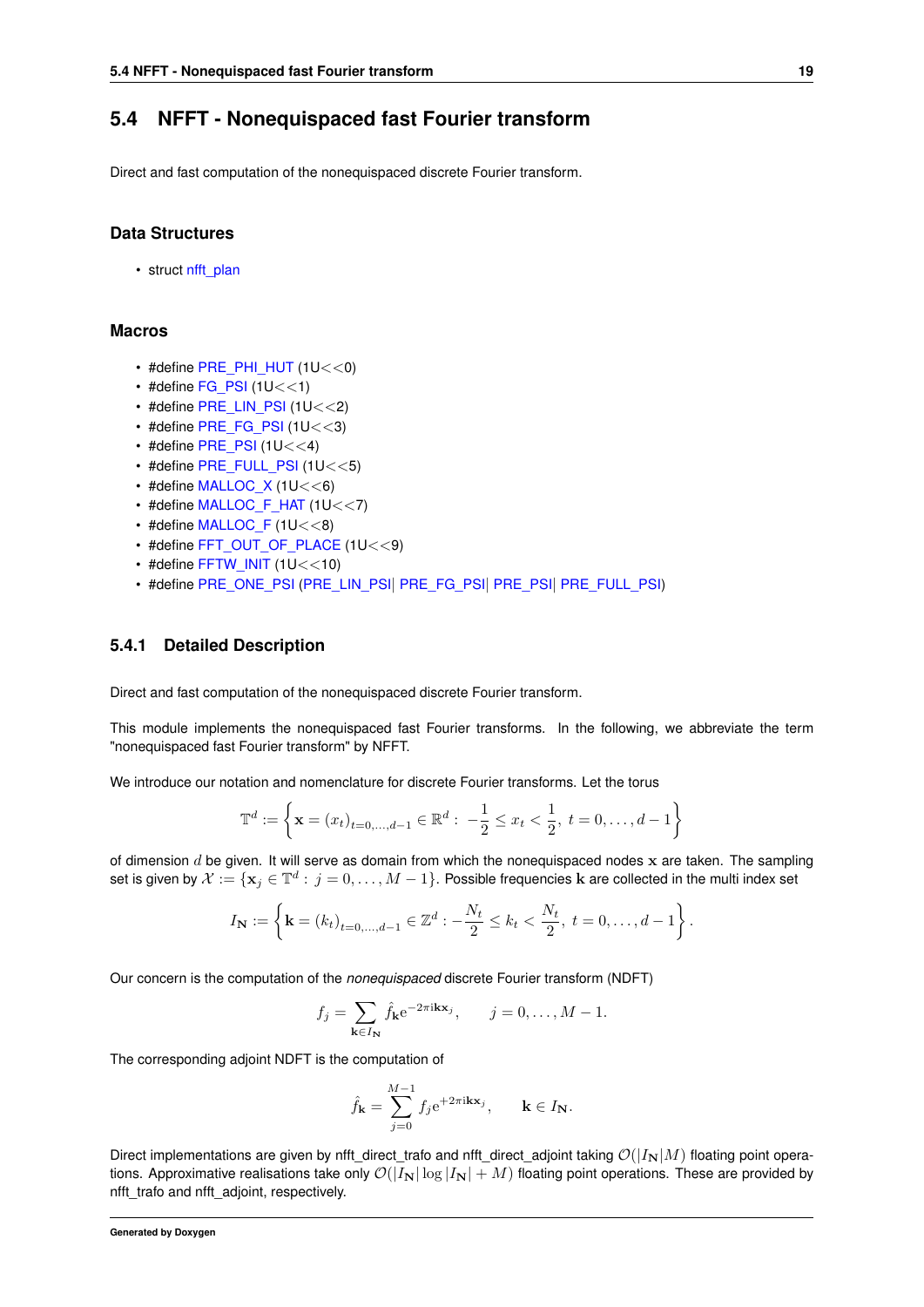## 5.4 NFFT - Nonequispaced fast Fourier transform

Direct and fast computation of the nonequispaced discrete Fourier transform.

### Data Structures

- struct nfft_plan

### Macros

- #define PRE_PHI_HUT (1U<<0)
- #define FG_PSI (1U<<1)
- #define PRE_LIN_PSI (1U<<2)
- #define PRE_FG_PSI (1U<<3)
- #define PRE_PSI (1U<<4)
- #define PRE_FULL_PSI (1U<<5)
- #define MALLOC_X (1U<<6)
- #define MALLOC_F_HAT (1U<<7)
- #define MALLOC_F (1U<<8)
- #define FFT_OUT_OF_PLACE (1U<<9)
- #define FFTW_INIT (1U<<10)
- #define PRE_ONE_PSI (PRE_LIN_PSI| PRE_FG_PSI| PRE_PSI| PRE_FULL_PSI)

### 5.4.1 Detailed Description

Direct and fast computation of the nonequispaced discrete Fourier transform.

This module implements the nonequispaced fast Fourier transforms. In the following, we abbreviate the term "nonequispaced fast Fourier transform" by NFFT.

We introduce our notation and nomenclature for discrete Fourier transforms. Let the torus

$$\mathbb{T}^d := \left\{ \mathbf{x} = (x_t)_{t=0,\ldots,d-1} \in \mathbb{R}^d : \; -\frac{1}{2} \le x_t < \frac{1}{2}, \; t = 0,\ldots,d-1 \right\}$$

of dimension $d$ be given. It will serve as domain from which the nonequispaced nodes $\mathbf{x}$ are taken. The sampling set is given by $\mathcal{X} := \{\mathbf{x}_j \in \mathbb{T}^d : \; j = 0,\ldots,M-1\}$. Possible frequencies $\mathbf{k}$ are collected in the multi index set

$$I_{\mathbf{N}} := \left\{ \mathbf{k} = (k_t)_{t=0,\ldots,d-1} \in \mathbb{Z}^d : -\frac{N_t}{2} \le k_t < \frac{N_t}{2}, \; t = 0,\ldots,d-1 \right\}.$$

Our concern is the computation of the *nonequispaced* discrete Fourier transform (NDFT)

$$f_j = \sum_{\mathbf{k} \in I_{\mathbf{N}}} \hat{f}_{\mathbf{k}} \mathrm{e}^{-2\pi\mathrm{i}\mathbf{k}\mathbf{x}_j}, \qquad j = 0,\ldots,M-1.$$

The corresponding adjoint NDFT is the computation of

$$\hat{f}_{\mathbf{k}} = \sum_{j=0}^{M-1} f_j \mathrm{e}^{+2\pi\mathrm{i}\mathbf{k}\mathbf{x}_j}, \qquad \mathbf{k} \in I_{\mathbf{N}}.$$

Direct implementations are given by nfft_direct_trafo and nfft_direct_adjoint taking $\mathcal{O}(|I_{\mathbf{N}}|M)$ floating point operations. Approximative realisations take only $\mathcal{O}(|I_{\mathbf{N}}| \log |I_{\mathbf{N}}| + M)$ floating point operations. These are provided by nfft_trafo and nfft_adjoint, respectively.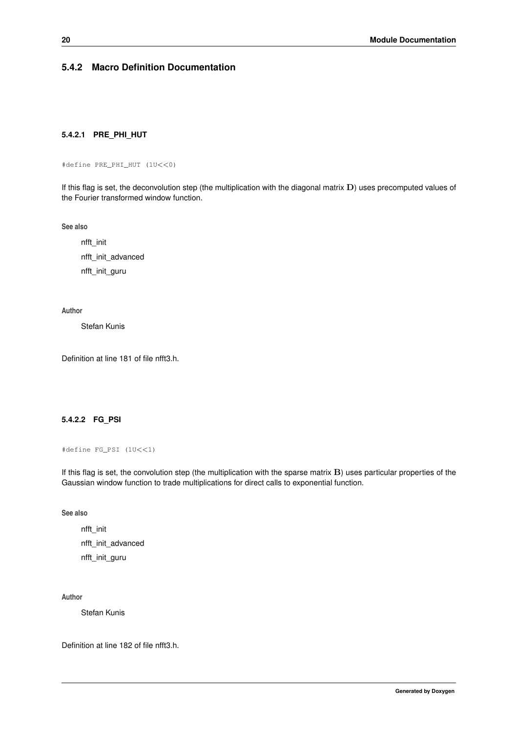### 5.4.2 Macro Definition Documentation

#### 5.4.2.1 PRE_PHI_HUT

```
#define PRE_PHI_HUT (1U<<0)
```

If this flag is set, the deconvolution step (the multiplication with the diagonal matrix $\mathbf{D}$) uses precomputed values of the Fourier transformed window function.

**See also**

nfft_init

nfft_init_advanced

nfft_init_guru

**Author**

Stefan Kunis

Definition at line 181 of file nfft3.h.

#### 5.4.2.2 FG_PSI

```
#define FG_PSI (1U<<1)
```

If this flag is set, the convolution step (the multiplication with the sparse matrix $\mathbf{B}$) uses particular properties of the Gaussian window function to trade multiplications for direct calls to exponential function.

**See also**

nfft_init

nfft_init_advanced

nfft_init_guru

**Author**

Stefan Kunis

Definition at line 182 of file nfft3.h.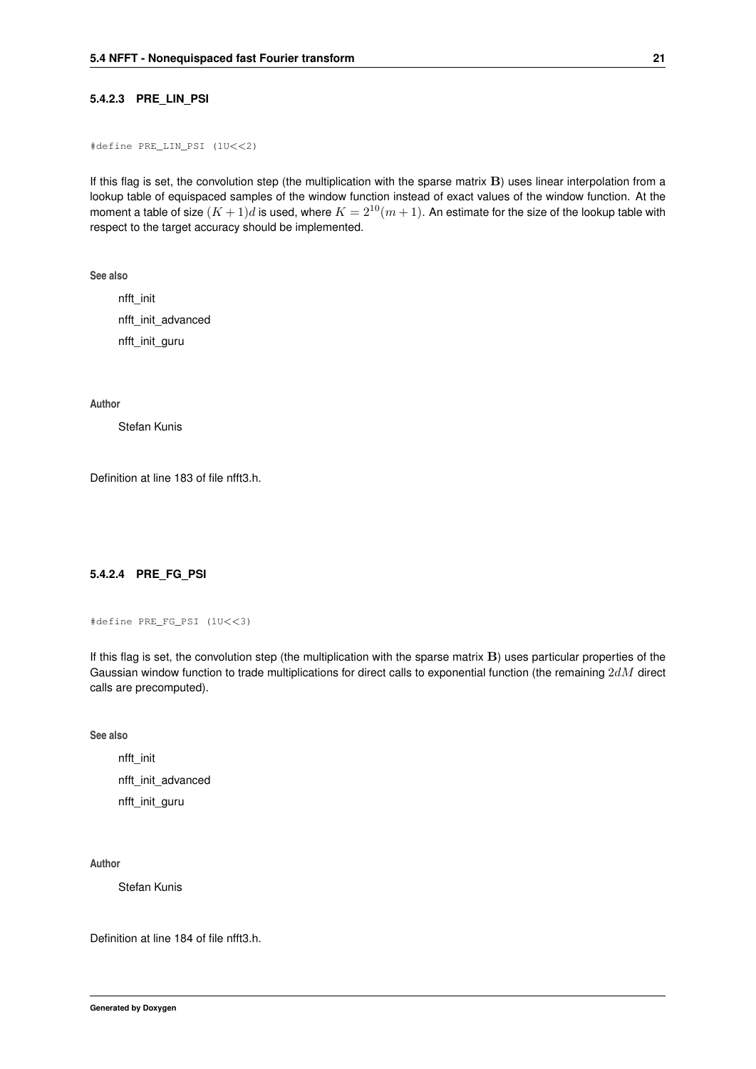#### 5.4.2.3 PRE_LIN_PSI

```
#define PRE_LIN_PSI (1U<<2)
```

If this flag is set, the convolution step (the multiplication with the sparse matrix $\mathbf{B}$) uses linear interpolation from a lookup table of equispaced samples of the window function instead of exact values of the window function. At the moment a table of size $(K+1)d$ is used, where $K = 2^{10}(m+1)$. An estimate for the size of the lookup table with respect to the target accuracy should be implemented.

**See also**

nfft_init

nfft_init_advanced

nfft_init_guru

**Author**

Stefan Kunis

Definition at line 183 of file nfft3.h.

#### 5.4.2.4 PRE_FG_PSI

```
#define PRE_FG_PSI (1U<<3)
```

If this flag is set, the convolution step (the multiplication with the sparse matrix $\mathbf{B}$) uses particular properties of the Gaussian window function to trade multiplications for direct calls to exponential function (the remaining $2dM$ direct calls are precomputed).

**See also**

nfft_init

nfft_init_advanced

nfft_init_guru

**Author**

Stefan Kunis

Definition at line 184 of file nfft3.h.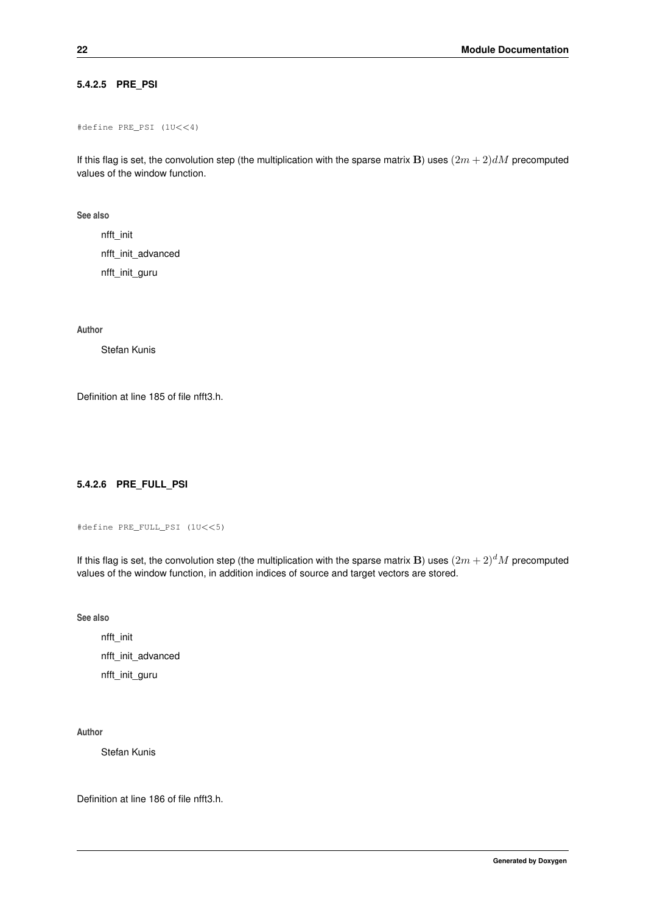#### 5.4.2.5 PRE_PSI

```
#define PRE_PSI (1U<<4)
```

If this flag is set, the convolution step (the multiplication with the sparse matrix $\mathbf{B}$) uses $(2m+2)dM$ precomputed values of the window function.

**See also**

nfft_init

nfft_init_advanced

nfft_init_guru

**Author**

Stefan Kunis

Definition at line 185 of file nfft3.h.

#### 5.4.2.6 PRE_FULL_PSI

```
#define PRE_FULL_PSI (1U<<5)
```

If this flag is set, the convolution step (the multiplication with the sparse matrix $\mathbf{B}$) uses $(2m+2)^d M$ precomputed values of the window function, in addition indices of source and target vectors are stored.

**See also**

nfft_init

nfft_init_advanced

nfft_init_guru

**Author**

Stefan Kunis

Definition at line 186 of file nfft3.h.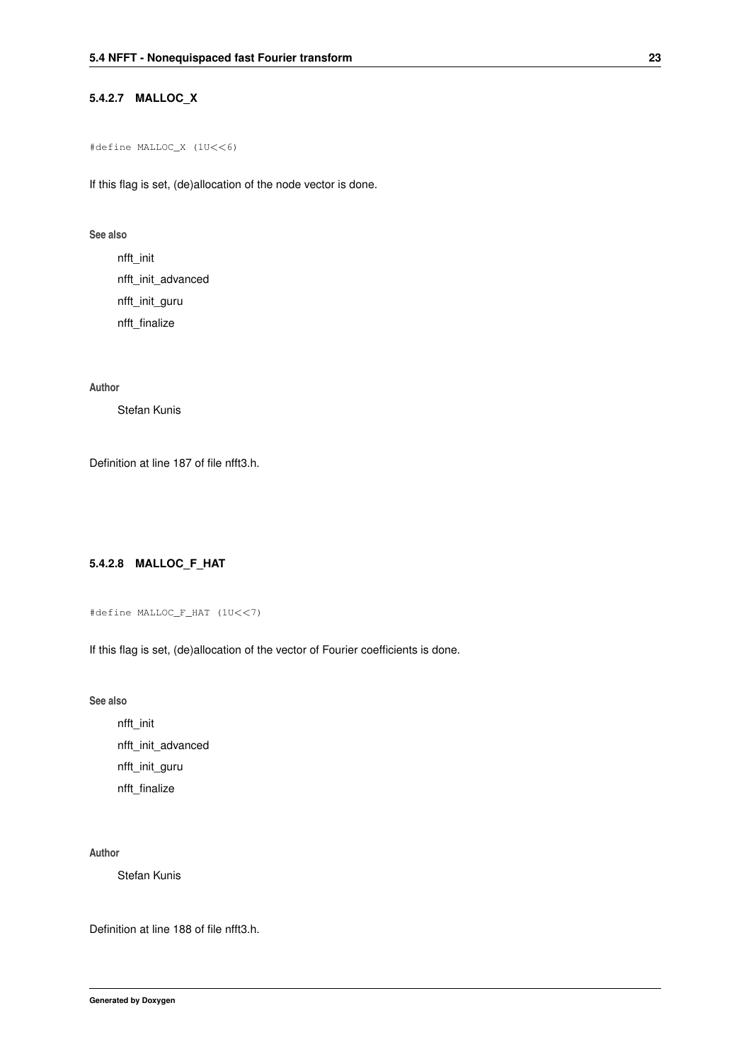#### 5.4.2.7 MALLOC_X

```
#define MALLOC_X (1U<<6)
```

If this flag is set, (de)allocation of the node vector is done.

**See also**

nfft_init

nfft_init_advanced

nfft_init_guru

nfft_finalize

**Author**

Stefan Kunis

Definition at line 187 of file nfft3.h.

#### 5.4.2.8 MALLOC_F_HAT

```
#define MALLOC_F_HAT (1U<<7)
```

If this flag is set, (de)allocation of the vector of Fourier coefficients is done.

**See also**

nfft_init

nfft_init_advanced

nfft_init_guru

nfft_finalize

**Author**

Stefan Kunis

Definition at line 188 of file nfft3.h.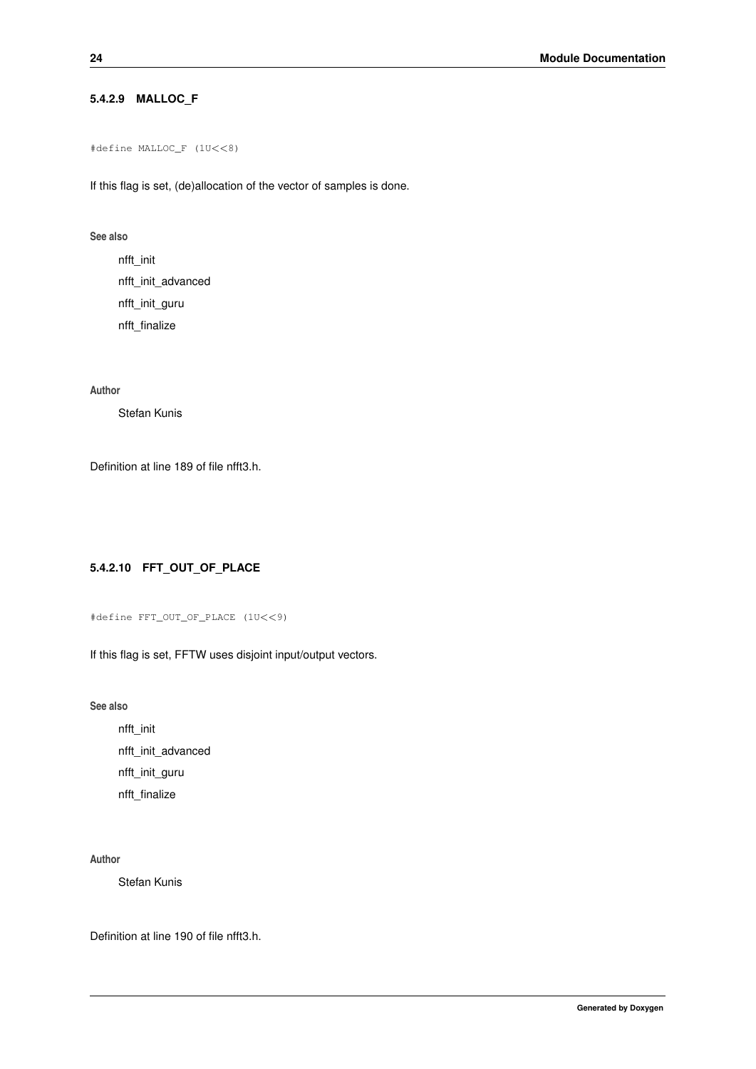#### 5.4.2.9 MALLOC_F

```
#define MALLOC_F (1U<<8)
```

If this flag is set, (de)allocation of the vector of samples is done.

**See also**

nfft_init

nfft_init_advanced

nfft_init_guru

nfft_finalize

**Author**

Stefan Kunis

Definition at line 189 of file nfft3.h.

#### 5.4.2.10 FFT_OUT_OF_PLACE

```
#define FFT_OUT_OF_PLACE (1U<<9)
```

If this flag is set, FFTW uses disjoint input/output vectors.

**See also**

nfft_init

nfft_init_advanced

nfft_init_guru

nfft_finalize

**Author**

Stefan Kunis

Definition at line 190 of file nfft3.h.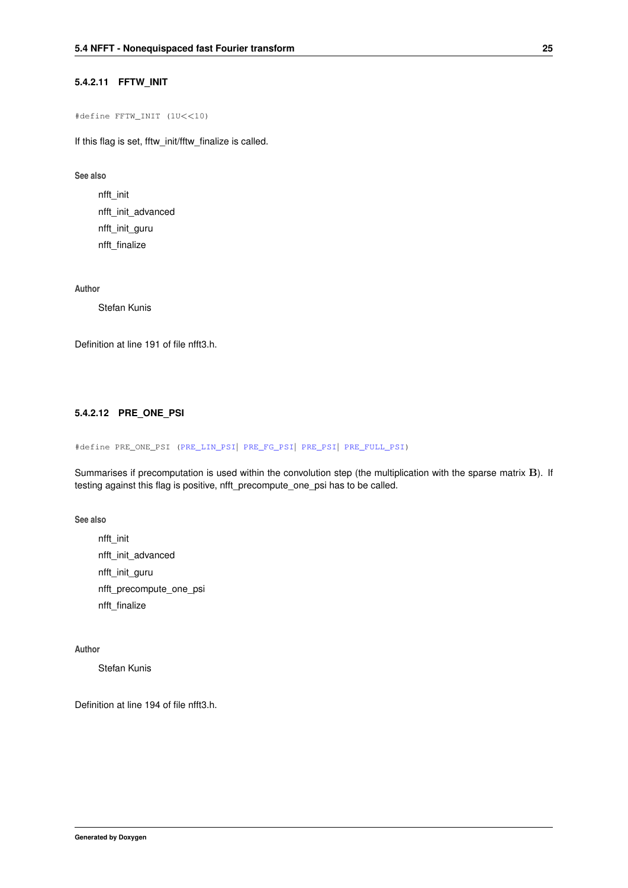#### 5.4.2.11 FFTW_INIT

```
#define FFTW_INIT (1U<<10)
```

If this flag is set, fftw_init/fftw_finalize is called.

**See also**

nfft_init

nfft_init_advanced

nfft_init_guru

nfft_finalize

**Author**

Stefan Kunis

Definition at line 191 of file nfft3.h.

#### 5.4.2.12 PRE_ONE_PSI

```
#define PRE_ONE_PSI (PRE_LIN_PSI| PRE_FG_PSI| PRE_PSI| PRE_FULL_PSI)
```

Summarises if precomputation is used within the convolution step (the multiplication with the sparse matrix $\mathbf{B}$). If testing against this flag is positive, nfft_precompute_one_psi has to be called.

**See also**

nfft_init

nfft_init_advanced

nfft_init_guru

nfft_precompute_one_psi

nfft_finalize

**Author**

Stefan Kunis

Definition at line 194 of file nfft3.h.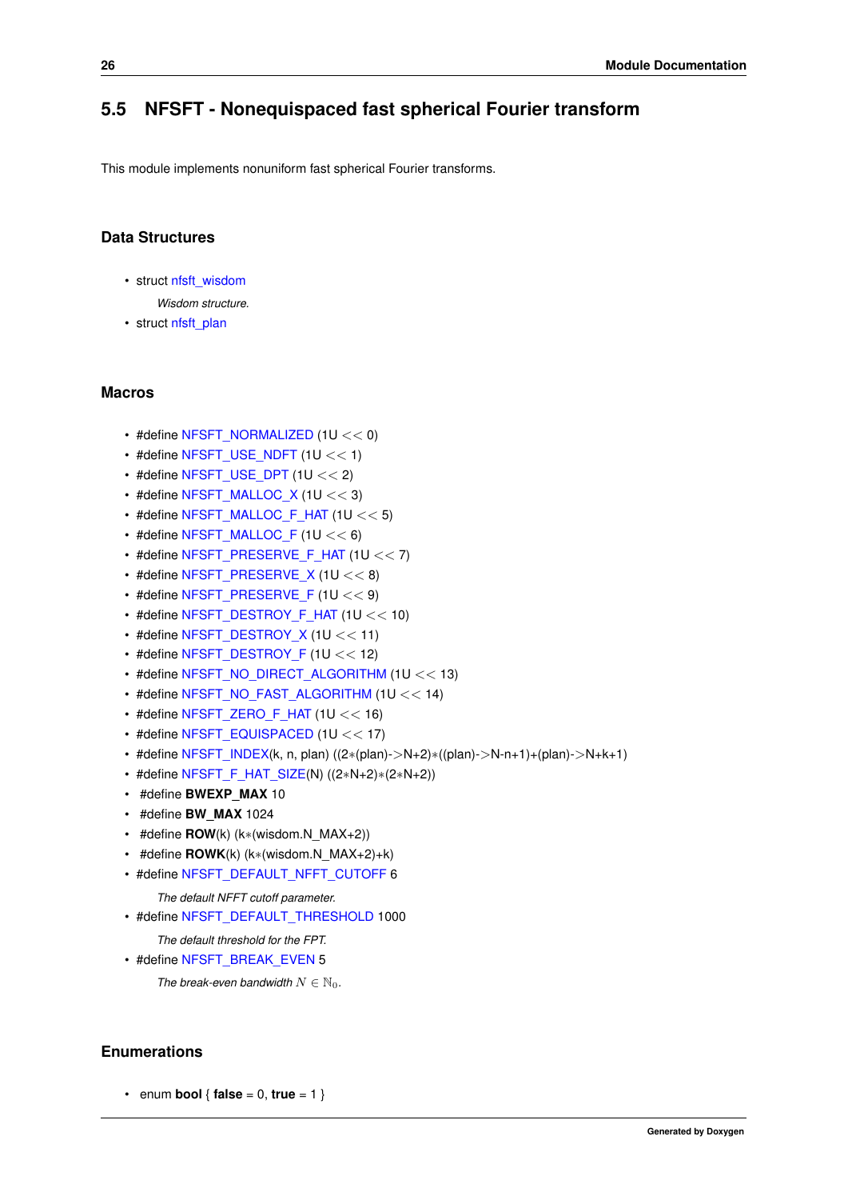## 5.5 NFSFT - Nonequispaced fast spherical Fourier transform

This module implements nonuniform fast spherical Fourier transforms.

### Data Structures

- struct nfsft_wisdom

  *Wisdom structure.*
- struct nfsft_plan

### Macros

- #define NFSFT_NORMALIZED (1U << 0)
- #define NFSFT_USE_NDFT (1U << 1)
- #define NFSFT_USE_DPT (1U << 2)
- #define NFSFT_MALLOC_X (1U << 3)
- #define NFSFT_MALLOC_F_HAT (1U << 5)
- #define NFSFT_MALLOC_F (1U << 6)
- #define NFSFT_PRESERVE_F_HAT (1U << 7)
- #define NFSFT_PRESERVE_X (1U << 8)
- #define NFSFT_PRESERVE_F (1U << 9)
- #define NFSFT_DESTROY_F_HAT (1U << 10)
- #define NFSFT_DESTROY_X (1U << 11)
- #define NFSFT_DESTROY_F (1U << 12)
- #define NFSFT_NO_DIRECT_ALGORITHM (1U << 13)
- #define NFSFT_NO_FAST_ALGORITHM (1U << 14)
- #define NFSFT_ZERO_F_HAT (1U << 16)
- #define NFSFT_EQUISPACED (1U << 17)
- #define NFSFT_INDEX(k, n, plan) ((2*(plan)->N+2)*((plan)->N-n+1)+(plan)->N+k+1)
- #define NFSFT_F_HAT_SIZE(N) ((2*N+2)*(2*N+2))
- #define **BWEXP_MAX** 10
- #define **BW_MAX** 1024
- #define **ROW**(k) (k*(wisdom.N_MAX+2))
- #define **ROWK**(k) (k*(wisdom.N_MAX+2)+k)
- #define NFSFT_DEFAULT_NFFT_CUTOFF 6

  *The default NFFT cutoff parameter.*
- #define NFSFT_DEFAULT_THRESHOLD 1000

  *The default threshold for the FPT.*
- #define NFSFT_BREAK_EVEN 5

  *The break-even bandwidth $N \in \mathbb{N}_0$.*

### Enumerations

- enum **bool** { **false** = 0, **true** = 1 }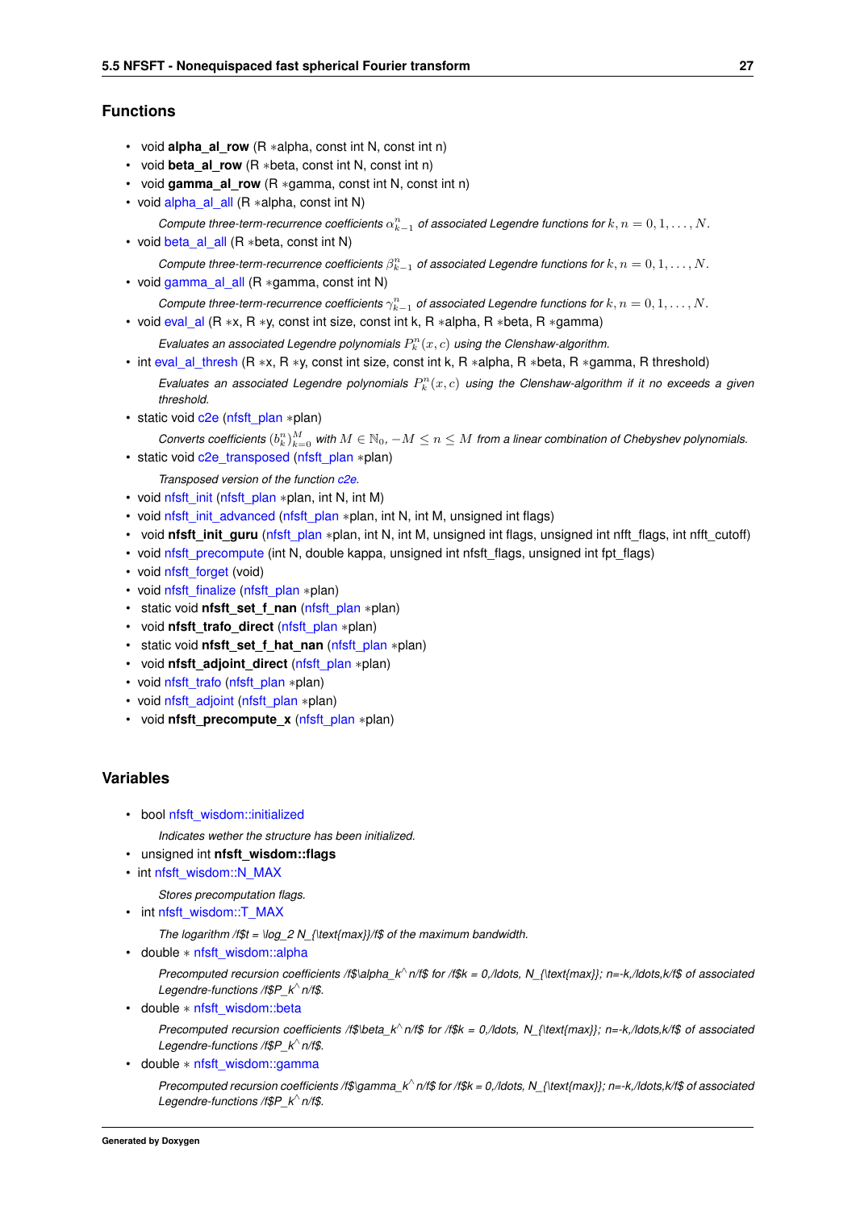## Functions

- void **alpha_al_row** (R *alpha, const int N, const int n)
- void **beta_al_row** (R *beta, const int N, const int n)
- void **gamma_al_row** (R *gamma, const int N, const int n)
- void alpha_al_all (R *alpha, const int N)

  *Compute three-term-recurrence coefficients $\alpha_{k-1}^n$ of associated Legendre functions for $k, n = 0, 1, \ldots, N$.*
- void beta_al_all (R *beta, const int N)

  *Compute three-term-recurrence coefficients $\beta_{k-1}^n$ of associated Legendre functions for $k, n = 0, 1, \ldots, N$.*
- void gamma_al_all (R *gamma, const int N)

  *Compute three-term-recurrence coefficients $\gamma_{k-1}^n$ of associated Legendre functions for $k, n = 0, 1, \ldots, N$.*
- void eval_al (R *x, R *y, const int size, const int k, R *alpha, R *beta, R *gamma)

  *Evaluates an associated Legendre polynomials $P_k^n(x, c)$ using the Clenshaw-algorithm.*
- int eval_al_thresh (R *x, R *y, const int size, const int k, R *alpha, R *beta, R *gamma, R threshold)

  *Evaluates an associated Legendre polynomials $P_k^n(x, c)$ using the Clenshaw-algorithm if it no exceeds a given threshold.*
- static void c2e (nfsft_plan *plan)

  *Converts coefficients $(b_k^n)_{k=0}^M$ with $M \in \mathbb{N}_0$, $-M \leq n \leq M$ from a linear combination of Chebyshev polynomials.*
- static void c2e_transposed (nfsft_plan *plan)

  *Transposed version of the function c2e.*
- void nfsft_init (nfsft_plan *plan, int N, int M)
- void nfsft_init_advanced (nfsft_plan *plan, int N, int M, unsigned int flags)
- void **nfsft_init_guru** (nfsft_plan *plan, int N, int M, unsigned int flags, unsigned int nfft_flags, int nfft_cutoff)
- void nfsft_precompute (int N, double kappa, unsigned int nfsft_flags, unsigned int fpt_flags)
- void nfsft_forget (void)
- void nfsft_finalize (nfsft_plan *plan)
- static void **nfsft_set_f_nan** (nfsft_plan *plan)
- void **nfsft_trafo_direct** (nfsft_plan *plan)
- static void **nfsft_set_f_hat_nan** (nfsft_plan *plan)
- void **nfsft_adjoint_direct** (nfsft_plan *plan)
- void nfsft_trafo (nfsft_plan *plan)
- void nfsft_adjoint (nfsft_plan *plan)
- void **nfsft_precompute_x** (nfsft_plan *plan)

## Variables

- bool nfsft_wisdom::initialized

  *Indicates wether the structure has been initialized.*
- unsigned int **nfsft_wisdom::flags**
- int nfsft_wisdom::N_MAX

  *Stores precomputation flags.*
- int nfsft_wisdom::T_MAX

  *The logarithm /f$t = \log_2 N_{\text{max}}/f$ of the maximum bandwidth.*
- double * nfsft_wisdom::alpha

  *Precomputed recursion coefficients /f$\alpha_k^n/f$ for /f$k = 0,/ldots, N_{\text{max}}; n=-k,/ldots,k/f$ of associated Legendre-functions /f$P_k^n/f$.*
- double * nfsft_wisdom::beta

  *Precomputed recursion coefficients /f$\beta_k^n/f$ for /f$k = 0,/ldots, N_{\text{max}}; n=-k,/ldots,k/f$ of associated Legendre-functions /f$P_k^n/f$.*
- double * nfsft_wisdom::gamma

  *Precomputed recursion coefficients /f$\gamma_k^n/f$ for /f$k = 0,/ldots, N_{\text{max}}; n=-k,/ldots,k/f$ of associated Legendre-functions /f$P_k^n/f$.*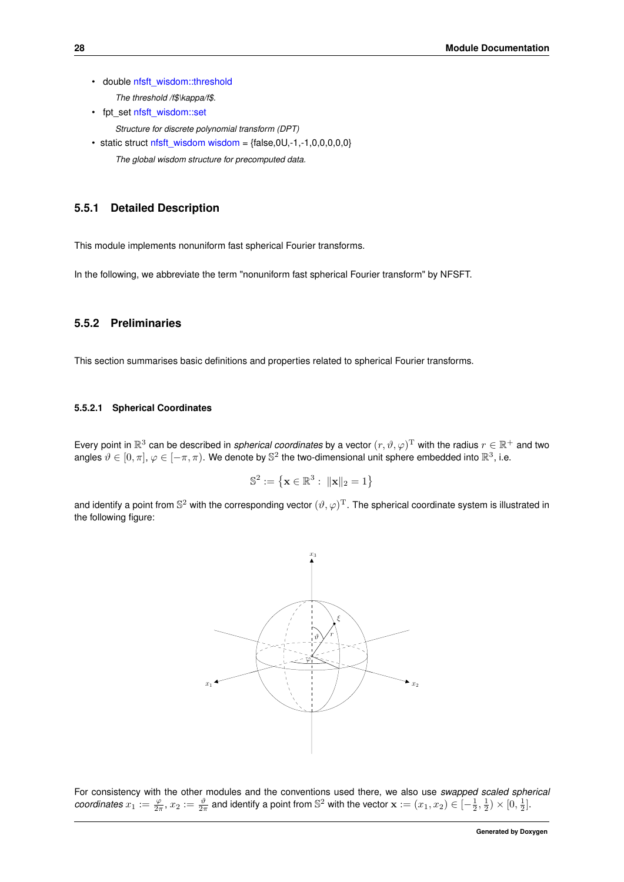- double nfsft_wisdom::threshold

  *The threshold /f$\kappa/f$.*

- fpt_set nfsft_wisdom::set

  *Structure for discrete polynomial transform (DPT)*

- static struct nfsft_wisdom wisdom = {false,0U,-1,-1,0,0,0,0,0}

  *The global wisdom structure for precomputed data.*

### 5.5.1 Detailed Description

This module implements nonuniform fast spherical Fourier transforms.

In the following, we abbreviate the term "nonuniform fast spherical Fourier transform" by NFSFT.

### 5.5.2 Preliminaries

This section summarises basic definitions and properties related to spherical Fourier transforms.

#### 5.5.2.1 Spherical Coordinates

Every point in $\mathbb{R}^3$ can be described in *spherical coordinates* by a vector $(r,\vartheta,\varphi)^{\mathrm{T}}$ with the radius $r \in \mathbb{R}^+$ and two angles $\vartheta \in [0,\pi]$, $\varphi \in [-\pi,\pi)$. We denote by $\mathbb{S}^2$ the two-dimensional unit sphere embedded into $\mathbb{R}^3$, i.e.

$$\mathbb{S}^2 := \left\{\mathbf{x} \in \mathbb{R}^3 : \; \|\mathbf{x}\|_2 = 1\right\}$$

and identify a point from $\mathbb{S}^2$ with the corresponding vector $(\vartheta,\varphi)^{\mathrm{T}}$. The spherical coordinate system is illustrated in the following figure:

For consistency with the other modules and the conventions used there, we also use *swapped scaled spherical coordinates* $x_1 := \frac{\varphi}{2\pi}$, $x_2 := \frac{\vartheta}{2\pi}$ and identify a point from $\mathbb{S}^2$ with the vector $\mathbf{x} := (x_1,x_2) \in [-\frac{1}{2},\frac{1}{2}) \times [0,\frac{1}{2}]$.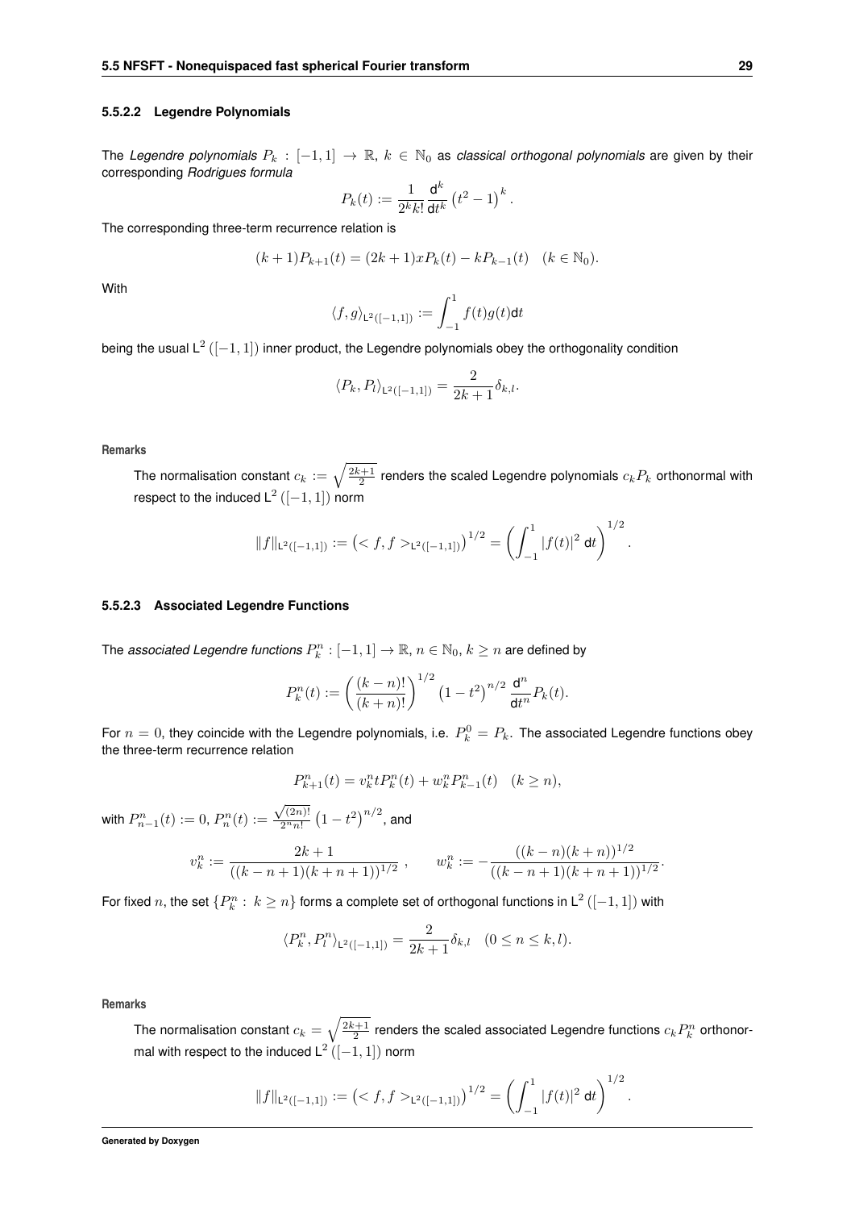#### 5.5.2.2 Legendre Polynomials

The *Legendre polynomials* $P_k : [-1,1] \to \mathbb{R}$, $k \in \mathbb{N}_0$ as *classical orthogonal polynomials* are given by their corresponding *Rodrigues formula*

$$P_k(t) := \frac{1}{2^k k!} \frac{\mathrm{d}^k}{\mathrm{d}t^k} \left(t^2 - 1\right)^k.$$

The corresponding three-term recurrence relation is

$$(k+1)P_{k+1}(t) = (2k+1)xP_k(t) - kP_{k-1}(t) \quad (k \in \mathbb{N}_0).$$

With

$$\langle f, g \rangle_{\mathrm{L}^2([-1,1])} := \int_{-1}^{1} f(t)g(t)\mathrm{d}t$$

being the usual $\mathrm{L}^2([-1,1])$ inner product, the Legendre polynomials obey the orthogonality condition

$$\langle P_k, P_l \rangle_{\mathrm{L}^2([-1,1])} = \frac{2}{2k+1}\delta_{k,l}.$$

**Remarks**

The normalisation constant $c_k := \sqrt{\frac{2k+1}{2}}$ renders the scaled Legendre polynomials $c_k P_k$ orthonormal with respect to the induced $\mathrm{L}^2([-1,1])$ norm

$$\|f\|_{\mathrm{L}^2([-1,1])} := \left(< f, f >_{\mathrm{L}^2([-1,1])}\right)^{1/2} = \left(\int_{-1}^{1} |f(t)|^2 \, \mathrm{d}t\right)^{1/2}.$$

#### 5.5.2.3 Associated Legendre Functions

The *associated Legendre functions* $P_k^n : [-1,1] \to \mathbb{R}$, $n \in \mathbb{N}_0$, $k \geq n$ are defined by

$$P_k^n(t) := \left(\frac{(k-n)!}{(k+n)!}\right)^{1/2} \left(1 - t^2\right)^{n/2} \frac{\mathrm{d}^n}{\mathrm{d}t^n} P_k(t).$$

For $n = 0$, they coincide with the Legendre polynomials, i.e. $P_k^0 = P_k$. The associated Legendre functions obey the three-term recurrence relation

$$P_{k+1}^n(t) = v_k^n t P_k^n(t) + w_k^n P_{k-1}^n(t) \quad (k \geq n),$$

with $P_{n-1}^n(t) := 0$, $P_n^n(t) := \frac{\sqrt{(2n)!}}{2^n n!}\left(1 - t^2\right)^{n/2}$, and

$$v_k^n := \frac{2k+1}{((k-n+1)(k+n+1))^{1/2}}\ , \qquad w_k^n := -\frac{((k-n)(k+n))^{1/2}}{((k-n+1)(k+n+1))^{1/2}}.$$

For fixed $n$, the set $\{P_k^n : \ k \geq n\}$ forms a complete set of orthogonal functions in $\mathrm{L}^2([-1,1])$ with

$$\langle P_k^n, P_l^n \rangle_{\mathrm{L}^2([-1,1])} = \frac{2}{2k+1}\delta_{k,l} \quad (0 \leq n \leq k, l).$$

**Remarks**

The normalisation constant $c_k = \sqrt{\frac{2k+1}{2}}$ renders the scaled associated Legendre functions $c_k P_k^n$ orthonormal with respect to the induced $\mathrm{L}^2([-1,1])$ norm

$$\|f\|_{\mathrm{L}^2([-1,1])} := \left(< f, f >_{\mathrm{L}^2([-1,1])}\right)^{1/2} = \left(\int_{-1}^{1} |f(t)|^2 \, \mathrm{d}t\right)^{1/2}.$$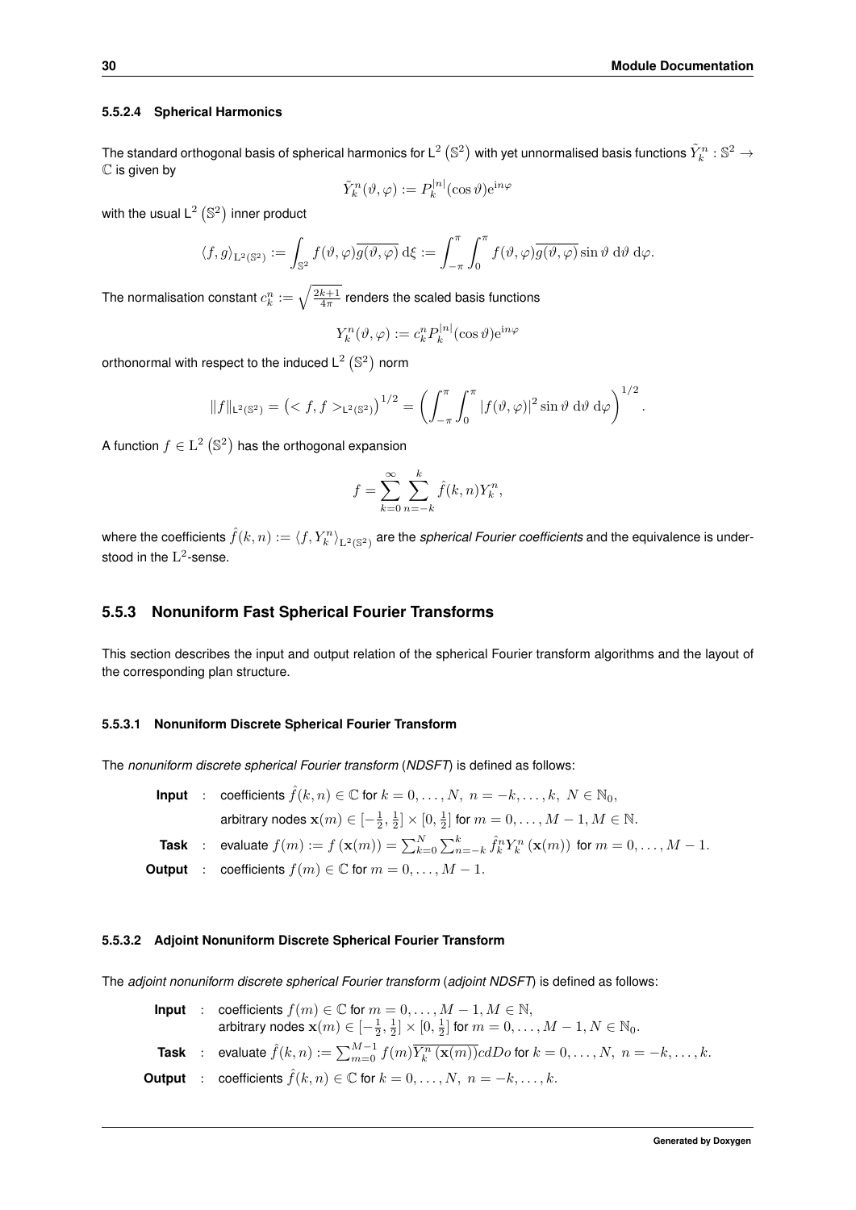#### 5.5.2.4 Spherical Harmonics

The standard orthogonal basis of spherical harmonics for $\mathrm{L}^2\left(\mathbb{S}^2\right)$ with yet unnormalised basis functions $\tilde{Y}_k^n : \mathbb{S}^2 \to \mathbb{C}$ is given by

$$\tilde{Y}_k^n(\vartheta,\varphi) := P_k^{|n|}(\cos\vartheta)\mathrm{e}^{\mathrm{i}n\varphi}$$

with the usual $\mathrm{L}^2\left(\mathbb{S}^2\right)$ inner product

$$\langle f, g\rangle_{\mathrm{L}^2(\mathbb{S}^2)} := \int_{\mathbb{S}^2} f(\vartheta,\varphi)\overline{g(\vartheta,\varphi)}\,\mathrm{d}\xi := \int_{-\pi}^{\pi}\int_0^{\pi} f(\vartheta,\varphi)\overline{g(\vartheta,\varphi)}\sin\vartheta\;\mathrm{d}\vartheta\;\mathrm{d}\varphi.$$

The normalisation constant $c_k^n := \sqrt{\frac{2k+1}{4\pi}}$ renders the scaled basis functions

$$Y_k^n(\vartheta,\varphi) := c_k^n P_k^{|n|}(\cos\vartheta)\mathrm{e}^{\mathrm{i}n\varphi}$$

orthonormal with respect to the induced $\mathrm{L}^2\left(\mathbb{S}^2\right)$ norm

$$\|f\|_{\mathrm{L}^2(\mathbb{S}^2)} = \left(< f, f >_{\mathrm{L}^2(\mathbb{S}^2)}\right)^{1/2} = \left(\int_{-\pi}^{\pi}\int_0^{\pi} |f(\vartheta,\varphi)|^2 \sin\vartheta\;\mathrm{d}\vartheta\;\mathrm{d}\varphi\right)^{1/2}.$$

A function $f \in \mathrm{L}^2\left(\mathbb{S}^2\right)$ has the orthogonal expansion

$$f = \sum_{k=0}^{\infty}\sum_{n=-k}^{k} \hat{f}(k,n)Y_k^n,$$

where the coefficients $\hat{f}(k,n) := \langle f, Y_k^n\rangle_{\mathrm{L}^2(\mathbb{S}^2)}$ are the *spherical Fourier coefficients* and the equivalence is understood in the $\mathrm{L}^2$-sense.

### 5.5.3 Nonuniform Fast Spherical Fourier Transforms

This section describes the input and output relation of the spherical Fourier transform algorithms and the layout of the corresponding plan structure.

#### 5.5.3.1 Nonuniform Discrete Spherical Fourier Transform

The *nonuniform discrete spherical Fourier transform* (*NDSFT*) is defined as follows:

**Input** : coefficients $\hat{f}(k,n) \in \mathbb{C}$ for $k = 0,\ldots,N,\; n = -k,\ldots,k,\; N \in \mathbb{N}_0$,
arbitrary nodes $\mathbf{x}(m) \in [-\frac{1}{2},\frac{1}{2}] \times [0,\frac{1}{2}]$ for $m = 0,\ldots,M-1, M \in \mathbb{N}$.

**Task** : evaluate $f(m) := f\left(\mathbf{x}(m)\right) = \sum_{k=0}^{N}\sum_{n=-k}^{k} \hat{f}_k^n Y_k^n\left(\mathbf{x}(m)\right)$ for $m = 0,\ldots,M-1$.

**Output** : coefficients $f(m) \in \mathbb{C}$ for $m = 0,\ldots,M-1$.

#### 5.5.3.2 Adjoint Nonuniform Discrete Spherical Fourier Transform

The *adjoint nonuniform discrete spherical Fourier transform* (*adjoint NDSFT*) is defined as follows:

**Input** : coefficients $f(m) \in \mathbb{C}$ for $m = 0,\ldots,M-1, M \in \mathbb{N}$,
arbitrary nodes $\mathbf{x}(m) \in [-\frac{1}{2},\frac{1}{2}] \times [0,\frac{1}{2}]$ for $m = 0,\ldots,M-1, N \in \mathbb{N}_0$.

**Task** : evaluate $\hat{f}(k,n) := \sum_{m=0}^{M-1} f(m)\overline{Y_k^n\left(\mathbf{x}(m)\right)}cdDo$ for $k = 0,\ldots,N,\; n = -k,\ldots,k$.

**Output** : coefficients $\hat{f}(k,n) \in \mathbb{C}$ for $k = 0,\ldots,N,\; n = -k,\ldots,k$.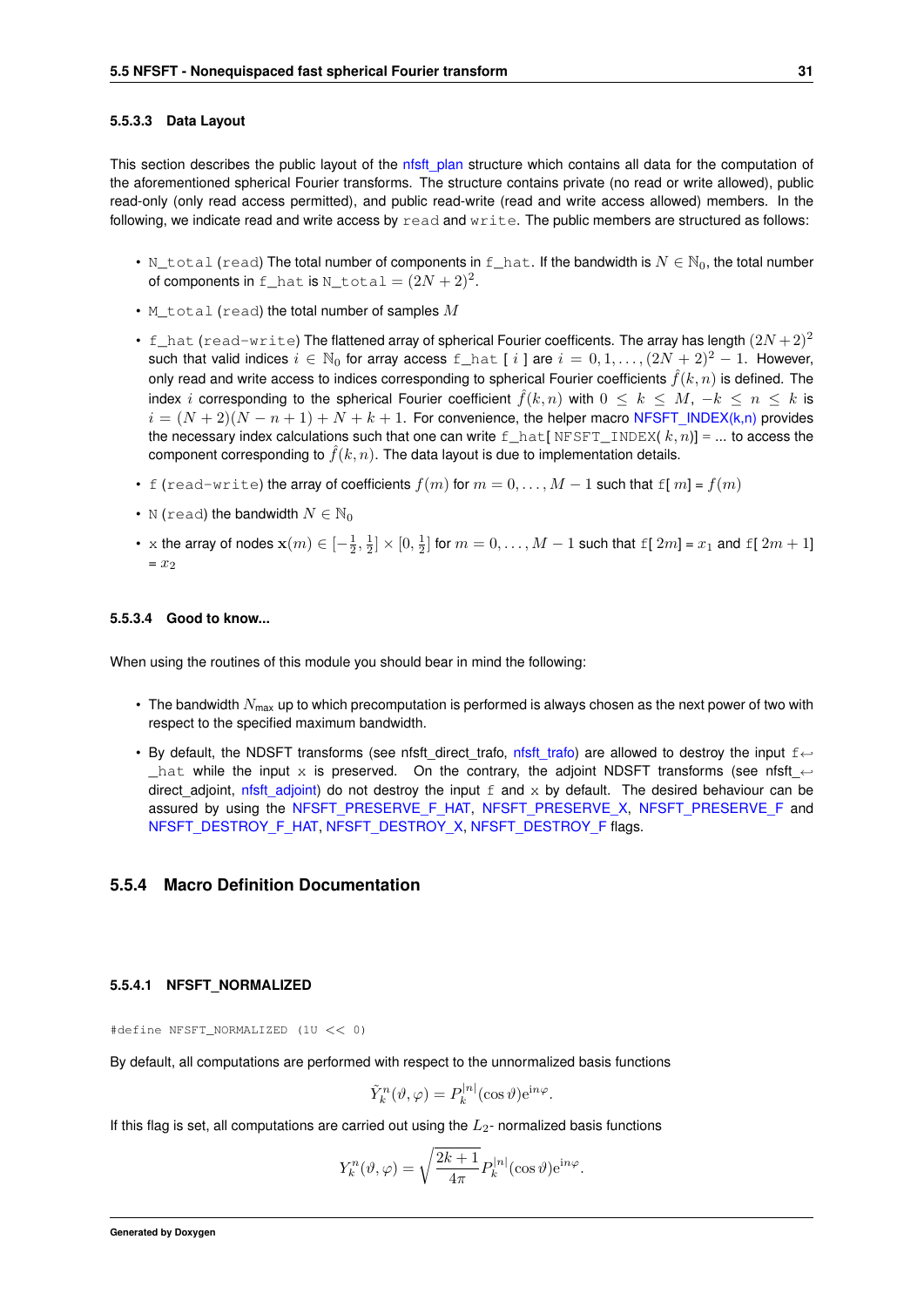#### 5.5.3.3 Data Layout

This section describes the public layout of the nfsft_plan structure which contains all data for the computation of the aforementioned spherical Fourier transforms. The structure contains private (no read or write allowed), public read-only (only read access permitted), and public read-write (read and write access allowed) members. In the following, we indicate read and write access by `read` and `write`. The public members are structured as follows:

- `N_total` (`read`) The total number of components in `f_hat`. If the bandwidth is $N \in \mathbb{N}_0$, the total number of components in `f_hat` is `N_total` $= (2N+2)^2$.
- `M_total` (`read`) the total number of samples $M$
- `f_hat` (`read-write`) The flattened array of spherical Fourier coefficents. The array has length $(2N+2)^2$ such that valid indices $i \in \mathbb{N}_0$ for array access `f_hat [ i ]` are $i = 0, 1, \ldots, (2N+2)^2 - 1$. However, only read and write access to indices corresponding to spherical Fourier coefficients $\hat{f}(k,n)$ is defined. The index $i$ corresponding to the spherical Fourier coefficient $\hat{f}(k,n)$ with $0 \leq k \leq M$, $-k \leq n \leq k$ is $i = (N+2)(N-n+1) + N + k + 1$. For convenience, the helper macro NFSFT_INDEX(k,n) provides the necessary index calculations such that one can write `f_hat[ NFSFT_INDEX( k, n)] = ...` to access the component corresponding to $\hat{f}(k,n)$. The data layout is due to implementation details.
- `f` (`read-write`) the array of coefficients $f(m)$ for $m = 0, \ldots, M-1$ such that `f[ m] =` $f(m)$
- `N` (`read`) the bandwidth $N \in \mathbb{N}_0$
- `x` the array of nodes $\mathbf{x}(m) \in [-\frac{1}{2}, \frac{1}{2}] \times [0, \frac{1}{2}]$ for $m = 0, \ldots, M-1$ such that `f[` $2m$`] =` $x_1$ and `f[` $2m+1$`]` $= x_2$

#### 5.5.3.4 Good to know...

When using the routines of this module you should bear in mind the following:

- The bandwidth $N_{\text{max}}$ up to which precomputation is performed is always chosen as the next power of two with respect to the specified maximum bandwidth.
- By default, the NDSFT transforms (see nfsft_direct_trafo, nfsft_trafo) are allowed to destroy the input `f_hat` while the input `x` is preserved. On the contrary, the adjoint NDSFT transforms (see nfsft_direct_adjoint, nfsft_adjoint) do not destroy the input `f` and `x` by default. The desired behaviour can be assured by using the NFSFT_PRESERVE_F_HAT, NFSFT_PRESERVE_X, NFSFT_PRESERVE_F and NFSFT_DESTROY_F_HAT, NFSFT_DESTROY_X, NFSFT_DESTROY_F flags.

### 5.5.4 Macro Definition Documentation

#### 5.5.4.1 NFSFT_NORMALIZED

```
#define NFSFT_NORMALIZED (1U << 0)
```

By default, all computations are performed with respect to the unnormalized basis functions

$$\tilde{Y}_k^n(\vartheta, \varphi) = P_k^{|n|}(\cos\vartheta)\mathrm{e}^{\mathrm{i}n\varphi}.$$

If this flag is set, all computations are carried out using the $L_2$- normalized basis functions

$$Y_k^n(\vartheta, \varphi) = \sqrt{\frac{2k+1}{4\pi}} P_k^{|n|}(\cos\vartheta)\mathrm{e}^{\mathrm{i}n\varphi}.$$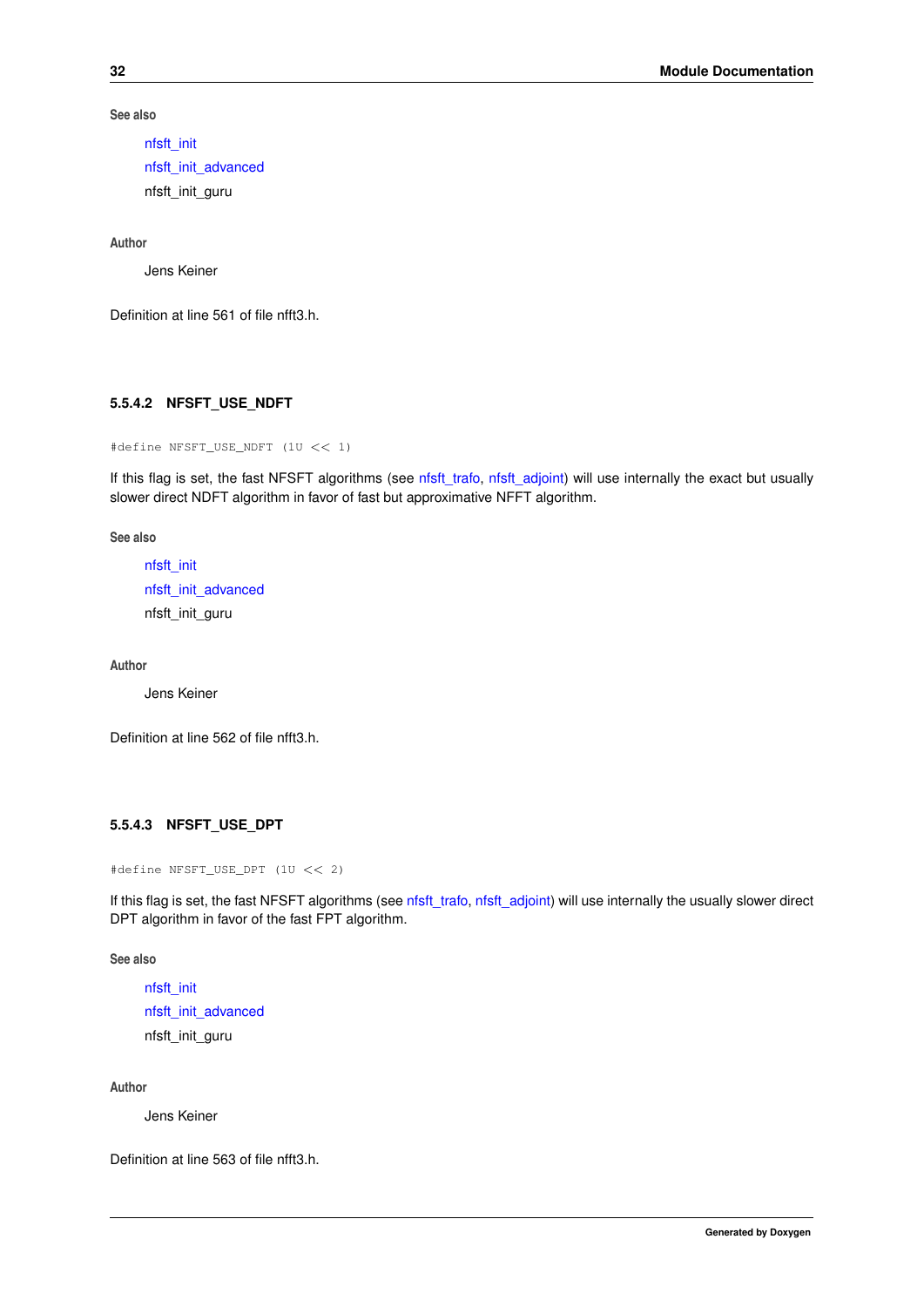**See also**

nfsft_init
nfsft_init_advanced
nfsft_init_guru

**Author**

Jens Keiner

Definition at line 561 of file nfft3.h.

#### 5.5.4.2 NFSFT_USE_NDFT

```
#define NFSFT_USE_NDFT (1U << 1)
```

If this flag is set, the fast NFSFT algorithms (see nfsft_trafo, nfsft_adjoint) will use internally the exact but usually slower direct NDFT algorithm in favor of fast but approximative NFFT algorithm.

**See also**

nfsft_init
nfsft_init_advanced
nfsft_init_guru

**Author**

Jens Keiner

Definition at line 562 of file nfft3.h.

#### 5.5.4.3 NFSFT_USE_DPT

```
#define NFSFT_USE_DPT (1U << 2)
```

If this flag is set, the fast NFSFT algorithms (see nfsft_trafo, nfsft_adjoint) will use internally the usually slower direct DPT algorithm in favor of the fast FPT algorithm.

**See also**

nfsft_init
nfsft_init_advanced
nfsft_init_guru

**Author**

Jens Keiner

Definition at line 563 of file nfft3.h.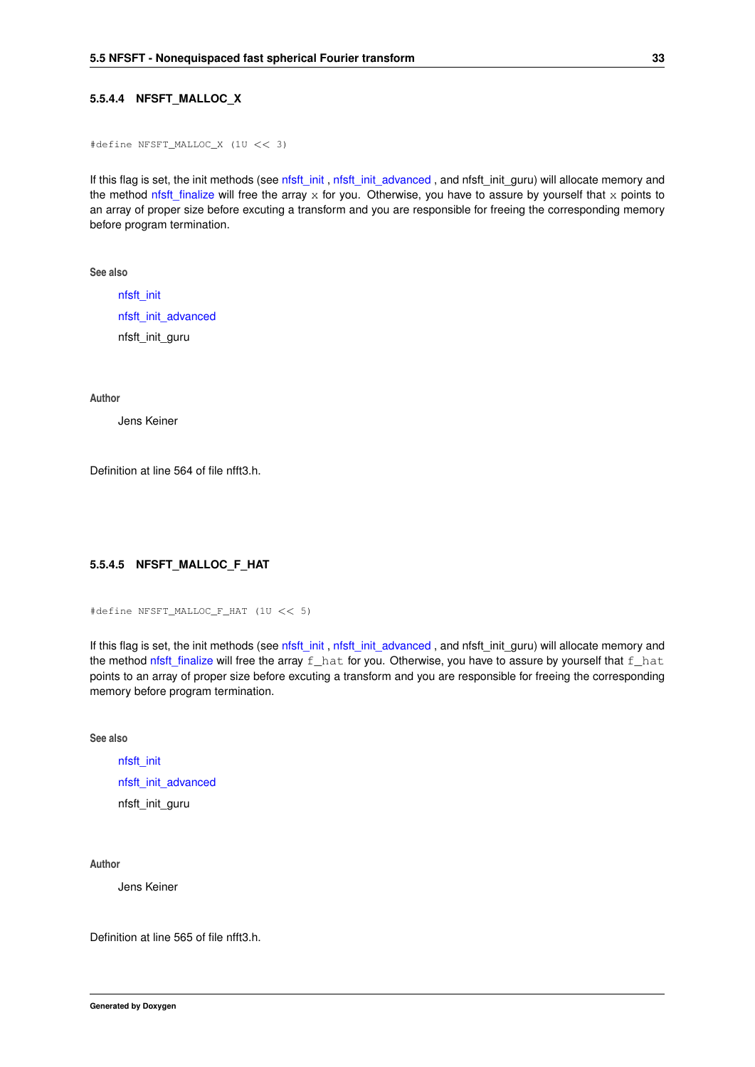#### 5.5.4.4 NFSFT_MALLOC_X

```
#define NFSFT_MALLOC_X (1U << 3)
```

If this flag is set, the init methods (see nfsft_init , nfsft_init_advanced , and nfsft_init_guru) will allocate memory and the method nfsft_finalize will free the array `x` for you. Otherwise, you have to assure by yourself that `x` points to an array of proper size before excuting a transform and you are responsible for freeing the corresponding memory before program termination.

**See also**

nfsft_init

nfsft_init_advanced

nfsft_init_guru

**Author**

Jens Keiner

Definition at line 564 of file nfft3.h.

#### 5.5.4.5 NFSFT_MALLOC_F_HAT

```
#define NFSFT_MALLOC_F_HAT (1U << 5)
```

If this flag is set, the init methods (see nfsft_init , nfsft_init_advanced , and nfsft_init_guru) will allocate memory and the method nfsft_finalize will free the array `f_hat` for you. Otherwise, you have to assure by yourself that `f_hat` points to an array of proper size before excuting a transform and you are responsible for freeing the corresponding memory before program termination.

**See also**

nfsft_init

nfsft_init_advanced

nfsft_init_guru

**Author**

Jens Keiner

Definition at line 565 of file nfft3.h.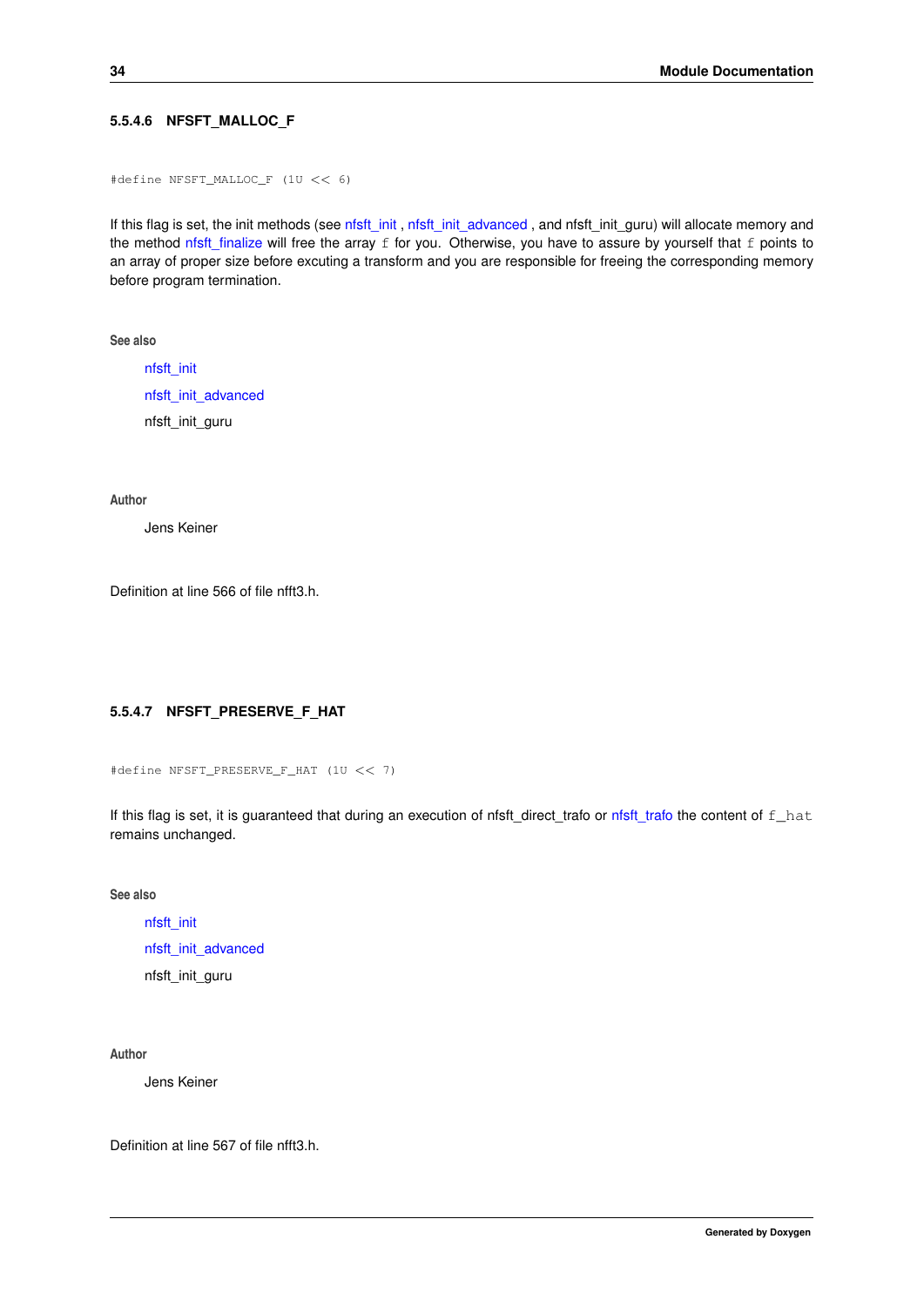#### 5.5.4.6 NFSFT_MALLOC_F

```
#define NFSFT_MALLOC_F (1U << 6)
```

If this flag is set, the init methods (see nfsft_init , nfsft_init_advanced , and nfsft_init_guru) will allocate memory and the method nfsft_finalize will free the array `f` for you. Otherwise, you have to assure by yourself that `f` points to an array of proper size before excuting a transform and you are responsible for freeing the corresponding memory before program termination.

**See also**

nfsft_init

nfsft_init_advanced

nfsft_init_guru

**Author**

Jens Keiner

Definition at line 566 of file nfft3.h.

#### 5.5.4.7 NFSFT_PRESERVE_F_HAT

```
#define NFSFT_PRESERVE_F_HAT (1U << 7)
```

If this flag is set, it is guaranteed that during an execution of nfsft_direct_trafo or nfsft_trafo the content of `f_hat` remains unchanged.

**See also**

nfsft_init

nfsft_init_advanced

nfsft_init_guru

**Author**

Jens Keiner

Definition at line 567 of file nfft3.h.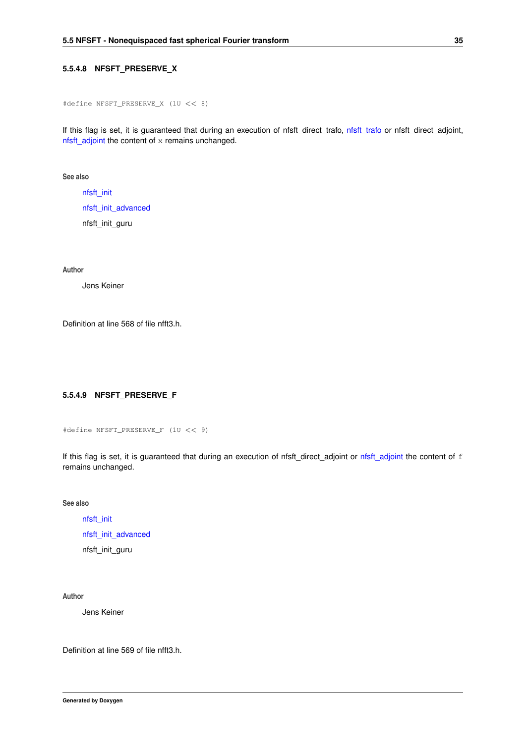#### 5.5.4.8 NFSFT_PRESERVE_X

```
#define NFSFT_PRESERVE_X (1U << 8)
```

If this flag is set, it is guaranteed that during an execution of nfsft_direct_trafo, nfsft_trafo or nfsft_direct_adjoint, nfsft_adjoint the content of `x` remains unchanged.

**See also**

nfsft_init

nfsft_init_advanced

nfsft_init_guru

**Author**

Jens Keiner

Definition at line 568 of file nfft3.h.

#### 5.5.4.9 NFSFT_PRESERVE_F

```
#define NFSFT_PRESERVE_F (1U << 9)
```

If this flag is set, it is guaranteed that during an execution of nfsft_direct_adjoint or nfsft_adjoint the content of `f` remains unchanged.

**See also**

nfsft_init

nfsft_init_advanced

nfsft_init_guru

**Author**

Jens Keiner

Definition at line 569 of file nfft3.h.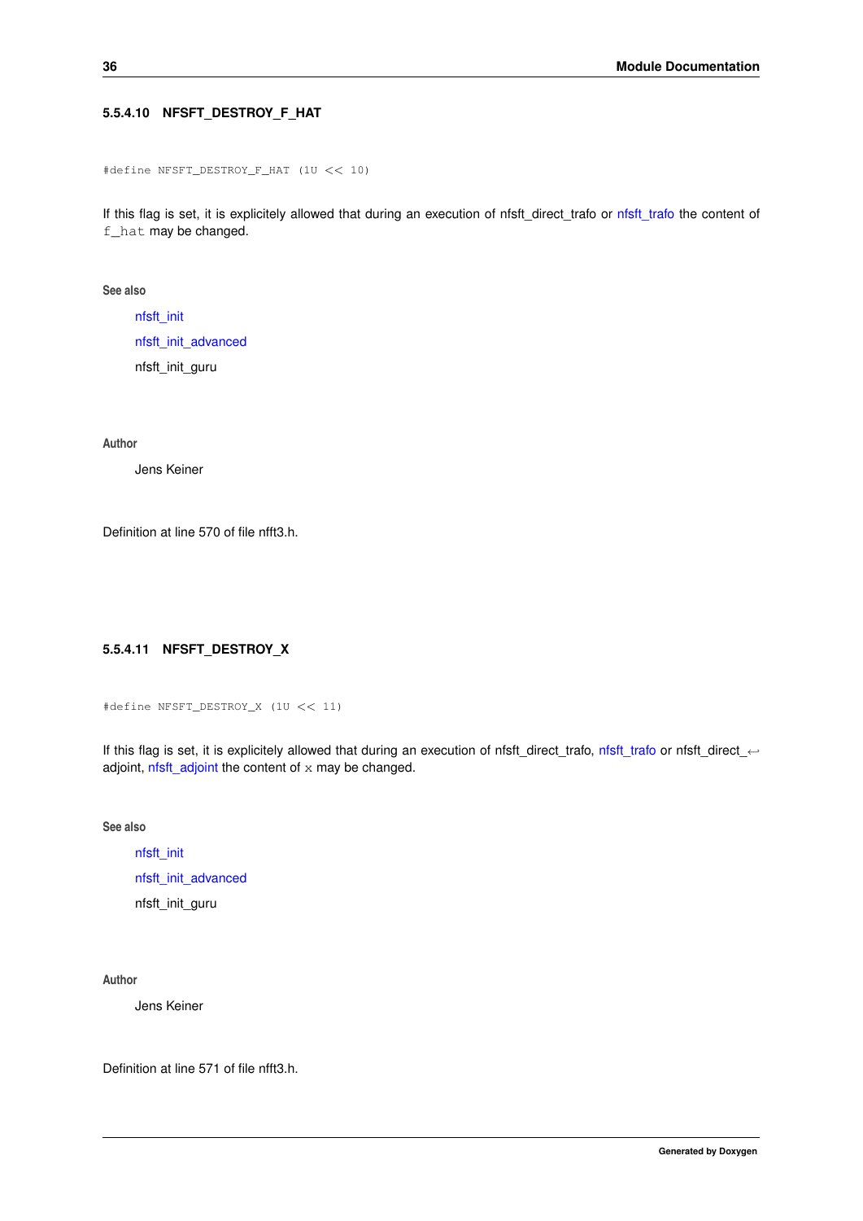#### 5.5.4.10 NFSFT_DESTROY_F_HAT

```
#define NFSFT_DESTROY_F_HAT (1U << 10)
```

If this flag is set, it is explicitely allowed that during an execution of nfsft_direct_trafo or nfsft_trafo the content of `f_hat` may be changed.

**See also**

nfsft_init

nfsft_init_advanced

nfsft_init_guru

**Author**

Jens Keiner

Definition at line 570 of file nfft3.h.

#### 5.5.4.11 NFSFT_DESTROY_X

```
#define NFSFT_DESTROY_X (1U << 11)
```

If this flag is set, it is explicitely allowed that during an execution of nfsft_direct_trafo, nfsft_trafo or nfsft_direct_adjoint, nfsft_adjoint the content of `x` may be changed.

**See also**

nfsft_init

nfsft_init_advanced

nfsft_init_guru

**Author**

Jens Keiner

Definition at line 571 of file nfft3.h.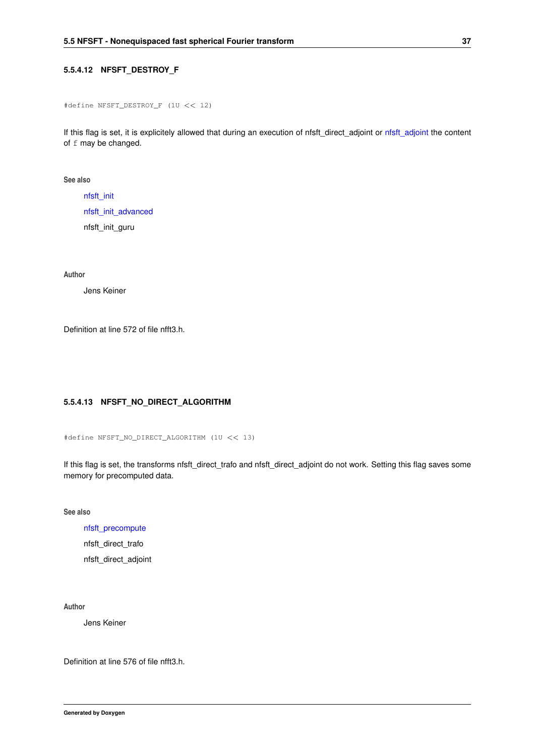#### 5.5.4.12 NFSFT_DESTROY_F

```
#define NFSFT_DESTROY_F (1U << 12)
```

If this flag is set, it is explicitely allowed that during an execution of nfsft_direct_adjoint or nfsft_adjoint the content of `f` may be changed.

**See also**

nfsft_init

nfsft_init_advanced

nfsft_init_guru

**Author**

Jens Keiner

Definition at line 572 of file nfft3.h.

#### 5.5.4.13 NFSFT_NO_DIRECT_ALGORITHM

```
#define NFSFT_NO_DIRECT_ALGORITHM (1U << 13)
```

If this flag is set, the transforms nfsft_direct_trafo and nfsft_direct_adjoint do not work. Setting this flag saves some memory for precomputed data.

**See also**

nfsft_precompute

nfsft_direct_trafo

nfsft_direct_adjoint

**Author**

Jens Keiner

Definition at line 576 of file nfft3.h.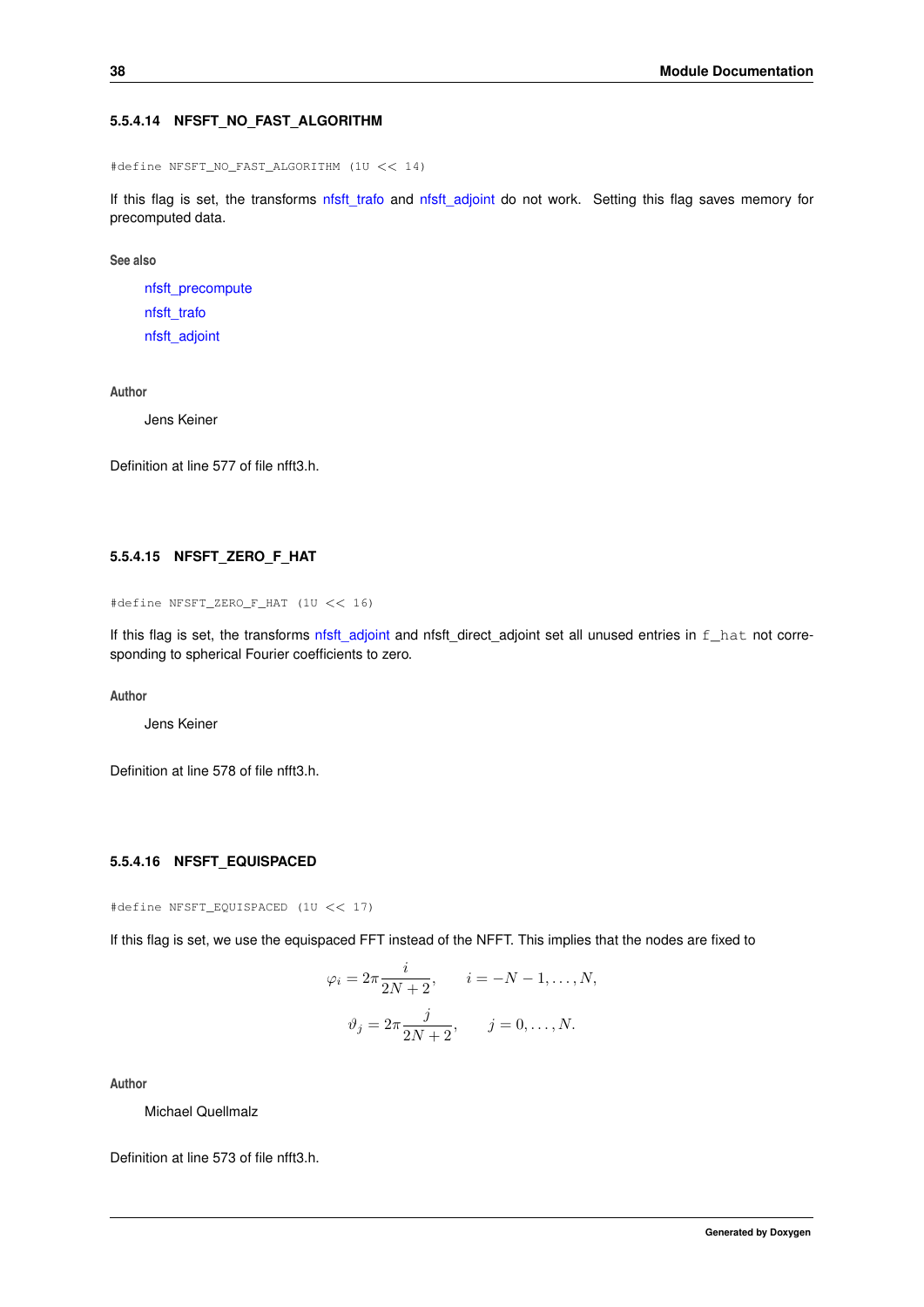#### 5.5.4.14 NFSFT_NO_FAST_ALGORITHM

```
#define NFSFT_NO_FAST_ALGORITHM (1U << 14)
```

If this flag is set, the transforms nfsft_trafo and nfsft_adjoint do not work. Setting this flag saves memory for precomputed data.

**See also**

nfsft_precompute
nfsft_trafo
nfsft_adjoint

**Author**

Jens Keiner

Definition at line 577 of file nfft3.h.

#### 5.5.4.15 NFSFT_ZERO_F_HAT

```
#define NFSFT_ZERO_F_HAT (1U << 16)
```

If this flag is set, the transforms nfsft_adjoint and nfsft_direct_adjoint set all unused entries in `f_hat` not corresponding to spherical Fourier coefficients to zero.

**Author**

Jens Keiner

Definition at line 578 of file nfft3.h.

#### 5.5.4.16 NFSFT_EQUISPACED

```
#define NFSFT_EQUISPACED (1U << 17)
```

If this flag is set, we use the equispaced FFT instead of the NFFT. This implies that the nodes are fixed to

$$\varphi_i = 2\pi\frac{i}{2N+2}, \qquad i = -N-1,\ldots,N,$$

$$\vartheta_j = 2\pi\frac{j}{2N+2}, \qquad j = 0,\ldots,N.$$

**Author**

Michael Quellmalz

Definition at line 573 of file nfft3.h.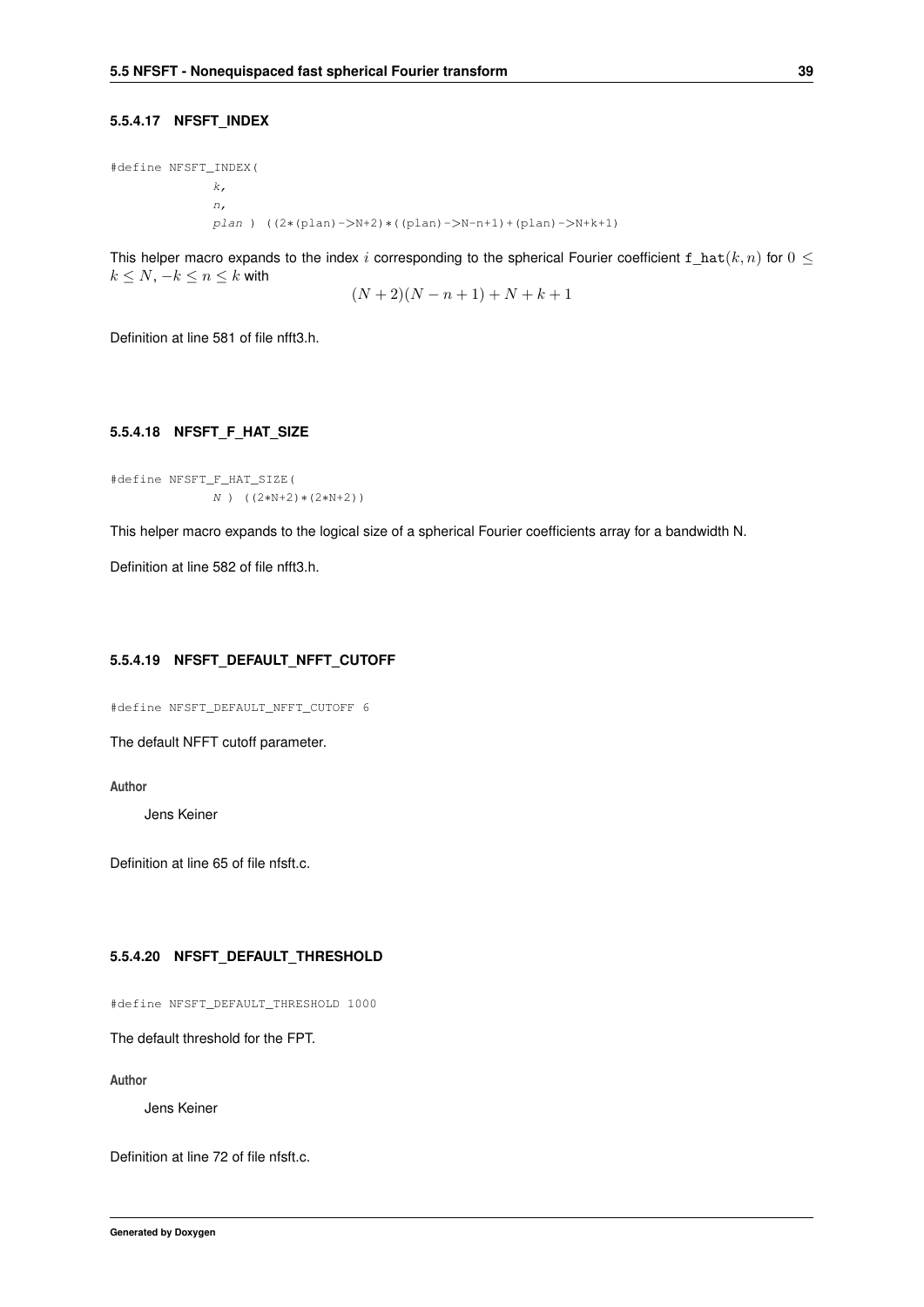#### 5.5.4.17 NFSFT_INDEX

```
#define NFSFT_INDEX(
            k,
            n,
            plan ) ((2*(plan)->N+2)*((plan)->N-n+1)+(plan)->N+k+1)
```

This helper macro expands to the index $i$ corresponding to the spherical Fourier coefficient `f_hat`$(k, n)$ for $0 \leq k \leq N$, $-k \leq n \leq k$ with

$$(N + 2)(N - n + 1) + N + k + 1$$

Definition at line 581 of file nfft3.h.

#### 5.5.4.18 NFSFT_F_HAT_SIZE

```
#define NFSFT_F_HAT_SIZE(
            N ) ((2*N+2)*(2*N+2))
```

This helper macro expands to the logical size of a spherical Fourier coefficients array for a bandwidth N.

Definition at line 582 of file nfft3.h.

#### 5.5.4.19 NFSFT_DEFAULT_NFFT_CUTOFF

```
#define NFSFT_DEFAULT_NFFT_CUTOFF 6
```

The default NFFT cutoff parameter.

**Author**

Jens Keiner

Definition at line 65 of file nfsft.c.

#### 5.5.4.20 NFSFT_DEFAULT_THRESHOLD

```
#define NFSFT_DEFAULT_THRESHOLD 1000
```

The default threshold for the FPT.

**Author**

Jens Keiner

Definition at line 72 of file nfsft.c.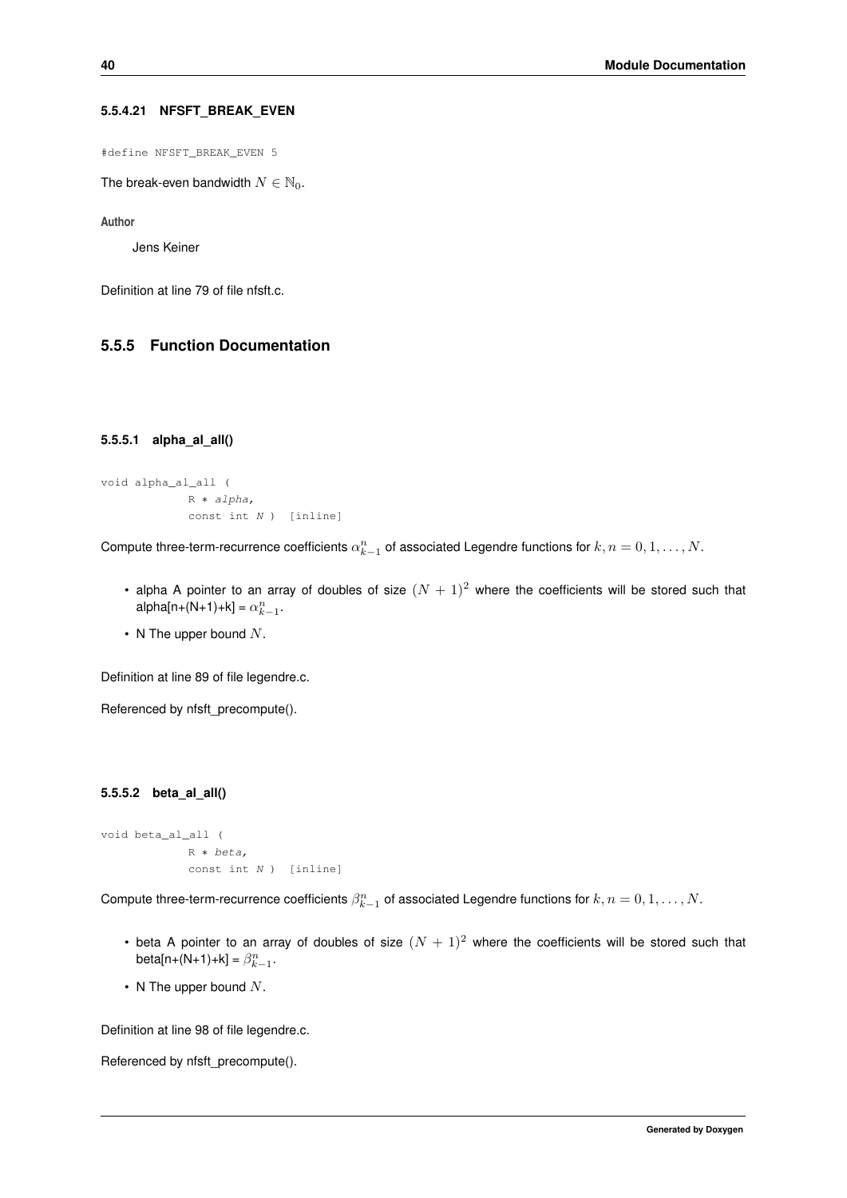#### 5.5.4.21 NFSFT_BREAK_EVEN

```
#define NFSFT_BREAK_EVEN 5
```

The break-even bandwidth $N \in \mathbb{N}_0$.

**Author**

Jens Keiner

Definition at line 79 of file nfsft.c.

### 5.5.5 Function Documentation

#### 5.5.5.1 alpha_al_all()

```
void alpha_al_all (
            R * alpha,
            const int N )  [inline]
```

Compute three-term-recurrence coefficients $\alpha_{k-1}^n$ of associated Legendre functions for $k, n = 0, 1, \ldots, N$.

- alpha A pointer to an array of doubles of size $(N+1)^2$ where the coefficients will be stored such that alpha[n+(N+1)+k] = $\alpha_{k-1}^n$.
- N The upper bound $N$.

Definition at line 89 of file legendre.c.

Referenced by nfsft_precompute().

#### 5.5.5.2 beta_al_all()

```
void beta_al_all (
            R * beta,
            const int N )  [inline]
```

Compute three-term-recurrence coefficients $\beta_{k-1}^n$ of associated Legendre functions for $k, n = 0, 1, \ldots, N$.

- beta A pointer to an array of doubles of size $(N+1)^2$ where the coefficients will be stored such that beta[n+(N+1)+k] = $\beta_{k-1}^n$.
- N The upper bound $N$.

Definition at line 98 of file legendre.c.

Referenced by nfsft_precompute().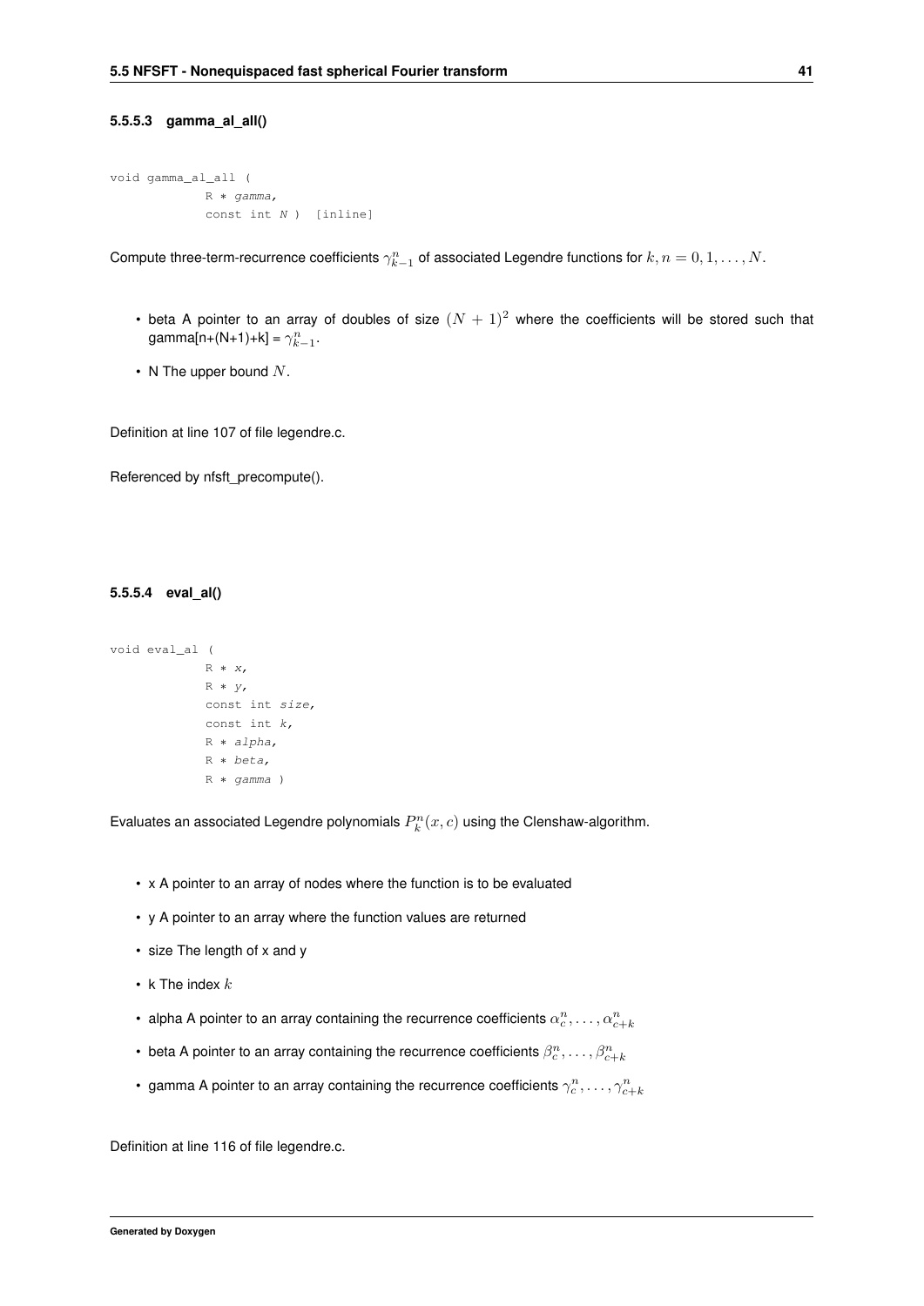#### 5.5.5.3 gamma_al_all()

```
void gamma_al_all (
            R * gamma,
            const int N )  [inline]
```

Compute three-term-recurrence coefficients $\gamma_{k-1}^n$ of associated Legendre functions for $k, n = 0, 1, \ldots, N$.

- beta A pointer to an array of doubles of size $(N+1)^2$ where the coefficients will be stored such that gamma[n+(N+1)+k] = $\gamma_{k-1}^n$.
- N The upper bound $N$.

Definition at line 107 of file legendre.c.

Referenced by nfsft_precompute().

#### 5.5.5.4 eval_al()

```
void eval_al (
            R * x,
            R * y,
            const int size,
            const int k,
            R * alpha,
            R * beta,
            R * gamma )
```

Evaluates an associated Legendre polynomials $P_k^n(x, c)$ using the Clenshaw-algorithm.

- x A pointer to an array of nodes where the function is to be evaluated
- y A pointer to an array where the function values are returned
- size The length of x and y
- k The index $k$
- alpha A pointer to an array containing the recurrence coefficients $\alpha_c^n, \ldots, \alpha_{c+k}^n$
- beta A pointer to an array containing the recurrence coefficients $\beta_c^n, \ldots, \beta_{c+k}^n$
- gamma A pointer to an array containing the recurrence coefficients $\gamma_c^n, \ldots, \gamma_{c+k}^n$

Definition at line 116 of file legendre.c.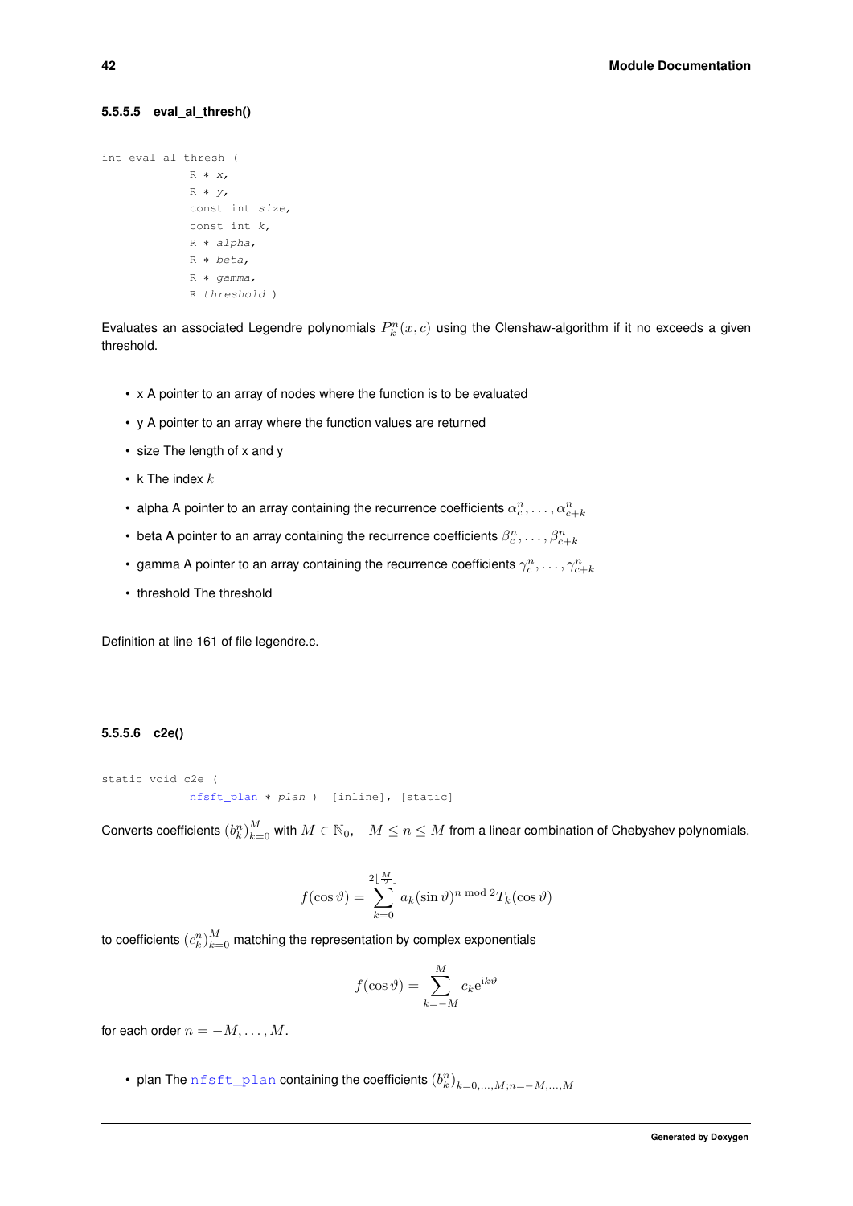#### 5.5.5.5 eval_al_thresh()

```
int eval_al_thresh (
            R * x,
            R * y,
            const int size,
            const int k,
            R * alpha,
            R * beta,
            R * gamma,
            R threshold )
```

Evaluates an associated Legendre polynomials $P_k^n(x, c)$ using the Clenshaw-algorithm if it no exceeds a given threshold.

- x A pointer to an array of nodes where the function is to be evaluated
- y A pointer to an array where the function values are returned
- size The length of x and y
- k The index $k$
- alpha A pointer to an array containing the recurrence coefficients $\alpha_c^n, \ldots, \alpha_{c+k}^n$
- beta A pointer to an array containing the recurrence coefficients $\beta_c^n, \ldots, \beta_{c+k}^n$
- gamma A pointer to an array containing the recurrence coefficients $\gamma_c^n, \ldots, \gamma_{c+k}^n$
- threshold The threshold

Definition at line 161 of file legendre.c.

#### 5.5.5.6 c2e()

```
static void c2e (
            nfsft_plan * plan )  [inline], [static]
```

Converts coefficients $(b_k^n)_{k=0}^M$ with $M \in \mathbb{N}_0$, $-M \leq n \leq M$ from a linear combination of Chebyshev polynomials.

$$f(\cos\vartheta) = \sum_{k=0}^{2\lfloor \frac{M}{2} \rfloor} a_k (\sin\vartheta)^{n \bmod 2} T_k(\cos\vartheta)$$

to coefficients $(c_k^n)_{k=0}^M$ matching the representation by complex exponentials

$$f(\cos\vartheta) = \sum_{k=-M}^{M} c_k \mathrm{e}^{\mathrm{i}k\vartheta}$$

for each order $n = -M, \ldots, M$.

- plan The nfsft_plan containing the coefficients $(b_k^n)_{k=0,\ldots,M;n=-M,\ldots,M}$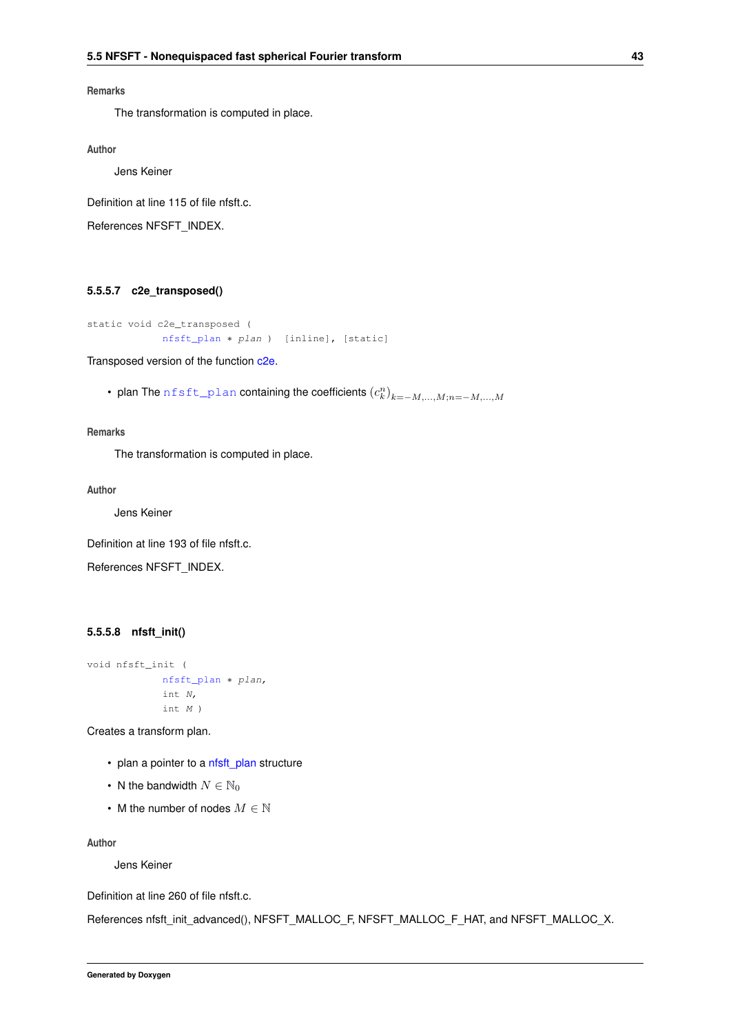**Remarks**

The transformation is computed in place.

**Author**

Jens Keiner

Definition at line 115 of file nfsft.c.

References NFSFT_INDEX.

#### 5.5.5.7 c2e_transposed()

```
static void c2e_transposed (
            nfsft_plan * plan ) [inline], [static]
```

Transposed version of the function c2e.

- plan The `nfsft_plan` containing the coefficients $(c_k^n)_{k=-M,\ldots,M;n=-M,\ldots,M}$

**Remarks**

The transformation is computed in place.

**Author**

Jens Keiner

Definition at line 193 of file nfsft.c.

References NFSFT_INDEX.

#### 5.5.5.8 nfsft_init()

```
void nfsft_init (
            nfsft_plan * plan,
            int N,
            int M )
```

Creates a transform plan.

- plan a pointer to a nfsft_plan structure
- N the bandwidth $N \in \mathbb{N}_0$
- M the number of nodes $M \in \mathbb{N}$

**Author**

Jens Keiner

Definition at line 260 of file nfsft.c.

References nfsft_init_advanced(), NFSFT_MALLOC_F, NFSFT_MALLOC_F_HAT, and NFSFT_MALLOC_X.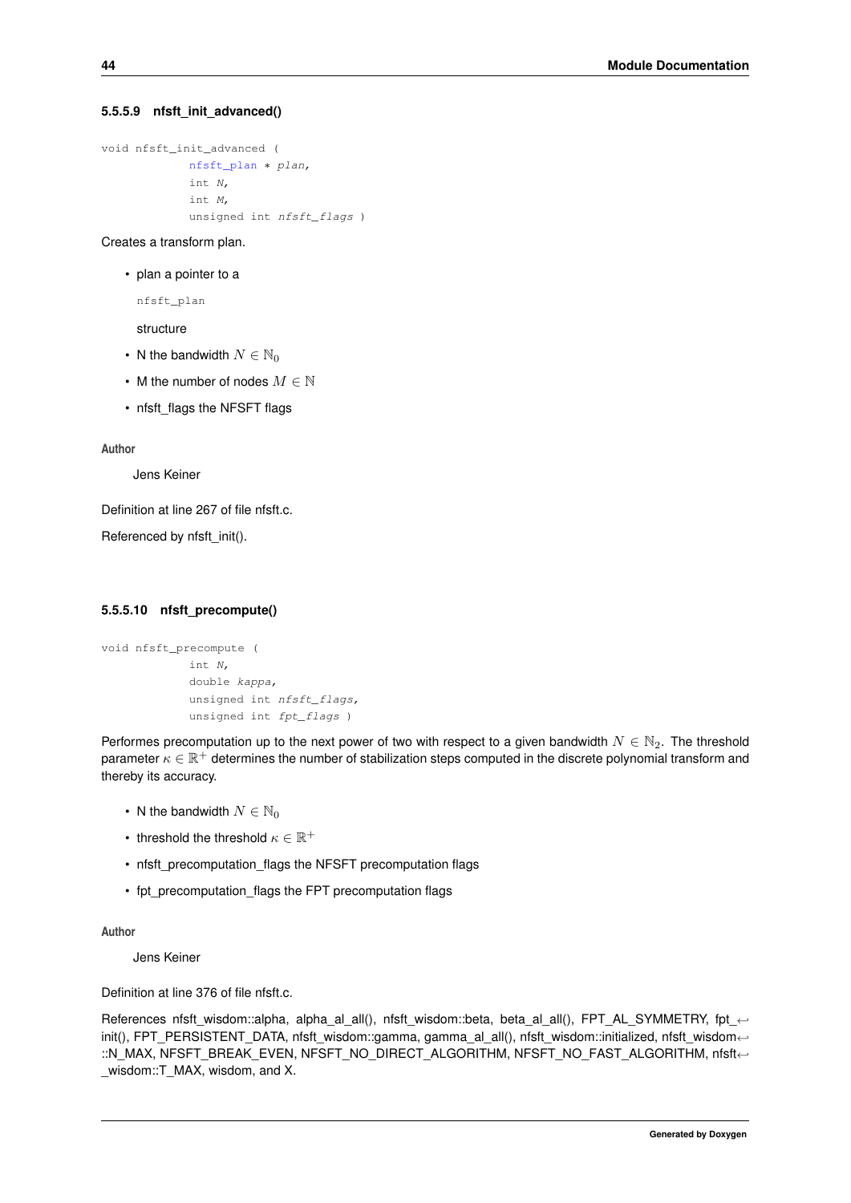#### 5.5.5.9 nfsft_init_advanced()

```
void nfsft_init_advanced (
            nfsft_plan * plan,
            int N,
            int M,
            unsigned int nfsft_flags )
```

Creates a transform plan.

- plan a pointer to a

  ```
  nfsft_plan
  ```

  structure
- N the bandwidth $N \in \mathbb{N}_0$
- M the number of nodes $M \in \mathbb{N}$
- nfsft_flags the NFSFT flags

**Author**

Jens Keiner

Definition at line 267 of file nfsft.c.

Referenced by nfsft_init().

#### 5.5.5.10 nfsft_precompute()

```
void nfsft_precompute (
            int N,
            double kappa,
            unsigned int nfsft_flags,
            unsigned int fpt_flags )
```

Performes precomputation up to the next power of two with respect to a given bandwidth $N \in \mathbb{N}_2$. The threshold parameter $\kappa \in \mathbb{R}^+$ determines the number of stabilization steps computed in the discrete polynomial transform and thereby its accuracy.

- N the bandwidth $N \in \mathbb{N}_0$
- threshold the threshold $\kappa \in \mathbb{R}^+$
- nfsft_precomputation_flags the NFSFT precomputation flags
- fpt_precomputation_flags the FPT precomputation flags

**Author**

Jens Keiner

Definition at line 376 of file nfsft.c.

References nfsft_wisdom::alpha, alpha_al_all(), nfsft_wisdom::beta, beta_al_all(), FPT_AL_SYMMETRY, fpt_init(), FPT_PERSISTENT_DATA, nfsft_wisdom::gamma, gamma_al_all(), nfsft_wisdom::initialized, nfsft_wisdom::N_MAX, NFSFT_BREAK_EVEN, NFSFT_NO_DIRECT_ALGORITHM, NFSFT_NO_FAST_ALGORITHM, nfsft_wisdom::T_MAX, wisdom, and X.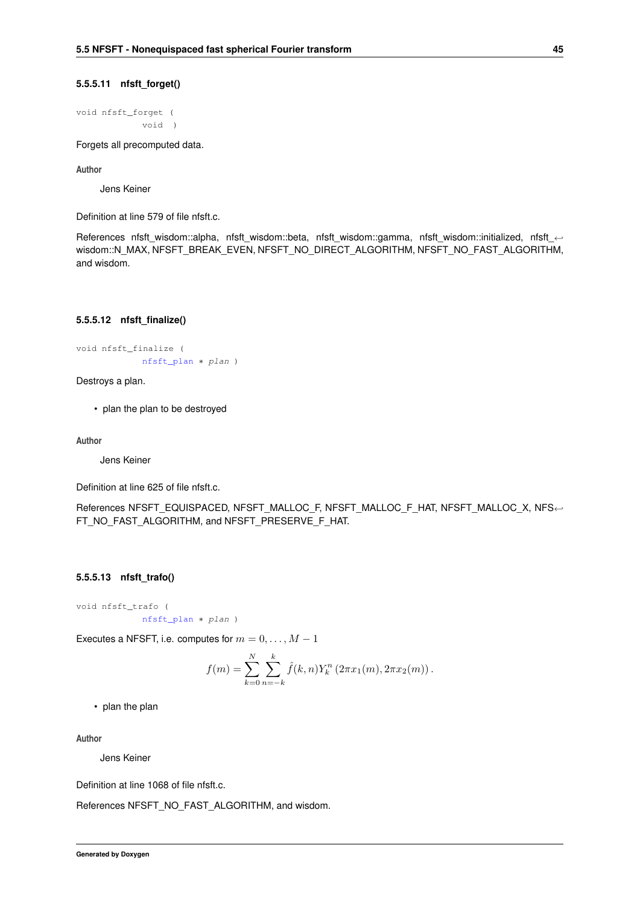#### 5.5.5.11 nfsft_forget()

```
void nfsft_forget (
            void )
```

Forgets all precomputed data.

**Author**

Jens Keiner

Definition at line 579 of file nfsft.c.

References nfsft_wisdom::alpha, nfsft_wisdom::beta, nfsft_wisdom::gamma, nfsft_wisdom::initialized, nfsft_wisdom::N_MAX, NFSFT_BREAK_EVEN, NFSFT_NO_DIRECT_ALGORITHM, NFSFT_NO_FAST_ALGORITHM, and wisdom.

#### 5.5.5.12 nfsft_finalize()

```
void nfsft_finalize (
            nfsft_plan * plan )
```

Destroys a plan.

- plan the plan to be destroyed

**Author**

Jens Keiner

Definition at line 625 of file nfsft.c.

References NFSFT_EQUISPACED, NFSFT_MALLOC_F, NFSFT_MALLOC_F_HAT, NFSFT_MALLOC_X, NFSFT_NO_FAST_ALGORITHM, and NFSFT_PRESERVE_F_HAT.

#### 5.5.5.13 nfsft_trafo()

```
void nfsft_trafo (
            nfsft_plan * plan )
```

Executes a NFSFT, i.e. computes for $m = 0, \ldots, M-1$

$$f(m) = \sum_{k=0}^{N} \sum_{n=-k}^{k} \hat{f}(k,n) Y_k^n \left(2\pi x_1(m), 2\pi x_2(m)\right).$$

- plan the plan

**Author**

Jens Keiner

Definition at line 1068 of file nfsft.c.

References NFSFT_NO_FAST_ALGORITHM, and wisdom.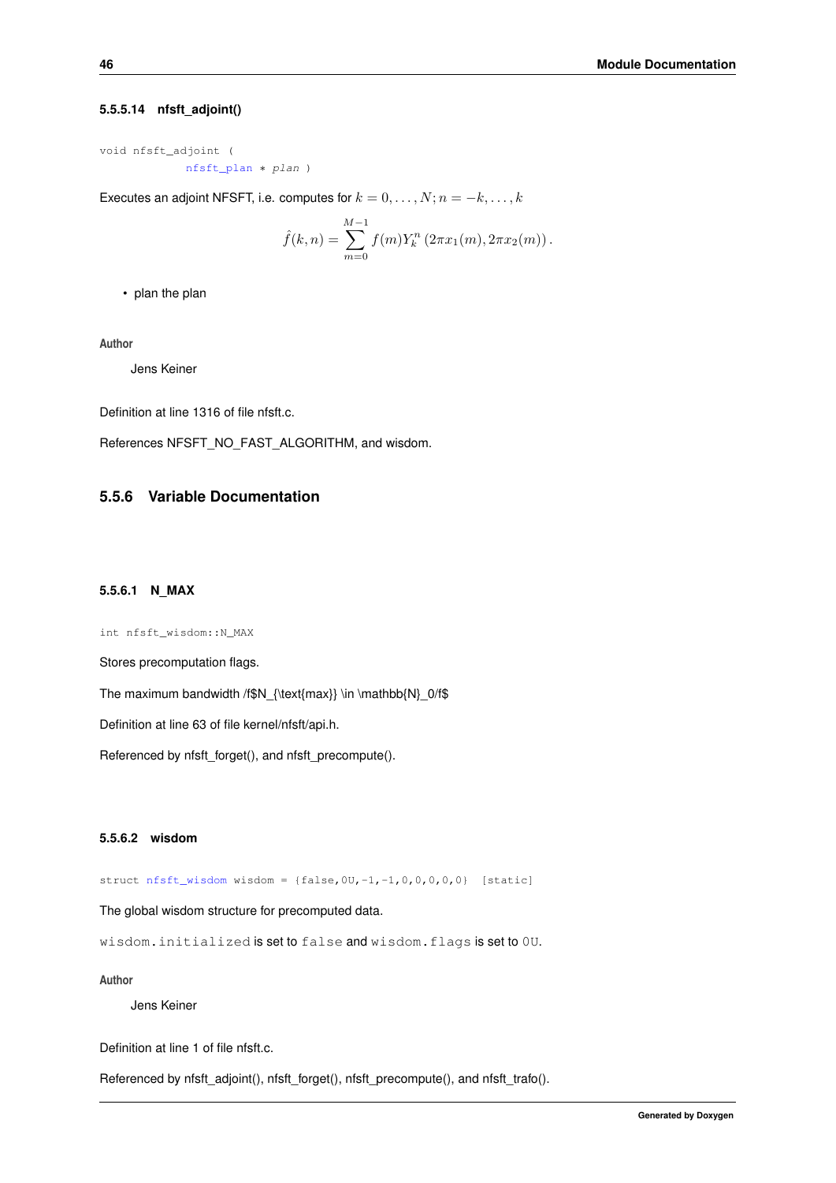#### 5.5.5.14 nfsft_adjoint()

```
void nfsft_adjoint (
            nfsft_plan * plan )
```

Executes an adjoint NFSFT, i.e. computes for $k = 0, \ldots, N; n = -k, \ldots, k$

$$\hat{f}(k,n) = \sum_{m=0}^{M-1} f(m) Y_k^n \left(2\pi x_1(m), 2\pi x_2(m)\right).$$

- plan the plan

**Author**

Jens Keiner

Definition at line 1316 of file nfsft.c.

References NFSFT_NO_FAST_ALGORITHM, and wisdom.

### 5.5.6 Variable Documentation

#### 5.5.6.1 N_MAX

```
int nfsft_wisdom::N_MAX
```

Stores precomputation flags.

The maximum bandwidth /f$N_{\text{max}} \in \mathbb{N}_0/f$

Definition at line 63 of file kernel/nfsft/api.h.

Referenced by nfsft_forget(), and nfsft_precompute().

#### 5.5.6.2 wisdom

```
struct nfsft_wisdom wisdom = {false,0U,-1,-1,0,0,0,0,0}  [static]
```

The global wisdom structure for precomputed data.

`wisdom.initialized` is set to `false` and `wisdom.flags` is set to `0U`.

**Author**

Jens Keiner

Definition at line 1 of file nfsft.c.

Referenced by nfsft_adjoint(), nfsft_forget(), nfsft_precompute(), and nfsft_trafo().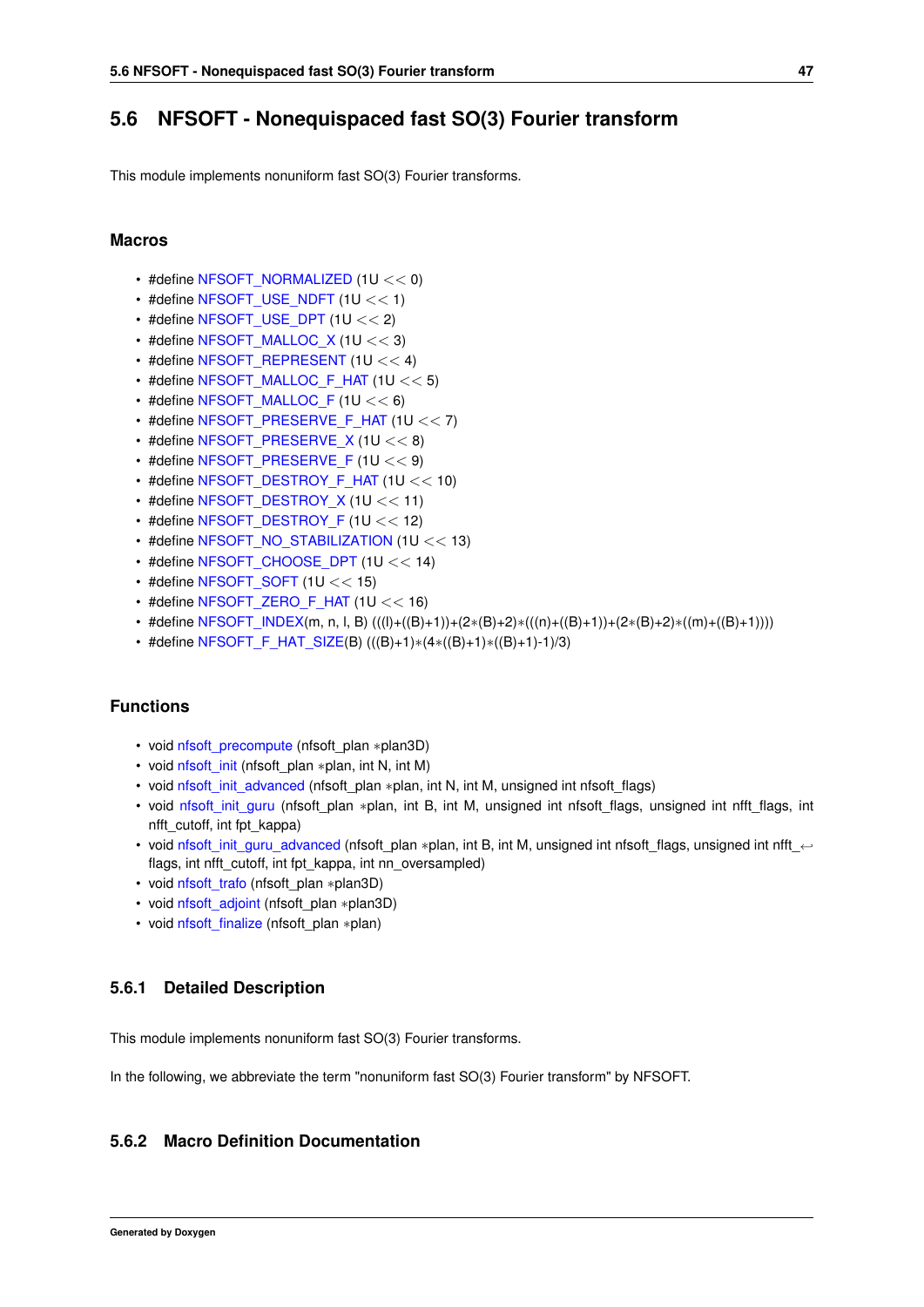## 5.6 NFSOFT - Nonequispaced fast SO(3) Fourier transform

This module implements nonuniform fast SO(3) Fourier transforms.

### Macros

- #define NFSOFT_NORMALIZED (1U << 0)
- #define NFSOFT_USE_NDFT (1U << 1)
- #define NFSOFT_USE_DPT (1U << 2)
- #define NFSOFT_MALLOC_X (1U << 3)
- #define NFSOFT_REPRESENT (1U << 4)
- #define NFSOFT_MALLOC_F_HAT (1U << 5)
- #define NFSOFT_MALLOC_F (1U << 6)
- #define NFSOFT_PRESERVE_F_HAT (1U << 7)
- #define NFSOFT_PRESERVE_X (1U << 8)
- #define NFSOFT_PRESERVE_F (1U << 9)
- #define NFSOFT_DESTROY_F_HAT (1U << 10)
- #define NFSOFT_DESTROY_X (1U << 11)
- #define NFSOFT_DESTROY_F (1U << 12)
- #define NFSOFT_NO_STABILIZATION (1U << 13)
- #define NFSOFT_CHOOSE_DPT (1U << 14)
- #define NFSOFT_SOFT (1U << 15)
- #define NFSOFT_ZERO_F_HAT (1U << 16)
- #define NFSOFT_INDEX(m, n, l, B) (((l)+((B)+1))+(2*(B)+2)*(((n)+((B)+1))+(2*(B)+2)*((m)+((B)+1))))
- #define NFSOFT_F_HAT_SIZE(B) (((B)+1)*(4*((B)+1)*((B)+1)-1)/3)

### Functions

- void nfsoft_precompute (nfsoft_plan *plan3D)
- void nfsoft_init (nfsoft_plan *plan, int N, int M)
- void nfsoft_init_advanced (nfsoft_plan *plan, int N, int M, unsigned int nfsoft_flags)
- void nfsoft_init_guru (nfsoft_plan *plan, int B, int M, unsigned int nfsoft_flags, unsigned int nfft_flags, int nfft_cutoff, int fpt_kappa)
- void nfsoft_init_guru_advanced (nfsoft_plan *plan, int B, int M, unsigned int nfsoft_flags, unsigned int nfft_flags, int nfft_cutoff, int fpt_kappa, int nn_oversampled)
- void nfsoft_trafo (nfsoft_plan *plan3D)
- void nfsoft_adjoint (nfsoft_plan *plan3D)
- void nfsoft_finalize (nfsoft_plan *plan)

### 5.6.1 Detailed Description

This module implements nonuniform fast SO(3) Fourier transforms.

In the following, we abbreviate the term "nonuniform fast SO(3) Fourier transform" by NFSOFT.

### 5.6.2 Macro Definition Documentation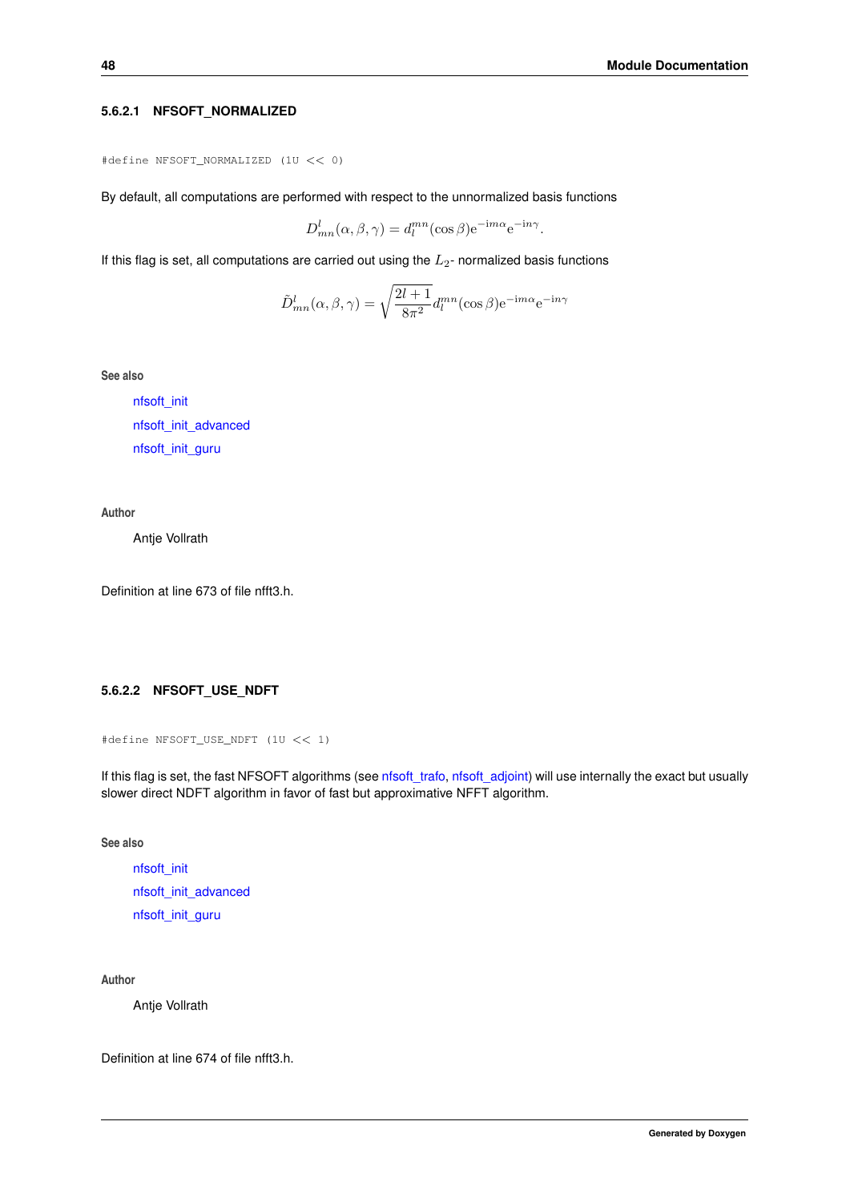#### 5.6.2.1 NFSOFT_NORMALIZED

```
#define NFSOFT_NORMALIZED (1U << 0)
```

By default, all computations are performed with respect to the unnormalized basis functions

$$D^l_{mn}(\alpha, \beta, \gamma) = d^{mn}_l(\cos\beta)\mathrm{e}^{-\mathrm{i}m\alpha}\mathrm{e}^{-\mathrm{i}n\gamma}.$$

If this flag is set, all computations are carried out using the $L_2$- normalized basis functions

$$\tilde{D}^l_{mn}(\alpha, \beta, \gamma) = \sqrt{\frac{2l+1}{8\pi^2}} d^{mn}_l(\cos\beta)\mathrm{e}^{-\mathrm{i}m\alpha}\mathrm{e}^{-\mathrm{i}n\gamma}$$

**See also**

nfsoft_init

nfsoft_init_advanced

nfsoft_init_guru

**Author**

Antje Vollrath

Definition at line 673 of file nfft3.h.

#### 5.6.2.2 NFSOFT_USE_NDFT

```
#define NFSOFT_USE_NDFT (1U << 1)
```

If this flag is set, the fast NFSOFT algorithms (see nfsoft_trafo, nfsoft_adjoint) will use internally the exact but usually slower direct NDFT algorithm in favor of fast but approximative NFFT algorithm.

**See also**

nfsoft_init

nfsoft_init_advanced

nfsoft_init_guru

**Author**

Antje Vollrath

Definition at line 674 of file nfft3.h.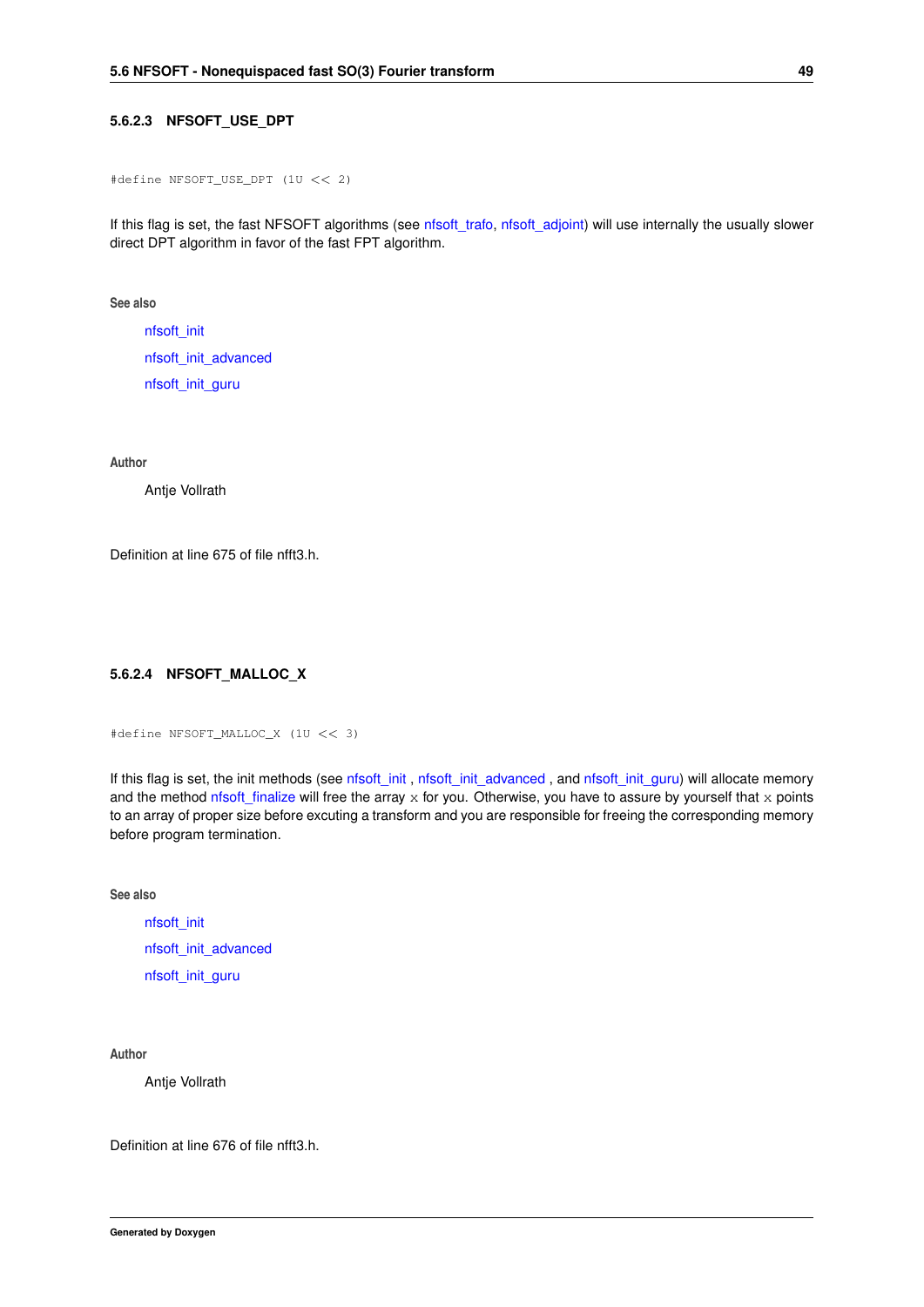#### 5.6.2.3 NFSOFT_USE_DPT

```
#define NFSOFT_USE_DPT (1U << 2)
```

If this flag is set, the fast NFSOFT algorithms (see nfsoft_trafo, nfsoft_adjoint) will use internally the usually slower direct DPT algorithm in favor of the fast FPT algorithm.

**See also**

nfsoft_init

nfsoft_init_advanced

nfsoft_init_guru

**Author**

Antje Vollrath

Definition at line 675 of file nfft3.h.

#### 5.6.2.4 NFSOFT_MALLOC_X

```
#define NFSOFT_MALLOC_X (1U << 3)
```

If this flag is set, the init methods (see nfsoft_init , nfsoft_init_advanced , and nfsoft_init_guru) will allocate memory and the method nfsoft_finalize will free the array x for you. Otherwise, you have to assure by yourself that x points to an array of proper size before excuting a transform and you are responsible for freeing the corresponding memory before program termination.

**See also**

nfsoft_init

nfsoft_init_advanced

nfsoft_init_guru

**Author**

Antje Vollrath

Definition at line 676 of file nfft3.h.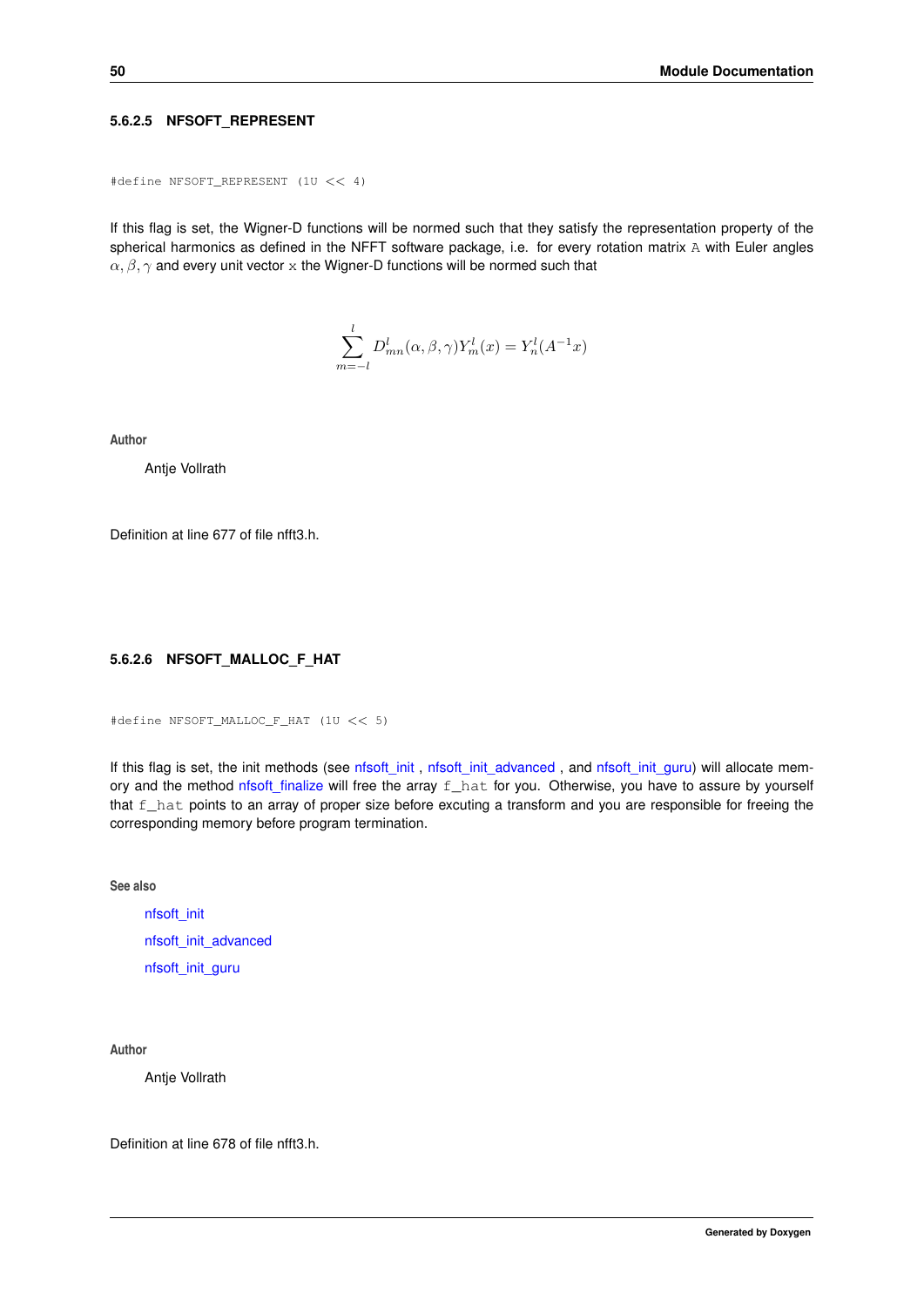#### 5.6.2.5 NFSOFT_REPRESENT

```
#define NFSOFT_REPRESENT (1U << 4)
```

If this flag is set, the Wigner-D functions will be normed such that they satisfy the representation property of the spherical harmonics as defined in the NFFT software package, i.e. for every rotation matrix A with Euler angles $\alpha, \beta, \gamma$ and every unit vector x the Wigner-D functions will be normed such that

$$\sum_{m=-l}^{l} D_{mn}^{l}(\alpha, \beta, \gamma) Y_{m}^{l}(x) = Y_{n}^{l}(A^{-1}x)$$

**Author**

Antje Vollrath

Definition at line 677 of file nfft3.h.

#### 5.6.2.6 NFSOFT_MALLOC_F_HAT

```
#define NFSOFT_MALLOC_F_HAT (1U << 5)
```

If this flag is set, the init methods (see nfsoft_init , nfsoft_init_advanced , and nfsoft_init_guru) will allocate memory and the method nfsoft_finalize will free the array f_hat for you. Otherwise, you have to assure by yourself that f_hat points to an array of proper size before excuting a transform and you are responsible for freeing the corresponding memory before program termination.

**See also**

nfsoft_init

nfsoft_init_advanced

nfsoft_init_guru

**Author**

Antje Vollrath

Definition at line 678 of file nfft3.h.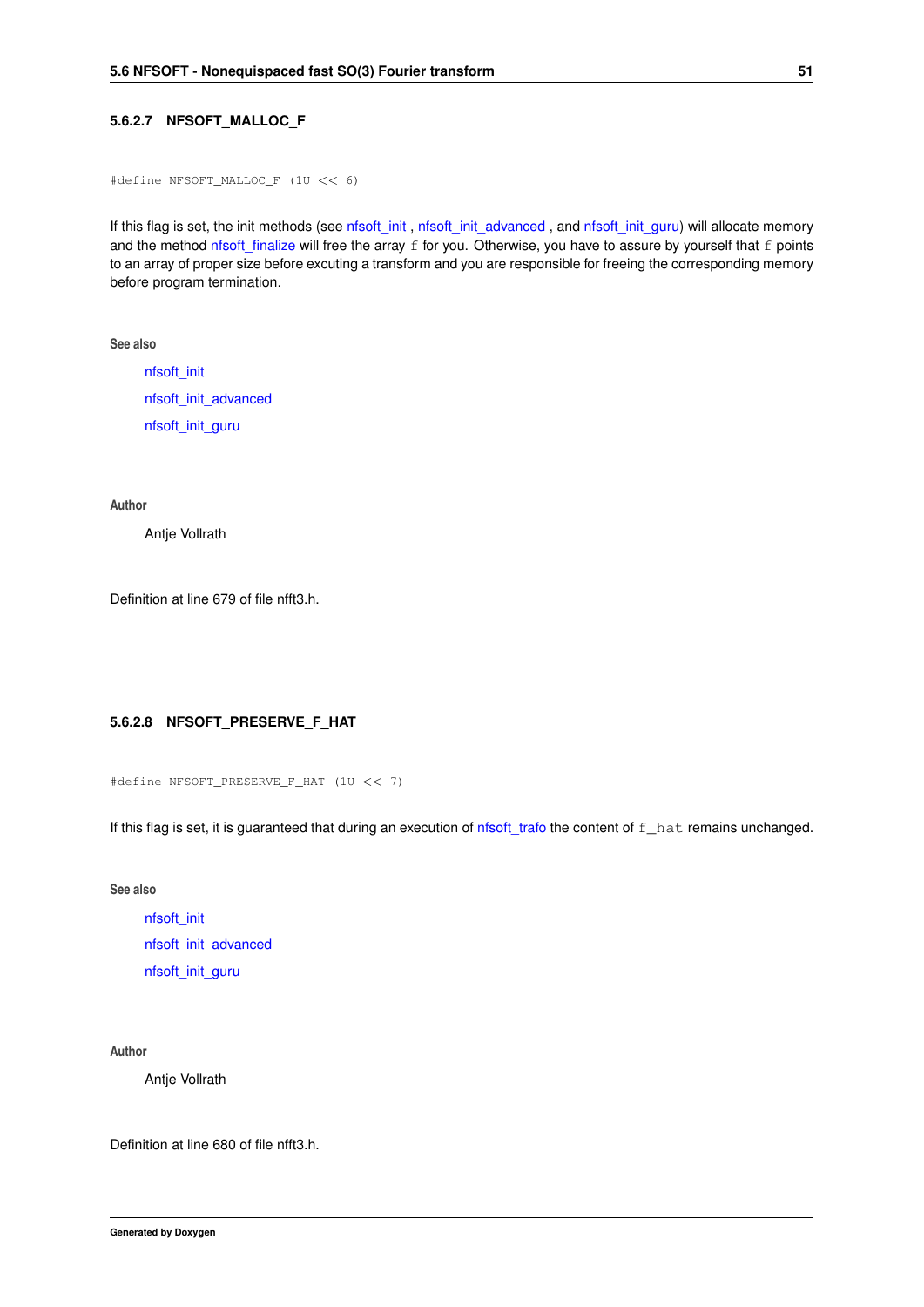#### 5.6.2.7 NFSOFT_MALLOC_F

```
#define NFSOFT_MALLOC_F (1U << 6)
```

If this flag is set, the init methods (see nfsoft_init , nfsoft_init_advanced , and nfsoft_init_guru) will allocate memory and the method nfsoft_finalize will free the array `f` for you. Otherwise, you have to assure by yourself that `f` points to an array of proper size before excuting a transform and you are responsible for freeing the corresponding memory before program termination.

**See also**

nfsoft_init

nfsoft_init_advanced

nfsoft_init_guru

**Author**

Antje Vollrath

Definition at line 679 of file nfft3.h.

#### 5.6.2.8 NFSOFT_PRESERVE_F_HAT

```
#define NFSOFT_PRESERVE_F_HAT (1U << 7)
```

If this flag is set, it is guaranteed that during an execution of nfsoft_trafo the content of `f_hat` remains unchanged.

**See also**

nfsoft_init

nfsoft_init_advanced

nfsoft_init_guru

**Author**

Antje Vollrath

Definition at line 680 of file nfft3.h.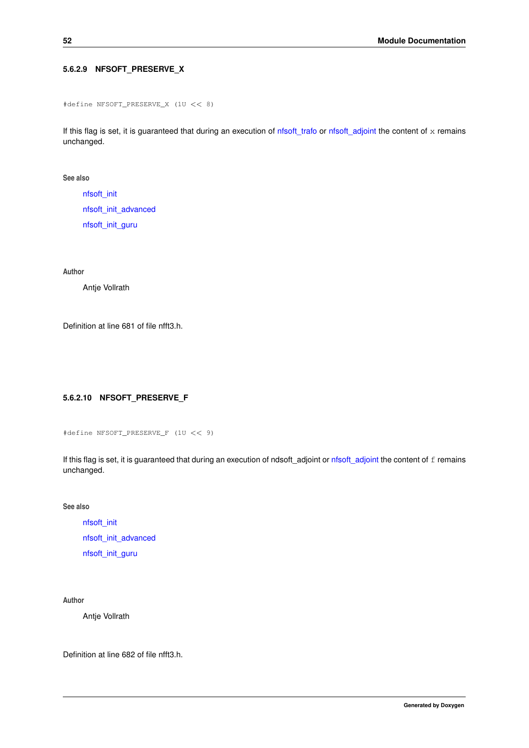#### 5.6.2.9 NFSOFT_PRESERVE_X

```
#define NFSOFT_PRESERVE_X (1U << 8)
```

If this flag is set, it is guaranteed that during an execution of nfsoft_trafo or nfsoft_adjoint the content of `x` remains unchanged.

**See also**

nfsoft_init

nfsoft_init_advanced

nfsoft_init_guru

**Author**

Antje Vollrath

Definition at line 681 of file nfft3.h.

#### 5.6.2.10 NFSOFT_PRESERVE_F

```
#define NFSOFT_PRESERVE_F (1U << 9)
```

If this flag is set, it is guaranteed that during an execution of ndsoft_adjoint or nfsoft_adjoint the content of `f` remains unchanged.

**See also**

nfsoft_init

nfsoft_init_advanced

nfsoft_init_guru

**Author**

Antje Vollrath

Definition at line 682 of file nfft3.h.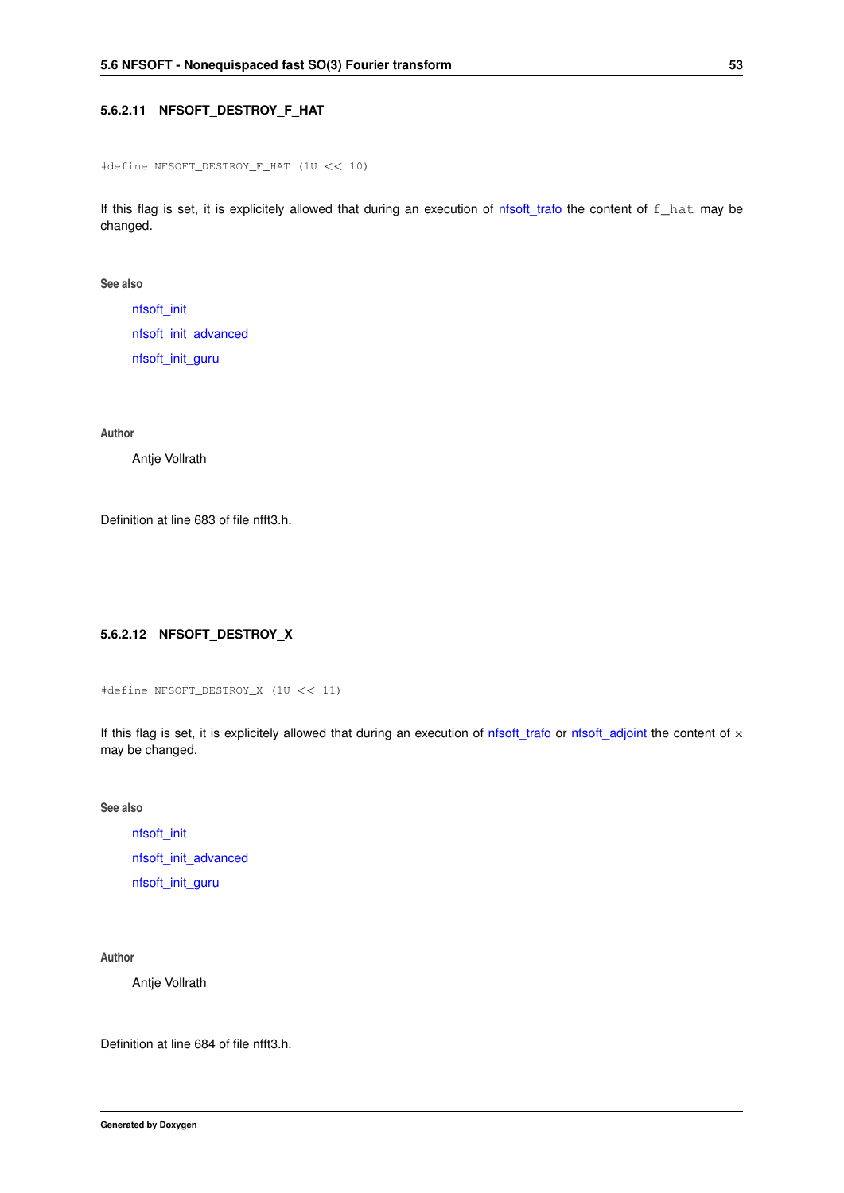#### 5.6.2.11 NFSOFT_DESTROY_F_HAT

```
#define NFSOFT_DESTROY_F_HAT (1U << 10)
```

If this flag is set, it is explicitely allowed that during an execution of nfsoft_trafo the content of `f_hat` may be changed.

**See also**

nfsoft_init

nfsoft_init_advanced

nfsoft_init_guru

**Author**

Antje Vollrath

Definition at line 683 of file nfft3.h.

#### 5.6.2.12 NFSOFT_DESTROY_X

```
#define NFSOFT_DESTROY_X (1U << 11)
```

If this flag is set, it is explicitely allowed that during an execution of nfsoft_trafo or nfsoft_adjoint the content of `x` may be changed.

**See also**

nfsoft_init

nfsoft_init_advanced

nfsoft_init_guru

**Author**

Antje Vollrath

Definition at line 684 of file nfft3.h.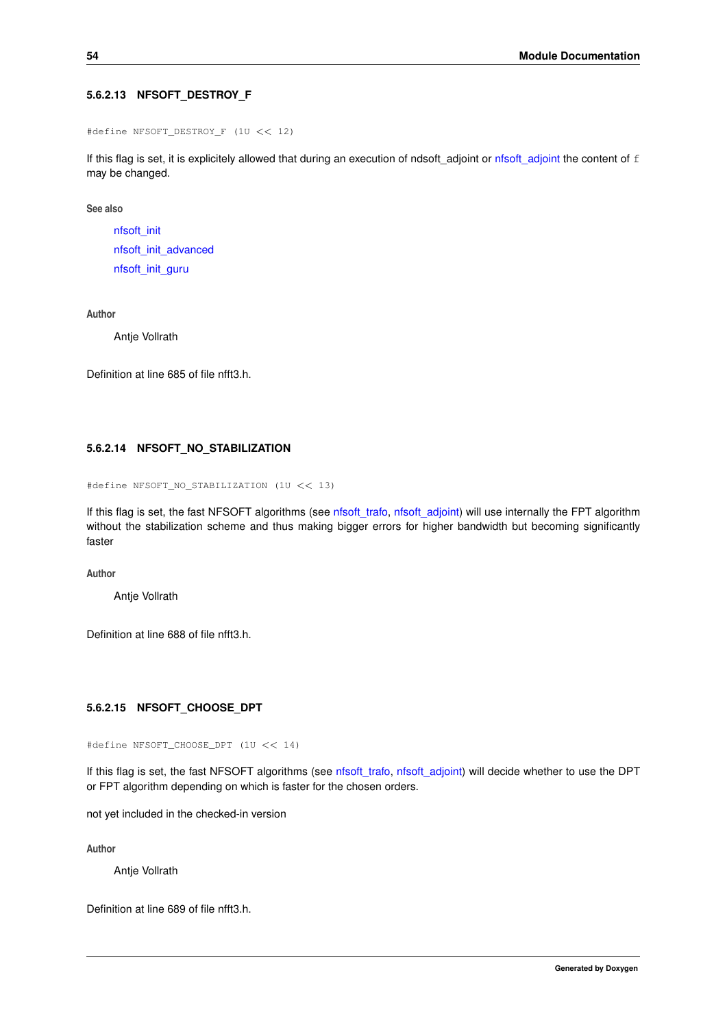#### 5.6.2.13 NFSOFT_DESTROY_F

```
#define NFSOFT_DESTROY_F (1U << 12)
```

If this flag is set, it is explicitely allowed that during an execution of ndsoft_adjoint or nfsoft_adjoint the content of `f` may be changed.

**See also**

nfsoft_init
nfsoft_init_advanced
nfsoft_init_guru

**Author**

Antje Vollrath

Definition at line 685 of file nfft3.h.

#### 5.6.2.14 NFSOFT_NO_STABILIZATION

```
#define NFSOFT_NO_STABILIZATION (1U << 13)
```

If this flag is set, the fast NFSOFT algorithms (see nfsoft_trafo, nfsoft_adjoint) will use internally the FPT algorithm without the stabilization scheme and thus making bigger errors for higher bandwidth but becoming significantly faster

**Author**

Antje Vollrath

Definition at line 688 of file nfft3.h.

#### 5.6.2.15 NFSOFT_CHOOSE_DPT

```
#define NFSOFT_CHOOSE_DPT (1U << 14)
```

If this flag is set, the fast NFSOFT algorithms (see nfsoft_trafo, nfsoft_adjoint) will decide whether to use the DPT or FPT algorithm depending on which is faster for the chosen orders.

not yet included in the checked-in version

**Author**

Antje Vollrath

Definition at line 689 of file nfft3.h.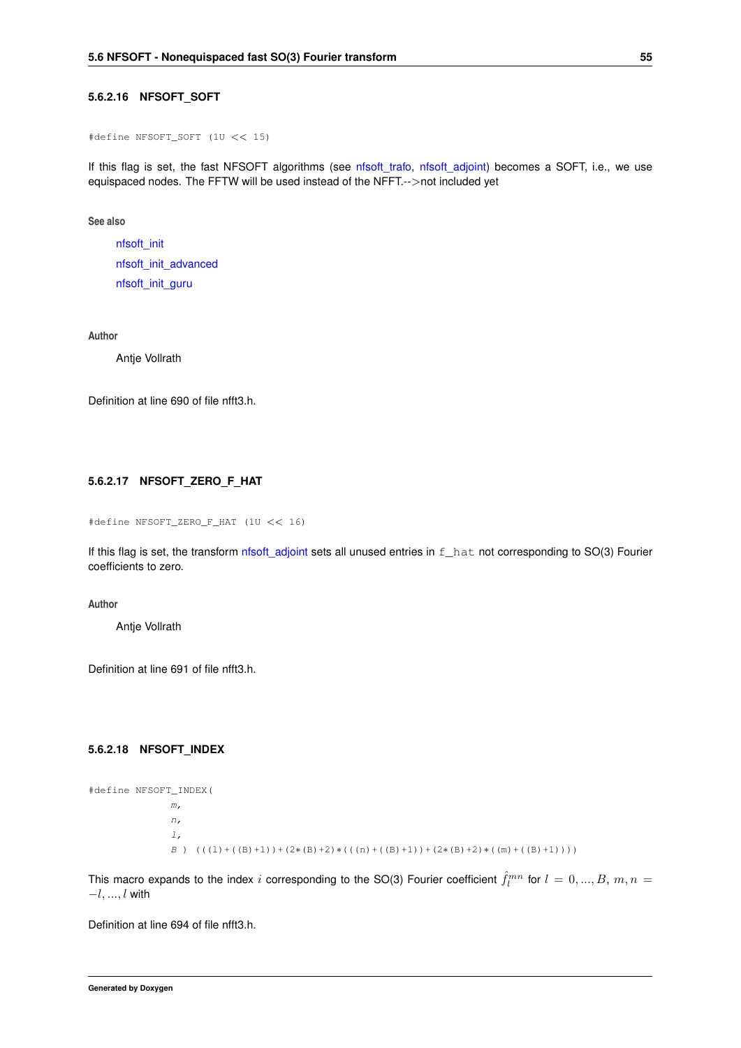#### 5.6.2.16 NFSOFT_SOFT

```
#define NFSOFT_SOFT (1U << 15)
```

If this flag is set, the fast NFSOFT algorithms (see nfsoft_trafo, nfsoft_adjoint) becomes a SOFT, i.e., we use equispaced nodes. The FFTW will be used instead of the NFFT.-->not included yet

**See also**

nfsoft_init

nfsoft_init_advanced

nfsoft_init_guru

**Author**

Antje Vollrath

Definition at line 690 of file nfft3.h.

#### 5.6.2.17 NFSOFT_ZERO_F_HAT

```
#define NFSOFT_ZERO_F_HAT (1U << 16)
```

If this flag is set, the transform nfsoft_adjoint sets all unused entries in `f_hat` not corresponding to SO(3) Fourier coefficients to zero.

**Author**

Antje Vollrath

Definition at line 691 of file nfft3.h.

#### 5.6.2.18 NFSOFT_INDEX

```
#define NFSOFT_INDEX(
        m,
        n,
        l,
        B ) (((l)+((B)+1))+(2*(B)+2)*(((n)+((B)+1))+(2*(B)+2)*((m)+((B)+1))))
```

This macro expands to the index $i$ corresponding to the SO(3) Fourier coefficient $\hat{f}_l^{mn}$ for $l = 0, ..., B$, $m, n = -l, ..., l$ with

Definition at line 694 of file nfft3.h.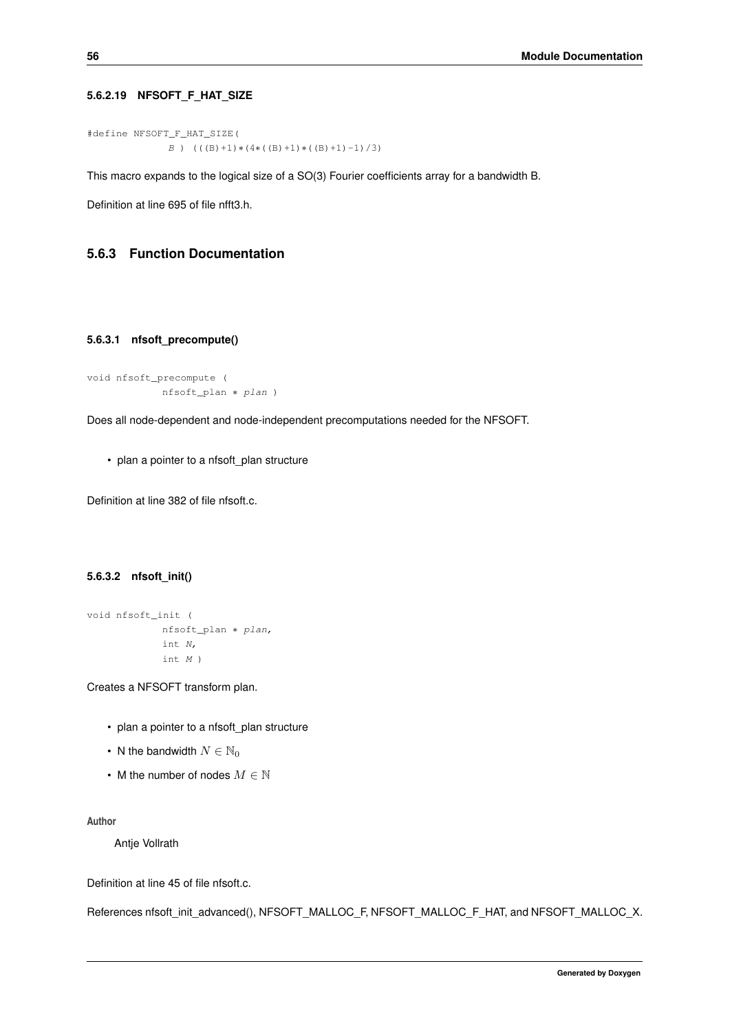#### 5.6.2.19 NFSOFT_F_HAT_SIZE

```
#define NFSOFT_F_HAT_SIZE(
            B ) (((B)+1)*(4*((B)+1)*((B)+1)-1)/3)
```

This macro expands to the logical size of a SO(3) Fourier coefficients array for a bandwidth B.

Definition at line 695 of file nfft3.h.

### 5.6.3 Function Documentation

#### 5.6.3.1 nfsoft_precompute()

```
void nfsoft_precompute (
            nfsoft_plan * plan )
```

Does all node-dependent and node-independent precomputations needed for the NFSOFT.

- plan a pointer to a nfsoft_plan structure

Definition at line 382 of file nfsoft.c.

#### 5.6.3.2 nfsoft_init()

```
void nfsoft_init (
            nfsoft_plan * plan,
            int N,
            int M )
```

Creates a NFSOFT transform plan.

- plan a pointer to a nfsoft_plan structure
- N the bandwidth $N \in \mathbb{N}_0$
- M the number of nodes $M \in \mathbb{N}$

**Author**

Antje Vollrath

Definition at line 45 of file nfsoft.c.

References nfsoft_init_advanced(), NFSOFT_MALLOC_F, NFSOFT_MALLOC_F_HAT, and NFSOFT_MALLOC_X.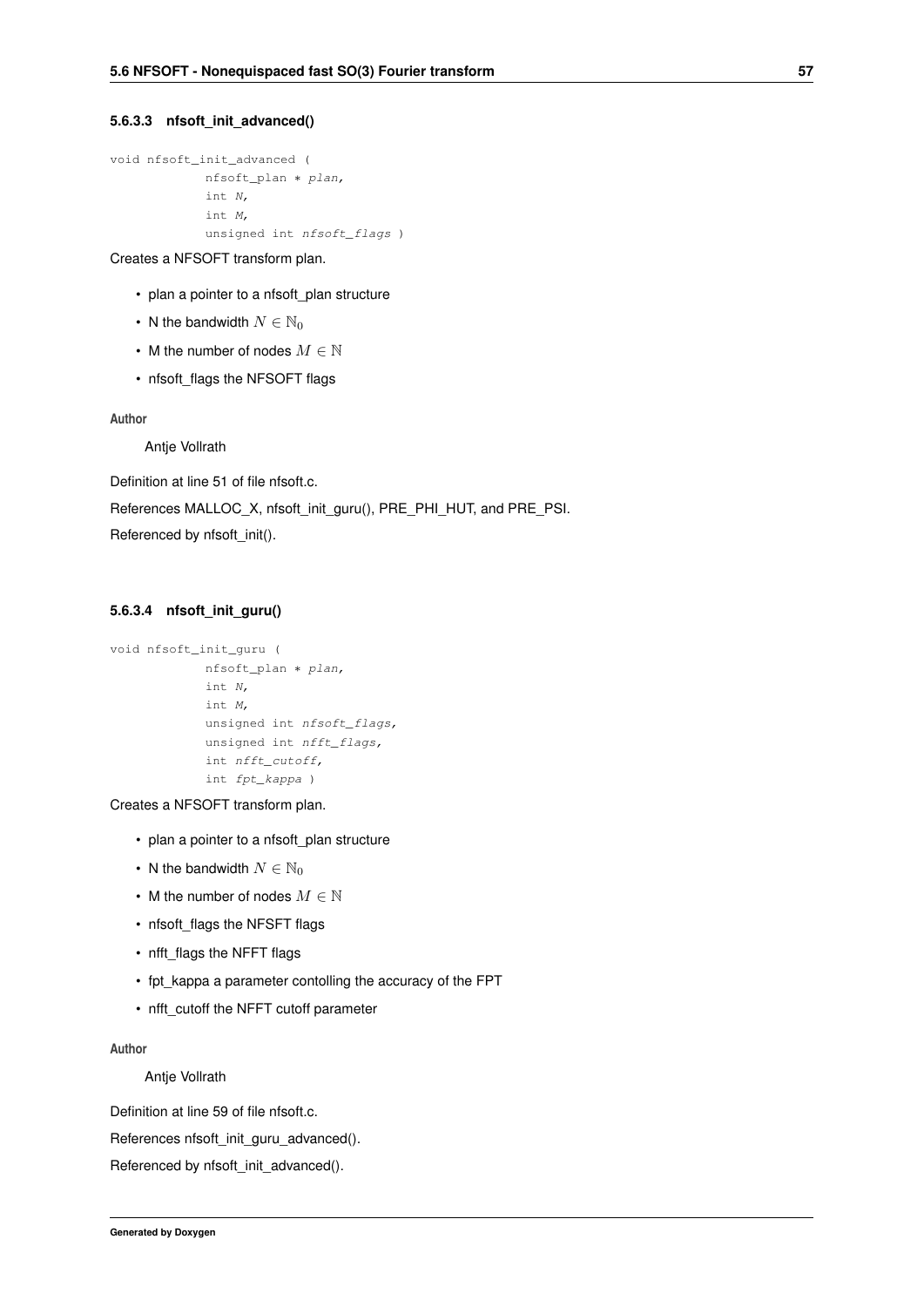#### 5.6.3.3 nfsoft_init_advanced()

```
void nfsoft_init_advanced (
            nfsoft_plan * plan,
            int N,
            int M,
            unsigned int nfsoft_flags )
```

Creates a NFSOFT transform plan.

- plan a pointer to a nfsoft_plan structure
- N the bandwidth $N \in \mathbb{N}_0$
- M the number of nodes $M \in \mathbb{N}$
- nfsoft_flags the NFSOFT flags

**Author**

Antje Vollrath

Definition at line 51 of file nfsoft.c.

References MALLOC_X, nfsoft_init_guru(), PRE_PHI_HUT, and PRE_PSI.

Referenced by nfsoft_init().

#### 5.6.3.4 nfsoft_init_guru()

```
void nfsoft_init_guru (
            nfsoft_plan * plan,
            int N,
            int M,
            unsigned int nfsoft_flags,
            unsigned int nfft_flags,
            int nfft_cutoff,
            int fpt_kappa )
```

Creates a NFSOFT transform plan.

- plan a pointer to a nfsoft_plan structure
- N the bandwidth $N \in \mathbb{N}_0$
- M the number of nodes $M \in \mathbb{N}$
- nfsoft_flags the NFSFT flags
- nfft_flags the NFFT flags
- fpt_kappa a parameter contolling the accuracy of the FPT
- nfft_cutoff the NFFT cutoff parameter

**Author**

Antje Vollrath

Definition at line 59 of file nfsoft.c.

References nfsoft_init_guru_advanced().

Referenced by nfsoft_init_advanced().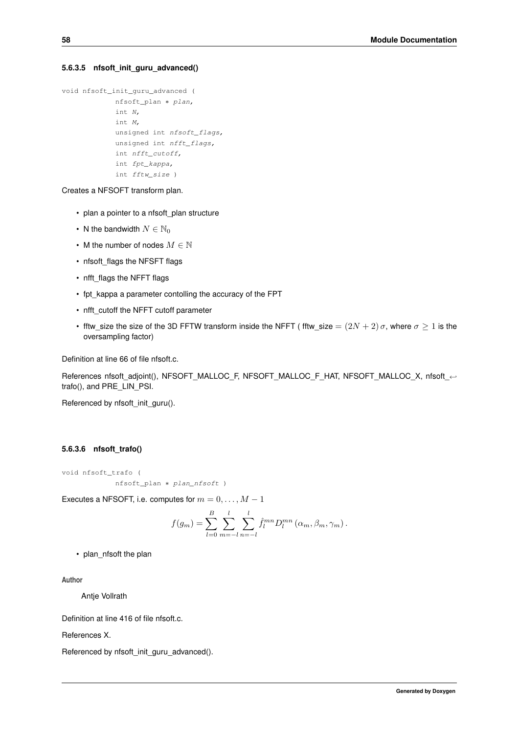#### 5.6.3.5 nfsoft_init_guru_advanced()

```
void nfsoft_init_guru_advanced (
            nfsoft_plan * plan,
            int N,
            int M,
            unsigned int nfsoft_flags,
            unsigned int nfft_flags,
            int nfft_cutoff,
            int fpt_kappa,
            int fftw_size )
```

Creates a NFSOFT transform plan.

- plan a pointer to a nfsoft_plan structure
- N the bandwidth $N \in \mathbb{N}_0$
- M the number of nodes $M \in \mathbb{N}$
- nfsoft_flags the NFSFT flags
- nfft_flags the NFFT flags
- fpt_kappa a parameter contolling the accuracy of the FPT
- nfft_cutoff the NFFT cutoff parameter
- fftw_size the size of the 3D FFTW transform inside the NFFT ( fftw_size $= (2N+2)\,\sigma$, where $\sigma \geq 1$ is the oversampling factor)

Definition at line 66 of file nfsoft.c.

References nfsoft_adjoint(), NFSOFT_MALLOC_F, NFSOFT_MALLOC_F_HAT, NFSOFT_MALLOC_X, nfsoft_trafo(), and PRE_LIN_PSI.

Referenced by nfsoft_init_guru().

#### 5.6.3.6 nfsoft_trafo()

```
void nfsoft_trafo (
            nfsoft_plan * plan_nfsoft )
```

Executes a NFSOFT, i.e. computes for $m = 0, \ldots, M-1$

$$f(g_m) = \sum_{l=0}^{B} \sum_{m=-l}^{l} \sum_{n=-l}^{l} \hat{f}_l^{mn} D_l^{mn}\left(\alpha_m, \beta_m, \gamma_m\right).$$

- plan_nfsoft the plan

**Author**

Antje Vollrath

Definition at line 416 of file nfsoft.c.

References X.

Referenced by nfsoft_init_guru_advanced().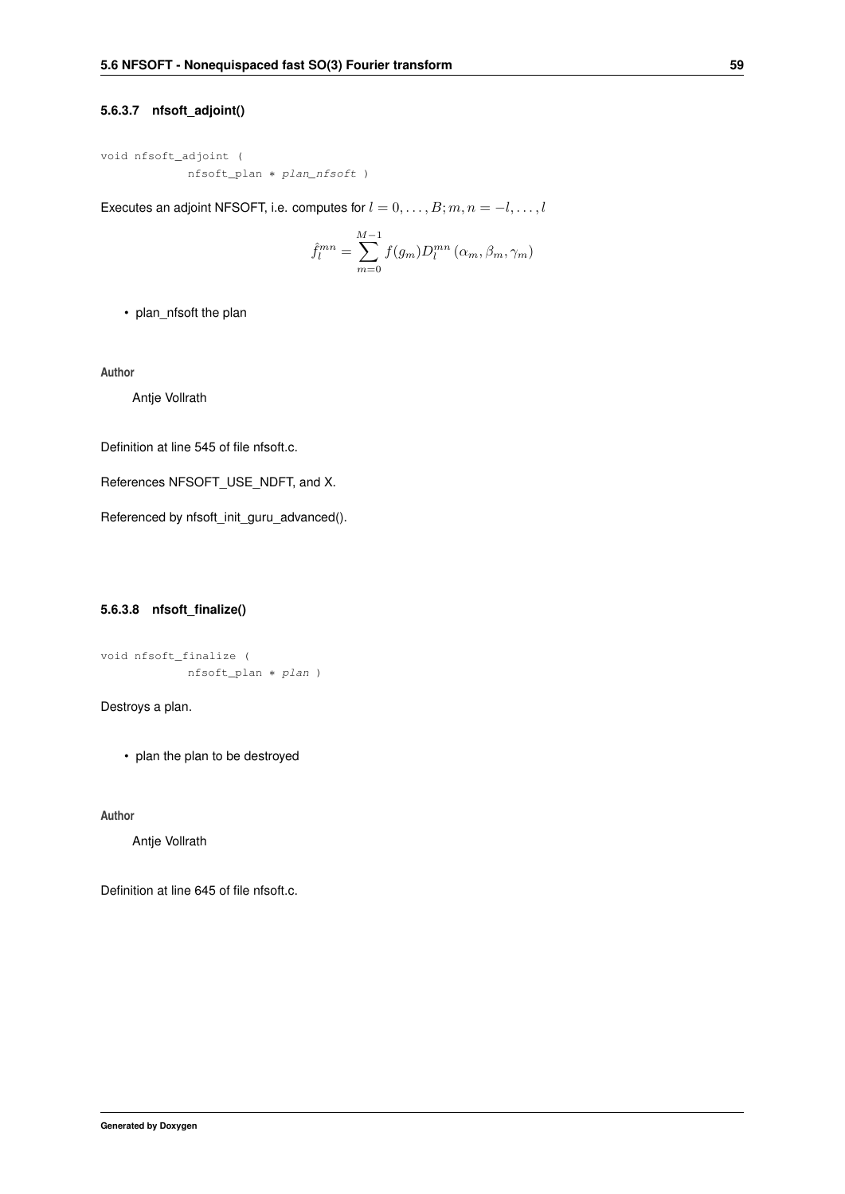#### 5.6.3.7 nfsoft_adjoint()

```
void nfsoft_adjoint (
            nfsoft_plan * plan_nfsoft )
```

Executes an adjoint NFSOFT, i.e. computes for $l = 0, \ldots, B; m, n = -l, \ldots, l$

$$\hat{f}_l^{mn} = \sum_{m=0}^{M-1} f(g_m) D_l^{mn}(\alpha_m, \beta_m, \gamma_m)$$

- plan_nfsoft the plan

**Author**

Antje Vollrath

Definition at line 545 of file nfsoft.c.

References NFSOFT_USE_NDFT, and X.

Referenced by nfsoft_init_guru_advanced().

#### 5.6.3.8 nfsoft_finalize()

```
void nfsoft_finalize (
            nfsoft_plan * plan )
```

Destroys a plan.

- plan the plan to be destroyed

**Author**

Antje Vollrath

Definition at line 645 of file nfsoft.c.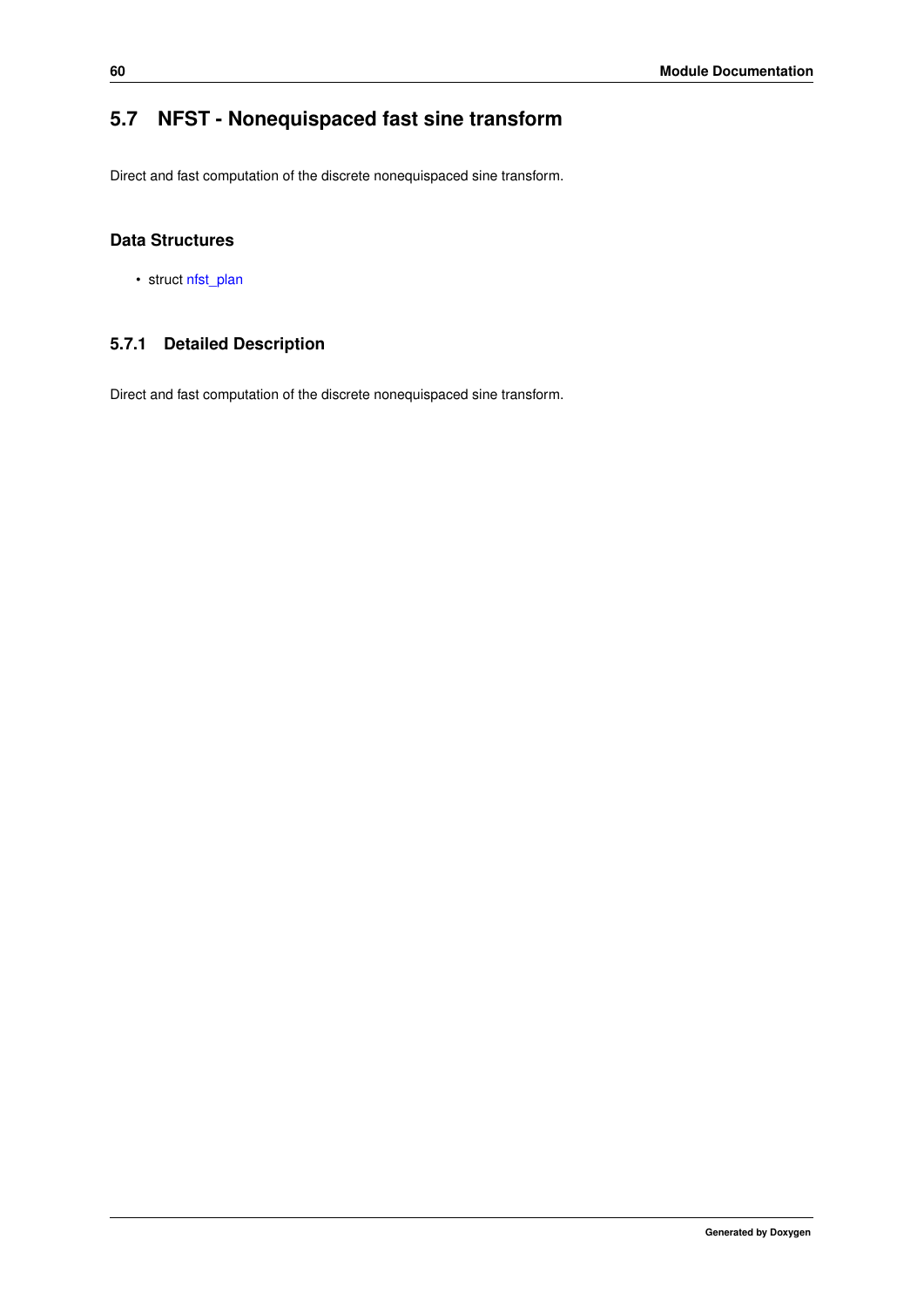## 5.7 NFST - Nonequispaced fast sine transform

Direct and fast computation of the discrete nonequispaced sine transform.

### Data Structures

- struct nfst_plan

### 5.7.1 Detailed Description

Direct and fast computation of the discrete nonequispaced sine transform.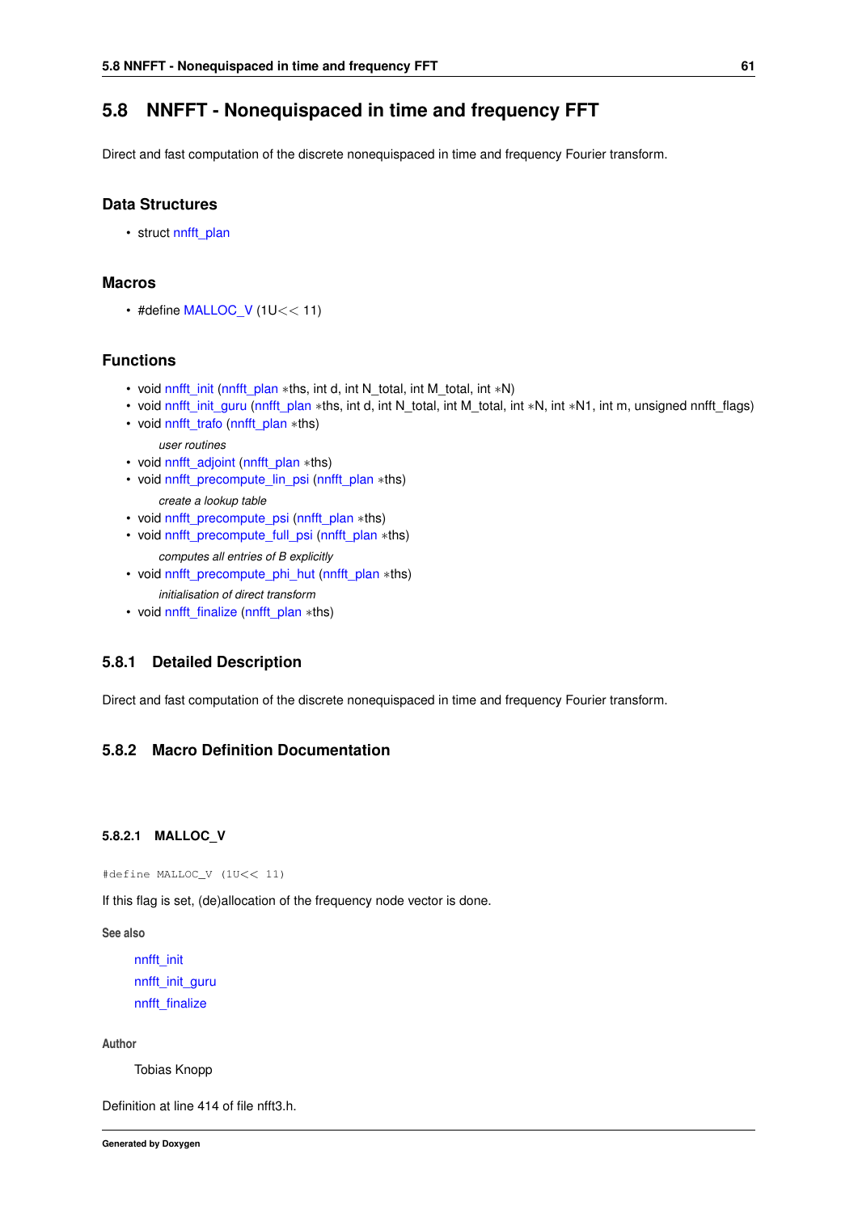## 5.8 NNFFT - Nonequispaced in time and frequency FFT

Direct and fast computation of the discrete nonequispaced in time and frequency Fourier transform.

### Data Structures

- struct nnfft_plan

### Macros

- #define MALLOC_V (1U<< 11)

### Functions

- void nnfft_init (nnfft_plan *ths, int d, int N_total, int M_total, int *N)
- void nnfft_init_guru (nnfft_plan *ths, int d, int N_total, int M_total, int *N, int *N1, int m, unsigned nnfft_flags)
- void nnfft_trafo (nnfft_plan *ths)

  *user routines*
- void nnfft_adjoint (nnfft_plan *ths)
- void nnfft_precompute_lin_psi (nnfft_plan *ths)

  *create a lookup table*
- void nnfft_precompute_psi (nnfft_plan *ths)
- void nnfft_precompute_full_psi (nnfft_plan *ths)

  *computes all entries of B explicitly*
- void nnfft_precompute_phi_hut (nnfft_plan *ths)

  *initialisation of direct transform*
- void nnfft_finalize (nnfft_plan *ths)

### 5.8.1 Detailed Description

Direct and fast computation of the discrete nonequispaced in time and frequency Fourier transform.

### 5.8.2 Macro Definition Documentation

#### 5.8.2.1 MALLOC_V

```
#define MALLOC_V (1U<< 11)
```

If this flag is set, (de)allocation of the frequency node vector is done.

**See also**

nnfft_init
nnfft_init_guru
nnfft_finalize

**Author**

Tobias Knopp

Definition at line 414 of file nfft3.h.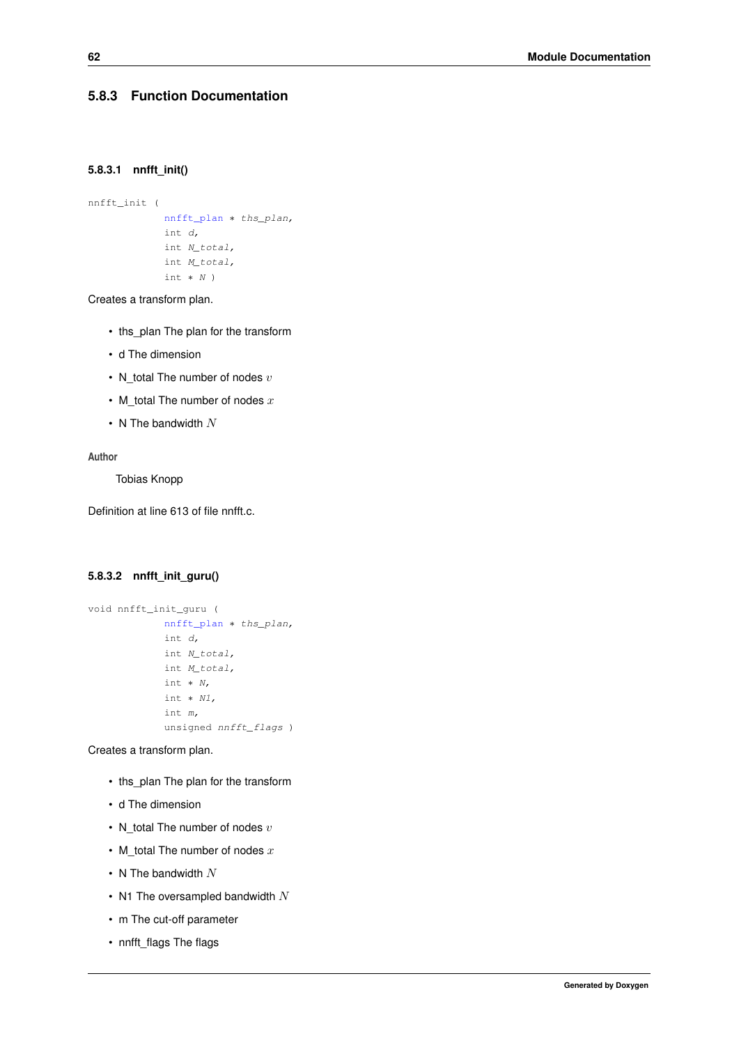### 5.8.3 Function Documentation

#### 5.8.3.1 nnfft_init()

```
nnfft_init (
            nnfft_plan * ths_plan,
            int d,
            int N_total,
            int M_total,
            int * N )
```

Creates a transform plan.

- ths_plan The plan for the transform
- d The dimension
- N_total The number of nodes $v$
- M_total The number of nodes $x$
- N The bandwidth $N$

**Author**

Tobias Knopp

Definition at line 613 of file nnfft.c.

#### 5.8.3.2 nnfft_init_guru()

```
void nnfft_init_guru (
            nnfft_plan * ths_plan,
            int d,
            int N_total,
            int M_total,
            int * N,
            int * N1,
            int m,
            unsigned nnfft_flags )
```

Creates a transform plan.

- ths_plan The plan for the transform
- d The dimension
- N_total The number of nodes $v$
- M_total The number of nodes $x$
- N The bandwidth $N$
- N1 The oversampled bandwidth $N$
- m The cut-off parameter
- nnfft_flags The flags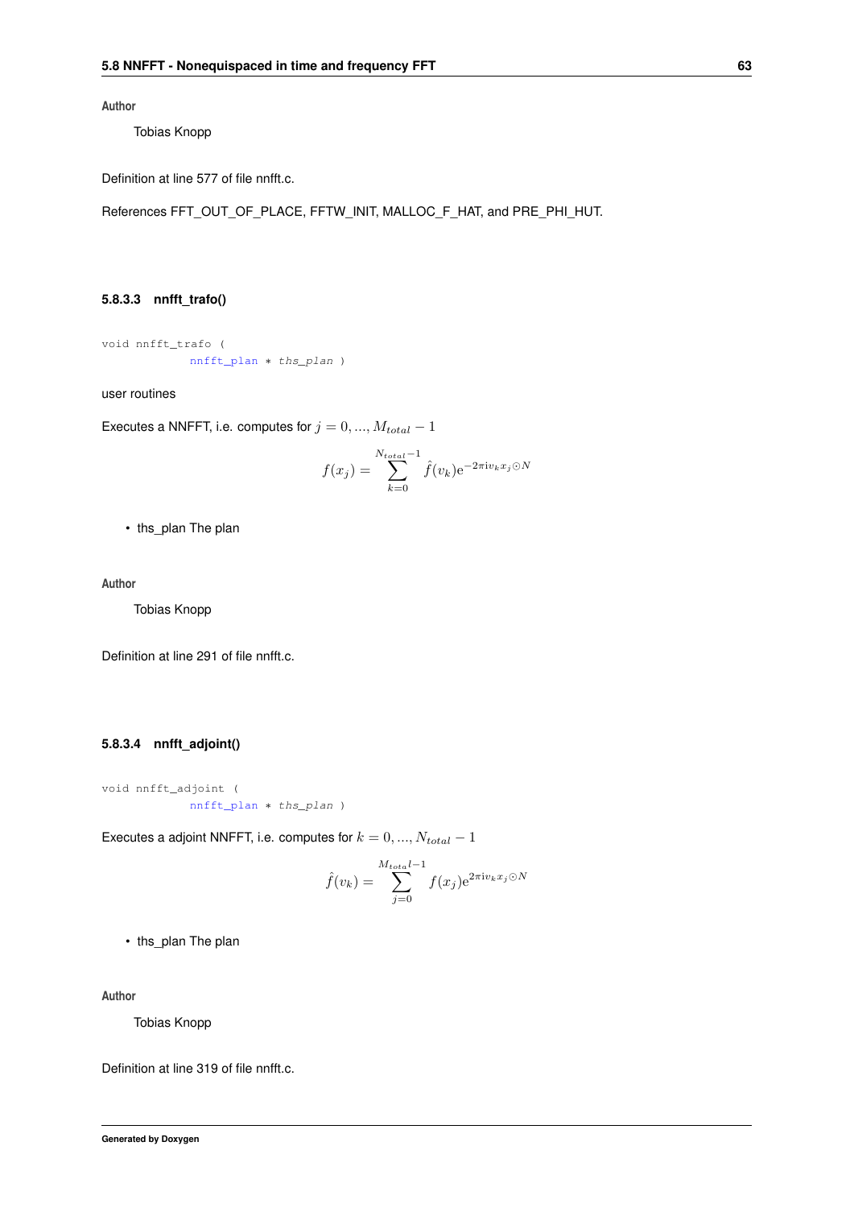**Author**

Tobias Knopp

Definition at line 577 of file nnfft.c.

References FFT_OUT_OF_PLACE, FFTW_INIT, MALLOC_F_HAT, and PRE_PHI_HUT.

#### 5.8.3.3 nnfft_trafo()

```
void nnfft_trafo (
            nnfft_plan * ths_plan )
```

user routines

Executes a NNFFT, i.e. computes for $j = 0, ..., M_{total} - 1$

$$f(x_j) = \sum_{k=0}^{N_{total}-1} \hat{f}(v_k) \mathrm{e}^{-2\pi \mathrm{i} v_k x_j \odot N}$$

- ths_plan The plan

**Author**

Tobias Knopp

Definition at line 291 of file nnfft.c.

#### 5.8.3.4 nnfft_adjoint()

```
void nnfft_adjoint (
            nnfft_plan * ths_plan )
```

Executes a adjoint NNFFT, i.e. computes for $k = 0, ..., N_{total} - 1$

$$\hat{f}(v_k) = \sum_{j=0}^{M_{total}l-1} f(x_j) \mathrm{e}^{2\pi \mathrm{i} v_k x_j \odot N}$$

- ths_plan The plan

**Author**

Tobias Knopp

Definition at line 319 of file nnfft.c.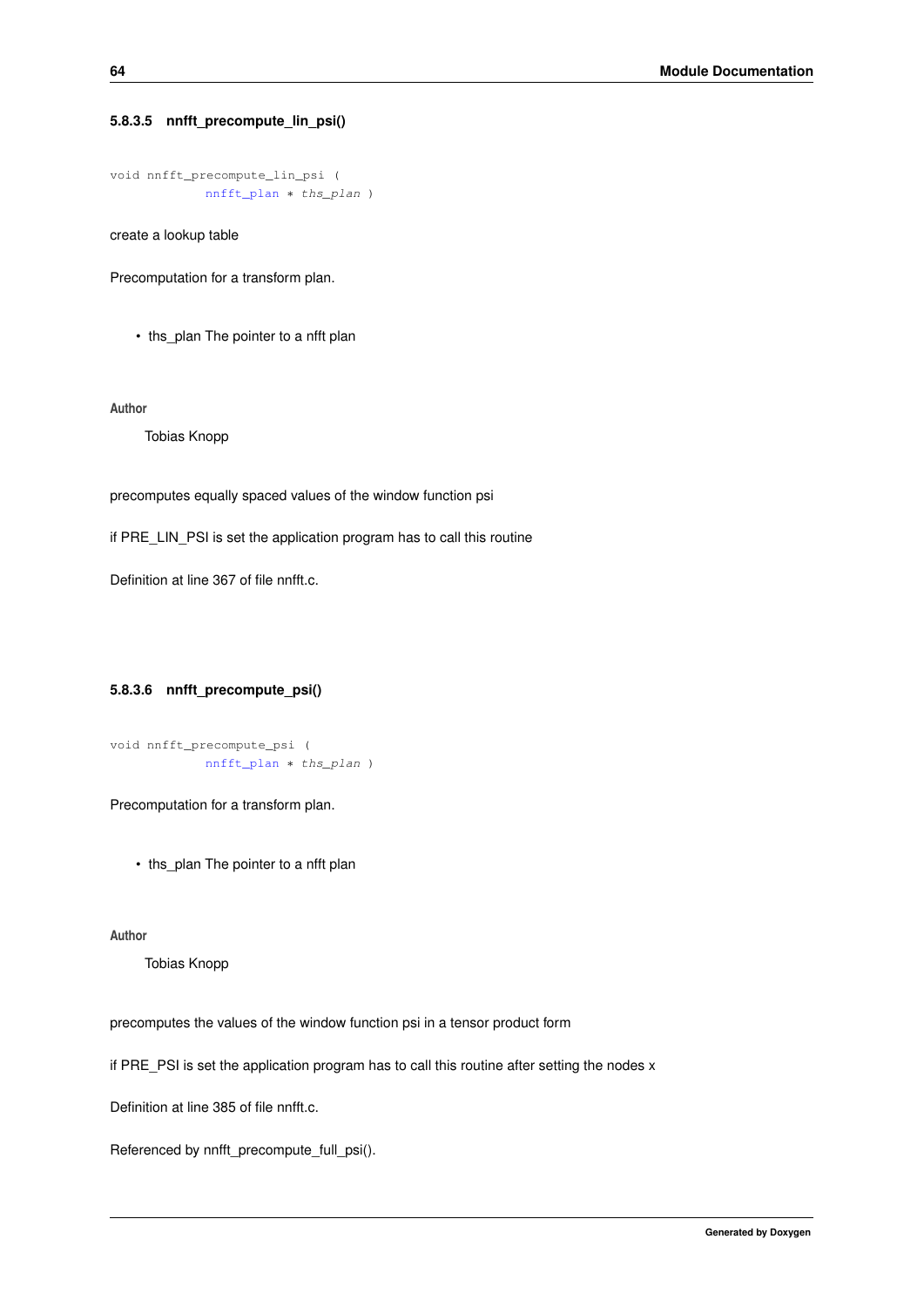#### 5.8.3.5 nnfft_precompute_lin_psi()

```
void nnfft_precompute_lin_psi (
            nnfft_plan * ths_plan )
```

create a lookup table

Precomputation for a transform plan.

- ths_plan The pointer to a nfft plan

**Author**

Tobias Knopp

precomputes equally spaced values of the window function psi

if PRE_LIN_PSI is set the application program has to call this routine

Definition at line 367 of file nnfft.c.

#### 5.8.3.6 nnfft_precompute_psi()

```
void nnfft_precompute_psi (
            nnfft_plan * ths_plan )
```

Precomputation for a transform plan.

- ths_plan The pointer to a nfft plan

**Author**

Tobias Knopp

precomputes the values of the window function psi in a tensor product form

if PRE_PSI is set the application program has to call this routine after setting the nodes x

Definition at line 385 of file nnfft.c.

Referenced by nnfft_precompute_full_psi().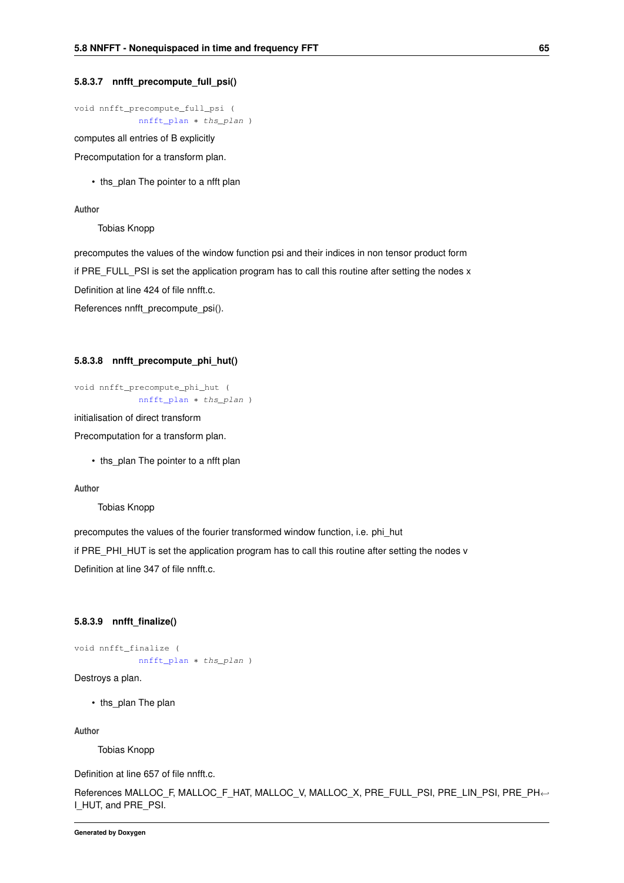#### 5.8.3.7 nnfft_precompute_full_psi()

```
void nnfft_precompute_full_psi (
            nnfft_plan * ths_plan )
```

computes all entries of B explicitly

Precomputation for a transform plan.

- ths_plan The pointer to a nfft plan

**Author**

Tobias Knopp

precomputes the values of the window function psi and their indices in non tensor product form

if PRE_FULL_PSI is set the application program has to call this routine after setting the nodes x

Definition at line 424 of file nnfft.c.

References nnfft_precompute_psi().

#### 5.8.3.8 nnfft_precompute_phi_hut()

```
void nnfft_precompute_phi_hut (
            nnfft_plan * ths_plan )
```

initialisation of direct transform

Precomputation for a transform plan.

- ths_plan The pointer to a nfft plan

**Author**

Tobias Knopp

precomputes the values of the fourier transformed window function, i.e. phi_hut

if PRE_PHI_HUT is set the application program has to call this routine after setting the nodes v

Definition at line 347 of file nnfft.c.

#### 5.8.3.9 nnfft_finalize()

```
void nnfft_finalize (
            nnfft_plan * ths_plan )
```

Destroys a plan.

- ths_plan The plan

**Author**

Tobias Knopp

Definition at line 657 of file nnfft.c.

References MALLOC_F, MALLOC_F_HAT, MALLOC_V, MALLOC_X, PRE_FULL_PSI, PRE_LIN_PSI, PRE_PHI_HUT, and PRE_PSI.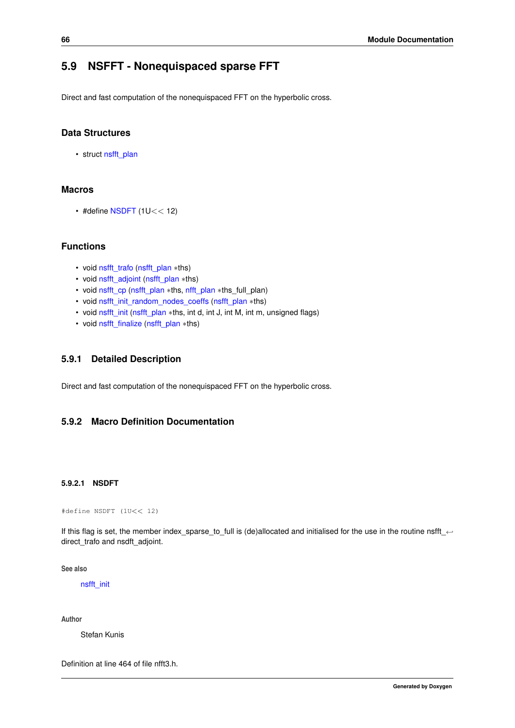## 5.9 NSFFT - Nonequispaced sparse FFT

Direct and fast computation of the nonequispaced FFT on the hyperbolic cross.

### Data Structures

- struct nsfft_plan

### Macros

- #define NSDFT (1U<< 12)

### Functions

- void nsfft_trafo (nsfft_plan *ths)
- void nsfft_adjoint (nsfft_plan *ths)
- void nsfft_cp (nsfft_plan *ths, nfft_plan *ths_full_plan)
- void nsfft_init_random_nodes_coeffs (nsfft_plan *ths)
- void nsfft_init (nsfft_plan *ths, int d, int J, int M, int m, unsigned flags)
- void nsfft_finalize (nsfft_plan *ths)

### 5.9.1 Detailed Description

Direct and fast computation of the nonequispaced FFT on the hyperbolic cross.

### 5.9.2 Macro Definition Documentation

#### 5.9.2.1 NSDFT

```
#define NSDFT (1U<< 12)
```

If this flag is set, the member index_sparse_to_full is (de)allocated and initialised for the use in the routine nsfft_direct_trafo and nsdft_adjoint.

**See also**

nsfft_init

**Author**

Stefan Kunis

Definition at line 464 of file nfft3.h.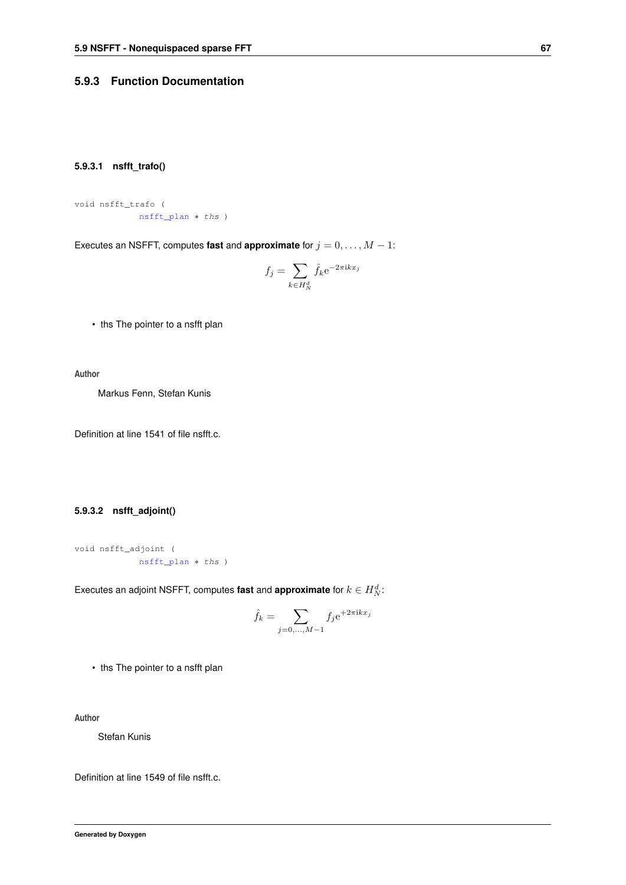### 5.9.3 Function Documentation

#### 5.9.3.1 nsfft_trafo()

```
void nsfft_trafo (
            nsfft_plan * ths )
```

Executes an NSFFT, computes **fast** and **approximate** for $j = 0, \ldots, M-1$:

$$f_j = \sum_{k \in H_N^d} \hat{f}_k \mathrm{e}^{-2\pi \mathrm{i} k x_j}$$

- ths The pointer to a nsfft plan

**Author**

Markus Fenn, Stefan Kunis

Definition at line 1541 of file nsfft.c.

#### 5.9.3.2 nsfft_adjoint()

```
void nsfft_adjoint (
            nsfft_plan * ths )
```

Executes an adjoint NSFFT, computes **fast** and **approximate** for $k \in H_N^d$:

$$\hat{f}_k = \sum_{j=0,\ldots,M-1} f_j \mathrm{e}^{+2\pi \mathrm{i} k x_j}$$

- ths The pointer to a nsfft plan

**Author**

Stefan Kunis

Definition at line 1549 of file nsfft.c.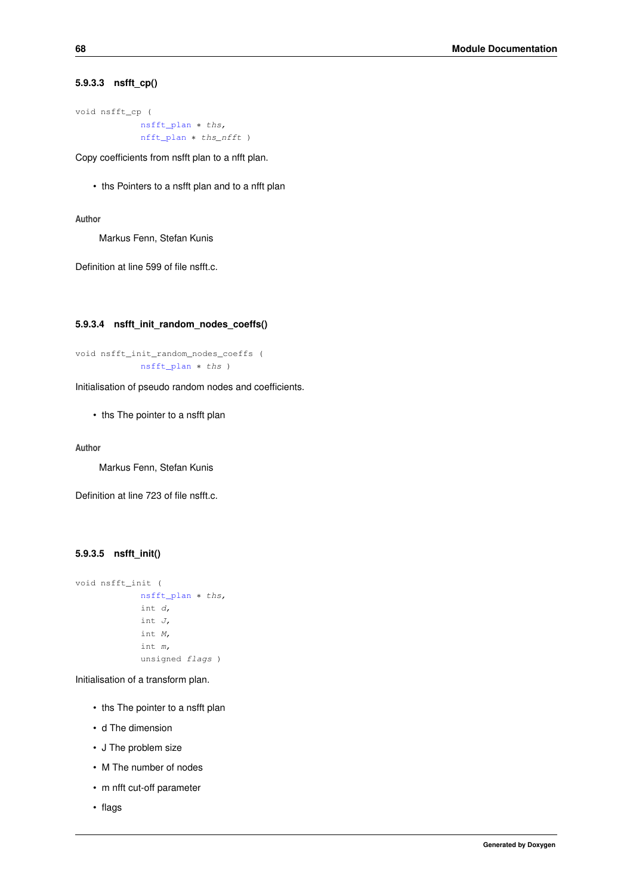#### 5.9.3.3 nsfft_cp()

```
void nsfft_cp (
            nsfft_plan * ths,
            nfft_plan * ths_nfft )
```

Copy coefficients from nsfft plan to a nfft plan.

- ths Pointers to a nsfft plan and to a nfft plan

**Author**

Markus Fenn, Stefan Kunis

Definition at line 599 of file nsfft.c.

#### 5.9.3.4 nsfft_init_random_nodes_coeffs()

```
void nsfft_init_random_nodes_coeffs (
            nsfft_plan * ths )
```

Initialisation of pseudo random nodes and coefficients.

- ths The pointer to a nsfft plan

**Author**

Markus Fenn, Stefan Kunis

Definition at line 723 of file nsfft.c.

#### 5.9.3.5 nsfft_init()

```
void nsfft_init (
            nsfft_plan * ths,
            int d,
            int J,
            int M,
            int m,
            unsigned flags )
```

Initialisation of a transform plan.

- ths The pointer to a nsfft plan
- d The dimension
- J The problem size
- M The number of nodes
- m nfft cut-off parameter
- flags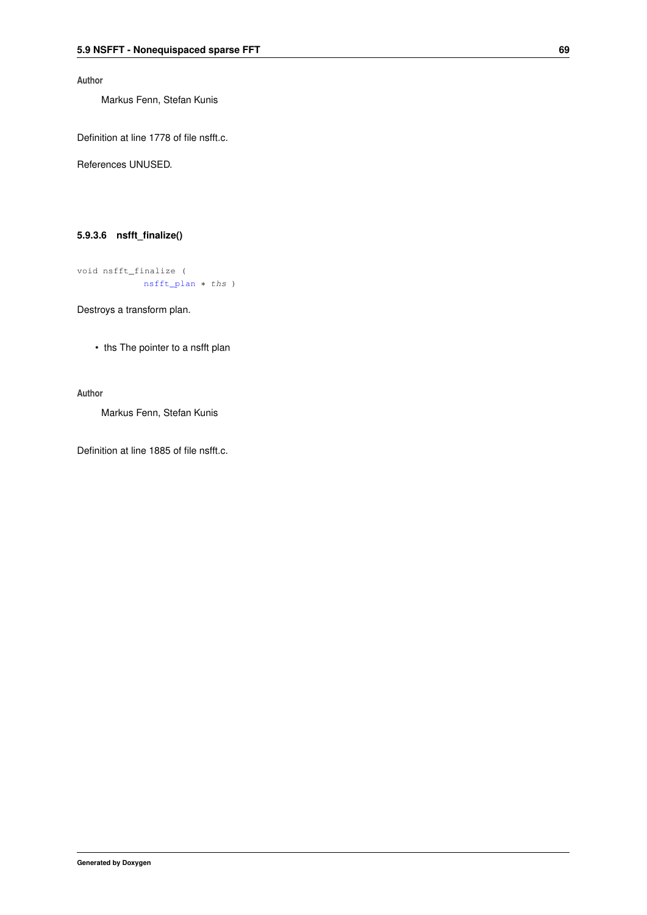**Author**

Markus Fenn, Stefan Kunis

Definition at line 1778 of file nsfft.c.

References UNUSED.

#### 5.9.3.6 nsfft_finalize()

```
void nsfft_finalize (
            nsfft_plan * ths )
```

Destroys a transform plan.

- ths The pointer to a nsfft plan

**Author**

Markus Fenn, Stefan Kunis

Definition at line 1885 of file nsfft.c.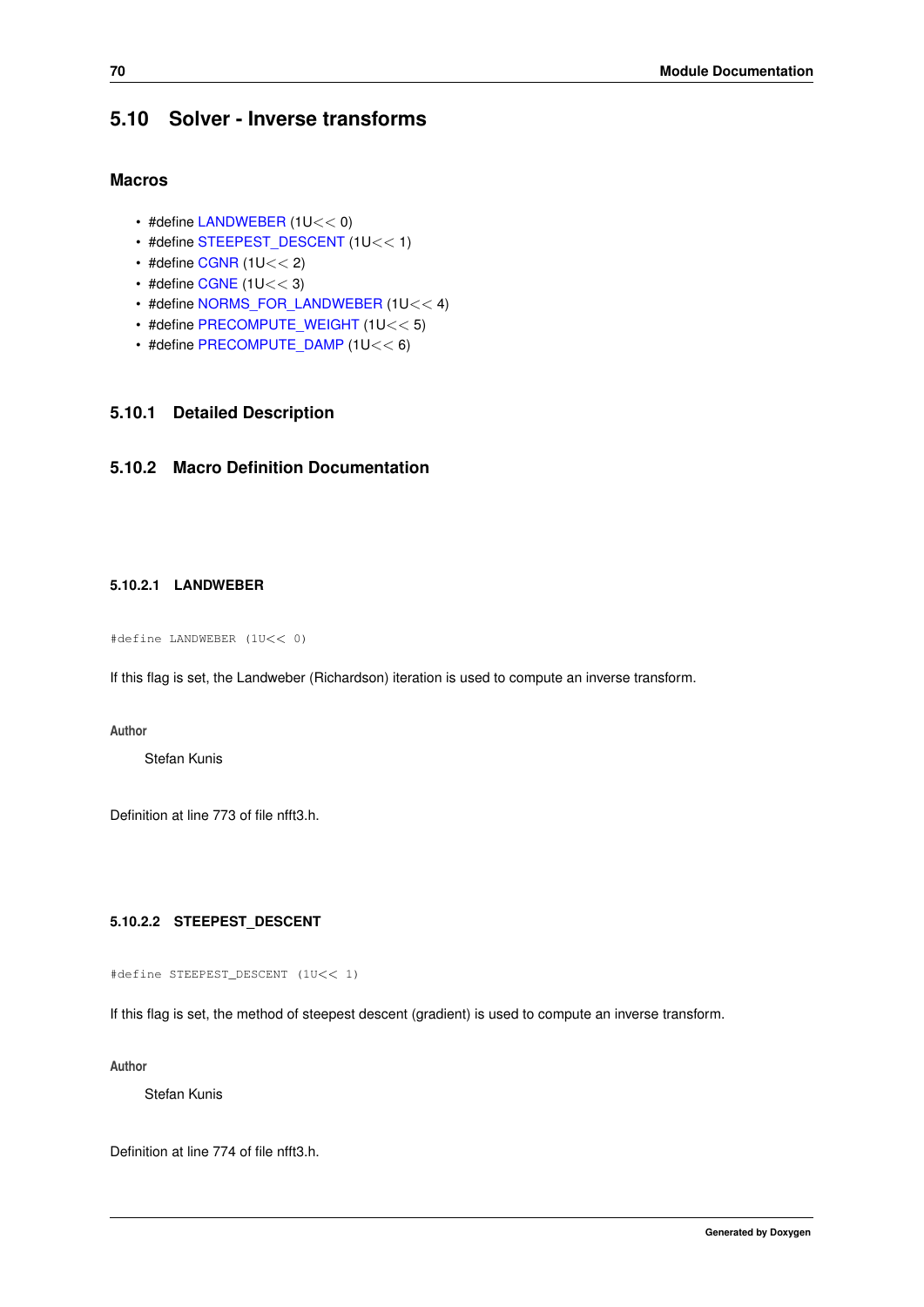## 5.10 Solver - Inverse transforms

### Macros

- #define LANDWEBER (1U<< 0)
- #define STEEPEST_DESCENT (1U<< 1)
- #define CGNR (1U<< 2)
- #define CGNE (1U<< 3)
- #define NORMS_FOR_LANDWEBER (1U<< 4)
- #define PRECOMPUTE_WEIGHT (1U<< 5)
- #define PRECOMPUTE_DAMP (1U<< 6)

### 5.10.1 Detailed Description

### 5.10.2 Macro Definition Documentation

#### 5.10.2.1 LANDWEBER

```
#define LANDWEBER (1U<< 0)
```

If this flag is set, the Landweber (Richardson) iteration is used to compute an inverse transform.

**Author**

Stefan Kunis

Definition at line 773 of file nfft3.h.

#### 5.10.2.2 STEEPEST_DESCENT

```
#define STEEPEST_DESCENT (1U<< 1)
```

If this flag is set, the method of steepest descent (gradient) is used to compute an inverse transform.

**Author**

Stefan Kunis

Definition at line 774 of file nfft3.h.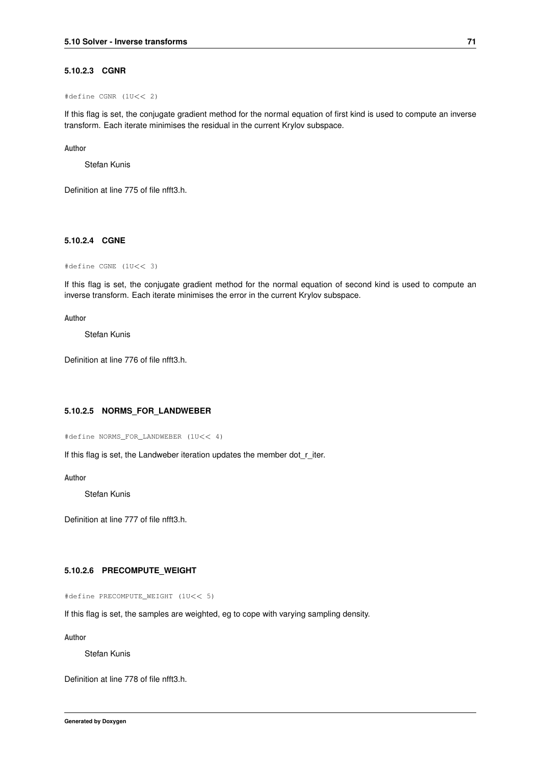#### 5.10.2.3 CGNR

```
#define CGNR (1U<< 2)
```

If this flag is set, the conjugate gradient method for the normal equation of first kind is used to compute an inverse transform. Each iterate minimises the residual in the current Krylov subspace.

**Author**

Stefan Kunis

Definition at line 775 of file nfft3.h.

#### 5.10.2.4 CGNE

```
#define CGNE (1U<< 3)
```

If this flag is set, the conjugate gradient method for the normal equation of second kind is used to compute an inverse transform. Each iterate minimises the error in the current Krylov subspace.

**Author**

Stefan Kunis

Definition at line 776 of file nfft3.h.

#### 5.10.2.5 NORMS_FOR_LANDWEBER

```
#define NORMS_FOR_LANDWEBER (1U<< 4)
```

If this flag is set, the Landweber iteration updates the member dot_r_iter.

**Author**

Stefan Kunis

Definition at line 777 of file nfft3.h.

#### 5.10.2.6 PRECOMPUTE_WEIGHT

```
#define PRECOMPUTE_WEIGHT (1U<< 5)
```

If this flag is set, the samples are weighted, eg to cope with varying sampling density.

**Author**

Stefan Kunis

Definition at line 778 of file nfft3.h.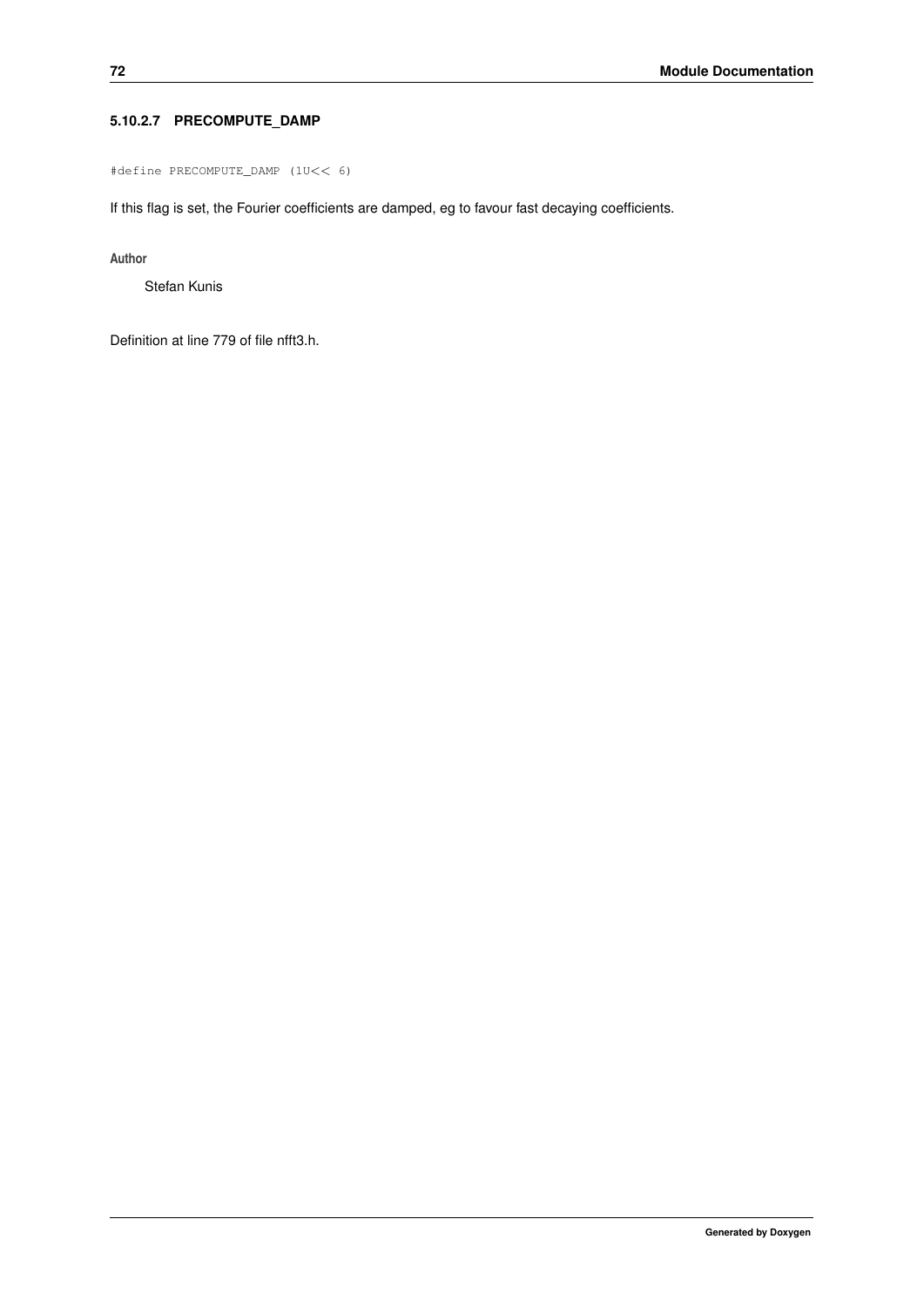#### 5.10.2.7 PRECOMPUTE_DAMP

```
#define PRECOMPUTE_DAMP (1U<< 6)
```

If this flag is set, the Fourier coefficients are damped, eg to favour fast decaying coefficients.

**Author**

Stefan Kunis

Definition at line 779 of file nfft3.h.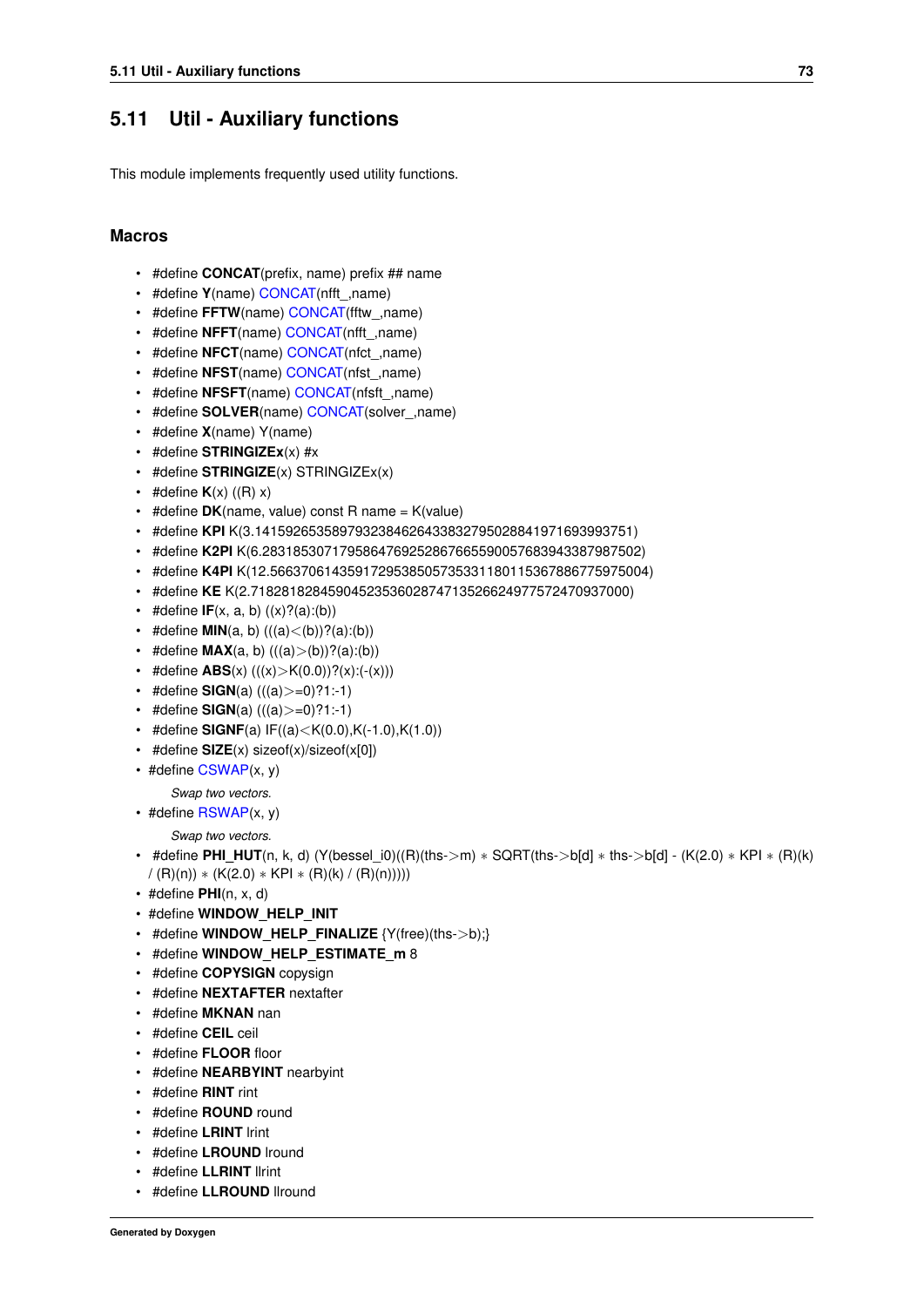## 5.11 Util - Auxiliary functions

This module implements frequently used utility functions.

### Macros

- #define **CONCAT**(prefix, name) prefix ## name
- #define **Y**(name) CONCAT(nfft_,name)
- #define **FFTW**(name) CONCAT(fftw_,name)
- #define **NFFT**(name) CONCAT(nfft_,name)
- #define **NFCT**(name) CONCAT(nfct_,name)
- #define **NFST**(name) CONCAT(nfst_,name)
- #define **NFSFT**(name) CONCAT(nfsft_,name)
- #define **SOLVER**(name) CONCAT(solver_,name)
- #define **X**(name) Y(name)
- #define **STRINGIZEx**(x) #x
- #define **STRINGIZE**(x) STRINGIZEx(x)
- #define **K**(x) ((R) x)
- #define **DK**(name, value) const R name = K(value)
- #define **KPI** K(3.1415926535897932384626433832795028841971693993751)
- #define **K2PI** K(6.2831853071795864769252867665590057683943387987502)
- #define **K4PI** K(12.5663706143591729538505735331180115367886775975004)
- #define **KE** K(2.7182818284590452353602874713526624977572470937000)
- #define **IF**(x, a, b) ((x)?(a):(b))
- #define **MIN**(a, b) (((a)<(b))?(a):(b))
- #define **MAX**(a, b) (((a)>(b))?(a):(b))
- #define **ABS**(x) (((x)>K(0.0))?(x):(-(x)))
- #define **SIGN**(a) (((a)>=0)?1:-1)
- #define **SIGN**(a) (((a)>=0)?1:-1)
- #define **SIGNF**(a) IF((a)<K(0.0),K(-1.0),K(1.0))
- #define **SIZE**(x) sizeof(x)/sizeof(x[0])
- #define CSWAP(x, y)

  *Swap two vectors.*
- #define RSWAP(x, y)

  *Swap two vectors.*
- #define **PHI_HUT**(n, k, d) (Y(bessel_i0)((R)(ths->m) ∗ SQRT(ths->b[d] ∗ ths->b[d] - (K(2.0) ∗ KPI ∗ (R)(k) / (R)(n)) ∗ (K(2.0) ∗ KPI ∗ (R)(k) / (R)(n)))))
- #define **PHI**(n, x, d)
- #define **WINDOW_HELP_INIT**
- #define **WINDOW_HELP_FINALIZE** {Y(free)(ths->b);}
- #define **WINDOW_HELP_ESTIMATE_m** 8
- #define **COPYSIGN** copysign
- #define **NEXTAFTER** nextafter
- #define **MKNAN** nan
- #define **CEIL** ceil
- #define **FLOOR** floor
- #define **NEARBYINT** nearbyint
- #define **RINT** rint
- #define **ROUND** round
- #define **LRINT** lrint
- #define **LROUND** lround
- #define **LLRINT** llrint
- #define **LLROUND** llround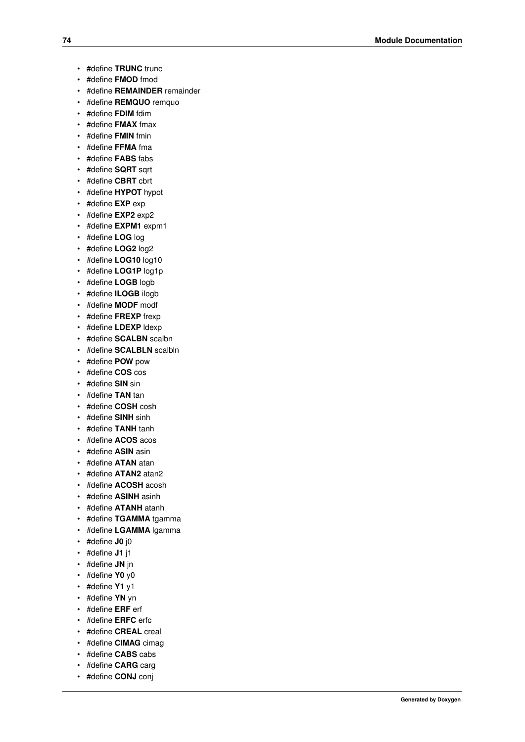- #define **TRUNC** trunc
- #define **FMOD** fmod
- #define **REMAINDER** remainder
- #define **REMQUO** remquo
- #define **FDIM** fdim
- #define **FMAX** fmax
- #define **FMIN** fmin
- #define **FFMA** fma
- #define **FABS** fabs
- #define **SQRT** sqrt
- #define **CBRT** cbrt
- #define **HYPOT** hypot
- #define **EXP** exp
- #define **EXP2** exp2
- #define **EXPM1** expm1
- #define **LOG** log
- #define **LOG2** log2
- #define **LOG10** log10
- #define **LOG1P** log1p
- #define **LOGB** logb
- #define **ILOGB** ilogb
- #define **MODF** modf
- #define **FREXP** frexp
- #define **LDEXP** ldexp
- #define **SCALBN** scalbn
- #define **SCALBLN** scalbln
- #define **POW** pow
- #define **COS** cos
- #define **SIN** sin
- #define **TAN** tan
- #define **COSH** cosh
- #define **SINH** sinh
- #define **TANH** tanh
- #define **ACOS** acos
- #define **ASIN** asin
- #define **ATAN** atan
- #define **ATAN2** atan2
- #define **ACOSH** acosh
- #define **ASINH** asinh
- #define **ATANH** atanh
- #define **TGAMMA** tgamma
- #define **LGAMMA** lgamma
- #define **J0** j0
- #define **J1** j1
- #define **JN** jn
- #define **Y0** y0
- #define **Y1** y1
- #define **YN** yn
- #define **ERF** erf
- #define **ERFC** erfc
- #define **CREAL** creal
- #define **CIMAG** cimag
- #define **CABS** cabs
- #define **CARG** carg
- #define **CONJ** conj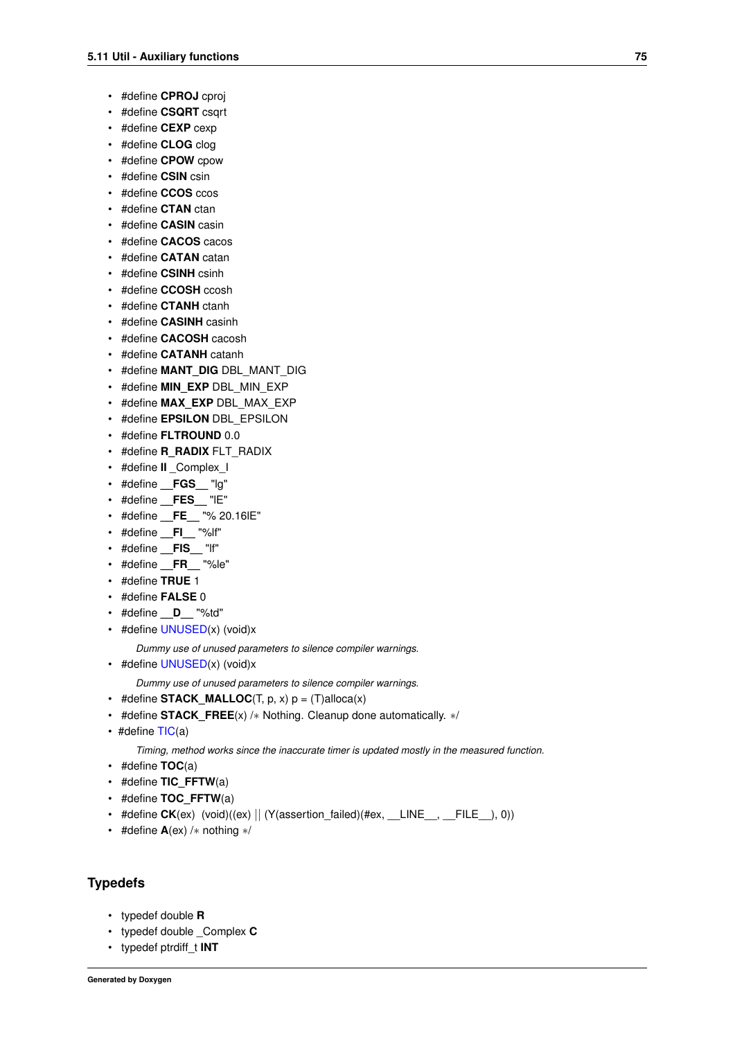- #define **CPROJ** cproj
- #define **CSQRT** csqrt
- #define **CEXP** cexp
- #define **CLOG** clog
- #define **CPOW** cpow
- #define **CSIN** csin
- #define **CCOS** ccos
- #define **CTAN** ctan
- #define **CASIN** casin
- #define **CACOS** cacos
- #define **CATAN** catan
- #define **CSINH** csinh
- #define **CCOSH** ccosh
- #define **CTANH** ctanh
- #define **CASINH** casinh
- #define **CACOSH** cacosh
- #define **CATANH** catanh
- #define **MANT_DIG** DBL_MANT_DIG
- #define **MIN_EXP** DBL_MIN_EXP
- #define **MAX_EXP** DBL_MAX_EXP
- #define **EPSILON** DBL_EPSILON
- #define **FLTROUND** 0.0
- #define **R_RADIX** FLT_RADIX
- #define **II** _Complex_I
- #define **__FGS__** "lg"
- #define **__FES__** "lE"
- #define **__FE__** "% 20.16lE"
- #define **__FI__** "%lf"
- #define **__FIS__** "lf"
- #define **__FR__** "%le"
- #define **TRUE** 1
- #define **FALSE** 0
- #define **__D__** "%td"
- #define UNUSED(x) (void)x

  *Dummy use of unused parameters to silence compiler warnings.*
- #define UNUSED(x) (void)x

  *Dummy use of unused parameters to silence compiler warnings.*
- #define **STACK_MALLOC**(T, p, x) p = (T)alloca(x)
- #define **STACK_FREE**(x) /* Nothing. Cleanup done automatically. */
- #define TIC(a)

  *Timing, method works since the inaccurate timer is updated mostly in the measured function.*
- #define **TOC**(a)
- #define **TIC_FFTW**(a)
- #define **TOC_FFTW**(a)
- #define **CK**(ex) (void)((ex) || (Y(assertion_failed)(#ex, __LINE__, __FILE__), 0))
- #define **A**(ex) /* nothing */

### Typedefs

- typedef double **R**
- typedef double _Complex **C**
- typedef ptrdiff_t **INT**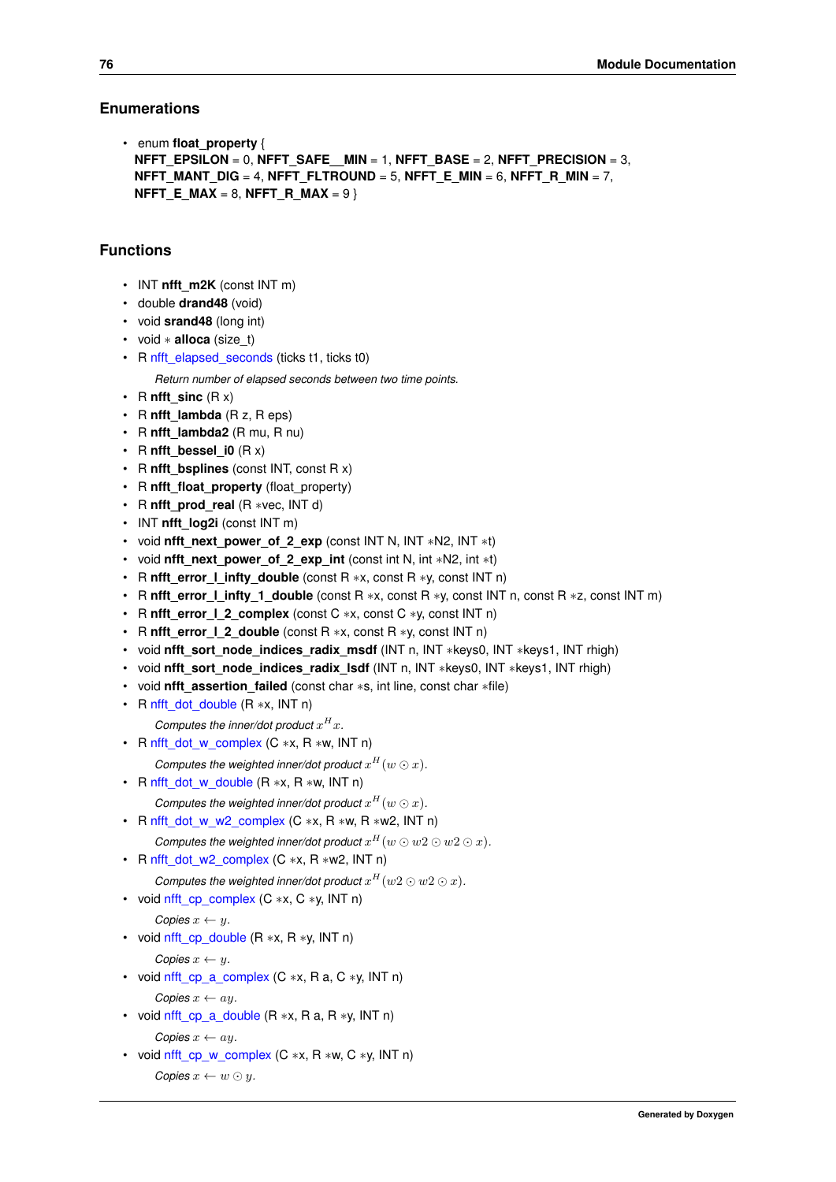## Enumerations

- enum **float_property** {
  **NFFT_EPSILON** = 0, **NFFT_SAFE__MIN** = 1, **NFFT_BASE** = 2, **NFFT_PRECISION** = 3,
  **NFFT_MANT_DIG** = 4, **NFFT_FLTROUND** = 5, **NFFT_E_MIN** = 6, **NFFT_R_MIN** = 7,
  **NFFT_E_MAX** = 8, **NFFT_R_MAX** = 9 }

## Functions

- INT **nfft_m2K** (const INT m)
- double **drand48** (void)
- void **srand48** (long int)
- void * **alloca** (size_t)
- R nfft_elapsed_seconds (ticks t1, ticks t0)

  *Return number of elapsed seconds between two time points.*
- R **nfft_sinc** (R x)
- R **nfft_lambda** (R z, R eps)
- R **nfft_lambda2** (R mu, R nu)
- R **nfft_bessel_i0** (R x)
- R **nfft_bsplines** (const INT, const R x)
- R **nfft_float_property** (float_property)
- R **nfft_prod_real** (R *vec, INT d)
- INT **nfft_log2i** (const INT m)
- void **nfft_next_power_of_2_exp** (const INT N, INT *N2, INT *t)
- void **nfft_next_power_of_2_exp_int** (const int N, int *N2, int *t)
- R **nfft_error_l_infty_double** (const R *x, const R *y, const INT n)
- R **nfft_error_l_infty_1_double** (const R *x, const R *y, const INT n, const R *z, const INT m)
- R **nfft_error_l_2_complex** (const C *x, const C *y, const INT n)
- R **nfft_error_l_2_double** (const R *x, const R *y, const INT n)
- void **nfft_sort_node_indices_radix_msdf** (INT n, INT *keys0, INT *keys1, INT rhigh)
- void **nfft_sort_node_indices_radix_lsdf** (INT n, INT *keys0, INT *keys1, INT rhigh)
- void **nfft_assertion_failed** (const char *s, int line, const char *file)
- R nfft_dot_double (R *x, INT n)

  *Computes the inner/dot product* $x^H x$.
- R nfft_dot_w_complex (C *x, R *w, INT n)

  *Computes the weighted inner/dot product* $x^H (w \odot x)$.
- R nfft_dot_w_double (R *x, R *w, INT n)

  *Computes the weighted inner/dot product* $x^H (w \odot x)$.
- R nfft_dot_w_w2_complex (C *x, R *w, R *w2, INT n)

  *Computes the weighted inner/dot product* $x^H (w \odot w2 \odot w2 \odot x)$.
- R nfft_dot_w2_complex (C *x, R *w2, INT n)

  *Computes the weighted inner/dot product* $x^H (w2 \odot w2 \odot x)$.
- void nfft_cp_complex (C *x, C *y, INT n)

  *Copies* $x \leftarrow y$.
- void nfft_cp_double (R *x, R *y, INT n)

  *Copies* $x \leftarrow y$.
- void nfft_cp_a_complex (C *x, R a, C *y, INT n)

  *Copies* $x \leftarrow ay$.
- void nfft_cp_a_double (R *x, R a, R *y, INT n)

  *Copies* $x \leftarrow ay$.
- void nfft_cp_w_complex (C *x, R *w, C *y, INT n)

  *Copies* $x \leftarrow w \odot y$.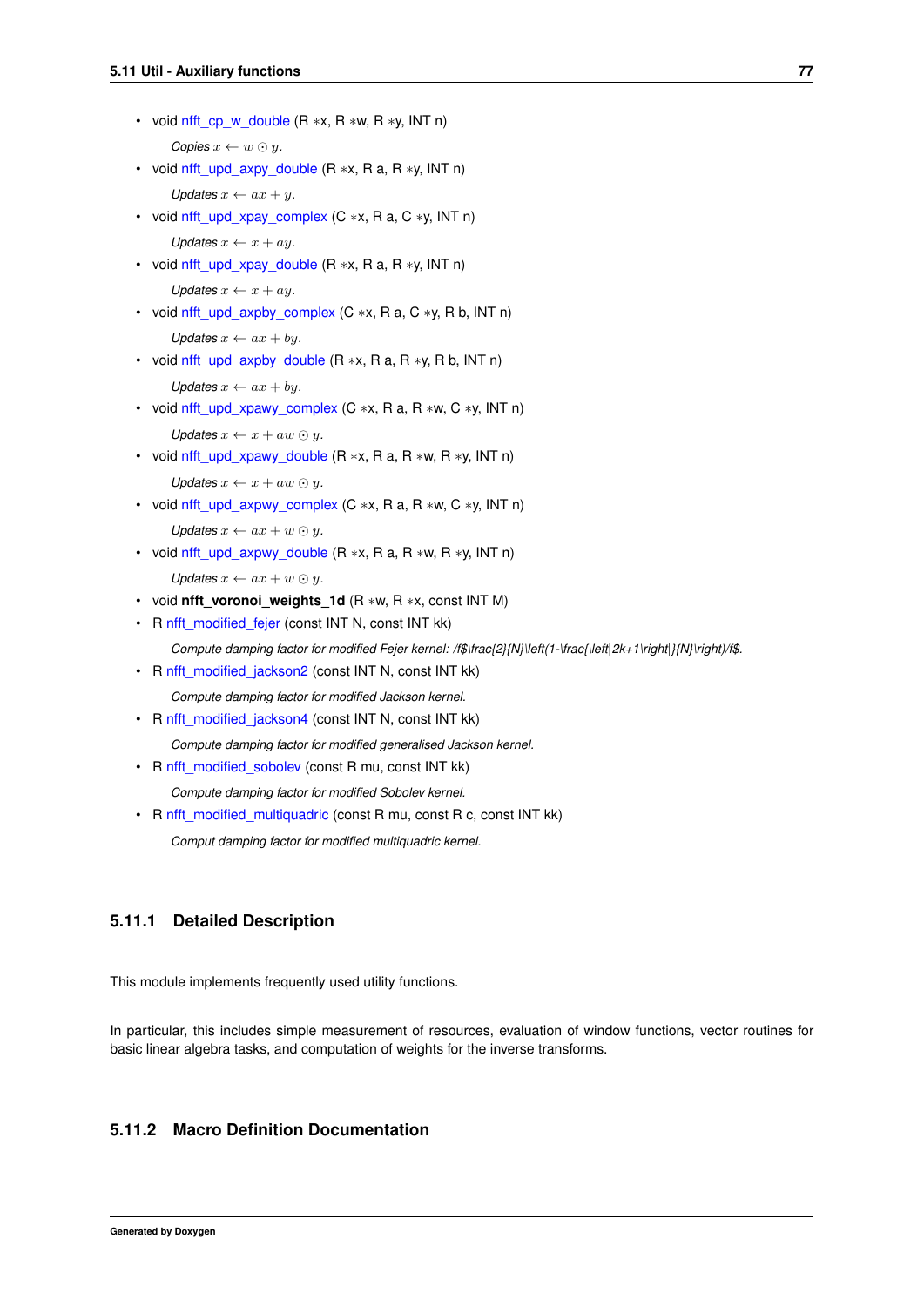- void nfft_cp_w_double (R *x, R *w, R *y, INT n)

  *Copies* $x \leftarrow w \odot y$.
- void nfft_upd_axpy_double (R *x, R a, R *y, INT n)

  *Updates* $x \leftarrow ax + y$.
- void nfft_upd_xpay_complex (C *x, R a, C *y, INT n)

  *Updates* $x \leftarrow x + ay$.
- void nfft_upd_xpay_double (R *x, R a, R *y, INT n)

  *Updates* $x \leftarrow x + ay$.
- void nfft_upd_axpby_complex (C *x, R a, C *y, R b, INT n)

  *Updates* $x \leftarrow ax + by$.
- void nfft_upd_axpby_double (R *x, R a, R *y, R b, INT n)

  *Updates* $x \leftarrow ax + by$.
- void nfft_upd_xpawy_complex (C *x, R a, R *w, C *y, INT n)

  *Updates* $x \leftarrow x + aw \odot y$.
- void nfft_upd_xpawy_double (R *x, R a, R *w, R *y, INT n)

  *Updates* $x \leftarrow x + aw \odot y$.
- void nfft_upd_axpwy_complex (C *x, R a, R *w, C *y, INT n)

  *Updates* $x \leftarrow ax + w \odot y$.
- void nfft_upd_axpwy_double (R *x, R a, R *w, R *y, INT n)

  *Updates* $x \leftarrow ax + w \odot y$.
- void **nfft_voronoi_weights_1d** (R *w, R *x, const INT M)
- R nfft_modified_fejer (const INT N, const INT kk)

  *Compute damping factor for modified Fejer kernel: /f$\frac{2}{N}\left(1-\frac{\left|2k+1\right|}{N}\right)/f$.*
- R nfft_modified_jackson2 (const INT N, const INT kk)

  *Compute damping factor for modified Jackson kernel.*
- R nfft_modified_jackson4 (const INT N, const INT kk)

  *Compute damping factor for modified generalised Jackson kernel.*
- R nfft_modified_sobolev (const R mu, const INT kk)

  *Compute damping factor for modified Sobolev kernel.*
- R nfft_modified_multiquadric (const R mu, const R c, const INT kk)

  *Comput damping factor for modified multiquadric kernel.*

### 5.11.1 Detailed Description

This module implements frequently used utility functions.

In particular, this includes simple measurement of resources, evaluation of window functions, vector routines for basic linear algebra tasks, and computation of weights for the inverse transforms.

### 5.11.2 Macro Definition Documentation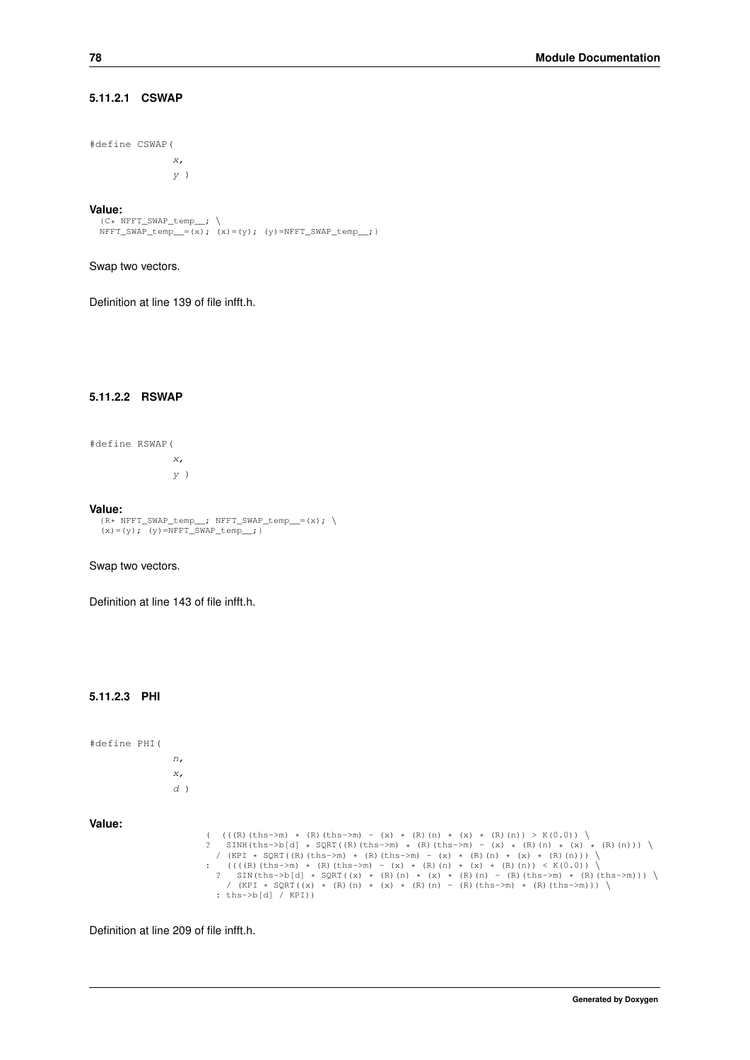#### 5.11.2.1 CSWAP

```
#define CSWAP(
              x,
              y )
```

**Value:**

```
{C* NFFT_SWAP_temp__; \
NFFT_SWAP_temp__=(x); (x)=(y); (y)=NFFT_SWAP_temp__;}
```

Swap two vectors.

Definition at line 139 of file infft.h.

#### 5.11.2.2 RSWAP

```
#define RSWAP(
              x,
              y )
```

**Value:**

```
{R* NFFT_SWAP_temp__; NFFT_SWAP_temp__=(x); \
(x)=(y); (y)=NFFT_SWAP_temp__;}
```

Swap two vectors.

Definition at line 143 of file infft.h.

#### 5.11.2.3 PHI

```
#define PHI(
              n,
              x,
              d )
```

**Value:**

```
(  (((R)(ths->m) * (R)(ths->m) - (x) * (R)(n) * (x) * (R)(n)) > K(0.0)) \
?   SINH(ths->b[d] * SQRT((R)(ths->m) * (R)(ths->m) - (x) * (R)(n) * (x) * (R)(n))) \
  / (KPI * SQRT((R)(ths->m) * (R)(ths->m) - (x) * (R)(n) * (x) * (R)(n))) \
:   ((((R)(ths->m) * (R)(ths->m) - (x) * (R)(n) * (x) * (R)(n)) < K(0.0)) \
  ?   SIN(ths->b[d] * SQRT((x) * (R)(n) * (x) * (R)(n) - (R)(ths->m) * (R)(ths->m))) \
    / (KPI * SQRT((x) * (R)(n) * (x) * (R)(n) - (R)(ths->m) * (R)(ths->m))) \
  : ths->b[d] / KPI))
```

Definition at line 209 of file infft.h.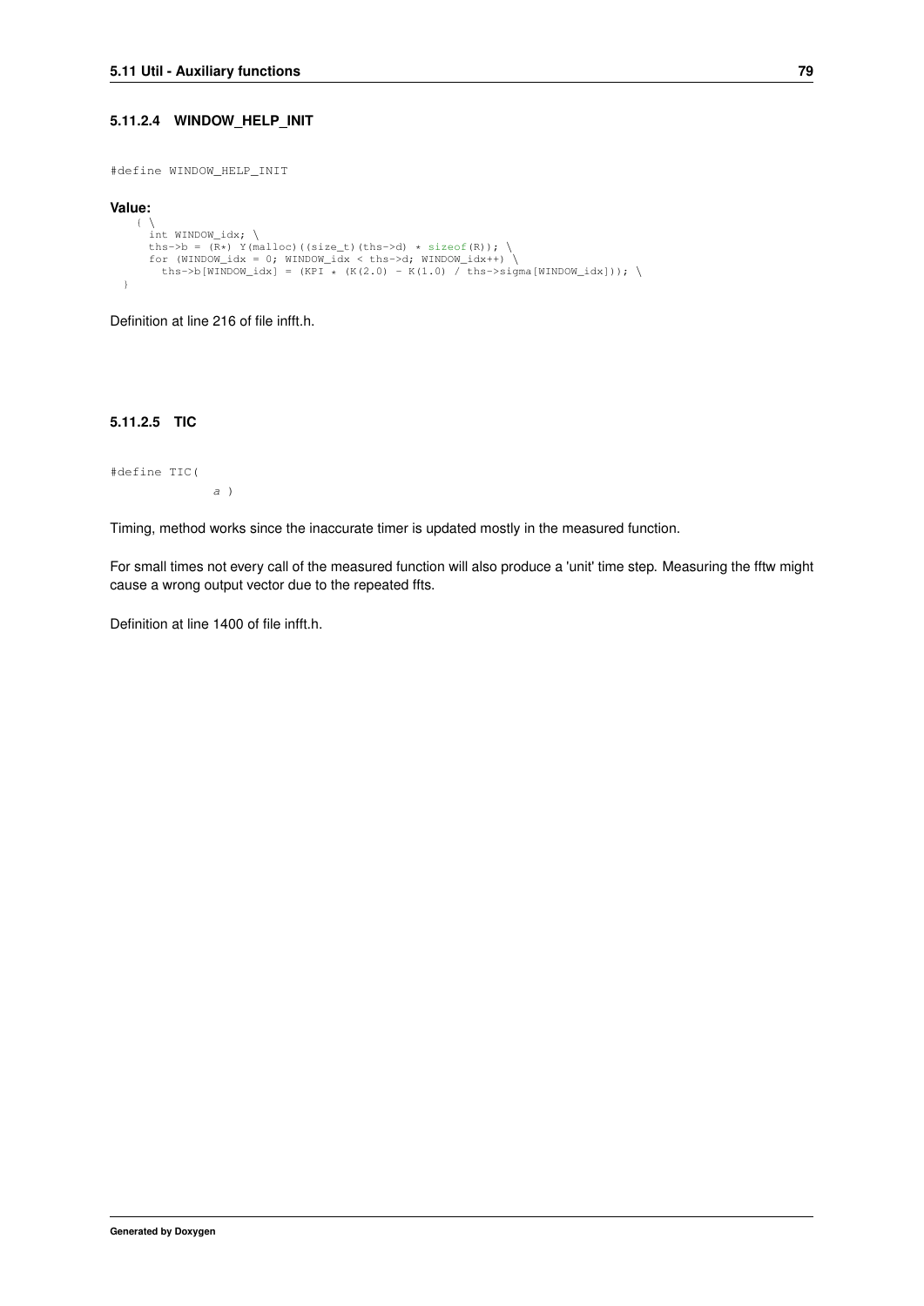#### 5.11.2.4 WINDOW_HELP_INIT

```
#define WINDOW_HELP_INIT
```

**Value:**

```
{ \
  int WINDOW_idx; \
  ths->b = (R*) Y(malloc)((size_t)(ths->d) * sizeof(R)); \
  for (WINDOW_idx = 0; WINDOW_idx < ths->d; WINDOW_idx++) \
    ths->b[WINDOW_idx] = (KPI * (K(2.0) - K(1.0) / ths->sigma[WINDOW_idx])); \
}
```

Definition at line 216 of file infft.h.

#### 5.11.2.5 TIC

```
#define TIC(
            a )
```

Timing, method works since the inaccurate timer is updated mostly in the measured function.

For small times not every call of the measured function will also produce a 'unit' time step. Measuring the fftw might cause a wrong output vector due to the repeated ffts.

Definition at line 1400 of file infft.h.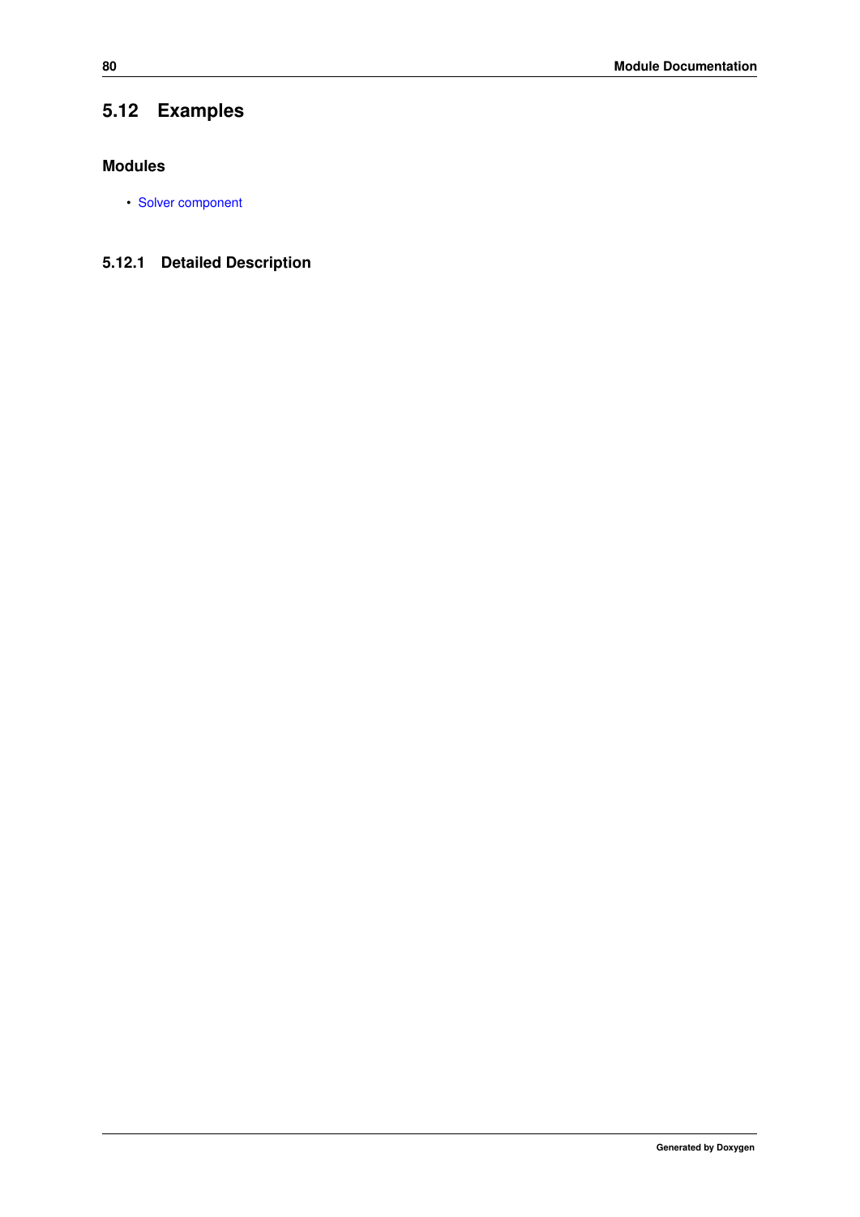## 5.12 Examples

### Modules

- Solver component

### 5.12.1 Detailed Description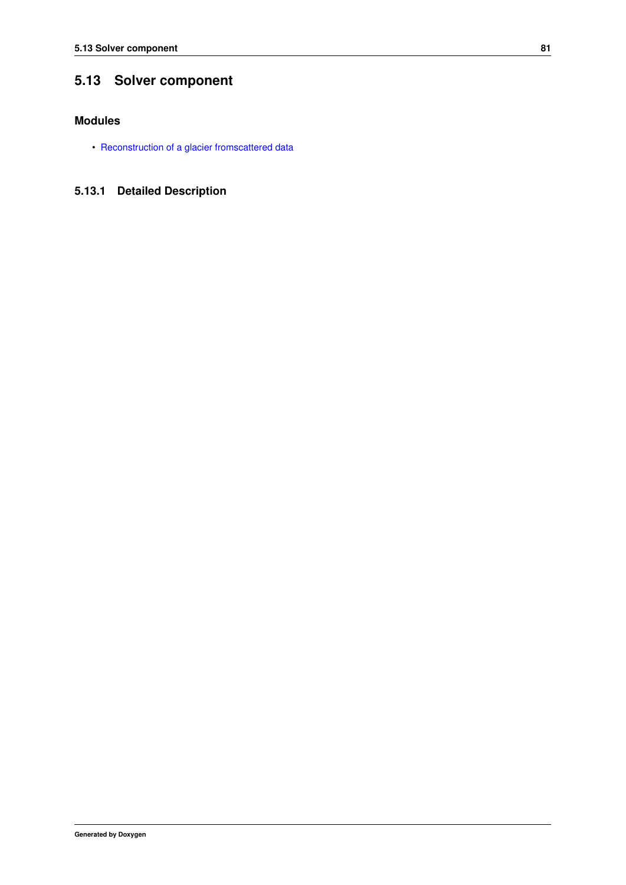## 5.13 Solver component

### Modules

- Reconstruction of a glacier fromscattered data

### 5.13.1 Detailed Description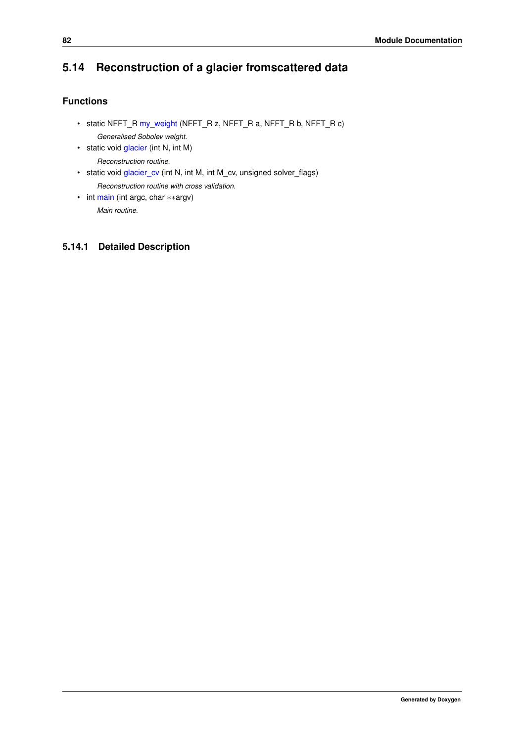## 5.14 Reconstruction of a glacier fromscattered data

### Functions

- static NFFT_R my_weight (NFFT_R z, NFFT_R a, NFFT_R b, NFFT_R c)

  *Generalised Sobolev weight.*
- static void glacier (int N, int M)

  *Reconstruction routine.*
- static void glacier_cv (int N, int M, int M_cv, unsigned solver_flags)

  *Reconstruction routine with cross validation.*
- int main (int argc, char **argv)

  *Main routine.*

### 5.14.1 Detailed Description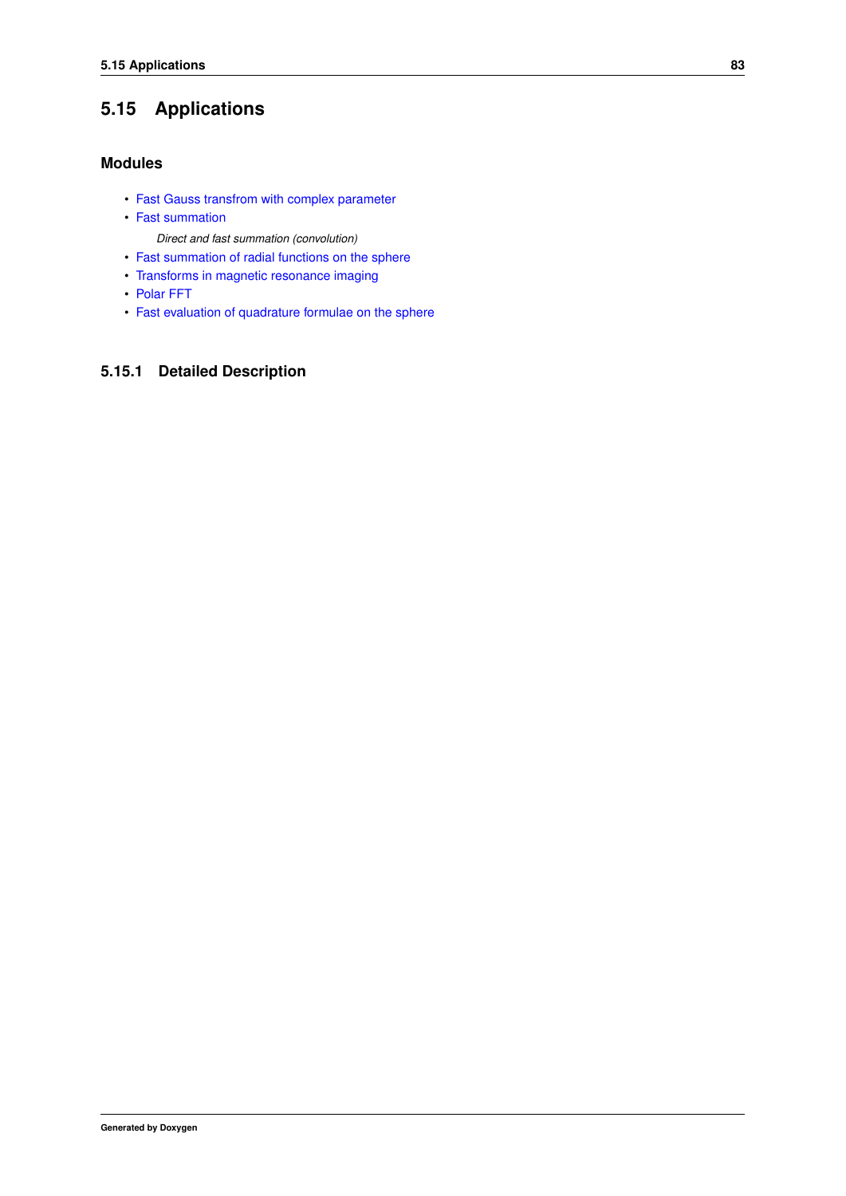## 5.15 Applications

### Modules

- Fast Gauss transfrom with complex parameter
- Fast summation

    *Direct and fast summation (convolution)*
- Fast summation of radial functions on the sphere
- Transforms in magnetic resonance imaging
- Polar FFT
- Fast evaluation of quadrature formulae on the sphere

### 5.15.1 Detailed Description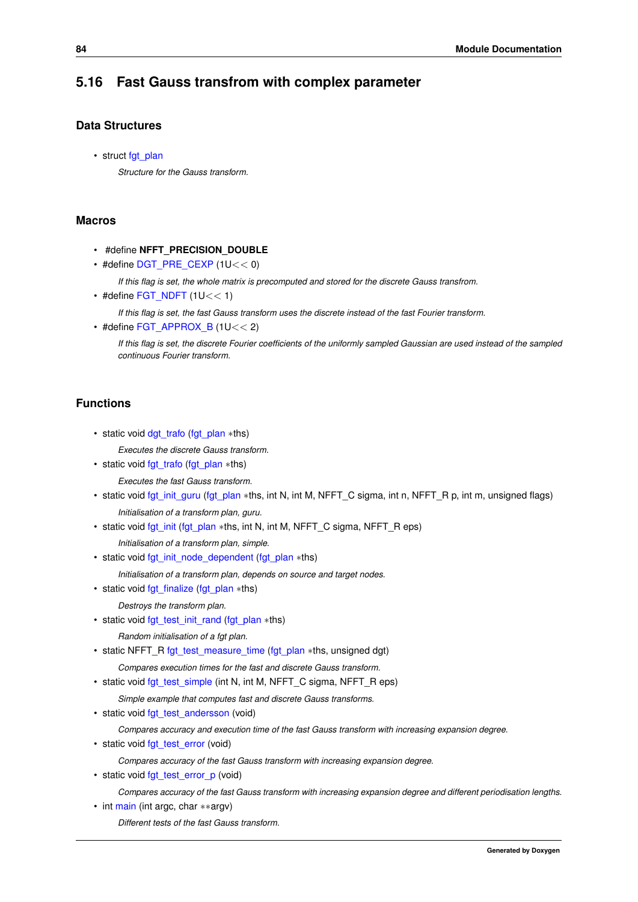## 5.16 Fast Gauss transfrom with complex parameter

### Data Structures

- struct fgt_plan

  *Structure for the Gauss transform.*

### Macros

- #define **NFFT_PRECISION_DOUBLE**
- #define DGT_PRE_CEXP (1U<< 0)

  *If this flag is set, the whole matrix is precomputed and stored for the discrete Gauss transfrom.*
- #define FGT_NDFT (1U<< 1)

  *If this flag is set, the fast Gauss transform uses the discrete instead of the fast Fourier transform.*
- #define FGT_APPROX_B (1U<< 2)

  *If this flag is set, the discrete Fourier coefficients of the uniformly sampled Gaussian are used instead of the sampled continuous Fourier transform.*

### Functions

- static void dgt_trafo (fgt_plan *ths)

  *Executes the discrete Gauss transform.*
- static void fgt_trafo (fgt_plan *ths)

  *Executes the fast Gauss transform.*
- static void fgt_init_guru (fgt_plan *ths, int N, int M, NFFT_C sigma, int n, NFFT_R p, int m, unsigned flags)

  *Initialisation of a transform plan, guru.*
- static void fgt_init (fgt_plan *ths, int N, int M, NFFT_C sigma, NFFT_R eps)

  *Initialisation of a transform plan, simple.*
- static void fgt_init_node_dependent (fgt_plan *ths)

  *Initialisation of a transform plan, depends on source and target nodes.*
- static void fgt_finalize (fgt_plan *ths)

  *Destroys the transform plan.*
- static void fgt_test_init_rand (fgt_plan *ths)

  *Random initialisation of a fgt plan.*
- static NFFT_R fgt_test_measure_time (fgt_plan *ths, unsigned dgt)

  *Compares execution times for the fast and discrete Gauss transform.*
- static void fgt_test_simple (int N, int M, NFFT_C sigma, NFFT_R eps)

  *Simple example that computes fast and discrete Gauss transforms.*
- static void fgt_test_andersson (void)

  *Compares accuracy and execution time of the fast Gauss transform with increasing expansion degree.*
- static void fgt_test_error (void)

  *Compares accuracy of the fast Gauss transform with increasing expansion degree.*
- static void fgt_test_error_p (void)

  *Compares accuracy of the fast Gauss transform with increasing expansion degree and different periodisation lengths.*
- int main (int argc, char **argv)

  *Different tests of the fast Gauss transform.*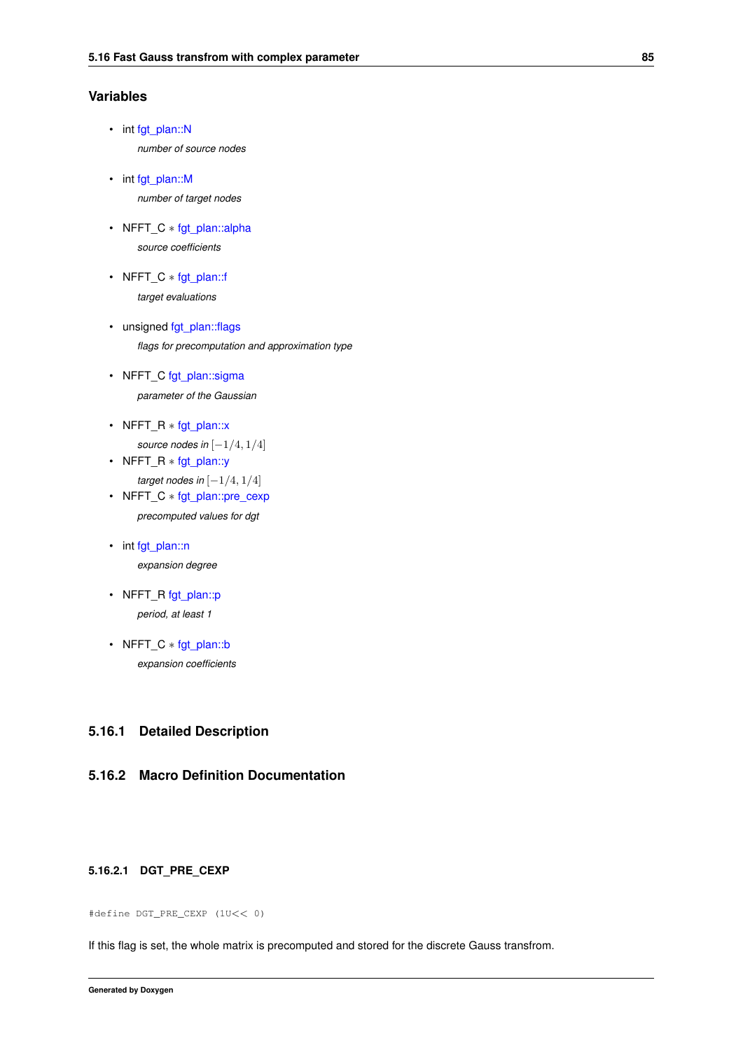### Variables

- int fgt_plan::N

  *number of source nodes*

- int fgt_plan::M

  *number of target nodes*

- NFFT_C $*$ fgt_plan::alpha

  *source coefficients*

- NFFT_C $*$ fgt_plan::f

  *target evaluations*

- unsigned fgt_plan::flags

  *flags for precomputation and approximation type*

- NFFT_C fgt_plan::sigma

  *parameter of the Gaussian*

- NFFT_R $*$ fgt_plan::x

  *source nodes in* $[-1/4, 1/4]$

- NFFT_R $*$ fgt_plan::y

  *target nodes in* $[-1/4, 1/4]$

- NFFT_C $*$ fgt_plan::pre_cexp

  *precomputed values for dgt*

- int fgt_plan::n

  *expansion degree*

- NFFT_R fgt_plan::p

  *period, at least 1*

- NFFT_C $*$ fgt_plan::b

  *expansion coefficients*

## 5.16.1 Detailed Description

## 5.16.2 Macro Definition Documentation

#### 5.16.2.1 DGT_PRE_CEXP

```
#define DGT_PRE_CEXP (1U<< 0)
```

If this flag is set, the whole matrix is precomputed and stored for the discrete Gauss transfrom.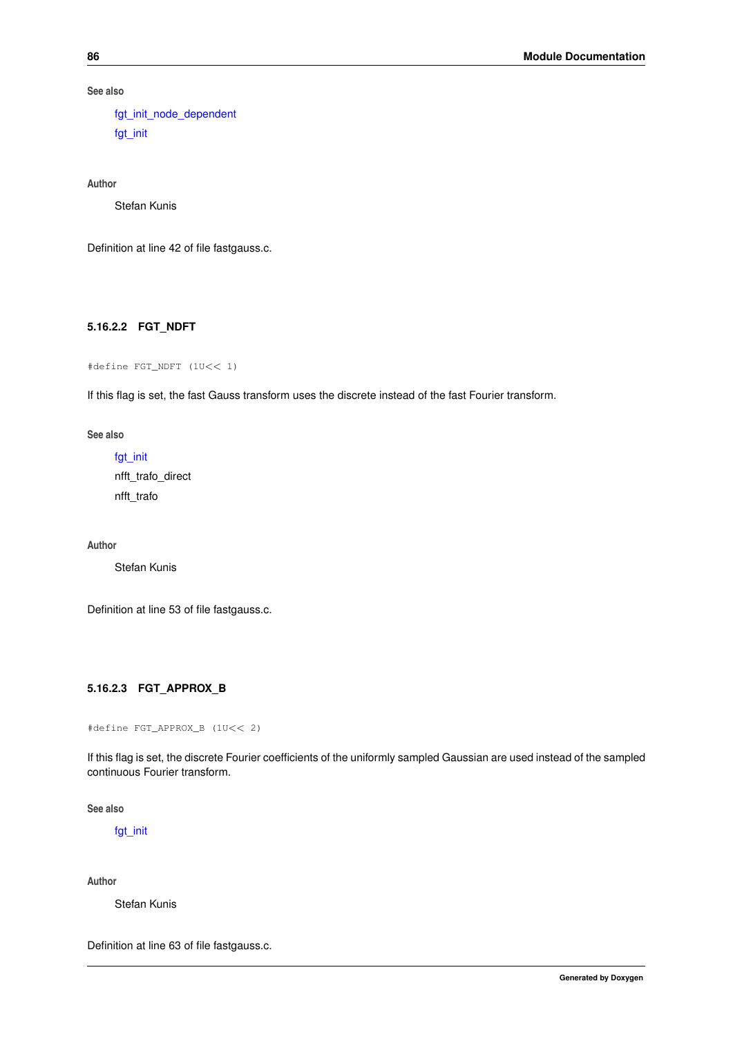**See also**

fgt_init_node_dependent
fgt_init

**Author**

Stefan Kunis

Definition at line 42 of file fastgauss.c.

#### 5.16.2.2 FGT_NDFT

```
#define FGT_NDFT (1U<< 1)
```

If this flag is set, the fast Gauss transform uses the discrete instead of the fast Fourier transform.

**See also**

fgt_init
nfft_trafo_direct
nfft_trafo

**Author**

Stefan Kunis

Definition at line 53 of file fastgauss.c.

#### 5.16.2.3 FGT_APPROX_B

```
#define FGT_APPROX_B (1U<< 2)
```

If this flag is set, the discrete Fourier coefficients of the uniformly sampled Gaussian are used instead of the sampled continuous Fourier transform.

**See also**

fgt_init

**Author**

Stefan Kunis

Definition at line 63 of file fastgauss.c.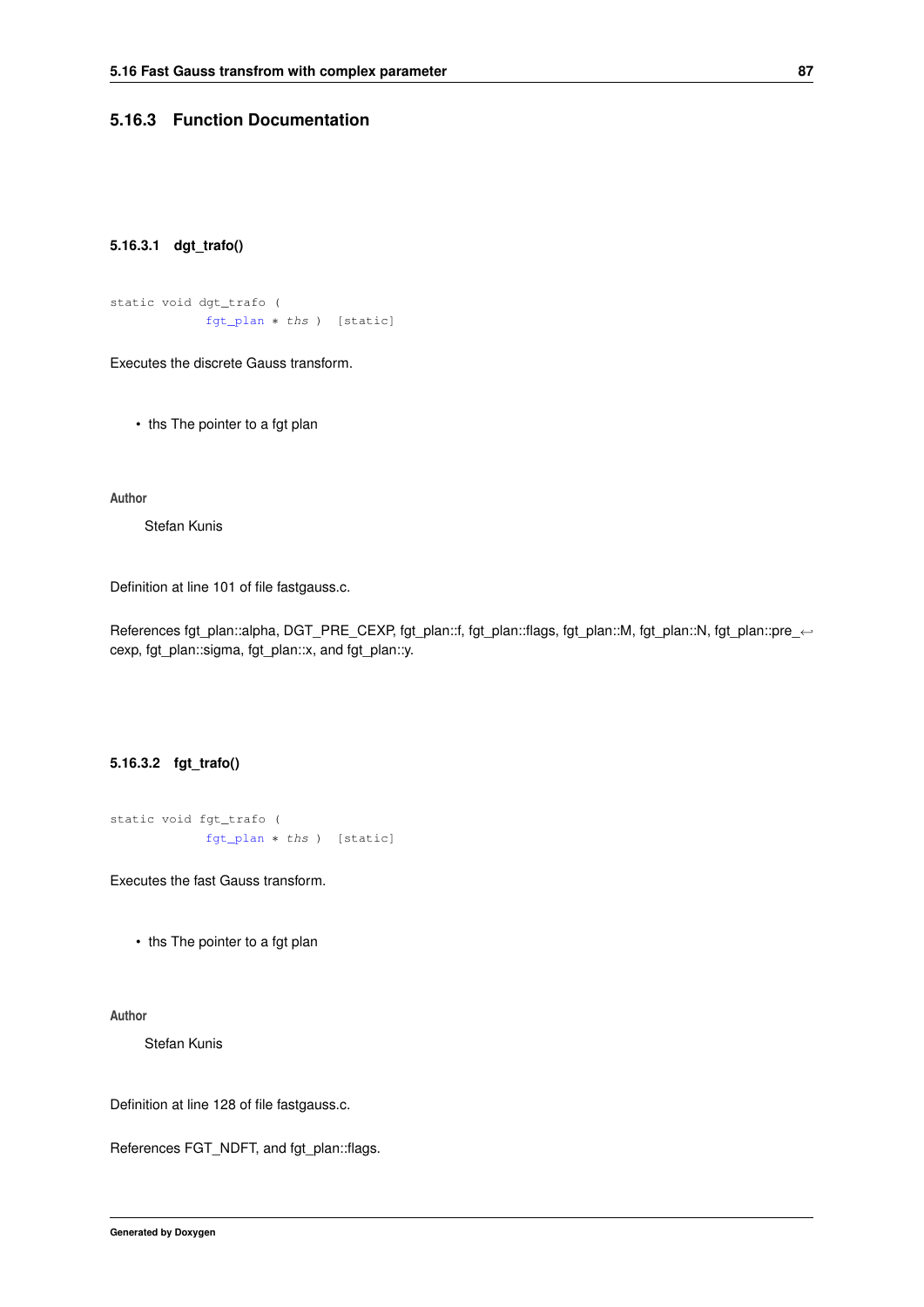### 5.16.3 Function Documentation

#### 5.16.3.1 dgt_trafo()

```
static void dgt_trafo (
            fgt_plan * ths )  [static]
```

Executes the discrete Gauss transform.

- ths The pointer to a fgt plan

**Author**

Stefan Kunis

Definition at line 101 of file fastgauss.c.

References fgt_plan::alpha, DGT_PRE_CEXP, fgt_plan::f, fgt_plan::flags, fgt_plan::M, fgt_plan::N, fgt_plan::pre_cexp, fgt_plan::sigma, fgt_plan::x, and fgt_plan::y.

#### 5.16.3.2 fgt_trafo()

```
static void fgt_trafo (
            fgt_plan * ths )  [static]
```

Executes the fast Gauss transform.

- ths The pointer to a fgt plan

**Author**

Stefan Kunis

Definition at line 128 of file fastgauss.c.

References FGT_NDFT, and fgt_plan::flags.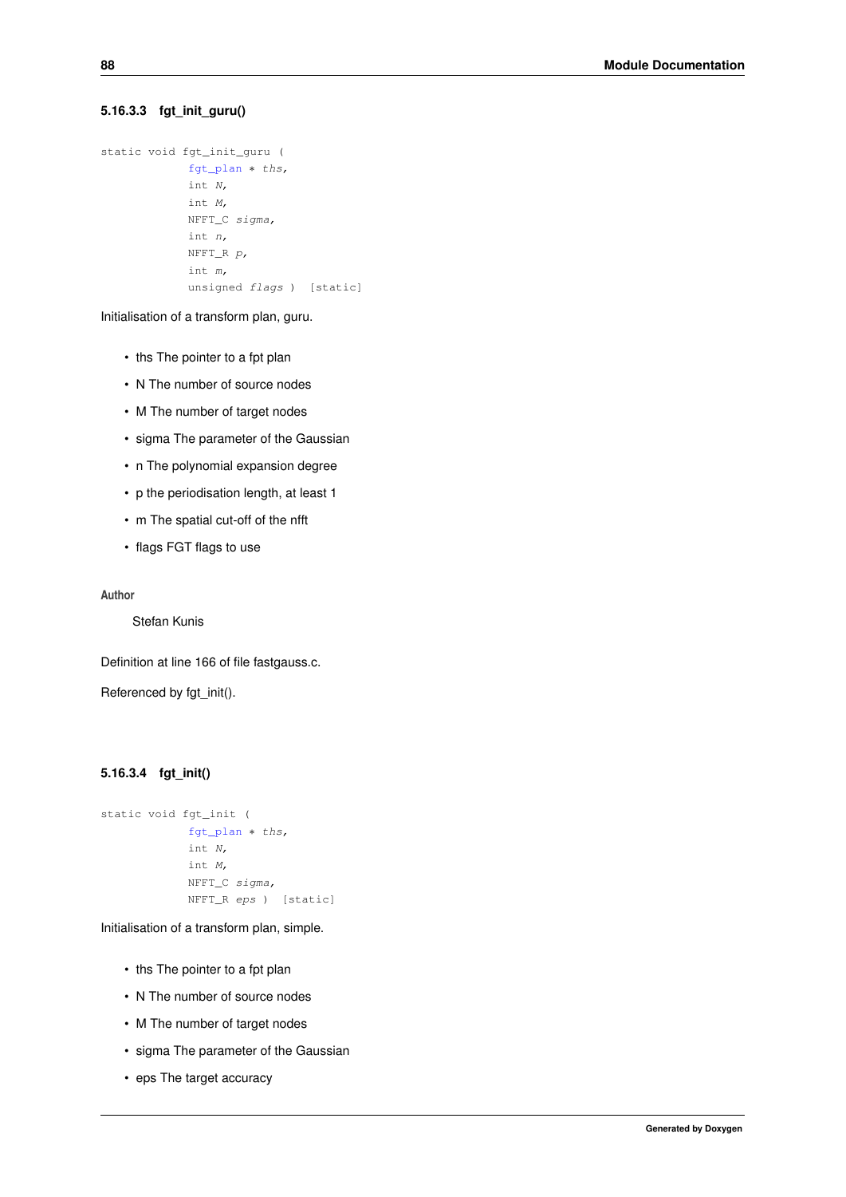#### 5.16.3.3 fgt_init_guru()

```
static void fgt_init_guru (
            fgt_plan * ths,
            int N,
            int M,
            NFFT_C sigma,
            int n,
            NFFT_R p,
            int m,
            unsigned flags )  [static]
```

Initialisation of a transform plan, guru.

- ths The pointer to a fpt plan
- N The number of source nodes
- M The number of target nodes
- sigma The parameter of the Gaussian
- n The polynomial expansion degree
- p the periodisation length, at least 1
- m The spatial cut-off of the nfft
- flags FGT flags to use

**Author**

Stefan Kunis

Definition at line 166 of file fastgauss.c.

Referenced by fgt_init().

#### 5.16.3.4 fgt_init()

```
static void fgt_init (
            fgt_plan * ths,
            int N,
            int M,
            NFFT_C sigma,
            NFFT_R eps )  [static]
```

Initialisation of a transform plan, simple.

- ths The pointer to a fpt plan
- N The number of source nodes
- M The number of target nodes
- sigma The parameter of the Gaussian
- eps The target accuracy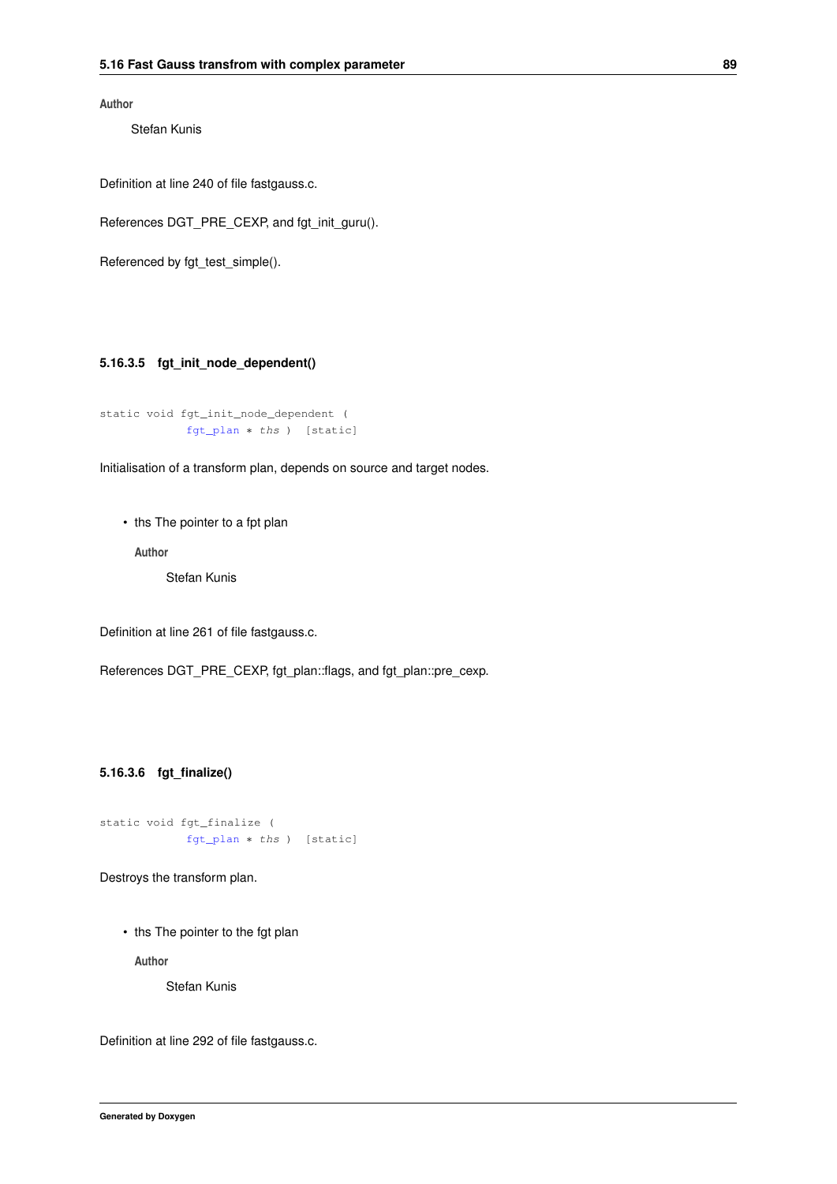**Author**

Stefan Kunis

Definition at line 240 of file fastgauss.c.

References DGT_PRE_CEXP, and fgt_init_guru().

Referenced by fgt_test_simple().

#### 5.16.3.5 fgt_init_node_dependent()

```
static void fgt_init_node_dependent (
            fgt_plan * ths )  [static]
```

Initialisation of a transform plan, depends on source and target nodes.

- ths The pointer to a fpt plan

  **Author**

  Stefan Kunis

Definition at line 261 of file fastgauss.c.

References DGT_PRE_CEXP, fgt_plan::flags, and fgt_plan::pre_cexp.

#### 5.16.3.6 fgt_finalize()

```
static void fgt_finalize (
            fgt_plan * ths )  [static]
```

Destroys the transform plan.

- ths The pointer to the fgt plan

  **Author**

  Stefan Kunis

Definition at line 292 of file fastgauss.c.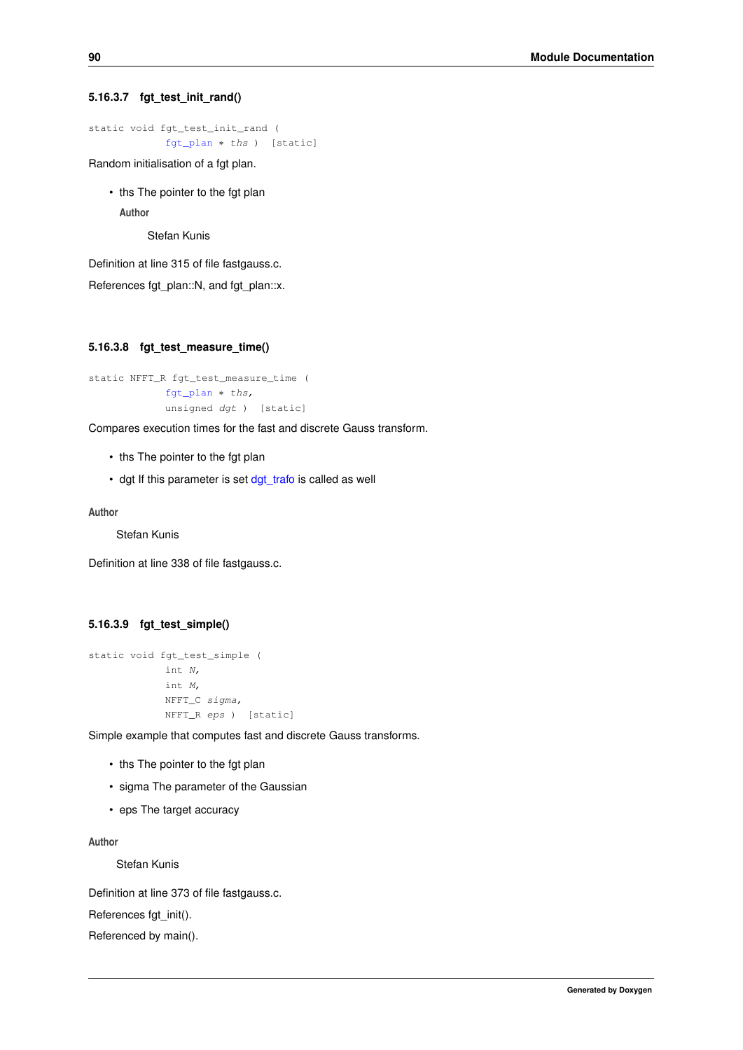#### 5.16.3.7 fgt_test_init_rand()

```
static void fgt_test_init_rand (
            fgt_plan * ths )  [static]
```

Random initialisation of a fgt plan.

- ths The pointer to the fgt plan

  **Author**

  Stefan Kunis

Definition at line 315 of file fastgauss.c.

References fgt_plan::N, and fgt_plan::x.

#### 5.16.3.8 fgt_test_measure_time()

```
static NFFT_R fgt_test_measure_time (
            fgt_plan * ths,
            unsigned dgt )  [static]
```

Compares execution times for the fast and discrete Gauss transform.

- ths The pointer to the fgt plan
- dgt If this parameter is set dgt_trafo is called as well

**Author**

Stefan Kunis

Definition at line 338 of file fastgauss.c.

#### 5.16.3.9 fgt_test_simple()

```
static void fgt_test_simple (
            int N,
            int M,
            NFFT_C sigma,
            NFFT_R eps )  [static]
```

Simple example that computes fast and discrete Gauss transforms.

- ths The pointer to the fgt plan
- sigma The parameter of the Gaussian
- eps The target accuracy

**Author**

Stefan Kunis

Definition at line 373 of file fastgauss.c.

References fgt_init().

Referenced by main().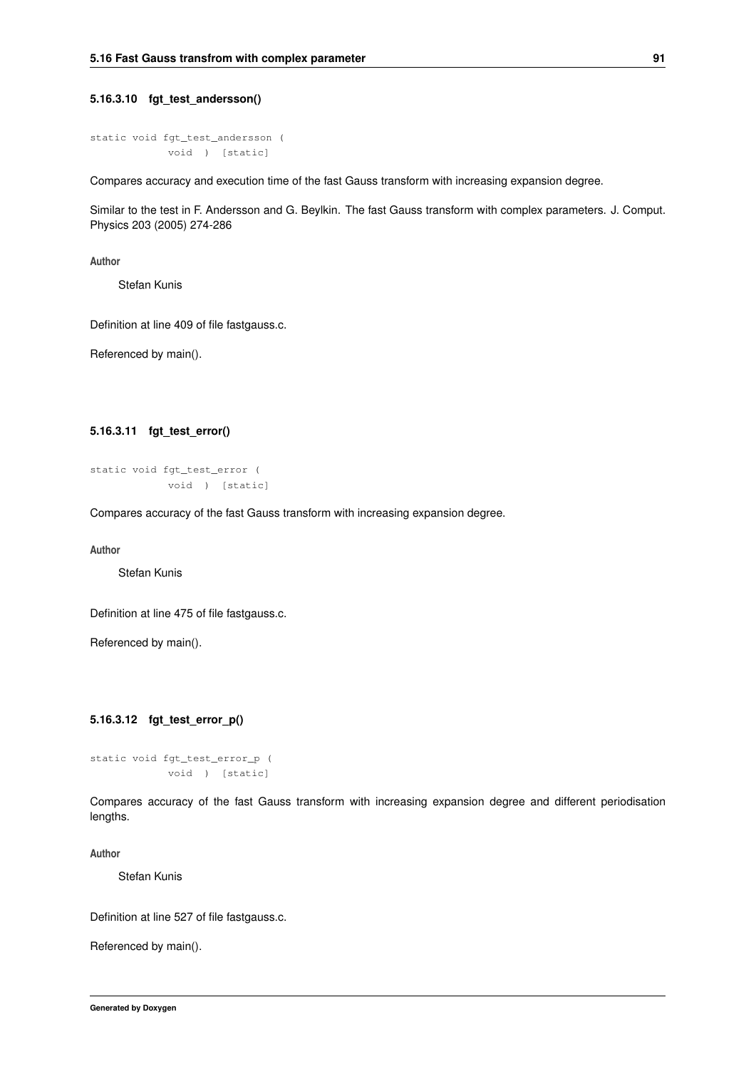#### 5.16.3.10 fgt_test_andersson()

```
static void fgt_test_andersson (
            void ) [static]
```

Compares accuracy and execution time of the fast Gauss transform with increasing expansion degree.

Similar to the test in F. Andersson and G. Beylkin. The fast Gauss transform with complex parameters. J. Comput. Physics 203 (2005) 274-286

**Author**

Stefan Kunis

Definition at line 409 of file fastgauss.c.

Referenced by main().

#### 5.16.3.11 fgt_test_error()

```
static void fgt_test_error (
            void ) [static]
```

Compares accuracy of the fast Gauss transform with increasing expansion degree.

**Author**

Stefan Kunis

Definition at line 475 of file fastgauss.c.

Referenced by main().

#### 5.16.3.12 fgt_test_error_p()

```
static void fgt_test_error_p (
            void ) [static]
```

Compares accuracy of the fast Gauss transform with increasing expansion degree and different periodisation lengths.

**Author**

Stefan Kunis

Definition at line 527 of file fastgauss.c.

Referenced by main().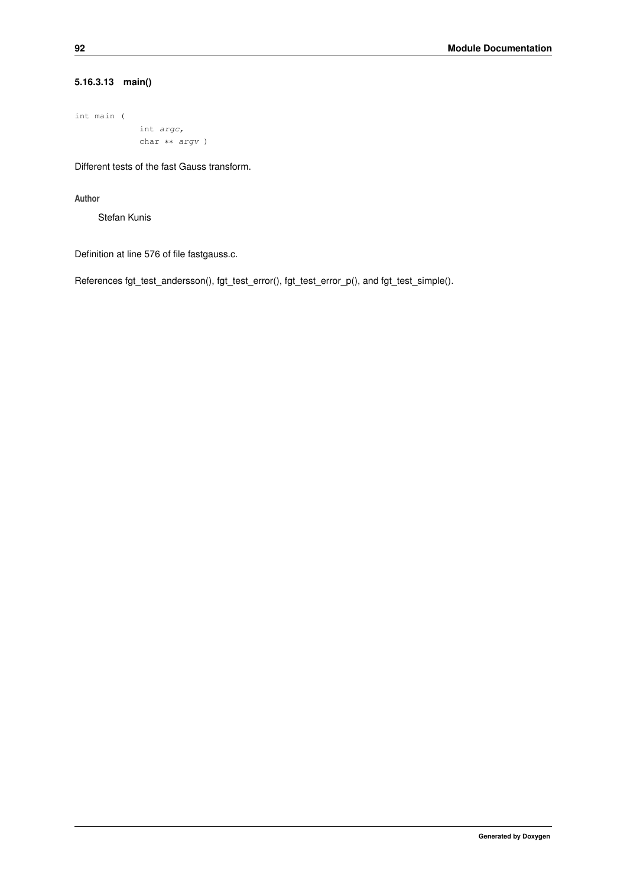#### 5.16.3.13 main()

```
int main (
            int argc,
            char ** argv )
```

Different tests of the fast Gauss transform.

**Author**

Stefan Kunis

Definition at line 576 of file fastgauss.c.

References fgt_test_andersson(), fgt_test_error(), fgt_test_error_p(), and fgt_test_simple().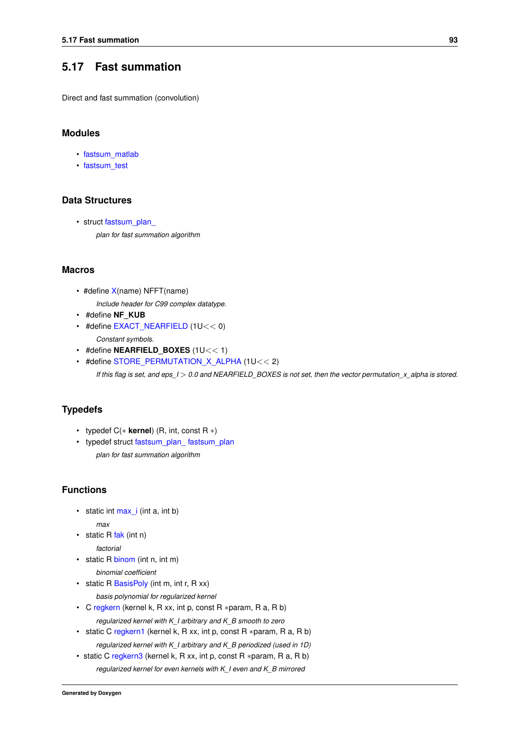## 5.17 Fast summation

Direct and fast summation (convolution)

### Modules

- fastsum_matlab
- fastsum_test

### Data Structures

- struct fastsum_plan_

  *plan for fast summation algorithm*

### Macros

- #define X(name) NFFT(name)

  *Include header for C99 complex datatype.*
- #define **NF_KUB**
- #define EXACT_NEARFIELD (1U<< 0)

  *Constant symbols.*
- #define **NEARFIELD_BOXES** (1U<< 1)
- #define STORE_PERMUTATION_X_ALPHA (1U<< 2)

  *If this flag is set, and eps_I > 0.0 and NEARFIELD_BOXES is not set, then the vector permutation_x_alpha is stored.*

### Typedefs

- typedef C(∗ **kernel**) (R, int, const R ∗)
- typedef struct fastsum_plan_ fastsum_plan

  *plan for fast summation algorithm*

### Functions

- static int max_i (int a, int b)

  *max*
- static R fak (int n)

  *factorial*
- static R binom (int n, int m)

  *binomial coefficient*
- static R BasisPoly (int m, int r, R xx)

  *basis polynomial for regularized kernel*
- C regkern (kernel k, R xx, int p, const R ∗param, R a, R b)

  *regularized kernel with K_I arbitrary and K_B smooth to zero*
- static C regkern1 (kernel k, R xx, int p, const R ∗param, R a, R b)

  *regularized kernel with K_I arbitrary and K_B periodized (used in 1D)*
- static C regkern3 (kernel k, R xx, int p, const R ∗param, R a, R b)

  *regularized kernel for even kernels with K_I even and K_B mirrored*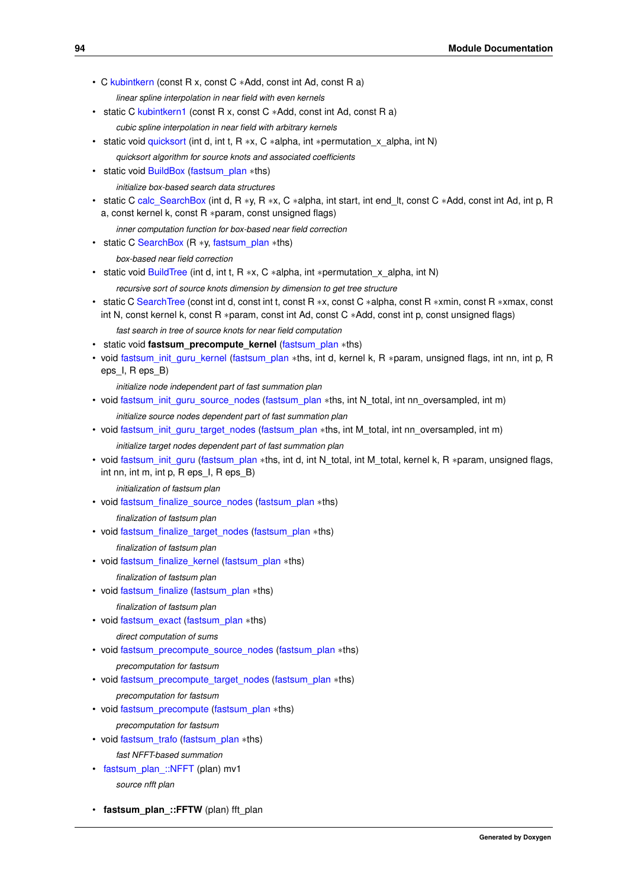- C kubintkern (const R x, const C *Add, const int Ad, const R a)

  *linear spline interpolation in near field with even kernels*

- static C kubintkern1 (const R x, const C *Add, const int Ad, const R a)

  *cubic spline interpolation in near field with arbitrary kernels*

- static void quicksort (int d, int t, R *x, C *alpha, int *permutation_x_alpha, int N)

  *quicksort algorithm for source knots and associated coefficients*

- static void BuildBox (fastsum_plan *ths)

  *initialize box-based search data structures*

- static C calc_SearchBox (int d, R *y, R *x, C *alpha, int start, int end_lt, const C *Add, const int Ad, int p, R a, const kernel k, const R *param, const unsigned flags)

  *inner computation function for box-based near field correction*

- static C SearchBox (R *y, fastsum_plan *ths)

  *box-based near field correction*

- static void BuildTree (int d, int t, R *x, C *alpha, int *permutation_x_alpha, int N)

  *recursive sort of source knots dimension by dimension to get tree structure*

- static C SearchTree (const int d, const int t, const R *x, const C *alpha, const R *xmin, const R *xmax, const int N, const kernel k, const R *param, const int Ad, const C *Add, const int p, const unsigned flags)

  *fast search in tree of source knots for near field computation*

- static void **fastsum_precompute_kernel** (fastsum_plan *ths)
- void fastsum_init_guru_kernel (fastsum_plan *ths, int d, kernel k, R *param, unsigned flags, int nn, int p, R eps_I, R eps_B)

  *initialize node independent part of fast summation plan*

- void fastsum_init_guru_source_nodes (fastsum_plan *ths, int N_total, int nn_oversampled, int m)

  *initialize source nodes dependent part of fast summation plan*

- void fastsum_init_guru_target_nodes (fastsum_plan *ths, int M_total, int nn_oversampled, int m)

  *initialize target nodes dependent part of fast summation plan*

- void fastsum_init_guru (fastsum_plan *ths, int d, int N_total, int M_total, kernel k, R *param, unsigned flags, int nn, int m, int p, R eps_I, R eps_B)

  *initialization of fastsum plan*

- void fastsum_finalize_source_nodes (fastsum_plan *ths)

  *finalization of fastsum plan*

- void fastsum_finalize_target_nodes (fastsum_plan *ths)

  *finalization of fastsum plan*

- void fastsum_finalize_kernel (fastsum_plan *ths)

  *finalization of fastsum plan*

- void fastsum_finalize (fastsum_plan *ths)

  *finalization of fastsum plan*

- void fastsum_exact (fastsum_plan *ths)

  *direct computation of sums*

- void fastsum_precompute_source_nodes (fastsum_plan *ths)

  *precomputation for fastsum*

- void fastsum_precompute_target_nodes (fastsum_plan *ths)

  *precomputation for fastsum*

- void fastsum_precompute (fastsum_plan *ths)

  *precomputation for fastsum*

- void fastsum_trafo (fastsum_plan *ths)

  *fast NFFT-based summation*

- fastsum_plan_::NFFT (plan) mv1

  *source nfft plan*

- **fastsum_plan_::FFTW** (plan) fft_plan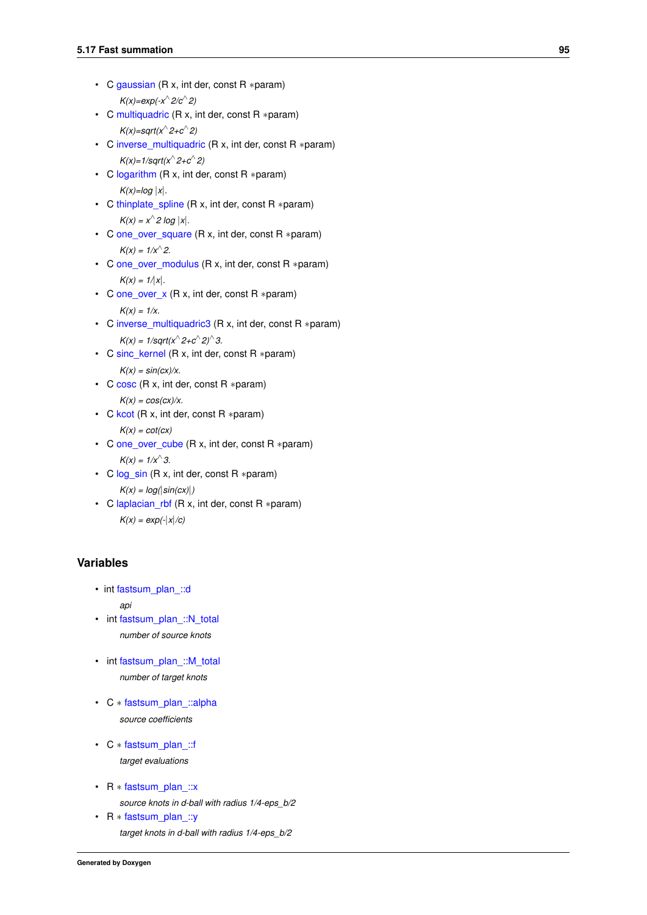- C gaussian (R x, int der, const R *param)

  *K(x)=exp(-x^2/c^2)*
- C multiquadric (R x, int der, const R *param)

  *K(x)=sqrt(x^2+c^2)*
- C inverse_multiquadric (R x, int der, const R *param)

  *K(x)=1/sqrt(x^2+c^2)*
- C logarithm (R x, int der, const R *param)

  *K(x)=log |x|.*
- C thinplate_spline (R x, int der, const R *param)

  *K(x) = x^2 log |x|.*
- C one_over_square (R x, int der, const R *param)

  *K(x) = 1/x^2.*
- C one_over_modulus (R x, int der, const R *param)

  *K(x) = 1/|x|.*
- C one_over_x (R x, int der, const R *param)

  *K(x) = 1/x.*
- C inverse_multiquadric3 (R x, int der, const R *param)

  *K(x) = 1/sqrt(x^2+c^2)^3.*
- C sinc_kernel (R x, int der, const R *param)

  *K(x) = sin(cx)/x.*
- C cosc (R x, int der, const R *param)

  *K(x) = cos(cx)/x.*
- C kcot (R x, int der, const R *param)

  *K(x) = cot(cx)*
- C one_over_cube (R x, int der, const R *param)

  *K(x) = 1/x^3.*
- C log_sin (R x, int der, const R *param)

  *K(x) = log(|sin(cx)|)*
- C laplacian_rbf (R x, int der, const R *param)

  *K(x) = exp(-|x|/c)*

## Variables

- int fastsum_plan_::d

  *api*
- int fastsum_plan_::N_total

  *number of source knots*
- int fastsum_plan_::M_total

  *number of target knots*
- C * fastsum_plan_::alpha

  *source coefficients*
- C * fastsum_plan_::f

  *target evaluations*
- R * fastsum_plan_::x

  *source knots in d-ball with radius 1/4-eps_b/2*
- R * fastsum_plan_::y

  *target knots in d-ball with radius 1/4-eps_b/2*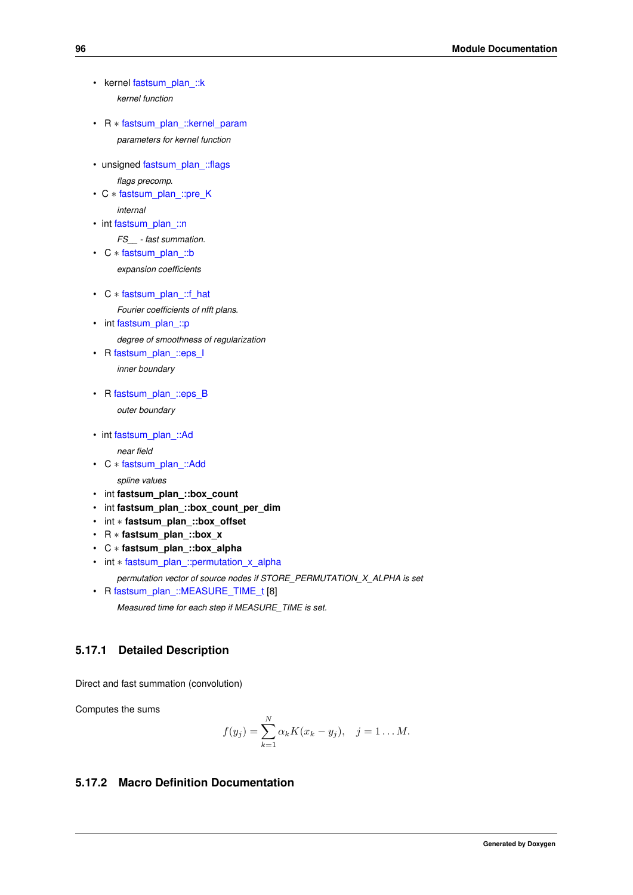- kernel fastsum_plan_::k

  *kernel function*

- R * fastsum_plan_::kernel_param

  *parameters for kernel function*

- unsigned fastsum_plan_::flags

  *flags precomp.*

- C * fastsum_plan_::pre_K

  *internal*

- int fastsum_plan_::n

  *FS__ - fast summation.*

- C * fastsum_plan_::b

  *expansion coefficients*

- C * fastsum_plan_::f_hat

  *Fourier coefficients of nfft plans.*

- int fastsum_plan_::p

  *degree of smoothness of regularization*

- R fastsum_plan_::eps_I

  *inner boundary*

- R fastsum_plan_::eps_B

  *outer boundary*

- int fastsum_plan_::Ad

  *near field*

- C * fastsum_plan_::Add

  *spline values*

- int **fastsum_plan_::box_count**
- int **fastsum_plan_::box_count_per_dim**
- int * **fastsum_plan_::box_offset**
- R * **fastsum_plan_::box_x**
- C * **fastsum_plan_::box_alpha**
- int * fastsum_plan_::permutation_x_alpha

  *permutation vector of source nodes if STORE_PERMUTATION_X_ALPHA is set*

- R fastsum_plan_::MEASURE_TIME_t [8]

  *Measured time for each step if MEASURE_TIME is set.*

### 5.17.1 Detailed Description

Direct and fast summation (convolution)

Computes the sums

$$f(y_j) = \sum_{k=1}^{N} \alpha_k K(x_k - y_j), \quad j = 1 \dots M.$$

### 5.17.2 Macro Definition Documentation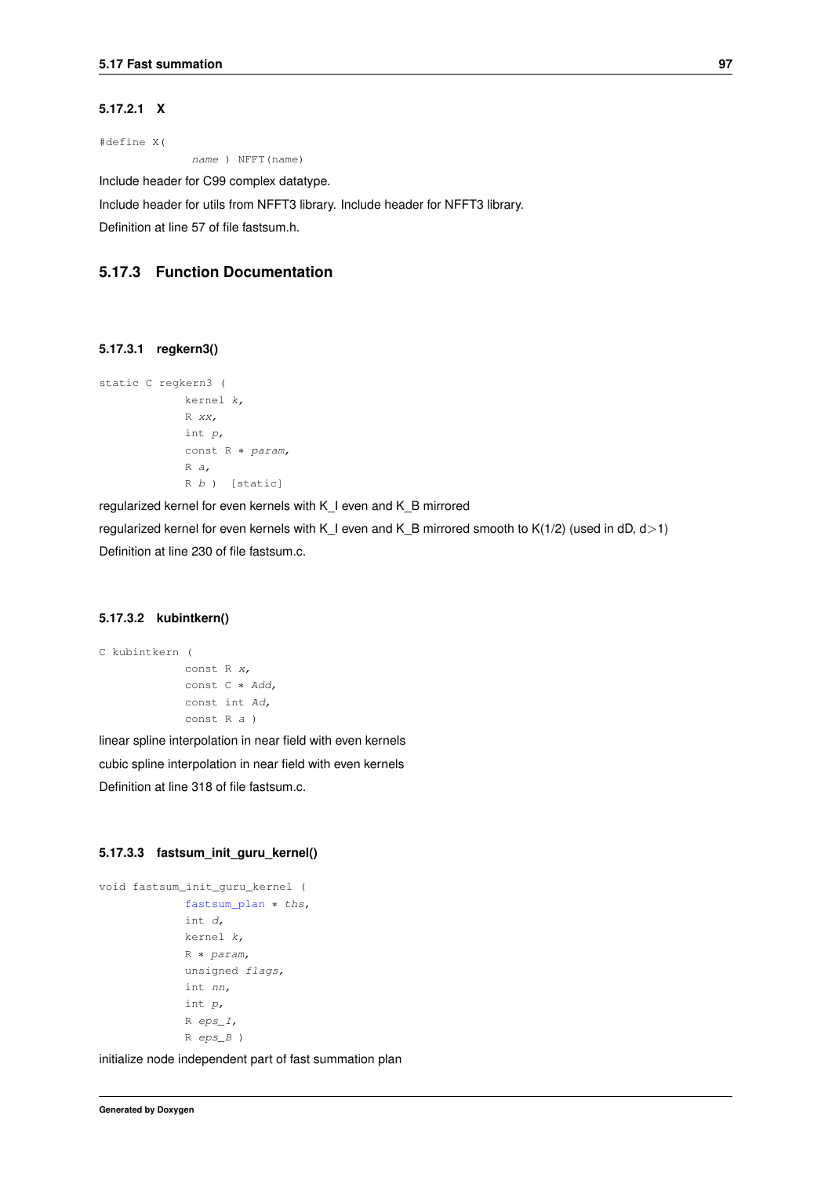#### 5.17.2.1 X

```
#define X(
              name ) NFFT(name)
```

Include header for C99 complex datatype.

Include header for utils from NFFT3 library. Include header for NFFT3 library.

Definition at line 57 of file fastsum.h.

### 5.17.3 Function Documentation

#### 5.17.3.1 regkern3()

```
static C regkern3 (
             kernel k,
             R xx,
             int p,
             const R * param,
             R a,
             R b )  [static]
```

regularized kernel for even kernels with K_I even and K_B mirrored

regularized kernel for even kernels with K_I even and K_B mirrored smooth to K(1/2) (used in dD, d>1)

Definition at line 230 of file fastsum.c.

#### 5.17.3.2 kubintkern()

```
C kubintkern (
             const R x,
             const C * Add,
             const int Ad,
             const R a )
```

linear spline interpolation in near field with even kernels

cubic spline interpolation in near field with even kernels

Definition at line 318 of file fastsum.c.

#### 5.17.3.3 fastsum_init_guru_kernel()

```
void fastsum_init_guru_kernel (
             fastsum_plan * ths,
             int d,
             kernel k,
             R * param,
             unsigned flags,
             int nn,
             int p,
             R eps_I,
             R eps_B )
```

initialize node independent part of fast summation plan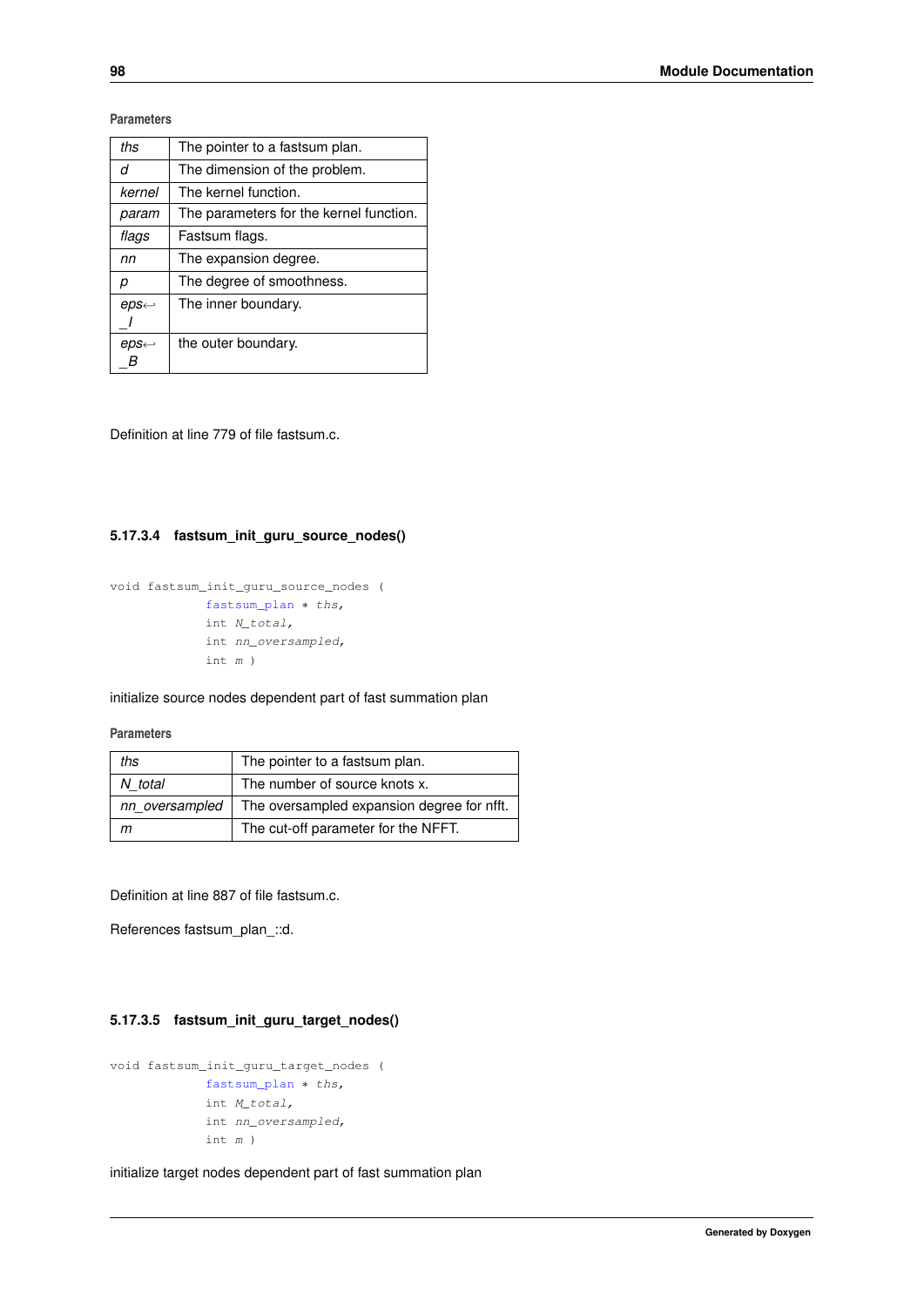**Parameters**

| | |
|---|---|
| *ths* | The pointer to a fastsum plan. |
| *d* | The dimension of the problem. |
| *kernel* | The kernel function. |
| *param* | The parameters for the kernel function. |
| *flags* | Fastsum flags. |
| *nn* | The expansion degree. |
| *p* | The degree of smoothness. |
| *eps_I* | The inner boundary. |
| *eps_B* | the outer boundary. |

Definition at line 779 of file fastsum.c.

### 5.17.3.4 fastsum_init_guru_source_nodes()

```
void fastsum_init_guru_source_nodes (
            fastsum_plan * ths,
            int N_total,
            int nn_oversampled,
            int m )
```

initialize source nodes dependent part of fast summation plan

**Parameters**

| | |
|---|---|
| *ths* | The pointer to a fastsum plan. |
| *N_total* | The number of source knots x. |
| *nn_oversampled* | The oversampled expansion degree for nfft. |
| *m* | The cut-off parameter for the NFFT. |

Definition at line 887 of file fastsum.c.

References fastsum_plan_::d.

### 5.17.3.5 fastsum_init_guru_target_nodes()

```
void fastsum_init_guru_target_nodes (
            fastsum_plan * ths,
            int M_total,
            int nn_oversampled,
            int m )
```

initialize target nodes dependent part of fast summation plan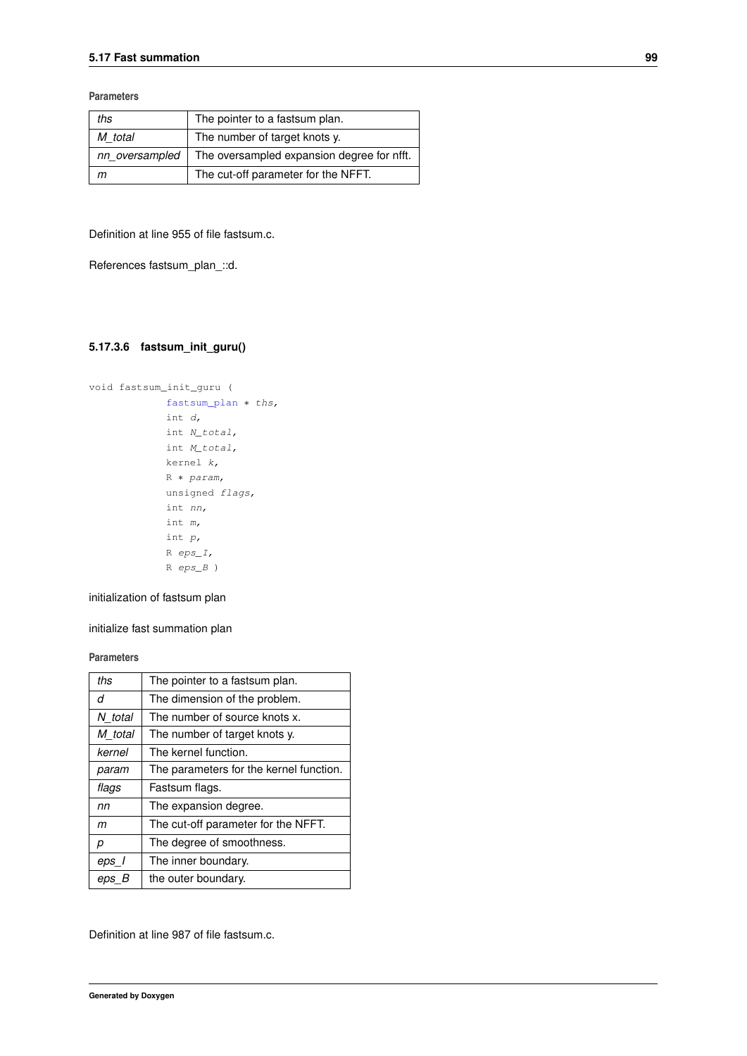**Parameters**

| | |
|---|---|
| *ths* | The pointer to a fastsum plan. |
| *M_total* | The number of target knots y. |
| *nn_oversampled* | The oversampled expansion degree for nfft. |
| *m* | The cut-off parameter for the NFFT. |

Definition at line 955 of file fastsum.c.

References fastsum_plan_::d.

### 5.17.3.6 fastsum_init_guru()

```
void fastsum_init_guru (
            fastsum_plan * ths,
            int d,
            int N_total,
            int M_total,
            kernel k,
            R * param,
            unsigned flags,
            int nn,
            int m,
            int p,
            R eps_I,
            R eps_B )
```

initialization of fastsum plan

initialize fast summation plan

**Parameters**

| | |
|---|---|
| *ths* | The pointer to a fastsum plan. |
| *d* | The dimension of the problem. |
| *N_total* | The number of source knots x. |
| *M_total* | The number of target knots y. |
| *kernel* | The kernel function. |
| *param* | The parameters for the kernel function. |
| *flags* | Fastsum flags. |
| *nn* | The expansion degree. |
| *m* | The cut-off parameter for the NFFT. |
| *p* | The degree of smoothness. |
| *eps_I* | The inner boundary. |
| *eps_B* | the outer boundary. |

Definition at line 987 of file fastsum.c.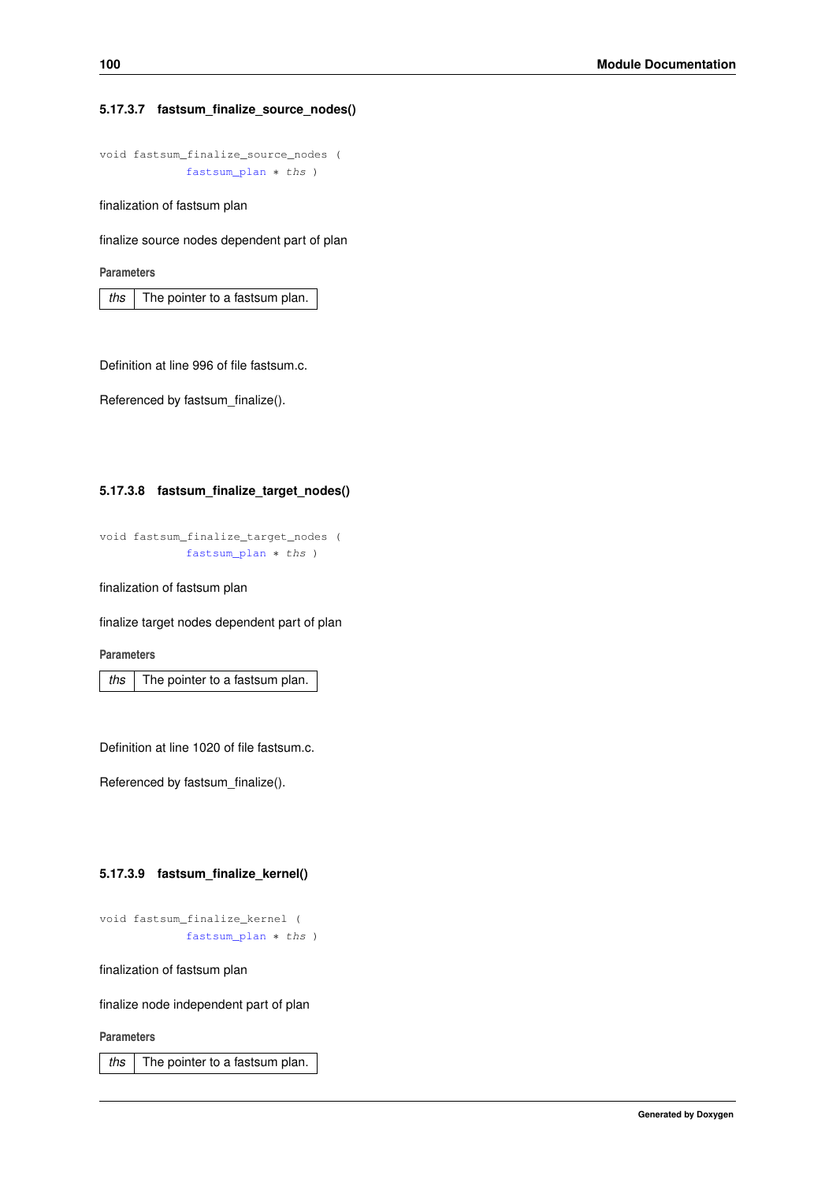#### 5.17.3.7 fastsum_finalize_source_nodes()

```
void fastsum_finalize_source_nodes (
            fastsum_plan * ths )
```

finalization of fastsum plan

finalize source nodes dependent part of plan

**Parameters**

| | |
|---|---|
| *ths* | The pointer to a fastsum plan. |

Definition at line 996 of file fastsum.c.

Referenced by fastsum_finalize().

#### 5.17.3.8 fastsum_finalize_target_nodes()

```
void fastsum_finalize_target_nodes (
            fastsum_plan * ths )
```

finalization of fastsum plan

finalize target nodes dependent part of plan

**Parameters**

| | |
|---|---|
| *ths* | The pointer to a fastsum plan. |

Definition at line 1020 of file fastsum.c.

Referenced by fastsum_finalize().

#### 5.17.3.9 fastsum_finalize_kernel()

```
void fastsum_finalize_kernel (
            fastsum_plan * ths )
```

finalization of fastsum plan

finalize node independent part of plan

**Parameters**

| | |
|---|---|
| *ths* | The pointer to a fastsum plan. |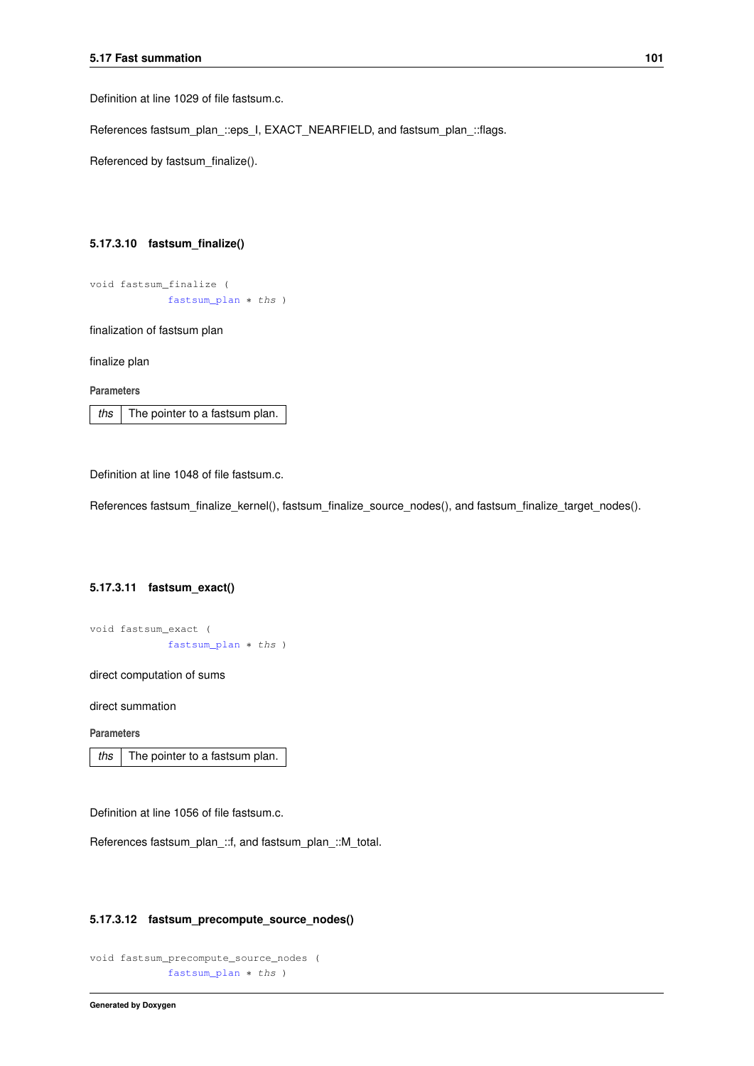Definition at line 1029 of file fastsum.c.

References fastsum_plan_::eps_I, EXACT_NEARFIELD, and fastsum_plan_::flags.

Referenced by fastsum_finalize().

#### 5.17.3.10 fastsum_finalize()

```
void fastsum_finalize (
            fastsum_plan * ths )
```

finalization of fastsum plan

finalize plan

**Parameters**

| | |
|---|---|
| *ths* | The pointer to a fastsum plan. |

Definition at line 1048 of file fastsum.c.

References fastsum_finalize_kernel(), fastsum_finalize_source_nodes(), and fastsum_finalize_target_nodes().

#### 5.17.3.11 fastsum_exact()

```
void fastsum_exact (
            fastsum_plan * ths )
```

direct computation of sums

direct summation

**Parameters**

| | |
|---|---|
| *ths* | The pointer to a fastsum plan. |

Definition at line 1056 of file fastsum.c.

References fastsum_plan_::f, and fastsum_plan_::M_total.

#### 5.17.3.12 fastsum_precompute_source_nodes()

```
void fastsum_precompute_source_nodes (
            fastsum_plan * ths )
```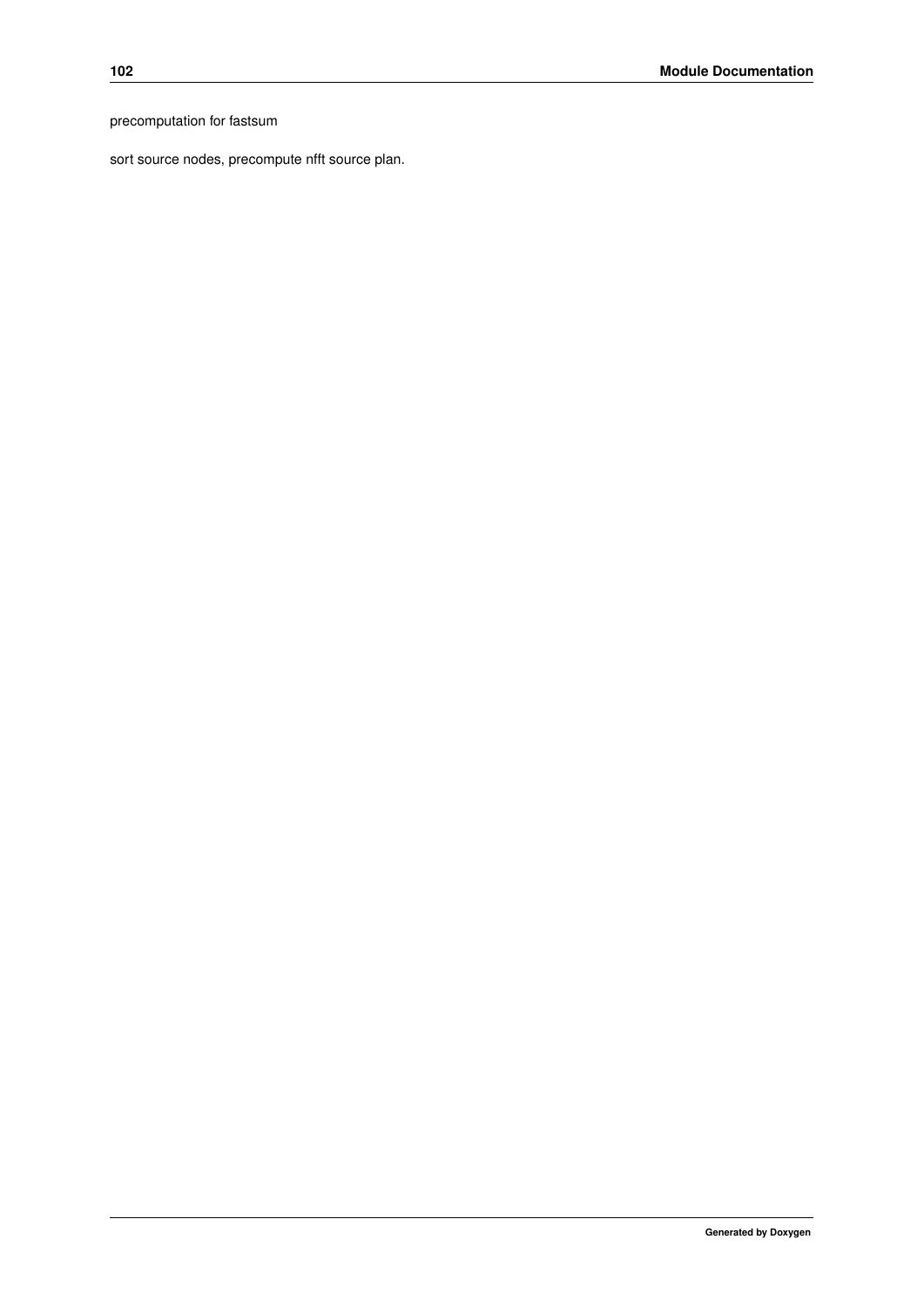precomputation for fastsum

sort source nodes, precompute nfft source plan.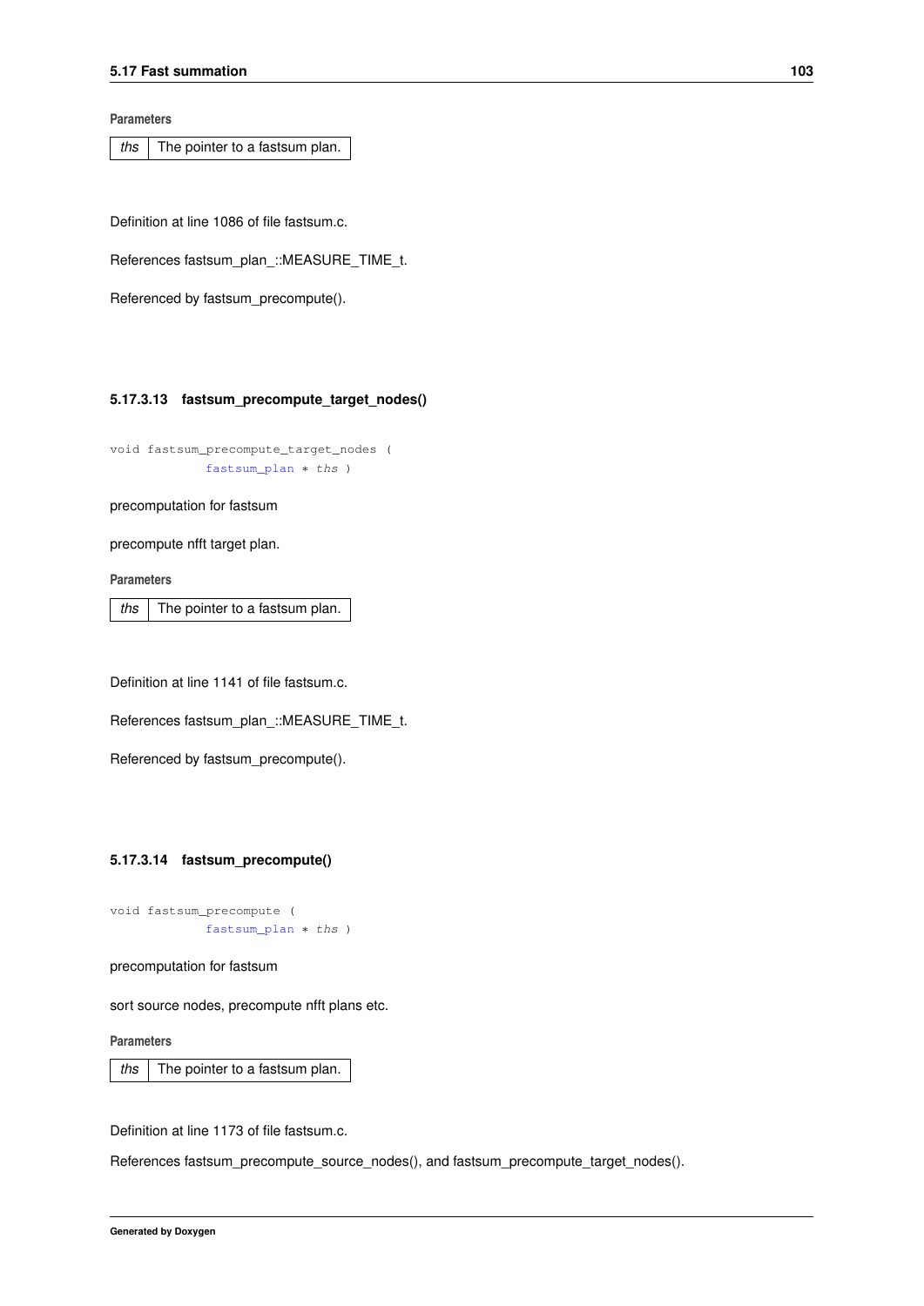**Parameters**

| | |
|---|---|
| *ths* | The pointer to a fastsum plan. |

Definition at line 1086 of file fastsum.c.

References fastsum_plan_::MEASURE_TIME_t.

Referenced by fastsum_precompute().

#### 5.17.3.13 fastsum_precompute_target_nodes()

```
void fastsum_precompute_target_nodes (
            fastsum_plan * ths )
```

precomputation for fastsum

precompute nfft target plan.

**Parameters**

| | |
|---|---|
| *ths* | The pointer to a fastsum plan. |

Definition at line 1141 of file fastsum.c.

References fastsum_plan_::MEASURE_TIME_t.

Referenced by fastsum_precompute().

#### 5.17.3.14 fastsum_precompute()

```
void fastsum_precompute (
            fastsum_plan * ths )
```

precomputation for fastsum

sort source nodes, precompute nfft plans etc.

**Parameters**

| | |
|---|---|
| *ths* | The pointer to a fastsum plan. |

Definition at line 1173 of file fastsum.c.

References fastsum_precompute_source_nodes(), and fastsum_precompute_target_nodes().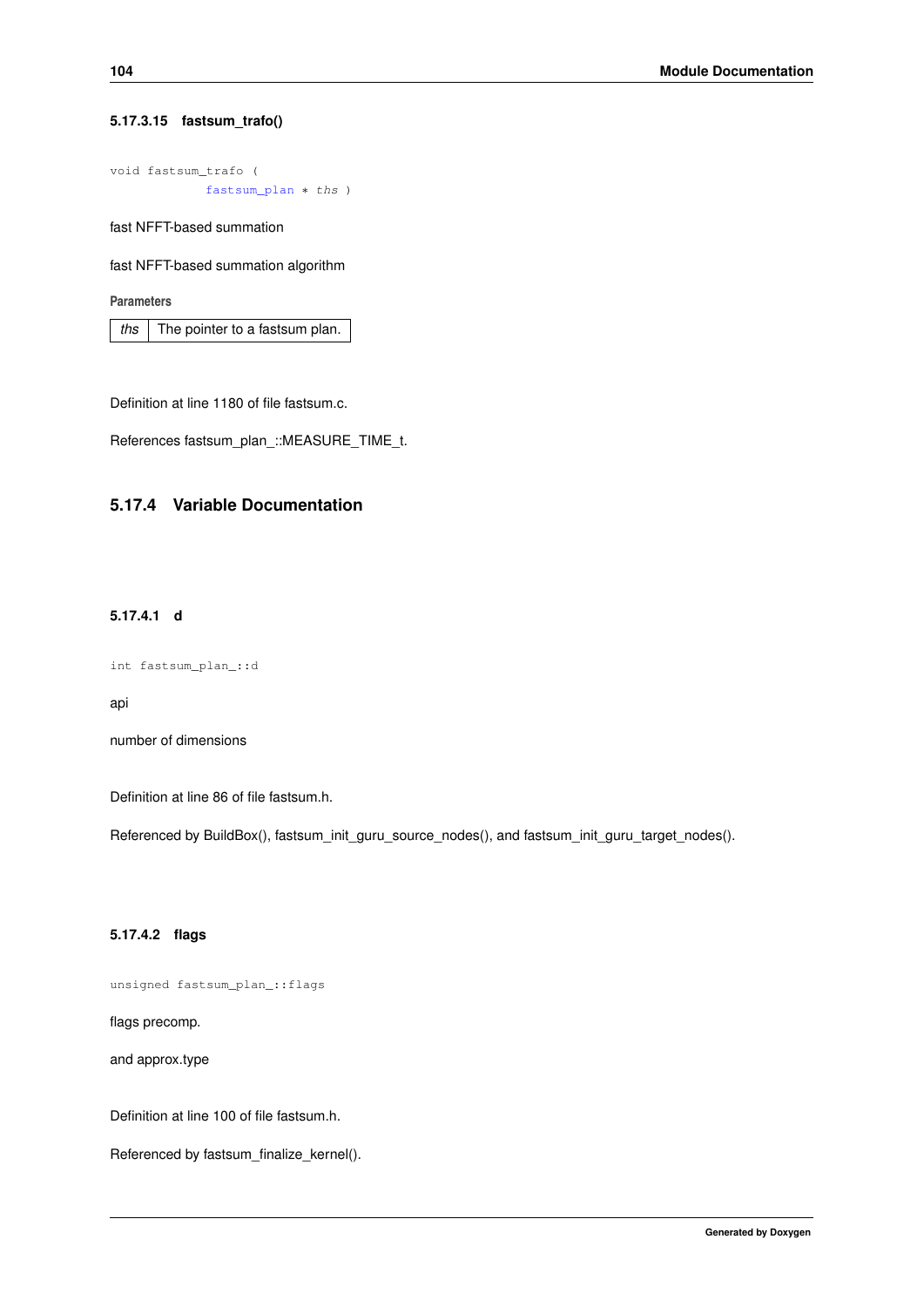#### 5.17.3.15 fastsum_trafo()

```
void fastsum_trafo (
            fastsum_plan * ths )
```

fast NFFT-based summation

fast NFFT-based summation algorithm

**Parameters**

| ths | The pointer to a fastsum plan. |
|---|---|

Definition at line 1180 of file fastsum.c.

References fastsum_plan_::MEASURE_TIME_t.

### 5.17.4 Variable Documentation

#### 5.17.4.1 d

```
int fastsum_plan_::d
```

api

number of dimensions

Definition at line 86 of file fastsum.h.

Referenced by BuildBox(), fastsum_init_guru_source_nodes(), and fastsum_init_guru_target_nodes().

#### 5.17.4.2 flags

```
unsigned fastsum_plan_::flags
```

flags precomp.

and approx.type

Definition at line 100 of file fastsum.h.

Referenced by fastsum_finalize_kernel().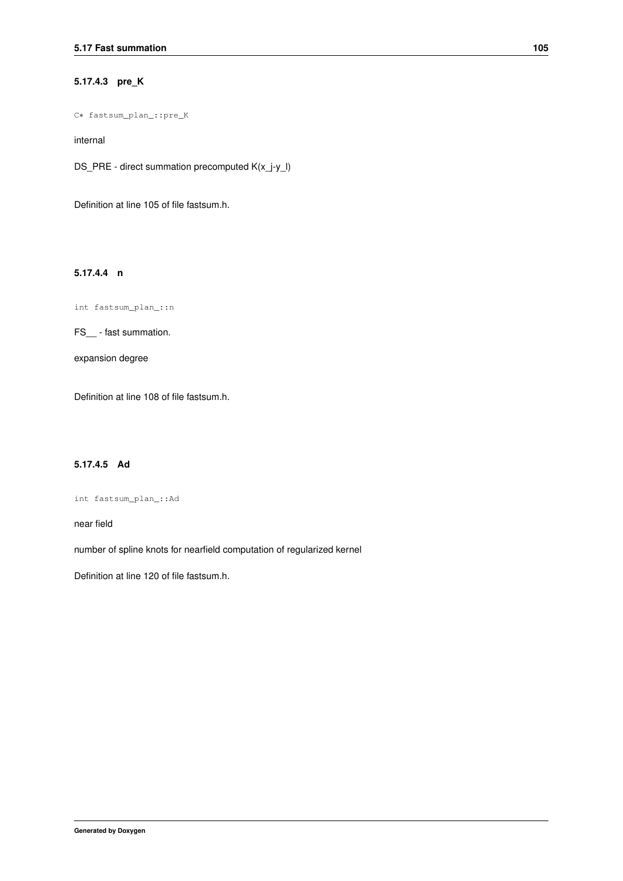#### 5.17.4.3 pre_K

```
C* fastsum_plan_::pre_K
```

internal

DS_PRE - direct summation precomputed K(x_j-y_l)

Definition at line 105 of file fastsum.h.

#### 5.17.4.4 n

```
int fastsum_plan_::n
```

FS__ - fast summation.

expansion degree

Definition at line 108 of file fastsum.h.

#### 5.17.4.5 Ad

```
int fastsum_plan_::Ad
```

near field

number of spline knots for nearfield computation of regularized kernel

Definition at line 120 of file fastsum.h.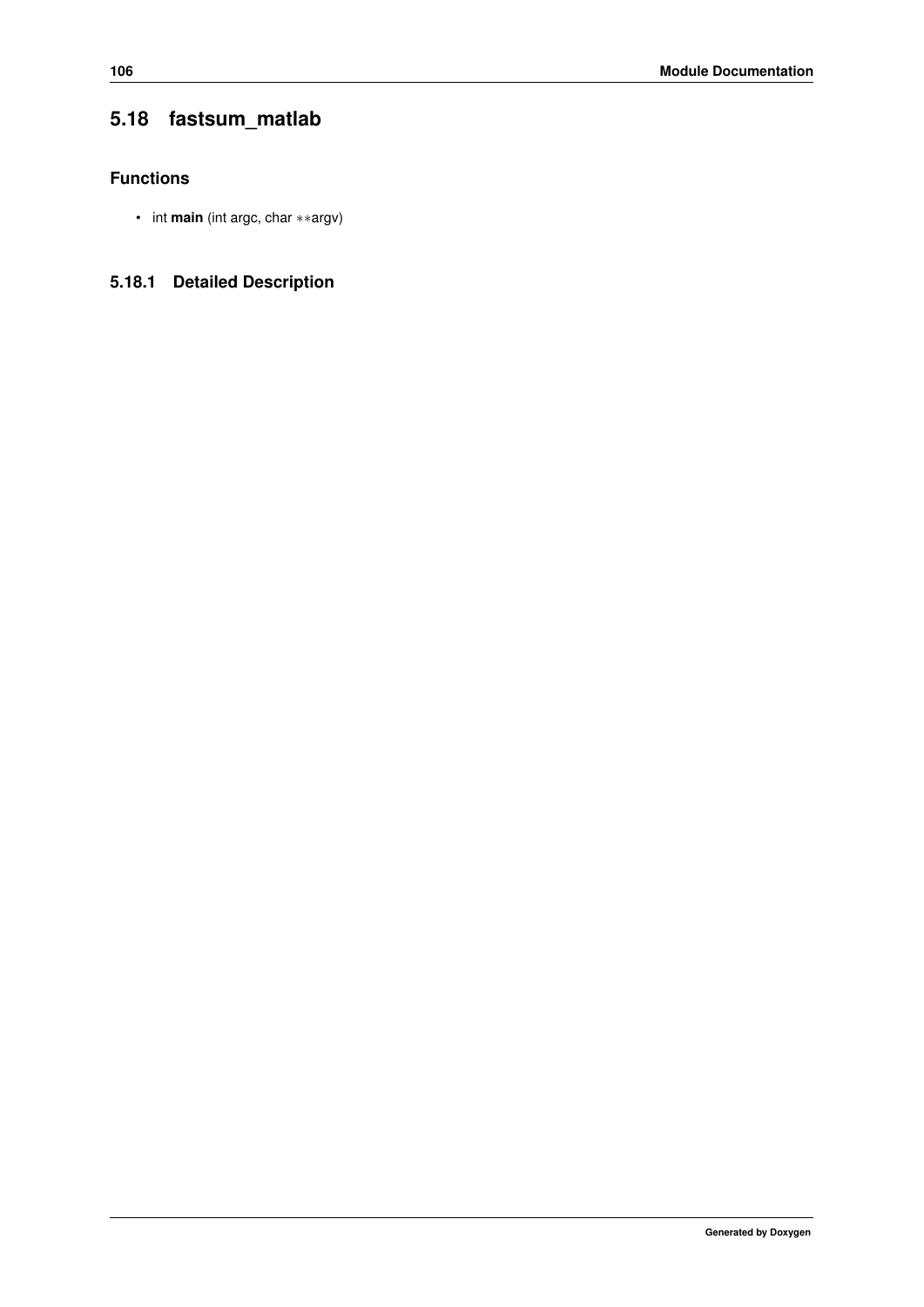## 5.18 fastsum_matlab

### Functions

- int **main** (int argc, char **argv)

### 5.18.1 Detailed Description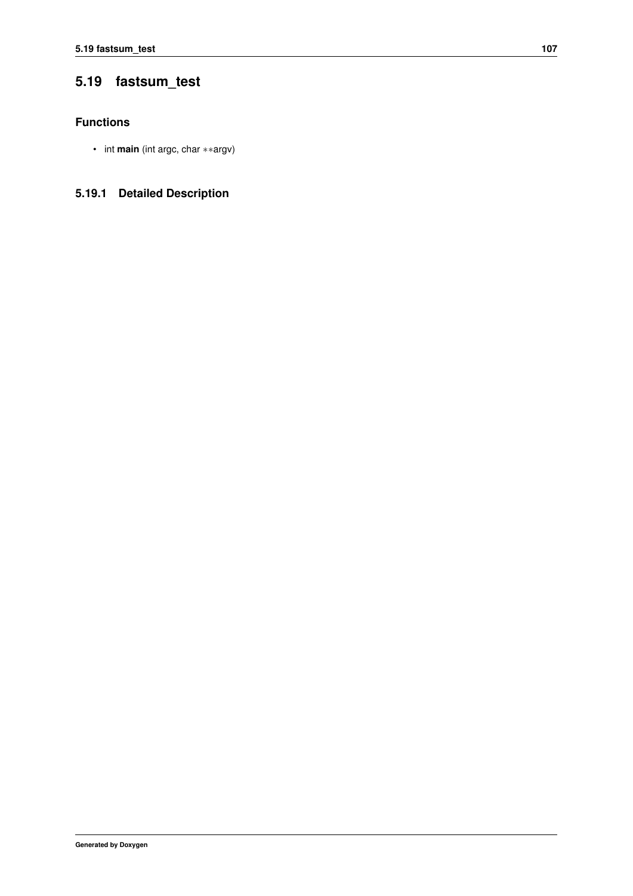## 5.19 fastsum_test

### Functions

- int **main** (int argc, char **argv)

### 5.19.1 Detailed Description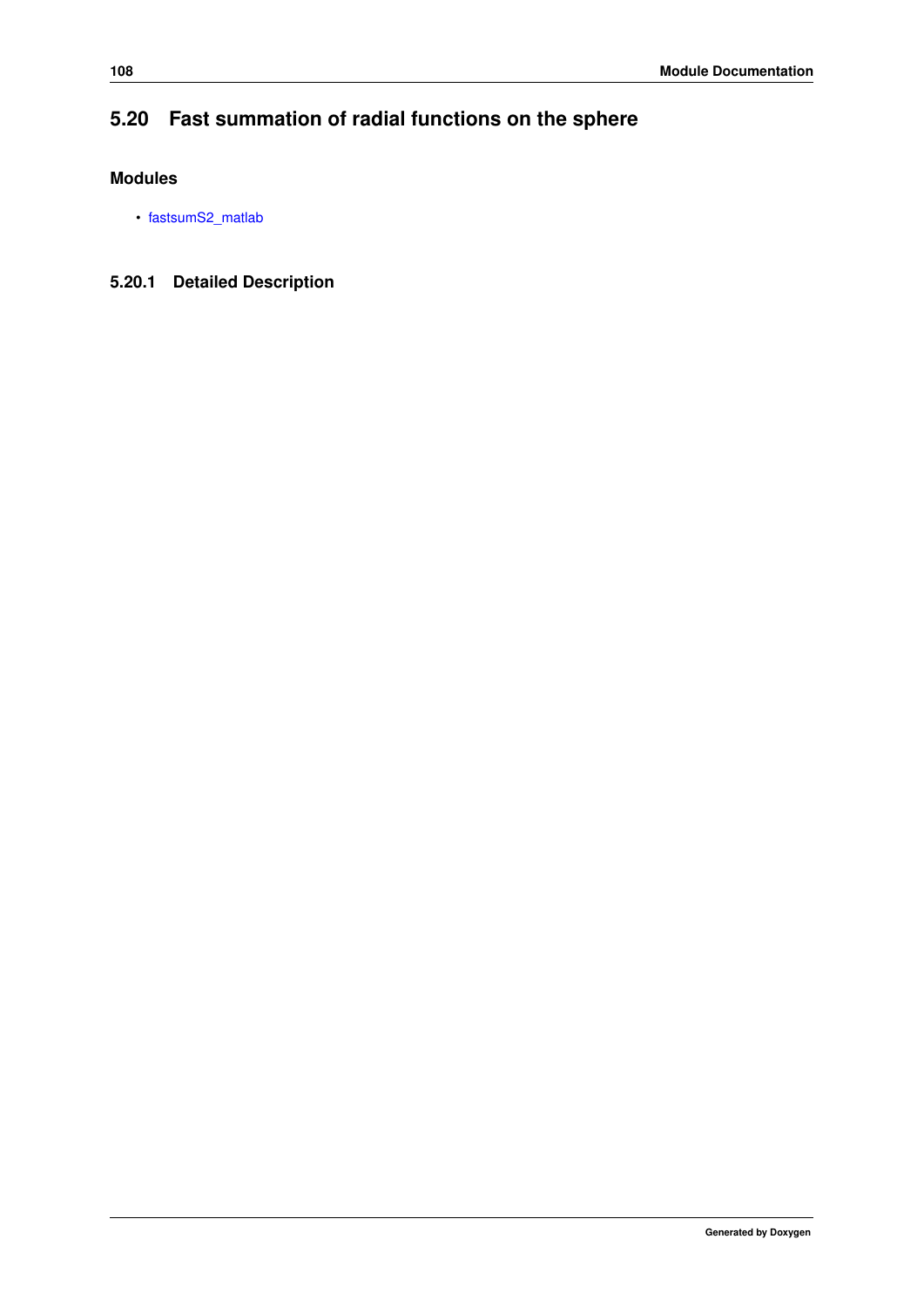## 5.20 Fast summation of radial functions on the sphere

### Modules

- fastsumS2_matlab

### 5.20.1 Detailed Description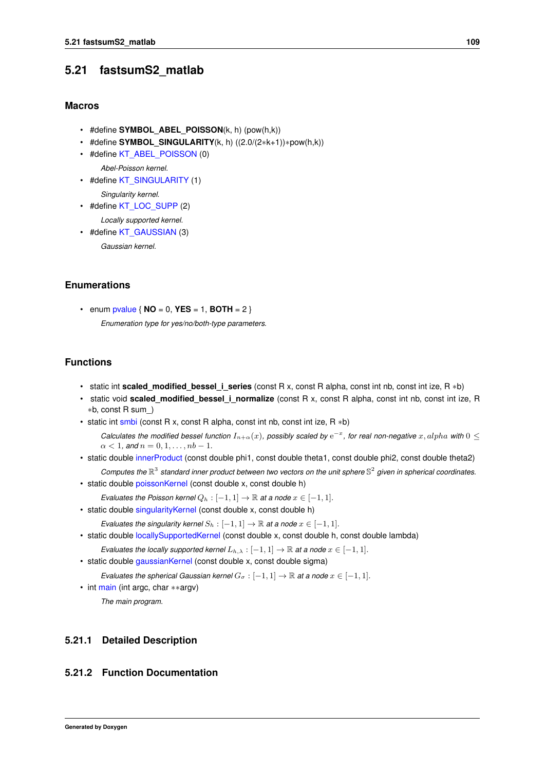## 5.21 fastsumS2_matlab

### Macros

- #define **SYMBOL_ABEL_POISSON**(k, h) (pow(h,k))
- #define **SYMBOL_SINGULARITY**(k, h) ((2.0/(2*k+1))*pow(h,k))
- #define KT_ABEL_POISSON (0)

  *Abel-Poisson kernel.*
- #define KT_SINGULARITY (1)

  *Singularity kernel.*
- #define KT_LOC_SUPP (2)

  *Locally supported kernel.*
- #define KT_GAUSSIAN (3)

  *Gaussian kernel.*

### Enumerations

- enum pvalue { **NO** = 0, **YES** = 1, **BOTH** = 2 }

  *Enumeration type for yes/no/both-type parameters.*

### Functions

- static int **scaled_modified_bessel_i_series** (const R x, const R alpha, const int nb, const int ize, R *b)
- static void **scaled_modified_bessel_i_normalize** (const R x, const R alpha, const int nb, const int ize, R *b, const R sum_)
- static int smbi (const R x, const R alpha, const int nb, const int ize, R *b)

  *Calculates the modified bessel function $I_{n+\alpha}(x)$, possibly scaled by $\mathrm{e}^{-x}$, for real non-negative $x, alpha$ with $0 \leq \alpha < 1$, and $n = 0, 1, \ldots, nb - 1$.*
- static double innerProduct (const double phi1, const double theta1, const double phi2, const double theta2)

  *Computes the $\mathbb{R}^3$ standard inner product between two vectors on the unit sphere $\mathbb{S}^2$ given in spherical coordinates.*
- static double poissonKernel (const double x, const double h)

  *Evaluates the Poisson kernel $Q_h : [-1, 1] \rightarrow \mathbb{R}$ at a node $x \in [-1, 1]$.*
- static double singularityKernel (const double x, const double h)

  *Evaluates the singularity kernel $S_h : [-1, 1] \rightarrow \mathbb{R}$ at a node $x \in [-1, 1]$.*
- static double locallySupportedKernel (const double x, const double h, const double lambda)

  *Evaluates the locally supported kernel $L_{h,\lambda} : [-1, 1] \rightarrow \mathbb{R}$ at a node $x \in [-1, 1]$.*
- static double gaussianKernel (const double x, const double sigma)

  *Evaluates the spherical Gaussian kernel $G_\sigma : [-1, 1] \rightarrow \mathbb{R}$ at a node $x \in [-1, 1]$.*
- int main (int argc, char **argv)

  *The main program.*

### 5.21.1 Detailed Description

### 5.21.2 Function Documentation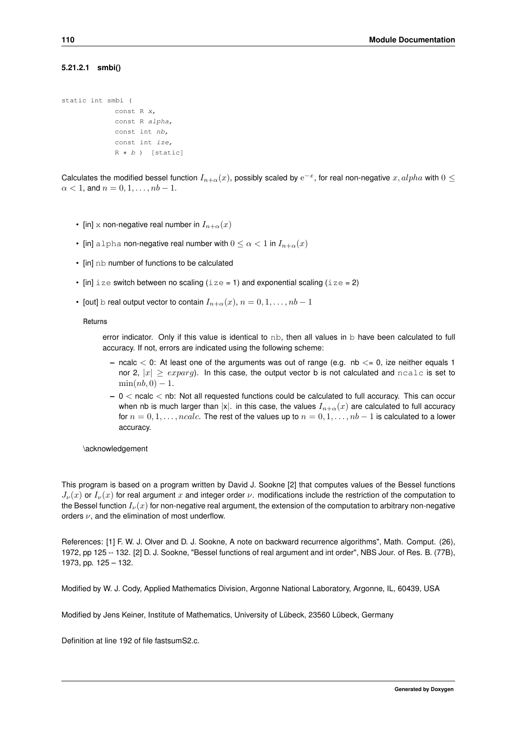#### 5.21.2.1 smbi()

```
static int smbi (
            const R x,
            const R alpha,
            const int nb,
            const int ize,
            R * b ) [static]
```

Calculates the modified bessel function $I_{n+\alpha}(x)$, possibly scaled by $e^{-x}$, for real non-negative $x, alpha$ with $0 \leq \alpha < 1$, and $n = 0, 1, \ldots, nb - 1$.

- [in] x non-negative real number in $I_{n+\alpha}(x)$
- [in] alpha non-negative real number with $0 \leq \alpha < 1$ in $I_{n+\alpha}(x)$
- [in] nb number of functions to be calculated
- [in] ize switch between no scaling (ize = 1) and exponential scaling (ize = 2)
- [out] b real output vector to contain $I_{n+\alpha}(x), n = 0, 1, \ldots, nb - 1$

**Returns**

error indicator. Only if this value is identical to nb, then all values in b have been calculated to full accuracy. If not, errors are indicated using the following scheme:

- ncalc < 0: At least one of the arguments was out of range (e.g. nb <= 0, ize neither equals 1 nor 2, $|x| \geq exparg$). In this case, the output vector b is not calculated and ncalc is set to $\min(nb, 0) - 1$.
- 0 < ncalc < nb: Not all requested functions could be calculated to full accuracy. This can occur when nb is much larger than |x|. in this case, the values $I_{n+\alpha}(x)$ are calculated to full accuracy for $n = 0, 1, \ldots, ncalc$. The rest of the values up to $n = 0, 1, \ldots, nb - 1$ is calculated to a lower accuracy.

\acknowledgement

This program is based on a program written by David J. Sookne [2] that computes values of the Bessel functions $J_\nu(x)$ or $I_\nu(x)$ for real argument $x$ and integer order $\nu$. modifications include the restriction of the computation to the Bessel function $I_\nu(x)$ for non-negative real argument, the extension of the computation to arbitrary non-negative orders $\nu$, and the elimination of most underflow.

References: [1] F. W. J. Olver and D. J. Sookne, A note on backward recurrence algorithms", Math. Comput. (26), 1972, pp 125 -- 132. [2] D. J. Sookne, "Bessel functions of real argument and int order", NBS Jour. of Res. B. (77B), 1973, pp. 125 – 132.

Modified by W. J. Cody, Applied Mathematics Division, Argonne National Laboratory, Argonne, IL, 60439, USA

Modified by Jens Keiner, Institute of Mathematics, University of Lübeck, 23560 Lübeck, Germany

Definition at line 192 of file fastsumS2.c.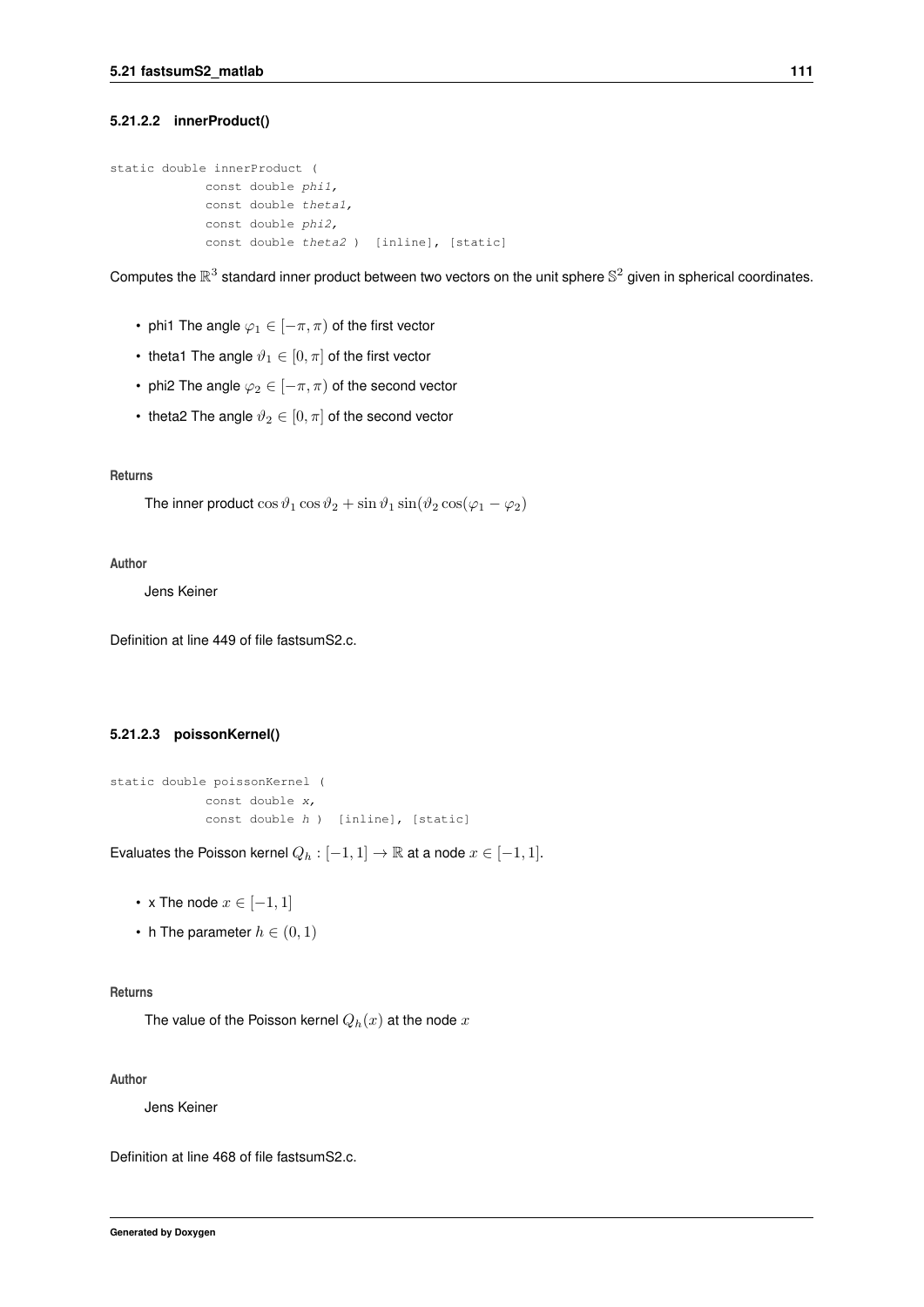#### 5.21.2.2 innerProduct()

```
static double innerProduct (
            const double phi1,
            const double theta1,
            const double phi2,
            const double theta2 ) [inline], [static]
```

Computes the $\mathbb{R}^3$ standard inner product between two vectors on the unit sphere $\mathbb{S}^2$ given in spherical coordinates.

- phi1 The angle $\varphi_1 \in [-\pi, \pi)$ of the first vector
- theta1 The angle $\vartheta_1 \in [0, \pi]$ of the first vector
- phi2 The angle $\varphi_2 \in [-\pi, \pi)$ of the second vector
- theta2 The angle $\vartheta_2 \in [0, \pi]$ of the second vector

**Returns**

The inner product $\cos\vartheta_1 \cos\vartheta_2 + \sin\vartheta_1 \sin(\vartheta_2 \cos(\varphi_1 - \varphi_2)$

**Author**

Jens Keiner

Definition at line 449 of file fastsumS2.c.

#### 5.21.2.3 poissonKernel()

```
static double poissonKernel (
            const double x,
            const double h ) [inline], [static]
```

Evaluates the Poisson kernel $Q_h : [-1, 1] \to \mathbb{R}$ at a node $x \in [-1, 1]$.

- x The node $x \in [-1, 1]$
- h The parameter $h \in (0, 1)$

**Returns**

The value of the Poisson kernel $Q_h(x)$ at the node $x$

**Author**

Jens Keiner

Definition at line 468 of file fastsumS2.c.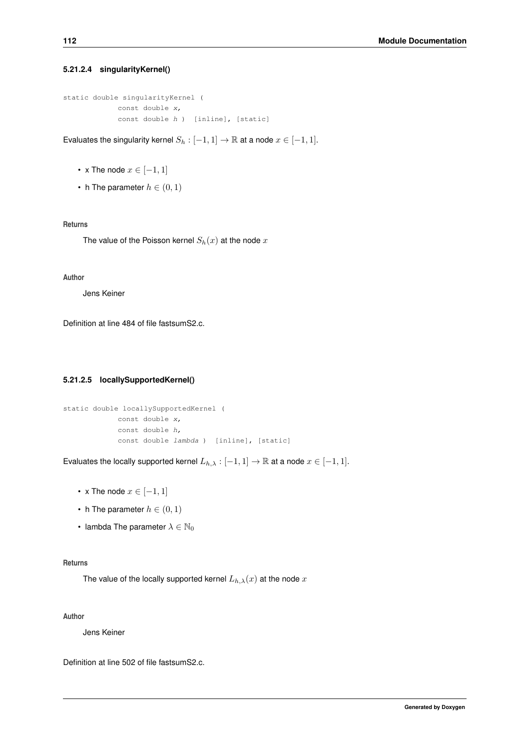#### 5.21.2.4 singularityKernel()

```
static double singularityKernel (
            const double x,
            const double h ) [inline], [static]
```

Evaluates the singularity kernel $S_h : [-1, 1] \to \mathbb{R}$ at a node $x \in [-1, 1]$.

- x The node $x \in [-1, 1]$
- h The parameter $h \in (0, 1)$

**Returns**

The value of the Poisson kernel $S_h(x)$ at the node $x$

**Author**

Jens Keiner

Definition at line 484 of file fastsumS2.c.

#### 5.21.2.5 locallySupportedKernel()

```
static double locallySupportedKernel (
            const double x,
            const double h,
            const double lambda ) [inline], [static]
```

Evaluates the locally supported kernel $L_{h,\lambda} : [-1, 1] \to \mathbb{R}$ at a node $x \in [-1, 1]$.

- x The node $x \in [-1, 1]$
- h The parameter $h \in (0, 1)$
- lambda The parameter $\lambda \in \mathbb{N}_0$

**Returns**

The value of the locally supported kernel $L_{h,\lambda}(x)$ at the node $x$

**Author**

Jens Keiner

Definition at line 502 of file fastsumS2.c.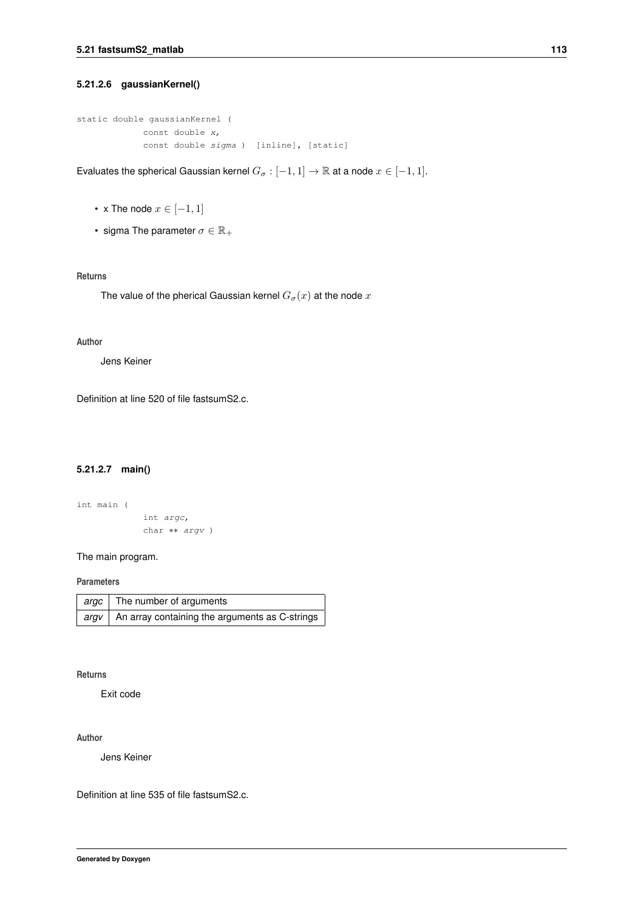#### 5.21.2.6 gaussianKernel()

```
static double gaussianKernel (
            const double x,
            const double sigma ) [inline], [static]
```

Evaluates the spherical Gaussian kernel $G_\sigma : [-1, 1] \to \mathbb{R}$ at a node $x \in [-1, 1]$.

- x The node $x \in [-1, 1]$
- sigma The parameter $\sigma \in \mathbb{R}_+$

**Returns**

The value of the pherical Gaussian kernel $G_\sigma(x)$ at the node $x$

**Author**

Jens Keiner

Definition at line 520 of file fastsumS2.c.

#### 5.21.2.7 main()

```
int main (
            int argc,
            char ** argv )
```

The main program.

**Parameters**

| | |
|---|---|
| *argc* | The number of arguments |
| *argv* | An array containing the arguments as C-strings |

**Returns**

Exit code

**Author**

Jens Keiner

Definition at line 535 of file fastsumS2.c.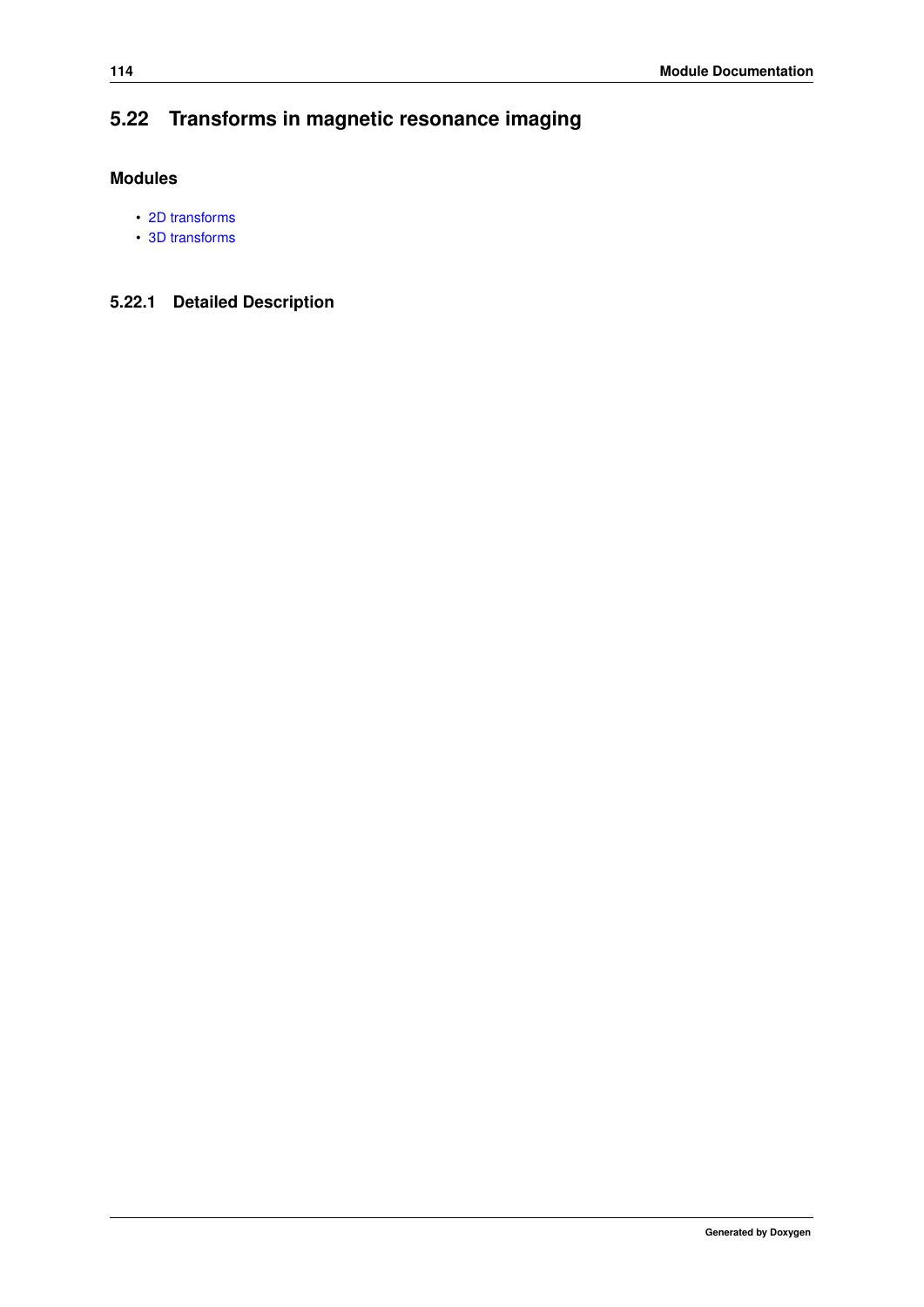## 5.22 Transforms in magnetic resonance imaging

### Modules

- 2D transforms
- 3D transforms

### 5.22.1 Detailed Description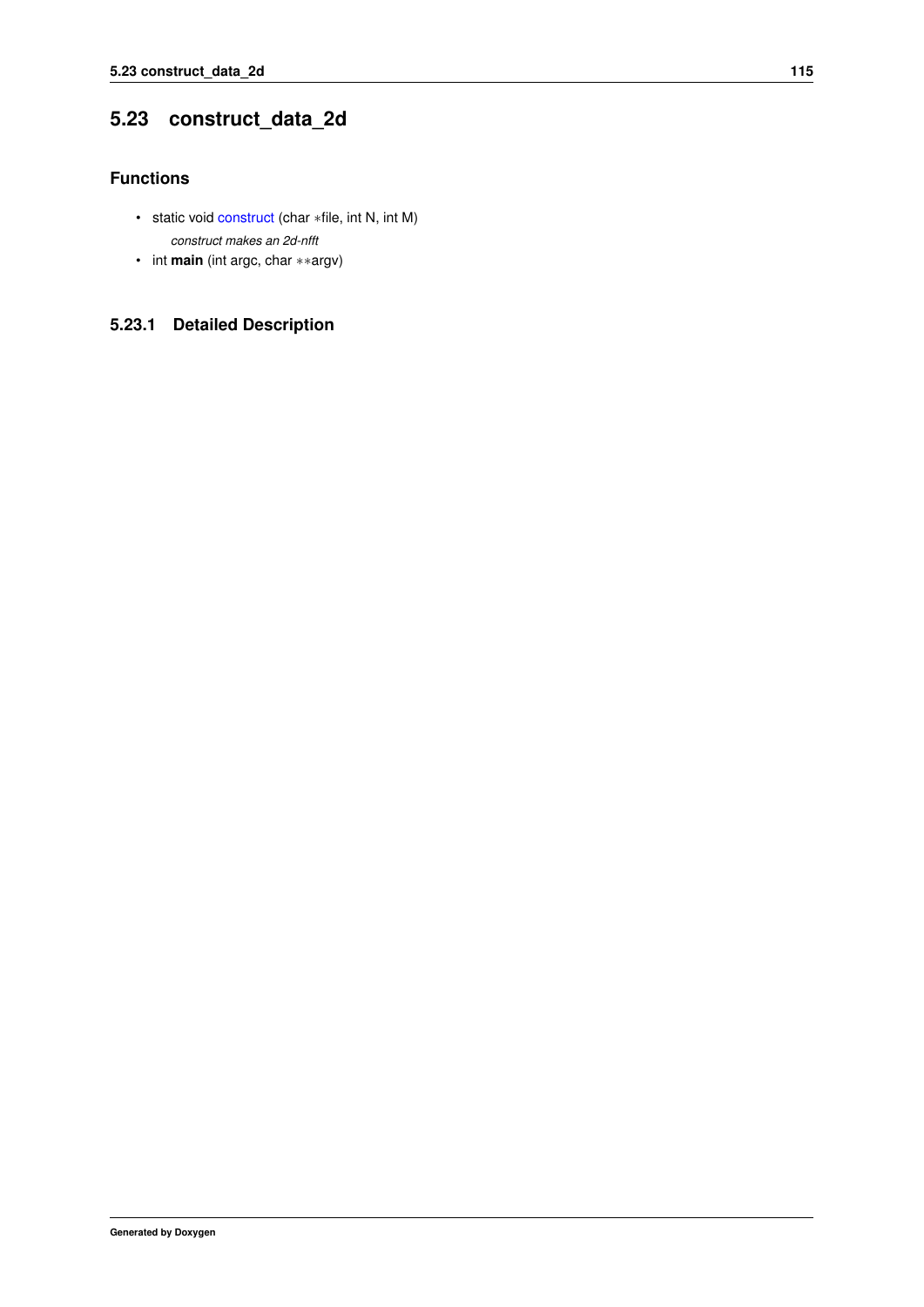## 5.23 construct_data_2d

### Functions

- static void construct (char ∗file, int N, int M)
  *construct makes an 2d-nfft*
- int **main** (int argc, char ∗∗argv)

### 5.23.1 Detailed Description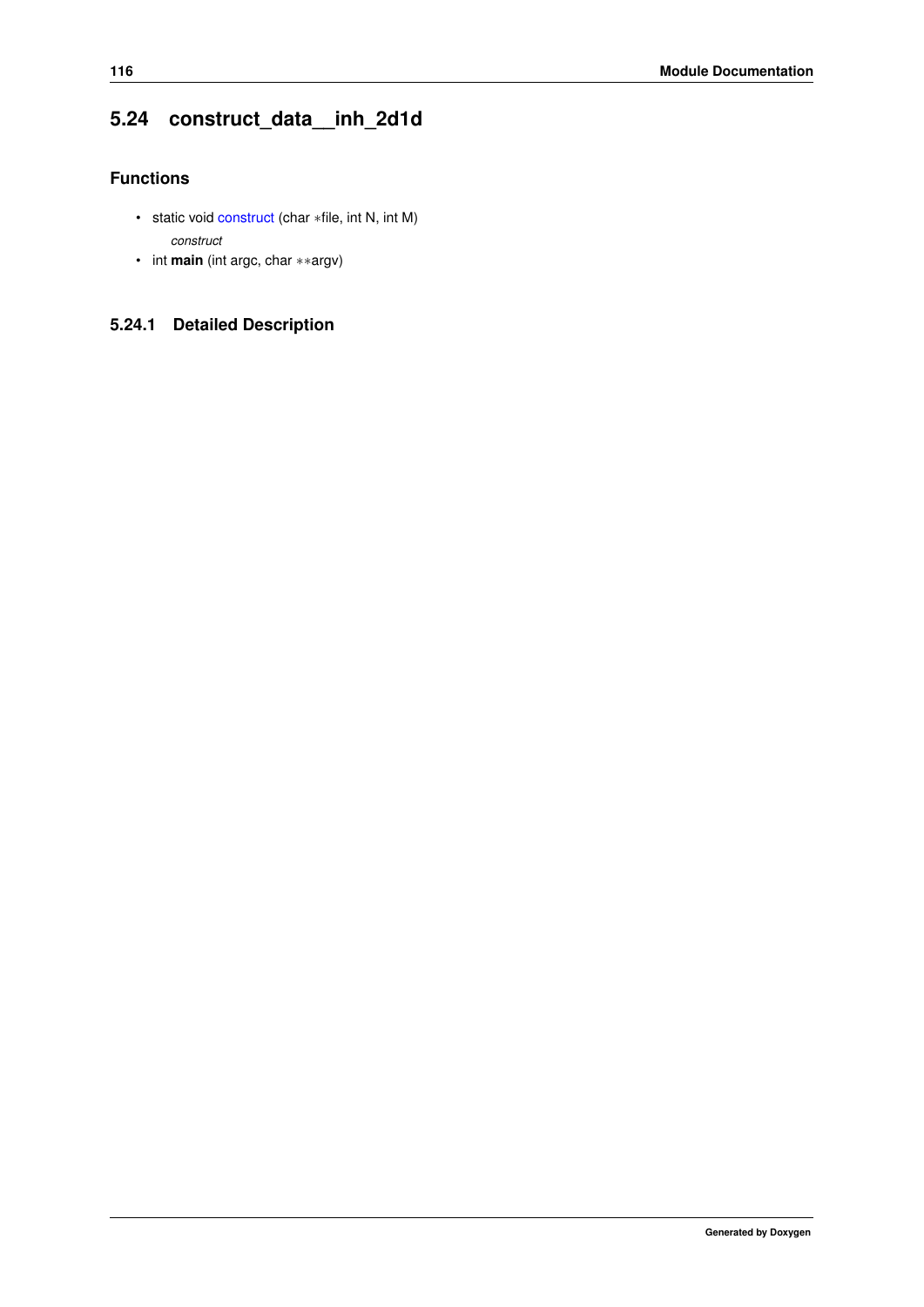## 5.24 construct_data__inh_2d1d

### Functions

- static void construct (char *file, int N, int M)

  *construct*
- int **main** (int argc, char **argv)

### 5.24.1 Detailed Description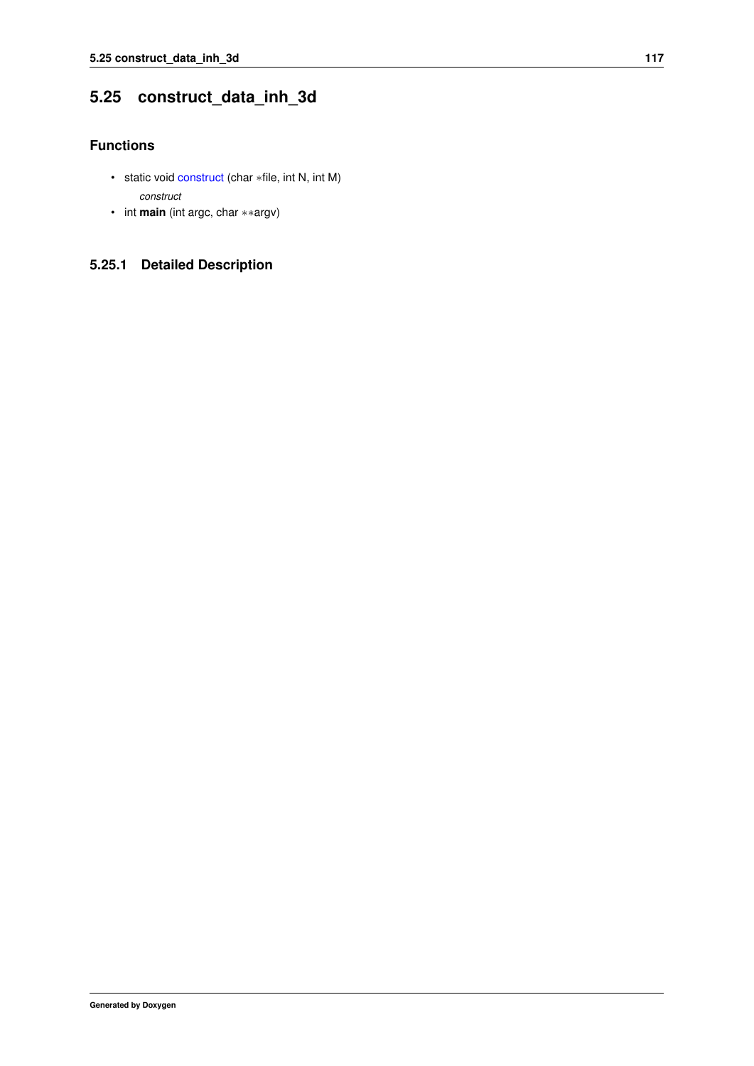## 5.25 construct_data_inh_3d

### Functions

- static void construct (char ∗file, int N, int M)
  
  *construct*
- int **main** (int argc, char ∗∗argv)

### 5.25.1 Detailed Description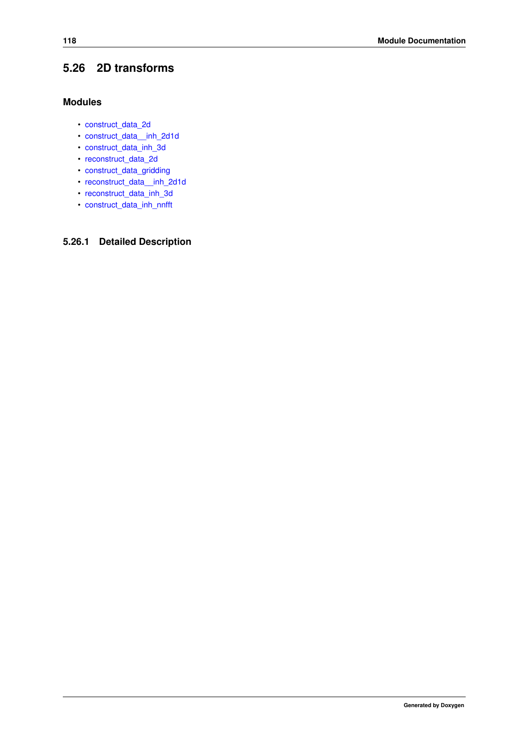## 5.26 2D transforms

### Modules

- construct_data_2d
- construct_data__inh_2d1d
- construct_data_inh_3d
- reconstruct_data_2d
- construct_data_gridding
- reconstruct_data__inh_2d1d
- reconstruct_data_inh_3d
- construct_data_inh_nnfft

### 5.26.1 Detailed Description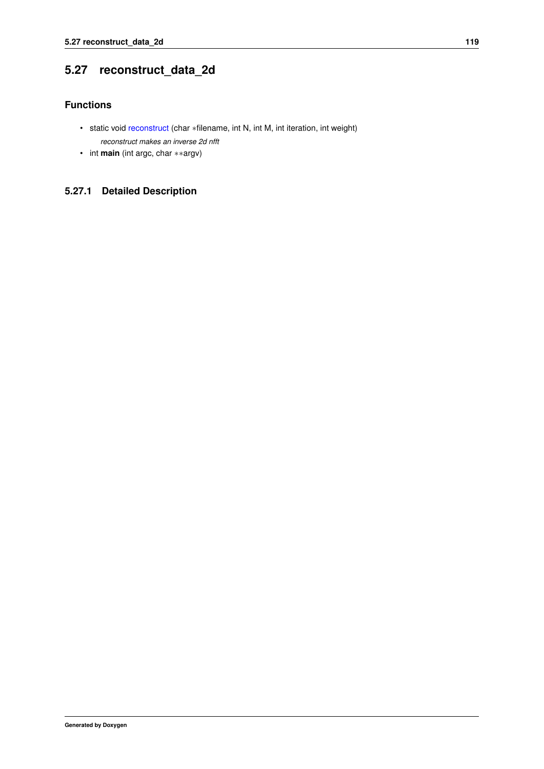## 5.27 reconstruct_data_2d

### Functions

- static void reconstruct (char *filename, int N, int M, int iteration, int weight)
  *reconstruct makes an inverse 2d nfft*
- int **main** (int argc, char **argv)

### 5.27.1 Detailed Description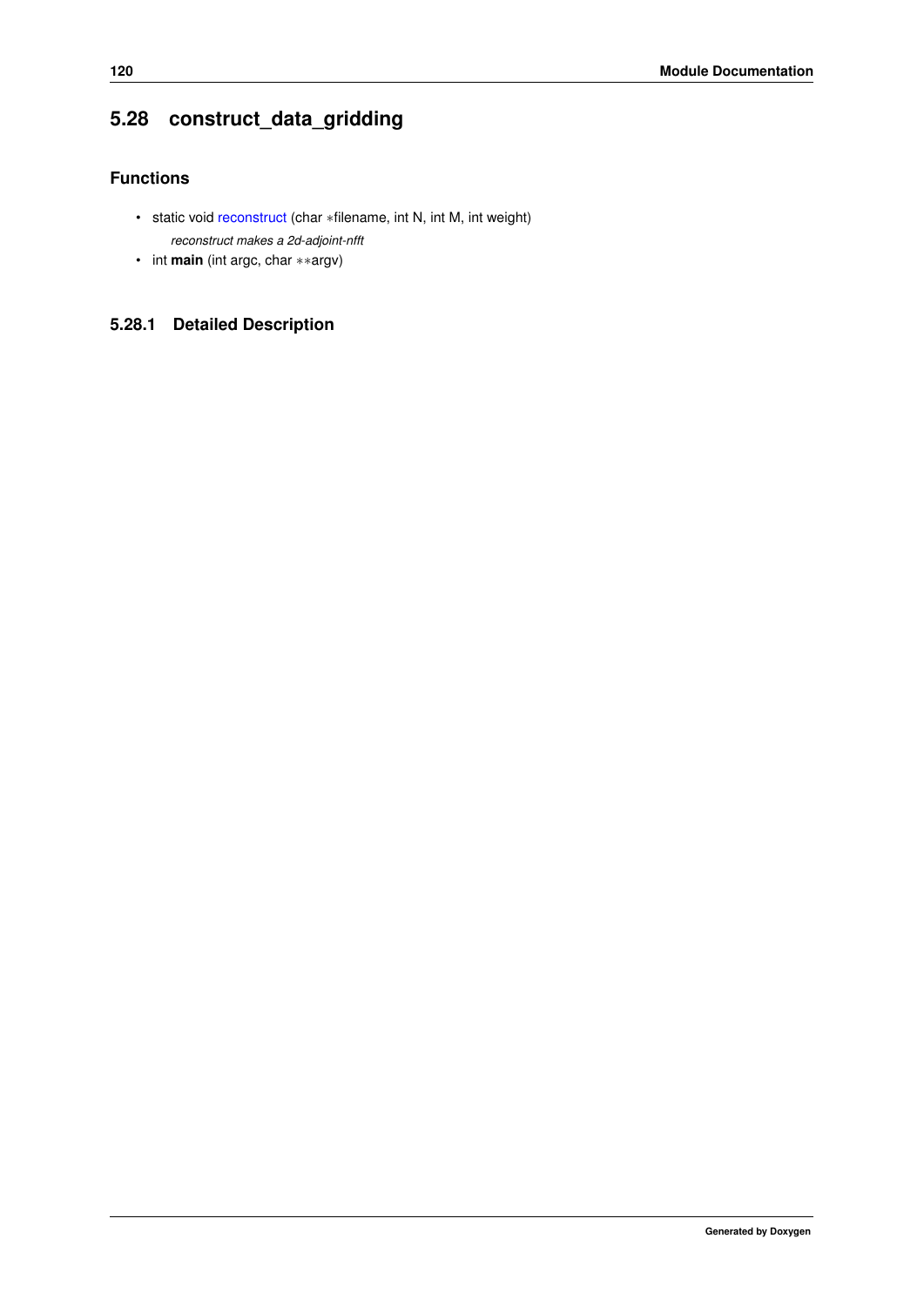## 5.28 construct_data_gridding

### Functions

- static void reconstruct (char *filename, int N, int M, int weight)

  *reconstruct makes a 2d-adjoint-nfft*
- int **main** (int argc, char **argv)

### 5.28.1 Detailed Description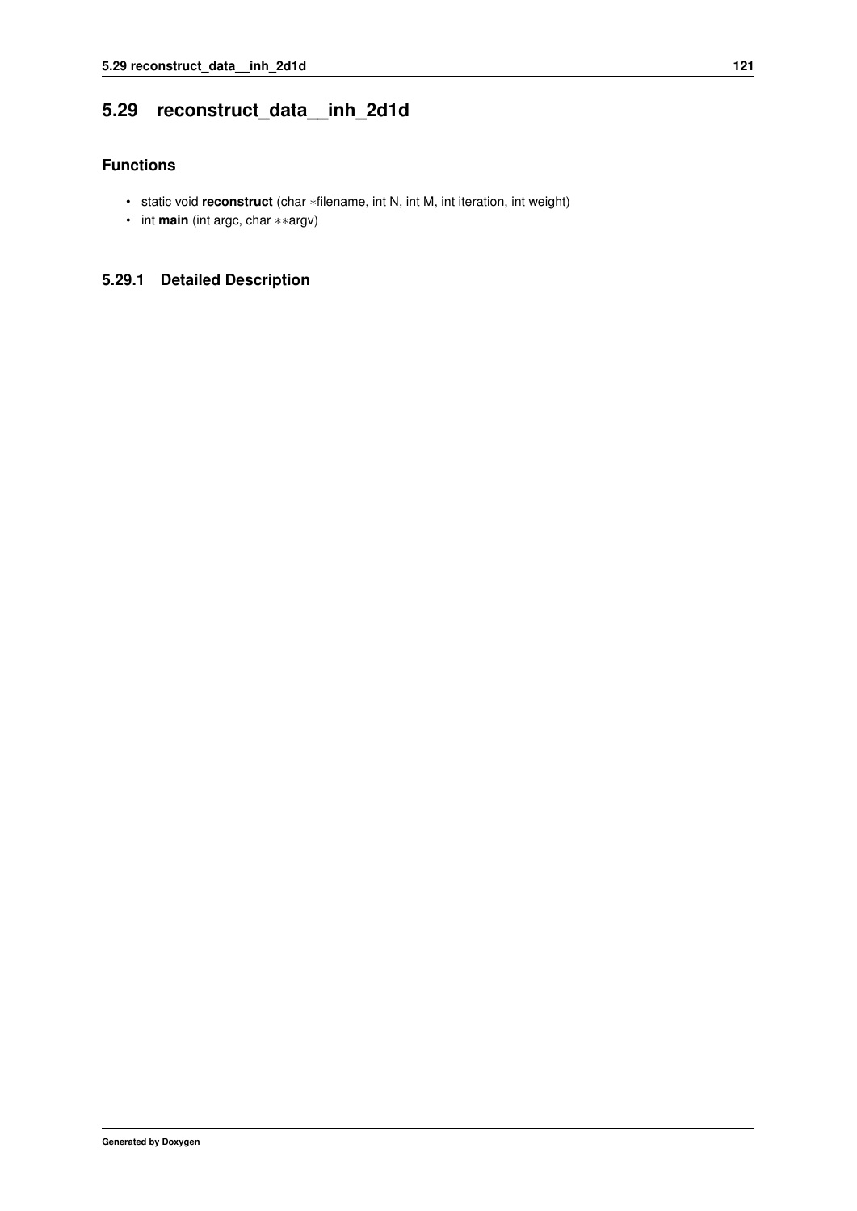## 5.29 reconstruct_data__inh_2d1d

### Functions

- static void **reconstruct** (char *filename, int N, int M, int iteration, int weight)
- int **main** (int argc, char **argv)

### 5.29.1 Detailed Description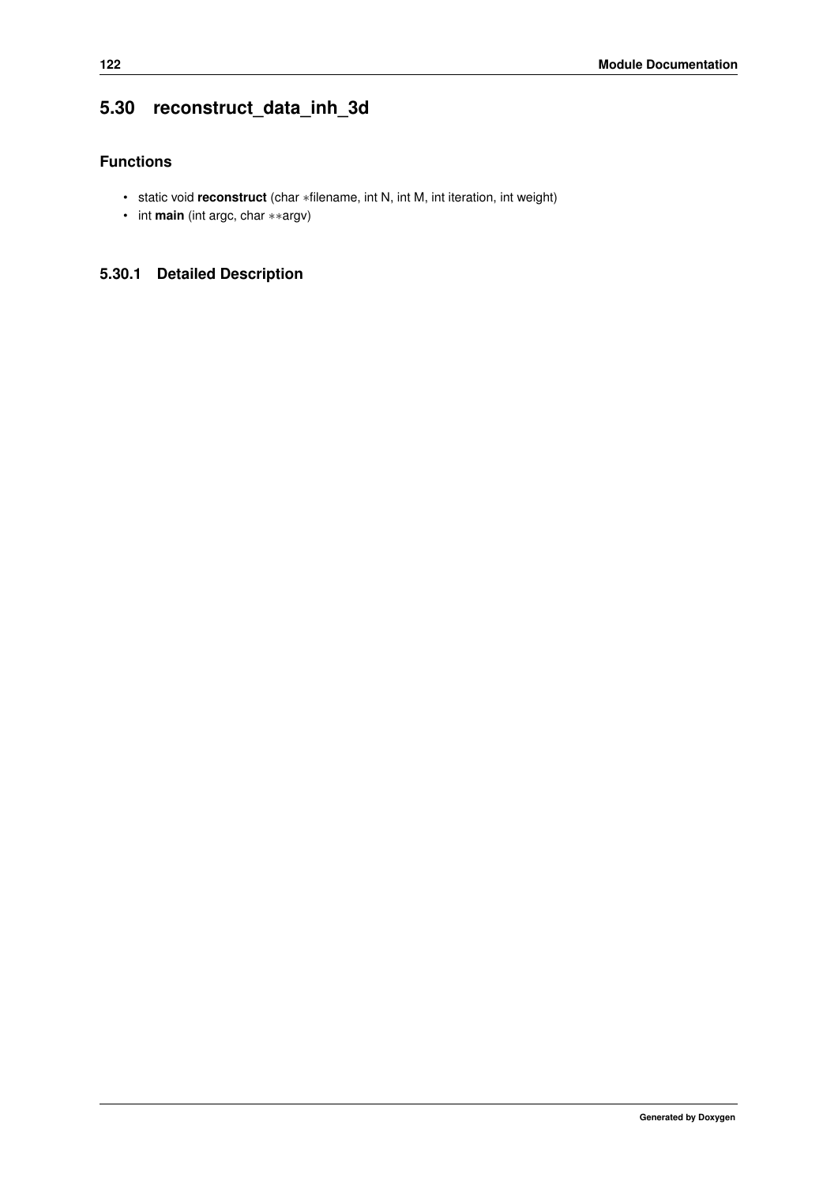## 5.30 reconstruct_data_inh_3d

### Functions

- static void **reconstruct** (char *filename, int N, int M, int iteration, int weight)
- int **main** (int argc, char **argv)

### 5.30.1 Detailed Description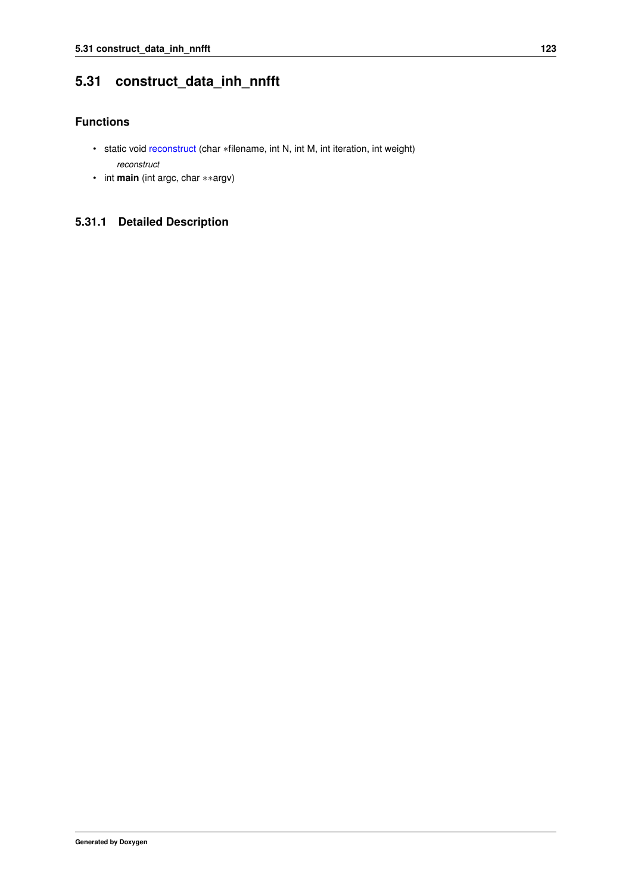## 5.31 construct_data_inh_nnfft

### Functions

- static void reconstruct (char *filename, int N, int M, int iteration, int weight)

    *reconstruct*
- int **main** (int argc, char **argv)

### 5.31.1 Detailed Description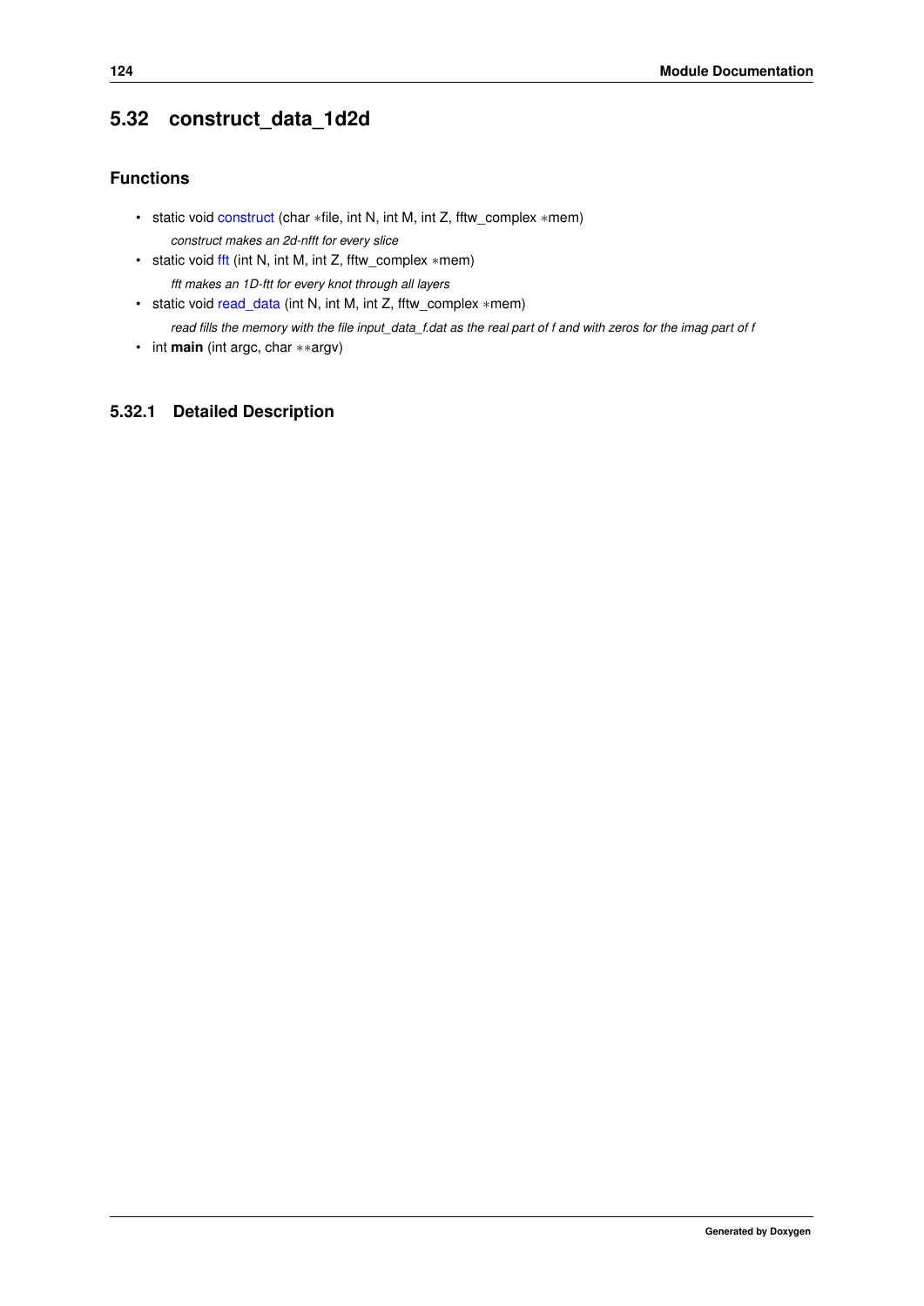## 5.32 construct_data_1d2d

### Functions

- static void construct (char *file, int N, int M, int Z, fftw_complex *mem)

  *construct makes an 2d-nfft for every slice*
- static void fft (int N, int M, int Z, fftw_complex *mem)

  *fft makes an 1D-ftt for every knot through all layers*
- static void read_data (int N, int M, int Z, fftw_complex *mem)

  *read fills the memory with the file input_data_f.dat as the real part of f and with zeros for the imag part of f*
- int **main** (int argc, char **argv)

#### 5.32.1 Detailed Description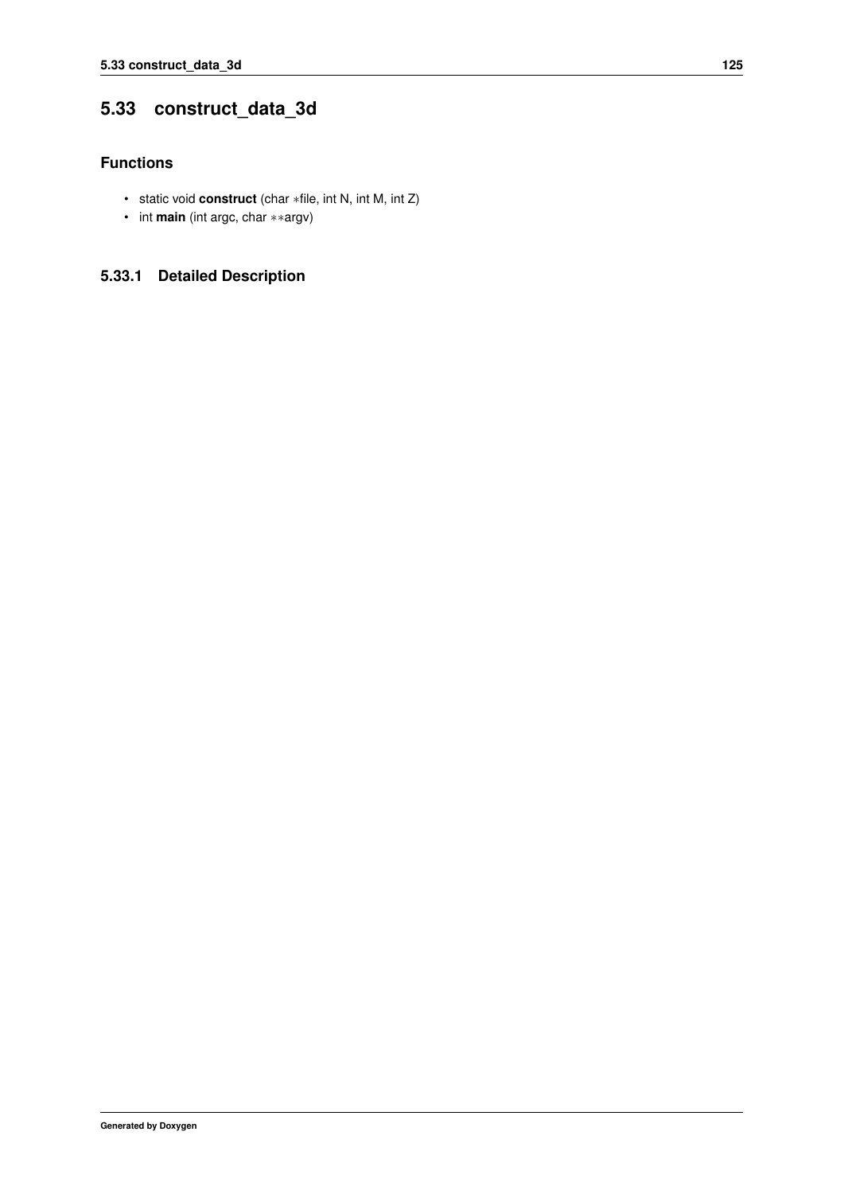## 5.33 construct_data_3d

### Functions

- static void **construct** (char *file, int N, int M, int Z)
- int **main** (int argc, char **argv)

### 5.33.1 Detailed Description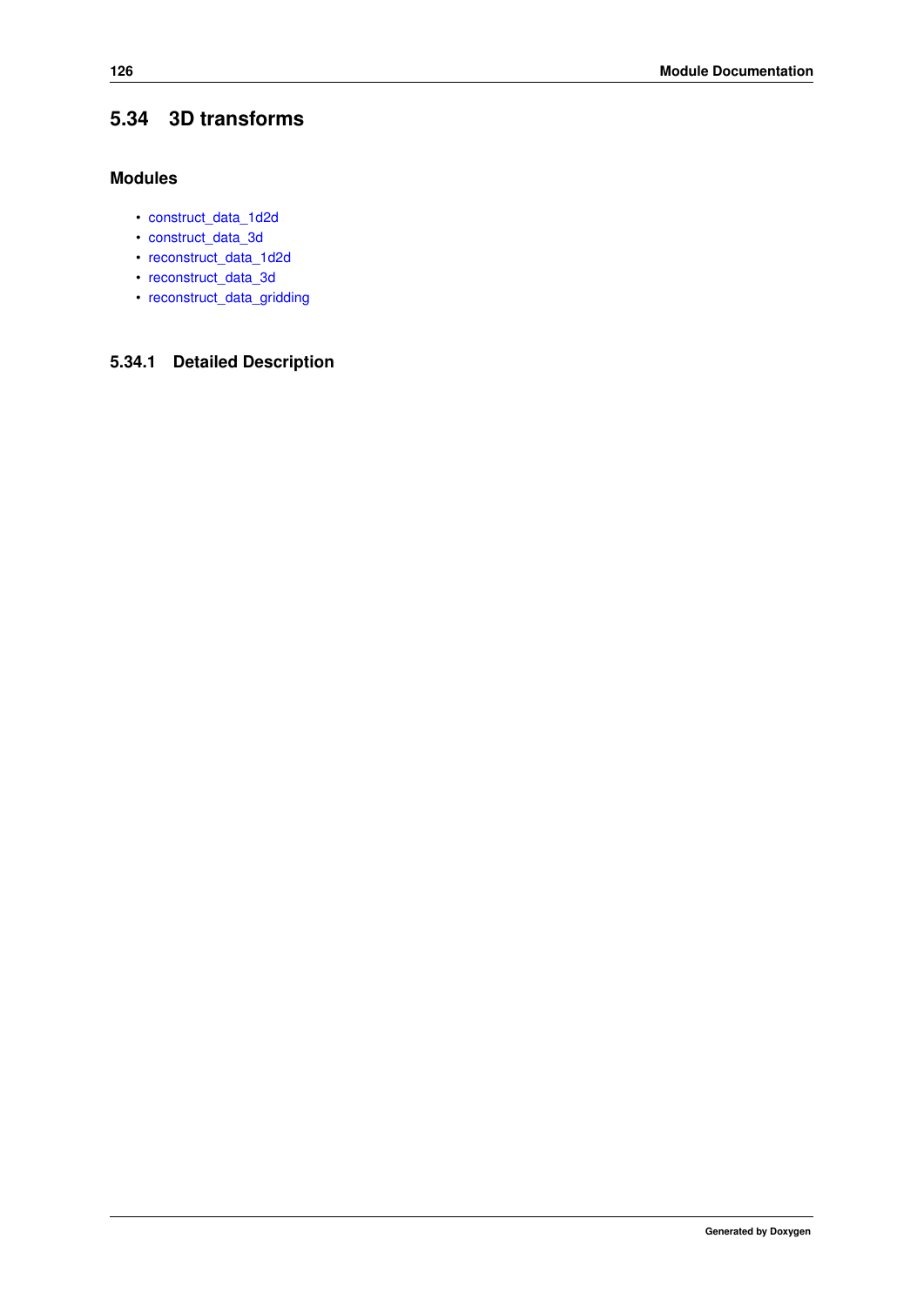## 5.34 3D transforms

### Modules

- construct_data_1d2d
- construct_data_3d
- reconstruct_data_1d2d
- reconstruct_data_3d
- reconstruct_data_gridding

### 5.34.1 Detailed Description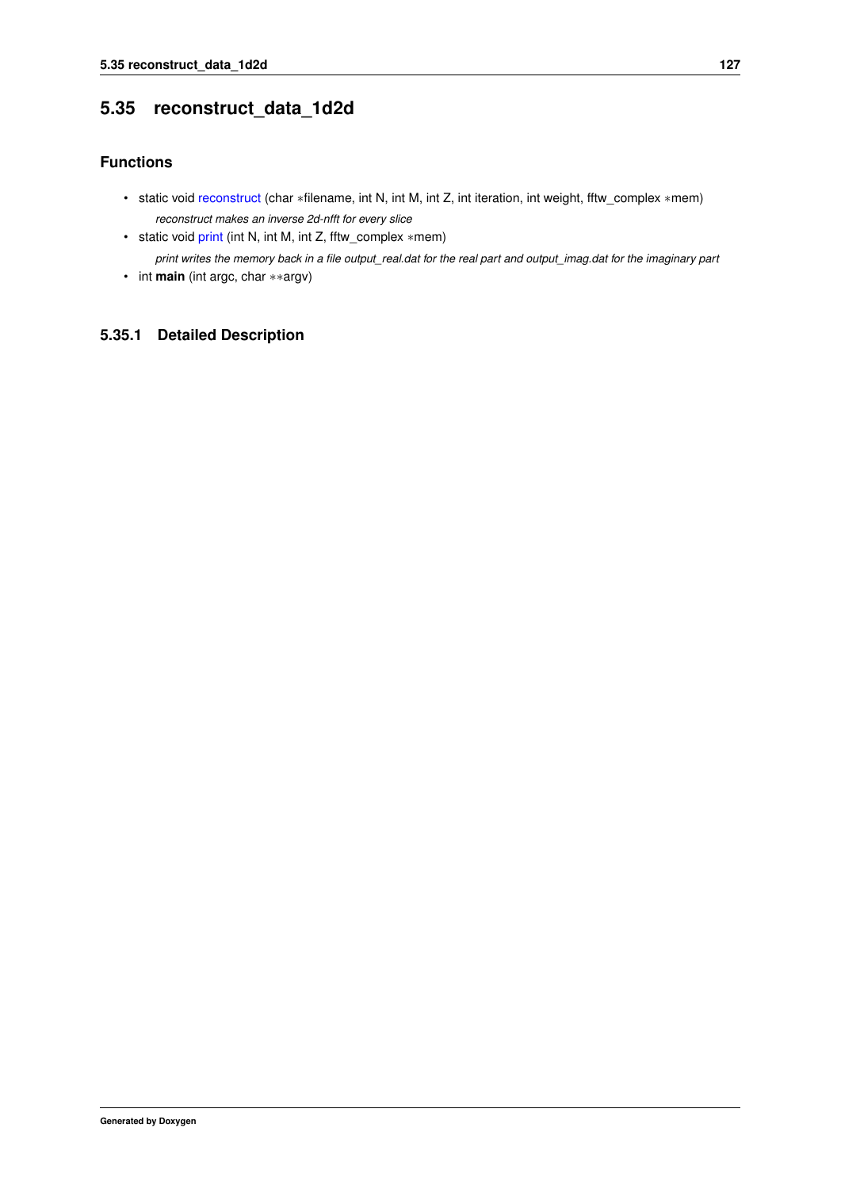## 5.35 reconstruct_data_1d2d

### Functions

- static void reconstruct (char *filename, int N, int M, int Z, int iteration, int weight, fftw_complex *mem)

  *reconstruct makes an inverse 2d-nfft for every slice*
- static void print (int N, int M, int Z, fftw_complex *mem)

  *print writes the memory back in a file output_real.dat for the real part and output_imag.dat for the imaginary part*
- int **main** (int argc, char **argv)

### 5.35.1 Detailed Description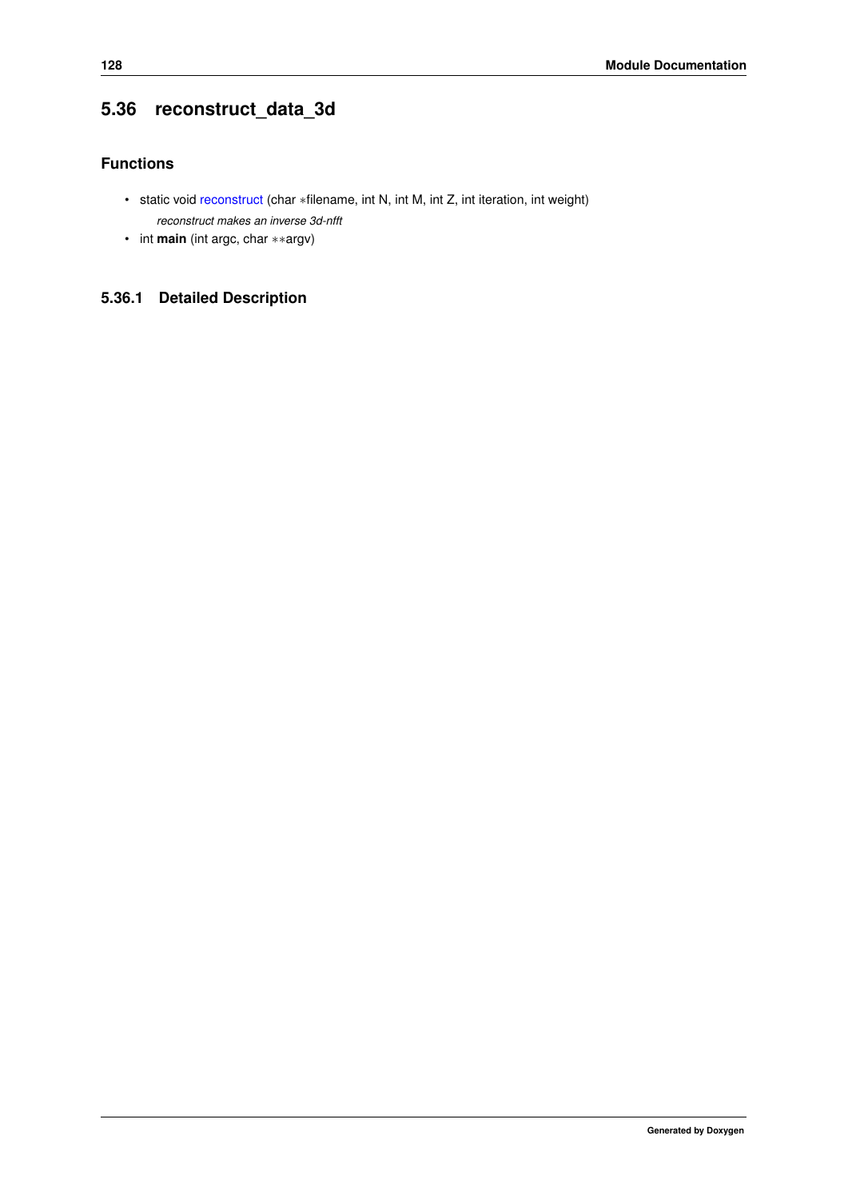## 5.36 reconstruct_data_3d

### Functions

- static void reconstruct (char ∗filename, int N, int M, int Z, int iteration, int weight)

  *reconstruct makes an inverse 3d-nfft*
- int **main** (int argc, char ∗∗argv)

### 5.36.1 Detailed Description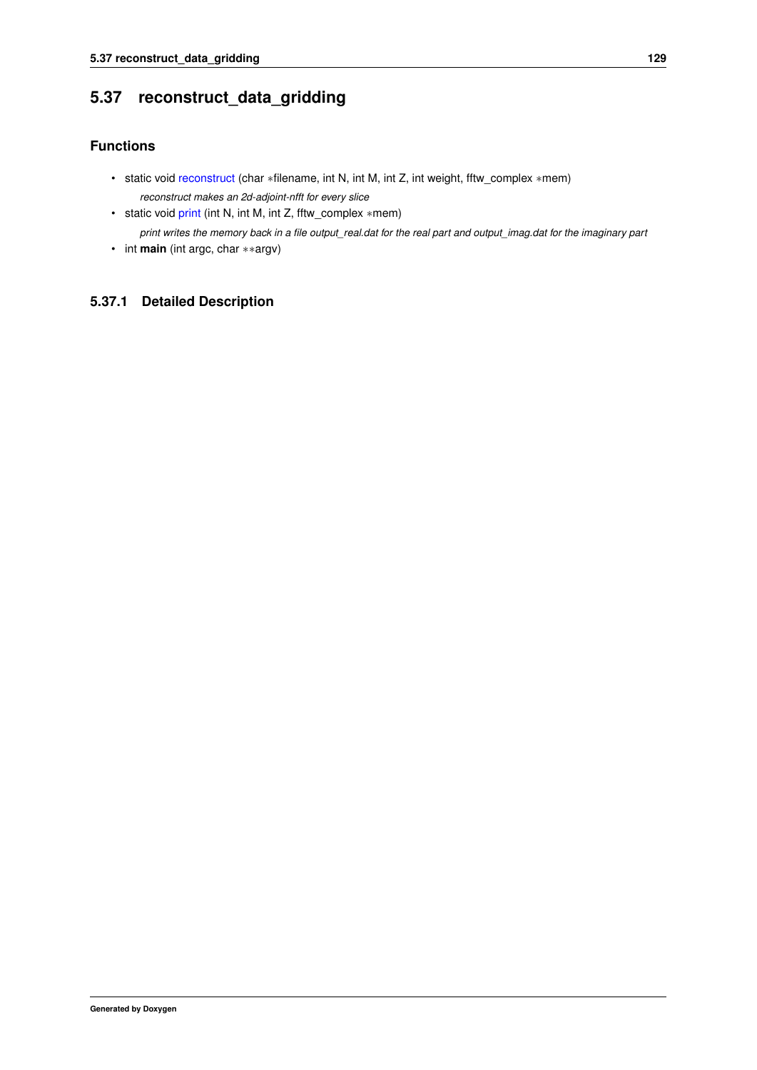## 5.37 reconstruct_data_gridding

### Functions

- static void reconstruct (char *filename, int N, int M, int Z, int weight, fftw_complex *mem)

  *reconstruct makes an 2d-adjoint-nfft for every slice*

- static void print (int N, int M, int Z, fftw_complex *mem)

  *print writes the memory back in a file output_real.dat for the real part and output_imag.dat for the imaginary part*

- int **main** (int argc, char **argv)

### 5.37.1 Detailed Description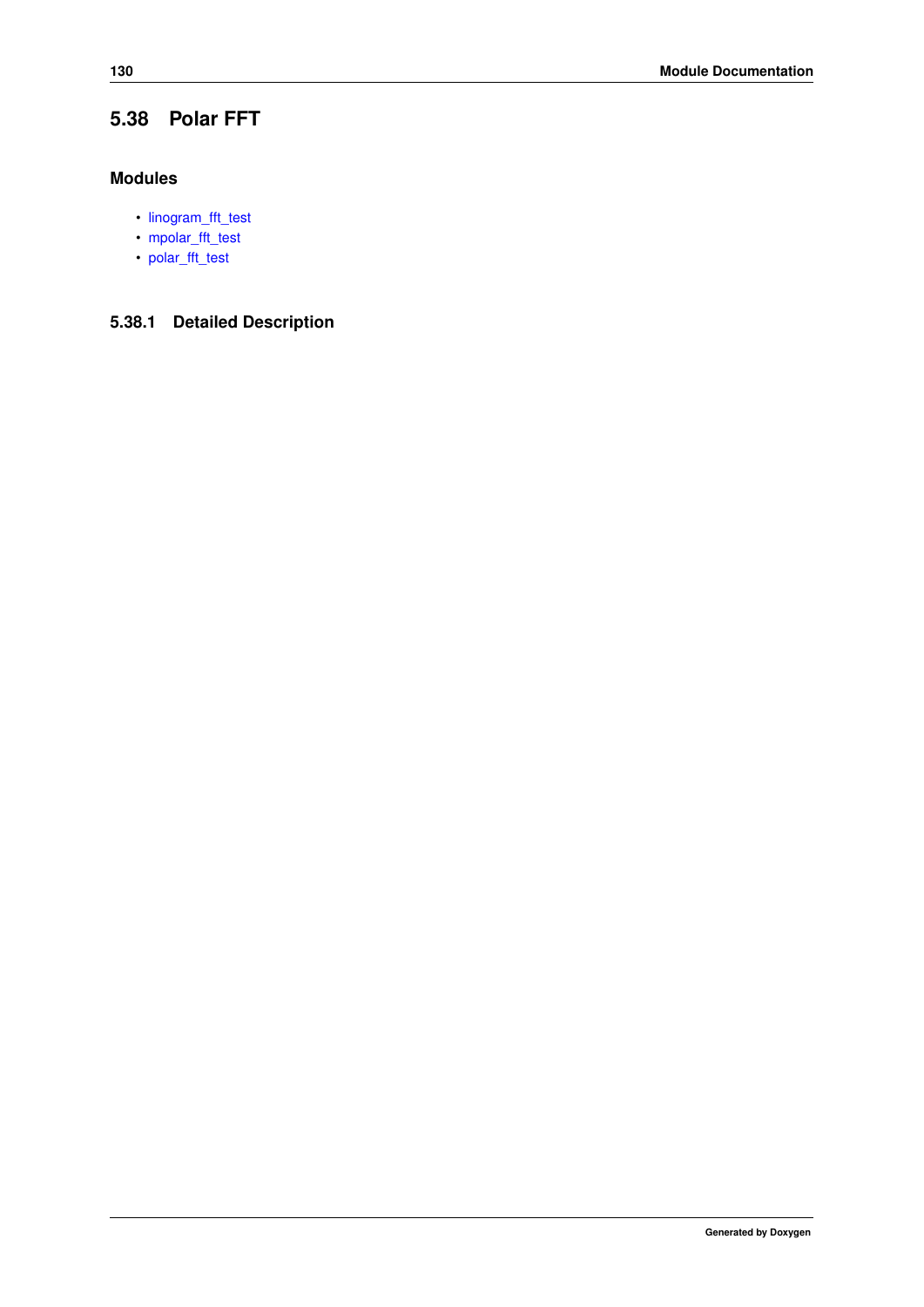## 5.38 Polar FFT

### Modules

- linogram_fft_test
- mpolar_fft_test
- polar_fft_test

### 5.38.1 Detailed Description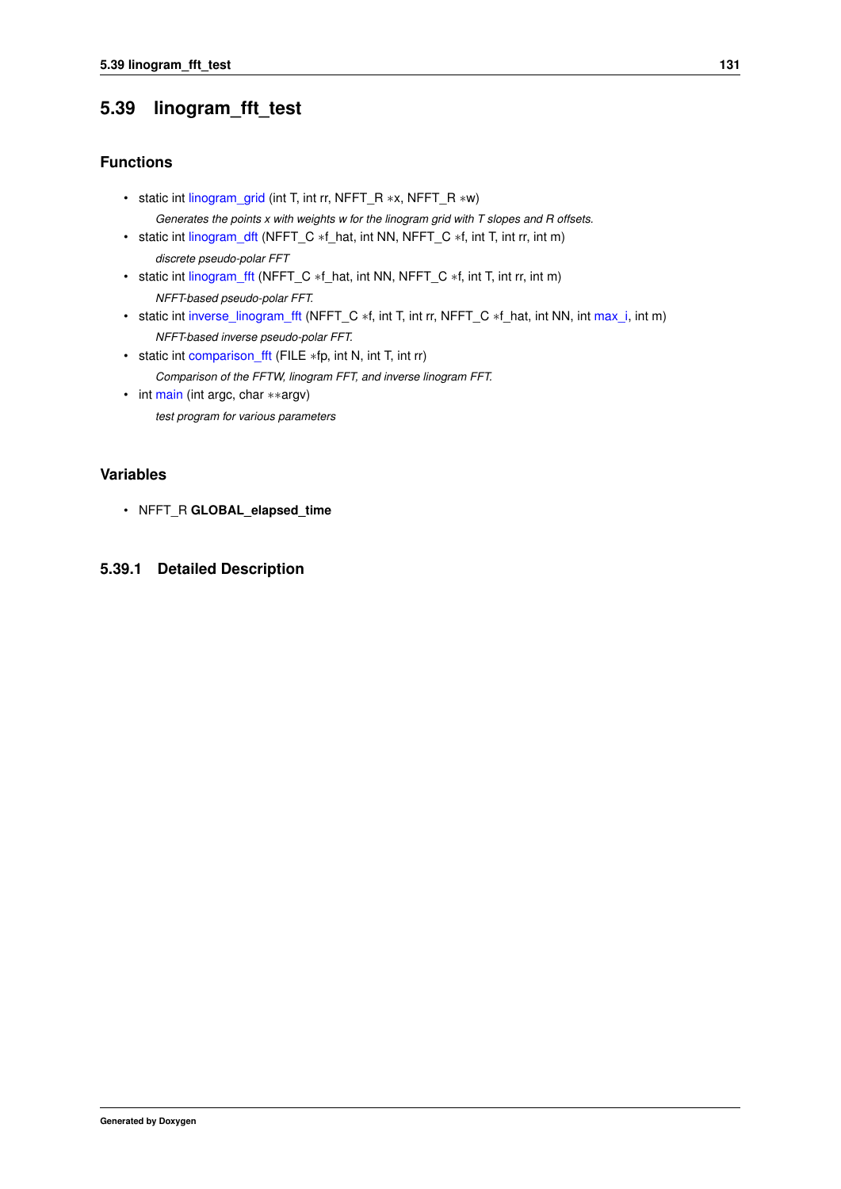## 5.39 linogram_fft_test

### Functions

- static int linogram_grid (int T, int rr, NFFT_R ∗x, NFFT_R ∗w)

  *Generates the points x with weights w for the linogram grid with T slopes and R offsets.*
- static int linogram_dft (NFFT_C ∗f_hat, int NN, NFFT_C ∗f, int T, int rr, int m)

  *discrete pseudo-polar FFT*
- static int linogram_fft (NFFT_C ∗f_hat, int NN, NFFT_C ∗f, int T, int rr, int m)

  *NFFT-based pseudo-polar FFT.*
- static int inverse_linogram_fft (NFFT_C ∗f, int T, int rr, NFFT_C ∗f_hat, int NN, int max_i, int m)

  *NFFT-based inverse pseudo-polar FFT.*
- static int comparison_fft (FILE ∗fp, int N, int T, int rr)

  *Comparison of the FFTW, linogram FFT, and inverse linogram FFT.*
- int main (int argc, char ∗∗argv)

  *test program for various parameters*

### Variables

- NFFT_R **GLOBAL_elapsed_time**

### 5.39.1 Detailed Description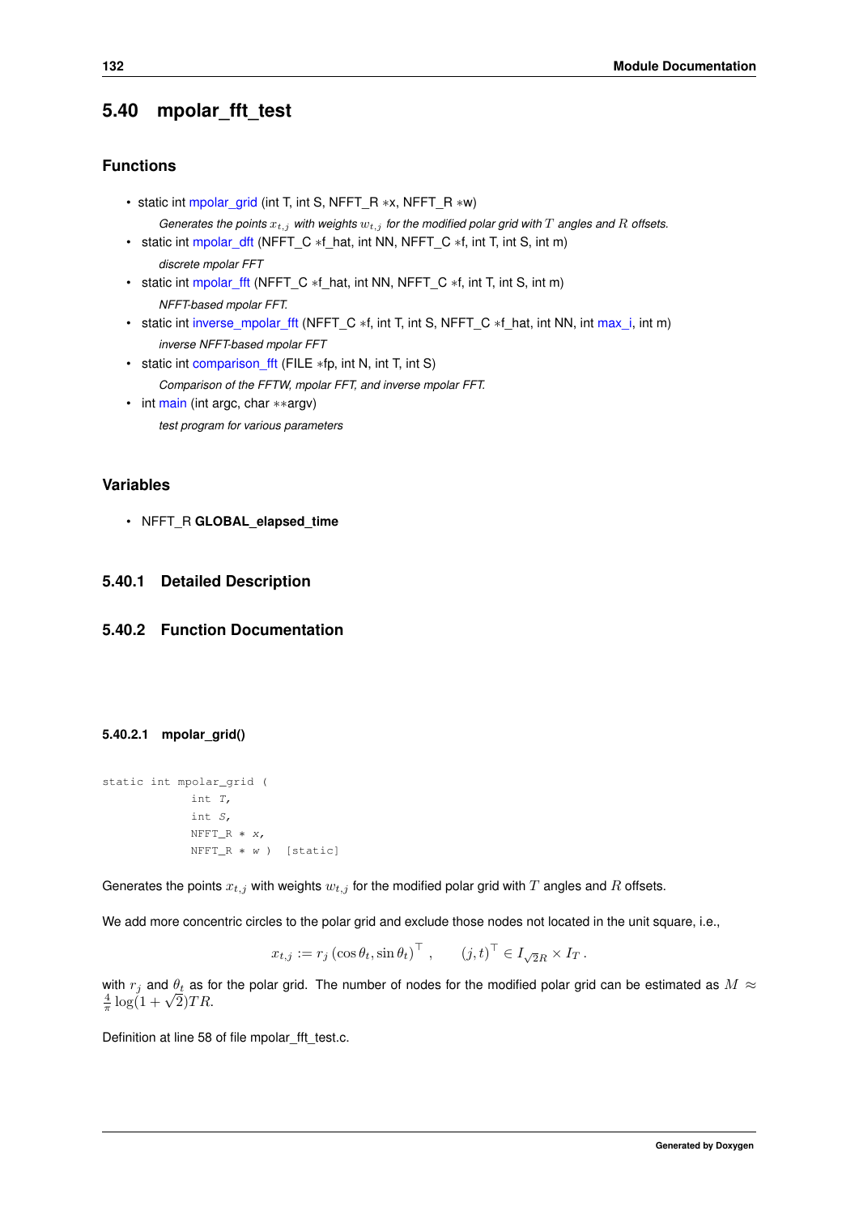## 5.40 mpolar_fft_test

### Functions

- static int mpolar_grid (int T, int S, NFFT_R *x, NFFT_R *w)

  *Generates the points $x_{t,j}$ with weights $w_{t,j}$ for the modified polar grid with $T$ angles and $R$ offsets.*
- static int mpolar_dft (NFFT_C *f_hat, int NN, NFFT_C *f, int T, int S, int m)

  *discrete mpolar FFT*
- static int mpolar_fft (NFFT_C *f_hat, int NN, NFFT_C *f, int T, int S, int m)

  *NFFT-based mpolar FFT.*
- static int inverse_mpolar_fft (NFFT_C *f, int T, int S, NFFT_C *f_hat, int NN, int max_i, int m)

  *inverse NFFT-based mpolar FFT*
- static int comparison_fft (FILE *fp, int N, int T, int S)

  *Comparison of the FFTW, mpolar FFT, and inverse mpolar FFT.*
- int main (int argc, char **argv)

  *test program for various parameters*

### Variables

- NFFT_R **GLOBAL_elapsed_time**

### 5.40.1 Detailed Description

### 5.40.2 Function Documentation

#### 5.40.2.1 mpolar_grid()

```
static int mpolar_grid (
            int T,
            int S,
            NFFT_R * x,
            NFFT_R * w )  [static]
```

Generates the points $x_{t,j}$ with weights $w_{t,j}$ for the modified polar grid with $T$ angles and $R$ offsets.

We add more concentric circles to the polar grid and exclude those nodes not located in the unit square, i.e.,

$$x_{t,j} := r_j \left(\cos\theta_t, \sin\theta_t\right)^\top, \qquad (j,t)^\top \in I_{\sqrt{2}R} \times I_T \,.$$

with $r_j$ and $\theta_t$ as for the polar grid. The number of nodes for the modified polar grid can be estimated as $M \approx \frac{4}{\pi}\log(1+\sqrt{2})TR$.

Definition at line 58 of file mpolar_fft_test.c.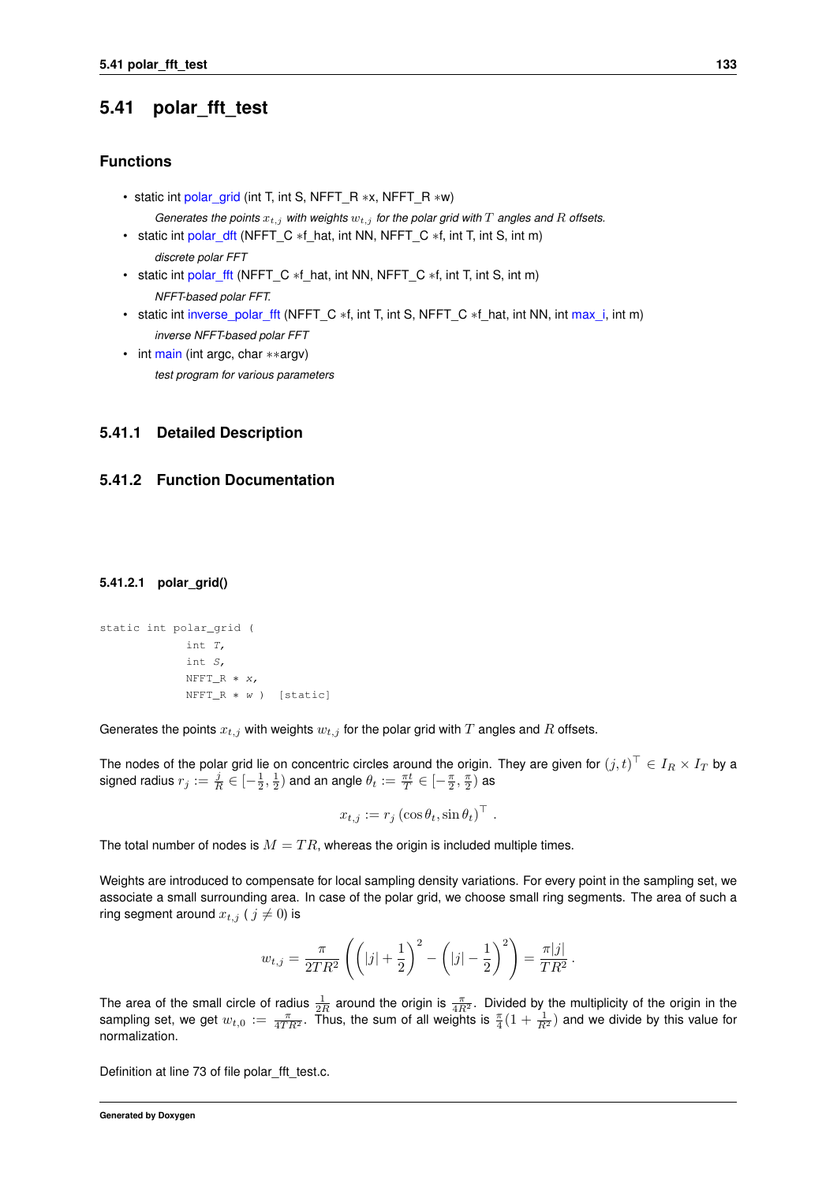## 5.41 polar_fft_test

### Functions

- static int polar_grid (int T, int S, NFFT_R *x, NFFT_R *w)

  *Generates the points $x_{t,j}$ with weights $w_{t,j}$ for the polar grid with $T$ angles and $R$ offsets.*
- static int polar_dft (NFFT_C *f_hat, int NN, NFFT_C *f, int T, int S, int m)

  *discrete polar FFT*
- static int polar_fft (NFFT_C *f_hat, int NN, NFFT_C *f, int T, int S, int m)

  *NFFT-based polar FFT.*
- static int inverse_polar_fft (NFFT_C *f, int T, int S, NFFT_C *f_hat, int NN, int max_i, int m)

  *inverse NFFT-based polar FFT*
- int main (int argc, char **argv)

  *test program for various parameters*

### 5.41.1 Detailed Description

### 5.41.2 Function Documentation

#### 5.41.2.1 polar_grid()

```
static int polar_grid (
            int T,
            int S,
            NFFT_R * x,
            NFFT_R * w ) [static]
```

Generates the points $x_{t,j}$ with weights $w_{t,j}$ for the polar grid with $T$ angles and $R$ offsets.

The nodes of the polar grid lie on concentric circles around the origin. They are given for $(j,t)^\top \in I_R \times I_T$ by a signed radius $r_j := \frac{j}{R} \in [-\frac{1}{2}, \frac{1}{2})$ and an angle $\theta_t := \frac{\pi t}{T} \in [-\frac{\pi}{2}, \frac{\pi}{2})$ as

$$x_{t,j} := r_j \left(\cos\theta_t, \sin\theta_t\right)^\top .$$

The total number of nodes is $M = TR$, whereas the origin is included multiple times.

Weights are introduced to compensate for local sampling density variations. For every point in the sampling set, we associate a small surrounding area. In case of the polar grid, we choose small ring segments. The area of such a ring segment around $x_{t,j}$ ( $j \neq 0$) is

$$w_{t,j} = \frac{\pi}{2TR^2}\left(\left(|j| + \frac{1}{2}\right)^2 - \left(|j| - \frac{1}{2}\right)^2\right) = \frac{\pi|j|}{TR^2} .$$

The area of the small circle of radius $\frac{1}{2R}$ around the origin is $\frac{\pi}{4R^2}$. Divided by the multiplicity of the origin in the sampling set, we get $w_{t,0} := \frac{\pi}{4TR^2}$. Thus, the sum of all weights is $\frac{\pi}{4}(1 + \frac{1}{R^2})$ and we divide by this value for normalization.

Definition at line 73 of file polar_fft_test.c.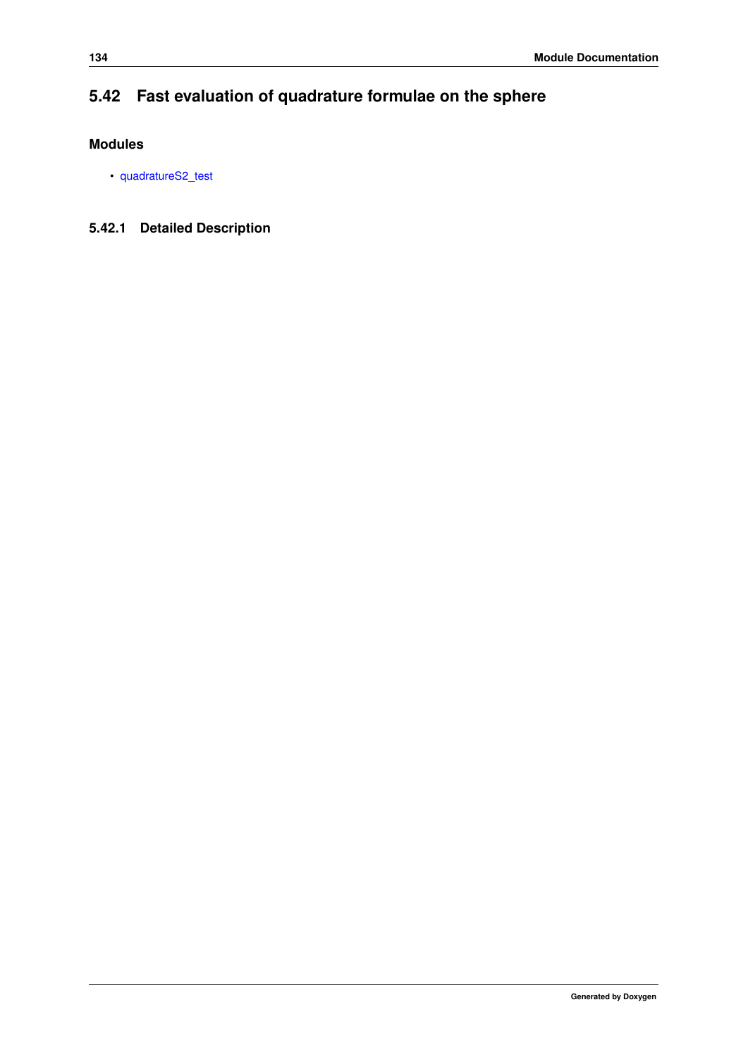## 5.42 Fast evaluation of quadrature formulae on the sphere

### Modules

- quadratureS2_test

### 5.42.1 Detailed Description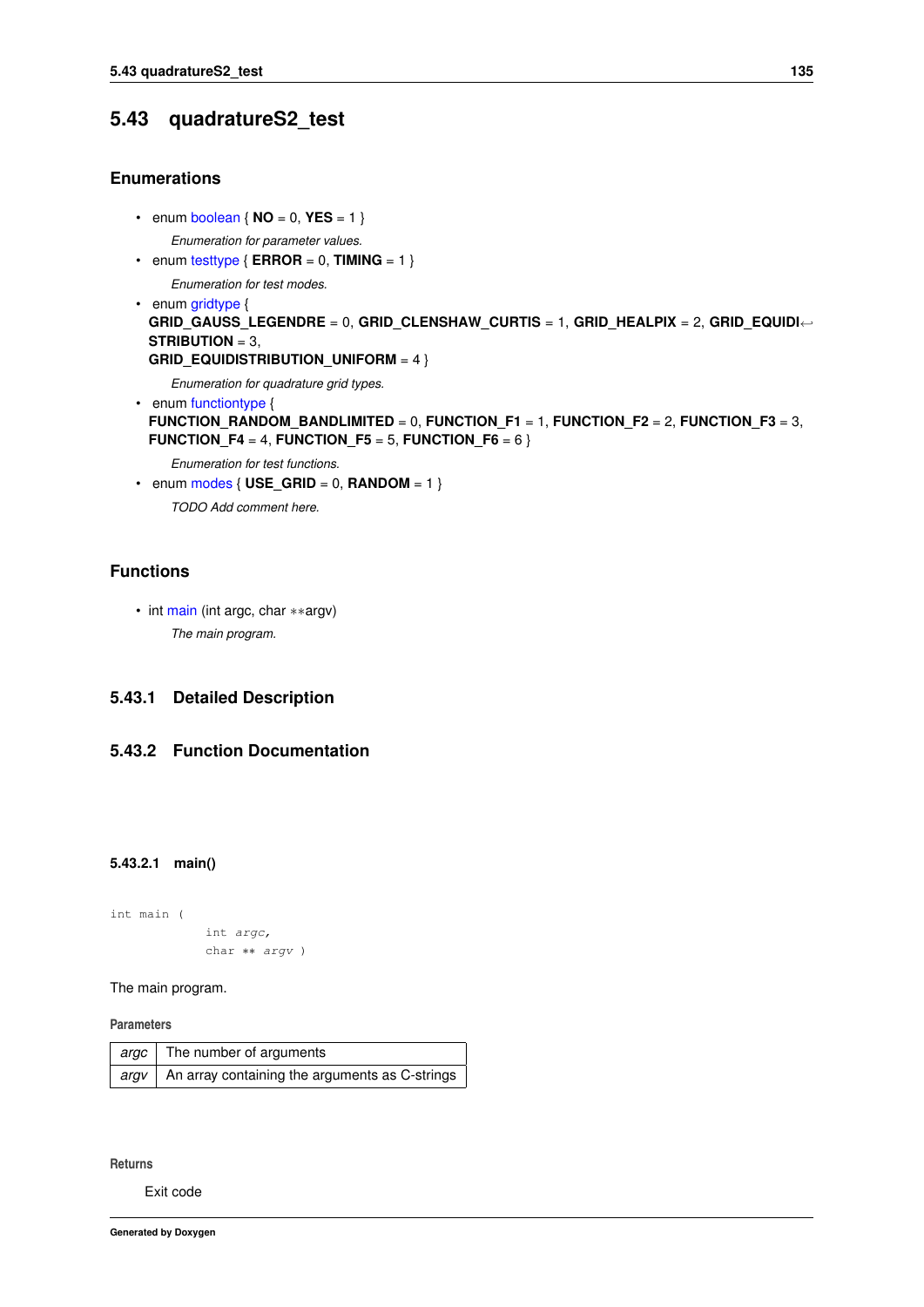## 5.43 quadratureS2_test

### Enumerations

- enum boolean { **NO** = 0, **YES** = 1 }

  *Enumeration for parameter values.*
- enum testtype { **ERROR** = 0, **TIMING** = 1 }

  *Enumeration for test modes.*
- enum gridtype {
  **GRID_GAUSS_LEGENDRE** = 0, **GRID_CLENSHAW_CURTIS** = 1, **GRID_HEALPIX** = 2, **GRID_EQUIDISTRIBUTION** = 3,
  **GRID_EQUIDISTRIBUTION_UNIFORM** = 4 }

  *Enumeration for quadrature grid types.*
- enum functiontype {
  **FUNCTION_RANDOM_BANDLIMITED** = 0, **FUNCTION_F1** = 1, **FUNCTION_F2** = 2, **FUNCTION_F3** = 3,
  **FUNCTION_F4** = 4, **FUNCTION_F5** = 5, **FUNCTION_F6** = 6 }

  *Enumeration for test functions.*
- enum modes { **USE_GRID** = 0, **RANDOM** = 1 }

  *TODO Add comment here.*

### Functions

- int main (int argc, char **argv)

  *The main program.*

### 5.43.1 Detailed Description

### 5.43.2 Function Documentation

#### 5.43.2.1 main()

```
int main (
            int argc,
            char ** argv )
```

The main program.

**Parameters**

| | |
|---|---|
| *argc* | The number of arguments |
| *argv* | An array containing the arguments as C-strings |

**Returns**

Exit code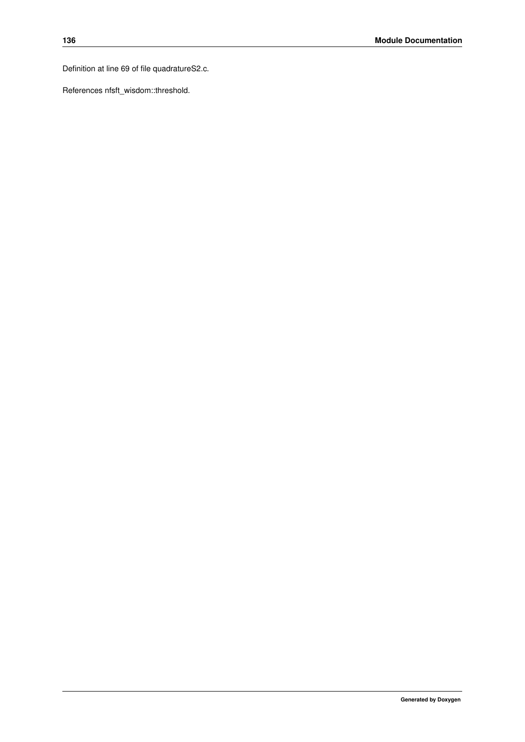Definition at line 69 of file quadratureS2.c.

References nfsft_wisdom::threshold.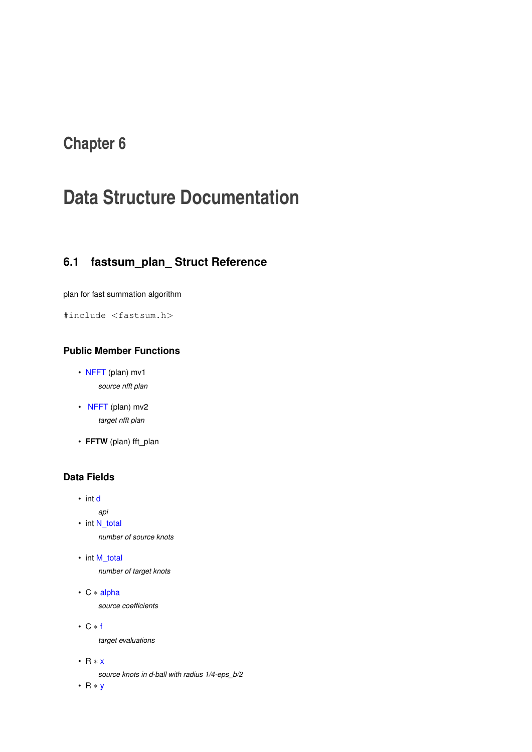# Chapter 6

# Data Structure Documentation

## 6.1 fastsum_plan_ Struct Reference

plan for fast summation algorithm

```
#include <fastsum.h>
```

### Public Member Functions

- NFFT (plan) mv1

  *source nfft plan*

- NFFT (plan) mv2

  *target nfft plan*

- **FFTW** (plan) fft_plan

### Data Fields

- int d

  *api*

- int N_total

  *number of source knots*

- int M_total

  *number of target knots*

- C * alpha

  *source coefficients*

- C * f

  *target evaluations*

- R * x

  *source knots in d-ball with radius 1/4-eps_b/2*

- R * y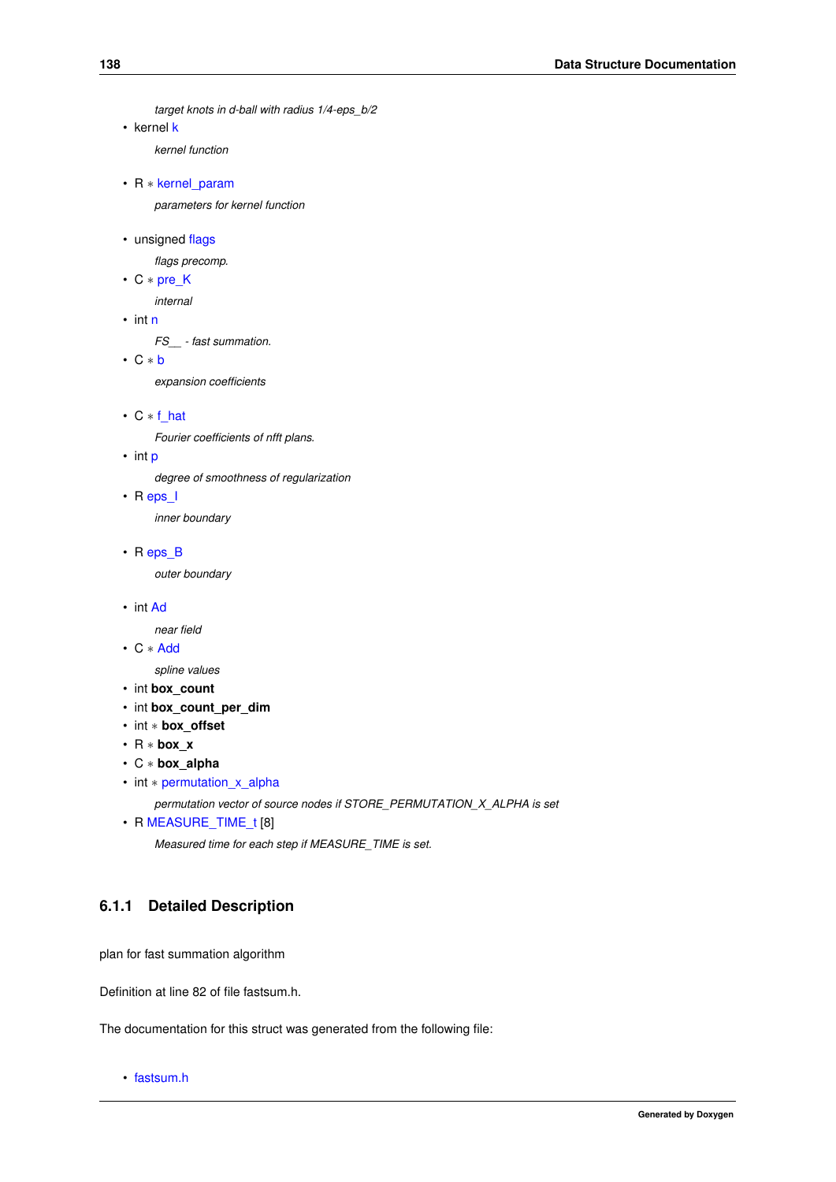*target knots in d-ball with radius 1/4-eps_b/2*

- kernel k

  *kernel function*

- R * kernel_param

  *parameters for kernel function*

- unsigned flags

  *flags precomp.*

- C * pre_K

  *internal*

- int n

  *FS__ - fast summation.*

- C * b

  *expansion coefficients*

- C * f_hat

  *Fourier coefficients of nfft plans.*

- int p

  *degree of smoothness of regularization*

- R eps_I

  *inner boundary*

- R eps_B

  *outer boundary*

- int Ad

  *near field*

- C * Add

  *spline values*

- int **box_count**
- int **box_count_per_dim**
- int * **box_offset**
- R * **box_x**
- C * **box_alpha**
- int * permutation_x_alpha

  *permutation vector of source nodes if STORE_PERMUTATION_X_ALPHA is set*

- R MEASURE_TIME_t [8]

  *Measured time for each step if MEASURE_TIME is set.*

### 6.1.1 Detailed Description

plan for fast summation algorithm

Definition at line 82 of file fastsum.h.

The documentation for this struct was generated from the following file:

- fastsum.h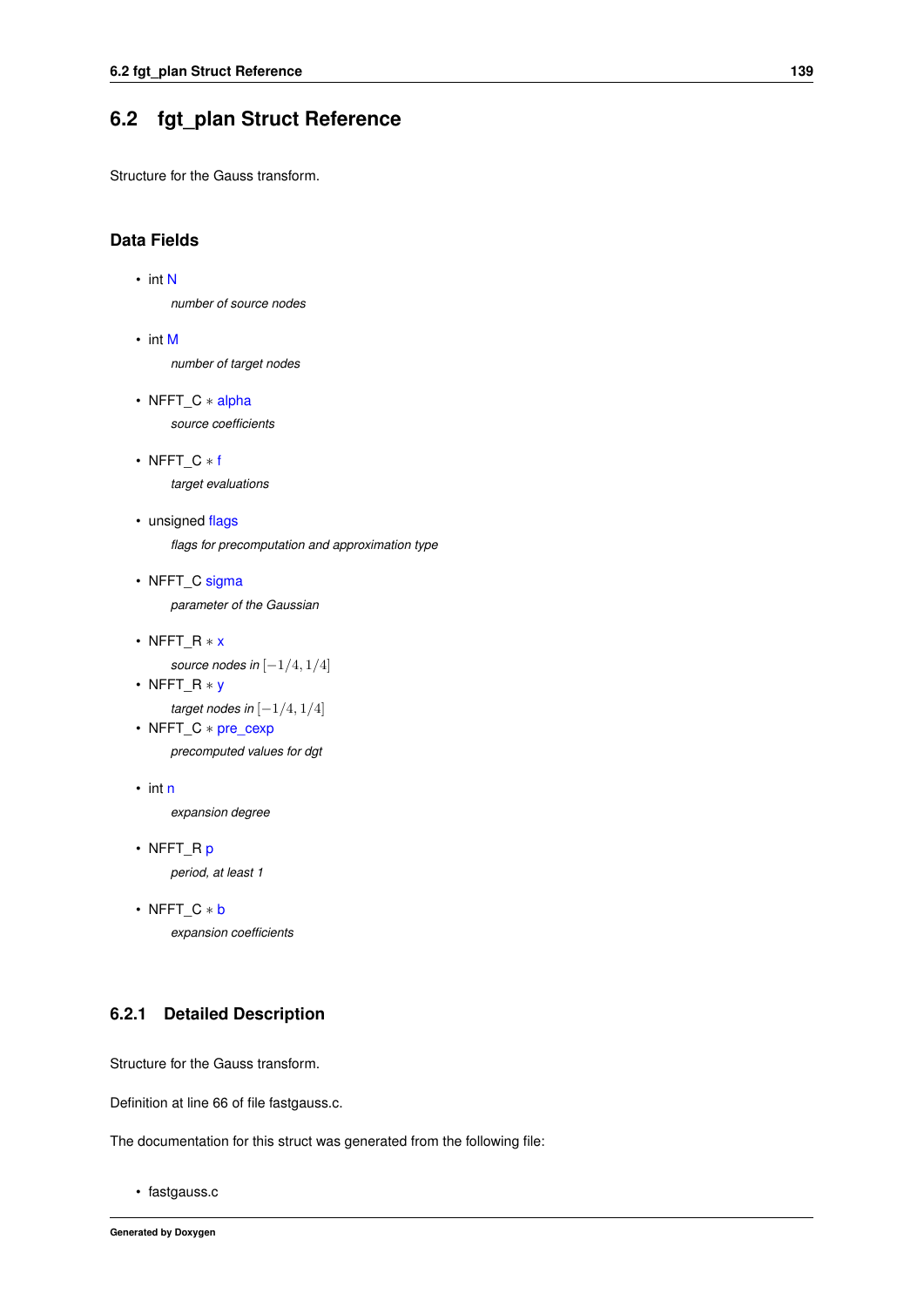## 6.2 fgt_plan Struct Reference

Structure for the Gauss transform.

### Data Fields

- int N
  
  *number of source nodes*

- int M
  
  *number of target nodes*

- NFFT_C * alpha
  
  *source coefficients*

- NFFT_C * f
  
  *target evaluations*

- unsigned flags
  
  *flags for precomputation and approximation type*

- NFFT_C sigma
  
  *parameter of the Gaussian*

- NFFT_R * x
  
  *source nodes in* $[-1/4, 1/4]$

- NFFT_R * y
  
  *target nodes in* $[-1/4, 1/4]$

- NFFT_C * pre_cexp
  
  *precomputed values for dgt*

- int n
  
  *expansion degree*

- NFFT_R p
  
  *period, at least 1*

- NFFT_C * b
  
  *expansion coefficients*

### 6.2.1 Detailed Description

Structure for the Gauss transform.

Definition at line 66 of file fastgauss.c.

The documentation for this struct was generated from the following file:

- fastgauss.c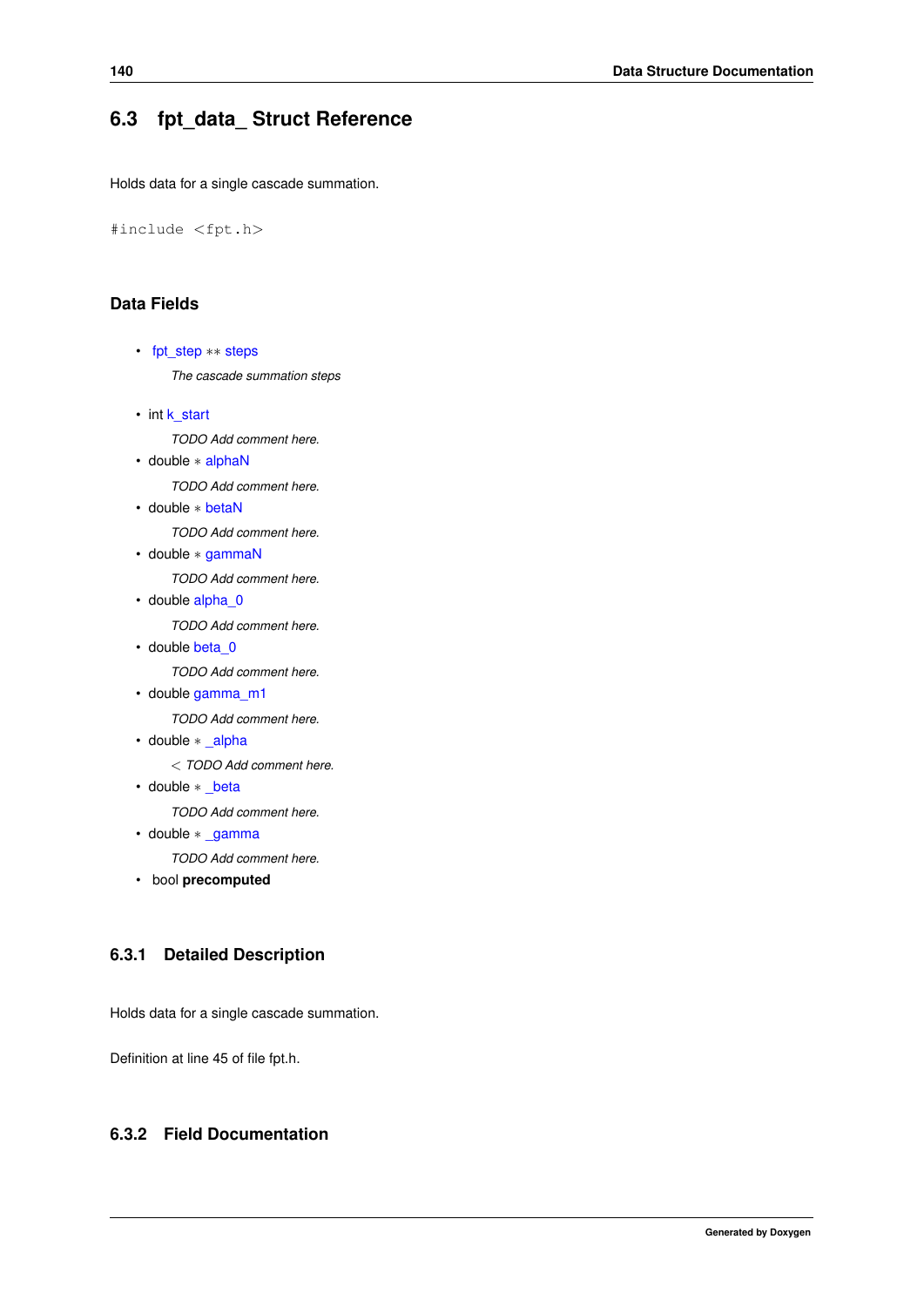## 6.3 fpt_data_ Struct Reference

Holds data for a single cascade summation.

```
#include <fpt.h>
```

### Data Fields

- fpt_step ** steps

  *The cascade summation steps*
- int k_start

  *TODO Add comment here.*
- double * alphaN

  *TODO Add comment here.*
- double * betaN

  *TODO Add comment here.*
- double * gammaN

  *TODO Add comment here.*
- double alpha_0

  *TODO Add comment here.*
- double beta_0

  *TODO Add comment here.*
- double gamma_m1

  *TODO Add comment here.*
- double * _alpha

  *< TODO Add comment here.*
- double * _beta

  *TODO Add comment here.*
- double * _gamma

  *TODO Add comment here.*
- bool **precomputed**

### 6.3.1 Detailed Description

Holds data for a single cascade summation.

Definition at line 45 of file fpt.h.

### 6.3.2 Field Documentation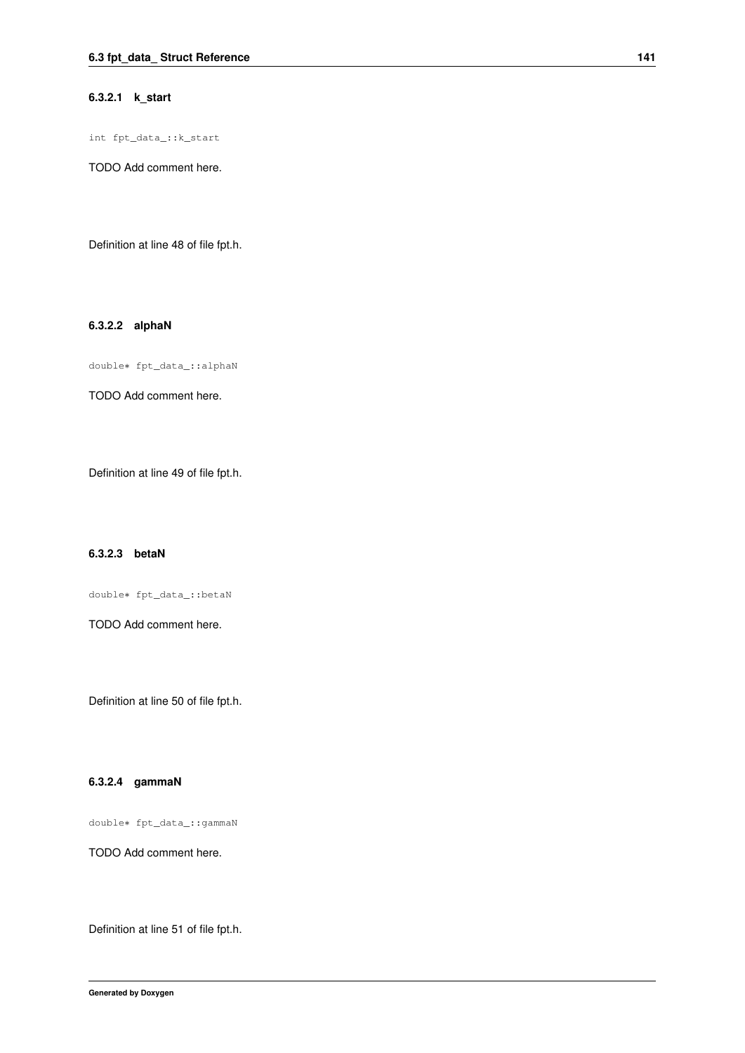#### 6.3.2.1 k_start

```
int fpt_data_::k_start
```

TODO Add comment here.

Definition at line 48 of file fpt.h.

#### 6.3.2.2 alphaN

```
double* fpt_data_::alphaN
```

TODO Add comment here.

Definition at line 49 of file fpt.h.

#### 6.3.2.3 betaN

```
double* fpt_data_::betaN
```

TODO Add comment here.

Definition at line 50 of file fpt.h.

#### 6.3.2.4 gammaN

```
double* fpt_data_::gammaN
```

TODO Add comment here.

Definition at line 51 of file fpt.h.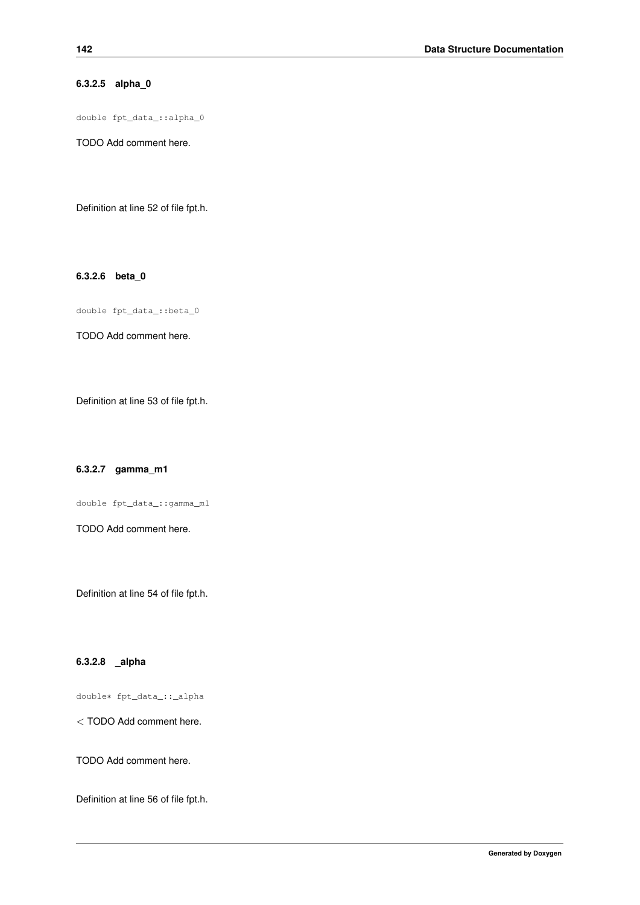#### 6.3.2.5 alpha_0

```
double fpt_data_::alpha_0
```

TODO Add comment here.

Definition at line 52 of file fpt.h.

#### 6.3.2.6 beta_0

```
double fpt_data_::beta_0
```

TODO Add comment here.

Definition at line 53 of file fpt.h.

#### 6.3.2.7 gamma_m1

```
double fpt_data_::gamma_m1
```

TODO Add comment here.

Definition at line 54 of file fpt.h.

#### 6.3.2.8 _alpha

```
double* fpt_data_::_alpha
```

< TODO Add comment here.

TODO Add comment here.

Definition at line 56 of file fpt.h.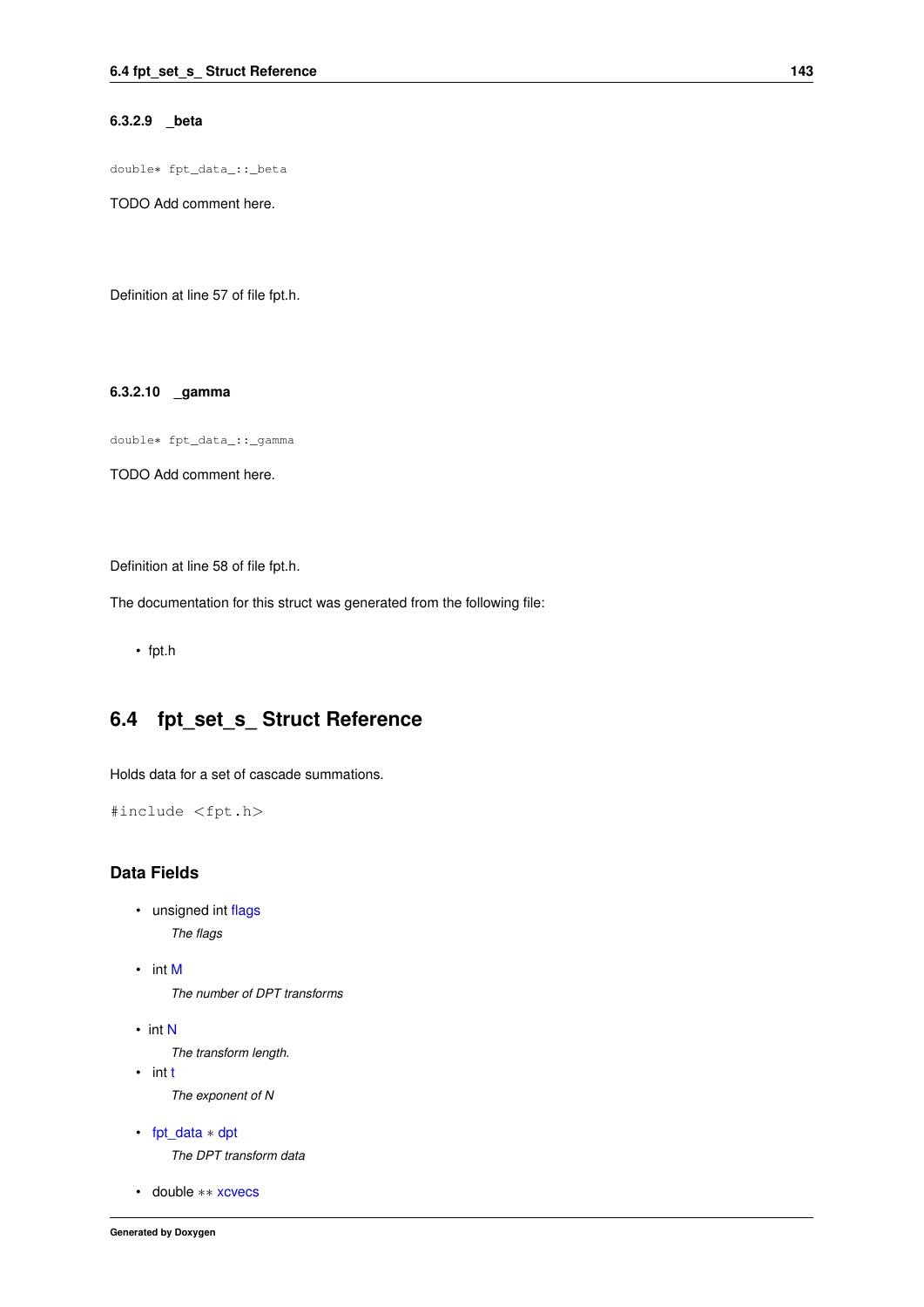#### 6.3.2.9 _beta

```
double* fpt_data_::_beta
```

TODO Add comment here.

Definition at line 57 of file fpt.h.

#### 6.3.2.10 _gamma

```
double* fpt_data_::_gamma
```

TODO Add comment here.

Definition at line 58 of file fpt.h.

The documentation for this struct was generated from the following file:

- fpt.h

## 6.4 fpt_set_s_ Struct Reference

Holds data for a set of cascade summations.

```
#include <fpt.h>
```

### Data Fields

- unsigned int flags
  
  *The flags*
- int M
  
  *The number of DPT transforms*
- int N
  
  *The transform length.*
- int t
  
  *The exponent of N*
- fpt_data * dpt
  
  *The DPT transform data*
- double ** xcvecs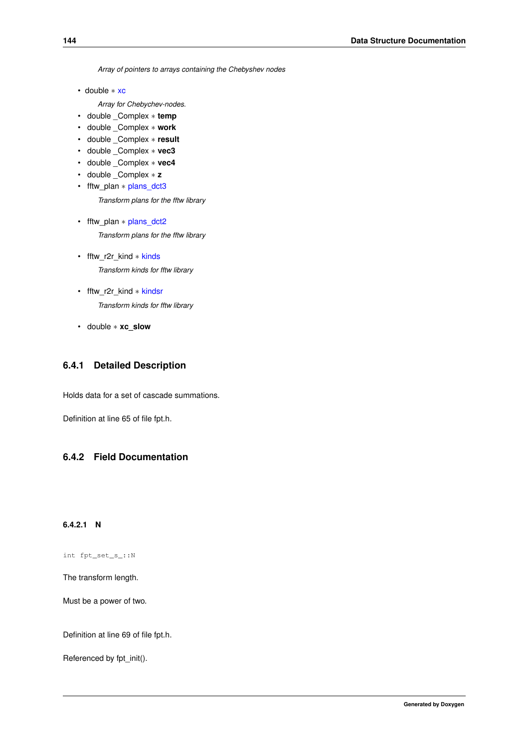*Array of pointers to arrays containing the Chebyshev nodes*

- double * xc

  *Array for Chebychev-nodes.*
- double _Complex * **temp**
- double _Complex * **work**
- double _Complex * **result**
- double _Complex * **vec3**
- double _Complex * **vec4**
- double _Complex * **z**
- fftw_plan * plans_dct3

  *Transform plans for the fftw library*
- fftw_plan * plans_dct2

  *Transform plans for the fftw library*
- fftw_r2r_kind * kinds

  *Transform kinds for fftw library*
- fftw_r2r_kind * kindsr

  *Transform kinds for fftw library*
- double * **xc_slow**

### 6.4.1 Detailed Description

Holds data for a set of cascade summations.

Definition at line 65 of file fpt.h.

### 6.4.2 Field Documentation

#### 6.4.2.1 N

```
int fpt_set_s_::N
```

The transform length.

Must be a power of two.

Definition at line 69 of file fpt.h.

Referenced by fpt_init().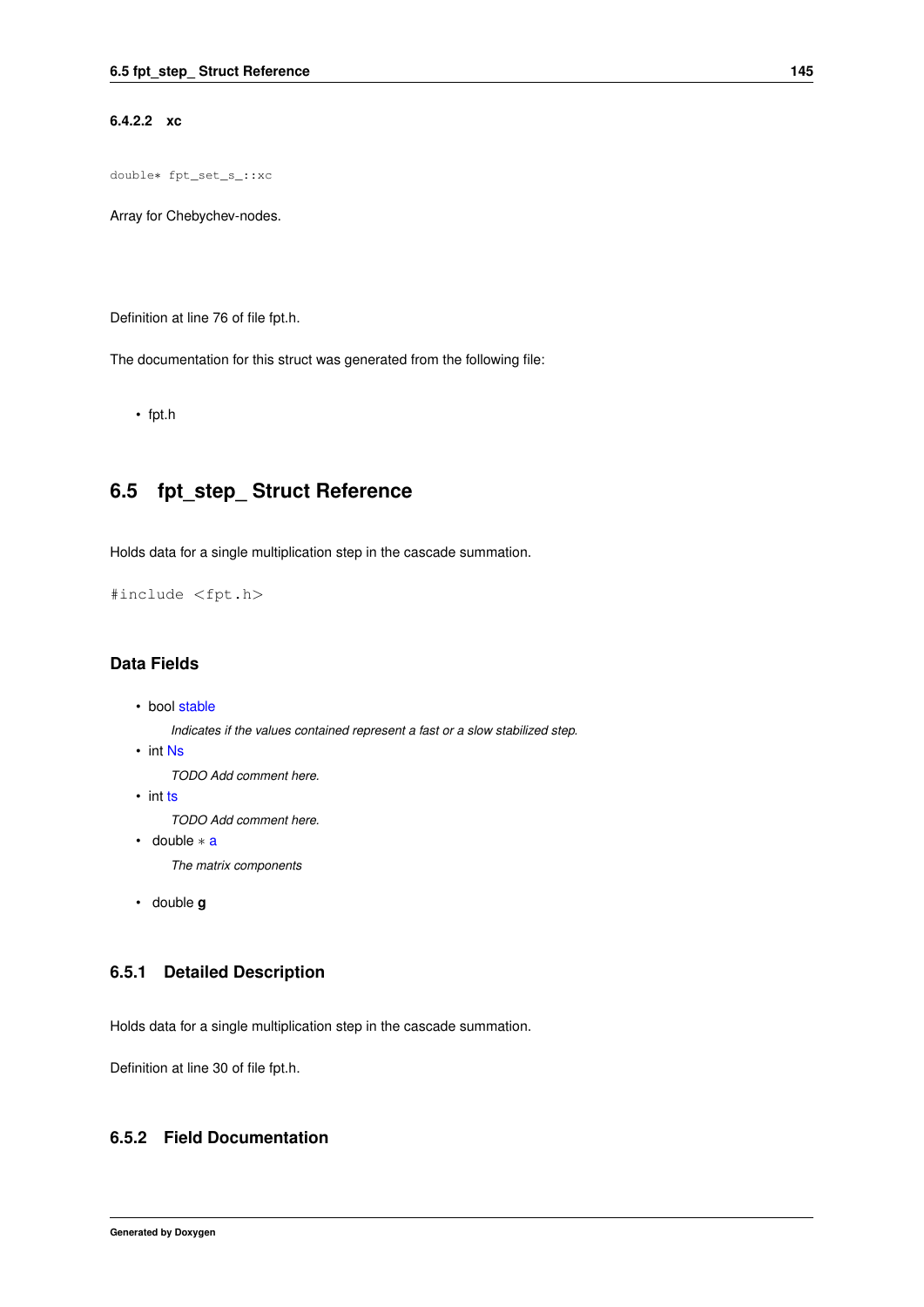#### 6.4.2.2 xc

```
double* fpt_set_s_::xc
```

Array for Chebychev-nodes.

Definition at line 76 of file fpt.h.

The documentation for this struct was generated from the following file:

- fpt.h

## 6.5 fpt_step_ Struct Reference

Holds data for a single multiplication step in the cascade summation.

```
#include <fpt.h>
```

### Data Fields

- bool stable

  *Indicates if the values contained represent a fast or a slow stabilized step.*
- int Ns

  *TODO Add comment here.*
- int ts

  *TODO Add comment here.*
- double * a

  *The matrix components*
- double **g**

### 6.5.1 Detailed Description

Holds data for a single multiplication step in the cascade summation.

Definition at line 30 of file fpt.h.

### 6.5.2 Field Documentation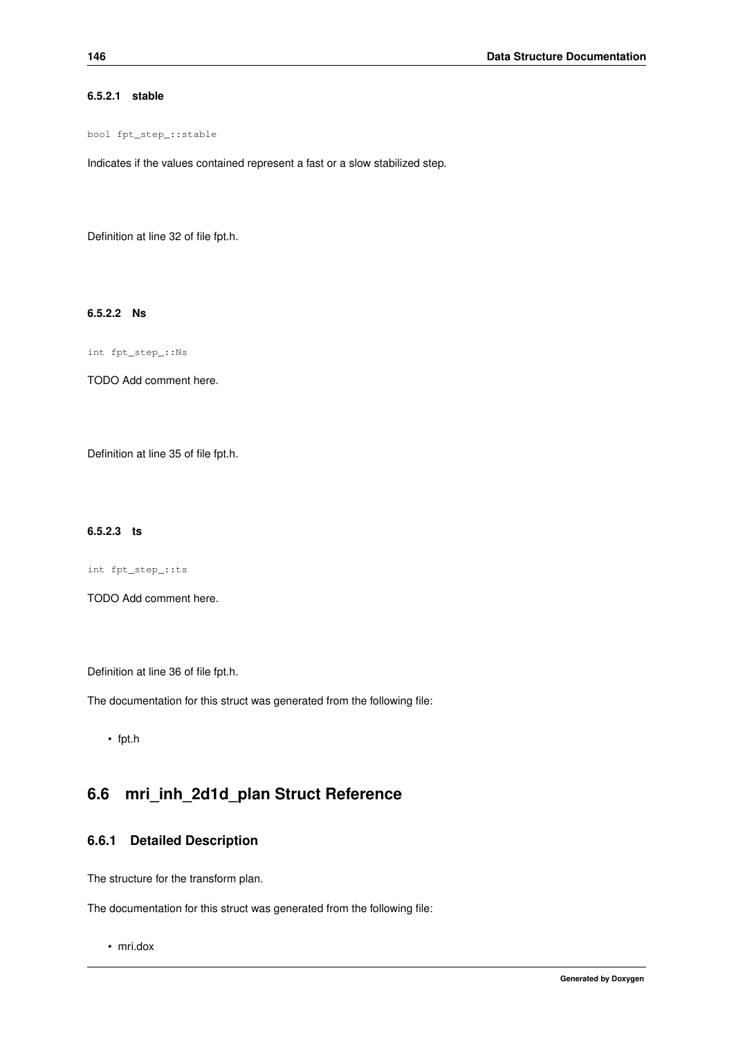#### 6.5.2.1 stable

```
bool fpt_step_::stable
```

Indicates if the values contained represent a fast or a slow stabilized step.

Definition at line 32 of file fpt.h.

#### 6.5.2.2 Ns

```
int fpt_step_::Ns
```

TODO Add comment here.

Definition at line 35 of file fpt.h.

#### 6.5.2.3 ts

```
int fpt_step_::ts
```

TODO Add comment here.

Definition at line 36 of file fpt.h.

The documentation for this struct was generated from the following file:

- fpt.h

## 6.6 mri_inh_2d1d_plan Struct Reference

### 6.6.1 Detailed Description

The structure for the transform plan.

The documentation for this struct was generated from the following file:

- mri.dox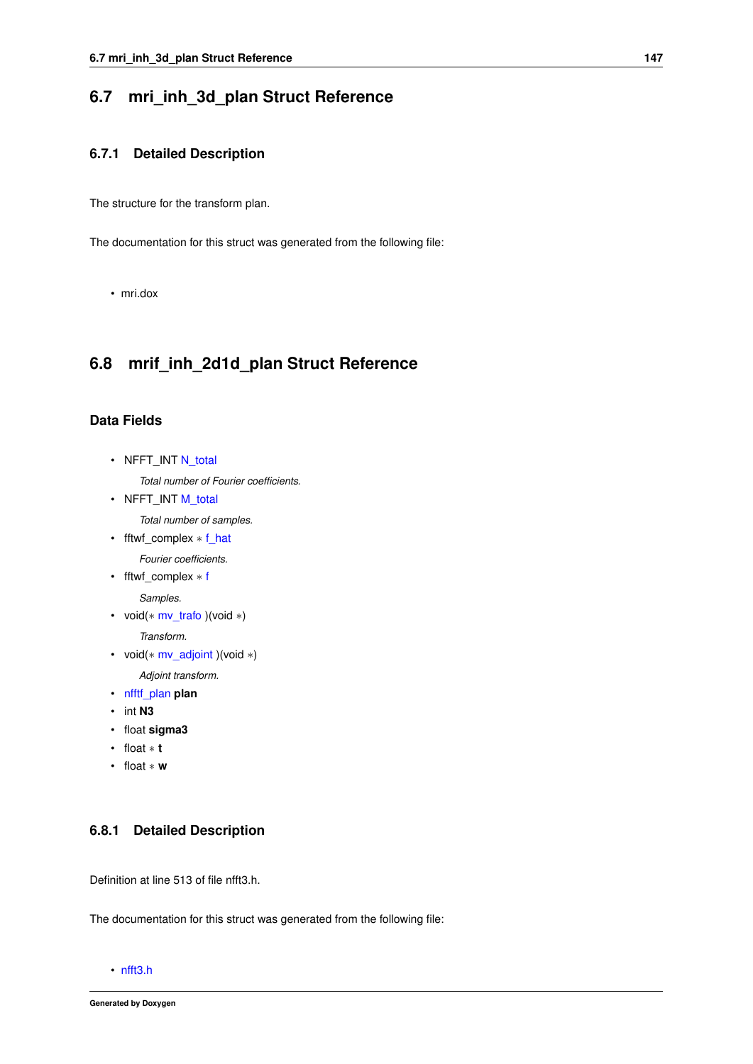## 6.7 mri_inh_3d_plan Struct Reference

### 6.7.1 Detailed Description

The structure for the transform plan.

The documentation for this struct was generated from the following file:

- mri.dox

## 6.8 mrif_inh_2d1d_plan Struct Reference

### Data Fields

- NFFT_INT N_total

    *Total number of Fourier coefficients.*
- NFFT_INT M_total

    *Total number of samples.*
- fftwf_complex * f_hat

    *Fourier coefficients.*
- fftwf_complex * f

    *Samples.*
- void(* mv_trafo )(void *)

    *Transform.*
- void(* mv_adjoint )(void *)

    *Adjoint transform.*
- nfftf_plan **plan**
- int **N3**
- float **sigma3**
- float * **t**
- float * **w**

### 6.8.1 Detailed Description

Definition at line 513 of file nfft3.h.

The documentation for this struct was generated from the following file:

- nfft3.h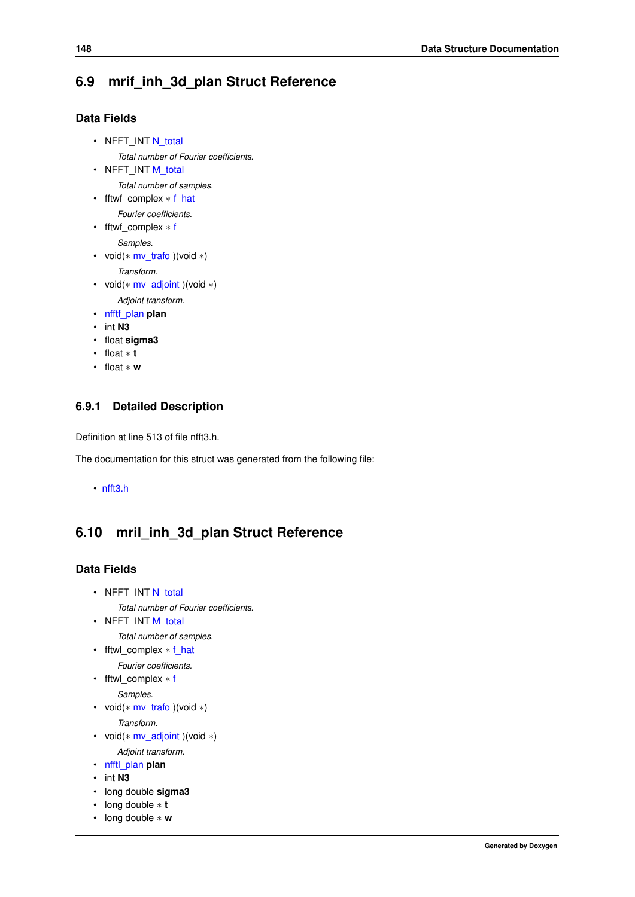## 6.9 mrif_inh_3d_plan Struct Reference

### Data Fields

- NFFT_INT N_total

  *Total number of Fourier coefficients.*
- NFFT_INT M_total

  *Total number of samples.*
- fftwf_complex * f_hat

  *Fourier coefficients.*
- fftwf_complex * f

  *Samples.*
- void(* mv_trafo )(void *)

  *Transform.*
- void(* mv_adjoint )(void *)

  *Adjoint transform.*
- nfftf_plan **plan**
- int **N3**
- float **sigma3**
- float * **t**
- float * **w**

### 6.9.1 Detailed Description

Definition at line 513 of file nfft3.h.

The documentation for this struct was generated from the following file:

- nfft3.h

## 6.10 mril_inh_3d_plan Struct Reference

### Data Fields

- NFFT_INT N_total

  *Total number of Fourier coefficients.*
- NFFT_INT M_total

  *Total number of samples.*
- fftwl_complex * f_hat

  *Fourier coefficients.*
- fftwl_complex * f

  *Samples.*
- void(* mv_trafo )(void *)

  *Transform.*
- void(* mv_adjoint )(void *)

  *Adjoint transform.*
- nfftl_plan **plan**
- int **N3**
- long double **sigma3**
- long double * **t**
- long double * **w**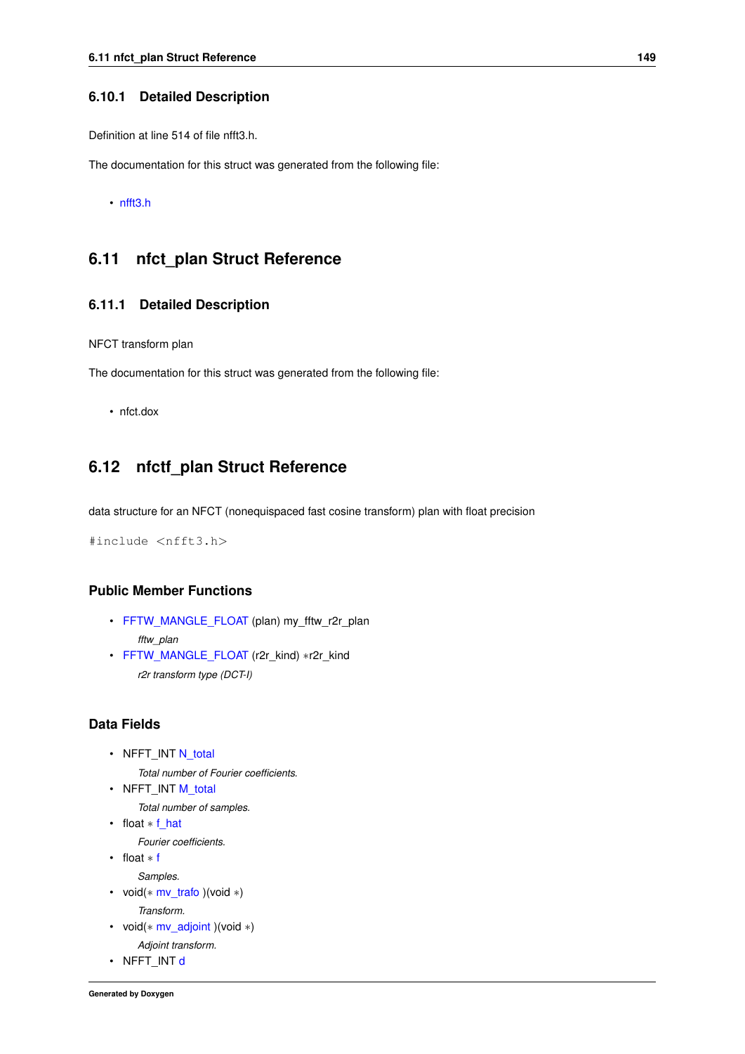### 6.10.1 Detailed Description

Definition at line 514 of file nfft3.h.

The documentation for this struct was generated from the following file:

- nfft3.h

## 6.11 nfct_plan Struct Reference

### 6.11.1 Detailed Description

NFCT transform plan

The documentation for this struct was generated from the following file:

- nfct.dox

## 6.12 nfctf_plan Struct Reference

data structure for an NFCT (nonequispaced fast cosine transform) plan with float precision

```
#include <nfft3.h>
```

### Public Member Functions

- FFTW_MANGLE_FLOAT (plan) my_fftw_r2r_plan

  *fftw_plan*
- FFTW_MANGLE_FLOAT (r2r_kind) *r2r_kind

  *r2r transform type (DCT-I)*

### Data Fields

- NFFT_INT N_total

  *Total number of Fourier coefficients.*
- NFFT_INT M_total

  *Total number of samples.*
- float * f_hat

  *Fourier coefficients.*
- float * f

  *Samples.*
- void(* mv_trafo )(void *)

  *Transform.*
- void(* mv_adjoint )(void *)

  *Adjoint transform.*
- NFFT_INT d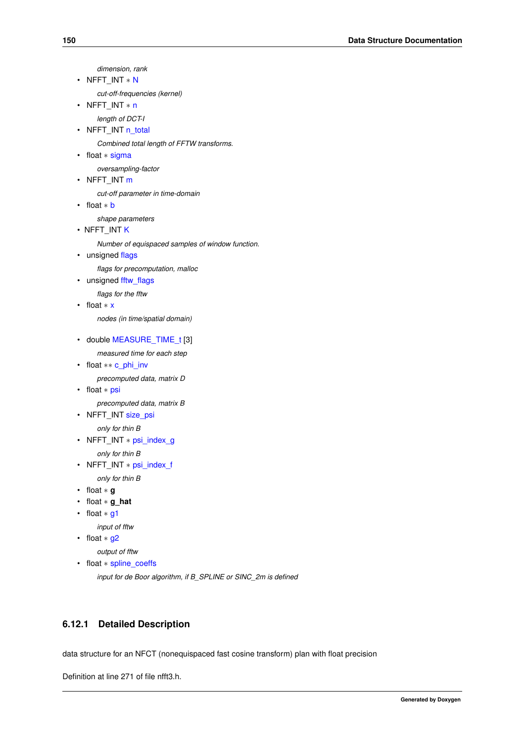*dimension, rank*

- NFFT_INT ∗ N

  *cut-off-frequencies (kernel)*

- NFFT_INT ∗ n

  *length of DCT-I*

- NFFT_INT n_total

  *Combined total length of FFTW transforms.*

- float ∗ sigma

  *oversampling-factor*

- NFFT_INT m

  *cut-off parameter in time-domain*

- float ∗ b

  *shape parameters*

- NFFT_INT K

  *Number of equispaced samples of window function.*

- unsigned flags

  *flags for precomputation, malloc*

- unsigned fftw_flags

  *flags for the fftw*

- float ∗ x

  *nodes (in time/spatial domain)*

- double MEASURE_TIME_t [3]

  *measured time for each step*

- float ∗∗ c_phi_inv

  *precomputed data, matrix D*

- float ∗ psi

  *precomputed data, matrix B*

- NFFT_INT size_psi

  *only for thin B*

- NFFT_INT ∗ psi_index_g

  *only for thin B*

- NFFT_INT ∗ psi_index_f

  *only for thin B*

- float ∗ **g**
- float ∗ **g_hat**
- float ∗ g1

  *input of fftw*

- float ∗ g2

  *output of fftw*

- float ∗ spline_coeffs

  *input for de Boor algorithm, if B_SPLINE or SINC_2m is defined*

### 6.12.1 Detailed Description

data structure for an NFCT (nonequispaced fast cosine transform) plan with float precision

Definition at line 271 of file nfft3.h.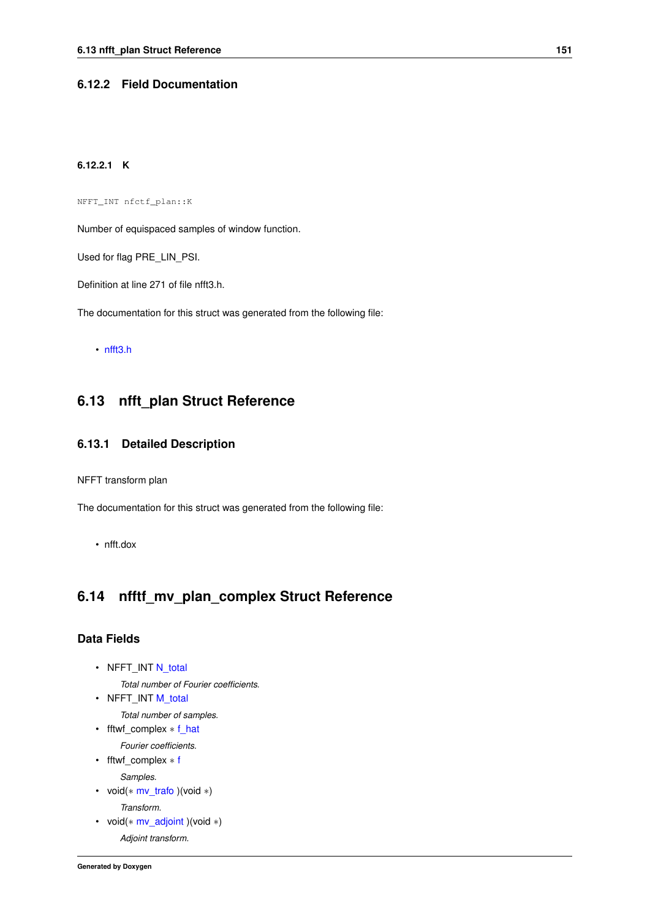### 6.12.2 Field Documentation

#### 6.12.2.1 K

```
NFFT_INT nfctf_plan::K
```

Number of equispaced samples of window function.

Used for flag PRE_LIN_PSI.

Definition at line 271 of file nfft3.h.

The documentation for this struct was generated from the following file:

- nfft3.h

## 6.13 nfft_plan Struct Reference

### 6.13.1 Detailed Description

NFFT transform plan

The documentation for this struct was generated from the following file:

- nfft.dox

## 6.14 nfftf_mv_plan_complex Struct Reference

### Data Fields

- NFFT_INT N_total
  
  *Total number of Fourier coefficients.*
- NFFT_INT M_total
  
  *Total number of samples.*
- fftwf_complex * f_hat
  
  *Fourier coefficients.*
- fftwf_complex * f
  
  *Samples.*
- void(* mv_trafo )(void *)
  
  *Transform.*
- void(* mv_adjoint )(void *)
  
  *Adjoint transform.*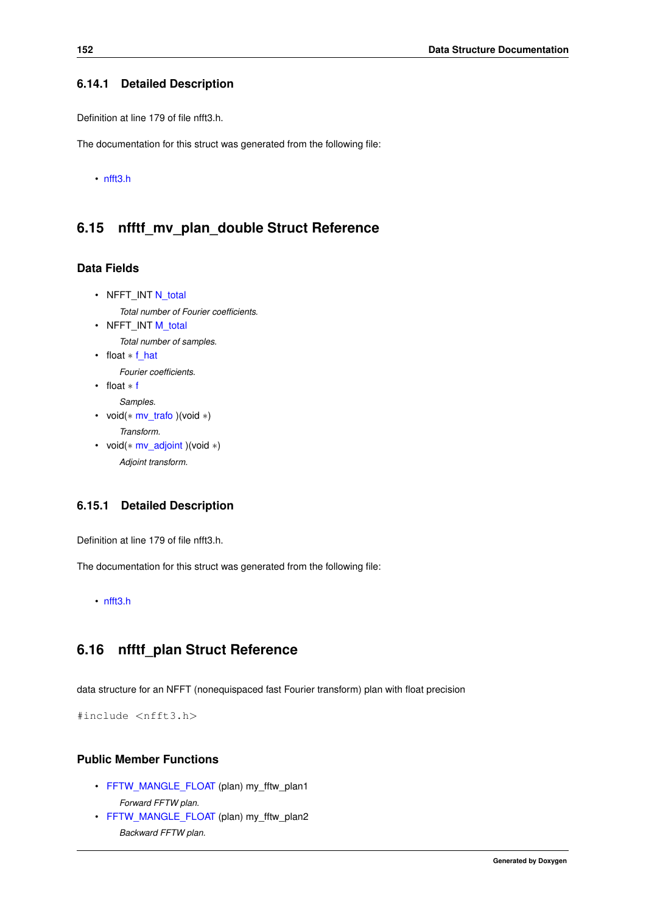### 6.14.1 Detailed Description

Definition at line 179 of file nfft3.h.

The documentation for this struct was generated from the following file:

- nfft3.h

## 6.15 nfftf_mv_plan_double Struct Reference

### Data Fields

- NFFT_INT N_total

  *Total number of Fourier coefficients.*
- NFFT_INT M_total

  *Total number of samples.*
- float * f_hat

  *Fourier coefficients.*
- float * f

  *Samples.*
- void(* mv_trafo )(void *)

  *Transform.*
- void(* mv_adjoint )(void *)

  *Adjoint transform.*

### 6.15.1 Detailed Description

Definition at line 179 of file nfft3.h.

The documentation for this struct was generated from the following file:

- nfft3.h

## 6.16 nfftf_plan Struct Reference

data structure for an NFFT (nonequispaced fast Fourier transform) plan with float precision

```
#include <nfft3.h>
```

### Public Member Functions

- FFTW_MANGLE_FLOAT (plan) my_fftw_plan1

  *Forward FFTW plan.*
- FFTW_MANGLE_FLOAT (plan) my_fftw_plan2

  *Backward FFTW plan.*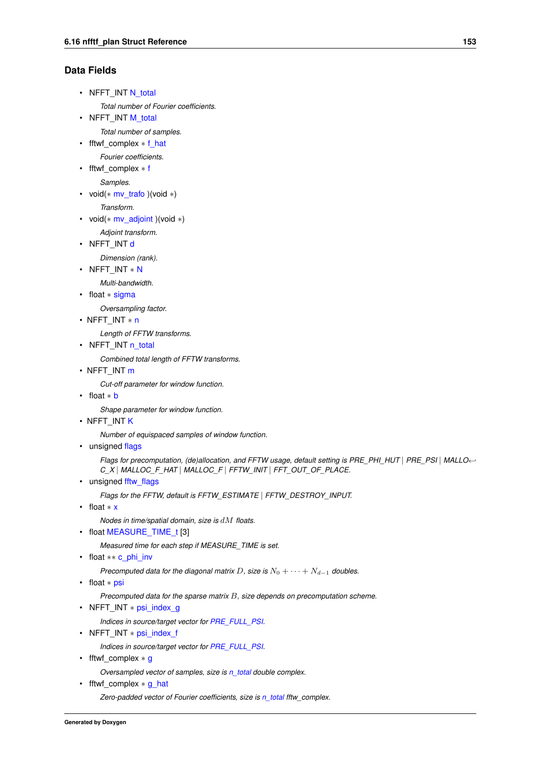## Data Fields

- NFFT_INT N_total

  *Total number of Fourier coefficients.*
- NFFT_INT M_total

  *Total number of samples.*
- fftwf_complex * f_hat

  *Fourier coefficients.*
- fftwf_complex * f

  *Samples.*
- void(* mv_trafo )(void *)

  *Transform.*
- void(* mv_adjoint )(void *)

  *Adjoint transform.*
- NFFT_INT d

  *Dimension (rank).*
- NFFT_INT * N

  *Multi-bandwidth.*
- float * sigma

  *Oversampling factor.*
- NFFT_INT * n

  *Length of FFTW transforms.*
- NFFT_INT n_total

  *Combined total length of FFTW transforms.*
- NFFT_INT m

  *Cut-off parameter for window function.*
- float * b

  *Shape parameter for window function.*
- NFFT_INT K

  *Number of equispaced samples of window function.*
- unsigned flags

  *Flags for precomputation, (de)allocation, and FFTW usage, default setting is PRE_PHI_HUT | PRE_PSI | MALLOC_X | MALLOC_F_HAT | MALLOC_F | FFTW_INIT | FFT_OUT_OF_PLACE.*
- unsigned fftw_flags

  *Flags for the FFTW, default is FFTW_ESTIMATE | FFTW_DESTROY_INPUT.*
- float * x

  *Nodes in time/spatial domain, size is $dM$ floats.*
- float MEASURE_TIME_t [3]

  *Measured time for each step if MEASURE_TIME is set.*
- float ** c_phi_inv

  *Precomputed data for the diagonal matrix $D$, size is $N_0 + \cdots + N_{d-1}$ doubles.*
- float * psi

  *Precomputed data for the sparse matrix $B$, size depends on precomputation scheme.*
- NFFT_INT * psi_index_g

  *Indices in source/target vector for PRE_FULL_PSI.*
- NFFT_INT * psi_index_f

  *Indices in source/target vector for PRE_FULL_PSI.*
- fftwf_complex * g

  *Oversampled vector of samples, size is n_total double complex.*
- fftwf_complex * g_hat

  *Zero-padded vector of Fourier coefficients, size is n_total fftw_complex.*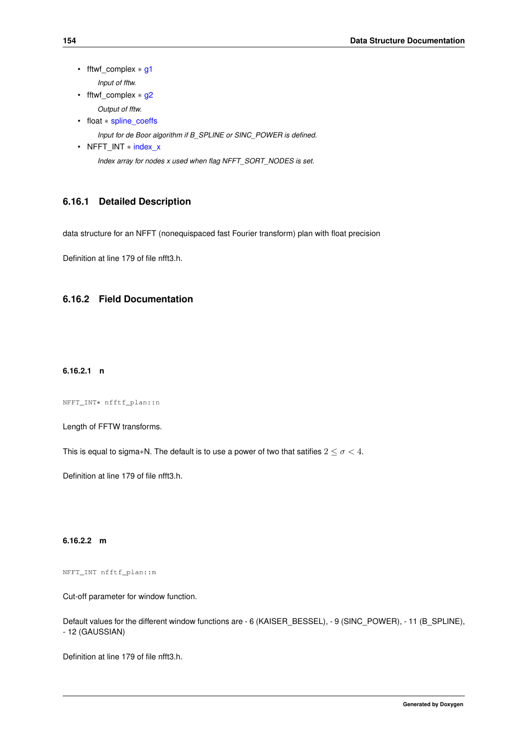- fftwf_complex * g1

  *Input of fftw.*
- fftwf_complex * g2

  *Output of fftw.*
- float * spline_coeffs

  *Input for de Boor algorithm if B_SPLINE or SINC_POWER is defined.*
- NFFT_INT * index_x

  *Index array for nodes x used when flag NFFT_SORT_NODES is set.*

### 6.16.1 Detailed Description

data structure for an NFFT (nonequispaced fast Fourier transform) plan with float precision

Definition at line 179 of file nfft3.h.

### 6.16.2 Field Documentation

#### 6.16.2.1 n

```
NFFT_INT* nfftf_plan::n
```

Length of FFTW transforms.

This is equal to sigma*N. The default is to use a power of two that satifies $2 \leq \sigma < 4$.

Definition at line 179 of file nfft3.h.

#### 6.16.2.2 m

```
NFFT_INT nfftf_plan::m
```

Cut-off parameter for window function.

Default values for the different window functions are - 6 (KAISER_BESSEL), - 9 (SINC_POWER), - 11 (B_SPLINE), - 12 (GAUSSIAN)

Definition at line 179 of file nfft3.h.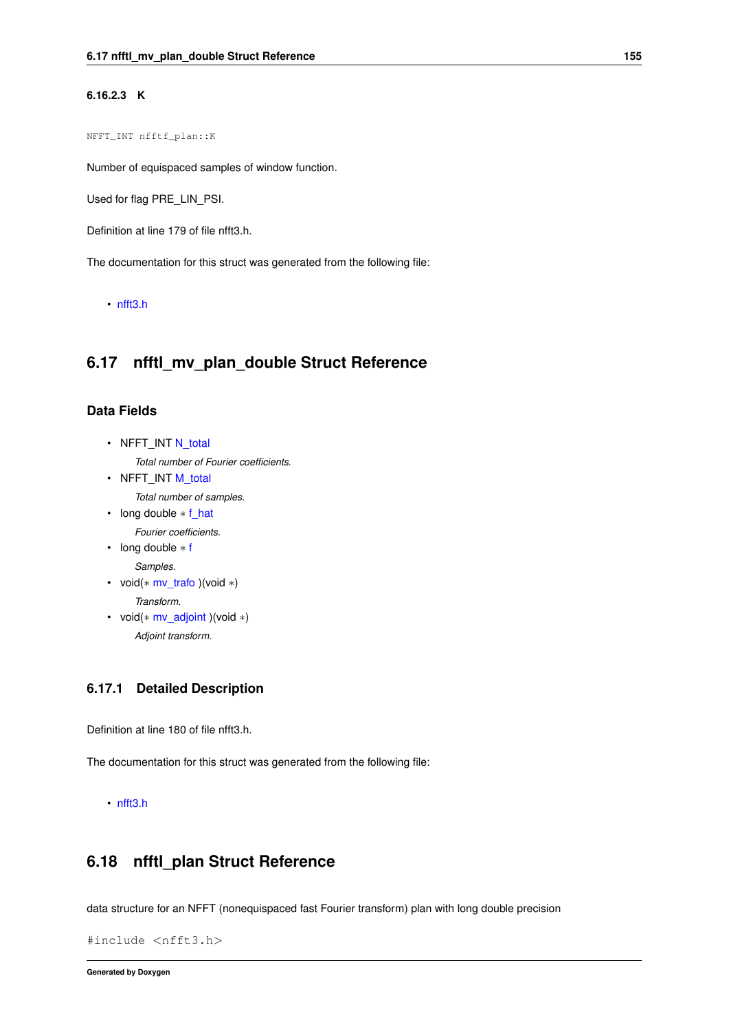#### 6.16.2.3 K

```
NFFT_INT nfftf_plan::K
```

Number of equispaced samples of window function.

Used for flag PRE_LIN_PSI.

Definition at line 179 of file nfft3.h.

The documentation for this struct was generated from the following file:

- nfft3.h

## 6.17 nfftl_mv_plan_double Struct Reference

### Data Fields

- NFFT_INT N_total
  *Total number of Fourier coefficients.*
- NFFT_INT M_total
  *Total number of samples.*
- long double ∗ f_hat
  *Fourier coefficients.*
- long double ∗ f
  *Samples.*
- void(∗ mv_trafo )(void ∗)
  *Transform.*
- void(∗ mv_adjoint )(void ∗)
  *Adjoint transform.*

### 6.17.1 Detailed Description

Definition at line 180 of file nfft3.h.

The documentation for this struct was generated from the following file:

- nfft3.h

## 6.18 nfftl_plan Struct Reference

data structure for an NFFT (nonequispaced fast Fourier transform) plan with long double precision

```
#include <nfft3.h>
```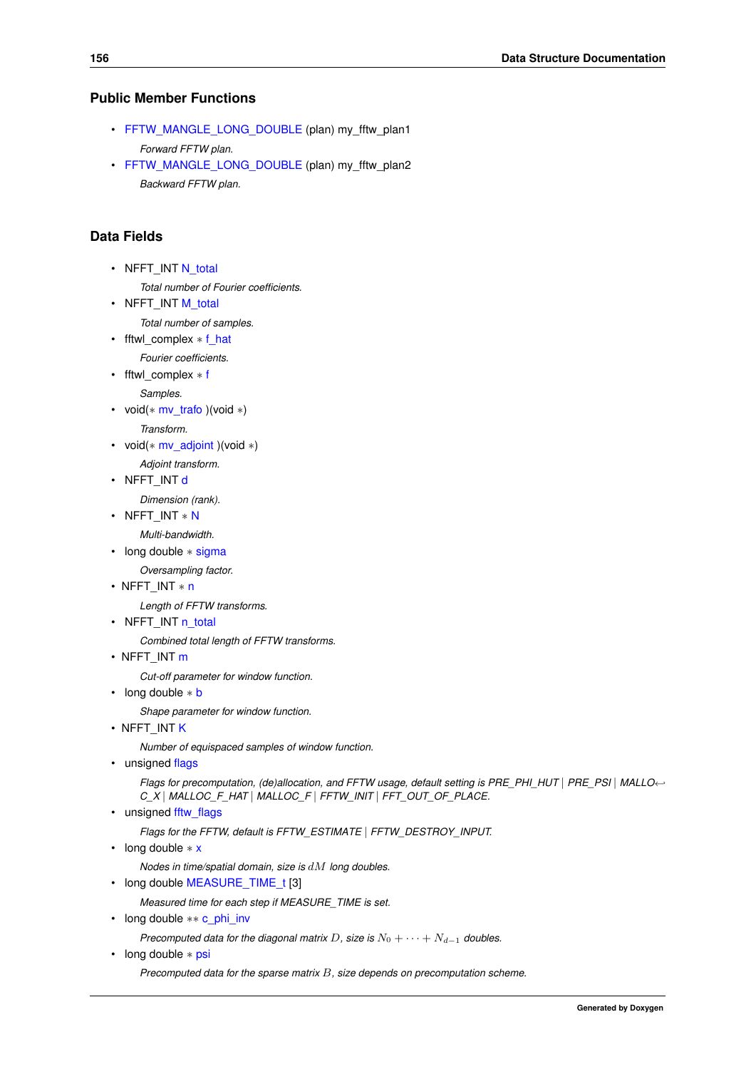## Public Member Functions

- FFTW_MANGLE_LONG_DOUBLE (plan) my_fftw_plan1

  *Forward FFTW plan.*

- FFTW_MANGLE_LONG_DOUBLE (plan) my_fftw_plan2

  *Backward FFTW plan.*

## Data Fields

- NFFT_INT N_total

  *Total number of Fourier coefficients.*

- NFFT_INT M_total

  *Total number of samples.*

- fftwl_complex * f_hat

  *Fourier coefficients.*

- fftwl_complex * f

  *Samples.*

- void(* mv_trafo )(void *)

  *Transform.*

- void(* mv_adjoint )(void *)

  *Adjoint transform.*

- NFFT_INT d

  *Dimension (rank).*

- NFFT_INT * N

  *Multi-bandwidth.*

- long double * sigma

  *Oversampling factor.*

- NFFT_INT * n

  *Length of FFTW transforms.*

- NFFT_INT n_total

  *Combined total length of FFTW transforms.*

- NFFT_INT m

  *Cut-off parameter for window function.*

- long double * b

  *Shape parameter for window function.*

- NFFT_INT K

  *Number of equispaced samples of window function.*

- unsigned flags

  *Flags for precomputation, (de)allocation, and FFTW usage, default setting is PRE_PHI_HUT | PRE_PSI | MALLOC_X | MALLOC_F_HAT | MALLOC_F | FFTW_INIT | FFT_OUT_OF_PLACE.*

- unsigned fftw_flags

  *Flags for the FFTW, default is FFTW_ESTIMATE | FFTW_DESTROY_INPUT.*

- long double * x

  *Nodes in time/spatial domain, size is $dM$ long doubles.*

- long double MEASURE_TIME_t [3]

  *Measured time for each step if MEASURE_TIME is set.*

- long double ** c_phi_inv

  *Precomputed data for the diagonal matrix $D$, size is $N_0 + \cdots + N_{d-1}$ doubles.*

- long double * psi

  *Precomputed data for the sparse matrix $B$, size depends on precomputation scheme.*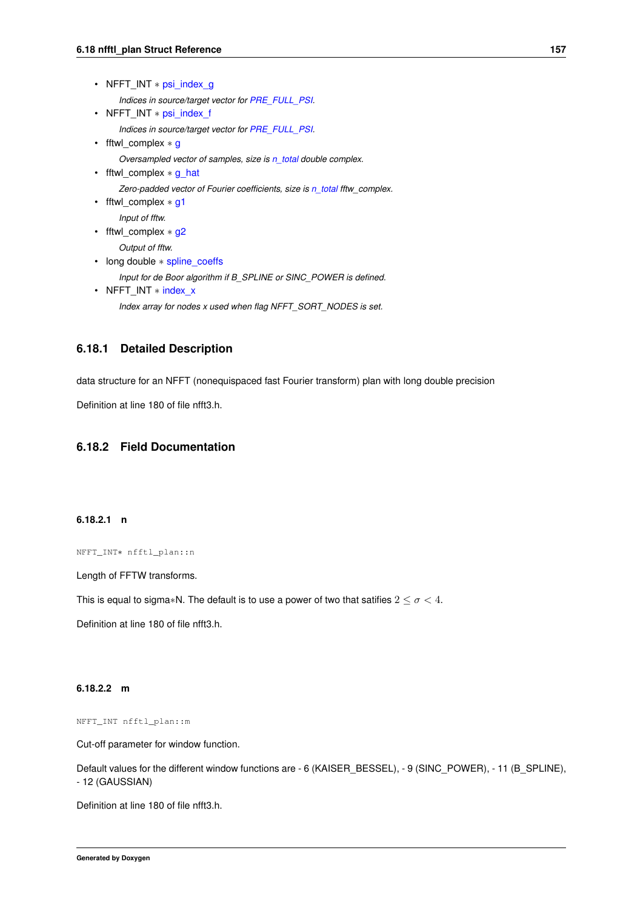- NFFT_INT * psi_index_g

  *Indices in source/target vector for PRE_FULL_PSI.*
- NFFT_INT * psi_index_f

  *Indices in source/target vector for PRE_FULL_PSI.*
- fftwl_complex * g

  *Oversampled vector of samples, size is n_total double complex.*
- fftwl_complex * g_hat

  *Zero-padded vector of Fourier coefficients, size is n_total fftw_complex.*
- fftwl_complex * g1

  *Input of fftw.*
- fftwl_complex * g2

  *Output of fftw.*
- long double * spline_coeffs

  *Input for de Boor algorithm if B_SPLINE or SINC_POWER is defined.*
- NFFT_INT * index_x

  *Index array for nodes x used when flag NFFT_SORT_NODES is set.*

### 6.18.1 Detailed Description

data structure for an NFFT (nonequispaced fast Fourier transform) plan with long double precision

Definition at line 180 of file nfft3.h.

### 6.18.2 Field Documentation

#### 6.18.2.1 n

```
NFFT_INT* nfftl_plan::n
```

Length of FFTW transforms.

This is equal to sigma*N. The default is to use a power of two that satifies $2 \leq \sigma < 4$.

Definition at line 180 of file nfft3.h.

#### 6.18.2.2 m

```
NFFT_INT nfftl_plan::m
```

Cut-off parameter for window function.

Default values for the different window functions are - 6 (KAISER_BESSEL), - 9 (SINC_POWER), - 11 (B_SPLINE), - 12 (GAUSSIAN)

Definition at line 180 of file nfft3.h.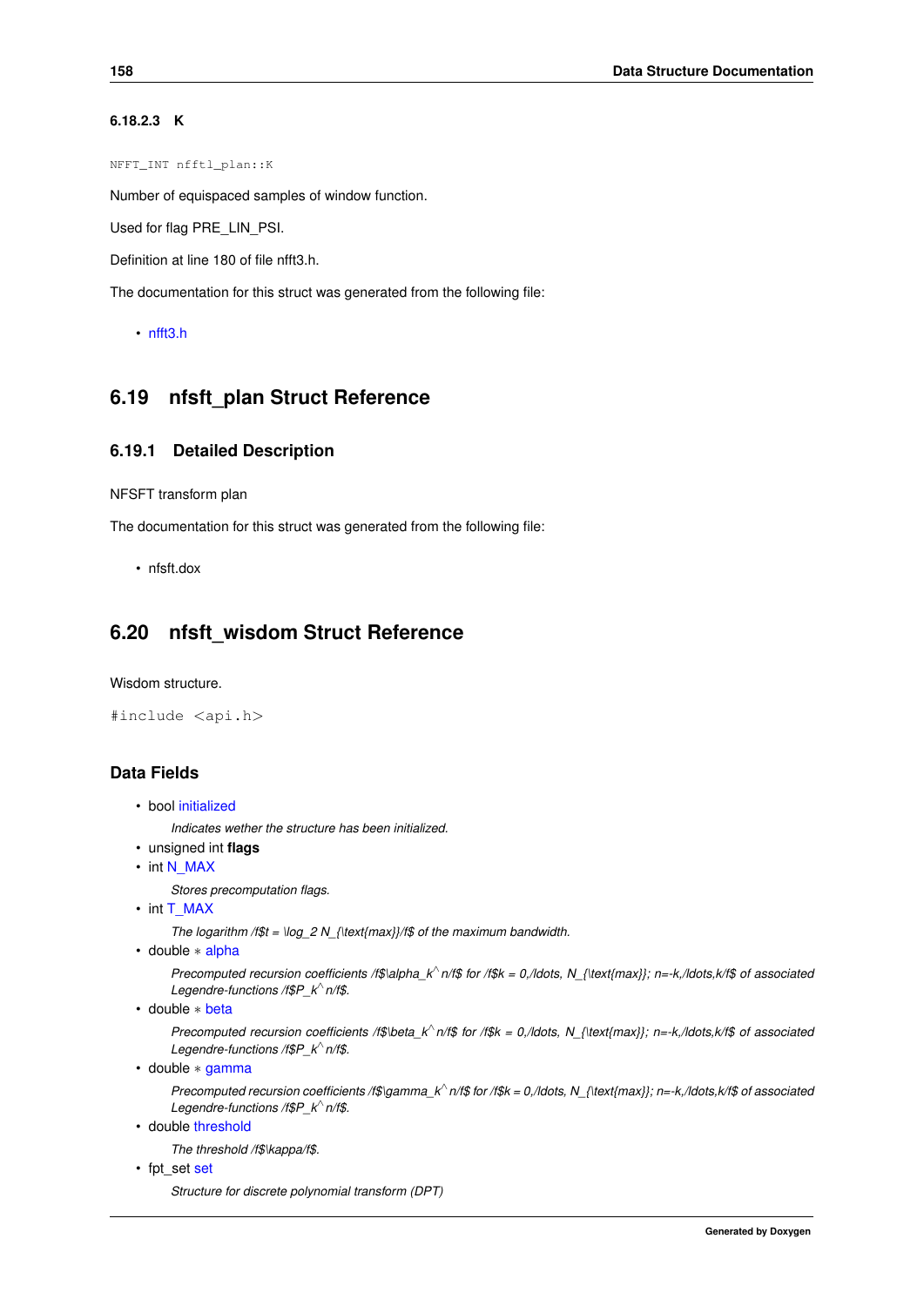#### 6.18.2.3 K

```
NFFT_INT nfftl_plan::K
```

Number of equispaced samples of window function.

Used for flag PRE_LIN_PSI.

Definition at line 180 of file nfft3.h.

The documentation for this struct was generated from the following file:

- nfft3.h

## 6.19 nfsft_plan Struct Reference

### 6.19.1 Detailed Description

NFSFT transform plan

The documentation for this struct was generated from the following file:

- nfsft.dox

## 6.20 nfsft_wisdom Struct Reference

Wisdom structure.

```
#include <api.h>
```

### Data Fields

- bool initialized

  *Indicates wether the structure has been initialized.*
- unsigned int **flags**
- int N_MAX

  *Stores precomputation flags.*
- int T_MAX

  *The logarithm /f$t = \log_2 N_{\text{max}}/f$ of the maximum bandwidth.*
- double ∗ alpha

  *Precomputed recursion coefficients /f$\alpha_k^n/f$ for /f$k = 0,/ldots, N_{\text{max}}; n=-k,/ldots,k/f$ of associated Legendre-functions /f$P_k^n/f$.*
- double ∗ beta

  *Precomputed recursion coefficients /f$\beta_k^n/f$ for /f$k = 0,/ldots, N_{\text{max}}; n=-k,/ldots,k/f$ of associated Legendre-functions /f$P_k^n/f$.*
- double ∗ gamma

  *Precomputed recursion coefficients /f$\gamma_k^n/f$ for /f$k = 0,/ldots, N_{\text{max}}; n=-k,/ldots,k/f$ of associated Legendre-functions /f$P_k^n/f$.*
- double threshold

  *The threshold /f$\kappa/f$.*
- fpt_set set

  *Structure for discrete polynomial transform (DPT)*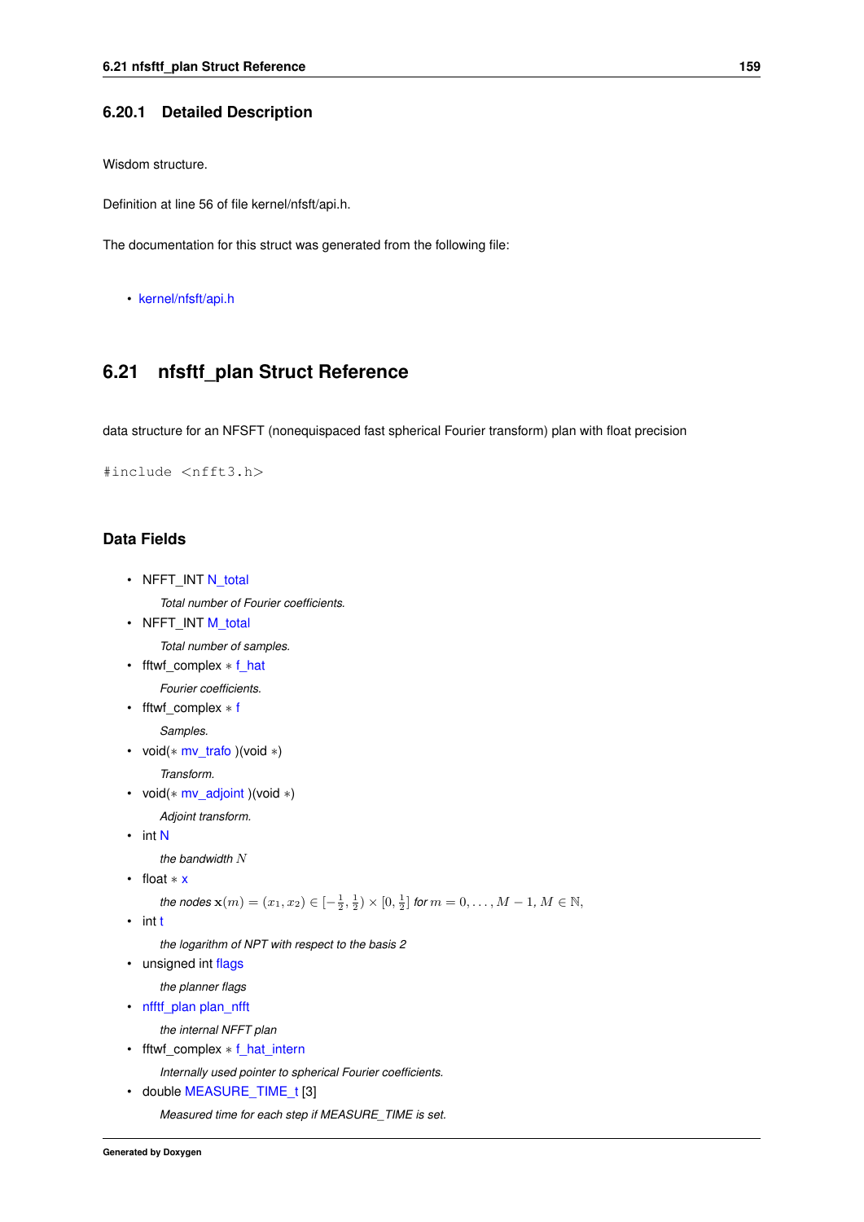### 6.20.1 Detailed Description

Wisdom structure.

Definition at line 56 of file kernel/nfsft/api.h.

The documentation for this struct was generated from the following file:

- kernel/nfsft/api.h

## 6.21 nfsftf_plan Struct Reference

data structure for an NFSFT (nonequispaced fast spherical Fourier transform) plan with float precision

```
#include <nfft3.h>
```

### Data Fields

- NFFT_INT N_total

  *Total number of Fourier coefficients.*
- NFFT_INT M_total

  *Total number of samples.*
- fftwf_complex ∗ f_hat

  *Fourier coefficients.*
- fftwf_complex ∗ f

  *Samples.*
- void(∗ mv_trafo )(void ∗)

  *Transform.*
- void(∗ mv_adjoint )(void ∗)

  *Adjoint transform.*
- int N

  *the bandwidth $N$*
- float ∗ x

  *the nodes $\mathbf{x}(m) = (x_1, x_2) \in [-\frac{1}{2}, \frac{1}{2}) \times [0, \frac{1}{2}]$ for $m = 0, \ldots, M-1, M \in \mathbb{N},$*
- int t

  *the logarithm of NPT with respect to the basis 2*
- unsigned int flags

  *the planner flags*
- nfftf_plan plan_nfft

  *the internal NFFT plan*
- fftwf_complex ∗ f_hat_intern

  *Internally used pointer to spherical Fourier coefficients.*
- double MEASURE_TIME_t [3]

  *Measured time for each step if MEASURE_TIME is set.*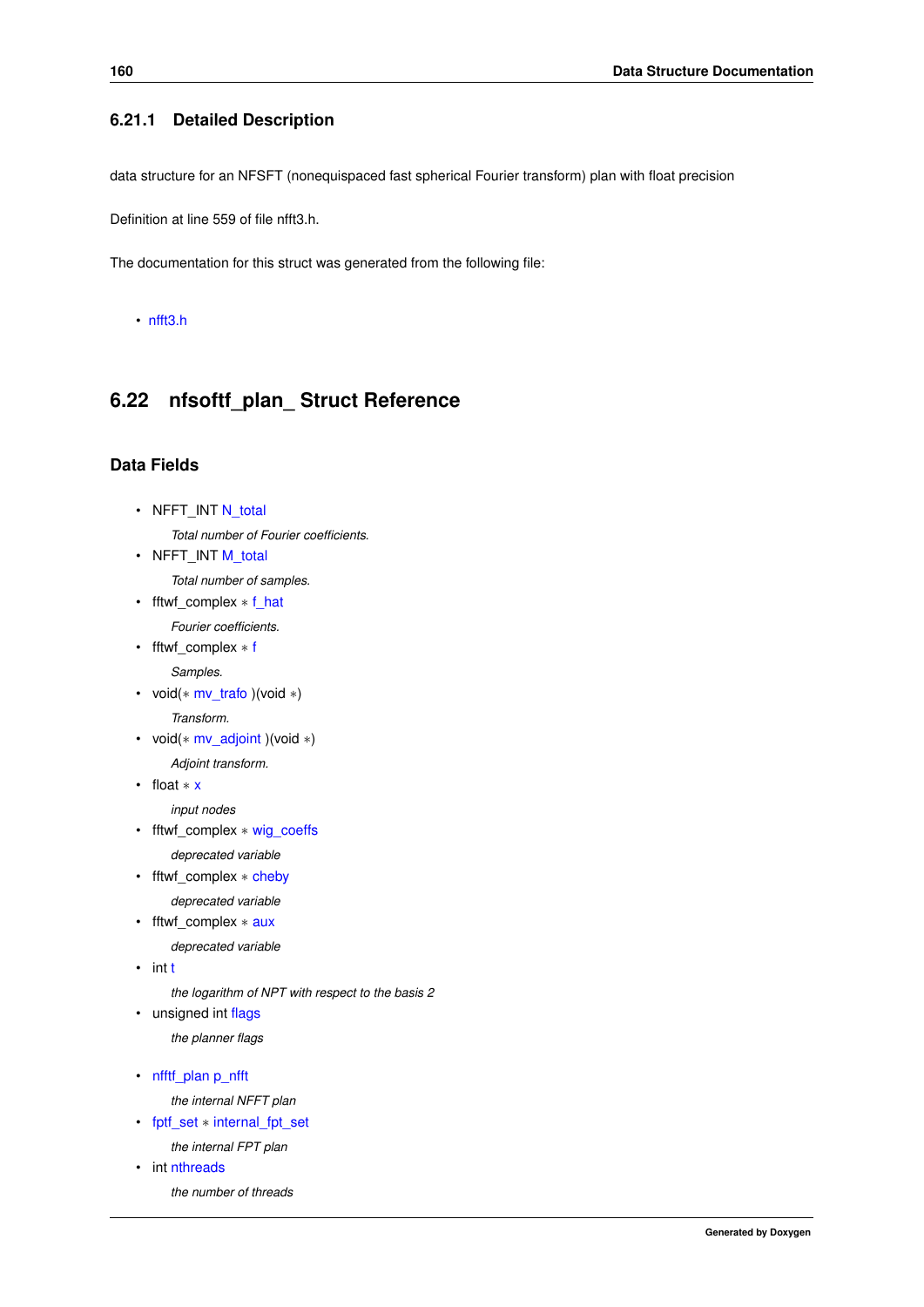### 6.21.1 Detailed Description

data structure for an NFSFT (nonequispaced fast spherical Fourier transform) plan with float precision

Definition at line 559 of file nfft3.h.

The documentation for this struct was generated from the following file:

- nfft3.h

## 6.22 nfsoftf_plan_ Struct Reference

### Data Fields

- NFFT_INT N_total
  
  *Total number of Fourier coefficients.*
- NFFT_INT M_total
  
  *Total number of samples.*
- fftwf_complex * f_hat
  
  *Fourier coefficients.*
- fftwf_complex * f
  
  *Samples.*
- void(* mv_trafo )(void *)
  
  *Transform.*
- void(* mv_adjoint )(void *)
  
  *Adjoint transform.*
- float * x
  
  *input nodes*
- fftwf_complex * wig_coeffs
  
  *deprecated variable*
- fftwf_complex * cheby
  
  *deprecated variable*
- fftwf_complex * aux
  
  *deprecated variable*
- int t
  
  *the logarithm of NPT with respect to the basis 2*
- unsigned int flags
  
  *the planner flags*
- nfftf_plan p_nfft
  
  *the internal NFFT plan*
- fptf_set * internal_fpt_set
  
  *the internal FPT plan*
- int nthreads
  
  *the number of threads*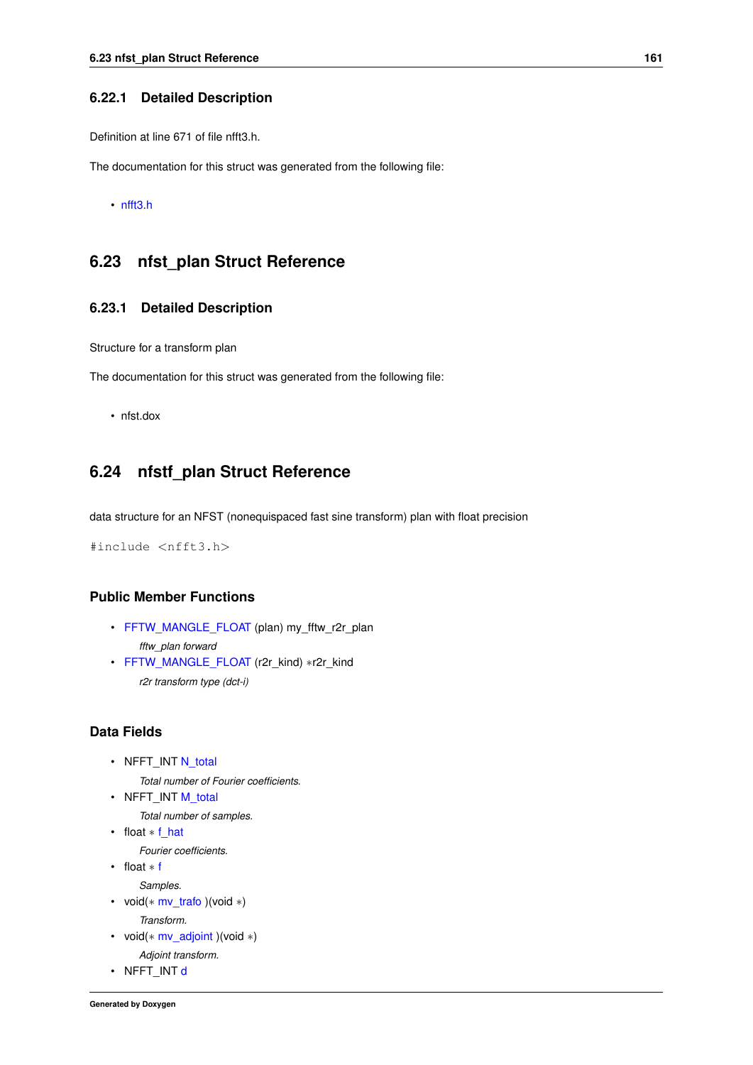### 6.22.1 Detailed Description

Definition at line 671 of file nfft3.h.

The documentation for this struct was generated from the following file:

- nfft3.h

## 6.23 nfst_plan Struct Reference

### 6.23.1 Detailed Description

Structure for a transform plan

The documentation for this struct was generated from the following file:

- nfst.dox

## 6.24 nfstf_plan Struct Reference

data structure for an NFST (nonequispaced fast sine transform) plan with float precision

```
#include <nfft3.h>
```

### Public Member Functions

- FFTW_MANGLE_FLOAT (plan) my_fftw_r2r_plan
  *fftw_plan forward*
- FFTW_MANGLE_FLOAT (r2r_kind) *r2r_kind
  *r2r transform type (dct-i)*

### Data Fields

- NFFT_INT N_total
  *Total number of Fourier coefficients.*
- NFFT_INT M_total
  *Total number of samples.*
- float * f_hat
  *Fourier coefficients.*
- float * f
  *Samples.*
- void(* mv_trafo )(void *)
  *Transform.*
- void(* mv_adjoint )(void *)
  *Adjoint transform.*
- NFFT_INT d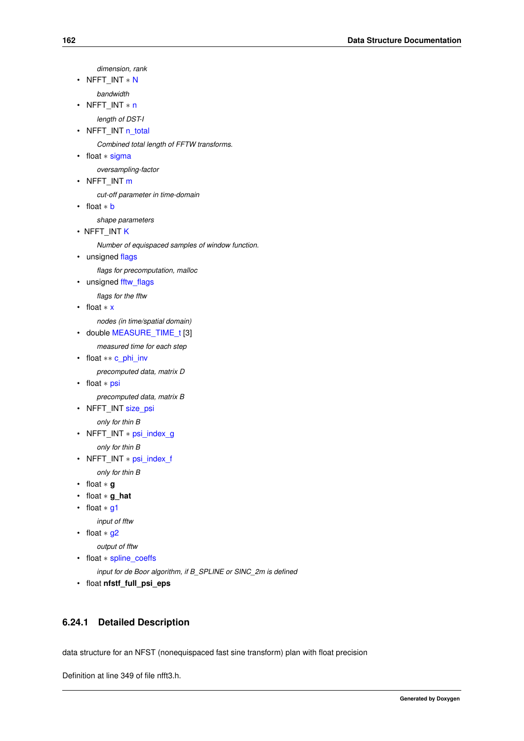*dimension, rank*

- NFFT_INT * N

    *bandwidth*
- NFFT_INT * n

    *length of DST-I*
- NFFT_INT n_total

    *Combined total length of FFTW transforms.*
- float * sigma

    *oversampling-factor*
- NFFT_INT m

    *cut-off parameter in time-domain*
- float * b

    *shape parameters*
- NFFT_INT K

    *Number of equispaced samples of window function.*
- unsigned flags

    *flags for precomputation, malloc*
- unsigned fftw_flags

    *flags for the fftw*
- float * x

    *nodes (in time/spatial domain)*
- double MEASURE_TIME_t [3]

    *measured time for each step*
- float ** c_phi_inv

    *precomputed data, matrix D*
- float * psi

    *precomputed data, matrix B*
- NFFT_INT size_psi

    *only for thin B*
- NFFT_INT * psi_index_g

    *only for thin B*
- NFFT_INT * psi_index_f

    *only for thin B*
- float * **g**
- float * **g_hat**
- float * g1

    *input of fftw*
- float * g2

    *output of fftw*
- float * spline_coeffs

    *input for de Boor algorithm, if B_SPLINE or SINC_2m is defined*
- float **nfstf_full_psi_eps**

### 6.24.1 Detailed Description

data structure for an NFST (nonequispaced fast sine transform) plan with float precision

Definition at line 349 of file nfft3.h.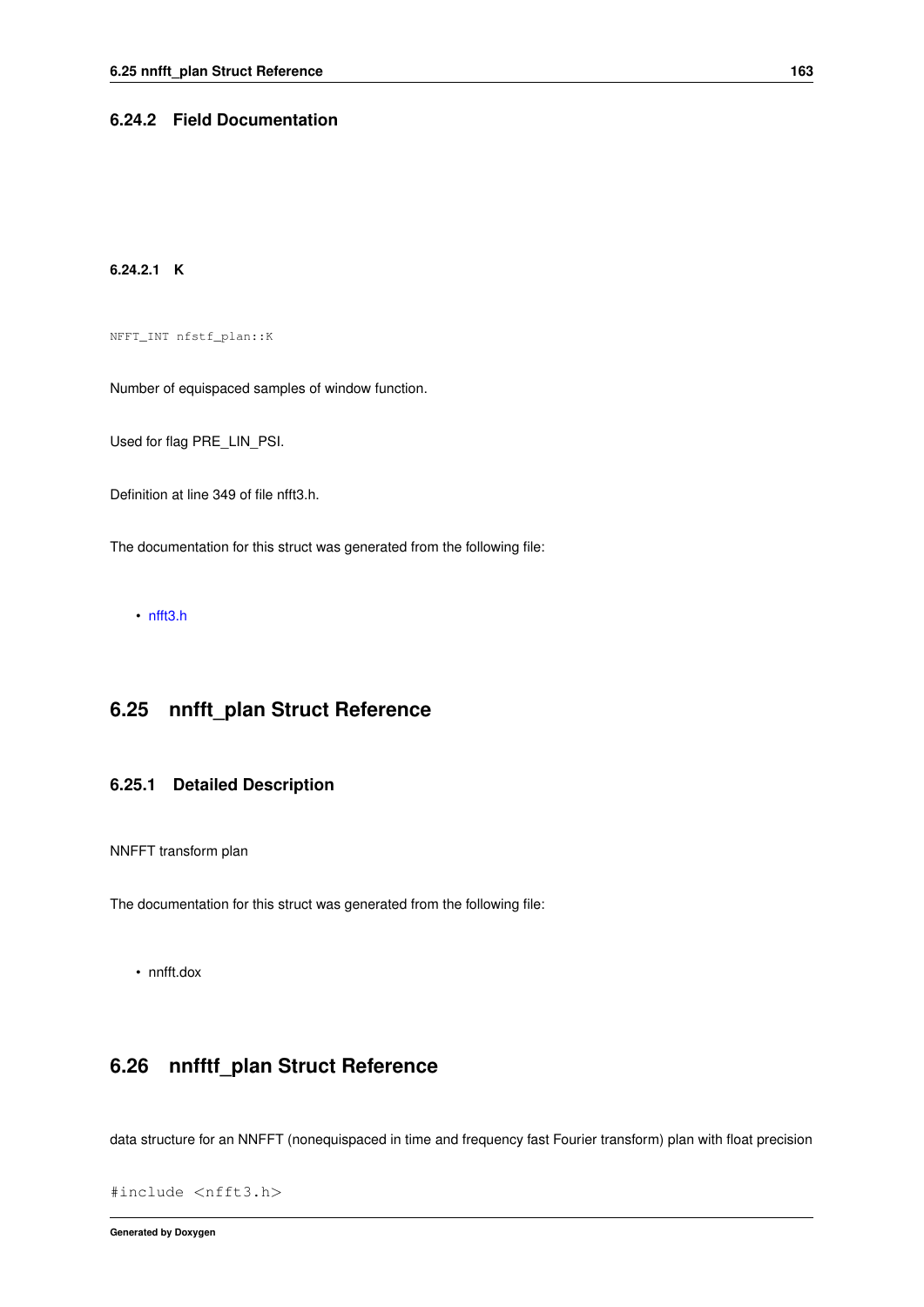### 6.24.2 Field Documentation

#### 6.24.2.1 K

```
NFFT_INT nfstf_plan::K
```

Number of equispaced samples of window function.

Used for flag PRE_LIN_PSI.

Definition at line 349 of file nfft3.h.

The documentation for this struct was generated from the following file:

- nfft3.h

## 6.25 nnfft_plan Struct Reference

### 6.25.1 Detailed Description

NNFFT transform plan

The documentation for this struct was generated from the following file:

- nnfft.dox

## 6.26 nnfftf_plan Struct Reference

data structure for an NNFFT (nonequispaced in time and frequency fast Fourier transform) plan with float precision

```
#include <nfft3.h>
```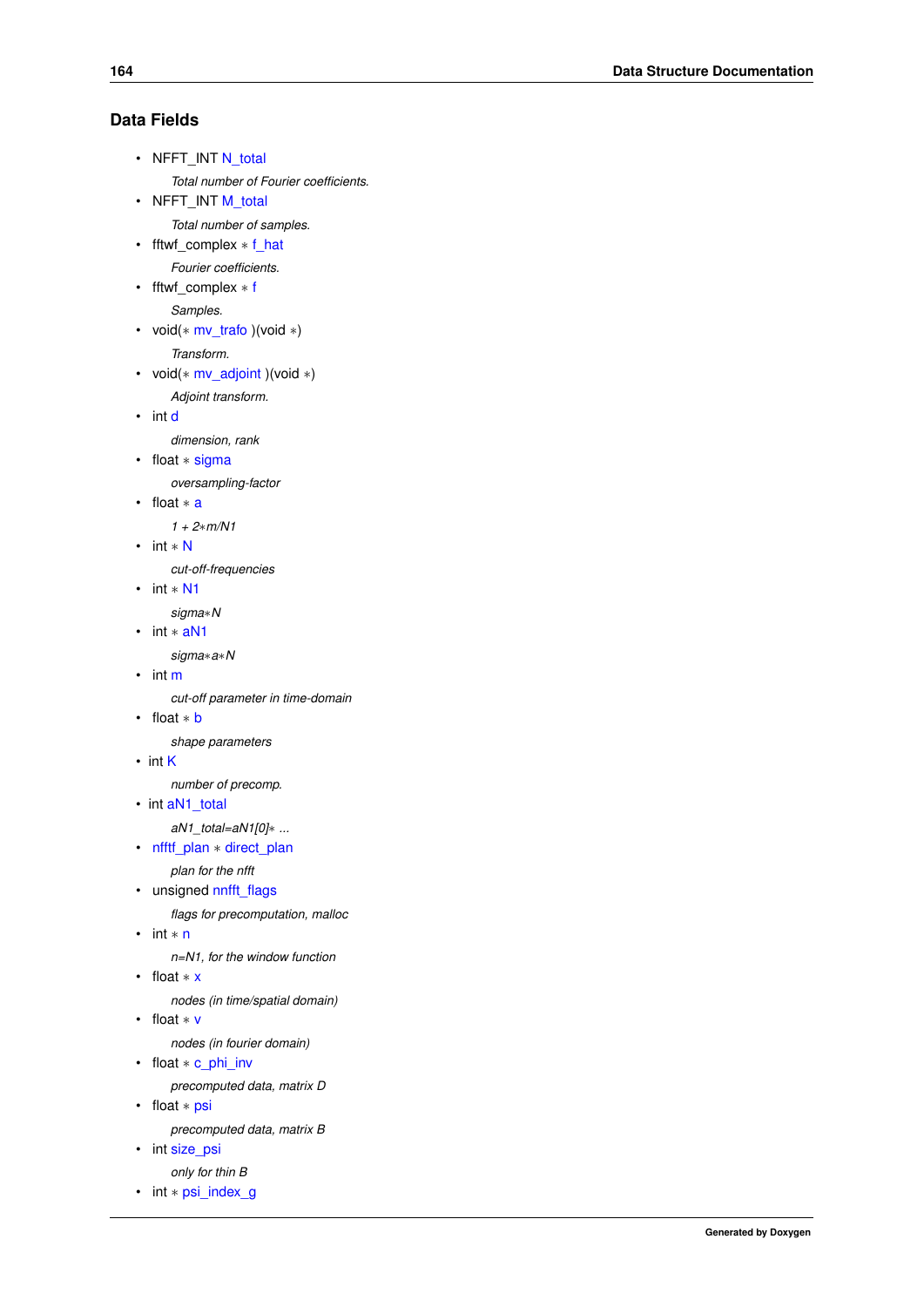## Data Fields

- NFFT_INT N_total

  *Total number of Fourier coefficients.*
- NFFT_INT M_total

  *Total number of samples.*
- fftwf_complex * f_hat

  *Fourier coefficients.*
- fftwf_complex * f

  *Samples.*
- void(* mv_trafo )(void *)

  *Transform.*
- void(* mv_adjoint )(void *)

  *Adjoint transform.*
- int d

  *dimension, rank*
- float * sigma

  *oversampling-factor*
- float * a

  *1 + 2*m/N1*
- int * N

  *cut-off-frequencies*
- int * N1

  *sigma*N*
- int * aN1

  *sigma*a*N*
- int m

  *cut-off parameter in time-domain*
- float * b

  *shape parameters*
- int K

  *number of precomp.*
- int aN1_total

  *aN1_total=aN1[0]* ...*
- nfftf_plan * direct_plan

  *plan for the nfft*
- unsigned nnfft_flags

  *flags for precomputation, malloc*
- int * n

  *n=N1, for the window function*
- float * x

  *nodes (in time/spatial domain)*
- float * v

  *nodes (in fourier domain)*
- float * c_phi_inv

  *precomputed data, matrix D*
- float * psi

  *precomputed data, matrix B*
- int size_psi

  *only for thin B*
- int * psi_index_g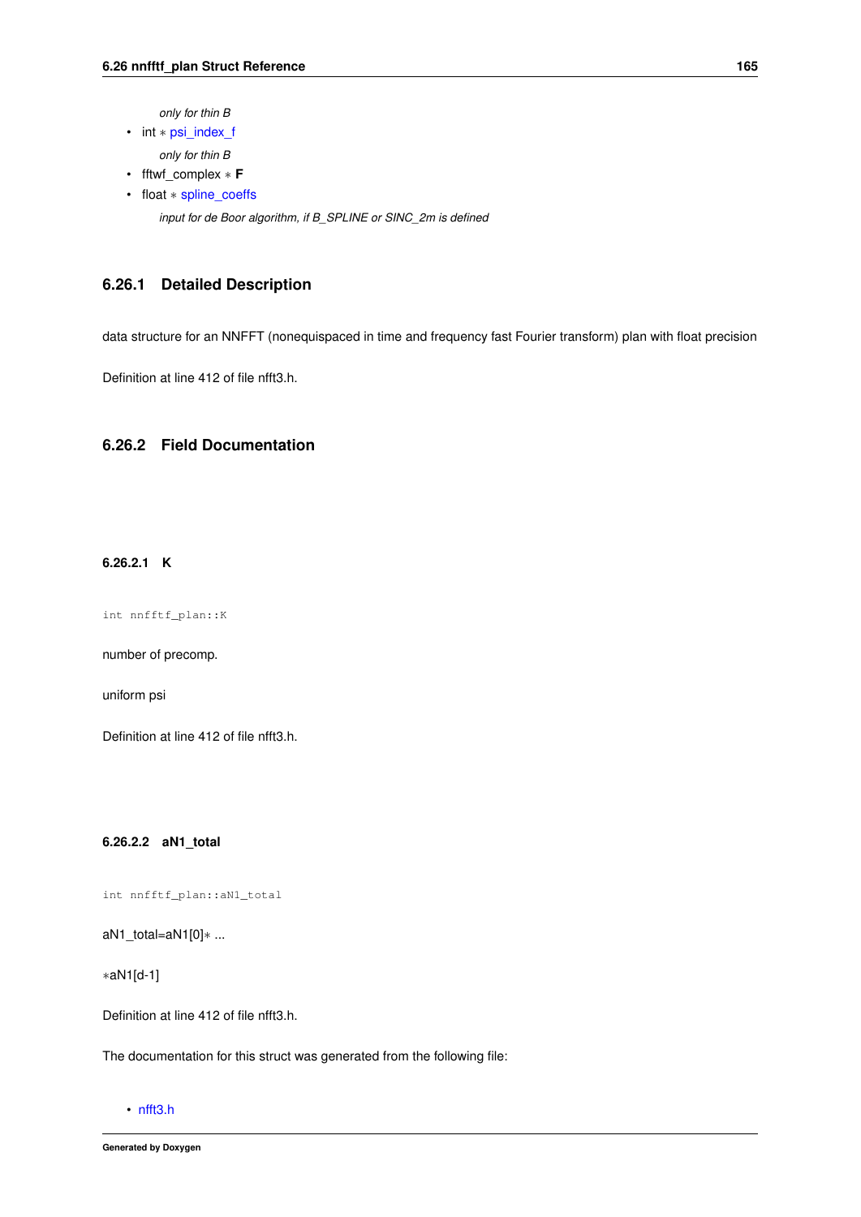*only for thin B*

- int * psi_index_f

    *only for thin B*

- fftwf_complex * **F**
- float * spline_coeffs

    *input for de Boor algorithm, if B_SPLINE or SINC_2m is defined*

### 6.26.1 Detailed Description

data structure for an NNFFT (nonequispaced in time and frequency fast Fourier transform) plan with float precision

Definition at line 412 of file nfft3.h.

### 6.26.2 Field Documentation

#### 6.26.2.1 K

```
int nnfftf_plan::K
```

number of precomp.

uniform psi

Definition at line 412 of file nfft3.h.

#### 6.26.2.2 aN1_total

```
int nnfftf_plan::aN1_total
```

aN1_total=aN1[0]* ...

*aN1[d-1]

Definition at line 412 of file nfft3.h.

The documentation for this struct was generated from the following file:

- nfft3.h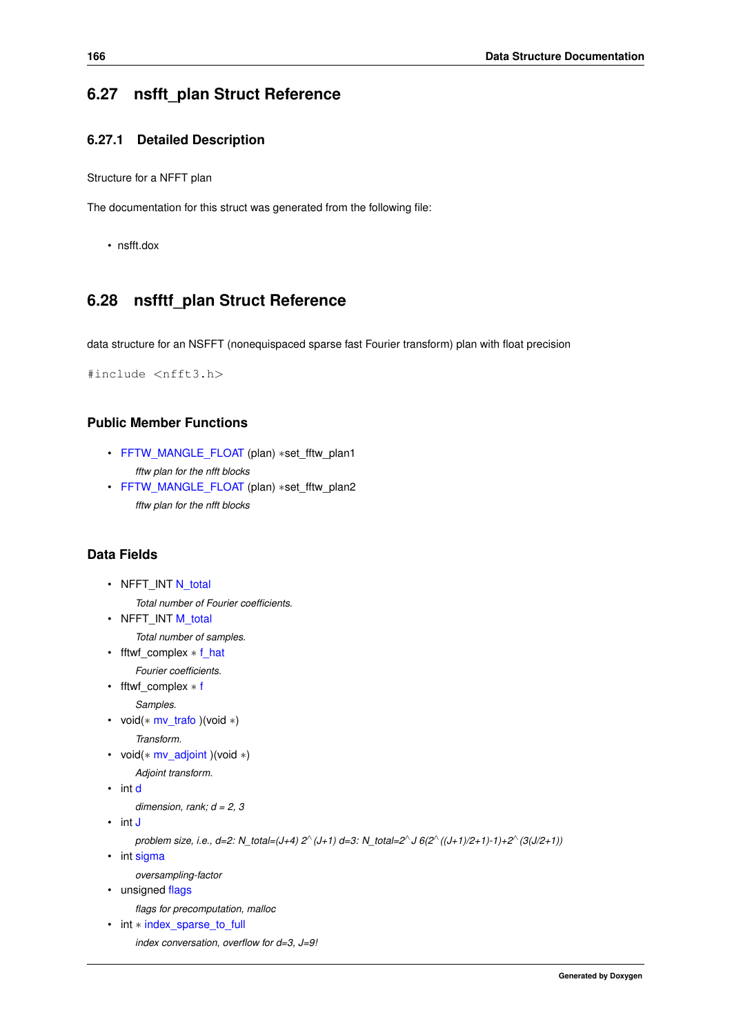## 6.27 nsfft_plan Struct Reference

### 6.27.1 Detailed Description

Structure for a NFFT plan

The documentation for this struct was generated from the following file:

- nsfft.dox

## 6.28 nsfftf_plan Struct Reference

data structure for an NSFFT (nonequispaced sparse fast Fourier transform) plan with float precision

```
#include <nfft3.h>
```

### Public Member Functions

- FFTW_MANGLE_FLOAT (plan) *set_fftw_plan1

  *fftw plan for the nfft blocks*
- FFTW_MANGLE_FLOAT (plan) *set_fftw_plan2

  *fftw plan for the nfft blocks*

### Data Fields

- NFFT_INT N_total

  *Total number of Fourier coefficients.*
- NFFT_INT M_total

  *Total number of samples.*
- fftwf_complex * f_hat

  *Fourier coefficients.*
- fftwf_complex * f

  *Samples.*
- void(* mv_trafo )(void *)

  *Transform.*
- void(* mv_adjoint )(void *)

  *Adjoint transform.*
- int d

  *dimension, rank; d = 2, 3*
- int J

  *problem size, i.e., d=2: N_total=(J+4) 2^(J+1) d=3: N_total=2^J 6(2^((J+1)/2+1)-1)+2^(3(J/2+1))*
- int sigma

  *oversampling-factor*
- unsigned flags

  *flags for precomputation, malloc*
- int * index_sparse_to_full

  *index conversation, overflow for d=3, J=9!*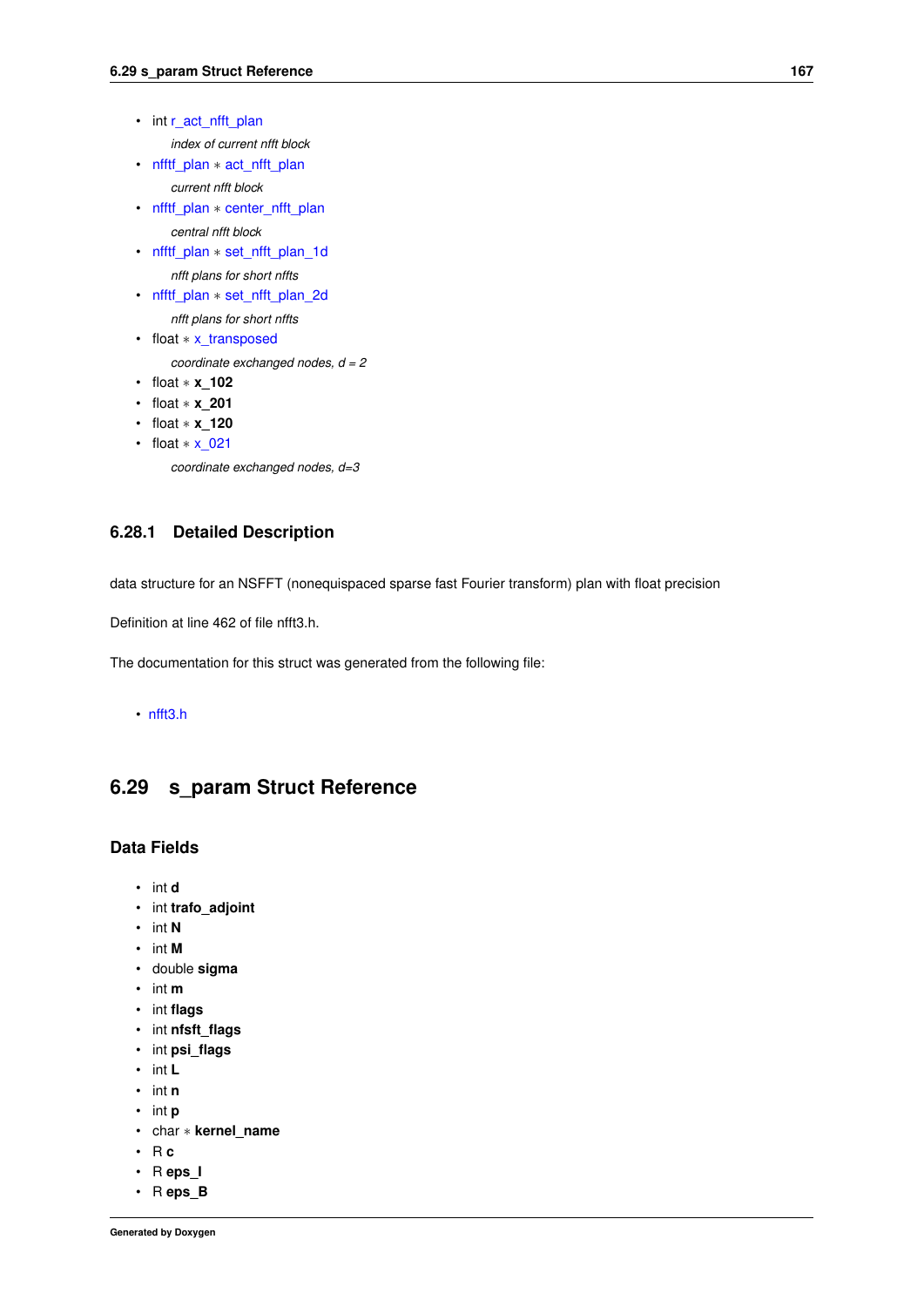- int r_act_nfft_plan

    *index of current nfft block*
- nfftf_plan * act_nfft_plan

    *current nfft block*
- nfftf_plan * center_nfft_plan

    *central nfft block*
- nfftf_plan * set_nfft_plan_1d

    *nfft plans for short nffts*
- nfftf_plan * set_nfft_plan_2d

    *nfft plans for short nffts*
- float * x_transposed

    *coordinate exchanged nodes, d = 2*
- float * **x_102**
- float * **x_201**
- float * **x_120**
- float * x_021

    *coordinate exchanged nodes, d=3*

### 6.28.1 Detailed Description

data structure for an NSFFT (nonequispaced sparse fast Fourier transform) plan with float precision

Definition at line 462 of file nfft3.h.

The documentation for this struct was generated from the following file:

- nfft3.h

## 6.29 s_param Struct Reference

### Data Fields

- int **d**
- int **trafo_adjoint**
- int **N**
- int **M**
- double **sigma**
- int **m**
- int **flags**
- int **nfsft_flags**
- int **psi_flags**
- int **L**
- int **n**
- int **p**
- char * **kernel_name**
- R **c**
- R **eps_I**
- R **eps_B**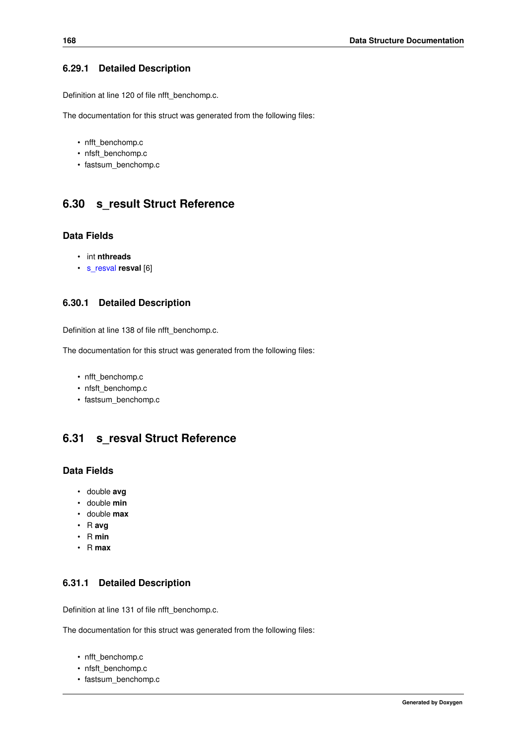### 6.29.1 Detailed Description

Definition at line 120 of file nfft_benchomp.c.

The documentation for this struct was generated from the following files:

- nfft_benchomp.c
- nfsft_benchomp.c
- fastsum_benchomp.c

## 6.30 s_result Struct Reference

### Data Fields

- int **nthreads**
- s_resval **resval** [6]

### 6.30.1 Detailed Description

Definition at line 138 of file nfft_benchomp.c.

The documentation for this struct was generated from the following files:

- nfft_benchomp.c
- nfsft_benchomp.c
- fastsum_benchomp.c

## 6.31 s_resval Struct Reference

### Data Fields

- double **avg**
- double **min**
- double **max**
- R **avg**
- R **min**
- R **max**

### 6.31.1 Detailed Description

Definition at line 131 of file nfft_benchomp.c.

The documentation for this struct was generated from the following files:

- nfft_benchomp.c
- nfsft_benchomp.c
- fastsum_benchomp.c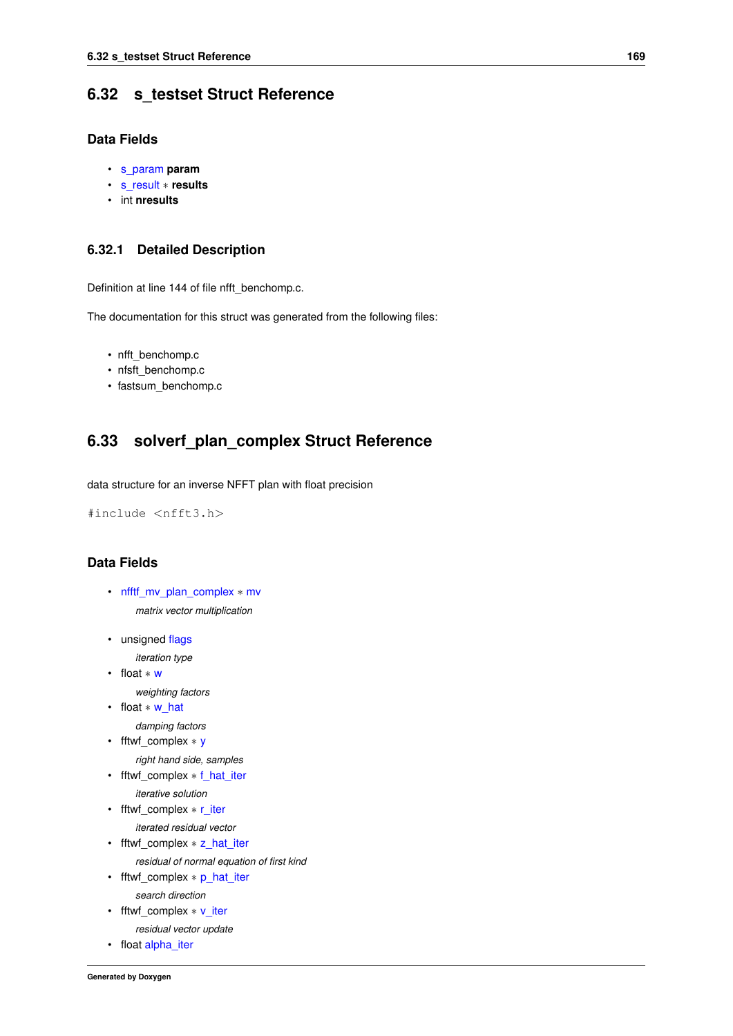## 6.32 s_testset Struct Reference

### Data Fields

- s_param **param**
- s_result * **results**
- int **nresults**

### 6.32.1 Detailed Description

Definition at line 144 of file nfft_benchomp.c.

The documentation for this struct was generated from the following files:

- nfft_benchomp.c
- nfsft_benchomp.c
- fastsum_benchomp.c

## 6.33 solverf_plan_complex Struct Reference

data structure for an inverse NFFT plan with float precision

```
#include <nfft3.h>
```

### Data Fields

- nfftf_mv_plan_complex * mv

  *matrix vector multiplication*

- unsigned flags

  *iteration type*
- float * w

  *weighting factors*
- float * w_hat

  *damping factors*
- fftwf_complex * y

  *right hand side, samples*
- fftwf_complex * f_hat_iter

  *iterative solution*
- fftwf_complex * r_iter

  *iterated residual vector*
- fftwf_complex * z_hat_iter

  *residual of normal equation of first kind*
- fftwf_complex * p_hat_iter

  *search direction*
- fftwf_complex * v_iter

  *residual vector update*
- float alpha_iter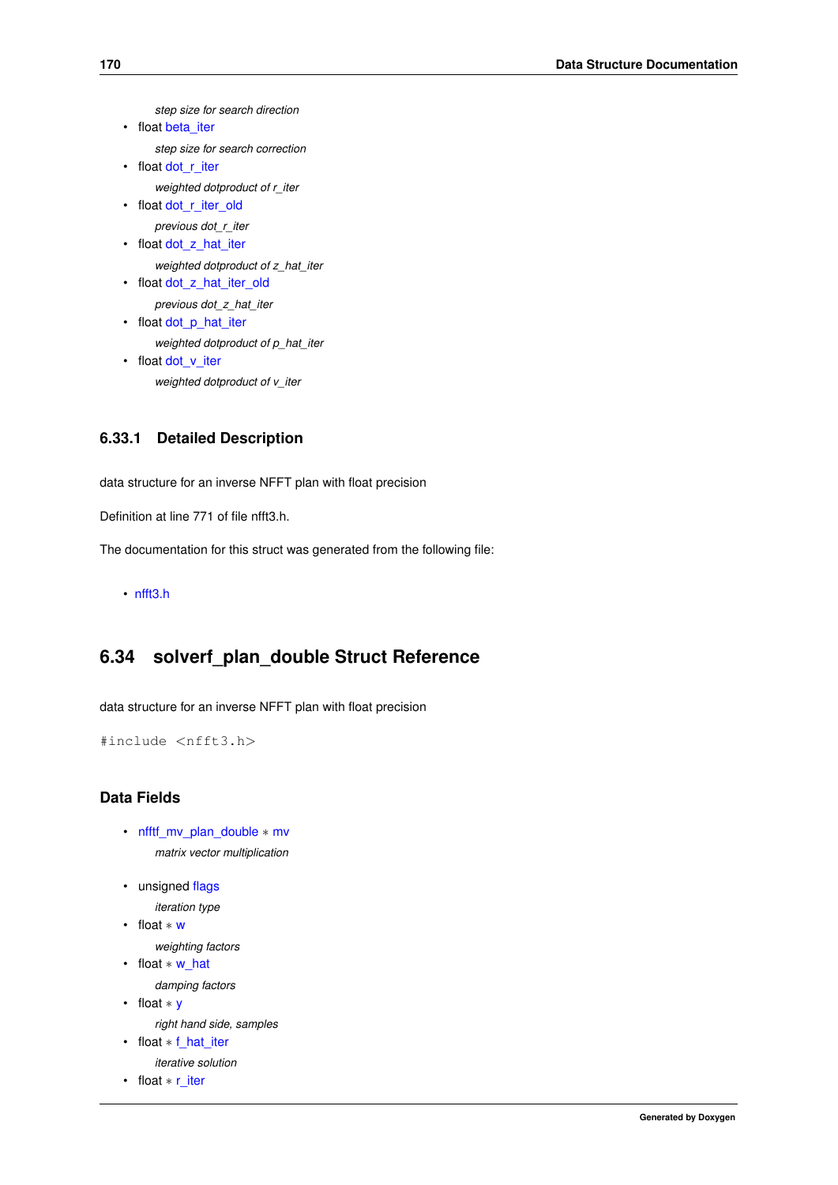*step size for search direction*

- float beta_iter

    *step size for search correction*
- float dot_r_iter

    *weighted dotproduct of r_iter*
- float dot_r_iter_old

    *previous dot_r_iter*
- float dot_z_hat_iter

    *weighted dotproduct of z_hat_iter*
- float dot_z_hat_iter_old

    *previous dot_z_hat_iter*
- float dot_p_hat_iter

    *weighted dotproduct of p_hat_iter*
- float dot_v_iter

    *weighted dotproduct of v_iter*

### 6.33.1 Detailed Description

data structure for an inverse NFFT plan with float precision

Definition at line 771 of file nfft3.h.

The documentation for this struct was generated from the following file:

- nfft3.h

## 6.34 solverf_plan_double Struct Reference

data structure for an inverse NFFT plan with float precision

```
#include <nfft3.h>
```

### Data Fields

- nfftf_mv_plan_double * mv

    *matrix vector multiplication*
- unsigned flags

    *iteration type*
- float * w

    *weighting factors*
- float * w_hat

    *damping factors*
- float * y

    *right hand side, samples*
- float * f_hat_iter

    *iterative solution*
- float * r_iter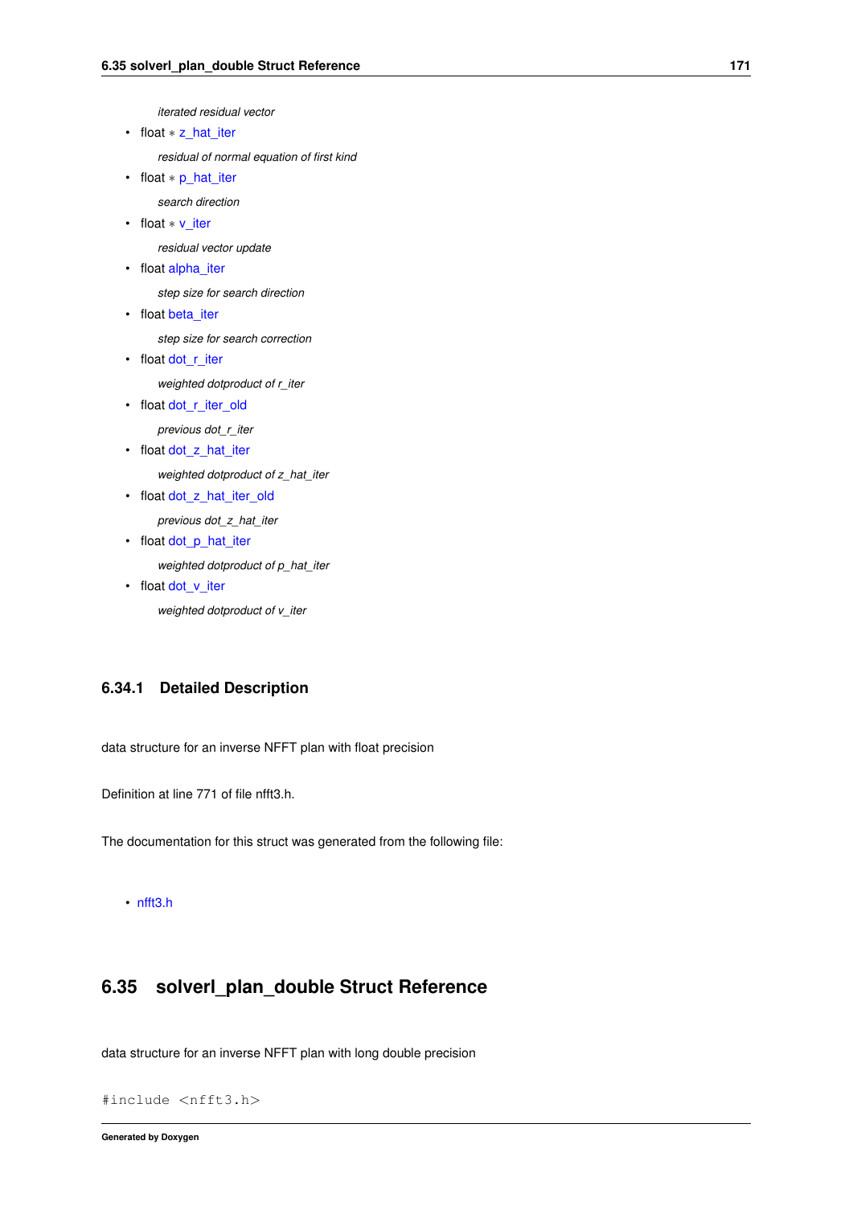*iterated residual vector*

- float * z_hat_iter

    *residual of normal equation of first kind*

- float * p_hat_iter

    *search direction*

- float * v_iter

    *residual vector update*

- float alpha_iter

    *step size for search direction*

- float beta_iter

    *step size for search correction*

- float dot_r_iter

    *weighted dotproduct of r_iter*

- float dot_r_iter_old

    *previous dot_r_iter*

- float dot_z_hat_iter

    *weighted dotproduct of z_hat_iter*

- float dot_z_hat_iter_old

    *previous dot_z_hat_iter*

- float dot_p_hat_iter

    *weighted dotproduct of p_hat_iter*

- float dot_v_iter

    *weighted dotproduct of v_iter*

### 6.34.1 Detailed Description

data structure for an inverse NFFT plan with float precision

Definition at line 771 of file nfft3.h.

The documentation for this struct was generated from the following file:

- nfft3.h

## 6.35 solverl_plan_double Struct Reference

data structure for an inverse NFFT plan with long double precision

```
#include <nfft3.h>
```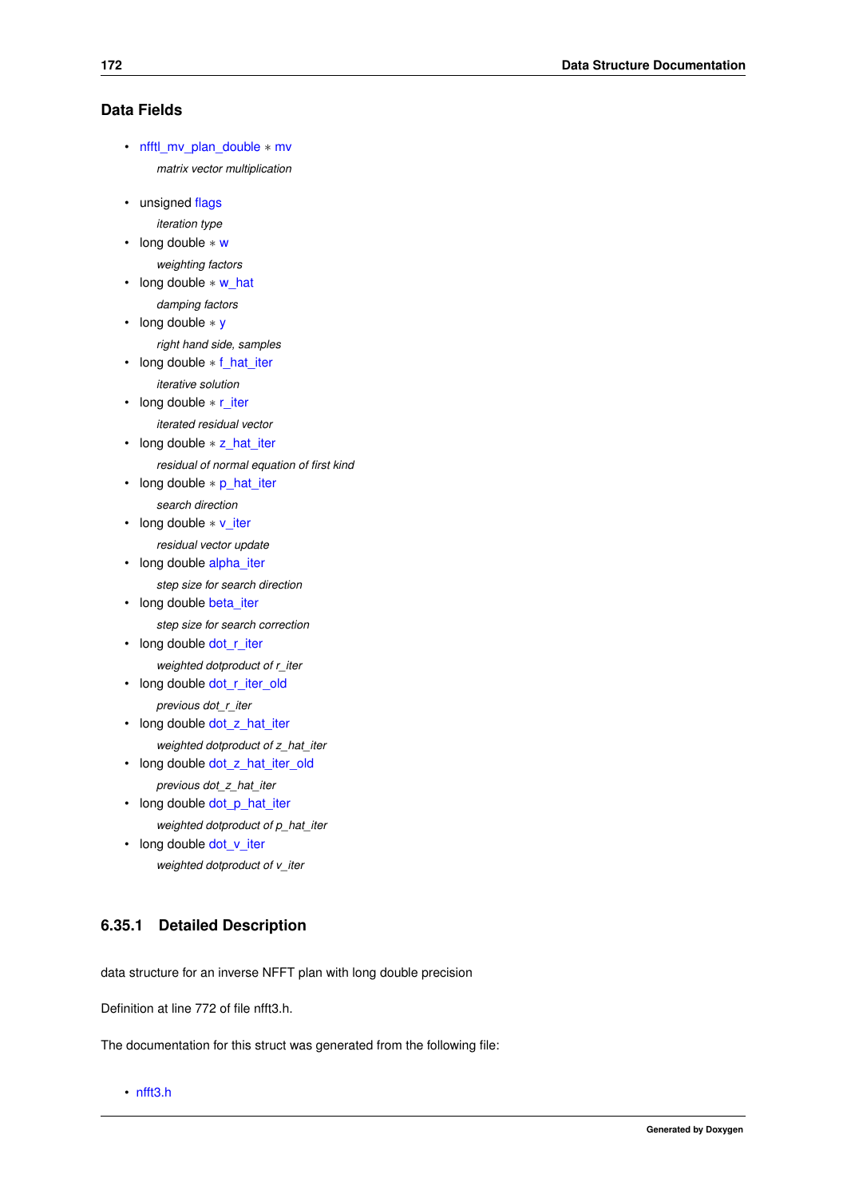## Data Fields

- nfftl_mv_plan_double * mv

  *matrix vector multiplication*
- unsigned flags

  *iteration type*
- long double * w

  *weighting factors*
- long double * w_hat

  *damping factors*
- long double * y

  *right hand side, samples*
- long double * f_hat_iter

  *iterative solution*
- long double * r_iter

  *iterated residual vector*
- long double * z_hat_iter

  *residual of normal equation of first kind*
- long double * p_hat_iter

  *search direction*
- long double * v_iter

  *residual vector update*
- long double alpha_iter

  *step size for search direction*
- long double beta_iter

  *step size for search correction*
- long double dot_r_iter

  *weighted dotproduct of r_iter*
- long double dot_r_iter_old

  *previous dot_r_iter*
- long double dot_z_hat_iter

  *weighted dotproduct of z_hat_iter*
- long double dot_z_hat_iter_old

  *previous dot_z_hat_iter*
- long double dot_p_hat_iter

  *weighted dotproduct of p_hat_iter*
- long double dot_v_iter

  *weighted dotproduct of v_iter*

### 6.35.1 Detailed Description

data structure for an inverse NFFT plan with long double precision

Definition at line 772 of file nfft3.h.

The documentation for this struct was generated from the following file:

- nfft3.h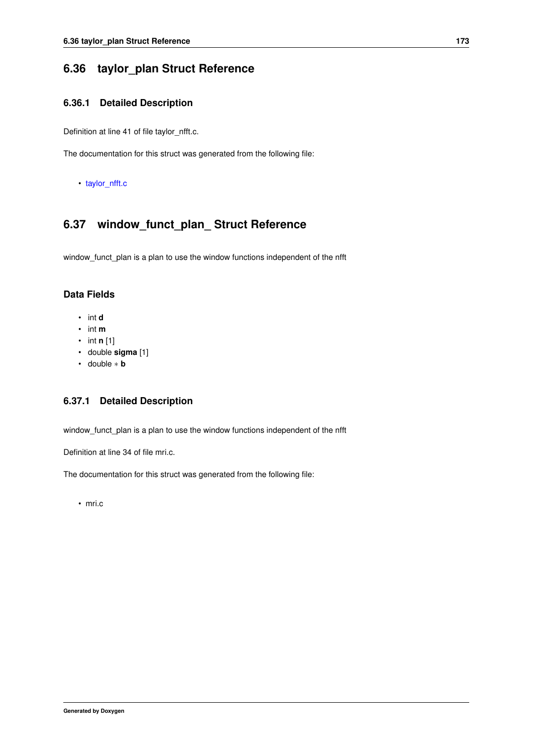## 6.36 taylor_plan Struct Reference

### 6.36.1 Detailed Description

Definition at line 41 of file taylor_nfft.c.

The documentation for this struct was generated from the following file:

- taylor_nfft.c

## 6.37 window_funct_plan_ Struct Reference

window_funct_plan is a plan to use the window functions independent of the nfft

### Data Fields

- int **d**
- int **m**
- int **n** [1]
- double **sigma** [1]
- double ∗ **b**

### 6.37.1 Detailed Description

window_funct_plan is a plan to use the window functions independent of the nfft

Definition at line 34 of file mri.c.

The documentation for this struct was generated from the following file:

- mri.c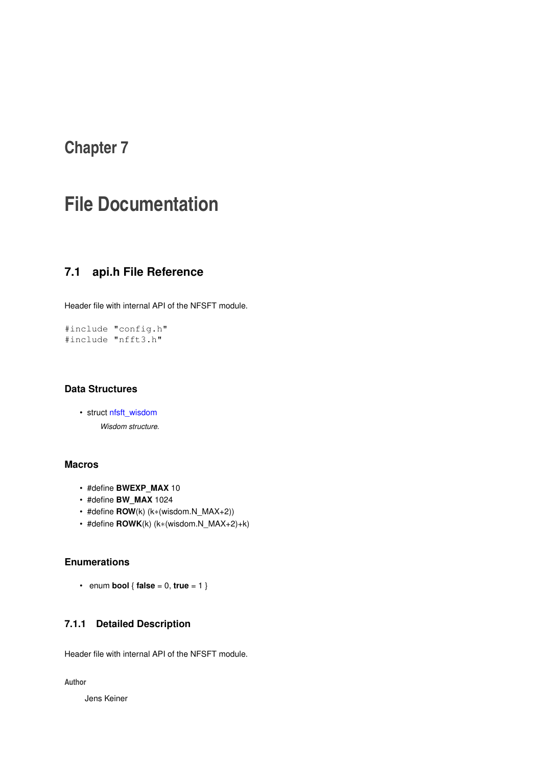# Chapter 7

# File Documentation

## 7.1 api.h File Reference

Header file with internal API of the NFSFT module.

```
#include "config.h"
#include "nfft3.h"
```

### Data Structures

- struct nfsft_wisdom

  *Wisdom structure.*

### Macros

- #define **BWEXP_MAX** 10
- #define **BW_MAX** 1024
- #define **ROW**(k) (k∗(wisdom.N_MAX+2))
- #define **ROWK**(k) (k∗(wisdom.N_MAX+2)+k)

### Enumerations

- enum **bool** { **false** = 0, **true** = 1 }

### 7.1.1 Detailed Description

Header file with internal API of the NFSFT module.

**Author**

Jens Keiner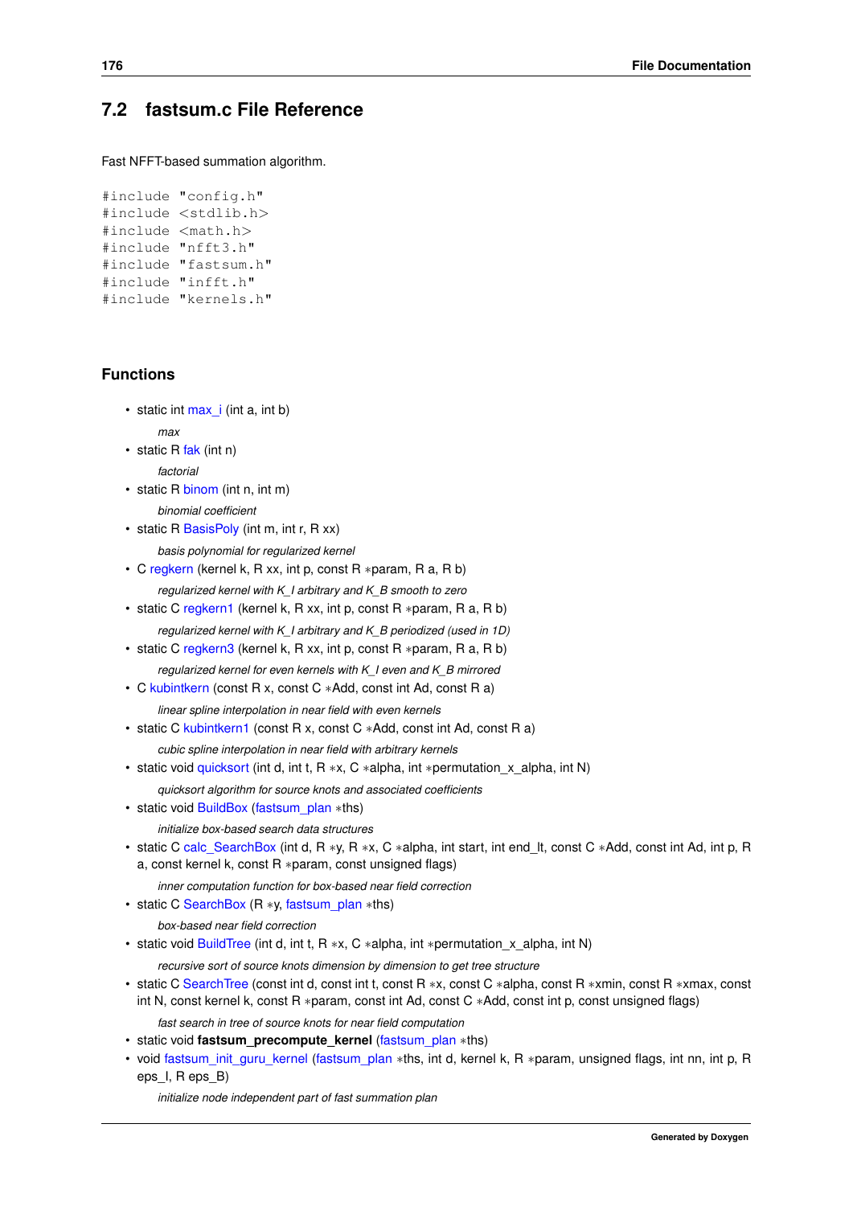## 7.2 fastsum.c File Reference

Fast NFFT-based summation algorithm.

```
#include "config.h"
#include <stdlib.h>
#include <math.h>
#include "nfft3.h"
#include "fastsum.h"
#include "infft.h"
#include "kernels.h"
```

### Functions

- static int max_i (int a, int b)

  *max*
- static R fak (int n)

  *factorial*
- static R binom (int n, int m)

  *binomial coefficient*
- static R BasisPoly (int m, int r, R xx)

  *basis polynomial for regularized kernel*
- C regkern (kernel k, R xx, int p, const R *param, R a, R b)

  *regularized kernel with K_I arbitrary and K_B smooth to zero*
- static C regkern1 (kernel k, R xx, int p, const R *param, R a, R b)

  *regularized kernel with K_I arbitrary and K_B periodized (used in 1D)*
- static C regkern3 (kernel k, R xx, int p, const R *param, R a, R b)

  *regularized kernel for even kernels with K_I even and K_B mirrored*
- C kubintkern (const R x, const C *Add, const int Ad, const R a)

  *linear spline interpolation in near field with even kernels*
- static C kubintkern1 (const R x, const C *Add, const int Ad, const R a)

  *cubic spline interpolation in near field with arbitrary kernels*
- static void quicksort (int d, int t, R *x, C *alpha, int *permutation_x_alpha, int N)

  *quicksort algorithm for source knots and associated coefficients*
- static void BuildBox (fastsum_plan *ths)

  *initialize box-based search data structures*
- static C calc_SearchBox (int d, R *y, R *x, C *alpha, int start, int end_lt, const C *Add, const int Ad, int p, R a, const kernel k, const R *param, const unsigned flags)

  *inner computation function for box-based near field correction*
- static C SearchBox (R *y, fastsum_plan *ths)

  *box-based near field correction*
- static void BuildTree (int d, int t, R *x, C *alpha, int *permutation_x_alpha, int N)

  *recursive sort of source knots dimension by dimension to get tree structure*
- static C SearchTree (const int d, const int t, const R *x, const C *alpha, const R *xmin, const R *xmax, const int N, const kernel k, const R *param, const int Ad, const C *Add, const int p, const unsigned flags)

  *fast search in tree of source knots for near field computation*
- static void **fastsum_precompute_kernel** (fastsum_plan *ths)
- void fastsum_init_guru_kernel (fastsum_plan *ths, int d, kernel k, R *param, unsigned flags, int nn, int p, R eps_I, R eps_B)

  *initialize node independent part of fast summation plan*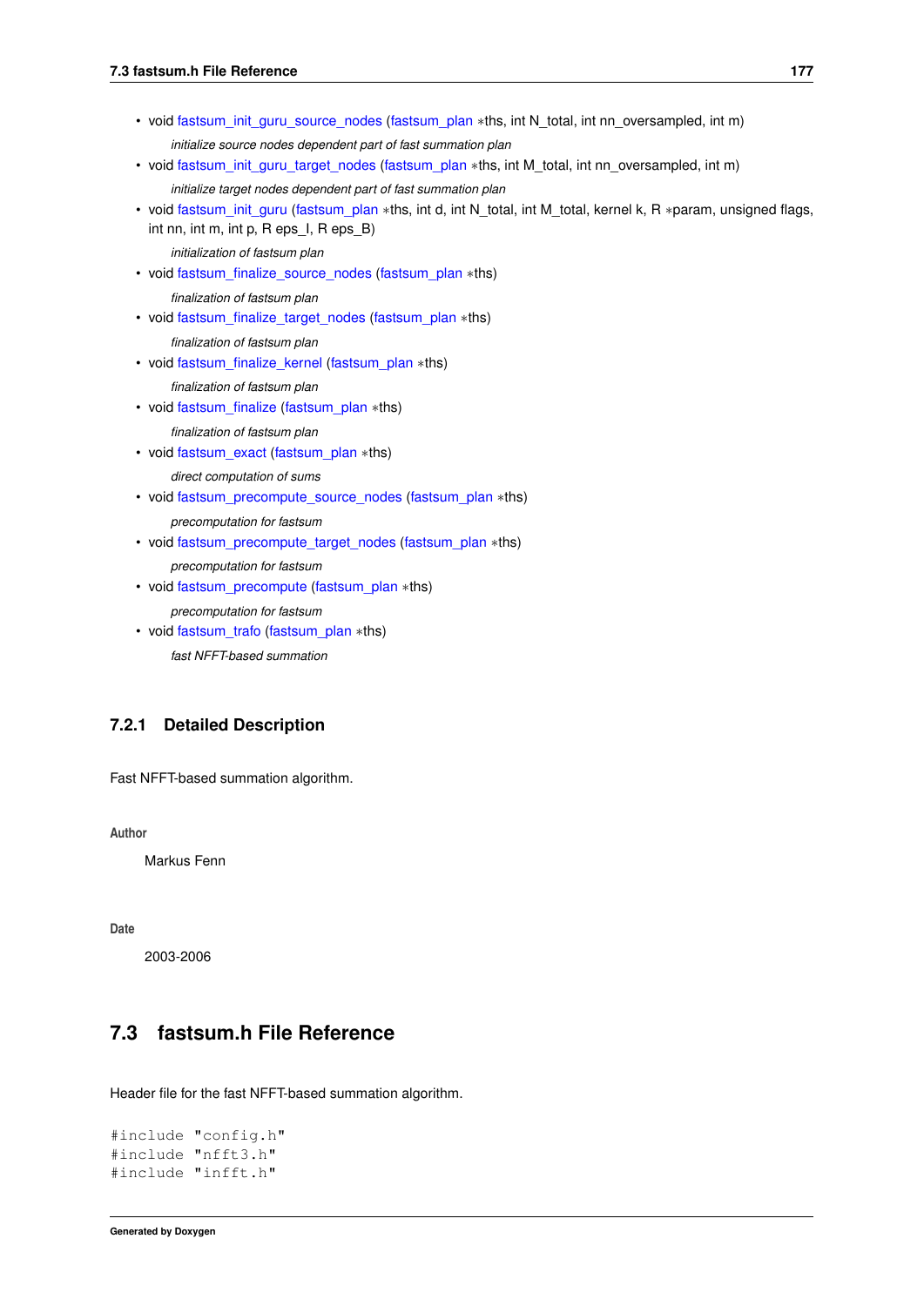- void fastsum_init_guru_source_nodes (fastsum_plan *ths, int N_total, int nn_oversampled, int m)

  *initialize source nodes dependent part of fast summation plan*
- void fastsum_init_guru_target_nodes (fastsum_plan *ths, int M_total, int nn_oversampled, int m)

  *initialize target nodes dependent part of fast summation plan*
- void fastsum_init_guru (fastsum_plan *ths, int d, int N_total, int M_total, kernel k, R *param, unsigned flags, int nn, int m, int p, R eps_I, R eps_B)

  *initialization of fastsum plan*
- void fastsum_finalize_source_nodes (fastsum_plan *ths)

  *finalization of fastsum plan*
- void fastsum_finalize_target_nodes (fastsum_plan *ths)

  *finalization of fastsum plan*
- void fastsum_finalize_kernel (fastsum_plan *ths)

  *finalization of fastsum plan*
- void fastsum_finalize (fastsum_plan *ths)

  *finalization of fastsum plan*
- void fastsum_exact (fastsum_plan *ths)

  *direct computation of sums*
- void fastsum_precompute_source_nodes (fastsum_plan *ths)

  *precomputation for fastsum*
- void fastsum_precompute_target_nodes (fastsum_plan *ths)

  *precomputation for fastsum*
- void fastsum_precompute (fastsum_plan *ths)

  *precomputation for fastsum*
- void fastsum_trafo (fastsum_plan *ths)

  *fast NFFT-based summation*

### 7.2.1 Detailed Description

Fast NFFT-based summation algorithm.

**Author**

Markus Fenn

**Date**

2003-2006

## 7.3 fastsum.h File Reference

Header file for the fast NFFT-based summation algorithm.

```
#include "config.h"
#include "nfft3.h"
#include "infft.h"
```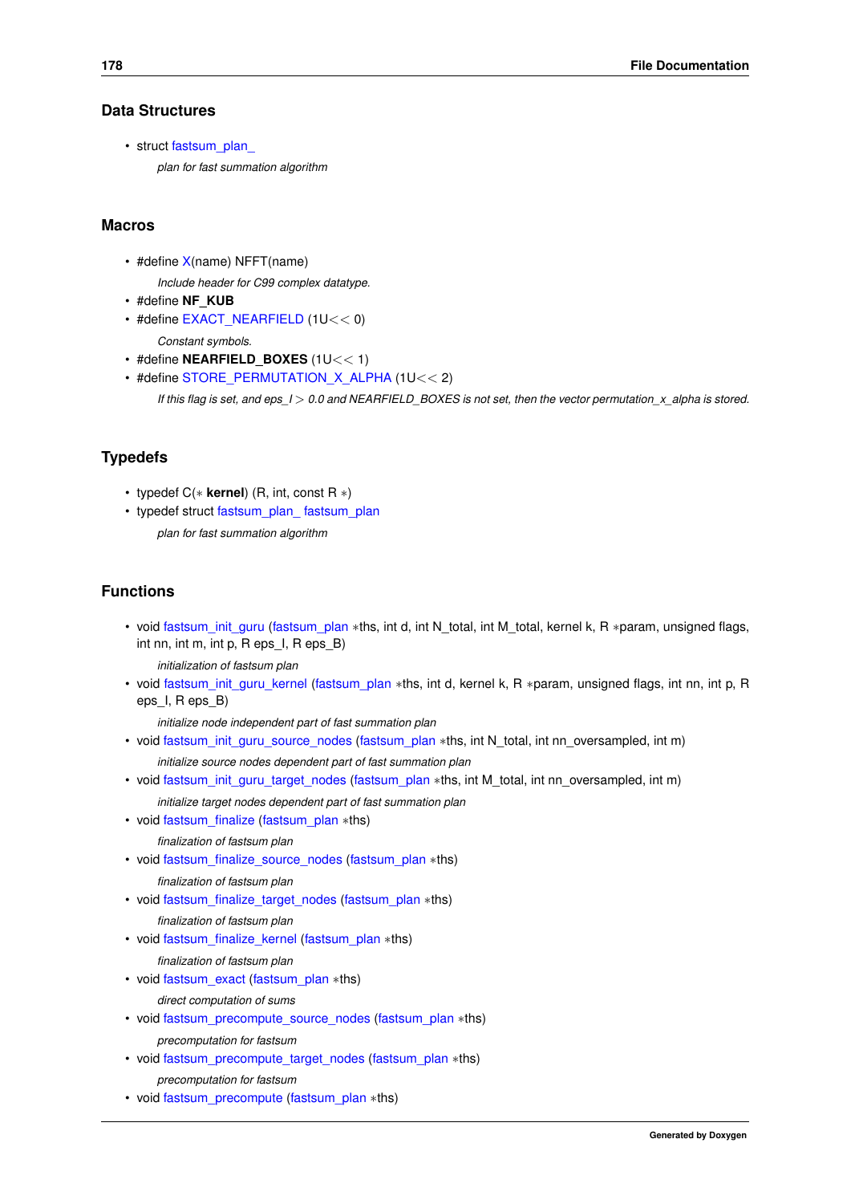## Data Structures

- struct fastsum_plan_

  *plan for fast summation algorithm*

## Macros

- #define X(name) NFFT(name)

  *Include header for C99 complex datatype.*
- #define **NF_KUB**
- #define EXACT_NEARFIELD (1U<< 0)

  *Constant symbols.*
- #define **NEARFIELD_BOXES** (1U<< 1)
- #define STORE_PERMUTATION_X_ALPHA (1U<< 2)

  *If this flag is set, and eps_I > 0.0 and NEARFIELD_BOXES is not set, then the vector permutation_x_alpha is stored.*

## Typedefs

- typedef C(∗ **kernel**) (R, int, const R ∗)
- typedef struct fastsum_plan_ fastsum_plan

  *plan for fast summation algorithm*

## Functions

- void fastsum_init_guru (fastsum_plan ∗ths, int d, int N_total, int M_total, kernel k, R ∗param, unsigned flags, int nn, int m, int p, R eps_I, R eps_B)

  *initialization of fastsum plan*
- void fastsum_init_guru_kernel (fastsum_plan ∗ths, int d, kernel k, R ∗param, unsigned flags, int nn, int p, R eps_I, R eps_B)

  *initialize node independent part of fast summation plan*
- void fastsum_init_guru_source_nodes (fastsum_plan ∗ths, int N_total, int nn_oversampled, int m)

  *initialize source nodes dependent part of fast summation plan*
- void fastsum_init_guru_target_nodes (fastsum_plan ∗ths, int M_total, int nn_oversampled, int m)

  *initialize target nodes dependent part of fast summation plan*
- void fastsum_finalize (fastsum_plan ∗ths)

  *finalization of fastsum plan*
- void fastsum_finalize_source_nodes (fastsum_plan ∗ths)

  *finalization of fastsum plan*
- void fastsum_finalize_target_nodes (fastsum_plan ∗ths)

  *finalization of fastsum plan*
- void fastsum_finalize_kernel (fastsum_plan ∗ths)

  *finalization of fastsum plan*
- void fastsum_exact (fastsum_plan ∗ths)

  *direct computation of sums*
- void fastsum_precompute_source_nodes (fastsum_plan ∗ths)

  *precomputation for fastsum*
- void fastsum_precompute_target_nodes (fastsum_plan ∗ths)

  *precomputation for fastsum*
- void fastsum_precompute (fastsum_plan ∗ths)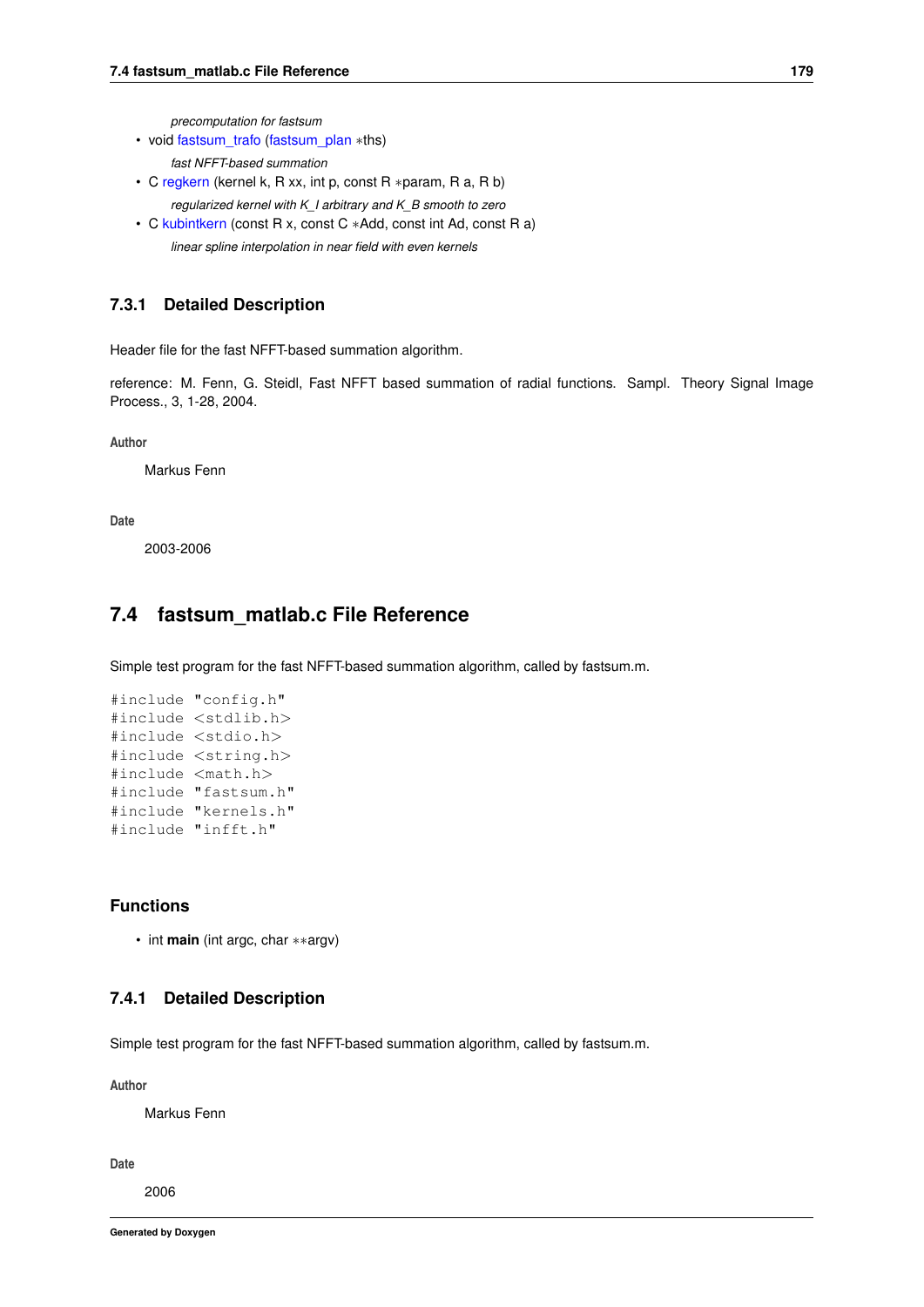*precomputation for fastsum*

- void fastsum_trafo (fastsum_plan ∗ths)

  *fast NFFT-based summation*

- C regkern (kernel k, R xx, int p, const R ∗param, R a, R b)

  *regularized kernel with K_I arbitrary and K_B smooth to zero*

- C kubintkern (const R x, const C ∗Add, const int Ad, const R a)

  *linear spline interpolation in near field with even kernels*

### 7.3.1 Detailed Description

Header file for the fast NFFT-based summation algorithm.

reference: M. Fenn, G. Steidl, Fast NFFT based summation of radial functions. Sampl. Theory Signal Image Process., 3, 1-28, 2004.

**Author**

Markus Fenn

**Date**

2003-2006

## 7.4 fastsum_matlab.c File Reference

Simple test program for the fast NFFT-based summation algorithm, called by fastsum.m.

```
#include "config.h"
#include <stdlib.h>
#include <stdio.h>
#include <string.h>
#include <math.h>
#include "fastsum.h"
#include "kernels.h"
#include "infft.h"
```

### Functions

- int **main** (int argc, char ∗∗argv)

### 7.4.1 Detailed Description

Simple test program for the fast NFFT-based summation algorithm, called by fastsum.m.

**Author**

Markus Fenn

**Date**

2006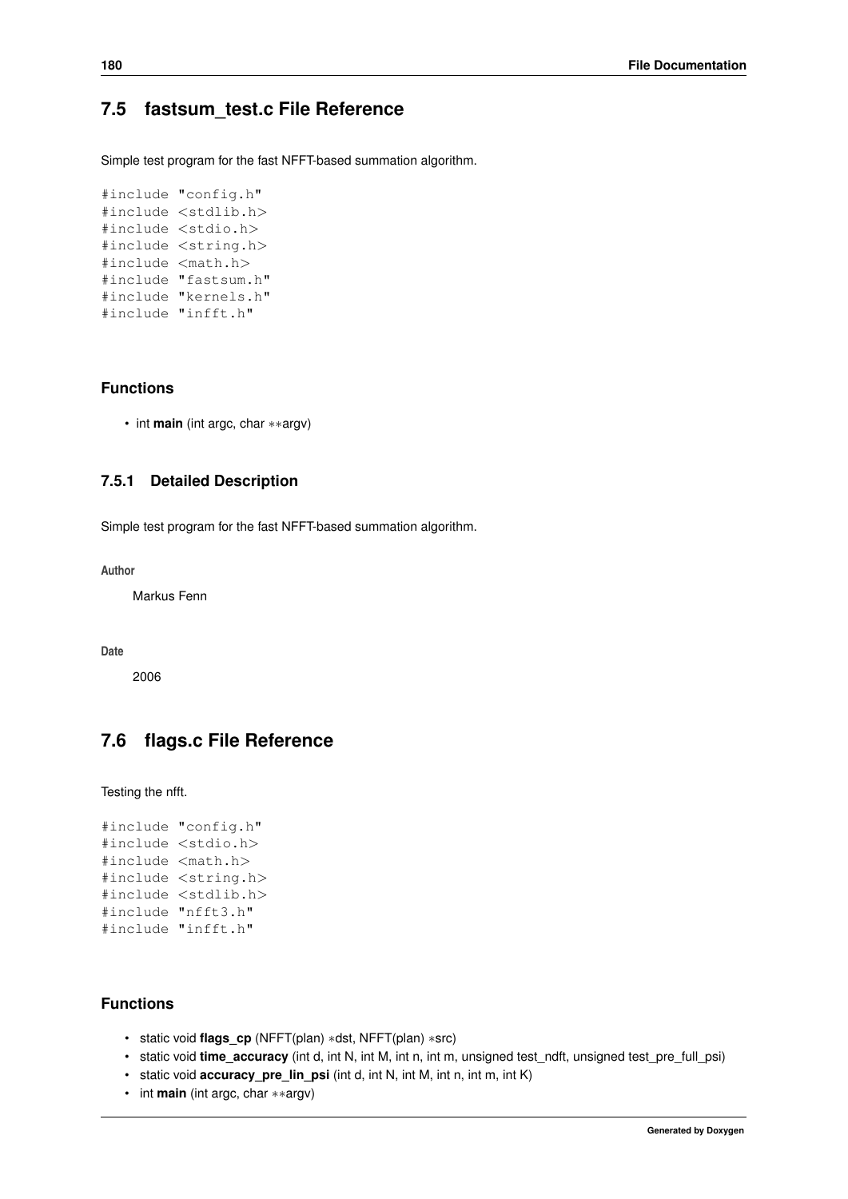## 7.5 fastsum_test.c File Reference

Simple test program for the fast NFFT-based summation algorithm.

```
#include "config.h"
#include <stdlib.h>
#include <stdio.h>
#include <string.h>
#include <math.h>
#include "fastsum.h"
#include "kernels.h"
#include "infft.h"
```

### Functions

- int **main** (int argc, char **argv)

### 7.5.1 Detailed Description

Simple test program for the fast NFFT-based summation algorithm.

**Author**

Markus Fenn

**Date**

2006

## 7.6 flags.c File Reference

Testing the nfft.

```
#include "config.h"
#include <stdio.h>
#include <math.h>
#include <string.h>
#include <stdlib.h>
#include "nfft3.h"
#include "infft.h"
```

### Functions

- static void **flags_cp** (NFFT(plan) *dst, NFFT(plan) *src)
- static void **time_accuracy** (int d, int N, int M, int n, int m, unsigned test_ndft, unsigned test_pre_full_psi)
- static void **accuracy_pre_lin_psi** (int d, int N, int M, int n, int m, int K)
- int **main** (int argc, char **argv)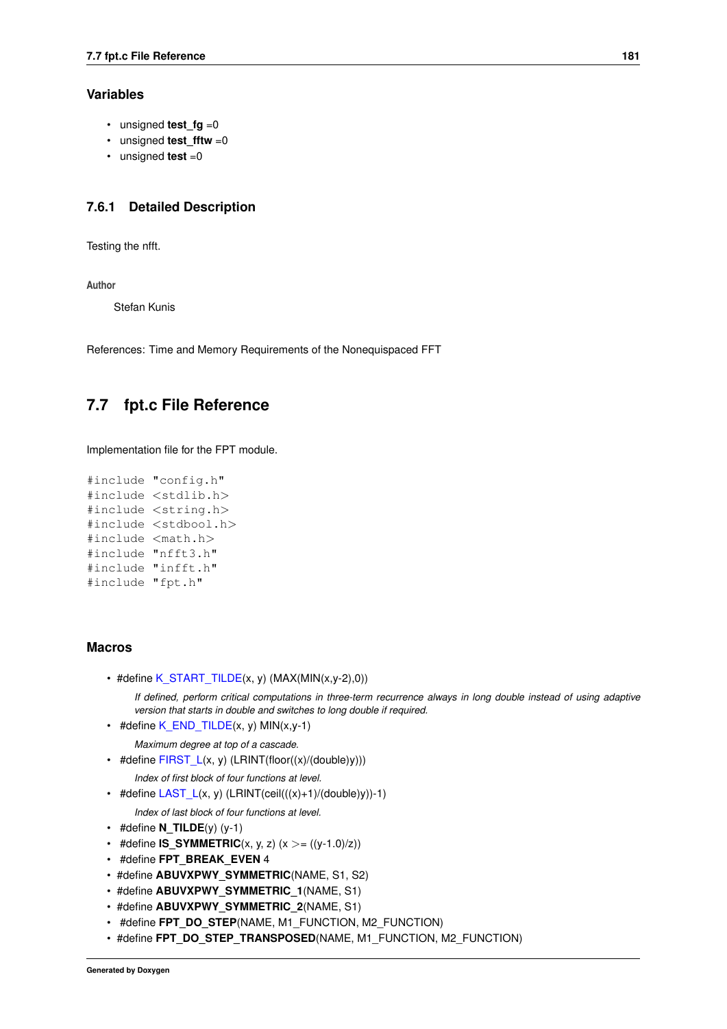## Variables

- unsigned **test_fg** =0
- unsigned **test_fftw** =0
- unsigned **test** =0

### 7.6.1 Detailed Description

Testing the nfft.

**Author**

Stefan Kunis

References: Time and Memory Requirements of the Nonequispaced FFT

## 7.7 fpt.c File Reference

Implementation file for the FPT module.

```
#include "config.h"
#include <stdlib.h>
#include <string.h>
#include <stdbool.h>
#include <math.h>
#include "nfft3.h"
#include "infft.h"
#include "fpt.h"
```

## Macros

- #define K_START_TILDE(x, y) (MAX(MIN(x,y-2),0))

  *If defined, perform critical computations in three-term recurrence always in long double instead of using adaptive version that starts in double and switches to long double if required.*
- #define K_END_TILDE(x, y) MIN(x,y-1)

  *Maximum degree at top of a cascade.*
- #define FIRST_L(x, y) (LRINT(floor((x)/(double)y)))

  *Index of first block of four functions at level.*
- #define LAST_L(x, y) (LRINT(ceil(((x)+1)/(double)y))-1)

  *Index of last block of four functions at level.*
- #define **N_TILDE**(y) (y-1)
- #define **IS_SYMMETRIC**(x, y, z) (x >= ((y-1.0)/z))
- #define **FPT_BREAK_EVEN** 4
- #define **ABUVXPWY_SYMMETRIC**(NAME, S1, S2)
- #define **ABUVXPWY_SYMMETRIC_1**(NAME, S1)
- #define **ABUVXPWY_SYMMETRIC_2**(NAME, S1)
- #define **FPT_DO_STEP**(NAME, M1_FUNCTION, M2_FUNCTION)
- #define **FPT_DO_STEP_TRANSPOSED**(NAME, M1_FUNCTION, M2_FUNCTION)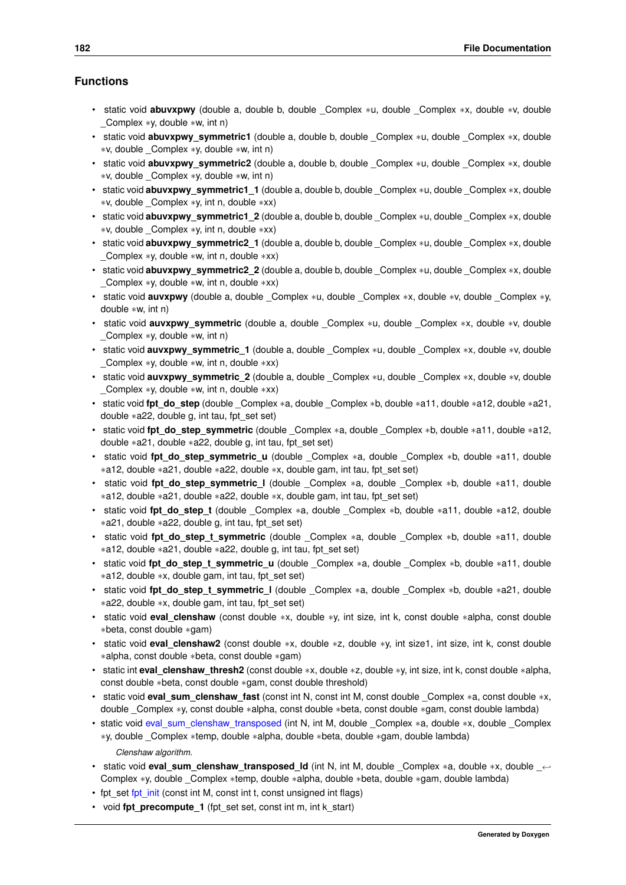## Functions

- static void **abuvxpwy** (double a, double b, double _Complex *u, double _Complex *x, double *v, double _Complex *y, double *w, int n)
- static void **abuvxpwy_symmetric1** (double a, double b, double _Complex *u, double _Complex *x, double *v, double _Complex *y, double *w, int n)
- static void **abuvxpwy_symmetric2** (double a, double b, double _Complex *u, double _Complex *x, double *v, double _Complex *y, double *w, int n)
- static void **abuvxpwy_symmetric1_1** (double a, double b, double _Complex *u, double _Complex *x, double *v, double _Complex *y, int n, double *xx)
- static void **abuvxpwy_symmetric1_2** (double a, double b, double _Complex *u, double _Complex *x, double *v, double _Complex *y, int n, double *xx)
- static void **abuvxpwy_symmetric2_1** (double a, double b, double _Complex *u, double _Complex *x, double _Complex *y, double *w, int n, double *xx)
- static void **abuvxpwy_symmetric2_2** (double a, double b, double _Complex *u, double _Complex *x, double _Complex *y, double *w, int n, double *xx)
- static void **auvxpwy** (double a, double _Complex *u, double _Complex *x, double *v, double _Complex *y, double *w, int n)
- static void **auvxpwy_symmetric** (double a, double _Complex *u, double _Complex *x, double *v, double _Complex *y, double *w, int n)
- static void **auvxpwy_symmetric_1** (double a, double _Complex *u, double _Complex *x, double *v, double _Complex *y, double *w, int n, double *xx)
- static void **auvxpwy_symmetric_2** (double a, double _Complex *u, double _Complex *x, double *v, double _Complex *y, double *w, int n, double *xx)
- static void **fpt_do_step** (double _Complex *a, double _Complex *b, double *a11, double *a12, double *a21, double *a22, double g, int tau, fpt_set set)
- static void **fpt_do_step_symmetric** (double _Complex *a, double _Complex *b, double *a11, double *a12, double *a21, double *a22, double g, int tau, fpt_set set)
- static void **fpt_do_step_symmetric_u** (double _Complex *a, double _Complex *b, double *a11, double *a12, double *a21, double *a22, double *x, double gam, int tau, fpt_set set)
- static void **fpt_do_step_symmetric_l** (double _Complex *a, double _Complex *b, double *a11, double *a12, double *a21, double *a22, double *x, double gam, int tau, fpt_set set)
- static void **fpt_do_step_t** (double _Complex *a, double _Complex *b, double *a11, double *a12, double *a21, double *a22, double g, int tau, fpt_set set)
- static void **fpt_do_step_t_symmetric** (double _Complex *a, double _Complex *b, double *a11, double *a12, double *a21, double *a22, double g, int tau, fpt_set set)
- static void **fpt_do_step_t_symmetric_u** (double _Complex *a, double _Complex *b, double *a11, double *a12, double *x, double gam, int tau, fpt_set set)
- static void **fpt_do_step_t_symmetric_l** (double _Complex *a, double _Complex *b, double *a21, double *a22, double *x, double gam, int tau, fpt_set set)
- static void **eval_clenshaw** (const double *x, double *y, int size, int k, const double *alpha, const double *beta, const double *gam)
- static void **eval_clenshaw2** (const double *x, double *z, double *y, int size1, int size, int k, const double *alpha, const double *beta, const double *gam)
- static int **eval_clenshaw_thresh2** (const double *x, double *z, double *y, int size, int k, const double *alpha, const double *beta, const double *gam, const double threshold)
- static void **eval_sum_clenshaw_fast** (const int N, const int M, const double _Complex *a, const double *x, double _Complex *y, const double *alpha, const double *beta, const double *gam, const double lambda)
- static void eval_sum_clenshaw_transposed (int N, int M, double _Complex *a, double *x, double _Complex *y, double _Complex *temp, double *alpha, double *beta, double *gam, double lambda)

  *Clenshaw algorithm.*
- static void **eval_sum_clenshaw_transposed_ld** (int N, int M, double _Complex *a, double *x, double _Complex *y, double _Complex *temp, double *alpha, double *beta, double *gam, double lambda)
- fpt_set fpt_init (const int M, const int t, const unsigned int flags)
- void **fpt_precompute_1** (fpt_set set, const int m, int k_start)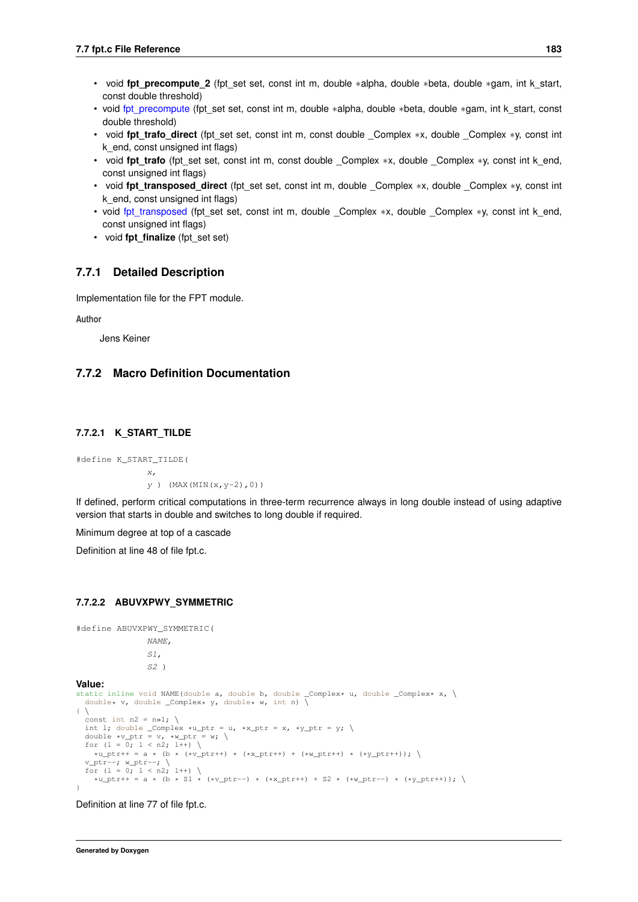- void **fpt_precompute_2** (fpt_set set, const int m, double *alpha, double *beta, double *gam, int k_start, const double threshold)
- void fpt_precompute (fpt_set set, const int m, double *alpha, double *beta, double *gam, int k_start, const double threshold)
- void **fpt_trafo_direct** (fpt_set set, const int m, const double _Complex *x, double _Complex *y, const int k_end, const unsigned int flags)
- void **fpt_trafo** (fpt_set set, const int m, const double _Complex *x, double _Complex *y, const int k_end, const unsigned int flags)
- void **fpt_transposed_direct** (fpt_set set, const int m, double _Complex *x, double _Complex *y, const int k_end, const unsigned int flags)
- void fpt_transposed (fpt_set set, const int m, double _Complex *x, double _Complex *y, const int k_end, const unsigned int flags)
- void **fpt_finalize** (fpt_set set)

### 7.7.1 Detailed Description

Implementation file for the FPT module.

**Author**

Jens Keiner

### 7.7.2 Macro Definition Documentation

#### 7.7.2.1 K_START_TILDE

```
#define K_START_TILDE(
            x,
            y ) (MAX(MIN(x,y-2),0))
```

If defined, perform critical computations in three-term recurrence always in long double instead of using adaptive version that starts in double and switches to long double if required.

Minimum degree at top of a cascade

Definition at line 48 of file fpt.c.

#### 7.7.2.2 ABUVXPWY_SYMMETRIC

```
#define ABUVXPWY_SYMMETRIC(
            NAME,
            S1,
            S2 )
```

**Value:**

```
static inline void NAME(double a, double b, double _Complex* u, double _Complex* x, \
  double* v, double _Complex* y, double* w, int n) \
{ \
  const int n2 = n>>1; \
  int l; double _Complex *u_ptr = u, *x_ptr = x, *y_ptr = y; \
  double *v_ptr = v, *w_ptr = w; \
  for (l = 0; l < n2; l++) \
    *u_ptr++ = a * (b * (*v_ptr++) * (*x_ptr++) + (*w_ptr++) * (*y_ptr++)); \
  v_ptr--; w_ptr--; \
  for (l = 0; l < n2; l++) \
    *u_ptr++ = a * (b * S1 * (*v_ptr--) * (*x_ptr++) + S2 * (*w_ptr--) * (*y_ptr++)); \
}
```

Definition at line 77 of file fpt.c.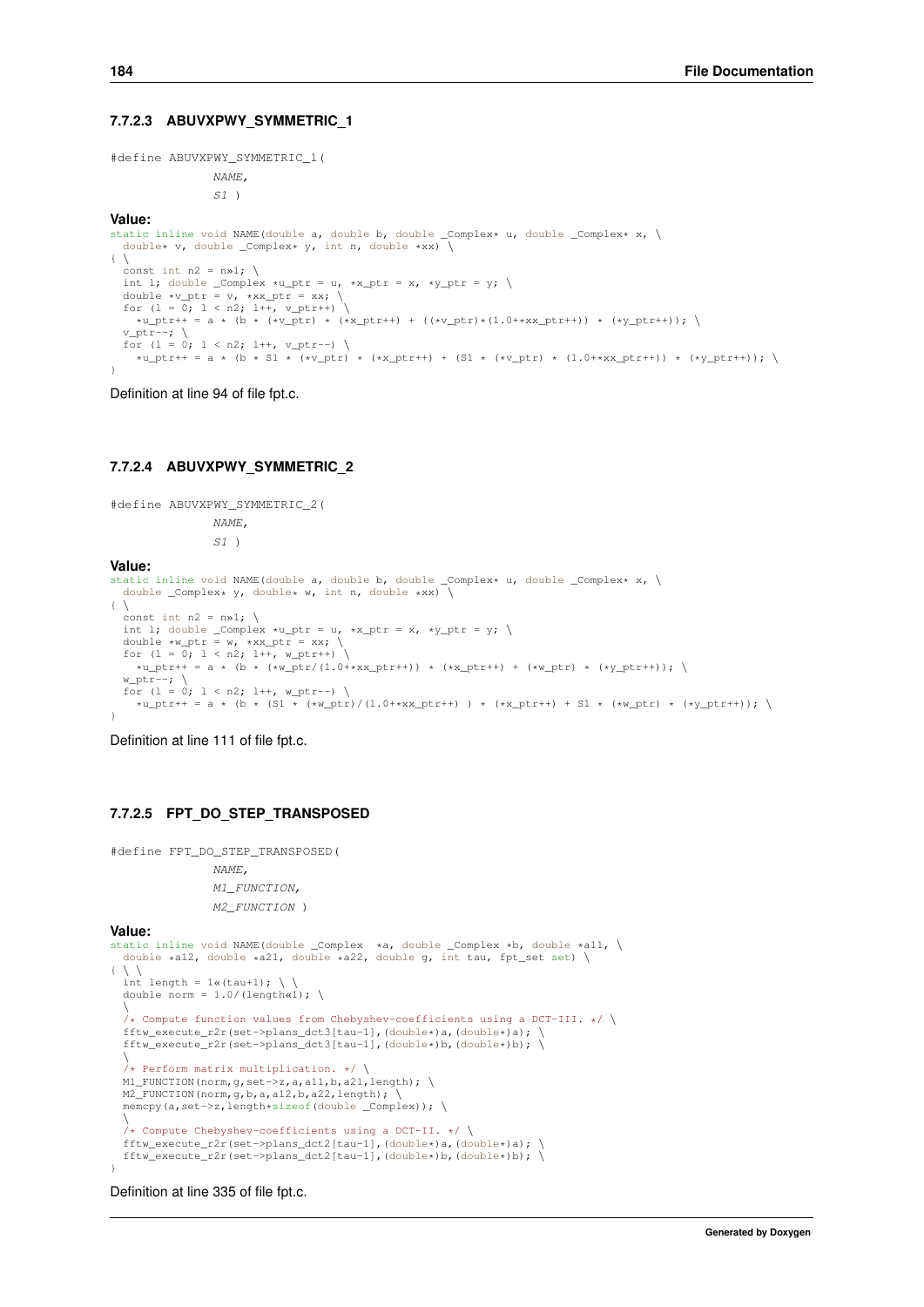#### 7.7.2.3 ABUVXPWY_SYMMETRIC_1

```
#define ABUVXPWY_SYMMETRIC_1(
              NAME,
              S1 )
```

**Value:**

```
static inline void NAME(double a, double b, double _Complex* u, double _Complex* x, \
  double* v, double _Complex* y, int n, double *xx) \
{ \
  const int n2 = n>>1; \
  int l; double _Complex *u_ptr = u, *x_ptr = x, *y_ptr = y; \
  double *v_ptr = v, *xx_ptr = xx; \
  for (l = 0; l < n2; l++, v_ptr++) \
    *u_ptr++ = a * (b * (*v_ptr) * (*x_ptr++) + ((*v_ptr)*(1.0+*xx_ptr++)) * (*y_ptr++)); \
  v_ptr--; \
  for (l = 0; l < n2; l++, v_ptr--) \
    *u_ptr++ = a * (b * S1 * (*v_ptr) * (*x_ptr++) + (S1 * (*v_ptr) * (1.0+*xx_ptr++)) * (*y_ptr++)); \
}
```

Definition at line 94 of file fpt.c.

#### 7.7.2.4 ABUVXPWY_SYMMETRIC_2

```
#define ABUVXPWY_SYMMETRIC_2(
              NAME,
              S1 )
```

**Value:**

```
static inline void NAME(double a, double b, double _Complex* u, double _Complex* x, \
  double _Complex* y, double* w, int n, double *xx) \
{ \
  const int n2 = n>>1; \
  int l; double _Complex *u_ptr = u, *x_ptr = x, *y_ptr = y; \
  double *w_ptr = w, *xx_ptr = xx; \
  for (l = 0; l < n2; l++, w_ptr++) \
    *u_ptr++ = a * (b * (*w_ptr/(1.0+*xx_ptr++)) * (*x_ptr++) + (*w_ptr) * (*y_ptr++)); \
  w_ptr--; \
  for (l = 0; l < n2; l++, w_ptr--) \
    *u_ptr++ = a * (b * (S1 * (*w_ptr)/(1.0+*xx_ptr++) ) * (*x_ptr++) + S1 * (*w_ptr) * (*y_ptr++)); \
}
```

Definition at line 111 of file fpt.c.

#### 7.7.2.5 FPT_DO_STEP_TRANSPOSED

```
#define FPT_DO_STEP_TRANSPOSED(
              NAME,
              M1_FUNCTION,
              M2_FUNCTION )
```

**Value:**

```
static inline void NAME(double _Complex  *a, double _Complex *b, double *a11, \
  double *a12, double *a21, double *a22, double g, int tau, fpt_set set) \
{ \ \
  int length = 1<<(tau+1); \ \
  double norm = 1.0/(length<<1); \
  \
  /* Compute function values from Chebyshev-coefficients using a DCT-III. */ \
  fftw_execute_r2r(set->plans_dct3[tau-1],(double*)a,(double*)a); \
  fftw_execute_r2r(set->plans_dct3[tau-1],(double*)b,(double*)b); \
  \
  /* Perform matrix multiplication. */ \
  M1_FUNCTION(norm,g,set->z,a,a11,b,a21,length); \
  M2_FUNCTION(norm,g,b,a,a12,b,a22,length); \
  memcpy(a,set->z,length*sizeof(double _Complex)); \
  \
  /* Compute Chebyshev-coefficients using a DCT-II. */ \
  fftw_execute_r2r(set->plans_dct2[tau-1],(double*)a,(double*)a); \
  fftw_execute_r2r(set->plans_dct2[tau-1],(double*)b,(double*)b); \
}
```

Definition at line 335 of file fpt.c.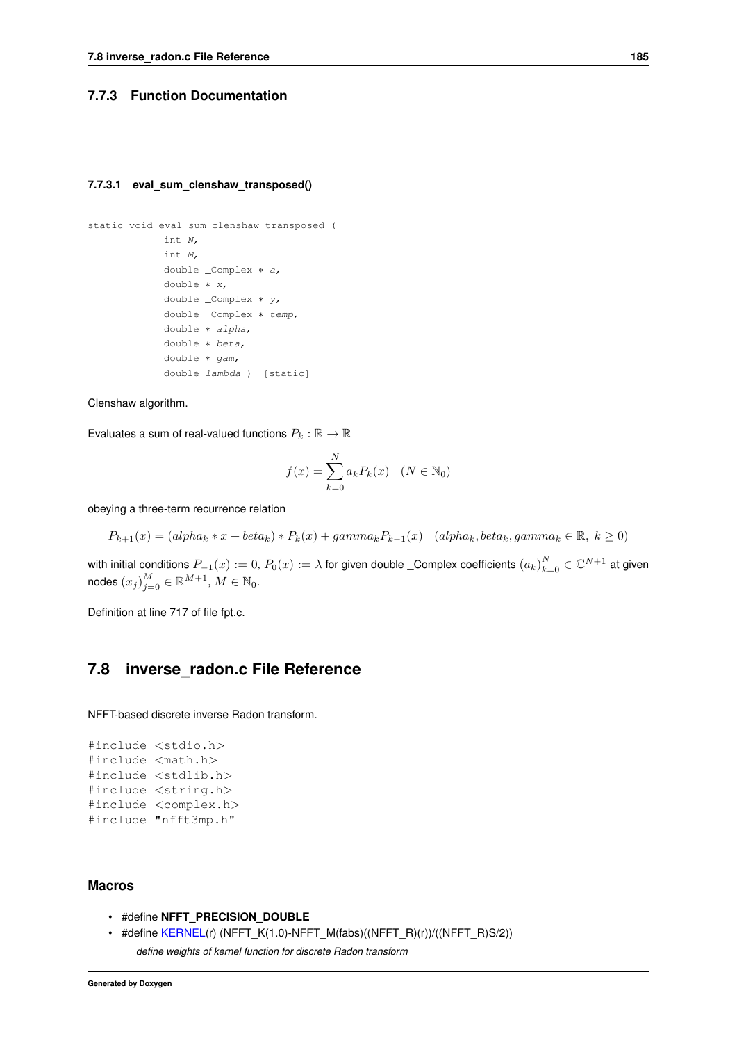### 7.7.3 Function Documentation

#### 7.7.3.1 eval_sum_clenshaw_transposed()

```
static void eval_sum_clenshaw_transposed (
            int N,
            int M,
            double _Complex * a,
            double * x,
            double _Complex * y,
            double _Complex * temp,
            double * alpha,
            double * beta,
            double * gam,
            double lambda )  [static]
```

Clenshaw algorithm.

Evaluates a sum of real-valued functions $P_k : \mathbb{R} \to \mathbb{R}$

$$f(x) = \sum_{k=0}^{N} a_k P_k(x) \quad (N \in \mathbb{N}_0)$$

obeying a three-term recurrence relation

$$P_{k+1}(x) = (alpha_k * x + beta_k) * P_k(x) + gamma_k P_{k-1}(x) \quad (alpha_k, beta_k, gamma_k \in \mathbb{R},\ k \geq 0)$$

with initial conditions $P_{-1}(x) := 0$, $P_0(x) := \lambda$ for given double _Complex coefficients $(a_k)_{k=0}^{N} \in \mathbb{C}^{N+1}$ at given nodes $(x_j)_{j=0}^{M} \in \mathbb{R}^{M+1}$, $M \in \mathbb{N}_0$.

Definition at line 717 of file fpt.c.

## 7.8 inverse_radon.c File Reference

NFFT-based discrete inverse Radon transform.

```
#include <stdio.h>
#include <math.h>
#include <stdlib.h>
#include <string.h>
#include <complex.h>
#include "nfft3mp.h"
```

### Macros

- #define **NFFT_PRECISION_DOUBLE**
- #define KERNEL(r) (NFFT_K(1.0)-NFFT_M(fabs)((NFFT_R)(r))/((NFFT_R)S/2))

  *define weights of kernel function for discrete Radon transform*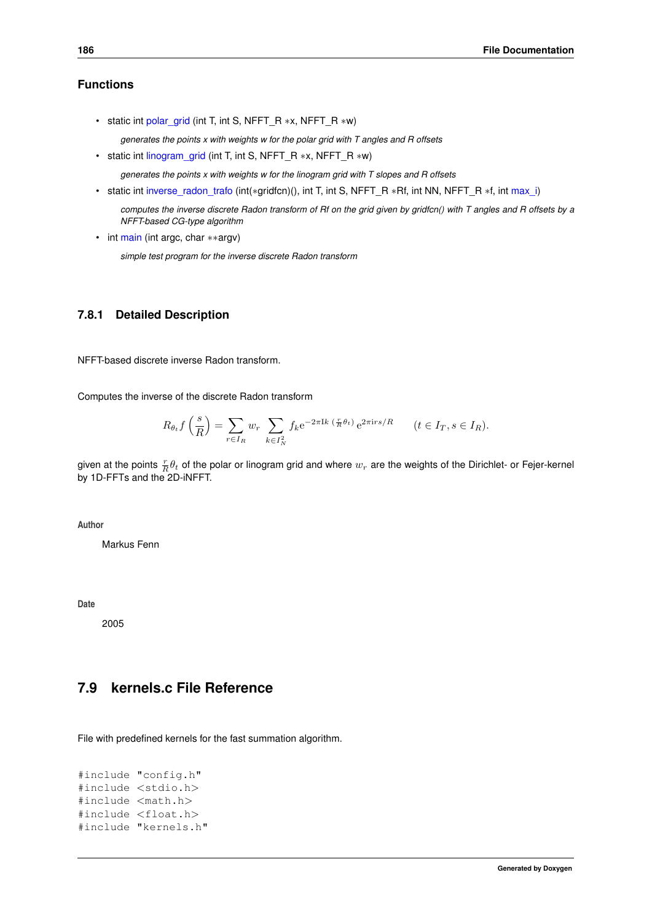## Functions

- static int polar_grid (int T, int S, NFFT_R *x, NFFT_R *w)

  *generates the points x with weights w for the polar grid with T angles and R offsets*

- static int linogram_grid (int T, int S, NFFT_R *x, NFFT_R *w)

  *generates the points x with weights w for the linogram grid with T slopes and R offsets*

- static int inverse_radon_trafo (int(*gridfcn)(), int T, int S, NFFT_R *Rf, int NN, NFFT_R *f, int max_i)

  *computes the inverse discrete Radon transform of Rf on the grid given by gridfcn() with T angles and R offsets by a NFFT-based CG-type algorithm*

- int main (int argc, char **argv)

  *simple test program for the inverse discrete Radon transform*

### 7.8.1 Detailed Description

NFFT-based discrete inverse Radon transform.

Computes the inverse of the discrete Radon transform

$$R_{\theta_t} f\left(\frac{s}{R}\right) = \sum_{r \in I_R} w_r \sum_{k \in I_N^2} f_k \mathrm{e}^{-2\pi \mathrm{I} k \,\left(\frac{r}{R}\theta_t\right)} \mathrm{e}^{2\pi \mathrm{i} r s/R} \qquad (t \in I_T, s \in I_R).$$

given at the points $\frac{r}{R}\theta_t$ of the polar or linogram grid and where $w_r$ are the weights of the Dirichlet- or Fejer-kernel by 1D-FFTs and the 2D-iNFFT.

**Author**

Markus Fenn

**Date**

2005

## 7.9 kernels.c File Reference

File with predefined kernels for the fast summation algorithm.

```
#include "config.h"
#include <stdio.h>
#include <math.h>
#include <float.h>
#include "kernels.h"
```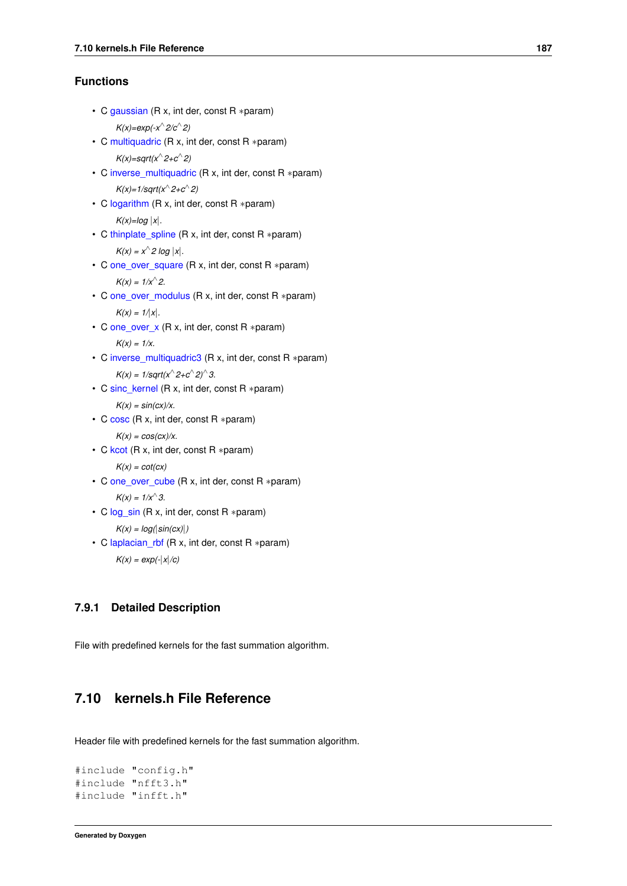### Functions

- C gaussian (R x, int der, const R *param)

  *K(x)=exp(-x^2/c^2)*
- C multiquadric (R x, int der, const R *param)

  *K(x)=sqrt(x^2+c^2)*
- C inverse_multiquadric (R x, int der, const R *param)

  *K(x)=1/sqrt(x^2+c^2)*
- C logarithm (R x, int der, const R *param)

  *K(x)=log |x|.*
- C thinplate_spline (R x, int der, const R *param)

  *K(x) = x^2 log |x|.*
- C one_over_square (R x, int der, const R *param)

  *K(x) = 1/x^2.*
- C one_over_modulus (R x, int der, const R *param)

  *K(x) = 1/|x|.*
- C one_over_x (R x, int der, const R *param)

  *K(x) = 1/x.*
- C inverse_multiquadric3 (R x, int der, const R *param)

  *K(x) = 1/sqrt(x^2+c^2)^3.*
- C sinc_kernel (R x, int der, const R *param)

  *K(x) = sin(cx)/x.*
- C cosc (R x, int der, const R *param)

  *K(x) = cos(cx)/x.*
- C kcot (R x, int der, const R *param)

  *K(x) = cot(cx)*
- C one_over_cube (R x, int der, const R *param)

  *K(x) = 1/x^3.*
- C log_sin (R x, int der, const R *param)

  *K(x) = log(|sin(cx)|)*
- C laplacian_rbf (R x, int der, const R *param)

  *K(x) = exp(-|x|/c)*

### 7.9.1 Detailed Description

File with predefined kernels for the fast summation algorithm.

## 7.10 kernels.h File Reference

Header file with predefined kernels for the fast summation algorithm.

```
#include "config.h"
#include "nfft3.h"
#include "infft.h"
```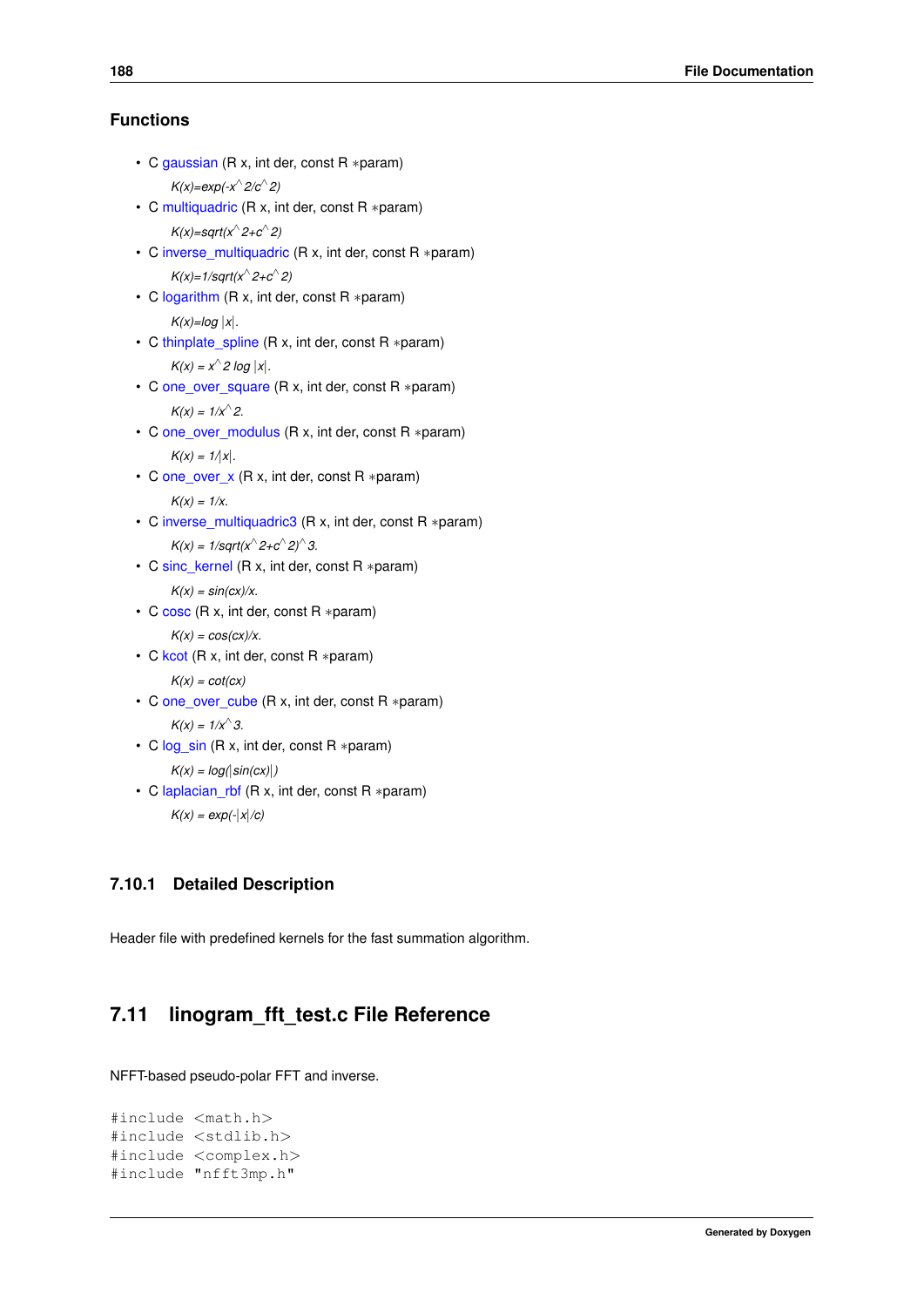### Functions

- C gaussian (R x, int der, const R *param)

  *K(x)=exp(-x^2/c^2)*
- C multiquadric (R x, int der, const R *param)

  *K(x)=sqrt(x^2+c^2)*
- C inverse_multiquadric (R x, int der, const R *param)

  *K(x)=1/sqrt(x^2+c^2)*
- C logarithm (R x, int der, const R *param)

  *K(x)=log |x|.*
- C thinplate_spline (R x, int der, const R *param)

  *K(x) = x^2 log |x|.*
- C one_over_square (R x, int der, const R *param)

  *K(x) = 1/x^2.*
- C one_over_modulus (R x, int der, const R *param)

  *K(x) = 1/|x|.*
- C one_over_x (R x, int der, const R *param)

  *K(x) = 1/x.*
- C inverse_multiquadric3 (R x, int der, const R *param)

  *K(x) = 1/sqrt(x^2+c^2)^3.*
- C sinc_kernel (R x, int der, const R *param)

  *K(x) = sin(cx)/x.*
- C cosc (R x, int der, const R *param)

  *K(x) = cos(cx)/x.*
- C kcot (R x, int der, const R *param)

  *K(x) = cot(cx)*
- C one_over_cube (R x, int der, const R *param)

  *K(x) = 1/x^3.*
- C log_sin (R x, int der, const R *param)

  *K(x) = log(|sin(cx)|)*
- C laplacian_rbf (R x, int der, const R *param)

  *K(x) = exp(-|x|/c)*

### 7.10.1 Detailed Description

Header file with predefined kernels for the fast summation algorithm.

## 7.11 linogram_fft_test.c File Reference

NFFT-based pseudo-polar FFT and inverse.

```
#include <math.h>
#include <stdlib.h>
#include <complex.h>
#include "nfft3mp.h"
```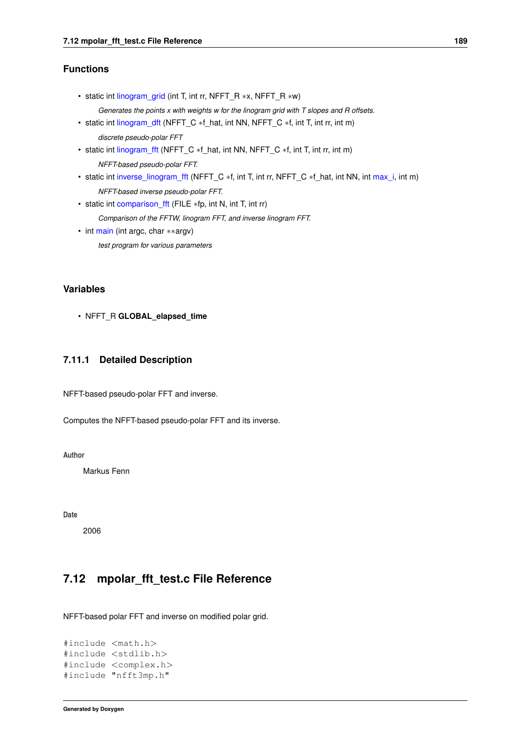### Functions

- static int linogram_grid (int T, int rr, NFFT_R *x, NFFT_R *w)

    *Generates the points x with weights w for the linogram grid with T slopes and R offsets.*
- static int linogram_dft (NFFT_C *f_hat, int NN, NFFT_C *f, int T, int rr, int m)

    *discrete pseudo-polar FFT*
- static int linogram_fft (NFFT_C *f_hat, int NN, NFFT_C *f, int T, int rr, int m)

    *NFFT-based pseudo-polar FFT.*
- static int inverse_linogram_fft (NFFT_C *f, int T, int rr, NFFT_C *f_hat, int NN, int max_i, int m)

    *NFFT-based inverse pseudo-polar FFT.*
- static int comparison_fft (FILE *fp, int N, int T, int rr)

    *Comparison of the FFTW, linogram FFT, and inverse linogram FFT.*
- int main (int argc, char **argv)

    *test program for various parameters*

### Variables

- NFFT_R **GLOBAL_elapsed_time**

### 7.11.1 Detailed Description

NFFT-based pseudo-polar FFT and inverse.

Computes the NFFT-based pseudo-polar FFT and its inverse.

**Author**

Markus Fenn

**Date**

2006

## 7.12 mpolar_fft_test.c File Reference

NFFT-based polar FFT and inverse on modified polar grid.

```
#include <math.h>
#include <stdlib.h>
#include <complex.h>
#include "nfft3mp.h"
```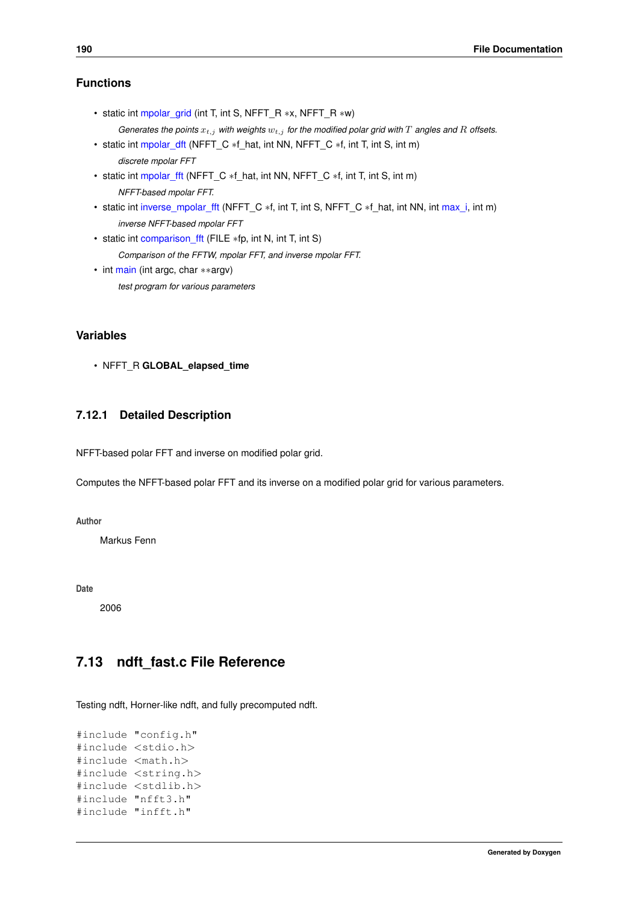## Functions

- static int mpolar_grid (int T, int S, NFFT_R *x, NFFT_R *w)

    *Generates the points $x_{t,j}$ with weights $w_{t,j}$ for the modified polar grid with $T$ angles and $R$ offsets.*
- static int mpolar_dft (NFFT_C *f_hat, int NN, NFFT_C *f, int T, int S, int m)

    *discrete mpolar FFT*
- static int mpolar_fft (NFFT_C *f_hat, int NN, NFFT_C *f, int T, int S, int m)

    *NFFT-based mpolar FFT.*
- static int inverse_mpolar_fft (NFFT_C *f, int T, int S, NFFT_C *f_hat, int NN, int max_i, int m)

    *inverse NFFT-based mpolar FFT*
- static int comparison_fft (FILE *fp, int N, int T, int S)

    *Comparison of the FFTW, mpolar FFT, and inverse mpolar FFT.*
- int main (int argc, char **argv)

    *test program for various parameters*

## Variables

- NFFT_R **GLOBAL_elapsed_time**

### 7.12.1 Detailed Description

NFFT-based polar FFT and inverse on modified polar grid.

Computes the NFFT-based polar FFT and its inverse on a modified polar grid for various parameters.

**Author**

Markus Fenn

**Date**

2006

## 7.13 ndft_fast.c File Reference

Testing ndft, Horner-like ndft, and fully precomputed ndft.

```
#include "config.h"
#include <stdio.h>
#include <math.h>
#include <string.h>
#include <stdlib.h>
#include "nfft3.h"
#include "infft.h"
```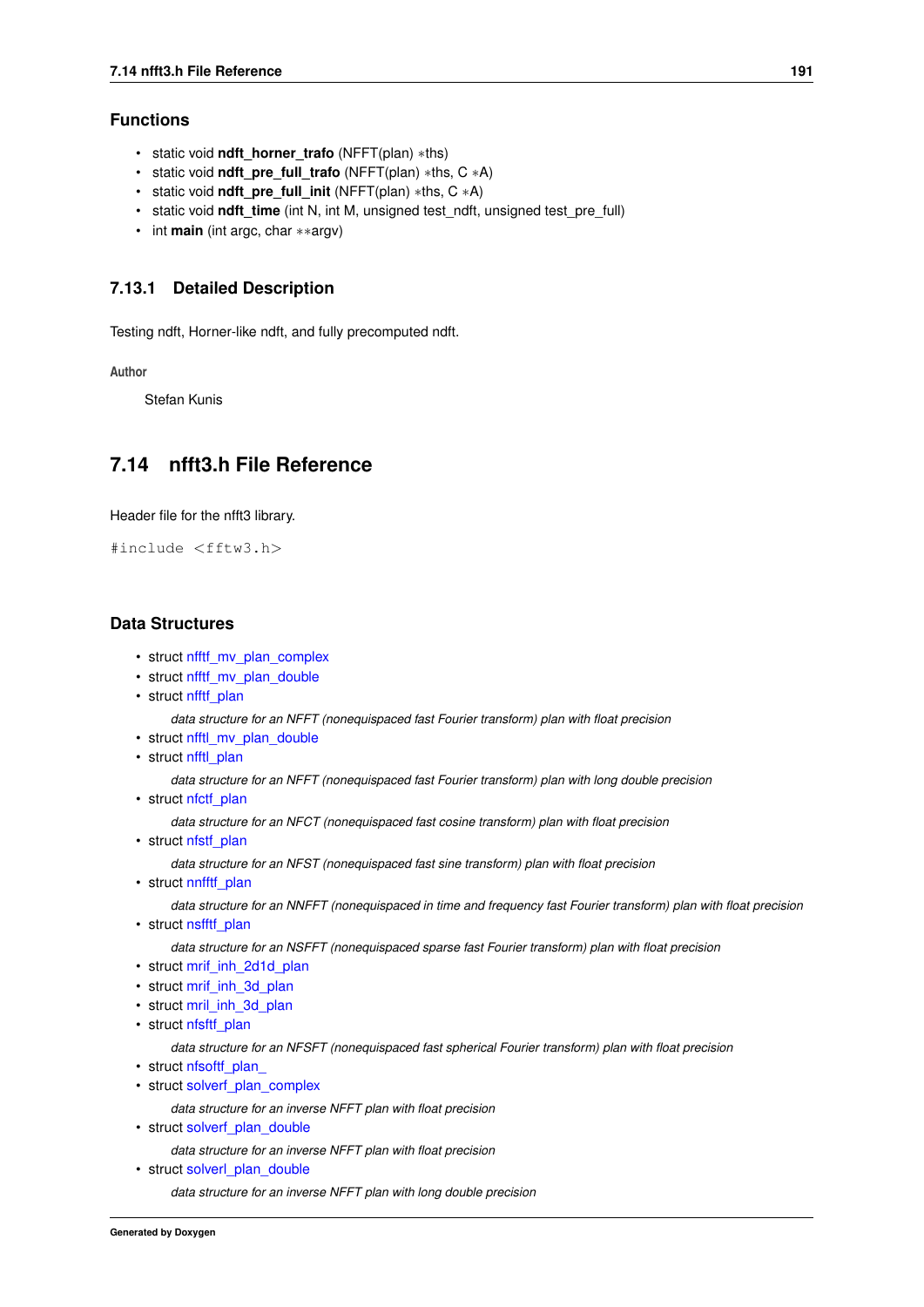### Functions

- static void **ndft_horner_trafo** (NFFT(plan) *ths)
- static void **ndft_pre_full_trafo** (NFFT(plan) *ths, C *A)
- static void **ndft_pre_full_init** (NFFT(plan) *ths, C *A)
- static void **ndft_time** (int N, int M, unsigned test_ndft, unsigned test_pre_full)
- int **main** (int argc, char **argv)

### 7.13.1 Detailed Description

Testing ndft, Horner-like ndft, and fully precomputed ndft.

**Author**

Stefan Kunis

## 7.14 nfft3.h File Reference

Header file for the nfft3 library.

```
#include <fftw3.h>
```

### Data Structures

- struct nfftf_mv_plan_complex
- struct nfftf_mv_plan_double
- struct nfftf_plan

  *data structure for an NFFT (nonequispaced fast Fourier transform) plan with float precision*
- struct nfftl_mv_plan_double
- struct nfftl_plan

  *data structure for an NFFT (nonequispaced fast Fourier transform) plan with long double precision*
- struct nfctf_plan

  *data structure for an NFCT (nonequispaced fast cosine transform) plan with float precision*
- struct nfstf_plan

  *data structure for an NFST (nonequispaced fast sine transform) plan with float precision*
- struct nnfftf_plan

  *data structure for an NNFFT (nonequispaced in time and frequency fast Fourier transform) plan with float precision*
- struct nsfftf_plan

  *data structure for an NSFFT (nonequispaced sparse fast Fourier transform) plan with float precision*
- struct mrif_inh_2d1d_plan
- struct mrif_inh_3d_plan
- struct mril_inh_3d_plan
- struct nfsftf_plan

  *data structure for an NFSFT (nonequispaced fast spherical Fourier transform) plan with float precision*
- struct nfsoftf_plan_
- struct solverf_plan_complex

  *data structure for an inverse NFFT plan with float precision*
- struct solverf_plan_double

  *data structure for an inverse NFFT plan with float precision*
- struct solverl_plan_double

  *data structure for an inverse NFFT plan with long double precision*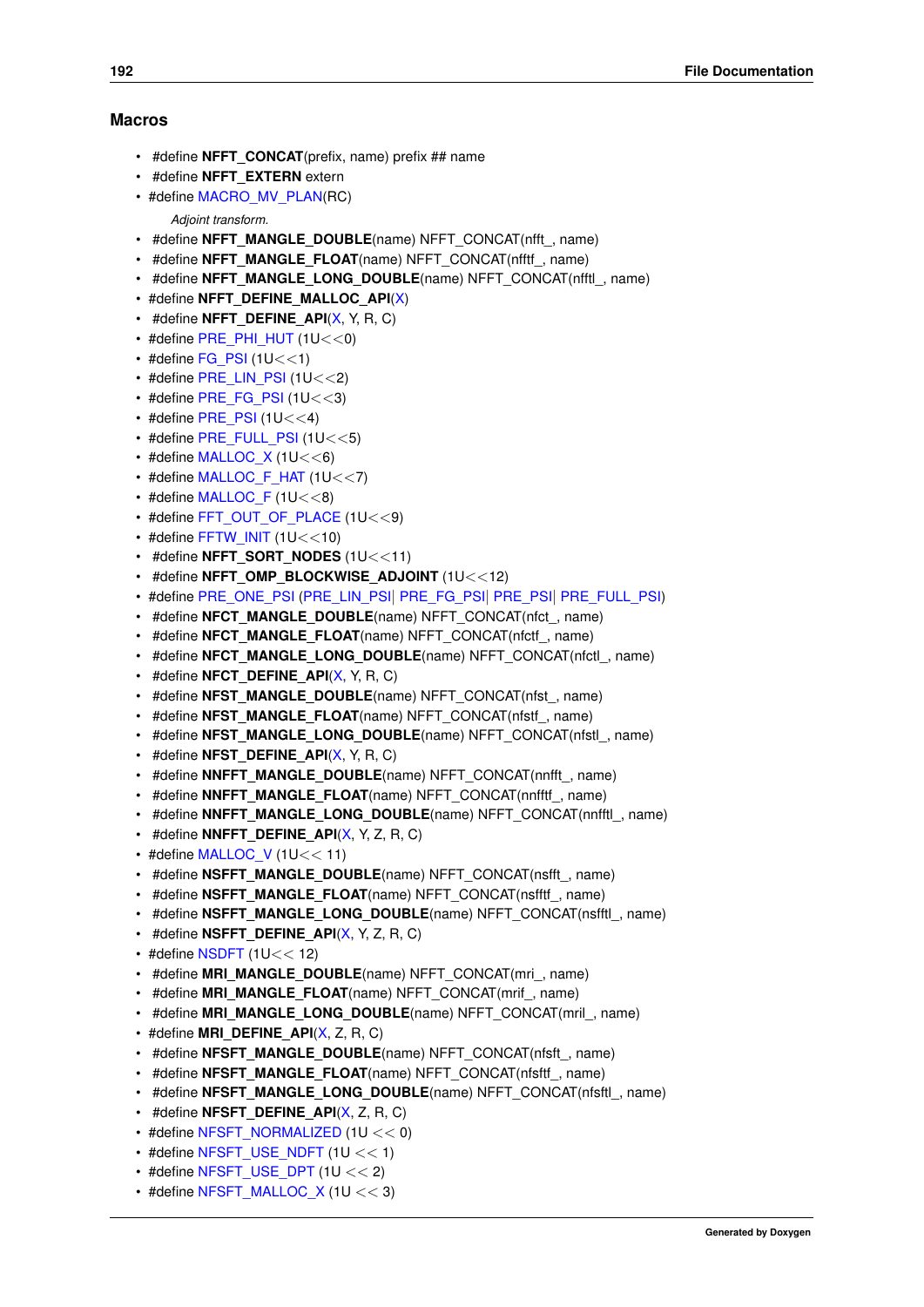## Macros

- #define **NFFT_CONCAT**(prefix, name) prefix ## name
- #define **NFFT_EXTERN** extern
- #define MACRO_MV_PLAN(RC)

  *Adjoint transform.*
- #define **NFFT_MANGLE_DOUBLE**(name) NFFT_CONCAT(nfft_, name)
- #define **NFFT_MANGLE_FLOAT**(name) NFFT_CONCAT(nfftf_, name)
- #define **NFFT_MANGLE_LONG_DOUBLE**(name) NFFT_CONCAT(nfftl_, name)
- #define **NFFT_DEFINE_MALLOC_API**(X)
- #define **NFFT_DEFINE_API**(X, Y, R, C)
- #define PRE_PHI_HUT (1U<<0)
- #define FG_PSI (1U<<1)
- #define PRE_LIN_PSI (1U<<2)
- #define PRE_FG_PSI (1U<<3)
- #define PRE_PSI (1U<<4)
- #define PRE_FULL_PSI (1U<<5)
- #define MALLOC_X (1U<<6)
- #define MALLOC_F_HAT (1U<<7)
- #define MALLOC_F (1U<<8)
- #define FFT_OUT_OF_PLACE (1U<<9)
- #define FFTW_INIT (1U<<10)
- #define **NFFT_SORT_NODES** (1U<<11)
- #define **NFFT_OMP_BLOCKWISE_ADJOINT** (1U<<12)
- #define PRE_ONE_PSI (PRE_LIN_PSI| PRE_FG_PSI| PRE_PSI| PRE_FULL_PSI)
- #define **NFCT_MANGLE_DOUBLE**(name) NFFT_CONCAT(nfct_, name)
- #define **NFCT_MANGLE_FLOAT**(name) NFFT_CONCAT(nfctf_, name)
- #define **NFCT_MANGLE_LONG_DOUBLE**(name) NFFT_CONCAT(nfctl_, name)
- #define **NFCT_DEFINE_API**(X, Y, R, C)
- #define **NFST_MANGLE_DOUBLE**(name) NFFT_CONCAT(nfst_, name)
- #define **NFST_MANGLE_FLOAT**(name) NFFT_CONCAT(nfstf_, name)
- #define **NFST_MANGLE_LONG_DOUBLE**(name) NFFT_CONCAT(nfstl_, name)
- #define **NFST_DEFINE_API**(X, Y, R, C)
- #define **NNFFT_MANGLE_DOUBLE**(name) NFFT_CONCAT(nnfft_, name)
- #define **NNFFT_MANGLE_FLOAT**(name) NFFT_CONCAT(nnfftf_, name)
- #define **NNFFT_MANGLE_LONG_DOUBLE**(name) NFFT_CONCAT(nnfftl_, name)
- #define **NNFFT_DEFINE_API**(X, Y, Z, R, C)
- #define MALLOC_V (1U<< 11)
- #define **NSFFT_MANGLE_DOUBLE**(name) NFFT_CONCAT(nsfft_, name)
- #define **NSFFT_MANGLE_FLOAT**(name) NFFT_CONCAT(nsfftf_, name)
- #define **NSFFT_MANGLE_LONG_DOUBLE**(name) NFFT_CONCAT(nsfftl_, name)
- #define **NSFFT_DEFINE_API**(X, Y, Z, R, C)
- #define NSDFT (1U<< 12)
- #define **MRI_MANGLE_DOUBLE**(name) NFFT_CONCAT(mri_, name)
- #define **MRI_MANGLE_FLOAT**(name) NFFT_CONCAT(mrif_, name)
- #define **MRI_MANGLE_LONG_DOUBLE**(name) NFFT_CONCAT(mril_, name)
- #define **MRI_DEFINE_API**(X, Z, R, C)
- #define **NFSFT_MANGLE_DOUBLE**(name) NFFT_CONCAT(nfsft_, name)
- #define **NFSFT_MANGLE_FLOAT**(name) NFFT_CONCAT(nfsftf_, name)
- #define **NFSFT_MANGLE_LONG_DOUBLE**(name) NFFT_CONCAT(nfsftl_, name)
- #define **NFSFT_DEFINE_API**(X, Z, R, C)
- #define NFSFT_NORMALIZED (1U << 0)
- #define NFSFT_USE_NDFT (1U << 1)
- #define NFSFT_USE_DPT (1U << 2)
- #define NFSFT_MALLOC_X (1U << 3)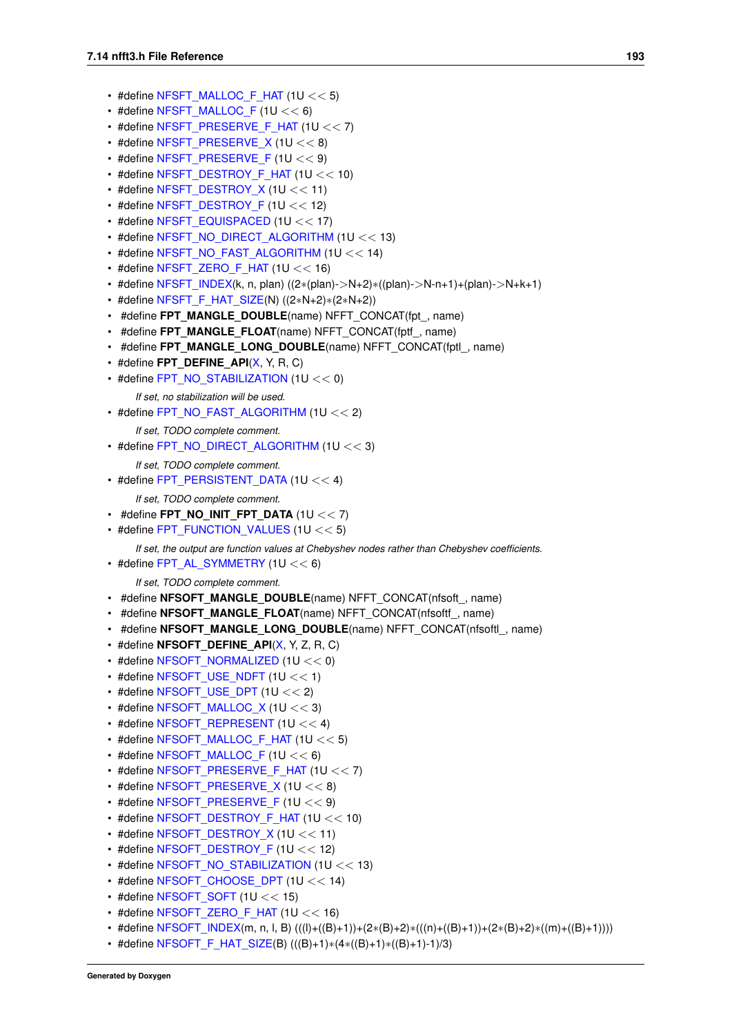- #define NFSFT_MALLOC_F_HAT (1U << 5)
- #define NFSFT_MALLOC_F (1U << 6)
- #define NFSFT_PRESERVE_F_HAT (1U << 7)
- #define NFSFT_PRESERVE_X (1U << 8)
- #define NFSFT_PRESERVE_F (1U << 9)
- #define NFSFT_DESTROY_F_HAT (1U << 10)
- #define NFSFT_DESTROY_X (1U << 11)
- #define NFSFT_DESTROY_F (1U << 12)
- #define NFSFT_EQUISPACED (1U << 17)
- #define NFSFT_NO_DIRECT_ALGORITHM (1U << 13)
- #define NFSFT_NO_FAST_ALGORITHM (1U << 14)
- #define NFSFT_ZERO_F_HAT (1U << 16)
- #define NFSFT_INDEX(k, n, plan) ((2*(plan)->N+2)*((plan)->N-n+1)+(plan)->N+k+1)
- #define NFSFT_F_HAT_SIZE(N) ((2*N+2)*(2*N+2))
- #define **FPT_MANGLE_DOUBLE**(name) NFFT_CONCAT(fpt_, name)
- #define **FPT_MANGLE_FLOAT**(name) NFFT_CONCAT(fptf_, name)
- #define **FPT_MANGLE_LONG_DOUBLE**(name) NFFT_CONCAT(fptl_, name)
- #define **FPT_DEFINE_API**(X, Y, R, C)
- #define FPT_NO_STABILIZATION (1U << 0)

  *If set, no stabilization will be used.*
- #define FPT_NO_FAST_ALGORITHM (1U << 2)

  *If set, TODO complete comment.*
- #define FPT_NO_DIRECT_ALGORITHM (1U << 3)

  *If set, TODO complete comment.*
- #define FPT_PERSISTENT_DATA (1U << 4)

  *If set, TODO complete comment.*
- #define **FPT_NO_INIT_FPT_DATA** (1U << 7)
- #define FPT_FUNCTION_VALUES (1U << 5)

  *If set, the output are function values at Chebyshev nodes rather than Chebyshev coefficients.*
- #define FPT_AL_SYMMETRY (1U << 6)

  *If set, TODO complete comment.*
- #define **NFSOFT_MANGLE_DOUBLE**(name) NFFT_CONCAT(nfsoft_, name)
- #define **NFSOFT_MANGLE_FLOAT**(name) NFFT_CONCAT(nfsoftf_, name)
- #define **NFSOFT_MANGLE_LONG_DOUBLE**(name) NFFT_CONCAT(nfsoftl_, name)
- #define **NFSOFT_DEFINE_API**(X, Y, Z, R, C)
- #define NFSOFT_NORMALIZED (1U << 0)
- #define NFSOFT_USE_NDFT (1U << 1)
- #define NFSOFT_USE_DPT (1U << 2)
- #define NFSOFT_MALLOC_X (1U << 3)
- #define NFSOFT_REPRESENT (1U << 4)
- #define NFSOFT_MALLOC_F_HAT (1U << 5)
- #define NFSOFT_MALLOC_F (1U << 6)
- #define NFSOFT_PRESERVE_F_HAT (1U << 7)
- #define NFSOFT_PRESERVE_X (1U << 8)
- #define NFSOFT_PRESERVE_F (1U << 9)
- #define NFSOFT_DESTROY_F_HAT (1U << 10)
- #define NFSOFT_DESTROY_X (1U << 11)
- #define NFSOFT_DESTROY_F (1U << 12)
- #define NFSOFT_NO_STABILIZATION (1U << 13)
- #define NFSOFT_CHOOSE_DPT (1U << 14)
- #define NFSOFT_SOFT (1U << 15)
- #define NFSOFT_ZERO_F_HAT (1U << 16)
- #define NFSOFT_INDEX(m, n, l, B) (((l)+((B)+1))+(2*(B)+2)*(((n)+((B)+1))+(2*(B)+2)*((m)+((B)+1))))
- #define NFSOFT_F_HAT_SIZE(B) (((B)+1)*(4*((B)+1)*((B)+1)-1)/3)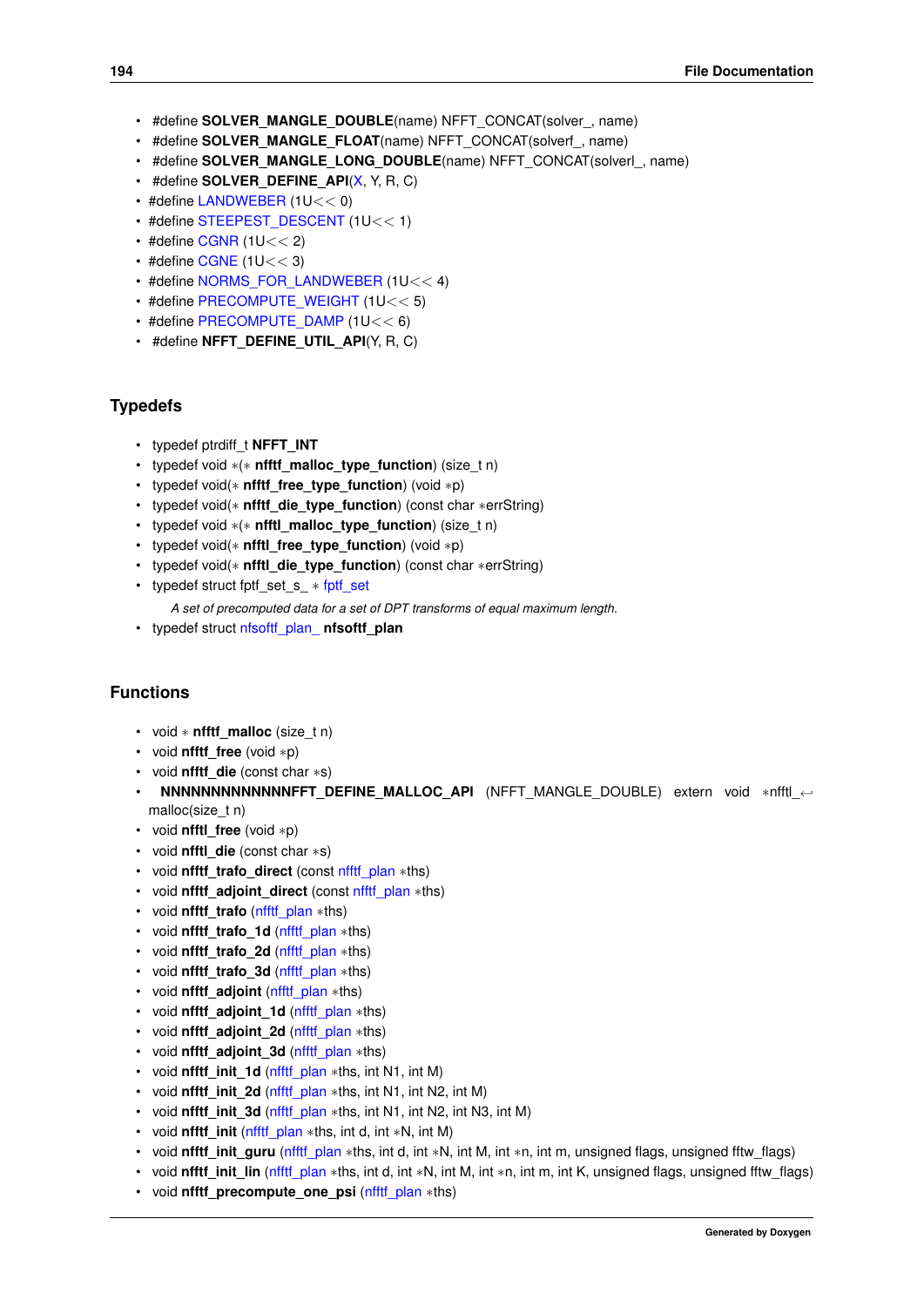- #define **SOLVER_MANGLE_DOUBLE**(name) NFFT_CONCAT(solver_, name)
- #define **SOLVER_MANGLE_FLOAT**(name) NFFT_CONCAT(solverf_, name)
- #define **SOLVER_MANGLE_LONG_DOUBLE**(name) NFFT_CONCAT(solverl_, name)
- #define **SOLVER_DEFINE_API**(X, Y, R, C)
- #define LANDWEBER (1U<< 0)
- #define STEEPEST_DESCENT (1U<< 1)
- #define CGNR (1U<< 2)
- #define CGNE (1U<< 3)
- #define NORMS_FOR_LANDWEBER (1U<< 4)
- #define PRECOMPUTE_WEIGHT (1U<< 5)
- #define PRECOMPUTE_DAMP (1U<< 6)
- #define **NFFT_DEFINE_UTIL_API**(Y, R, C)

## Typedefs

- typedef ptrdiff_t **NFFT_INT**
- typedef void ∗(∗ **nfftf_malloc_type_function**) (size_t n)
- typedef void(∗ **nfftf_free_type_function**) (void ∗p)
- typedef void(∗ **nfftf_die_type_function**) (const char ∗errString)
- typedef void ∗(∗ **nfftl_malloc_type_function**) (size_t n)
- typedef void(∗ **nfftl_free_type_function**) (void ∗p)
- typedef void(∗ **nfftl_die_type_function**) (const char ∗errString)
- typedef struct fptf_set_s_ ∗ fptf_set

  *A set of precomputed data for a set of DPT transforms of equal maximum length.*
- typedef struct nfsoftf_plan_ **nfsoftf_plan**

## Functions

- void ∗ **nfftf_malloc** (size_t n)
- void **nfftf_free** (void ∗p)
- void **nfftf_die** (const char ∗s)
- **NNNNNNNNNNNNNNFFT_DEFINE_MALLOC_API** (NFFT_MANGLE_DOUBLE) extern void ∗nfftl_malloc(size_t n)
- void **nfftl_free** (void ∗p)
- void **nfftl_die** (const char ∗s)
- void **nfftf_trafo_direct** (const nfftf_plan ∗ths)
- void **nfftf_adjoint_direct** (const nfftf_plan ∗ths)
- void **nfftf_trafo** (nfftf_plan ∗ths)
- void **nfftf_trafo_1d** (nfftf_plan ∗ths)
- void **nfftf_trafo_2d** (nfftf_plan ∗ths)
- void **nfftf_trafo_3d** (nfftf_plan ∗ths)
- void **nfftf_adjoint** (nfftf_plan ∗ths)
- void **nfftf_adjoint_1d** (nfftf_plan ∗ths)
- void **nfftf_adjoint_2d** (nfftf_plan ∗ths)
- void **nfftf_adjoint_3d** (nfftf_plan ∗ths)
- void **nfftf_init_1d** (nfftf_plan ∗ths, int N1, int M)
- void **nfftf_init_2d** (nfftf_plan ∗ths, int N1, int N2, int M)
- void **nfftf_init_3d** (nfftf_plan ∗ths, int N1, int N2, int N3, int M)
- void **nfftf_init** (nfftf_plan ∗ths, int d, int ∗N, int M)
- void **nfftf_init_guru** (nfftf_plan ∗ths, int d, int ∗N, int M, int ∗n, int m, unsigned flags, unsigned fftw_flags)
- void **nfftf_init_lin** (nfftf_plan ∗ths, int d, int ∗N, int M, int ∗n, int m, int K, unsigned flags, unsigned fftw_flags)
- void **nfftf_precompute_one_psi** (nfftf_plan ∗ths)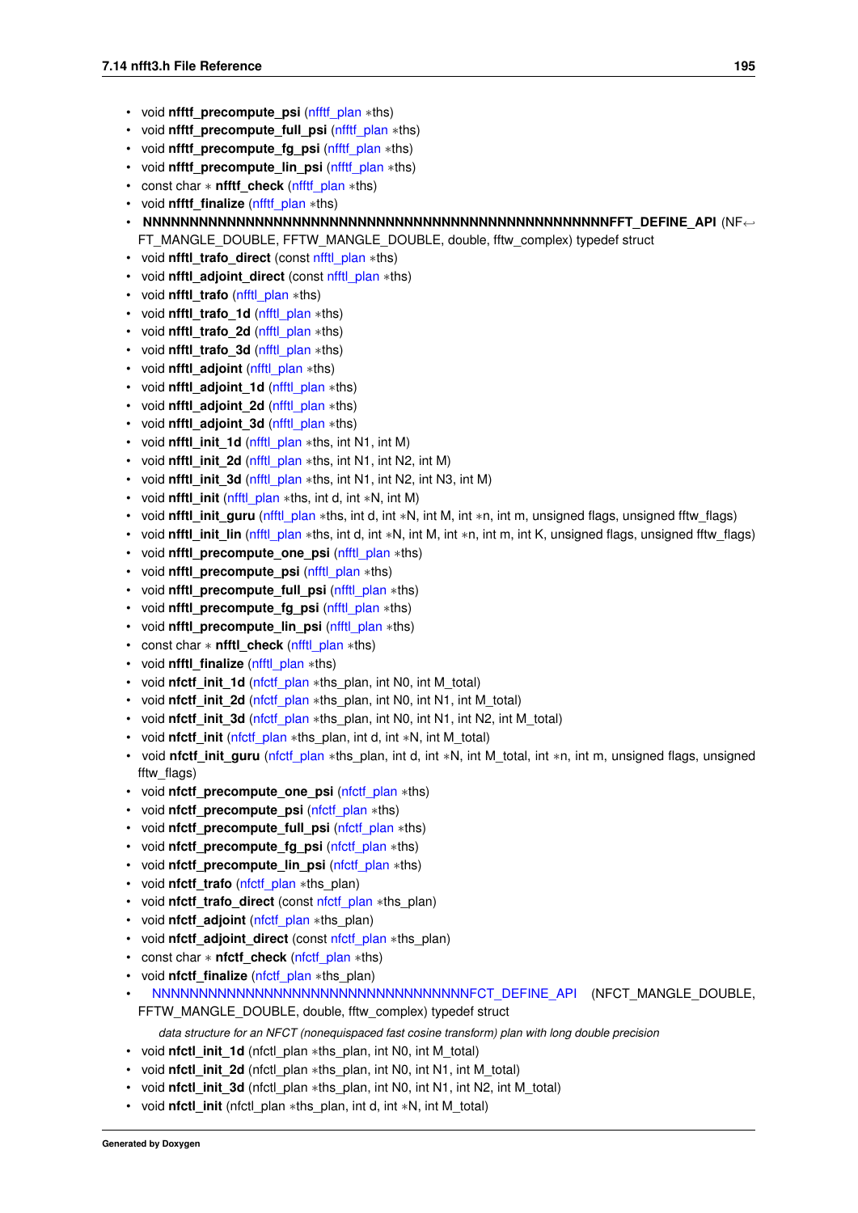- void **nfftf_precompute_psi** (nfftf_plan *ths)
- void **nfftf_precompute_full_psi** (nfftf_plan *ths)
- void **nfftf_precompute_fg_psi** (nfftf_plan *ths)
- void **nfftf_precompute_lin_psi** (nfftf_plan *ths)
- const char * **nfftf_check** (nfftf_plan *ths)
- void **nfftf_finalize** (nfftf_plan *ths)
- **NNNNNNNNNNNNNNNNNNNNNNNNNNNNNNNNNNNNNNNNNNNNNNNNNNNNNNFFT_DEFINE_API** (NFFT_MANGLE_DOUBLE, FFTW_MANGLE_DOUBLE, double, fftw_complex) typedef struct
- void **nfftl_trafo_direct** (const nfftl_plan *ths)
- void **nfftl_adjoint_direct** (const nfftl_plan *ths)
- void **nfftl_trafo** (nfftl_plan *ths)
- void **nfftl_trafo_1d** (nfftl_plan *ths)
- void **nfftl_trafo_2d** (nfftl_plan *ths)
- void **nfftl_trafo_3d** (nfftl_plan *ths)
- void **nfftl_adjoint** (nfftl_plan *ths)
- void **nfftl_adjoint_1d** (nfftl_plan *ths)
- void **nfftl_adjoint_2d** (nfftl_plan *ths)
- void **nfftl_adjoint_3d** (nfftl_plan *ths)
- void **nfftl_init_1d** (nfftl_plan *ths, int N1, int M)
- void **nfftl_init_2d** (nfftl_plan *ths, int N1, int N2, int M)
- void **nfftl_init_3d** (nfftl_plan *ths, int N1, int N2, int N3, int M)
- void **nfftl_init** (nfftl_plan *ths, int d, int *N, int M)
- void **nfftl_init_guru** (nfftl_plan *ths, int d, int *N, int M, int *n, int m, unsigned flags, unsigned fftw_flags)
- void **nfftl_init_lin** (nfftl_plan *ths, int d, int *N, int M, int *n, int m, int K, unsigned flags, unsigned fftw_flags)
- void **nfftl_precompute_one_psi** (nfftl_plan *ths)
- void **nfftl_precompute_psi** (nfftl_plan *ths)
- void **nfftl_precompute_full_psi** (nfftl_plan *ths)
- void **nfftl_precompute_fg_psi** (nfftl_plan *ths)
- void **nfftl_precompute_lin_psi** (nfftl_plan *ths)
- const char * **nfftl_check** (nfftl_plan *ths)
- void **nfftl_finalize** (nfftl_plan *ths)
- void **nfctf_init_1d** (nfctf_plan *ths_plan, int N0, int M_total)
- void **nfctf_init_2d** (nfctf_plan *ths_plan, int N0, int N1, int M_total)
- void **nfctf_init_3d** (nfctf_plan *ths_plan, int N0, int N1, int N2, int M_total)
- void **nfctf_init** (nfctf_plan *ths_plan, int d, int *N, int M_total)
- void **nfctf_init_guru** (nfctf_plan *ths_plan, int d, int *N, int M_total, int *n, int m, unsigned flags, unsigned fftw_flags)
- void **nfctf_precompute_one_psi** (nfctf_plan *ths)
- void **nfctf_precompute_psi** (nfctf_plan *ths)
- void **nfctf_precompute_full_psi** (nfctf_plan *ths)
- void **nfctf_precompute_fg_psi** (nfctf_plan *ths)
- void **nfctf_precompute_lin_psi** (nfctf_plan *ths)
- void **nfctf_trafo** (nfctf_plan *ths_plan)
- void **nfctf_trafo_direct** (const nfctf_plan *ths_plan)
- void **nfctf_adjoint** (nfctf_plan *ths_plan)
- void **nfctf_adjoint_direct** (const nfctf_plan *ths_plan)
- const char * **nfctf_check** (nfctf_plan *ths)
- void **nfctf_finalize** (nfctf_plan *ths_plan)
- NNNNNNNNNNNNNNNNNNNNNNNNNNNNNNNNNNNNFCT_DEFINE_API (NFCT_MANGLE_DOUBLE, FFTW_MANGLE_DOUBLE, double, fftw_complex) typedef struct

  *data structure for an NFCT (nonequispaced fast cosine transform) plan with long double precision*
- void **nfctl_init_1d** (nfctl_plan *ths_plan, int N0, int M_total)
- void **nfctl_init_2d** (nfctl_plan *ths_plan, int N0, int N1, int M_total)
- void **nfctl_init_3d** (nfctl_plan *ths_plan, int N0, int N1, int N2, int M_total)
- void **nfctl_init** (nfctl_plan *ths_plan, int d, int *N, int M_total)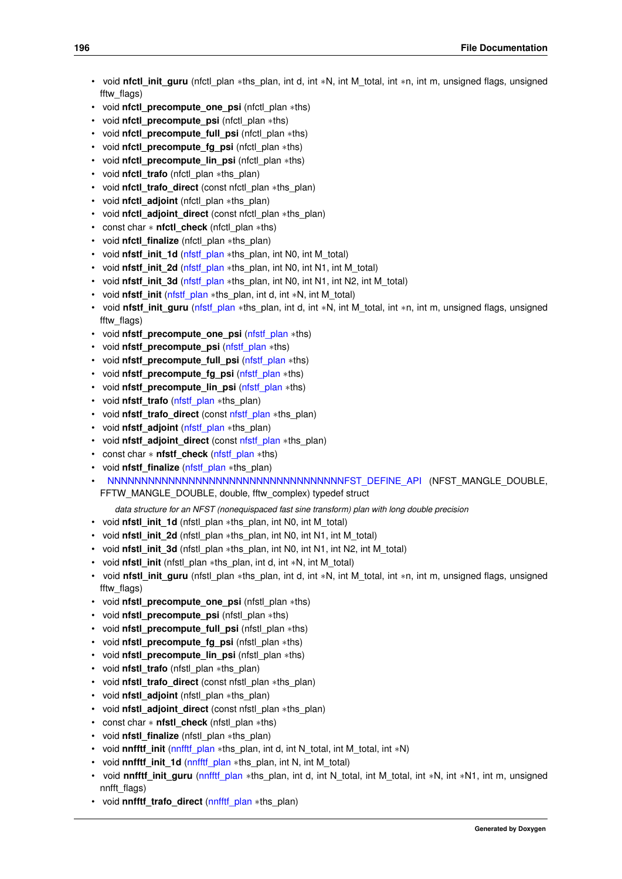- void **nfctl_init_guru** (nfctl_plan ∗ths_plan, int d, int ∗N, int M_total, int ∗n, int m, unsigned flags, unsigned fftw_flags)
- void **nfctl_precompute_one_psi** (nfctl_plan ∗ths)
- void **nfctl_precompute_psi** (nfctl_plan ∗ths)
- void **nfctl_precompute_full_psi** (nfctl_plan ∗ths)
- void **nfctl_precompute_fg_psi** (nfctl_plan ∗ths)
- void **nfctl_precompute_lin_psi** (nfctl_plan ∗ths)
- void **nfctl_trafo** (nfctl_plan ∗ths_plan)
- void **nfctl_trafo_direct** (const nfctl_plan ∗ths_plan)
- void **nfctl_adjoint** (nfctl_plan ∗ths_plan)
- void **nfctl_adjoint_direct** (const nfctl_plan ∗ths_plan)
- const char ∗ **nfctl_check** (nfctl_plan ∗ths)
- void **nfctl_finalize** (nfctl_plan ∗ths_plan)
- void **nfstf_init_1d** (nfstf_plan ∗ths_plan, int N0, int M_total)
- void **nfstf_init_2d** (nfstf_plan ∗ths_plan, int N0, int N1, int M_total)
- void **nfstf_init_3d** (nfstf_plan ∗ths_plan, int N0, int N1, int N2, int M_total)
- void **nfstf_init** (nfstf_plan ∗ths_plan, int d, int ∗N, int M_total)
- void **nfstf_init_guru** (nfstf_plan ∗ths_plan, int d, int ∗N, int M_total, int ∗n, int m, unsigned flags, unsigned fftw_flags)
- void **nfstf_precompute_one_psi** (nfstf_plan ∗ths)
- void **nfstf_precompute_psi** (nfstf_plan ∗ths)
- void **nfstf_precompute_full_psi** (nfstf_plan ∗ths)
- void **nfstf_precompute_fg_psi** (nfstf_plan ∗ths)
- void **nfstf_precompute_lin_psi** (nfstf_plan ∗ths)
- void **nfstf_trafo** (nfstf_plan ∗ths_plan)
- void **nfstf_trafo_direct** (const nfstf_plan ∗ths_plan)
- void **nfstf_adjoint** (nfstf_plan ∗ths_plan)
- void **nfstf_adjoint_direct** (const nfstf_plan ∗ths_plan)
- const char ∗ **nfstf_check** (nfstf_plan ∗ths)
- void **nfstf_finalize** (nfstf_plan ∗ths_plan)
- NNNNNNNNNNNNNNNNNNNNNNNNNNNNNNNNNNNNNNFST_DEFINE_API (NFST_MANGLE_DOUBLE, FFTW_MANGLE_DOUBLE, double, fftw_complex) typedef struct

  *data structure for an NFST (nonequispaced fast sine transform) plan with long double precision*
- void **nfstl_init_1d** (nfstl_plan ∗ths_plan, int N0, int M_total)
- void **nfstl_init_2d** (nfstl_plan ∗ths_plan, int N0, int N1, int M_total)
- void **nfstl_init_3d** (nfstl_plan ∗ths_plan, int N0, int N1, int N2, int M_total)
- void **nfstl_init** (nfstl_plan ∗ths_plan, int d, int ∗N, int M_total)
- void **nfstl_init_guru** (nfstl_plan ∗ths_plan, int d, int ∗N, int M_total, int ∗n, int m, unsigned flags, unsigned fftw_flags)
- void **nfstl_precompute_one_psi** (nfstl_plan ∗ths)
- void **nfstl_precompute_psi** (nfstl_plan ∗ths)
- void **nfstl_precompute_full_psi** (nfstl_plan ∗ths)
- void **nfstl_precompute_fg_psi** (nfstl_plan ∗ths)
- void **nfstl_precompute_lin_psi** (nfstl_plan ∗ths)
- void **nfstl_trafo** (nfstl_plan ∗ths_plan)
- void **nfstl_trafo_direct** (const nfstl_plan ∗ths_plan)
- void **nfstl_adjoint** (nfstl_plan ∗ths_plan)
- void **nfstl_adjoint_direct** (const nfstl_plan ∗ths_plan)
- const char ∗ **nfstl_check** (nfstl_plan ∗ths)
- void **nfstl_finalize** (nfstl_plan ∗ths_plan)
- void **nnfftf_init** (nnfftf_plan ∗ths_plan, int d, int N_total, int M_total, int ∗N)
- void **nnfftf_init_1d** (nnfftf_plan ∗ths_plan, int N, int M_total)
- void **nnfftf_init_guru** (nnfftf_plan ∗ths_plan, int d, int N_total, int M_total, int ∗N, int ∗N1, int m, unsigned nnfft_flags)
- void **nnfftf_trafo_direct** (nnfftf_plan ∗ths_plan)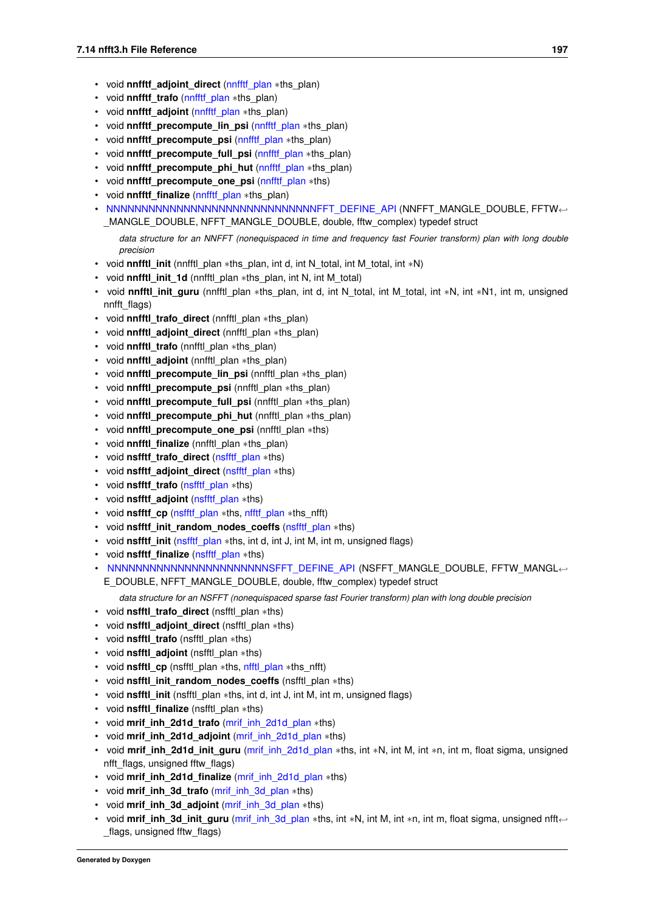- void **nnfftf_adjoint_direct** (nnfftf_plan *ths_plan)
- void **nnfftf_trafo** (nnfftf_plan *ths_plan)
- void **nnfftf_adjoint** (nnfftf_plan *ths_plan)
- void **nnfftf_precompute_lin_psi** (nnfftf_plan *ths_plan)
- void **nnfftf_precompute_psi** (nnfftf_plan *ths_plan)
- void **nnfftf_precompute_full_psi** (nnfftf_plan *ths_plan)
- void **nnfftf_precompute_phi_hut** (nnfftf_plan *ths_plan)
- void **nnfftf_precompute_one_psi** (nnfftf_plan *ths)
- void **nnfftf_finalize** (nnfftf_plan *ths_plan)
- NNNNNNNNNNNNNNNNNNNNNNNNNNNNNNNNNFFT_DEFINE_API (NNFFT_MANGLE_DOUBLE, FFTW_MANGLE_DOUBLE, NFFT_MANGLE_DOUBLE, double, fftw_complex) typedef struct

  *data structure for an NNFFT (nonequispaced in time and frequency fast Fourier transform) plan with long double precision*
- void **nnfftl_init** (nnfftl_plan *ths_plan, int d, int N_total, int M_total, int *N)
- void **nnfftl_init_1d** (nnfftl_plan *ths_plan, int N, int M_total)
- void **nnfftl_init_guru** (nnfftl_plan *ths_plan, int d, int N_total, int M_total, int *N, int *N1, int m, unsigned nnfft_flags)
- void **nnfftl_trafo_direct** (nnfftl_plan *ths_plan)
- void **nnfftl_adjoint_direct** (nnfftl_plan *ths_plan)
- void **nnfftl_trafo** (nnfftl_plan *ths_plan)
- void **nnfftl_adjoint** (nnfftl_plan *ths_plan)
- void **nnfftl_precompute_lin_psi** (nnfftl_plan *ths_plan)
- void **nnfftl_precompute_psi** (nnfftl_plan *ths_plan)
- void **nnfftl_precompute_full_psi** (nnfftl_plan *ths_plan)
- void **nnfftl_precompute_phi_hut** (nnfftl_plan *ths_plan)
- void **nnfftl_precompute_one_psi** (nnfftl_plan *ths)
- void **nnfftl_finalize** (nnfftl_plan *ths_plan)
- void **nsfftf_trafo_direct** (nsfftf_plan *ths)
- void **nsfftf_adjoint_direct** (nsfftf_plan *ths)
- void **nsfftf_trafo** (nsfftf_plan *ths)
- void **nsfftf_adjoint** (nsfftf_plan *ths)
- void **nsfftf_cp** (nsfftf_plan *ths, nfftf_plan *ths_nfft)
- void **nsfftf_init_random_nodes_coeffs** (nsfftf_plan *ths)
- void **nsfftf_init** (nsfftf_plan *ths, int d, int J, int M, int m, unsigned flags)
- void **nsfftf_finalize** (nsfftf_plan *ths)
- NNNNNNNNNNNNNNNNNNNNNNNNNSFFT_DEFINE_API (NSFFT_MANGLE_DOUBLE, FFTW_MANGLE_DOUBLE, NFFT_MANGLE_DOUBLE, double, fftw_complex) typedef struct

  *data structure for an NSFFT (nonequispaced sparse fast Fourier transform) plan with long double precision*
- void **nsfftl_trafo_direct** (nsfftl_plan *ths)
- void **nsfftl_adjoint_direct** (nsfftl_plan *ths)
- void **nsfftl_trafo** (nsfftl_plan *ths)
- void **nsfftl_adjoint** (nsfftl_plan *ths)
- void **nsfftl_cp** (nsfftl_plan *ths, nfftl_plan *ths_nfft)
- void **nsfftl_init_random_nodes_coeffs** (nsfftl_plan *ths)
- void **nsfftl_init** (nsfftl_plan *ths, int d, int J, int M, int m, unsigned flags)
- void **nsfftl_finalize** (nsfftl_plan *ths)
- void **mrif_inh_2d1d_trafo** (mrif_inh_2d1d_plan *ths)
- void **mrif_inh_2d1d_adjoint** (mrif_inh_2d1d_plan *ths)
- void **mrif_inh_2d1d_init_guru** (mrif_inh_2d1d_plan *ths, int *N, int M, int *n, int m, float sigma, unsigned nfft_flags, unsigned fftw_flags)
- void **mrif_inh_2d1d_finalize** (mrif_inh_2d1d_plan *ths)
- void **mrif_inh_3d_trafo** (mrif_inh_3d_plan *ths)
- void **mrif_inh_3d_adjoint** (mrif_inh_3d_plan *ths)
- void **mrif_inh_3d_init_guru** (mrif_inh_3d_plan *ths, int *N, int M, int *n, int m, float sigma, unsigned nfft_flags, unsigned fftw_flags)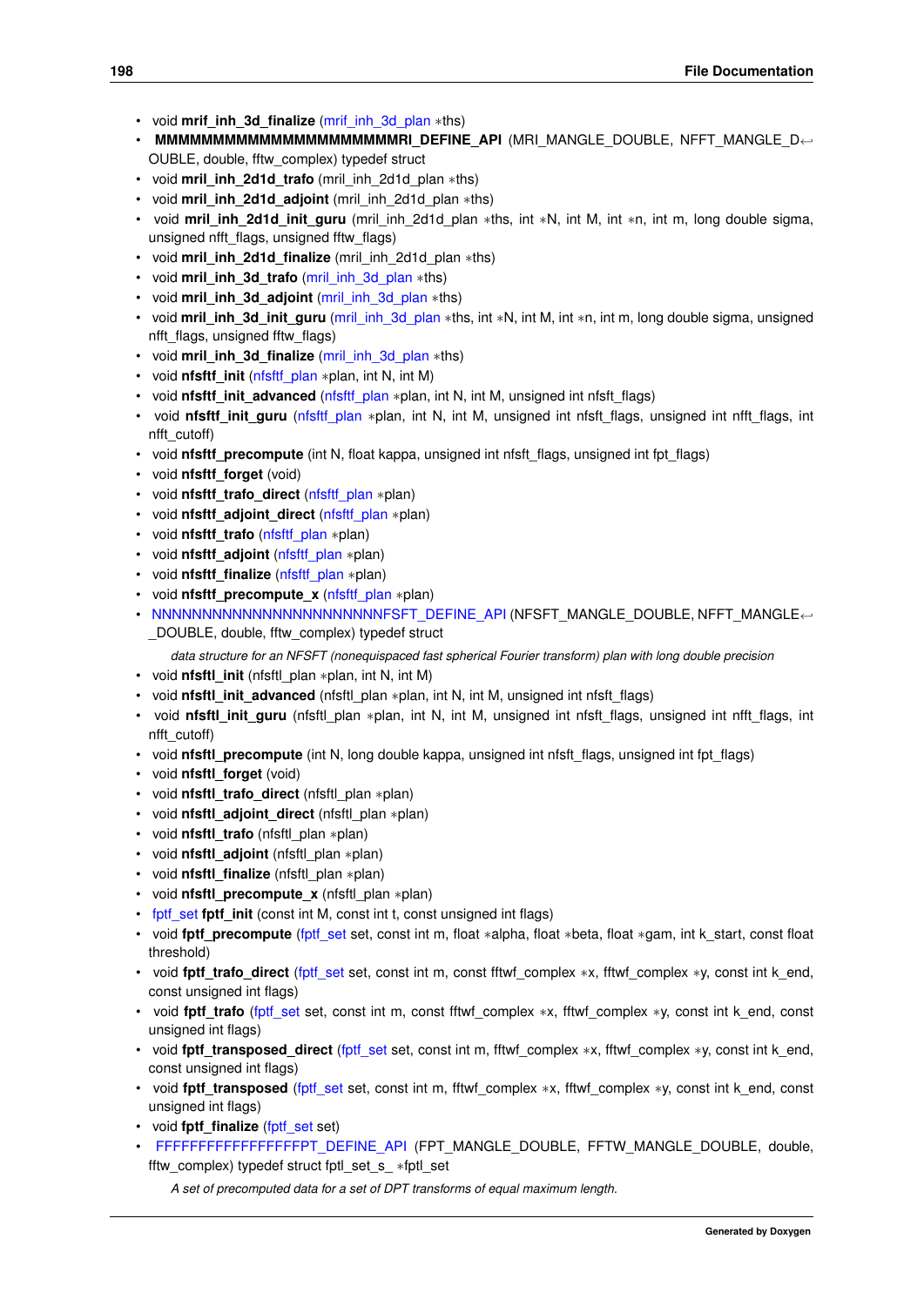- void **mrif_inh_3d_finalize** (mrif_inh_3d_plan *ths)
- **MMMMMMMMMMMMMMMMMMMMMMRI_DEFINE_API** (MRI_MANGLE_DOUBLE, NFFT_MANGLE_DOUBLE, double, fftw_complex) typedef struct
- void **mril_inh_2d1d_trafo** (mril_inh_2d1d_plan *ths)
- void **mril_inh_2d1d_adjoint** (mril_inh_2d1d_plan *ths)
- void **mril_inh_2d1d_init_guru** (mril_inh_2d1d_plan *ths, int *N, int M, int *n, int m, long double sigma, unsigned nfft_flags, unsigned fftw_flags)
- void **mril_inh_2d1d_finalize** (mril_inh_2d1d_plan *ths)
- void **mril_inh_3d_trafo** (mril_inh_3d_plan *ths)
- void **mril_inh_3d_adjoint** (mril_inh_3d_plan *ths)
- void **mril_inh_3d_init_guru** (mril_inh_3d_plan *ths, int *N, int M, int *n, int m, long double sigma, unsigned nfft_flags, unsigned fftw_flags)
- void **mril_inh_3d_finalize** (mril_inh_3d_plan *ths)
- void **nfsftf_init** (nfsftf_plan *plan, int N, int M)
- void **nfsftf_init_advanced** (nfsftf_plan *plan, int N, int M, unsigned int nfsft_flags)
- void **nfsftf_init_guru** (nfsftf_plan *plan, int N, int M, unsigned int nfsft_flags, unsigned int nfft_flags, int nfft_cutoff)
- void **nfsftf_precompute** (int N, float kappa, unsigned int nfsft_flags, unsigned int fpt_flags)
- void **nfsftf_forget** (void)
- void **nfsftf_trafo_direct** (nfsftf_plan *plan)
- void **nfsftf_adjoint_direct** (nfsftf_plan *plan)
- void **nfsftf_trafo** (nfsftf_plan *plan)
- void **nfsftf_adjoint** (nfsftf_plan *plan)
- void **nfsftf_finalize** (nfsftf_plan *plan)
- void **nfsftf_precompute_x** (nfsftf_plan *plan)
- NNNNNNNNNNNNNNNNNNNNNNNNFSFT_DEFINE_API (NFSFT_MANGLE_DOUBLE, NFFT_MANGLE_DOUBLE, double, fftw_complex) typedef struct

  *data structure for an NFSFT (nonequispaced fast spherical Fourier transform) plan with long double precision*
- void **nfsftl_init** (nfsftl_plan *plan, int N, int M)
- void **nfsftl_init_advanced** (nfsftl_plan *plan, int N, int M, unsigned int nfsft_flags)
- void **nfsftl_init_guru** (nfsftl_plan *plan, int N, int M, unsigned int nfsft_flags, unsigned int nfft_flags, int nfft_cutoff)
- void **nfsftl_precompute** (int N, long double kappa, unsigned int nfsft_flags, unsigned int fpt_flags)
- void **nfsftl_forget** (void)
- void **nfsftl_trafo_direct** (nfsftl_plan *plan)
- void **nfsftl_adjoint_direct** (nfsftl_plan *plan)
- void **nfsftl_trafo** (nfsftl_plan *plan)
- void **nfsftl_adjoint** (nfsftl_plan *plan)
- void **nfsftl_finalize** (nfsftl_plan *plan)
- void **nfsftl_precompute_x** (nfsftl_plan *plan)
- fptf_set **fptf_init** (const int M, const int t, const unsigned int flags)
- void **fptf_precompute** (fptf_set set, const int m, float *alpha, float *beta, float *gam, int k_start, const float threshold)
- void **fptf_trafo_direct** (fptf_set set, const int m, const fftwf_complex *x, fftwf_complex *y, const int k_end, const unsigned int flags)
- void **fptf_trafo** (fptf_set set, const int m, const fftwf_complex *x, fftwf_complex *y, const int k_end, const unsigned int flags)
- void **fptf_transposed_direct** (fptf_set set, const int m, fftwf_complex *x, fftwf_complex *y, const int k_end, const unsigned int flags)
- void **fptf_transposed** (fptf_set set, const int m, fftwf_complex *x, fftwf_complex *y, const int k_end, const unsigned int flags)
- void **fptf_finalize** (fptf_set set)
- FFFFFFFFFFFFFFFFFPT_DEFINE_API (FPT_MANGLE_DOUBLE, FFTW_MANGLE_DOUBLE, double, fftw_complex) typedef struct fptl_set_s_ *fptl_set

  *A set of precomputed data for a set of DPT transforms of equal maximum length.*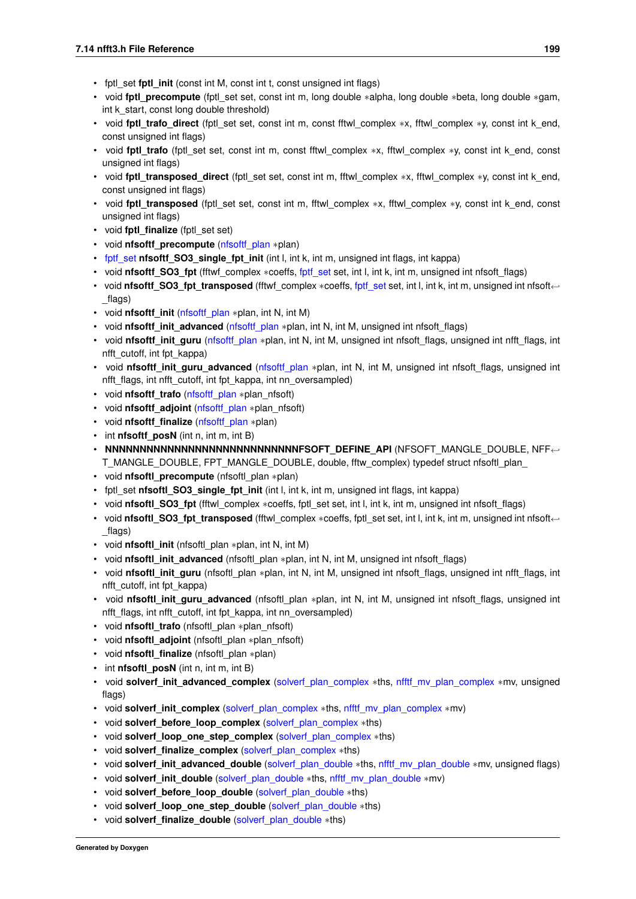- fptl_set **fptl_init** (const int M, const int t, const unsigned int flags)
- void **fptl_precompute** (fptl_set set, const int m, long double *alpha, long double *beta, long double *gam, int k_start, const long double threshold)
- void **fptl_trafo_direct** (fptl_set set, const int m, const fftwl_complex *x, fftwl_complex *y, const int k_end, const unsigned int flags)
- void **fptl_trafo** (fptl_set set, const int m, const fftwl_complex *x, fftwl_complex *y, const int k_end, const unsigned int flags)
- void **fptl_transposed_direct** (fptl_set set, const int m, fftwl_complex *x, fftwl_complex *y, const int k_end, const unsigned int flags)
- void **fptl_transposed** (fptl_set set, const int m, fftwl_complex *x, fftwl_complex *y, const int k_end, const unsigned int flags)
- void **fptl_finalize** (fptl_set set)
- void **nfsoftf_precompute** (nfsoftf_plan *plan)
- fptf_set **nfsoftf_SO3_single_fpt_init** (int l, int k, int m, unsigned int flags, int kappa)
- void **nfsoftf_SO3_fpt** (fftwf_complex *coeffs, fptf_set set, int l, int k, int m, unsigned int nfsoft_flags)
- void **nfsoftf_SO3_fpt_transposed** (fftwf_complex *coeffs, fptf_set set, int l, int k, int m, unsigned int nfsoft_flags)
- void **nfsoftf_init** (nfsoftf_plan *plan, int N, int M)
- void **nfsoftf_init_advanced** (nfsoftf_plan *plan, int N, int M, unsigned int nfsoft_flags)
- void **nfsoftf_init_guru** (nfsoftf_plan *plan, int N, int M, unsigned int nfsoft_flags, unsigned int nfft_flags, int nfft_cutoff, int fpt_kappa)
- void **nfsoftf_init_guru_advanced** (nfsoftf_plan *plan, int N, int M, unsigned int nfsoft_flags, unsigned int nfft_flags, int nfft_cutoff, int fpt_kappa, int nn_oversampled)
- void **nfsoftf_trafo** (nfsoftf_plan *plan_nfsoft)
- void **nfsoftf_adjoint** (nfsoftf_plan *plan_nfsoft)
- void **nfsoftf_finalize** (nfsoftf_plan *plan)
- int **nfsoftf_posN** (int n, int m, int B)
- **NNNNNNNNNNNNNNNNNNNNNNNNNNNNNNFSOFT_DEFINE_API** (NFSOFT_MANGLE_DOUBLE, NFFT_MANGLE_DOUBLE, FPT_MANGLE_DOUBLE, double, fftw_complex) typedef struct nfsoftl_plan_
- void **nfsoftl_precompute** (nfsoftl_plan *plan)
- fptl_set **nfsoftl_SO3_single_fpt_init** (int l, int k, int m, unsigned int flags, int kappa)
- void **nfsoftl_SO3_fpt** (fftwl_complex *coeffs, fptl_set set, int l, int k, int m, unsigned int nfsoft_flags)
- void **nfsoftl_SO3_fpt_transposed** (fftwl_complex *coeffs, fptl_set set, int l, int k, int m, unsigned int nfsoft_flags)
- void **nfsoftl_init** (nfsoftl_plan *plan, int N, int M)
- void **nfsoftl_init_advanced** (nfsoftl_plan *plan, int N, int M, unsigned int nfsoft_flags)
- void **nfsoftl_init_guru** (nfsoftl_plan *plan, int N, int M, unsigned int nfsoft_flags, unsigned int nfft_flags, int nfft_cutoff, int fpt_kappa)
- void **nfsoftl_init_guru_advanced** (nfsoftl_plan *plan, int N, int M, unsigned int nfsoft_flags, unsigned int nfft_flags, int nfft_cutoff, int fpt_kappa, int nn_oversampled)
- void **nfsoftl_trafo** (nfsoftl_plan *plan_nfsoft)
- void **nfsoftl_adjoint** (nfsoftl_plan *plan_nfsoft)
- void **nfsoftl_finalize** (nfsoftl_plan *plan)
- int **nfsoftl_posN** (int n, int m, int B)
- void **solverf_init_advanced_complex** (solverf_plan_complex *ths, nfftf_mv_plan_complex *mv, unsigned flags)
- void **solverf_init_complex** (solverf_plan_complex *ths, nfftf_mv_plan_complex *mv)
- void **solverf_before_loop_complex** (solverf_plan_complex *ths)
- void **solverf_loop_one_step_complex** (solverf_plan_complex *ths)
- void **solverf_finalize_complex** (solverf_plan_complex *ths)
- void **solverf_init_advanced_double** (solverf_plan_double *ths, nfftf_mv_plan_double *mv, unsigned flags)
- void **solverf_init_double** (solverf_plan_double *ths, nfftf_mv_plan_double *mv)
- void **solverf_before_loop_double** (solverf_plan_double *ths)
- void **solverf_loop_one_step_double** (solverf_plan_double *ths)
- void **solverf_finalize_double** (solverf_plan_double *ths)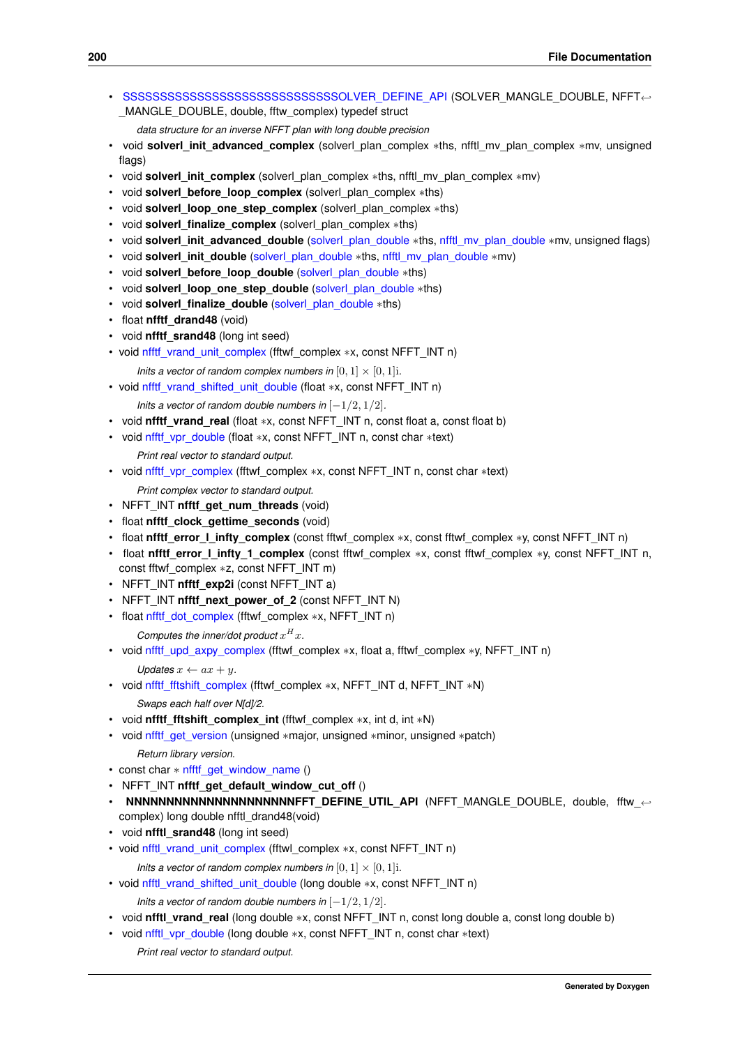- SSSSSSSSSSSSSSSSSSSSSSSSSSSSSSSOLVER_DEFINE_API (SOLVER_MANGLE_DOUBLE, NFFT_MANGLE_DOUBLE, double, fftw_complex) typedef struct

  *data structure for an inverse NFFT plan with long double precision*
- void **solverl_init_advanced_complex** (solverl_plan_complex *ths, nfftl_mv_plan_complex *mv, unsigned flags)
- void **solverl_init_complex** (solverl_plan_complex *ths, nfftl_mv_plan_complex *mv)
- void **solverl_before_loop_complex** (solverl_plan_complex *ths)
- void **solverl_loop_one_step_complex** (solverl_plan_complex *ths)
- void **solverl_finalize_complex** (solverl_plan_complex *ths)
- void **solverl_init_advanced_double** (solverl_plan_double *ths, nfftl_mv_plan_double *mv, unsigned flags)
- void **solverl_init_double** (solverl_plan_double *ths, nfftl_mv_plan_double *mv)
- void **solverl_before_loop_double** (solverl_plan_double *ths)
- void **solverl_loop_one_step_double** (solverl_plan_double *ths)
- void **solverl_finalize_double** (solverl_plan_double *ths)
- float **nfftf_drand48** (void)
- void **nfftf_srand48** (long int seed)
- void nfftf_vrand_unit_complex (fftwf_complex *x, const NFFT_INT n)

  *Inits a vector of random complex numbers in* $[0,1] \times [0,1]\mathrm{i}$.
- void nfftf_vrand_shifted_unit_double (float *x, const NFFT_INT n)

  *Inits a vector of random double numbers in* $[-1/2, 1/2]$.
- void **nfftf_vrand_real** (float *x, const NFFT_INT n, const float a, const float b)
- void nfftf_vpr_double (float *x, const NFFT_INT n, const char *text)

  *Print real vector to standard output.*
- void nfftf_vpr_complex (fftwf_complex *x, const NFFT_INT n, const char *text)

  *Print complex vector to standard output.*
- NFFT_INT **nfftf_get_num_threads** (void)
- float **nfftf_clock_gettime_seconds** (void)
- float **nfftf_error_l_infty_complex** (const fftwf_complex *x, const fftwf_complex *y, const NFFT_INT n)
- float **nfftf_error_l_infty_1_complex** (const fftwf_complex *x, const fftwf_complex *y, const NFFT_INT n, const fftwf_complex *z, const NFFT_INT m)
- NFFT_INT **nfftf_exp2i** (const NFFT_INT a)
- NFFT_INT **nfftf_next_power_of_2** (const NFFT_INT N)
- float nfftf_dot_complex (fftwf_complex *x, NFFT_INT n)

  *Computes the inner/dot product* $x^H x$.
- void nfftf_upd_axpy_complex (fftwf_complex *x, float a, fftwf_complex *y, NFFT_INT n)

  *Updates* $x \leftarrow ax + y$.
- void nfftf_fftshift_complex (fftwf_complex *x, NFFT_INT d, NFFT_INT *N)

  *Swaps each half over N[d]/2.*
- void **nfftf_fftshift_complex_int** (fftwf_complex *x, int d, int *N)
- void nfftf_get_version (unsigned *major, unsigned *minor, unsigned *patch)

  *Return library version.*
- const char * nfftf_get_window_name ()
- NFFT_INT **nfftf_get_default_window_cut_off** ()
- **NNNNNNNNNNNNNNNNNNNNNNFFT_DEFINE_UTIL_API** (NFFT_MANGLE_DOUBLE, double, fftw_complex) long double nfftl_drand48(void)
- void **nfftl_srand48** (long int seed)
- void nfftl_vrand_unit_complex (fftwl_complex *x, const NFFT_INT n)

  *Inits a vector of random complex numbers in* $[0,1] \times [0,1]\mathrm{i}$.
- void nfftl_vrand_shifted_unit_double (long double *x, const NFFT_INT n)

  *Inits a vector of random double numbers in* $[-1/2, 1/2]$.
- void **nfftl_vrand_real** (long double *x, const NFFT_INT n, const long double a, const long double b)
- void nfftl_vpr_double (long double *x, const NFFT_INT n, const char *text)

  *Print real vector to standard output.*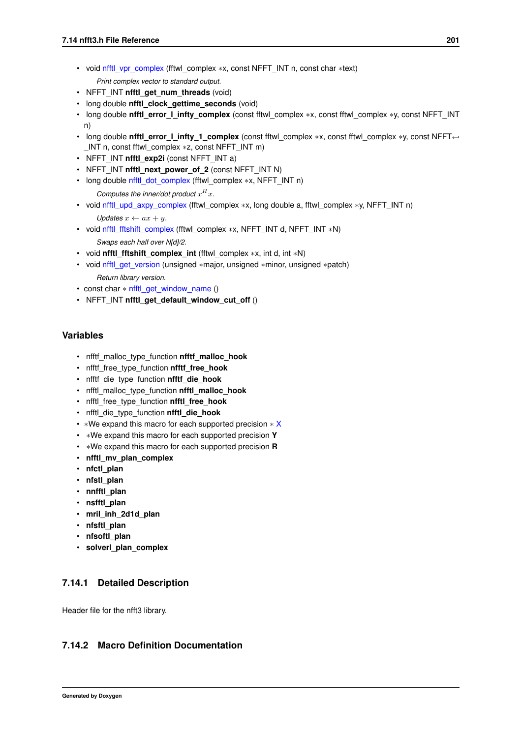- void nfftl_vpr_complex (fftwl_complex *x, const NFFT_INT n, const char *text)

    *Print complex vector to standard output.*

- NFFT_INT **nfftl_get_num_threads** (void)
- long double **nfftl_clock_gettime_seconds** (void)
- long double **nfftl_error_l_infty_complex** (const fftwl_complex *x, const fftwl_complex *y, const NFFT_INT n)
- long double **nfftl_error_l_infty_1_complex** (const fftwl_complex *x, const fftwl_complex *y, const NFFT_INT n, const fftwl_complex *z, const NFFT_INT m)
- NFFT_INT **nfftl_exp2i** (const NFFT_INT a)
- NFFT_INT **nfftl_next_power_of_2** (const NFFT_INT N)
- long double nfftl_dot_complex (fftwl_complex *x, NFFT_INT n)

    *Computes the inner/dot product* $x^H x$.

- void nfftl_upd_axpy_complex (fftwl_complex *x, long double a, fftwl_complex *y, NFFT_INT n)

    *Updates* $x \leftarrow ax + y$.

- void nfftl_fftshift_complex (fftwl_complex *x, NFFT_INT d, NFFT_INT *N)

    *Swaps each half over N[d]/2.*

- void **nfftl_fftshift_complex_int** (fftwl_complex *x, int d, int *N)
- void nfftl_get_version (unsigned *major, unsigned *minor, unsigned *patch)

    *Return library version.*

- const char * nfftl_get_window_name ()
- NFFT_INT **nfftl_get_default_window_cut_off** ()

## Variables

- nfftf_malloc_type_function **nfftf_malloc_hook**
- nfftf_free_type_function **nfftf_free_hook**
- nfftf_die_type_function **nfftf_die_hook**
- nfftl_malloc_type_function **nfftl_malloc_hook**
- nfftl_free_type_function **nfftl_free_hook**
- nfftl_die_type_function **nfftl_die_hook**
- *We expand this macro for each supported precision * X
- *We expand this macro for each supported precision **Y**
- *We expand this macro for each supported precision **R**
- **nfftl_mv_plan_complex**
- **nfctl_plan**
- **nfstl_plan**
- **nnfftl_plan**
- **nsfftl_plan**
- **mril_inh_2d1d_plan**
- **nfsftl_plan**
- **nfsoftl_plan**
- **solverl_plan_complex**

### 7.14.1 Detailed Description

Header file for the nfft3 library.

### 7.14.2 Macro Definition Documentation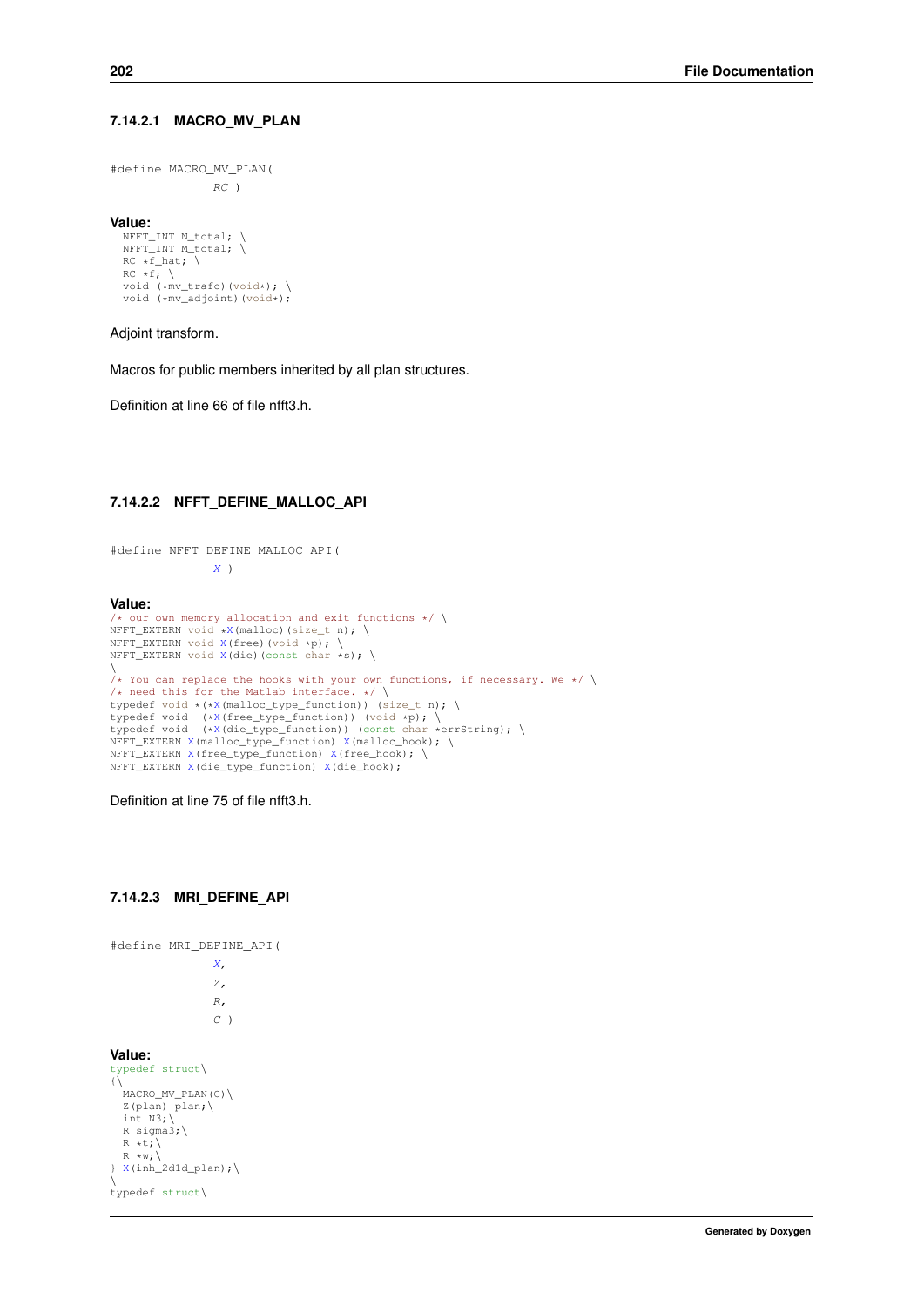#### 7.14.2.1 MACRO_MV_PLAN

```
#define MACRO_MV_PLAN(
              RC )
```

**Value:**

```
  NFFT_INT N_total; \
  NFFT_INT M_total; \
  RC *f_hat; \
  RC *f; \
  void (*mv_trafo)(void*); \
  void (*mv_adjoint)(void*);
```

Adjoint transform.

Macros for public members inherited by all plan structures.

Definition at line 66 of file nfft3.h.

#### 7.14.2.2 NFFT_DEFINE_MALLOC_API

```
#define NFFT_DEFINE_MALLOC_API(
              X )
```

**Value:**

```
/* our own memory allocation and exit functions */ \
NFFT_EXTERN void *X(malloc)(size_t n); \
NFFT_EXTERN void X(free)(void *p); \
NFFT_EXTERN void X(die)(const char *s); \
\
/* You can replace the hooks with your own functions, if necessary. We */ \
/* need this for the Matlab interface. */ \
typedef void *(*X(malloc_type_function)) (size_t n); \
typedef void  (*X(free_type_function)) (void *p); \
typedef void  (*X(die_type_function)) (const char *errString); \
NFFT_EXTERN X(malloc_type_function) X(malloc_hook); \
NFFT_EXTERN X(free_type_function) X(free_hook); \
NFFT_EXTERN X(die_type_function) X(die_hook);
```

Definition at line 75 of file nfft3.h.

#### 7.14.2.3 MRI_DEFINE_API

```
#define MRI_DEFINE_API(
              X,
              Z,
              R,
              C )
```

**Value:**

```
typedef struct\
{\
  MACRO_MV_PLAN(C)\
  Z(plan) plan;\
  int N3;\
  R sigma3;\
  R *t;\
  R *w;\
} X(inh_2d1d_plan);\
\
typedef struct\
```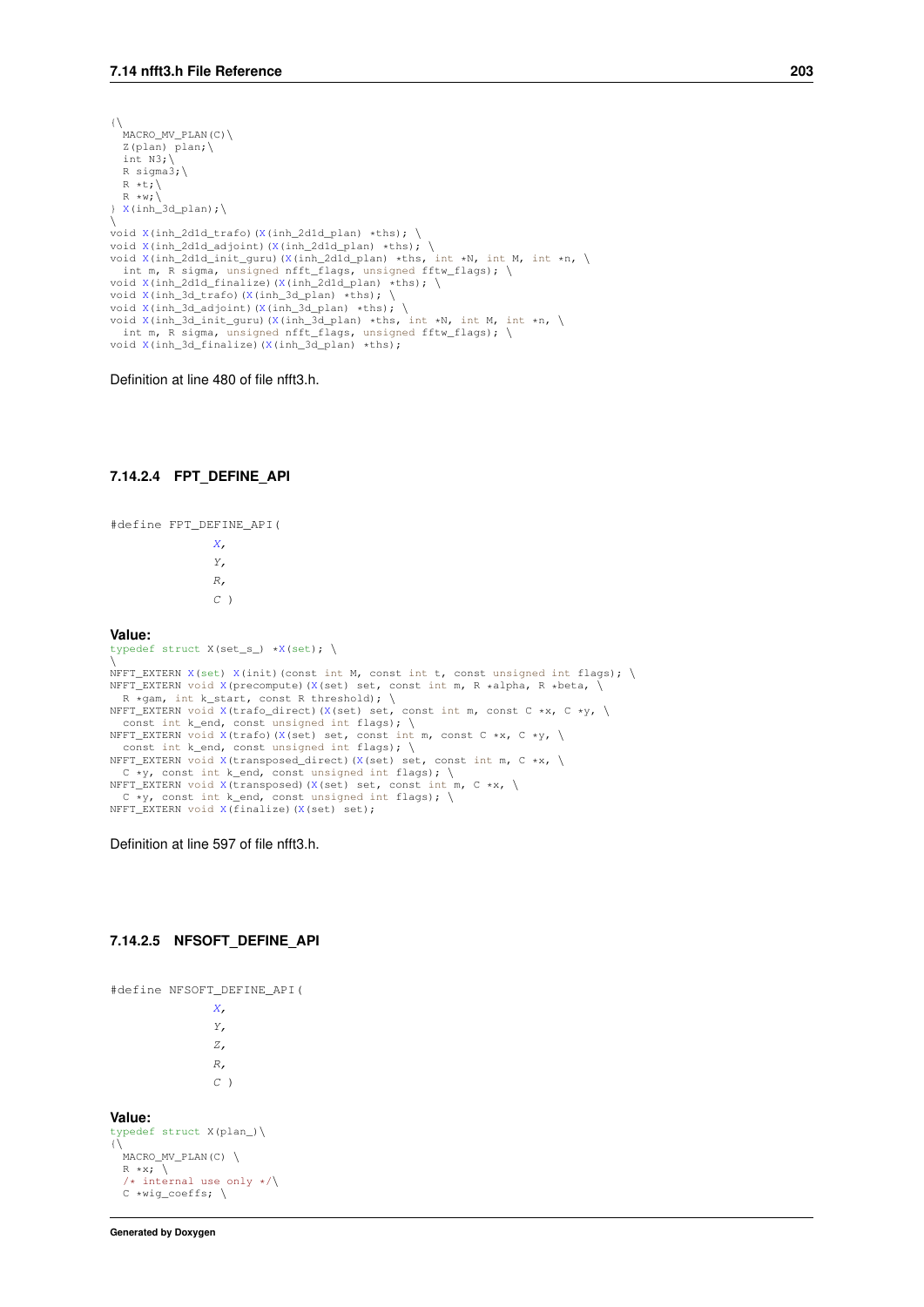```
{\
  MACRO_MV_PLAN(C)\
  Z(plan) plan;\
  int N3;\
  R sigma3;\
  R *t;\
  R *w;\
} X(inh_3d_plan);\
\
void X(inh_2d1d_trafo)(X(inh_2d1d_plan) *ths); \
void X(inh_2d1d_adjoint)(X(inh_2d1d_plan) *ths); \
void X(inh_2d1d_init_guru)(X(inh_2d1d_plan) *ths, int *N, int M, int *n, \
  int m, R sigma, unsigned nfft_flags, unsigned fftw_flags); \
void X(inh_2d1d_finalize)(X(inh_2d1d_plan) *ths); \
void X(inh_3d_trafo)(X(inh_3d_plan) *ths); \
void X(inh_3d_adjoint)(X(inh_3d_plan) *ths); \
void X(inh_3d_init_guru)(X(inh_3d_plan) *ths, int *N, int M, int *n, \
  int m, R sigma, unsigned nfft_flags, unsigned fftw_flags); \
void X(inh_3d_finalize)(X(inh_3d_plan) *ths);
```

Definition at line 480 of file nfft3.h.

#### 7.14.2.4 FPT_DEFINE_API

```
#define FPT_DEFINE_API(
            X,
            Y,
            R,
            C )
```

**Value:**

```
typedef struct X(set_s_) *X(set); \
\
NFFT_EXTERN X(set) X(init)(const int M, const int t, const unsigned int flags); \
NFFT_EXTERN void X(precompute)(X(set) set, const int m, R *alpha, R *beta, \
  R *gam, int k_start, const R threshold); \
NFFT_EXTERN void X(trafo_direct)(X(set) set, const int m, const C *x, C *y, \
  const int k_end, const unsigned int flags); \
NFFT_EXTERN void X(trafo)(X(set) set, const int m, const C *x, C *y, \
  const int k_end, const unsigned int flags); \
NFFT_EXTERN void X(transposed_direct)(X(set) set, const int m, C *x, \
  C *y, const int k_end, const unsigned int flags); \
NFFT_EXTERN void X(transposed)(X(set) set, const int m, C *x, \
  C *y, const int k_end, const unsigned int flags); \
NFFT_EXTERN void X(finalize)(X(set) set);
```

Definition at line 597 of file nfft3.h.

#### 7.14.2.5 NFSOFT_DEFINE_API

```
#define NFSOFT_DEFINE_API(
            X,
            Y,
            Z,
            R,
            C )
```

**Value:**

```
typedef struct X(plan_)\
{\
  MACRO_MV_PLAN(C) \
  R *x; \
  /* internal use only */\
  C *wig_coeffs; \
```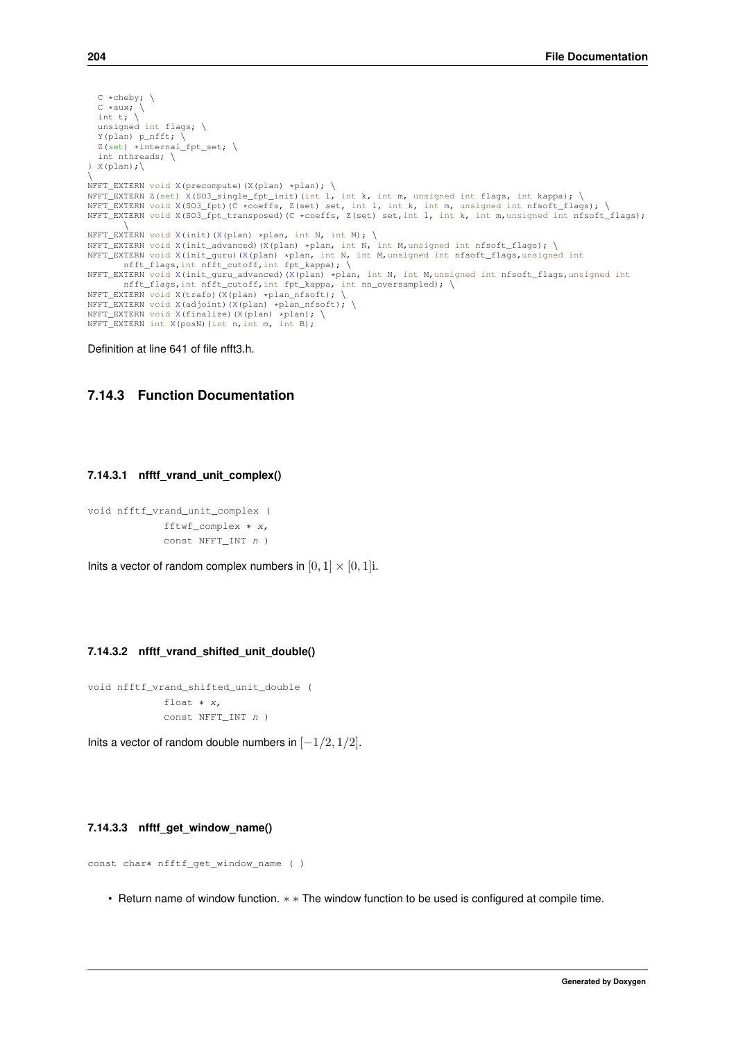```
  C *cheby; \
  C *aux; \
  int t; \
  unsigned int flags; \
  Y(plan) p_nfft; \
  Z(set) *internal_fpt_set; \
  int nthreads; \
} X(plan);\
\
NFFT_EXTERN void X(precompute)(X(plan) *plan); \
NFFT_EXTERN Z(set) X(SO3_single_fpt_init)(int l, int k, int m, unsigned int flags, int kappa); \
NFFT_EXTERN void X(SO3_fpt)(C *coeffs, Z(set) set, int l, int k, int m, unsigned int nfsoft_flags); \
NFFT_EXTERN void X(SO3_fpt_transposed)(C *coeffs, Z(set) set,int l, int k, int m,unsigned int nfsoft_flags);
      \
NFFT_EXTERN void X(init)(X(plan) *plan, int N, int M); \
NFFT_EXTERN void X(init_advanced)(X(plan) *plan, int N, int M,unsigned int nfsoft_flags); \
NFFT_EXTERN void X(init_guru)(X(plan) *plan, int N, int M,unsigned int nfsoft_flags,unsigned int
      nfft_flags,int nfft_cutoff,int fpt_kappa); \
NFFT_EXTERN void X(init_guru_advanced)(X(plan) *plan, int N, int M,unsigned int nfsoft_flags,unsigned int
      nfft_flags,int nfft_cutoff,int fpt_kappa, int nn_oversampled); \
NFFT_EXTERN void X(trafo)(X(plan) *plan_nfsoft); \
NFFT_EXTERN void X(adjoint)(X(plan) *plan_nfsoft); \
NFFT_EXTERN void X(finalize)(X(plan) *plan); \
NFFT_EXTERN int X(posN)(int n,int m, int B);
```

Definition at line 641 of file nfft3.h.

### 7.14.3 Function Documentation

#### 7.14.3.1 nfftf_vrand_unit_complex()

```
void nfftf_vrand_unit_complex (
            fftwf_complex * x,
            const NFFT_INT n )
```

Inits a vector of random complex numbers in $[0, 1] \times [0, 1]\mathrm{i}$.

#### 7.14.3.2 nfftf_vrand_shifted_unit_double()

```
void nfftf_vrand_shifted_unit_double (
            float * x,
            const NFFT_INT n )
```

Inits a vector of random double numbers in $[-1/2, 1/2]$.

#### 7.14.3.3 nfftf_get_window_name()

```
const char* nfftf_get_window_name ( )
```

- Return name of window function. $**$ The window function to be used is configured at compile time.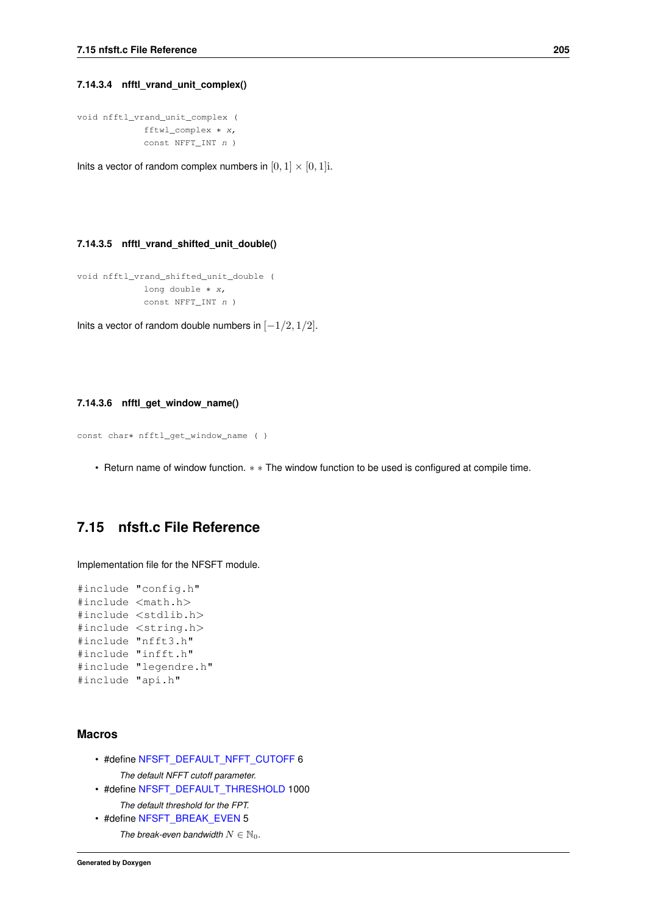#### 7.14.3.4 nfftl_vrand_unit_complex()

```
void nfftl_vrand_unit_complex (
            fftwl_complex * x,
            const NFFT_INT n )
```

Inits a vector of random complex numbers in $[0, 1] \times [0, 1]\mathrm{i}$.

#### 7.14.3.5 nfftl_vrand_shifted_unit_double()

```
void nfftl_vrand_shifted_unit_double (
            long double * x,
            const NFFT_INT n )
```

Inits a vector of random double numbers in $[-1/2, 1/2]$.

#### 7.14.3.6 nfftl_get_window_name()

```
const char* nfftl_get_window_name ( )
```

- Return name of window function. $* *$ The window function to be used is configured at compile time.

## 7.15 nfsft.c File Reference

Implementation file for the NFSFT module.

```
#include "config.h"
#include <math.h>
#include <stdlib.h>
#include <string.h>
#include "nfft3.h"
#include "infft.h"
#include "legendre.h"
#include "api.h"
```

### Macros

- #define NFSFT_DEFAULT_NFFT_CUTOFF 6

  *The default NFFT cutoff parameter.*
- #define NFSFT_DEFAULT_THRESHOLD 1000

  *The default threshold for the FPT.*
- #define NFSFT_BREAK_EVEN 5

  *The break-even bandwidth $N \in \mathbb{N}_0$.*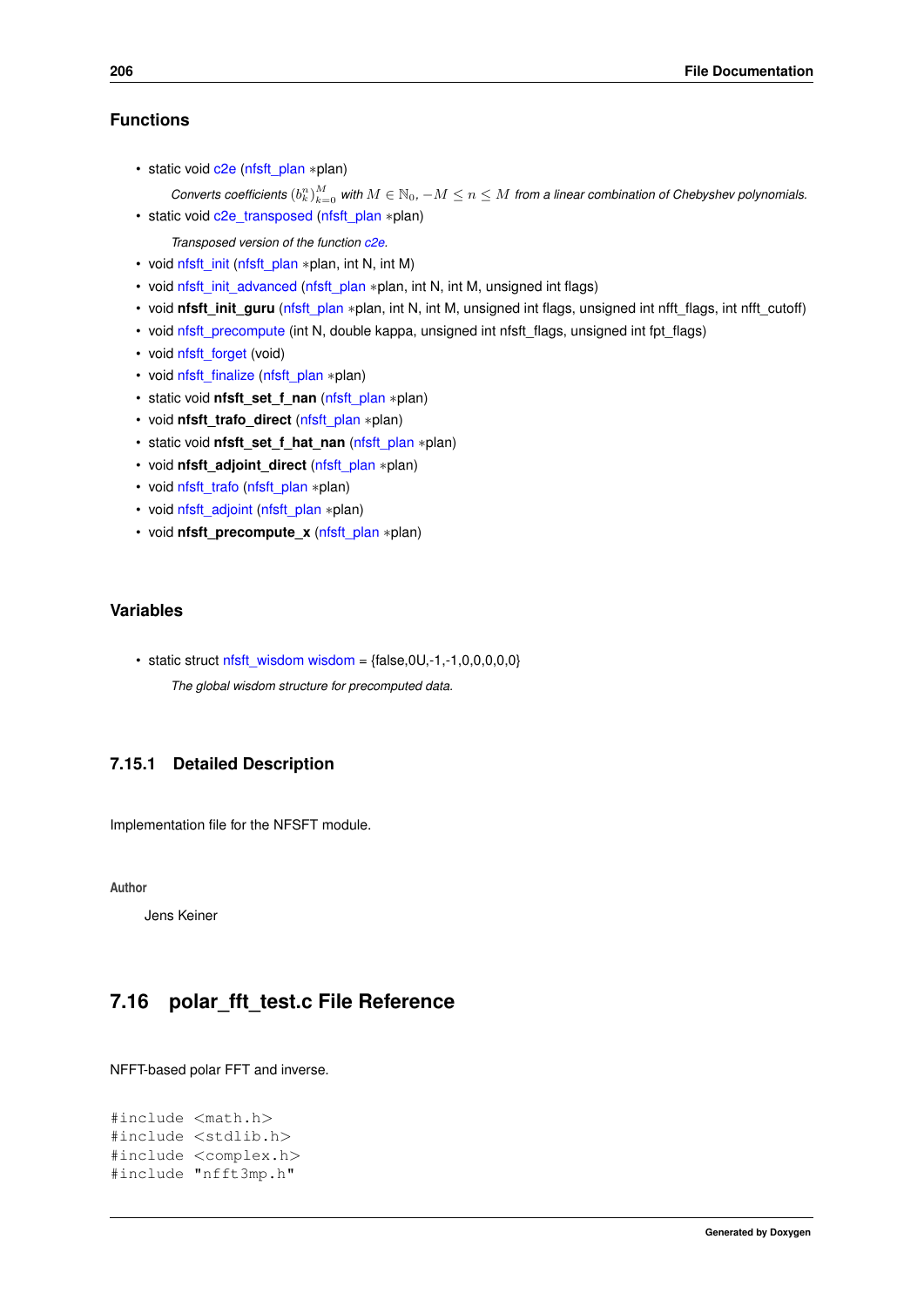### Functions

- static void c2e (nfsft_plan *plan)

  *Converts coefficients $(b_k^n)_{k=0}^M$ with $M \in \mathbb{N}_0, -M \leq n \leq M$ from a linear combination of Chebyshev polynomials.*
- static void c2e_transposed (nfsft_plan *plan)

  *Transposed version of the function c2e.*
- void nfsft_init (nfsft_plan *plan, int N, int M)
- void nfsft_init_advanced (nfsft_plan *plan, int N, int M, unsigned int flags)
- void **nfsft_init_guru** (nfsft_plan *plan, int N, int M, unsigned int flags, unsigned int nfft_flags, int nfft_cutoff)
- void nfsft_precompute (int N, double kappa, unsigned int nfsft_flags, unsigned int fpt_flags)
- void nfsft_forget (void)
- void nfsft_finalize (nfsft_plan *plan)
- static void **nfsft_set_f_nan** (nfsft_plan *plan)
- void **nfsft_trafo_direct** (nfsft_plan *plan)
- static void **nfsft_set_f_hat_nan** (nfsft_plan *plan)
- void **nfsft_adjoint_direct** (nfsft_plan *plan)
- void nfsft_trafo (nfsft_plan *plan)
- void nfsft_adjoint (nfsft_plan *plan)
- void **nfsft_precompute_x** (nfsft_plan *plan)

### Variables

- static struct nfsft_wisdom wisdom = {false,0U,-1,-1,0,0,0,0,0}

  *The global wisdom structure for precomputed data.*

### 7.15.1 Detailed Description

Implementation file for the NFSFT module.

**Author**

Jens Keiner

## 7.16 polar_fft_test.c File Reference

NFFT-based polar FFT and inverse.

```
#include <math.h>
#include <stdlib.h>
#include <complex.h>
#include "nfft3mp.h"
```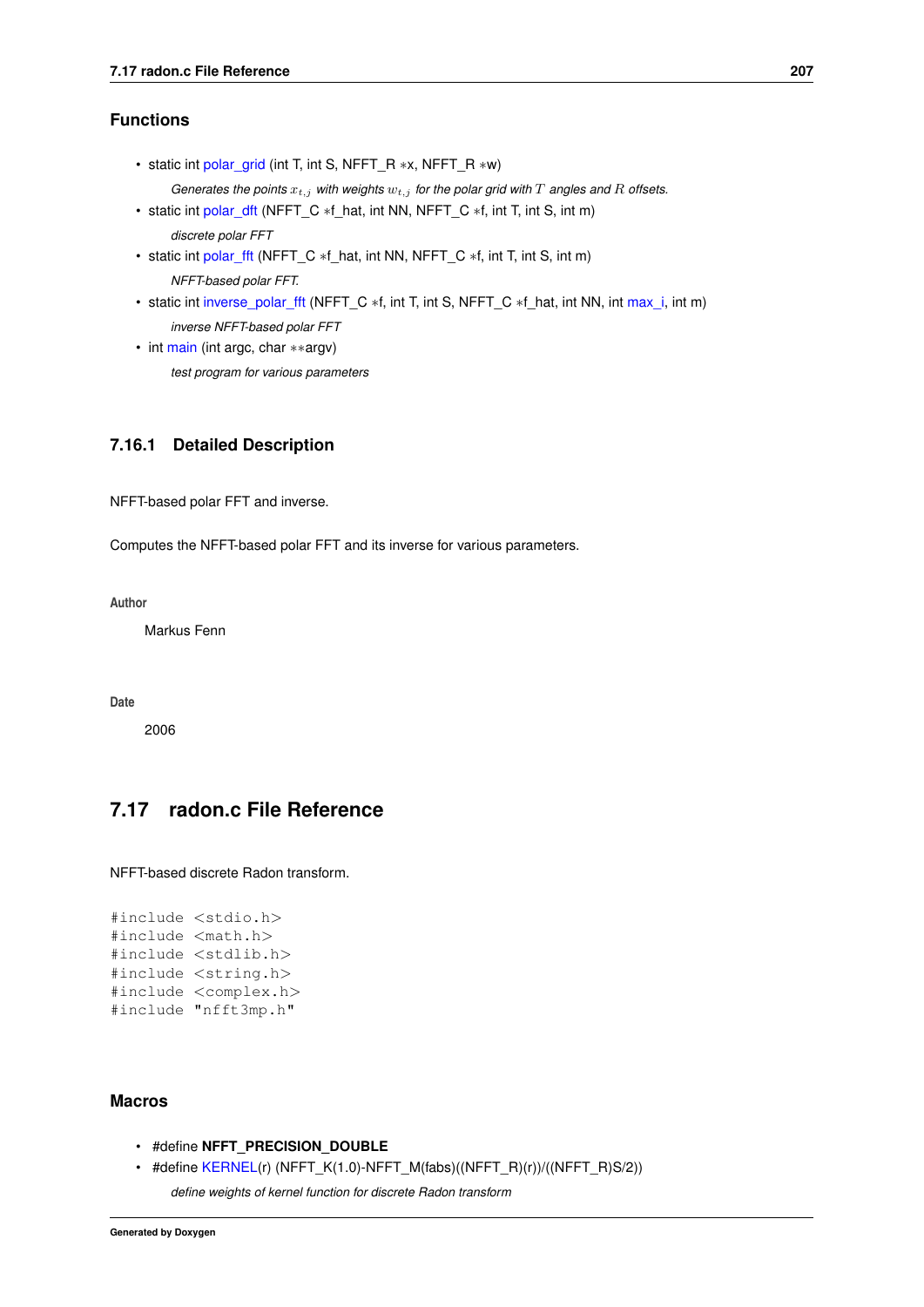## Functions

- static int polar_grid (int T, int S, NFFT_R *x, NFFT_R *w)

  *Generates the points $x_{t,j}$ with weights $w_{t,j}$ for the polar grid with $T$ angles and $R$ offsets.*
- static int polar_dft (NFFT_C *f_hat, int NN, NFFT_C *f, int T, int S, int m)

  *discrete polar FFT*
- static int polar_fft (NFFT_C *f_hat, int NN, NFFT_C *f, int T, int S, int m)

  *NFFT-based polar FFT.*
- static int inverse_polar_fft (NFFT_C *f, int T, int S, NFFT_C *f_hat, int NN, int max_i, int m)

  *inverse NFFT-based polar FFT*
- int main (int argc, char **argv)

  *test program for various parameters*

### 7.16.1 Detailed Description

NFFT-based polar FFT and inverse.

Computes the NFFT-based polar FFT and its inverse for various parameters.

**Author**

Markus Fenn

**Date**

2006

## 7.17 radon.c File Reference

NFFT-based discrete Radon transform.

```
#include <stdio.h>
#include <math.h>
#include <stdlib.h>
#include <string.h>
#include <complex.h>
#include "nfft3mp.h"
```

## Macros

- #define **NFFT_PRECISION_DOUBLE**
- #define KERNEL(r) (NFFT_K(1.0)-NFFT_M(fabs)((NFFT_R)(r))/((NFFT_R)S/2))

  *define weights of kernel function for discrete Radon transform*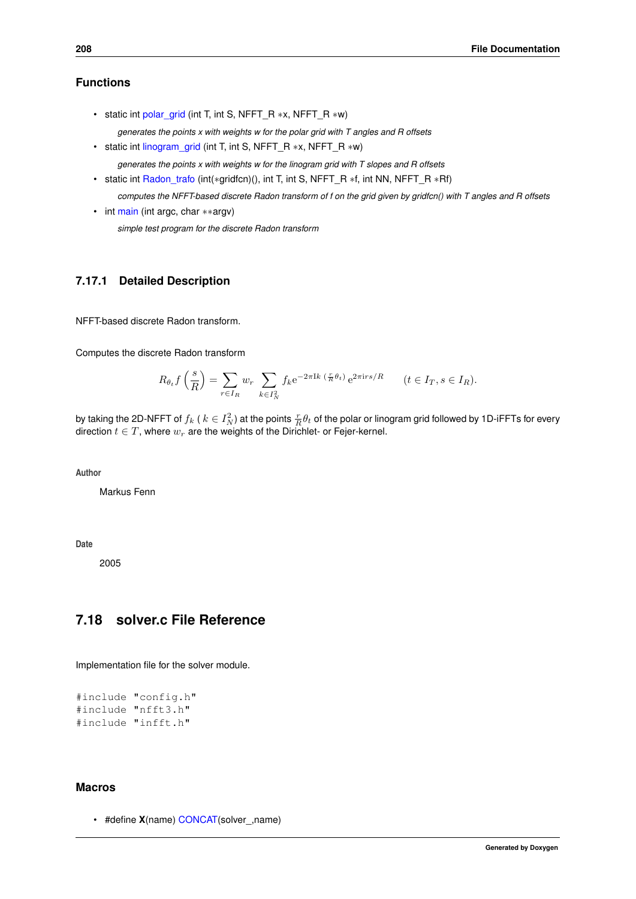## Functions

- static int polar_grid (int T, int S, NFFT_R *x, NFFT_R *w)

  *generates the points x with weights w for the polar grid with T angles and R offsets*
- static int linogram_grid (int T, int S, NFFT_R *x, NFFT_R *w)

  *generates the points x with weights w for the linogram grid with T slopes and R offsets*
- static int Radon_trafo (int(*gridfcn)(), int T, int S, NFFT_R *f, int NN, NFFT_R *Rf)

  *computes the NFFT-based discrete Radon transform of f on the grid given by gridfcn() with T angles and R offsets*
- int main (int argc, char **argv)

  *simple test program for the discrete Radon transform*

### 7.17.1 Detailed Description

NFFT-based discrete Radon transform.

Computes the discrete Radon transform

$$R_{\theta_t} f\left(\frac{s}{R}\right) = \sum_{r \in I_R} w_r \sum_{k \in I_N^2} f_k \mathrm{e}^{-2\pi \mathrm{I} k \; (\frac{r}{R}\theta_t)} \, \mathrm{e}^{2\pi \mathrm{i} r s/R} \qquad (t \in I_T, s \in I_R).$$

by taking the 2D-NFFT of $f_k$ ( $k \in I_N^2$) at the points $\frac{r}{R}\theta_t$ of the polar or linogram grid followed by 1D-iFFTs for every direction $t \in T$, where $w_r$ are the weights of the Dirichlet- or Fejer-kernel.

**Author**

Markus Fenn

**Date**

2005

## 7.18 solver.c File Reference

Implementation file for the solver module.

```
#include "config.h"
#include "nfft3.h"
#include "infft.h"
```

## Macros

- #define **X**(name) CONCAT(solver_,name)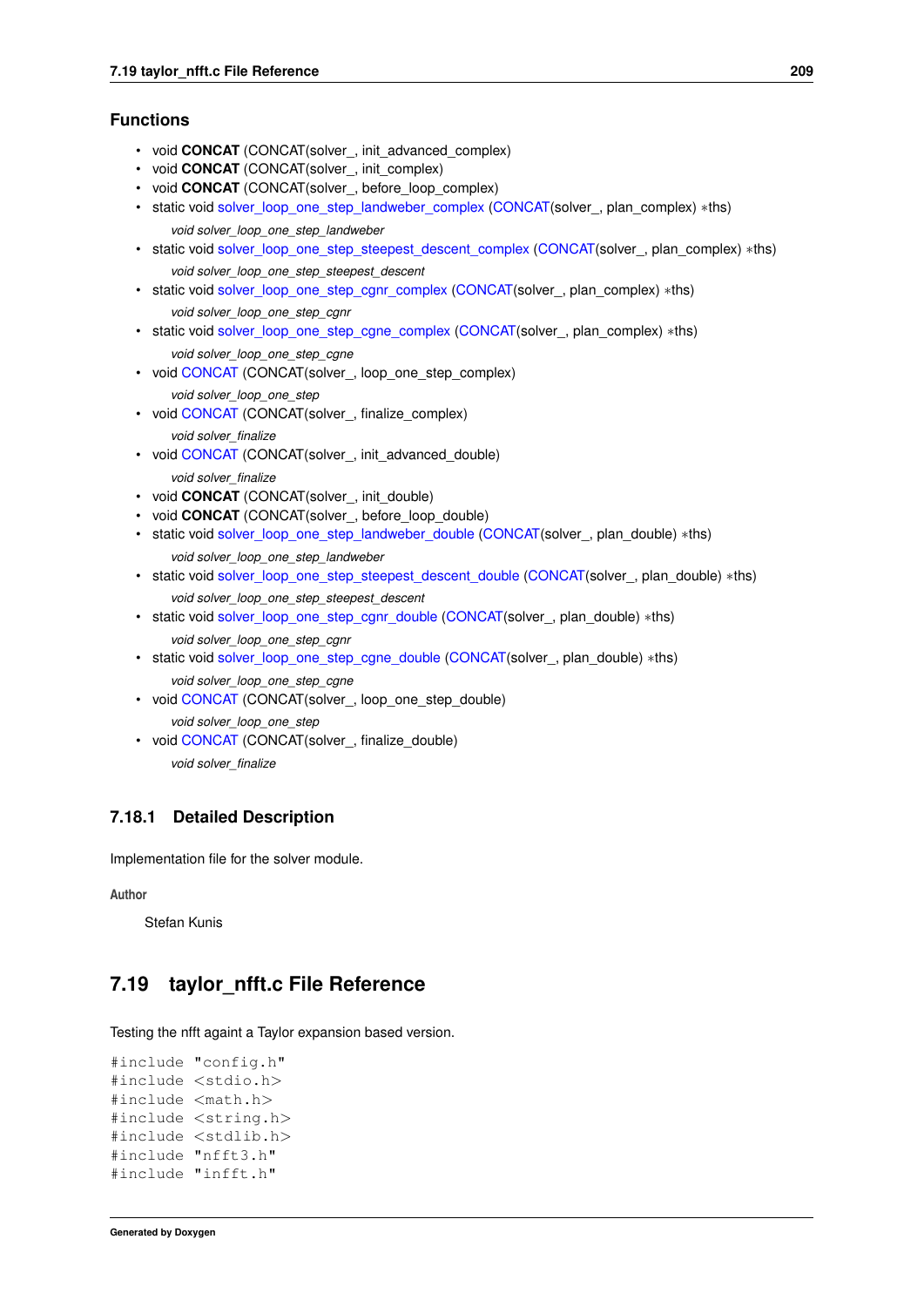## Functions

- void **CONCAT** (CONCAT(solver_, init_advanced_complex)
- void **CONCAT** (CONCAT(solver_, init_complex)
- void **CONCAT** (CONCAT(solver_, before_loop_complex)
- static void solver_loop_one_step_landweber_complex (CONCAT(solver_, plan_complex) *ths)

  *void solver_loop_one_step_landweber*
- static void solver_loop_one_step_steepest_descent_complex (CONCAT(solver_, plan_complex) *ths)

  *void solver_loop_one_step_steepest_descent*
- static void solver_loop_one_step_cgnr_complex (CONCAT(solver_, plan_complex) *ths)

  *void solver_loop_one_step_cgnr*
- static void solver_loop_one_step_cgne_complex (CONCAT(solver_, plan_complex) *ths)

  *void solver_loop_one_step_cgne*
- void CONCAT (CONCAT(solver_, loop_one_step_complex)

  *void solver_loop_one_step*
- void CONCAT (CONCAT(solver_, finalize_complex)

  *void solver_finalize*
- void CONCAT (CONCAT(solver_, init_advanced_double)

  *void solver_finalize*
- void **CONCAT** (CONCAT(solver_, init_double)
- void **CONCAT** (CONCAT(solver_, before_loop_double)
- static void solver_loop_one_step_landweber_double (CONCAT(solver_, plan_double) *ths)

  *void solver_loop_one_step_landweber*
- static void solver_loop_one_step_steepest_descent_double (CONCAT(solver_, plan_double) *ths)

  *void solver_loop_one_step_steepest_descent*
- static void solver_loop_one_step_cgnr_double (CONCAT(solver_, plan_double) *ths)

  *void solver_loop_one_step_cgnr*
- static void solver_loop_one_step_cgne_double (CONCAT(solver_, plan_double) *ths)

  *void solver_loop_one_step_cgne*
- void CONCAT (CONCAT(solver_, loop_one_step_double)

  *void solver_loop_one_step*
- void CONCAT (CONCAT(solver_, finalize_double)

  *void solver_finalize*

### 7.18.1 Detailed Description

Implementation file for the solver module.

**Author**

Stefan Kunis

## 7.19 taylor_nfft.c File Reference

Testing the nfft againt a Taylor expansion based version.

```
#include "config.h"
#include <stdio.h>
#include <math.h>
#include <string.h>
#include <stdlib.h>
#include "nfft3.h"
#include "infft.h"
```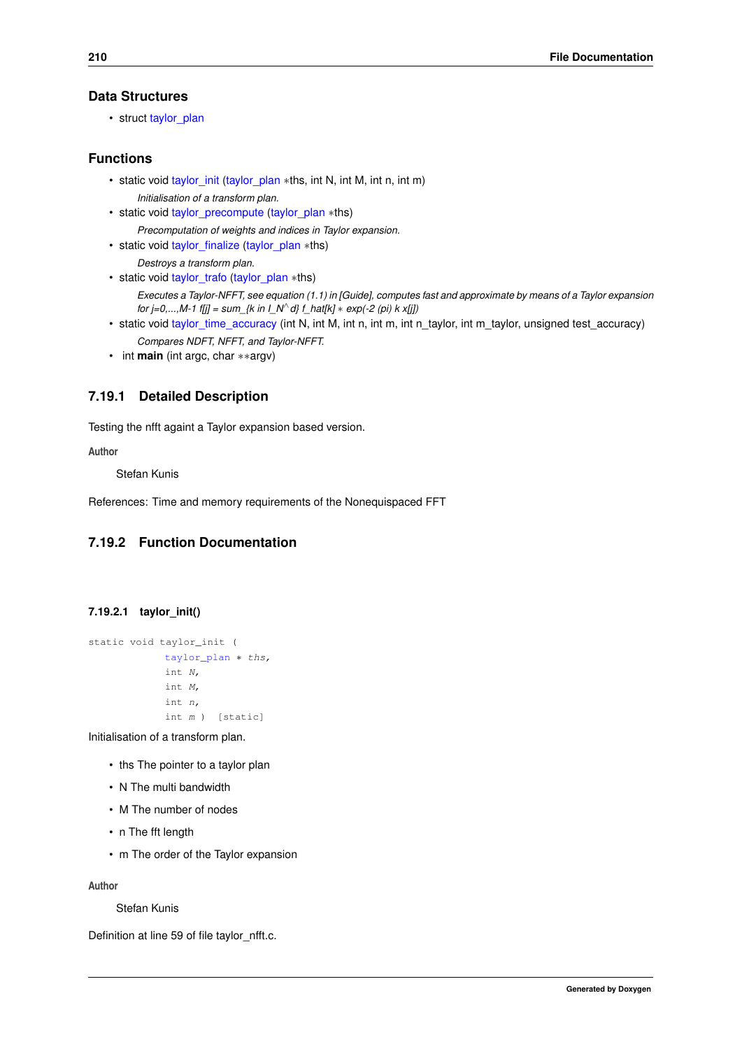## Data Structures

- struct taylor_plan

## Functions

- static void taylor_init (taylor_plan *ths, int N, int M, int n, int m)

  *Initialisation of a transform plan.*
- static void taylor_precompute (taylor_plan *ths)

  *Precomputation of weights and indices in Taylor expansion.*
- static void taylor_finalize (taylor_plan *ths)

  *Destroys a transform plan.*
- static void taylor_trafo (taylor_plan *ths)

  *Executes a Taylor-NFFT, see equation (1.1) in [Guide], computes fast and approximate by means of a Taylor expansion for j=0,...,M-1 f[j] = sum_{k in I_N^d} f_hat[k] * exp(-2 (pi) k x[j])*
- static void taylor_time_accuracy (int N, int M, int n, int m, int n_taylor, int m_taylor, unsigned test_accuracy)

  *Compares NDFT, NFFT, and Taylor-NFFT.*
- int **main** (int argc, char **argv)

## 7.19.1 Detailed Description

Testing the nfft againt a Taylor expansion based version.

**Author**

Stefan Kunis

References: Time and memory requirements of the Nonequispaced FFT

## 7.19.2 Function Documentation

### 7.19.2.1 taylor_init()

```
static void taylor_init (
            taylor_plan * ths,
            int N,
            int M,
            int n,
            int m )  [static]
```

Initialisation of a transform plan.

- ths The pointer to a taylor plan
- N The multi bandwidth
- M The number of nodes
- n The fft length
- m The order of the Taylor expansion

**Author**

Stefan Kunis

Definition at line 59 of file taylor_nfft.c.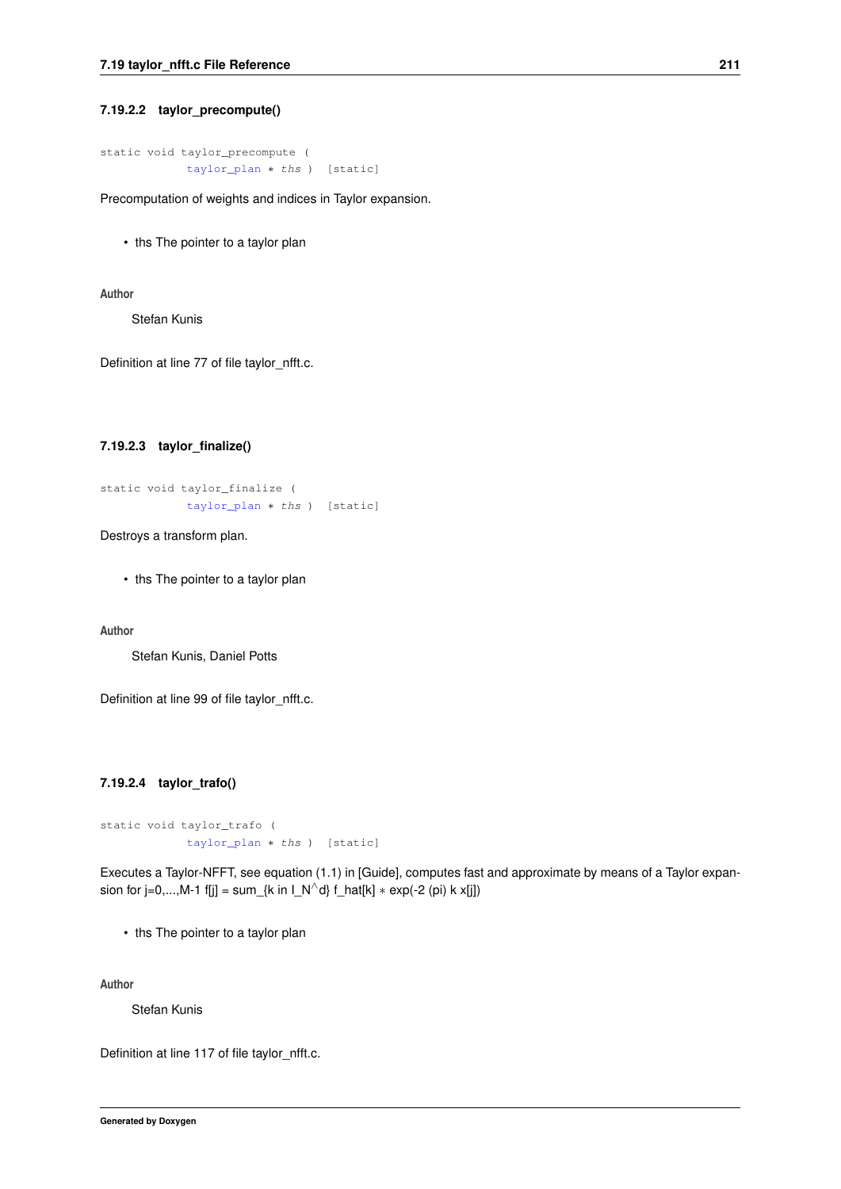#### 7.19.2.2 taylor_precompute()

```
static void taylor_precompute (
            taylor_plan * ths )  [static]
```

Precomputation of weights and indices in Taylor expansion.

- ths The pointer to a taylor plan

**Author**

Stefan Kunis

Definition at line 77 of file taylor_nfft.c.

#### 7.19.2.3 taylor_finalize()

```
static void taylor_finalize (
            taylor_plan * ths )  [static]
```

Destroys a transform plan.

- ths The pointer to a taylor plan

**Author**

Stefan Kunis, Daniel Potts

Definition at line 99 of file taylor_nfft.c.

#### 7.19.2.4 taylor_trafo()

```
static void taylor_trafo (
            taylor_plan * ths )  [static]
```

Executes a Taylor-NFFT, see equation (1.1) in [Guide], computes fast and approximate by means of a Taylor expansion for j=0,...,M-1 f[j] = sum_{k in I_N^d} f_hat[k] * exp(-2 (pi) k x[j])

- ths The pointer to a taylor plan

**Author**

Stefan Kunis

Definition at line 117 of file taylor_nfft.c.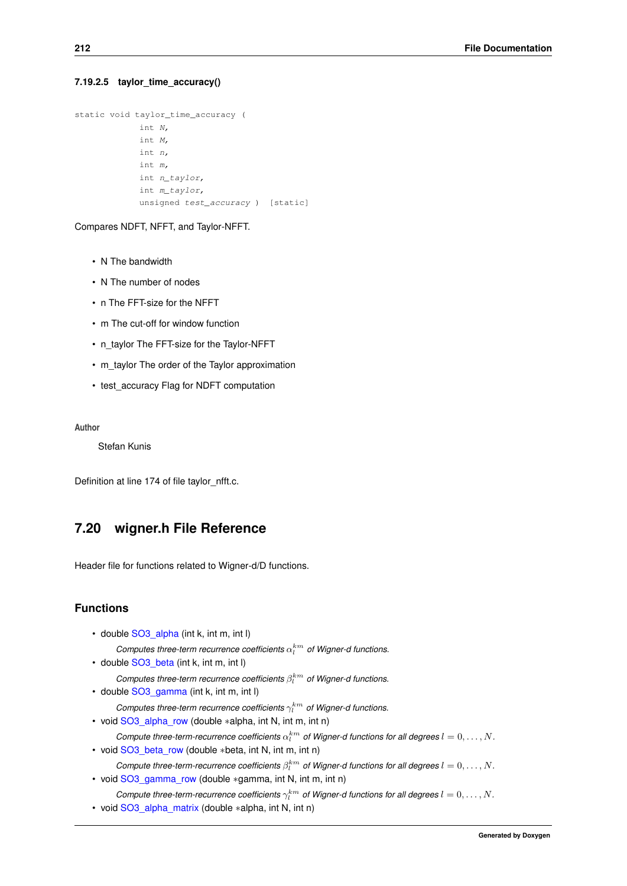#### 7.19.2.5 taylor_time_accuracy()

```
static void taylor_time_accuracy (
            int N,
            int M,
            int n,
            int m,
            int n_taylor,
            int m_taylor,
            unsigned test_accuracy )  [static]
```

Compares NDFT, NFFT, and Taylor-NFFT.

- N The bandwidth
- N The number of nodes
- n The FFT-size for the NFFT
- m The cut-off for window function
- n_taylor The FFT-size for the Taylor-NFFT
- m_taylor The order of the Taylor approximation
- test_accuracy Flag for NDFT computation

**Author**

Stefan Kunis

Definition at line 174 of file taylor_nfft.c.

## 7.20 wigner.h File Reference

Header file for functions related to Wigner-d/D functions.

### Functions

- double SO3_alpha (int k, int m, int l)

  *Computes three-term recurrence coefficients* $\alpha_l^{km}$ *of Wigner-d functions.*
- double SO3_beta (int k, int m, int l)

  *Computes three-term recurrence coefficients* $\beta_l^{km}$ *of Wigner-d functions.*
- double SO3_gamma (int k, int m, int l)

  *Computes three-term recurrence coefficients* $\gamma_l^{km}$ *of Wigner-d functions.*
- void SO3_alpha_row (double *alpha, int N, int m, int n)

  *Compute three-term-recurrence coefficients* $\alpha_l^{km}$ *of Wigner-d functions for all degrees* $l = 0, \ldots, N$.
- void SO3_beta_row (double *beta, int N, int m, int n)

  *Compute three-term-recurrence coefficients* $\beta_l^{km}$ *of Wigner-d functions for all degrees* $l = 0, \ldots, N$.
- void SO3_gamma_row (double *gamma, int N, int m, int n)

  *Compute three-term-recurrence coefficients* $\gamma_l^{km}$ *of Wigner-d functions for all degrees* $l = 0, \ldots, N$.
- void SO3_alpha_matrix (double *alpha, int N, int n)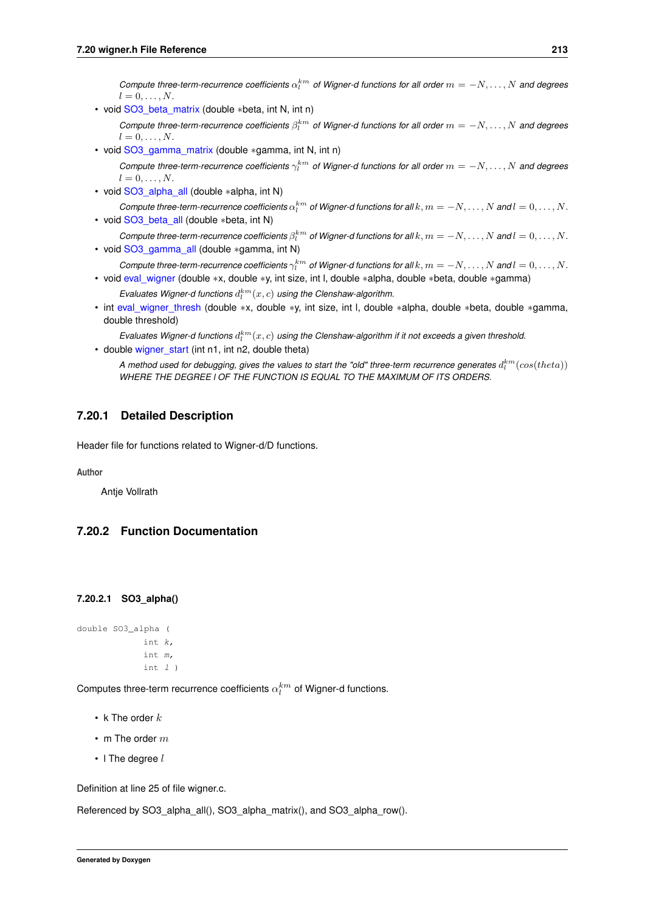*Compute three-term-recurrence coefficients $\alpha_l^{km}$ of Wigner-d functions for all order $m = -N, \ldots, N$ and degrees $l = 0, \ldots, N$.*

- void SO3_beta_matrix (double *beta, int N, int n)

  *Compute three-term-recurrence coefficients $\beta_l^{km}$ of Wigner-d functions for all order $m = -N, \ldots, N$ and degrees $l = 0, \ldots, N$.*

- void SO3_gamma_matrix (double *gamma, int N, int n)

  *Compute three-term-recurrence coefficients $\gamma_l^{km}$ of Wigner-d functions for all order $m = -N, \ldots, N$ and degrees $l = 0, \ldots, N$.*

- void SO3_alpha_all (double *alpha, int N)

  *Compute three-term-recurrence coefficients $\alpha_l^{km}$ of Wigner-d functions for all $k, m = -N, \ldots, N$ and $l = 0, \ldots, N$.*

- void SO3_beta_all (double *beta, int N)

  *Compute three-term-recurrence coefficients $\beta_l^{km}$ of Wigner-d functions for all $k, m = -N, \ldots, N$ and $l = 0, \ldots, N$.*

- void SO3_gamma_all (double *gamma, int N)

  *Compute three-term-recurrence coefficients $\gamma_l^{km}$ of Wigner-d functions for all $k, m = -N, \ldots, N$ and $l = 0, \ldots, N$.*

- void eval_wigner (double *x, double *y, int size, int l, double *alpha, double *beta, double *gamma)

  *Evaluates Wigner-d functions $d_l^{km}(x, c)$ using the Clenshaw-algorithm.*

- int eval_wigner_thresh (double *x, double *y, int size, int l, double *alpha, double *beta, double *gamma, double threshold)

  *Evaluates Wigner-d functions $d_l^{km}(x, c)$ using the Clenshaw-algorithm if it not exceeds a given threshold.*

- double wigner_start (int n1, int n2, double theta)

  *A method used for debugging, gives the values to start the "old" three-term recurrence generates $d_l^{km}(cos(theta))$ WHERE THE DEGREE l OF THE FUNCTION IS EQUAL TO THE MAXIMUM OF ITS ORDERS.*

### 7.20.1 Detailed Description

Header file for functions related to Wigner-d/D functions.

**Author**

Antje Vollrath

### 7.20.2 Function Documentation

#### 7.20.2.1 SO3_alpha()

```
double SO3_alpha (
            int k,
            int m,
            int l )
```

Computes three-term recurrence coefficients $\alpha_l^{km}$ of Wigner-d functions.

- k The order $k$
- m The order $m$
- l The degree $l$

Definition at line 25 of file wigner.c.

Referenced by SO3_alpha_all(), SO3_alpha_matrix(), and SO3_alpha_row().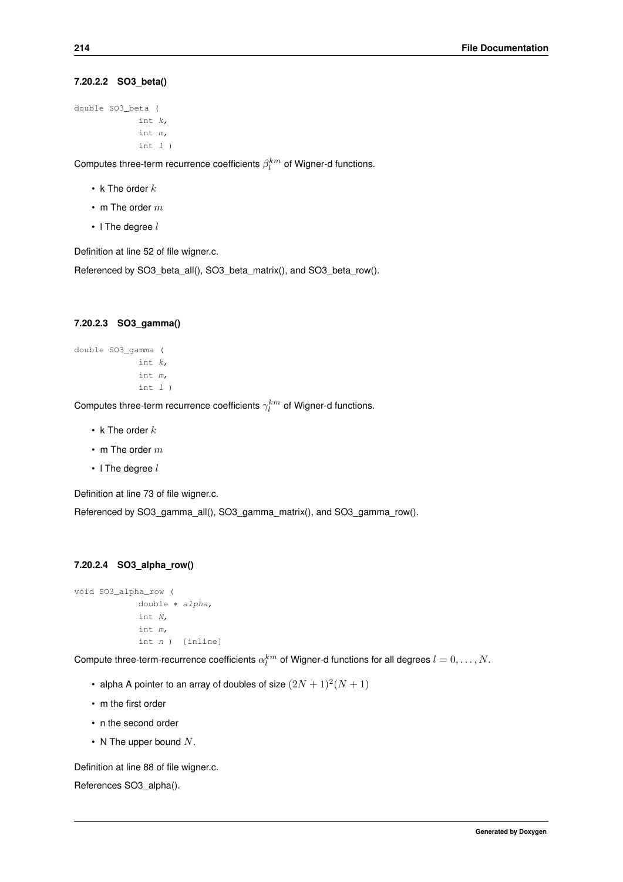#### 7.20.2.2 SO3_beta()

```
double SO3_beta (
            int k,
            int m,
            int l )
```

Computes three-term recurrence coefficients $\beta_l^{km}$ of Wigner-d functions.

- k The order $k$
- m The order $m$
- l The degree $l$

Definition at line 52 of file wigner.c.

Referenced by SO3_beta_all(), SO3_beta_matrix(), and SO3_beta_row().

#### 7.20.2.3 SO3_gamma()

```
double SO3_gamma (
            int k,
            int m,
            int l )
```

Computes three-term recurrence coefficients $\gamma_l^{km}$ of Wigner-d functions.

- k The order $k$
- m The order $m$
- l The degree $l$

Definition at line 73 of file wigner.c.

Referenced by SO3_gamma_all(), SO3_gamma_matrix(), and SO3_gamma_row().

#### 7.20.2.4 SO3_alpha_row()

```
void SO3_alpha_row (
            double * alpha,
            int N,
            int m,
            int n )  [inline]
```

Compute three-term-recurrence coefficients $\alpha_l^{km}$ of Wigner-d functions for all degrees $l = 0, \ldots, N$.

- alpha A pointer to an array of doubles of size $(2N + 1)^2(N + 1)$
- m the first order
- n the second order
- N The upper bound $N$.

Definition at line 88 of file wigner.c.

References SO3_alpha().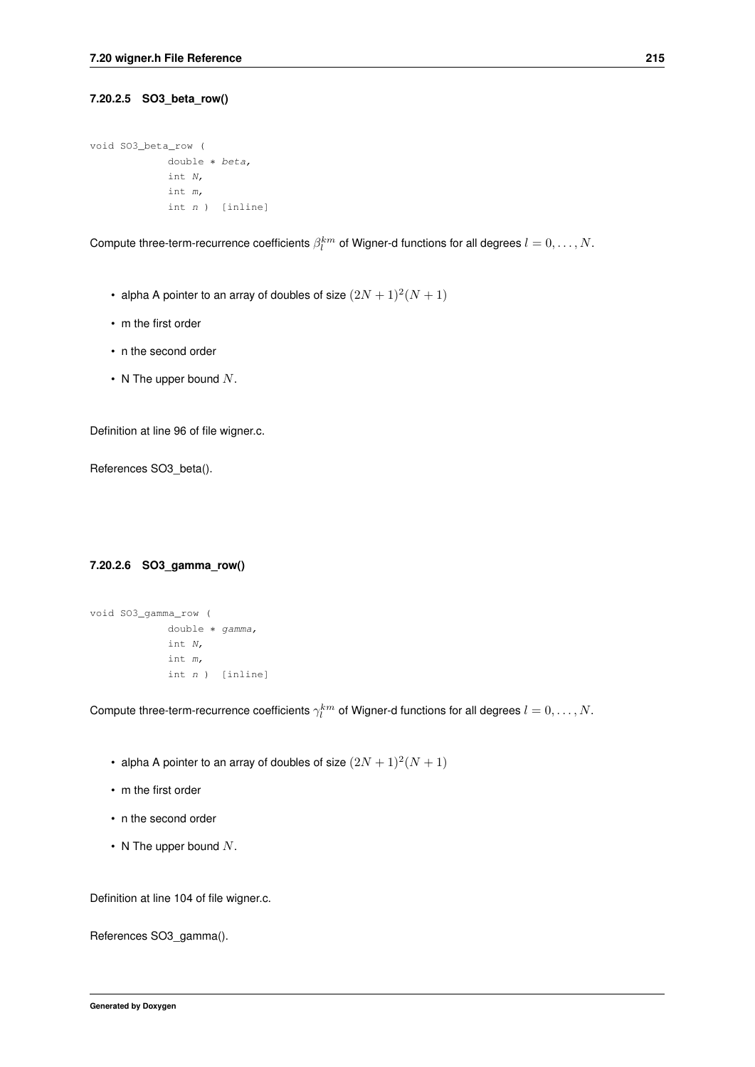#### 7.20.2.5 SO3_beta_row()

```
void SO3_beta_row (
            double * beta,
            int N,
            int m,
            int n ) [inline]
```

Compute three-term-recurrence coefficients $\beta_l^{km}$ of Wigner-d functions for all degrees $l = 0, \ldots, N$.

- alpha A pointer to an array of doubles of size $(2N + 1)^2(N + 1)$
- m the first order
- n the second order
- N The upper bound $N$.

Definition at line 96 of file wigner.c.

References SO3_beta().

#### 7.20.2.6 SO3_gamma_row()

```
void SO3_gamma_row (
            double * gamma,
            int N,
            int m,
            int n ) [inline]
```

Compute three-term-recurrence coefficients $\gamma_l^{km}$ of Wigner-d functions for all degrees $l = 0, \ldots, N$.

- alpha A pointer to an array of doubles of size $(2N + 1)^2(N + 1)$
- m the first order
- n the second order
- N The upper bound $N$.

Definition at line 104 of file wigner.c.

References SO3_gamma().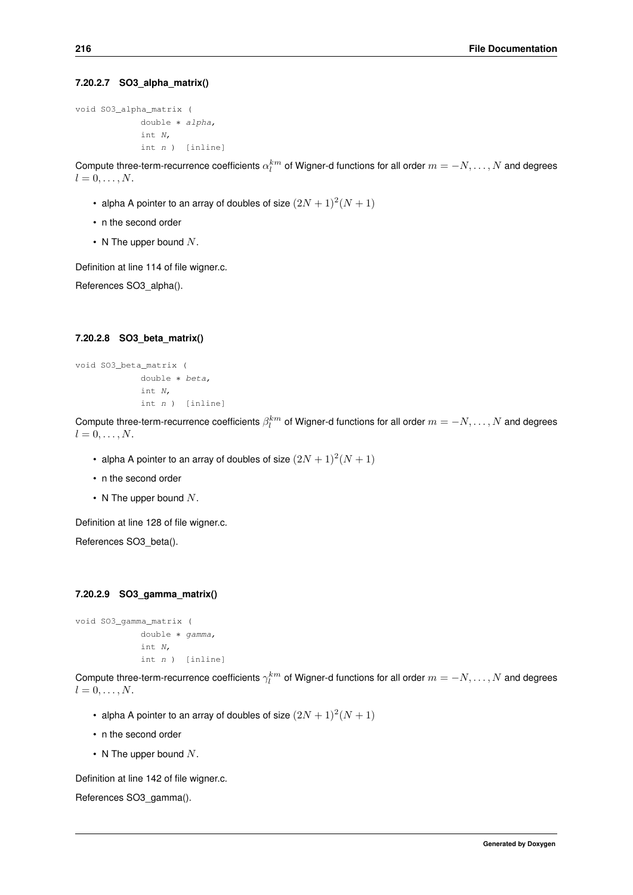#### 7.20.2.7 SO3_alpha_matrix()

```
void SO3_alpha_matrix (
            double * alpha,
            int N,
            int n )  [inline]
```

Compute three-term-recurrence coefficients $\alpha_l^{km}$ of Wigner-d functions for all order $m = -N, \ldots, N$ and degrees $l = 0, \ldots, N$.

- alpha A pointer to an array of doubles of size $(2N+1)^2(N+1)$
- n the second order
- N The upper bound $N$.

Definition at line 114 of file wigner.c.

References SO3_alpha().

#### 7.20.2.8 SO3_beta_matrix()

```
void SO3_beta_matrix (
            double * beta,
            int N,
            int n )  [inline]
```

Compute three-term-recurrence coefficients $\beta_l^{km}$ of Wigner-d functions for all order $m = -N, \ldots, N$ and degrees $l = 0, \ldots, N$.

- alpha A pointer to an array of doubles of size $(2N+1)^2(N+1)$
- n the second order
- N The upper bound $N$.

Definition at line 128 of file wigner.c.

References SO3_beta().

#### 7.20.2.9 SO3_gamma_matrix()

```
void SO3_gamma_matrix (
            double * gamma,
            int N,
            int n )  [inline]
```

Compute three-term-recurrence coefficients $\gamma_l^{km}$ of Wigner-d functions for all order $m = -N, \ldots, N$ and degrees $l = 0, \ldots, N$.

- alpha A pointer to an array of doubles of size $(2N+1)^2(N+1)$
- n the second order
- N The upper bound $N$.

Definition at line 142 of file wigner.c.

References SO3_gamma().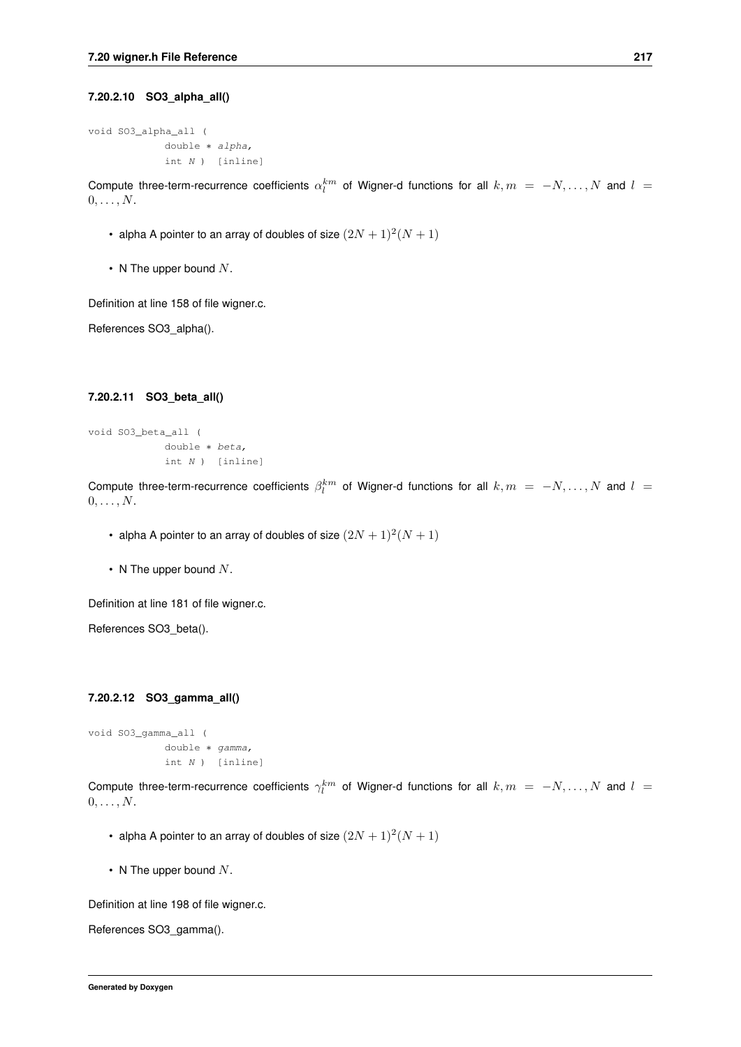#### 7.20.2.10 SO3_alpha_all()

```
void SO3_alpha_all (
            double * alpha,
            int N ) [inline]
```

Compute three-term-recurrence coefficients $\alpha_l^{km}$ of Wigner-d functions for all $k, m = -N, \ldots, N$ and $l = 0, \ldots, N$.

- alpha A pointer to an array of doubles of size $(2N+1)^2(N+1)$
- N The upper bound $N$.

Definition at line 158 of file wigner.c.

References SO3_alpha().

#### 7.20.2.11 SO3_beta_all()

```
void SO3_beta_all (
            double * beta,
            int N ) [inline]
```

Compute three-term-recurrence coefficients $\beta_l^{km}$ of Wigner-d functions for all $k, m = -N, \ldots, N$ and $l = 0, \ldots, N$.

- alpha A pointer to an array of doubles of size $(2N+1)^2(N+1)$
- N The upper bound $N$.

Definition at line 181 of file wigner.c.

References SO3_beta().

#### 7.20.2.12 SO3_gamma_all()

```
void SO3_gamma_all (
            double * gamma,
            int N ) [inline]
```

Compute three-term-recurrence coefficients $\gamma_l^{km}$ of Wigner-d functions for all $k, m = -N, \ldots, N$ and $l = 0, \ldots, N$.

- alpha A pointer to an array of doubles of size $(2N+1)^2(N+1)$
- N The upper bound $N$.

Definition at line 198 of file wigner.c.

References SO3_gamma().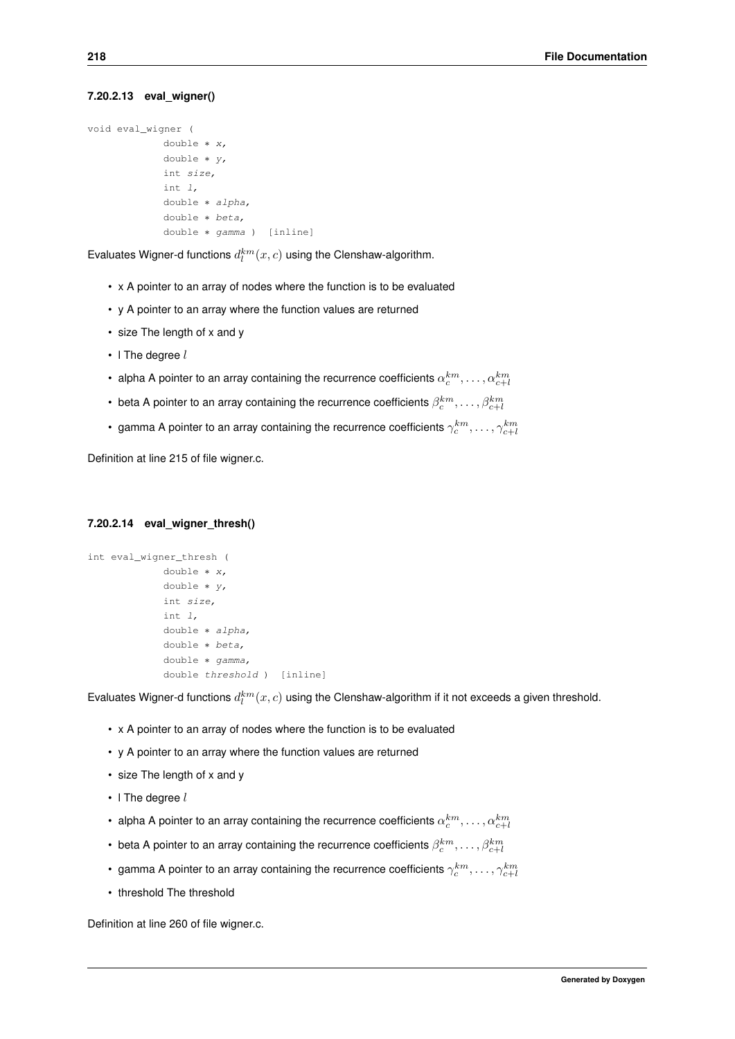#### 7.20.2.13 eval_wigner()

```
void eval_wigner (
            double * x,
            double * y,
            int size,
            int l,
            double * alpha,
            double * beta,
            double * gamma ) [inline]
```

Evaluates Wigner-d functions $d_l^{km}(x,c)$ using the Clenshaw-algorithm.

- x A pointer to an array of nodes where the function is to be evaluated
- y A pointer to an array where the function values are returned
- size The length of x and y
- l The degree $l$
- alpha A pointer to an array containing the recurrence coefficients $\alpha_c^{km}, \dots, \alpha_{c+l}^{km}$
- beta A pointer to an array containing the recurrence coefficients $\beta_c^{km}, \dots, \beta_{c+l}^{km}$
- gamma A pointer to an array containing the recurrence coefficients $\gamma_c^{km}, \dots, \gamma_{c+l}^{km}$

Definition at line 215 of file wigner.c.

#### 7.20.2.14 eval_wigner_thresh()

```
int eval_wigner_thresh (
            double * x,
            double * y,
            int size,
            int l,
            double * alpha,
            double * beta,
            double * gamma,
            double threshold ) [inline]
```

Evaluates Wigner-d functions $d_l^{km}(x,c)$ using the Clenshaw-algorithm if it not exceeds a given threshold.

- x A pointer to an array of nodes where the function is to be evaluated
- y A pointer to an array where the function values are returned
- size The length of x and y
- l The degree $l$
- alpha A pointer to an array containing the recurrence coefficients $\alpha_c^{km}, \dots, \alpha_{c+l}^{km}$
- beta A pointer to an array containing the recurrence coefficients $\beta_c^{km}, \dots, \beta_{c+l}^{km}$
- gamma A pointer to an array containing the recurrence coefficients $\gamma_c^{km}, \dots, \gamma_{c+l}^{km}$
- threshold The threshold

Definition at line 260 of file wigner.c.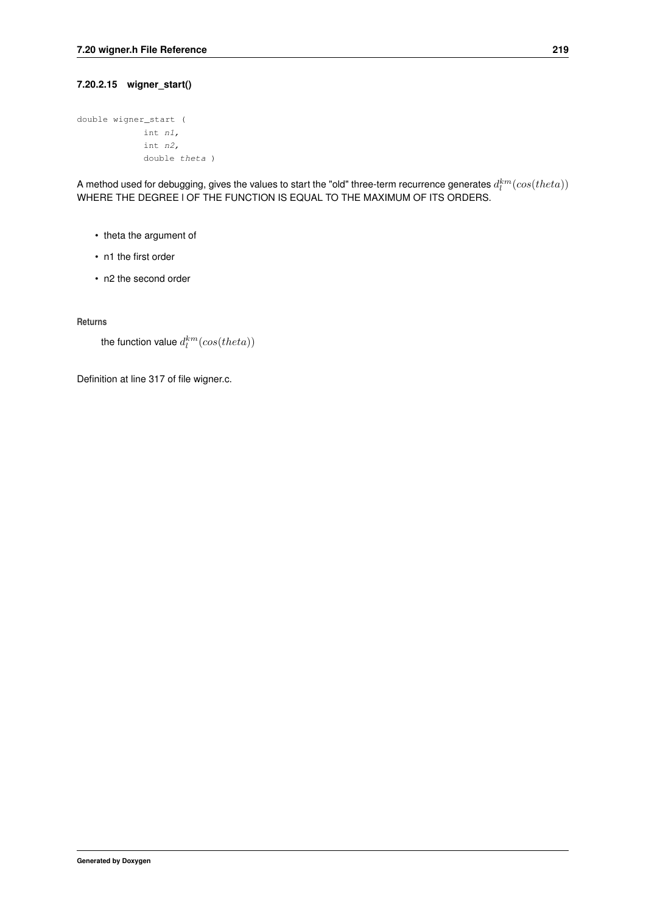#### 7.20.2.15 wigner_start()

```
double wigner_start (
            int n1,
            int n2,
            double theta )
```

A method used for debugging, gives the values to start the "old" three-term recurrence generates $d_l^{km}(cos(theta))$ WHERE THE DEGREE l OF THE FUNCTION IS EQUAL TO THE MAXIMUM OF ITS ORDERS.

- theta the argument of
- n1 the first order
- n2 the second order

**Returns**

the function value $d_l^{km}(cos(theta))$

Definition at line 317 of file wigner.c.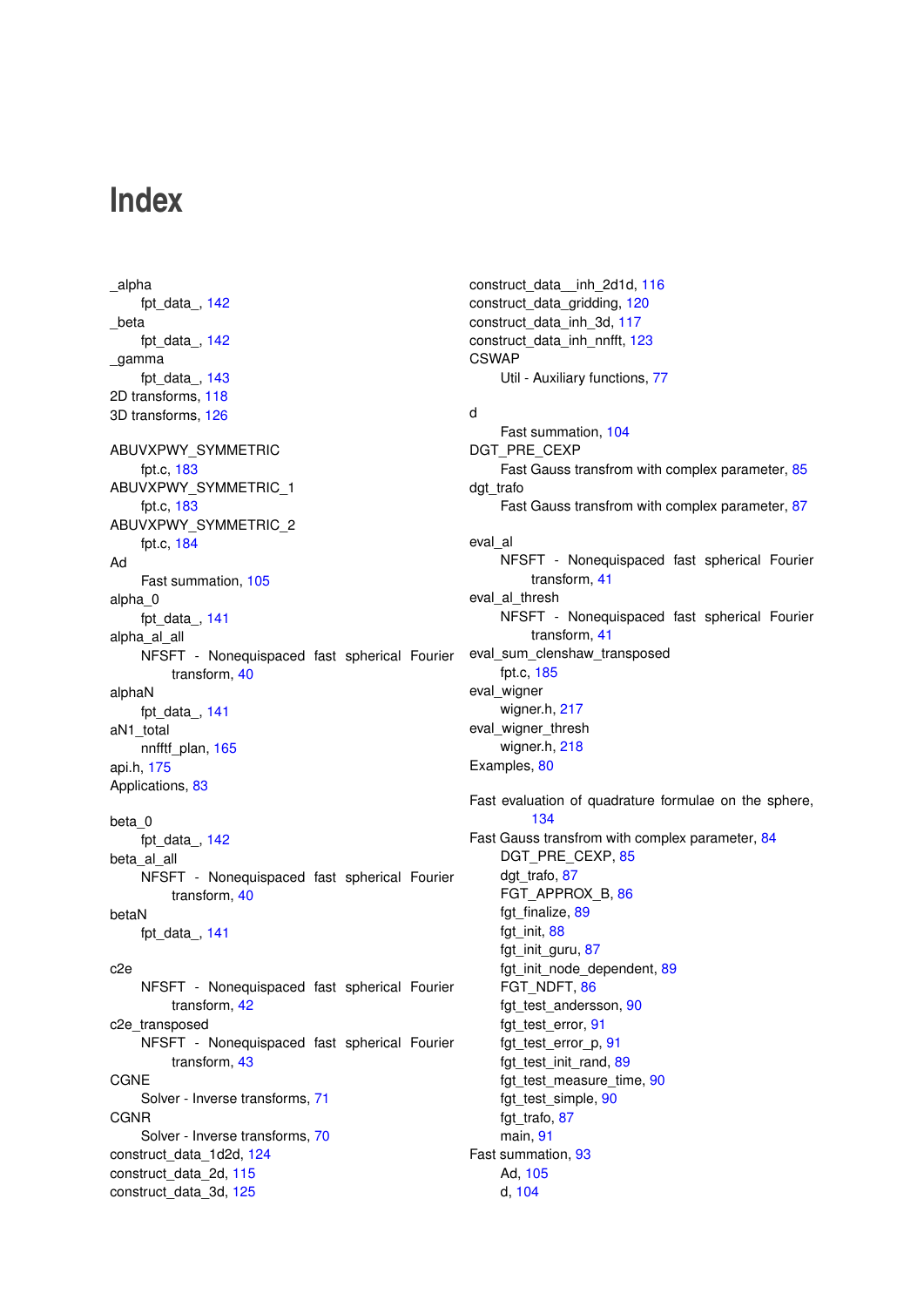# Index

_alpha
    fpt_data_, 142
_beta
    fpt_data_, 142
_gamma
    fpt_data_, 143
2D transforms, 118
3D transforms, 126

ABUVXPWY_SYMMETRIC
    fpt.c, 183
ABUVXPWY_SYMMETRIC_1
    fpt.c, 183
ABUVXPWY_SYMMETRIC_2
    fpt.c, 184
Ad
    Fast summation, 105
alpha_0
    fpt_data_, 141
alpha_al_all
    NFSFT - Nonequispaced fast spherical Fourier transform, 40
alphaN
    fpt_data_, 141
aN1_total
    nnfftf_plan, 165
api.h, 175
Applications, 83

beta_0
    fpt_data_, 142
beta_al_all
    NFSFT - Nonequispaced fast spherical Fourier transform, 40
betaN
    fpt_data_, 141

c2e
    NFSFT - Nonequispaced fast spherical Fourier transform, 42
c2e_transposed
    NFSFT - Nonequispaced fast spherical Fourier transform, 43
CGNE
    Solver - Inverse transforms, 71
CGNR
    Solver - Inverse transforms, 70
construct_data_1d2d, 124
construct_data_2d, 115
construct_data_3d, 125
construct_data__inh_2d1d, 116
construct_data_gridding, 120
construct_data_inh_3d, 117
construct_data_inh_nnfft, 123
CSWAP
    Util - Auxiliary functions, 77

d
    Fast summation, 104
DGT_PRE_CEXP
    Fast Gauss transfrom with complex parameter, 85
dgt_trafo
    Fast Gauss transfrom with complex parameter, 87

eval_al
    NFSFT - Nonequispaced fast spherical Fourier transform, 41
eval_al_thresh
    NFSFT - Nonequispaced fast spherical Fourier transform, 41
eval_sum_clenshaw_transposed
    fpt.c, 185
eval_wigner
    wigner.h, 217
eval_wigner_thresh
    wigner.h, 218
Examples, 80

Fast evaluation of quadrature formulae on the sphere, 134
Fast Gauss transfrom with complex parameter, 84
    DGT_PRE_CEXP, 85
    dgt_trafo, 87
    FGT_APPROX_B, 86
    fgt_finalize, 89
    fgt_init, 88
    fgt_init_guru, 87
    fgt_init_node_dependent, 89
    FGT_NDFT, 86
    fgt_test_andersson, 90
    fgt_test_error, 91
    fgt_test_error_p, 91
    fgt_test_init_rand, 89
    fgt_test_measure_time, 90
    fgt_test_simple, 90
    fgt_trafo, 87
    main, 91
Fast summation, 93
    Ad, 105
    d, 104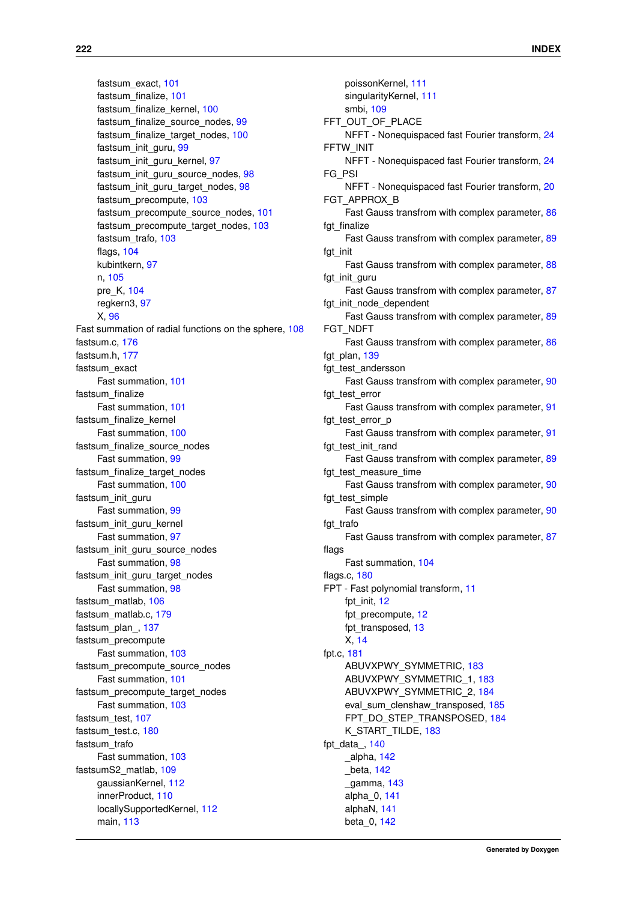fastsum_exact, 101
fastsum_finalize, 101
fastsum_finalize_kernel, 100
fastsum_finalize_source_nodes, 99
fastsum_finalize_target_nodes, 100
fastsum_init_guru, 99
fastsum_init_guru_kernel, 97
fastsum_init_guru_source_nodes, 98
fastsum_init_guru_target_nodes, 98
fastsum_precompute, 103
fastsum_precompute_source_nodes, 101
fastsum_precompute_target_nodes, 103
fastsum_trafo, 103
flags, 104
kubintkern, 97
n, 105
pre_K, 104
regkern3, 97
X, 96

Fast summation of radial functions on the sphere, 108
fastsum.c, 176
fastsum.h, 177
fastsum_exact
Fast summation, 101
fastsum_finalize
Fast summation, 101
fastsum_finalize_kernel
Fast summation, 100
fastsum_finalize_source_nodes
Fast summation, 99
fastsum_finalize_target_nodes
Fast summation, 100
fastsum_init_guru
Fast summation, 99
fastsum_init_guru_kernel
Fast summation, 97
fastsum_init_guru_source_nodes
Fast summation, 98
fastsum_init_guru_target_nodes
Fast summation, 98
fastsum_matlab, 106
fastsum_matlab.c, 179
fastsum_plan_, 137
fastsum_precompute
Fast summation, 103
fastsum_precompute_source_nodes
Fast summation, 101
fastsum_precompute_target_nodes
Fast summation, 103
fastsum_test, 107
fastsum_test.c, 180
fastsum_trafo
Fast summation, 103
fastsumS2_matlab, 109
gaussianKernel, 112
innerProduct, 110
locallySupportedKernel, 112
main, 113
poissonKernel, 111
singularityKernel, 111
smbi, 109

FFT_OUT_OF_PLACE
NFFT - Nonequispaced fast Fourier transform, 24
FFTW_INIT
NFFT - Nonequispaced fast Fourier transform, 24
FG_PSI
NFFT - Nonequispaced fast Fourier transform, 20
FGT_APPROX_B
Fast Gauss transfrom with complex parameter, 86
fgt_finalize
Fast Gauss transfrom with complex parameter, 89
fgt_init
Fast Gauss transfrom with complex parameter, 88
fgt_init_guru
Fast Gauss transfrom with complex parameter, 87
fgt_init_node_dependent
Fast Gauss transfrom with complex parameter, 89
FGT_NDFT
Fast Gauss transfrom with complex parameter, 86
fgt_plan, 139
fgt_test_andersson
Fast Gauss transfrom with complex parameter, 90
fgt_test_error
Fast Gauss transfrom with complex parameter, 91
fgt_test_error_p
Fast Gauss transfrom with complex parameter, 91
fgt_test_init_rand
Fast Gauss transfrom with complex parameter, 89
fgt_test_measure_time
Fast Gauss transfrom with complex parameter, 90
fgt_test_simple
Fast Gauss transfrom with complex parameter, 90
fgt_trafo
Fast Gauss transfrom with complex parameter, 87
flags
Fast summation, 104
flags.c, 180
FPT - Fast polynomial transform, 11
fpt_init, 12
fpt_precompute, 12
fpt_transposed, 13
X, 14
fpt.c, 181
ABUVXPWY_SYMMETRIC, 183
ABUVXPWY_SYMMETRIC_1, 183
ABUVXPWY_SYMMETRIC_2, 184
eval_sum_clenshaw_transposed, 185
FPT_DO_STEP_TRANSPOSED, 184
K_START_TILDE, 183
fpt_data_, 140
_alpha, 142
_beta, 142
_gamma, 143
alpha_0, 141
alphaN, 141
beta_0, 142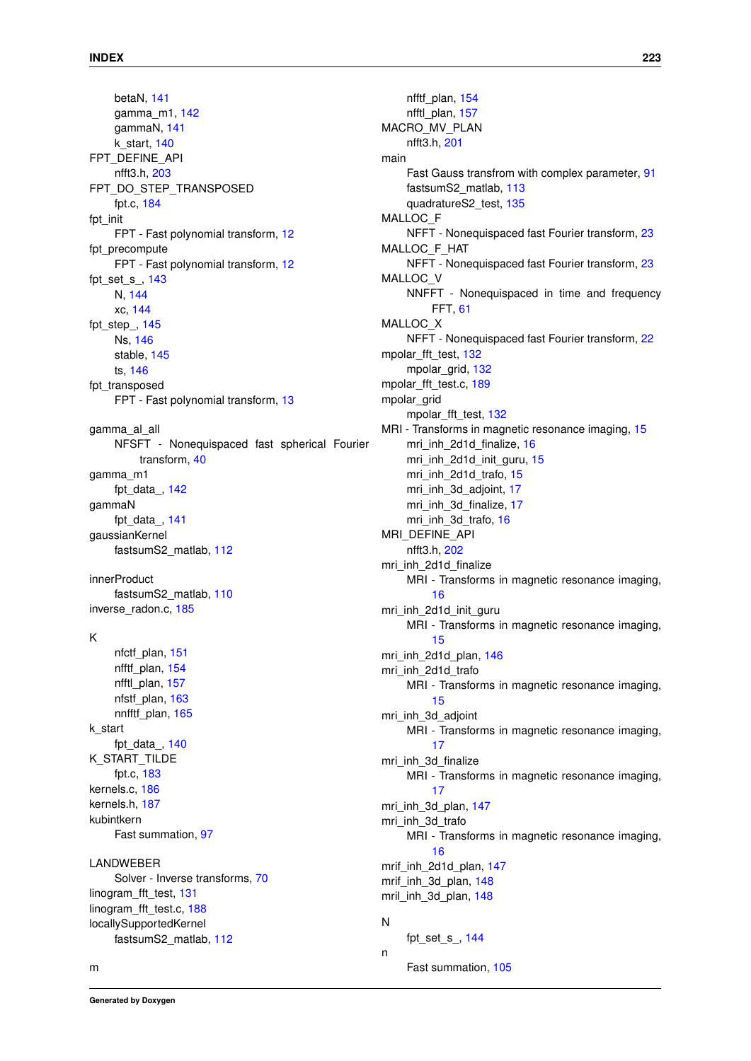betaN, 141
gamma_m1, 142
gammaN, 141
k_start, 140

FPT_DEFINE_API
nfft3.h, 203

FPT_DO_STEP_TRANSPOSED
fpt.c, 184

fpt_init
FPT - Fast polynomial transform, 12

fpt_precompute
FPT - Fast polynomial transform, 12

fpt_set_s_, 143
N, 144
xc, 144

fpt_step_, 145
Ns, 146
stable, 145
ts, 146

fpt_transposed
FPT - Fast polynomial transform, 13

gamma_al_all
NFSFT - Nonequispaced fast spherical Fourier transform, 40

gamma_m1
fpt_data_, 142

gammaN
fpt_data_, 141

gaussianKernel
fastsumS2_matlab, 112

innerProduct
fastsumS2_matlab, 110

inverse_radon.c, 185

K
nfctf_plan, 151
nfftf_plan, 154
nfftl_plan, 157
nfstf_plan, 163
nnfftf_plan, 165

k_start
fpt_data_, 140

K_START_TILDE
fpt.c, 183

kernels.c, 186

kernels.h, 187

kubintkern
Fast summation, 97

LANDWEBER
Solver - Inverse transforms, 70

linogram_fft_test, 131

linogram_fft_test.c, 188

locallySupportedKernel
fastsumS2_matlab, 112

m

nfftf_plan, 154
nfftl_plan, 157

MACRO_MV_PLAN
nfft3.h, 201

main
Fast Gauss transfrom with complex parameter, 91
fastsumS2_matlab, 113
quadratureS2_test, 135

MALLOC_F
NFFT - Nonequispaced fast Fourier transform, 23

MALLOC_F_HAT
NFFT - Nonequispaced fast Fourier transform, 23

MALLOC_V
NNFFT - Nonequispaced in time and frequency FFT, 61

MALLOC_X
NFFT - Nonequispaced fast Fourier transform, 22

mpolar_fft_test, 132
mpolar_grid, 132

mpolar_fft_test.c, 189

mpolar_grid
mpolar_fft_test, 132

MRI - Transforms in magnetic resonance imaging, 15
mri_inh_2d1d_finalize, 16
mri_inh_2d1d_init_guru, 15
mri_inh_2d1d_trafo, 15
mri_inh_3d_adjoint, 17
mri_inh_3d_finalize, 17
mri_inh_3d_trafo, 16

MRI_DEFINE_API
nfft3.h, 202

mri_inh_2d1d_finalize
MRI - Transforms in magnetic resonance imaging, 16

mri_inh_2d1d_init_guru
MRI - Transforms in magnetic resonance imaging, 15

mri_inh_2d1d_plan, 146

mri_inh_2d1d_trafo
MRI - Transforms in magnetic resonance imaging, 15

mri_inh_3d_adjoint
MRI - Transforms in magnetic resonance imaging, 17

mri_inh_3d_finalize
MRI - Transforms in magnetic resonance imaging, 17

mri_inh_3d_plan, 147

mri_inh_3d_trafo
MRI - Transforms in magnetic resonance imaging, 16

mrif_inh_2d1d_plan, 147

mrif_inh_3d_plan, 148

mril_inh_3d_plan, 148

N
fpt_set_s_, 144

n
Fast summation, 105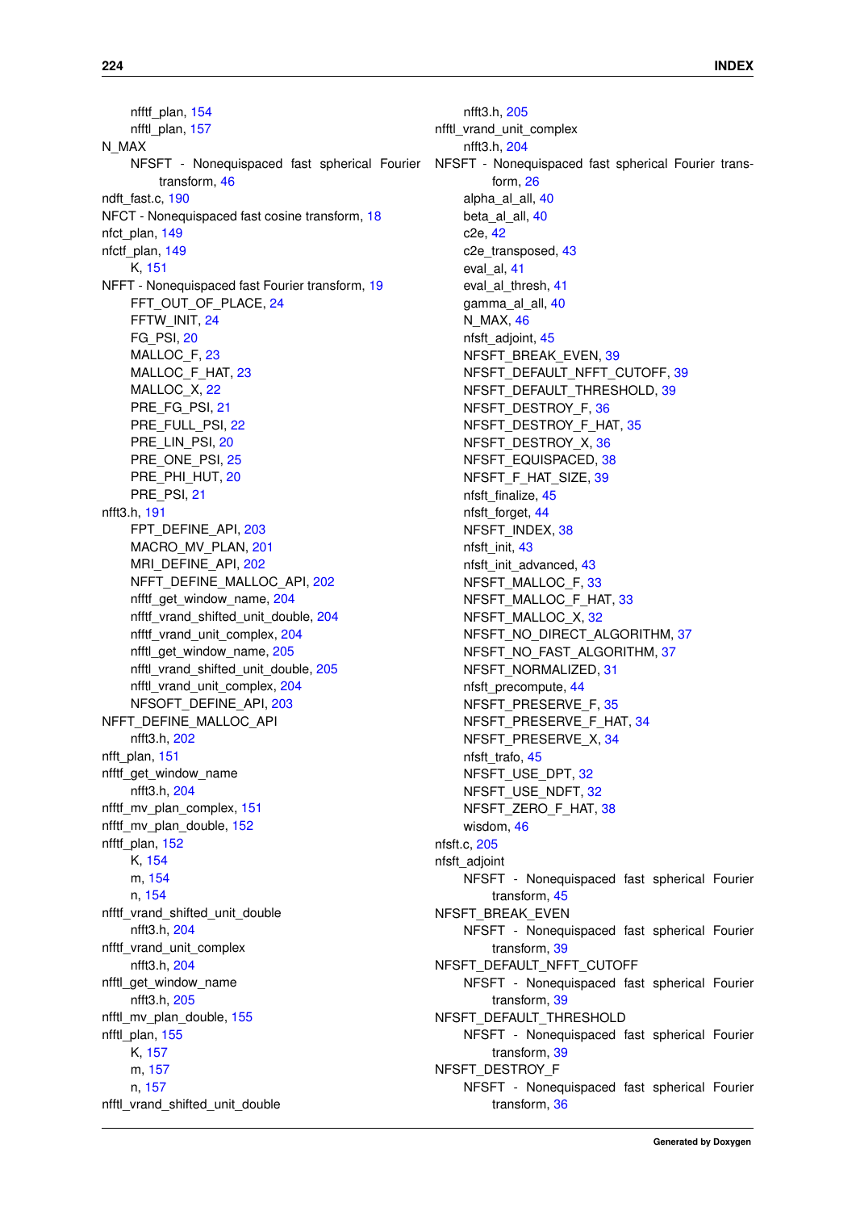nfftf_plan, 154
nfftl_plan, 157

N_MAX
NFSFT - Nonequispaced fast spherical Fourier transform, 46

ndft_fast.c, 190

NFCT - Nonequispaced fast cosine transform, 18

nfct_plan, 149

nfctf_plan, 149
K, 151

NFFT - Nonequispaced fast Fourier transform, 19
FFT_OUT_OF_PLACE, 24
FFTW_INIT, 24
FG_PSI, 20
MALLOC_F, 23
MALLOC_F_HAT, 23
MALLOC_X, 22
PRE_FG_PSI, 21
PRE_FULL_PSI, 22
PRE_LIN_PSI, 20
PRE_ONE_PSI, 25
PRE_PHI_HUT, 20
PRE_PSI, 21

nfft3.h, 191
FPT_DEFINE_API, 203
MACRO_MV_PLAN, 201
MRI_DEFINE_API, 202
NFFT_DEFINE_MALLOC_API, 202
nfftf_get_window_name, 204
nfftf_vrand_shifted_unit_double, 204
nfftf_vrand_unit_complex, 204
nfftl_get_window_name, 205
nfftl_vrand_shifted_unit_double, 205
nfftl_vrand_unit_complex, 204
NFSOFT_DEFINE_API, 203

NFFT_DEFINE_MALLOC_API
nfft3.h, 202

nfft_plan, 151

nfftf_get_window_name
nfft3.h, 204

nfftf_mv_plan_complex, 151

nfftf_mv_plan_double, 152

nfftf_plan, 152
K, 154
m, 154
n, 154

nfftf_vrand_shifted_unit_double
nfft3.h, 204

nfftf_vrand_unit_complex
nfft3.h, 204

nfftl_get_window_name
nfft3.h, 205

nfftl_mv_plan_double, 155

nfftl_plan, 155
K, 157
m, 157
n, 157

nfftl_vrand_shifted_unit_double
nfft3.h, 205

nfftl_vrand_unit_complex
nfft3.h, 204

NFSFT - Nonequispaced fast spherical Fourier transform, 26
alpha_al_all, 40
beta_al_all, 40
c2e, 42
c2e_transposed, 43
eval_al, 41
eval_al_thresh, 41
gamma_al_all, 40
N_MAX, 46
nfsft_adjoint, 45
NFSFT_BREAK_EVEN, 39
NFSFT_DEFAULT_NFFT_CUTOFF, 39
NFSFT_DEFAULT_THRESHOLD, 39
NFSFT_DESTROY_F, 36
NFSFT_DESTROY_F_HAT, 35
NFSFT_DESTROY_X, 36
NFSFT_EQUISPACED, 38
NFSFT_F_HAT_SIZE, 39
nfsft_finalize, 45
nfsft_forget, 44
NFSFT_INDEX, 38
nfsft_init, 43
nfsft_init_advanced, 43
NFSFT_MALLOC_F, 33
NFSFT_MALLOC_F_HAT, 33
NFSFT_MALLOC_X, 32
NFSFT_NO_DIRECT_ALGORITHM, 37
NFSFT_NO_FAST_ALGORITHM, 37
NFSFT_NORMALIZED, 31
nfsft_precompute, 44
NFSFT_PRESERVE_F, 35
NFSFT_PRESERVE_F_HAT, 34
NFSFT_PRESERVE_X, 34
nfsft_trafo, 45
NFSFT_USE_DPT, 32
NFSFT_USE_NDFT, 32
NFSFT_ZERO_F_HAT, 38
wisdom, 46

nfsft.c, 205

nfsft_adjoint
NFSFT - Nonequispaced fast spherical Fourier transform, 45

NFSFT_BREAK_EVEN
NFSFT - Nonequispaced fast spherical Fourier transform, 39

NFSFT_DEFAULT_NFFT_CUTOFF
NFSFT - Nonequispaced fast spherical Fourier transform, 39

NFSFT_DEFAULT_THRESHOLD
NFSFT - Nonequispaced fast spherical Fourier transform, 39

NFSFT_DESTROY_F
NFSFT - Nonequispaced fast spherical Fourier transform, 36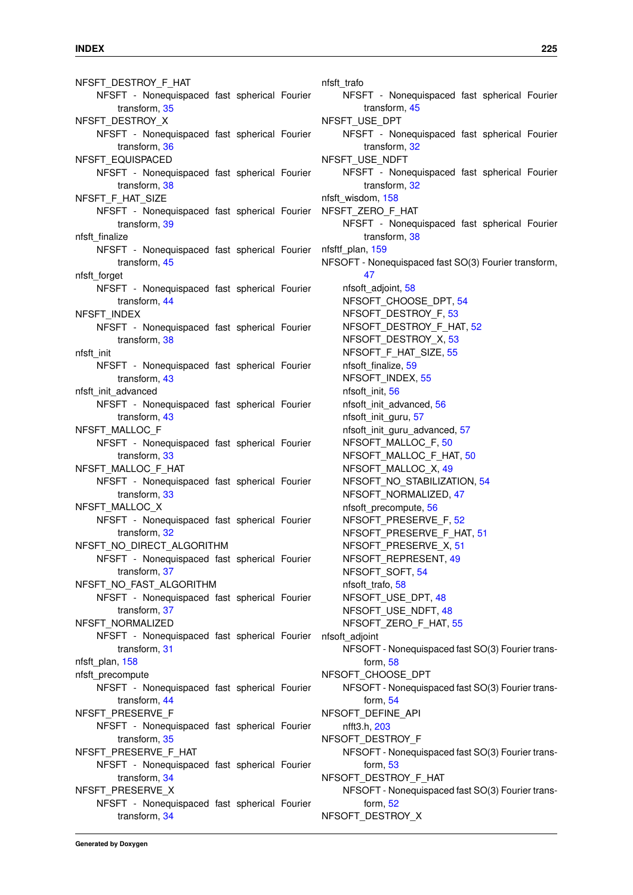NFSFT_DESTROY_F_HAT
  NFSFT - Nonequispaced fast spherical Fourier transform, 35
NFSFT_DESTROY_X
  NFSFT - Nonequispaced fast spherical Fourier transform, 36
NFSFT_EQUISPACED
  NFSFT - Nonequispaced fast spherical Fourier transform, 38
NFSFT_F_HAT_SIZE
  NFSFT - Nonequispaced fast spherical Fourier transform, 39
nfsft_finalize
  NFSFT - Nonequispaced fast spherical Fourier transform, 45
nfsft_forget
  NFSFT - Nonequispaced fast spherical Fourier transform, 44
NFSFT_INDEX
  NFSFT - Nonequispaced fast spherical Fourier transform, 38
nfsft_init
  NFSFT - Nonequispaced fast spherical Fourier transform, 43
nfsft_init_advanced
  NFSFT - Nonequispaced fast spherical Fourier transform, 43
NFSFT_MALLOC_F
  NFSFT - Nonequispaced fast spherical Fourier transform, 33
NFSFT_MALLOC_F_HAT
  NFSFT - Nonequispaced fast spherical Fourier transform, 33
NFSFT_MALLOC_X
  NFSFT - Nonequispaced fast spherical Fourier transform, 32
NFSFT_NO_DIRECT_ALGORITHM
  NFSFT - Nonequispaced fast spherical Fourier transform, 37
NFSFT_NO_FAST_ALGORITHM
  NFSFT - Nonequispaced fast spherical Fourier transform, 37
NFSFT_NORMALIZED
  NFSFT - Nonequispaced fast spherical Fourier transform, 31
nfsft_plan, 158
nfsft_precompute
  NFSFT - Nonequispaced fast spherical Fourier transform, 44
NFSFT_PRESERVE_F
  NFSFT - Nonequispaced fast spherical Fourier transform, 35
NFSFT_PRESERVE_F_HAT
  NFSFT - Nonequispaced fast spherical Fourier transform, 34
NFSFT_PRESERVE_X
  NFSFT - Nonequispaced fast spherical Fourier transform, 34
nfsft_trafo
  NFSFT - Nonequispaced fast spherical Fourier transform, 45
NFSFT_USE_DPT
  NFSFT - Nonequispaced fast spherical Fourier transform, 32
NFSFT_USE_NDFT
  NFSFT - Nonequispaced fast spherical Fourier transform, 32
nfsft_wisdom, 158
NFSFT_ZERO_F_HAT
  NFSFT - Nonequispaced fast spherical Fourier transform, 38
nfsftt_plan, 159
NFSOFT - Nonequispaced fast SO(3) Fourier transform, 47
  nfsoft_adjoint, 58
  NFSOFT_CHOOSE_DPT, 54
  NFSOFT_DESTROY_F, 53
  NFSOFT_DESTROY_F_HAT, 52
  NFSOFT_DESTROY_X, 53
  NFSOFT_F_HAT_SIZE, 55
  nfsoft_finalize, 59
  NFSOFT_INDEX, 55
  nfsoft_init, 56
  nfsoft_init_advanced, 56
  nfsoft_init_guru, 57
  nfsoft_init_guru_advanced, 57
  NFSOFT_MALLOC_F, 50
  NFSOFT_MALLOC_F_HAT, 50
  NFSOFT_MALLOC_X, 49
  NFSOFT_NO_STABILIZATION, 54
  NFSOFT_NORMALIZED, 47
  nfsoft_precompute, 56
  NFSOFT_PRESERVE_F, 52
  NFSOFT_PRESERVE_F_HAT, 51
  NFSOFT_PRESERVE_X, 51
  NFSOFT_REPRESENT, 49
  NFSOFT_SOFT, 54
  nfsoft_trafo, 58
  NFSOFT_USE_DPT, 48
  NFSOFT_USE_NDFT, 48
  NFSOFT_ZERO_F_HAT, 55
nfsoft_adjoint
  NFSOFT - Nonequispaced fast SO(3) Fourier transform, 58
NFSOFT_CHOOSE_DPT
  NFSOFT - Nonequispaced fast SO(3) Fourier transform, 54
NFSOFT_DEFINE_API
  nfft3.h, 203
NFSOFT_DESTROY_F
  NFSOFT - Nonequispaced fast SO(3) Fourier transform, 53
NFSOFT_DESTROY_F_HAT
  NFSOFT - Nonequispaced fast SO(3) Fourier transform, 52
NFSOFT_DESTROY_X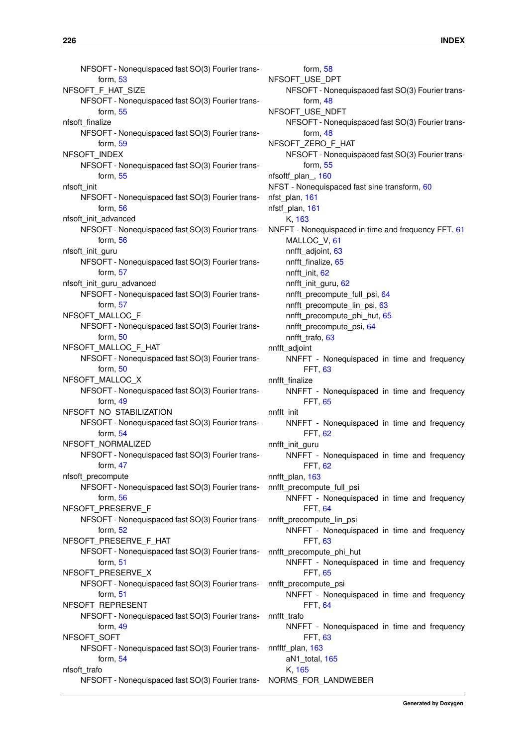NFSOFT - Nonequispaced fast SO(3) Fourier transform, 53

NFSOFT_F_HAT_SIZE
  NFSOFT - Nonequispaced fast SO(3) Fourier transform, 55

nfsoft_finalize
  NFSOFT - Nonequispaced fast SO(3) Fourier transform, 59

NFSOFT_INDEX
  NFSOFT - Nonequispaced fast SO(3) Fourier transform, 55

nfsoft_init
  NFSOFT - Nonequispaced fast SO(3) Fourier transform, 56

nfsoft_init_advanced
  NFSOFT - Nonequispaced fast SO(3) Fourier transform, 56

nfsoft_init_guru
  NFSOFT - Nonequispaced fast SO(3) Fourier transform, 57

nfsoft_init_guru_advanced
  NFSOFT - Nonequispaced fast SO(3) Fourier transform, 57

NFSOFT_MALLOC_F
  NFSOFT - Nonequispaced fast SO(3) Fourier transform, 50

NFSOFT_MALLOC_F_HAT
  NFSOFT - Nonequispaced fast SO(3) Fourier transform, 50

NFSOFT_MALLOC_X
  NFSOFT - Nonequispaced fast SO(3) Fourier transform, 49

NFSOFT_NO_STABILIZATION
  NFSOFT - Nonequispaced fast SO(3) Fourier transform, 54

NFSOFT_NORMALIZED
  NFSOFT - Nonequispaced fast SO(3) Fourier transform, 47

nfsoft_precompute
  NFSOFT - Nonequispaced fast SO(3) Fourier transform, 56

NFSOFT_PRESERVE_F
  NFSOFT - Nonequispaced fast SO(3) Fourier transform, 52

NFSOFT_PRESERVE_F_HAT
  NFSOFT - Nonequispaced fast SO(3) Fourier transform, 51

NFSOFT_PRESERVE_X
  NFSOFT - Nonequispaced fast SO(3) Fourier transform, 51

NFSOFT_REPRESENT
  NFSOFT - Nonequispaced fast SO(3) Fourier transform, 49

NFSOFT_SOFT
  NFSOFT - Nonequispaced fast SO(3) Fourier transform, 54

nfsoft_trafo
  NFSOFT - Nonequispaced fast SO(3) Fourier transform, 58

NFSOFT_USE_DPT
  NFSOFT - Nonequispaced fast SO(3) Fourier transform, 48

NFSOFT_USE_NDFT
  NFSOFT - Nonequispaced fast SO(3) Fourier transform, 48

NFSOFT_ZERO_F_HAT
  NFSOFT - Nonequispaced fast SO(3) Fourier transform, 55

nfsoftf_plan_, 160

NFST - Nonequispaced fast sine transform, 60

nfst_plan, 161

nfstf_plan, 161
  K, 163

NNFFT - Nonequispaced in time and frequency FFT, 61
  MALLOC_V, 61
  nnfft_adjoint, 63
  nnfft_finalize, 65
  nnfft_init, 62
  nnfft_init_guru, 62
  nnfft_precompute_full_psi, 64
  nnfft_precompute_lin_psi, 63
  nnfft_precompute_phi_hut, 65
  nnfft_precompute_psi, 64
  nnfft_trafo, 63

nnfft_adjoint
  NNFFT - Nonequispaced in time and frequency FFT, 63

nnfft_finalize
  NNFFT - Nonequispaced in time and frequency FFT, 65

nnfft_init
  NNFFT - Nonequispaced in time and frequency FFT, 62

nnfft_init_guru
  NNFFT - Nonequispaced in time and frequency FFT, 62

nnfft_plan, 163

nnfft_precompute_full_psi
  NNFFT - Nonequispaced in time and frequency FFT, 64

nnfft_precompute_lin_psi
  NNFFT - Nonequispaced in time and frequency FFT, 63

nnfft_precompute_phi_hut
  NNFFT - Nonequispaced in time and frequency FFT, 65

nnfft_precompute_psi
  NNFFT - Nonequispaced in time and frequency FFT, 64

nnfft_trafo
  NNFFT - Nonequispaced in time and frequency FFT, 63

nnfftf_plan, 163
  aN1_total, 165
  K, 165

NORMS_FOR_LANDWEBER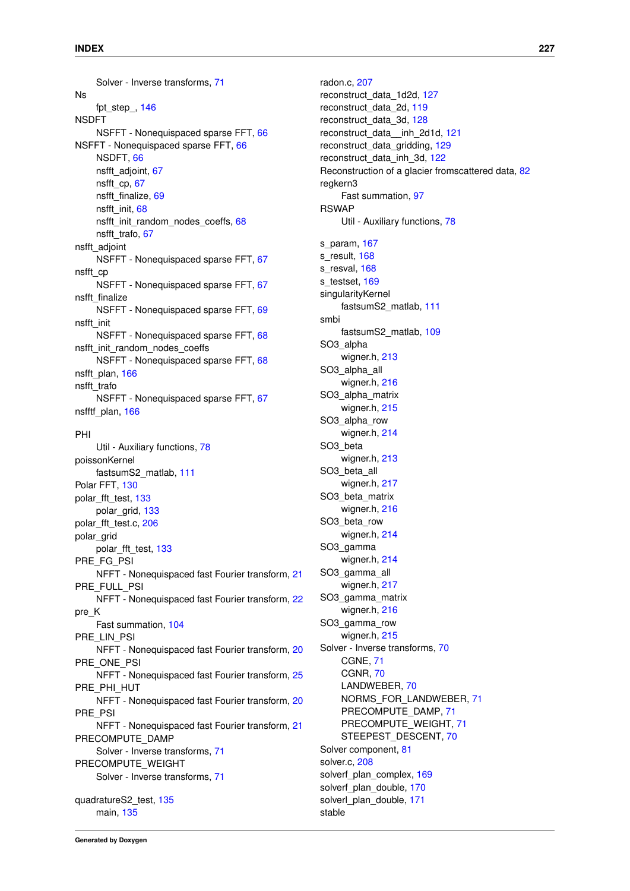Solver - Inverse transforms, 71

Ns

fpt_step_, 146

NSDFT

NSFFT - Nonequispaced sparse FFT, 66

NSFFT - Nonequispaced sparse FFT, 66

NSDFT, 66

nsfft_adjoint, 67

nsfft_cp, 67

nsfft_finalize, 69

nsfft_init, 68

nsfft_init_random_nodes_coeffs, 68

nsfft_trafo, 67

nsfft_adjoint

NSFFT - Nonequispaced sparse FFT, 67

nsfft_cp

NSFFT - Nonequispaced sparse FFT, 67

nsfft_finalize

NSFFT - Nonequispaced sparse FFT, 69

nsfft_init

NSFFT - Nonequispaced sparse FFT, 68

nsfft_init_random_nodes_coeffs

NSFFT - Nonequispaced sparse FFT, 68

nsfft_plan, 166

nsfft_trafo

NSFFT - Nonequispaced sparse FFT, 67

nsfftf_plan, 166

PHI

Util - Auxiliary functions, 78

poissonKernel

fastsumS2_matlab, 111

Polar FFT, 130

polar_fft_test, 133

polar_grid, 133

polar_fft_test.c, 206

polar_grid

polar_fft_test, 133

PRE_FG_PSI

NFFT - Nonequispaced fast Fourier transform, 21

PRE_FULL_PSI

NFFT - Nonequispaced fast Fourier transform, 22

pre_K

Fast summation, 104

PRE_LIN_PSI

NFFT - Nonequispaced fast Fourier transform, 20

PRE_ONE_PSI

NFFT - Nonequispaced fast Fourier transform, 25

PRE_PHI_HUT

NFFT - Nonequispaced fast Fourier transform, 20

PRE_PSI

NFFT - Nonequispaced fast Fourier transform, 21

PRECOMPUTE_DAMP

Solver - Inverse transforms, 71

PRECOMPUTE_WEIGHT

Solver - Inverse transforms, 71

quadratureS2_test, 135

main, 135

radon.c, 207

reconstruct_data_1d2d, 127

reconstruct_data_2d, 119

reconstruct_data_3d, 128

reconstruct_data__inh_2d1d, 121

reconstruct_data_gridding, 129

reconstruct_data_inh_3d, 122

Reconstruction of a glacier fromscattered data, 82

regkern3

Fast summation, 97

RSWAP

Util - Auxiliary functions, 78

s_param, 167

s_result, 168

s_resval, 168

s_testset, 169

singularityKernel

fastsumS2_matlab, 111

smbi

fastsumS2_matlab, 109

SO3_alpha

wigner.h, 213

SO3_alpha_all

wigner.h, 216

SO3_alpha_matrix

wigner.h, 215

SO3_alpha_row

wigner.h, 214

SO3_beta

wigner.h, 213

SO3_beta_all

wigner.h, 217

SO3_beta_matrix

wigner.h, 216

SO3_beta_row

wigner.h, 214

SO3_gamma

wigner.h, 214

SO3_gamma_all

wigner.h, 217

SO3_gamma_matrix

wigner.h, 216

SO3_gamma_row

wigner.h, 215

Solver - Inverse transforms, 70

CGNE, 71

CGNR, 70

LANDWEBER, 70

NORMS_FOR_LANDWEBER, 71

PRECOMPUTE_DAMP, 71

PRECOMPUTE_WEIGHT, 71

STEEPEST_DESCENT, 70

Solver component, 81

solver.c, 208

solverf_plan_complex, 169

solverf_plan_double, 170

solverl_plan_double, 171

stable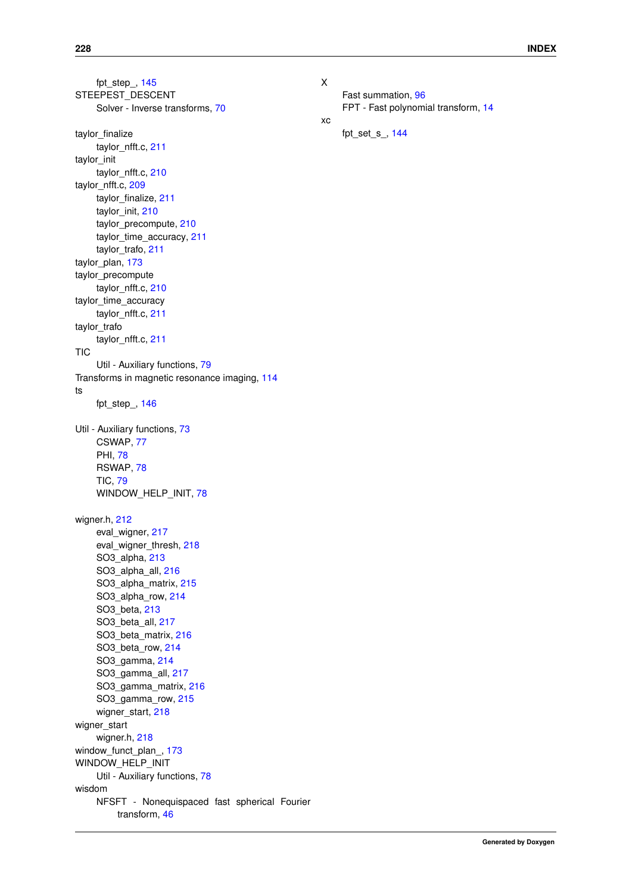fpt_step_, 145

STEEPEST_DESCENT
    Solver - Inverse transforms, 70

taylor_finalize
    taylor_nfft.c, 211

taylor_init
    taylor_nfft.c, 210

taylor_nfft.c, 209
    taylor_finalize, 211
    taylor_init, 210
    taylor_precompute, 210
    taylor_time_accuracy, 211
    taylor_trafo, 211

taylor_plan, 173

taylor_precompute
    taylor_nfft.c, 210

taylor_time_accuracy
    taylor_nfft.c, 211

taylor_trafo
    taylor_nfft.c, 211

TIC
    Util - Auxiliary functions, 79

Transforms in magnetic resonance imaging, 114

ts
    fpt_step_, 146

Util - Auxiliary functions, 73
    CSWAP, 77
    PHI, 78
    RSWAP, 78
    TIC, 79
    WINDOW_HELP_INIT, 78

wigner.h, 212
    eval_wigner, 217
    eval_wigner_thresh, 218
    SO3_alpha, 213
    SO3_alpha_all, 216
    SO3_alpha_matrix, 215
    SO3_alpha_row, 214
    SO3_beta, 213
    SO3_beta_all, 217
    SO3_beta_matrix, 216
    SO3_beta_row, 214
    SO3_gamma, 214
    SO3_gamma_all, 217
    SO3_gamma_matrix, 216
    SO3_gamma_row, 215
    wigner_start, 218

wigner_start
    wigner.h, 218

window_funct_plan_, 173

WINDOW_HELP_INIT
    Util - Auxiliary functions, 78

wisdom
    NFSFT - Nonequispaced fast spherical Fourier transform, 46

X
    Fast summation, 96
    FPT - Fast polynomial transform, 14

xc
    fpt_set_s_, 144